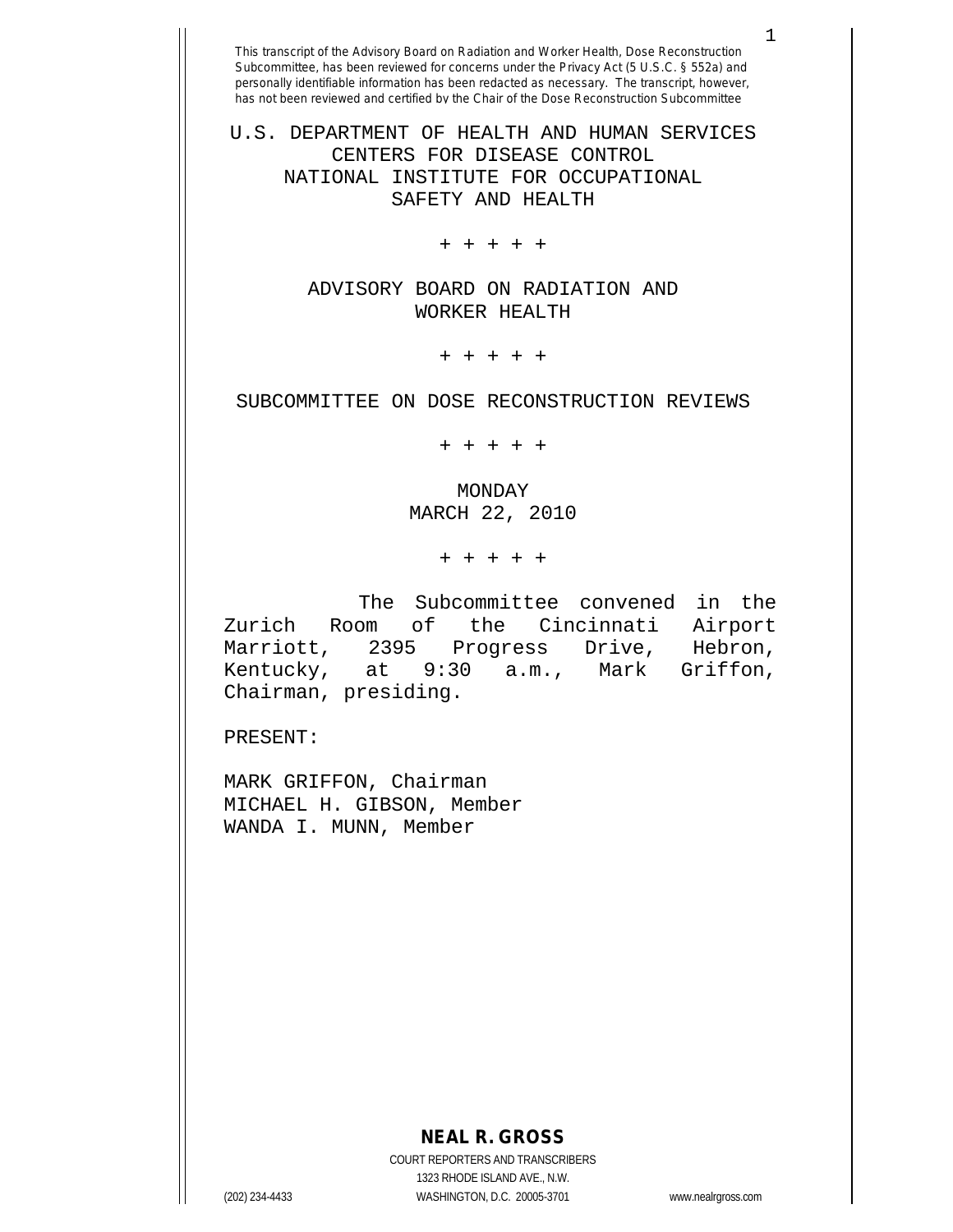This transcript of the Advisory Board on Radiation and Worker Health, Dose Reconstruction Subcommittee, has been reviewed for concerns under the Privacy Act (5 U.S.C. § 552a) and personally identifiable information has been redacted as necessary. The transcript, however, has not been reviewed and certified by the Chair of the Dose Reconstruction Subcommittee

U.S. DEPARTMENT OF HEALTH AND HUMAN SERVICES
CENTERS FOR DISEASE CONTROL
NATIONAL INSTITUTE FOR OCCUPATIONAL
SAFETY AND HEALTH

+ + + + +

ADVISORY BOARD ON RADIATION AND
WORKER HEALTH

+ + + + +

SUBCOMMITTEE ON DOSE RECONSTRUCTION REVIEWS

+ + + + +

MONDAY
MARCH 22, 2010

+ + + + +

The Subcommittee convened in the Zurich Room of the Cincinnati Airport Marriott, 2395 Progress Drive, Hebron, Kentucky, at 9:30 a.m., Mark Griffon, Chairman, presiding.

PRESENT:

MARK GRIFFON, Chairman
MICHAEL H. GIBSON, Member
WANDA I. MUNN, Member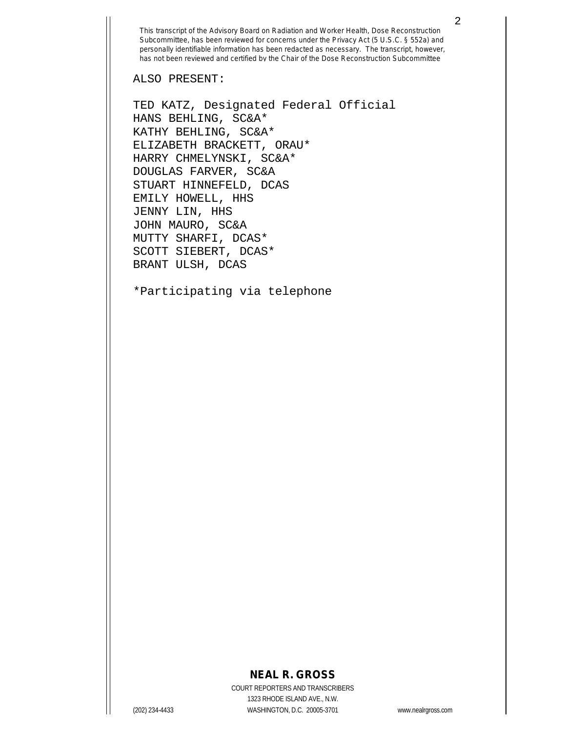ALSO PRESENT:

TED KATZ, Designated Federal Official
HANS BEHLING, SC&A*
KATHY BEHLING, SC&A*
ELIZABETH BRACKETT, ORAU*
HARRY CHMELYNSKI, SC&A*
DOUGLAS FARVER, SC&A
STUART HINNEFELD, DCAS
EMILY HOWELL, HHS
JENNY LIN, HHS
JOHN MAURO, SC&A
MUTTY SHARFI, DCAS*
SCOTT SIEBERT, DCAS*
BRANT ULSH, DCAS

*Participating via telephone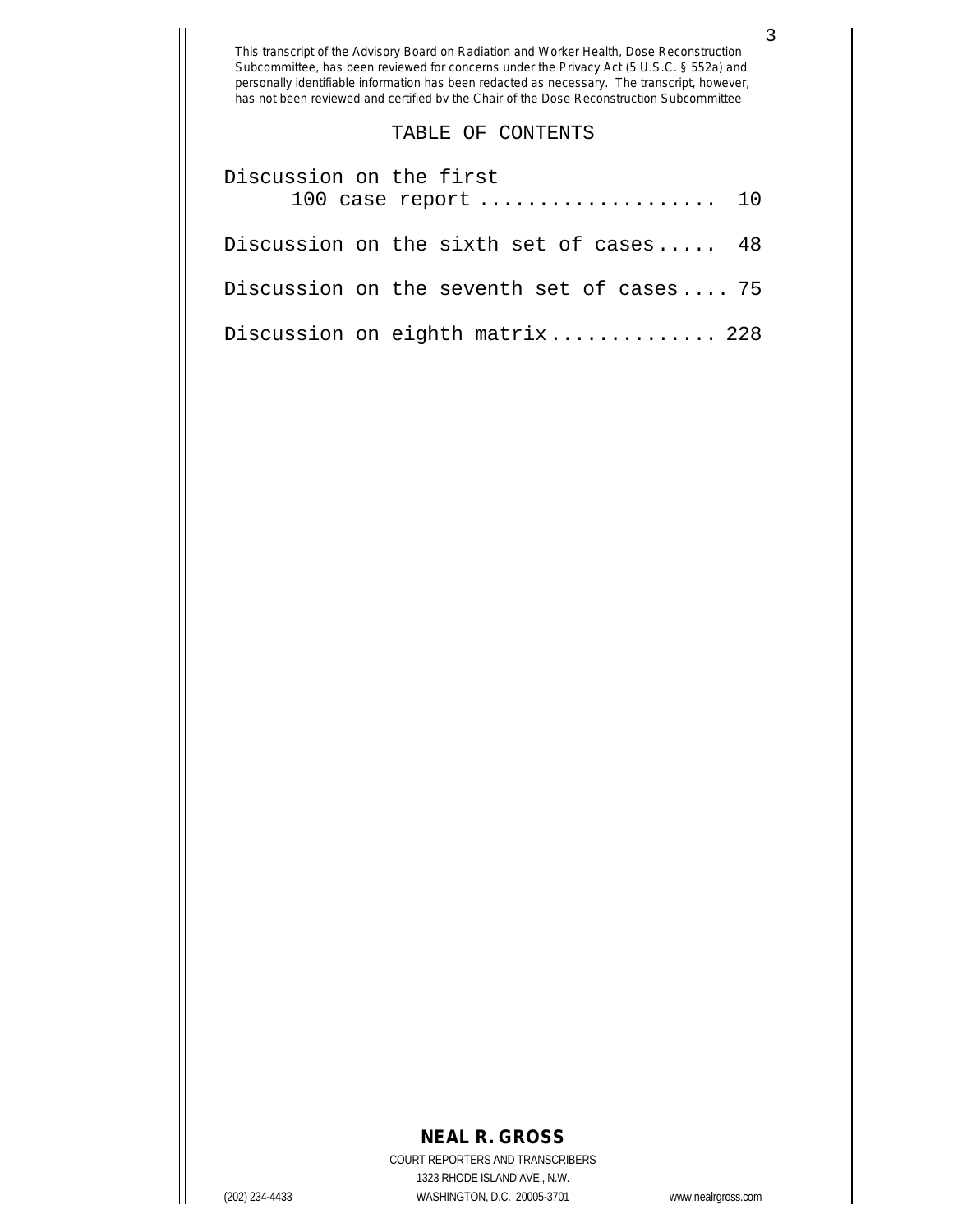# TABLE OF CONTENTS

Discussion on the first 100 case report .................... 10

Discussion on the sixth set of cases..... 48

Discussion on the seventh set of cases.... 75

Discussion on eighth matrix.............. 228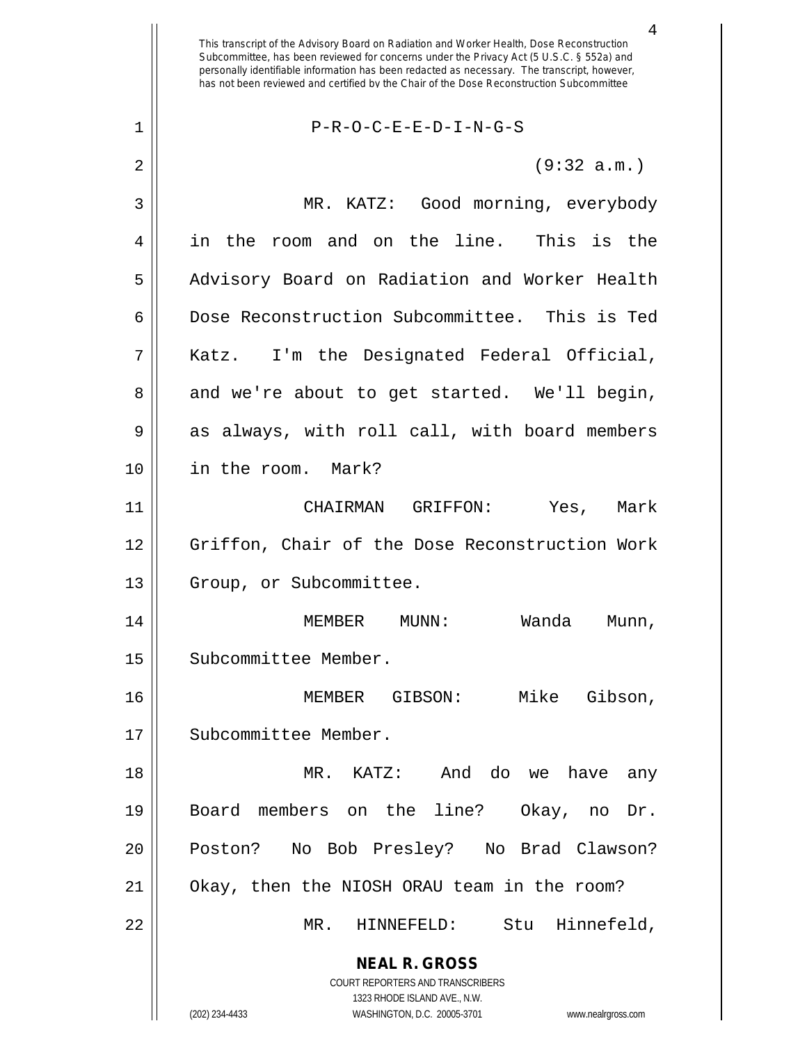This transcript of the Advisory Board on Radiation and Worker Health, Dose Reconstruction Subcommittee, has been reviewed for concerns under the Privacy Act (5 U.S.C. § 552a) and personally identifiable information has been redacted as necessary. The transcript, however, has not been reviewed and certified by the Chair of the Dose Reconstruction Subcommittee

P-R-O-C-E-E-D-I-N-G-S

(9:32 a.m.)

MR. KATZ: Good morning, everybody in the room and on the line. This is the Advisory Board on Radiation and Worker Health Dose Reconstruction Subcommittee. This is Ted Katz. I'm the Designated Federal Official, and we're about to get started. We'll begin, as always, with roll call, with board members in the room. Mark?

CHAIRMAN GRIFFON: Yes, Mark Griffon, Chair of the Dose Reconstruction Work Group, or Subcommittee.

MEMBER MUNN: Wanda Munn, Subcommittee Member.

MEMBER GIBSON: Mike Gibson, Subcommittee Member.

MR. KATZ: And do we have any Board members on the line? Okay, no Dr. Poston? No Bob Presley? No Brad Clawson? Okay, then the NIOSH ORAU team in the room?

MR. HINNEFELD: Stu Hinnefeld,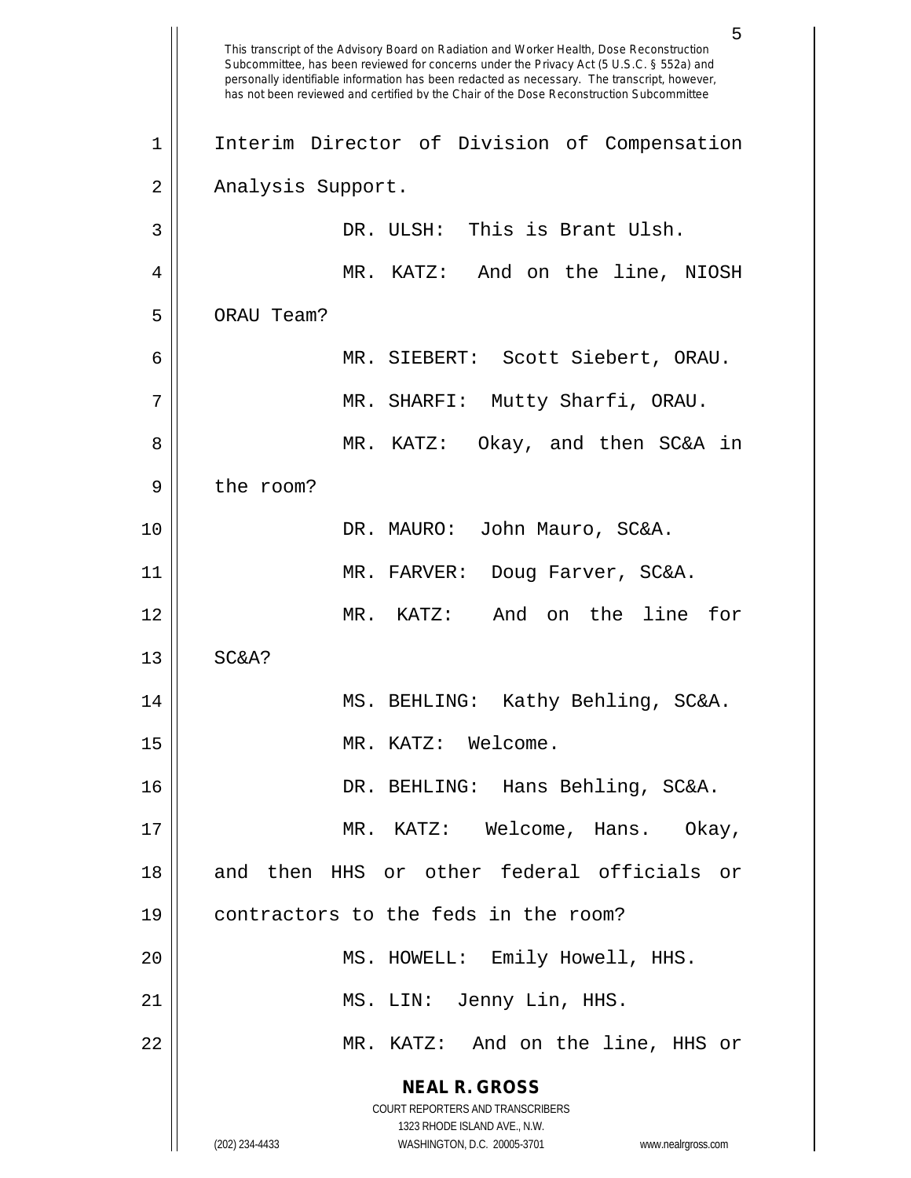Interim Director of Division of Compensation Analysis Support.

DR. ULSH: This is Brant Ulsh.

MR. KATZ: And on the line, NIOSH ORAU Team?

MR. SIEBERT: Scott Siebert, ORAU.

MR. SHARFI: Mutty Sharfi, ORAU.

MR. KATZ: Okay, and then SC&A in the room?

DR. MAURO: John Mauro, SC&A.

MR. FARVER: Doug Farver, SC&A.

MR. KATZ: And on the line for SC&A?

MS. BEHLING: Kathy Behling, SC&A.

MR. KATZ: Welcome.

DR. BEHLING: Hans Behling, SC&A.

MR. KATZ: Welcome, Hans. Okay, and then HHS or other federal officials or contractors to the feds in the room?

MS. HOWELL: Emily Howell, HHS.

MS. LIN: Jenny Lin, HHS.

MR. KATZ: And on the line, HHS or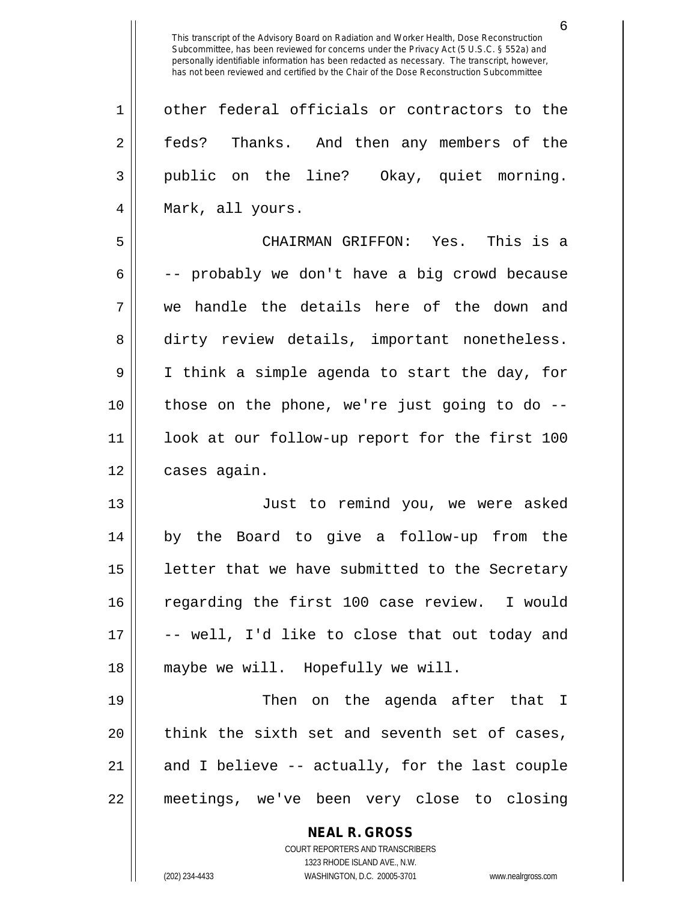other federal officials or contractors to the feds? Thanks. And then any members of the public on the line? Okay, quiet morning. Mark, all yours.

CHAIRMAN GRIFFON: Yes. This is a -- probably we don't have a big crowd because we handle the details here of the down and dirty review details, important nonetheless. I think a simple agenda to start the day, for those on the phone, we're just going to do -- look at our follow-up report for the first 100 cases again.

Just to remind you, we were asked by the Board to give a follow-up from the letter that we have submitted to the Secretary regarding the first 100 case review. I would -- well, I'd like to close that out today and maybe we will. Hopefully we will.

Then on the agenda after that I think the sixth set and seventh set of cases, and I believe -- actually, for the last couple meetings, we've been very close to closing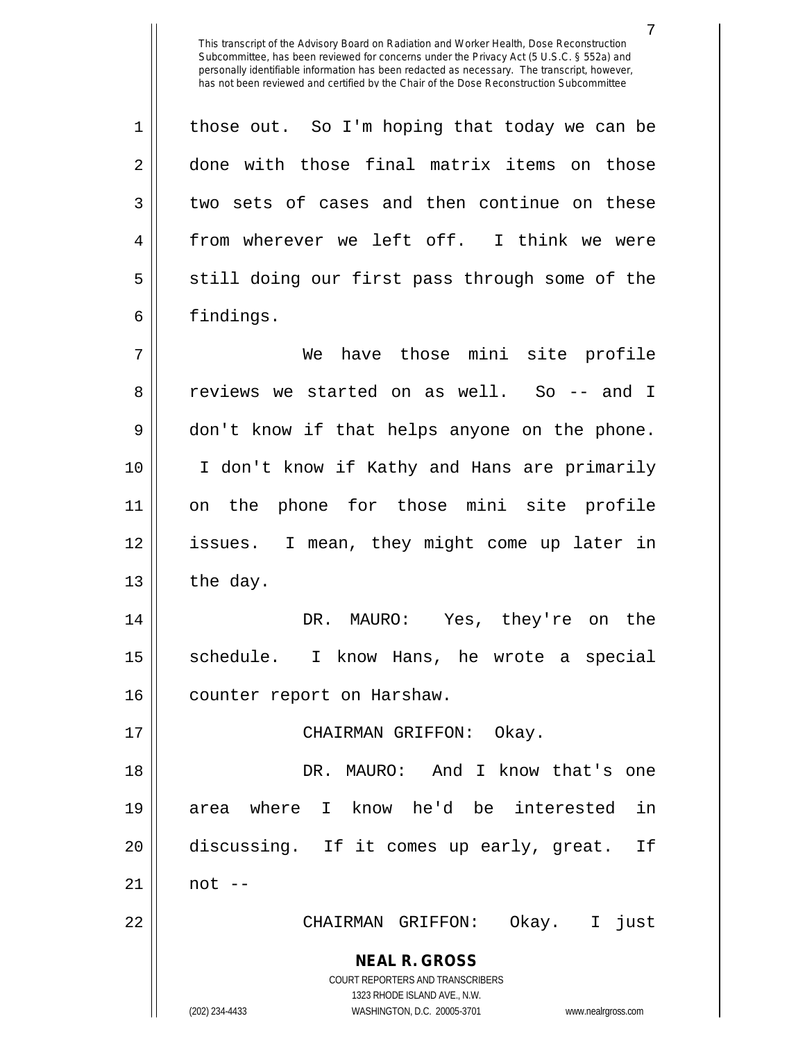those out. So I'm hoping that today we can be done with those final matrix items on those two sets of cases and then continue on these from wherever we left off. I think we were still doing our first pass through some of the findings.

We have those mini site profile reviews we started on as well. So -- and I don't know if that helps anyone on the phone. I don't know if Kathy and Hans are primarily on the phone for those mini site profile issues. I mean, they might come up later in the day.

DR. MAURO: Yes, they're on the schedule. I know Hans, he wrote a special counter report on Harshaw.

CHAIRMAN GRIFFON: Okay.

DR. MAURO: And I know that's one area where I know he'd be interested in discussing. If it comes up early, great. If not --

CHAIRMAN GRIFFON: Okay. I just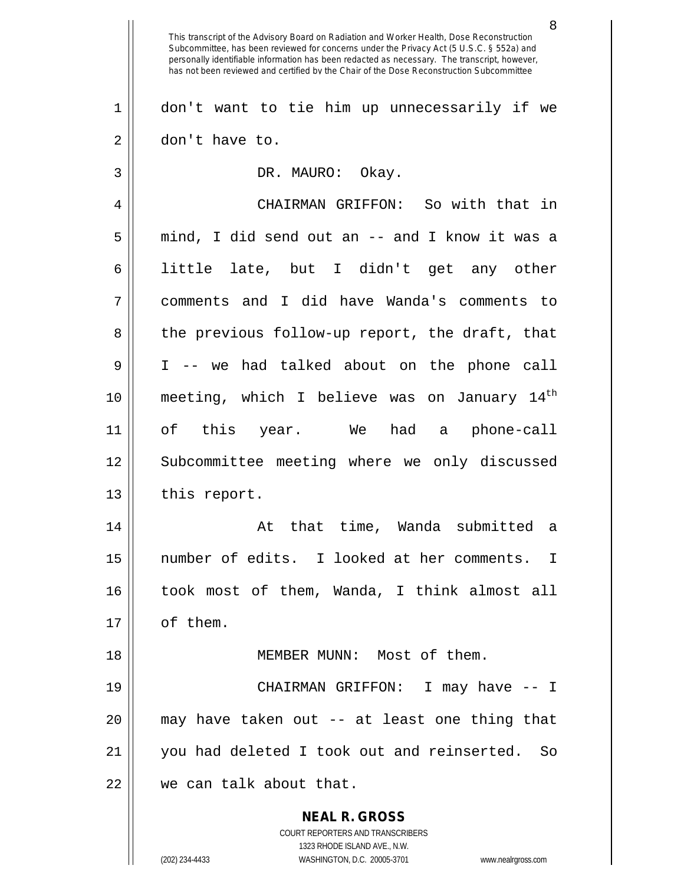don't want to tie him up unnecessarily if we don't have to.

DR. MAURO: Okay.

CHAIRMAN GRIFFON: So with that in mind, I did send out an -- and I know it was a little late, but I didn't get any other comments and I did have Wanda's comments to the previous follow-up report, the draft, that I -- we had talked about on the phone call meeting, which I believe was on January 14th of this year. We had a phone-call Subcommittee meeting where we only discussed this report.

At that time, Wanda submitted a number of edits. I looked at her comments. I took most of them, Wanda, I think almost all of them.

MEMBER MUNN: Most of them.

CHAIRMAN GRIFFON: I may have -- I may have taken out -- at least one thing that you had deleted I took out and reinserted. So we can talk about that.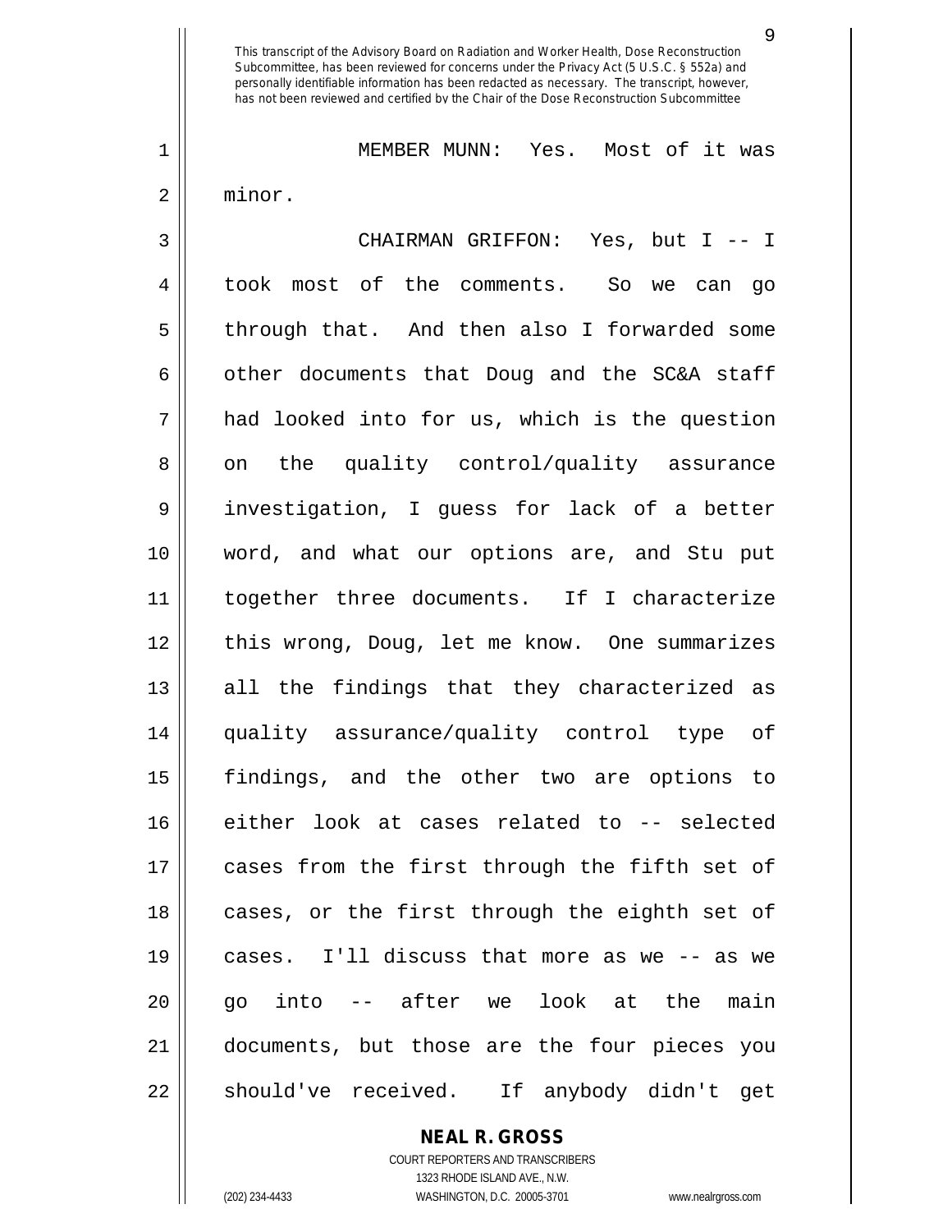MEMBER MUNN: Yes. Most of it was minor.

CHAIRMAN GRIFFON: Yes, but I -- I took most of the comments. So we can go through that. And then also I forwarded some other documents that Doug and the SC&A staff had looked into for us, which is the question on the quality control/quality assurance investigation, I guess for lack of a better word, and what our options are, and Stu put together three documents. If I characterize this wrong, Doug, let me know. One summarizes all the findings that they characterized as quality assurance/quality control type of findings, and the other two are options to either look at cases related to -- selected cases from the first through the fifth set of cases, or the first through the eighth set of cases. I'll discuss that more as we -- as we go into -- after we look at the main documents, but those are the four pieces you should've received. If anybody didn't get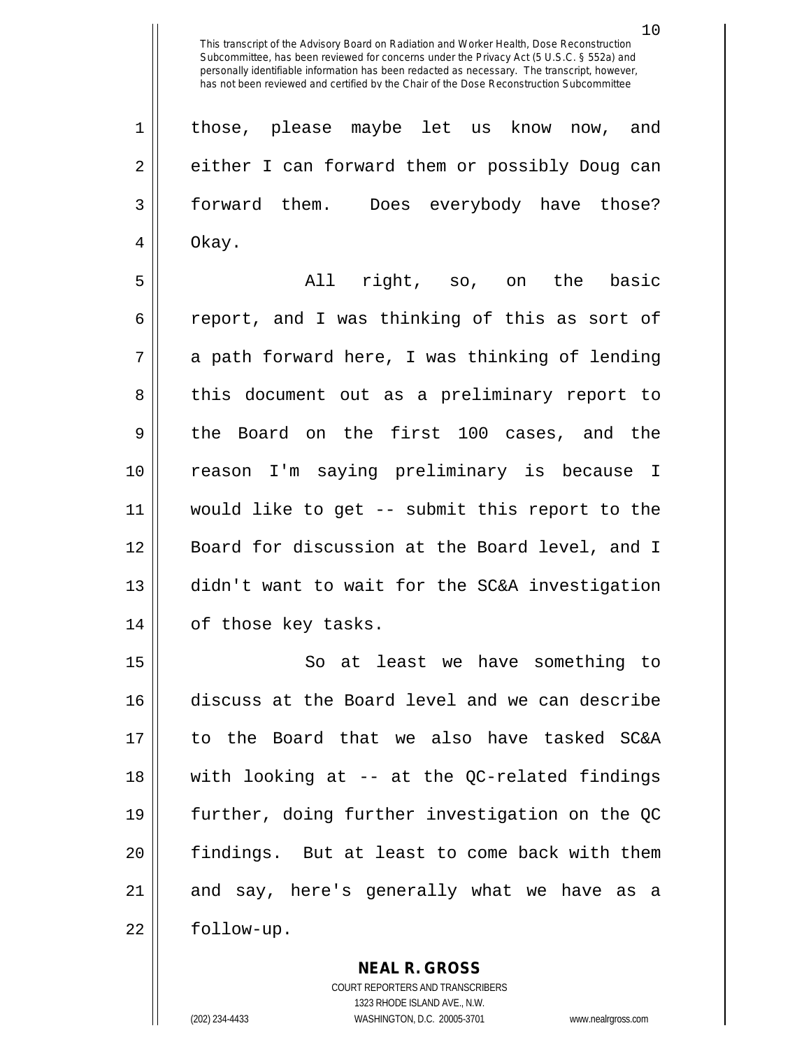those, please maybe let us know now, and either I can forward them or possibly Doug can forward them. Does everybody have those? Okay.

All right, so, on the basic report, and I was thinking of this as sort of a path forward here, I was thinking of lending this document out as a preliminary report to the Board on the first 100 cases, and the reason I'm saying preliminary is because I would like to get -- submit this report to the Board for discussion at the Board level, and I didn't want to wait for the SC&A investigation of those key tasks.

So at least we have something to discuss at the Board level and we can describe to the Board that we also have tasked SC&A with looking at -- at the QC-related findings further, doing further investigation on the QC findings. But at least to come back with them and say, here's generally what we have as a follow-up.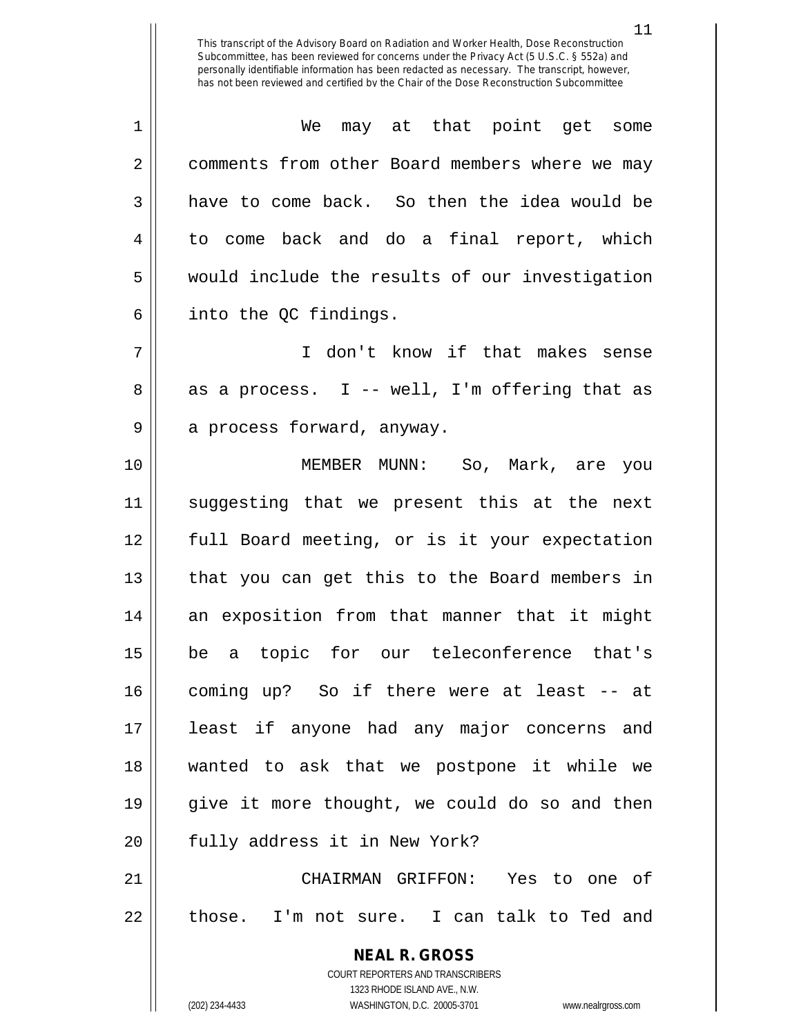We may at that point get some comments from other Board members where we may have to come back. So then the idea would be to come back and do a final report, which would include the results of our investigation into the QC findings.

I don't know if that makes sense as a process. I -- well, I'm offering that as a process forward, anyway.

MEMBER MUNN: So, Mark, are you suggesting that we present this at the next full Board meeting, or is it your expectation that you can get this to the Board members in an exposition from that manner that it might be a topic for our teleconference that's coming up? So if there were at least -- at least if anyone had any major concerns and wanted to ask that we postpone it while we give it more thought, we could do so and then fully address it in New York?

CHAIRMAN GRIFFON: Yes to one of those. I'm not sure. I can talk to Ted and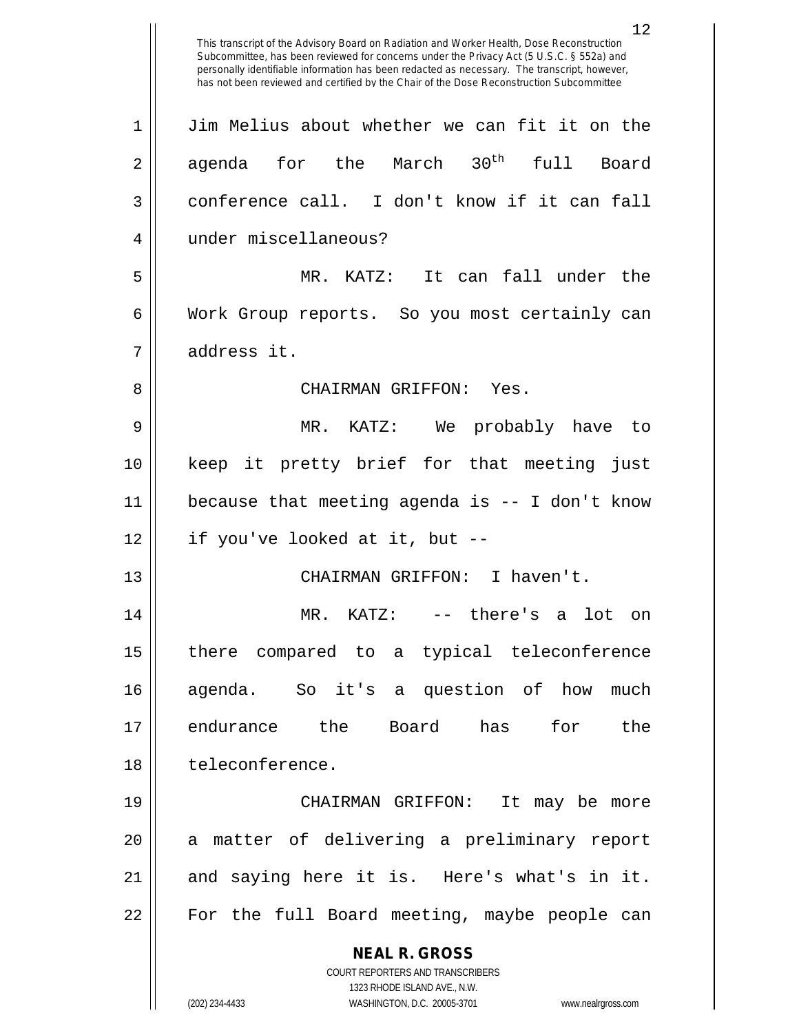This transcript of the Advisory Board on Radiation and Worker Health, Dose Reconstruction Subcommittee, has been reviewed for concerns under the Privacy Act (5 U.S.C. § 552a) and personally identifiable information has been redacted as necessary. The transcript, however, has not been reviewed and certified by the Chair of the Dose Reconstruction Subcommittee

Jim Melius about whether we can fit it on the agenda for the March 30th full Board conference call. I don't know if it can fall under miscellaneous?

MR. KATZ: It can fall under the Work Group reports. So you most certainly can address it.

CHAIRMAN GRIFFON: Yes.

MR. KATZ: We probably have to keep it pretty brief for that meeting just because that meeting agenda is -- I don't know if you've looked at it, but --

CHAIRMAN GRIFFON: I haven't.

MR. KATZ: -- there's a lot on there compared to a typical teleconference agenda. So it's a question of how much endurance the Board has for the teleconference.

CHAIRMAN GRIFFON: It may be more a matter of delivering a preliminary report and saying here it is. Here's what's in it. For the full Board meeting, maybe people can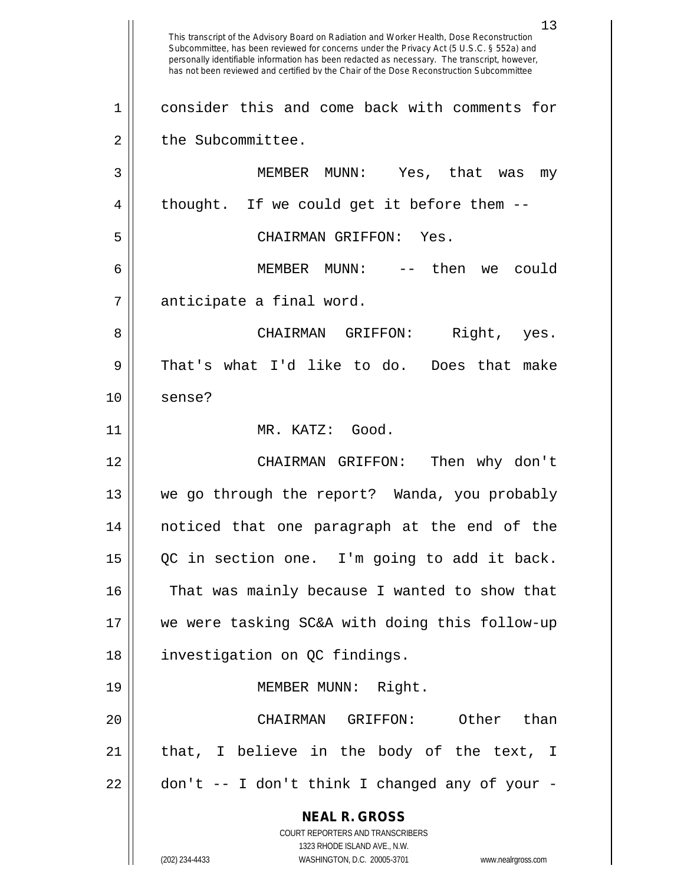This transcript of the Advisory Board on Radiation and Worker Health, Dose Reconstruction Subcommittee, has been reviewed for concerns under the Privacy Act (5 U.S.C. § 552a) and personally identifiable information has been redacted as necessary. The transcript, however, has not been reviewed and certified by the Chair of the Dose Reconstruction Subcommittee

1 consider this and come back with comments for
2 the Subcommittee.
3 MEMBER MUNN: Yes, that was my
4 thought. If we could get it before them --
5 CHAIRMAN GRIFFON: Yes.
6 MEMBER MUNN: -- then we could
7 anticipate a final word.
8 CHAIRMAN GRIFFON: Right, yes.
9 That's what I'd like to do. Does that make
10 sense?
11 MR. KATZ: Good.
12 CHAIRMAN GRIFFON: Then why don't
13 we go through the report? Wanda, you probably
14 noticed that one paragraph at the end of the
15 QC in section one. I'm going to add it back.
16 That was mainly because I wanted to show that
17 we were tasking SC&A with doing this follow-up
18 investigation on QC findings.
19 MEMBER MUNN: Right.
20 CHAIRMAN GRIFFON: Other than
21 that, I believe in the body of the text, I
22 don't -- I don't think I changed any of your -

**NEAL R. GROSS**
COURT REPORTERS AND TRANSCRIBERS
1323 RHODE ISLAND AVE., N.W.
(202) 234-4433 WASHINGTON, D.C. 20005-3701 www.nealrgross.com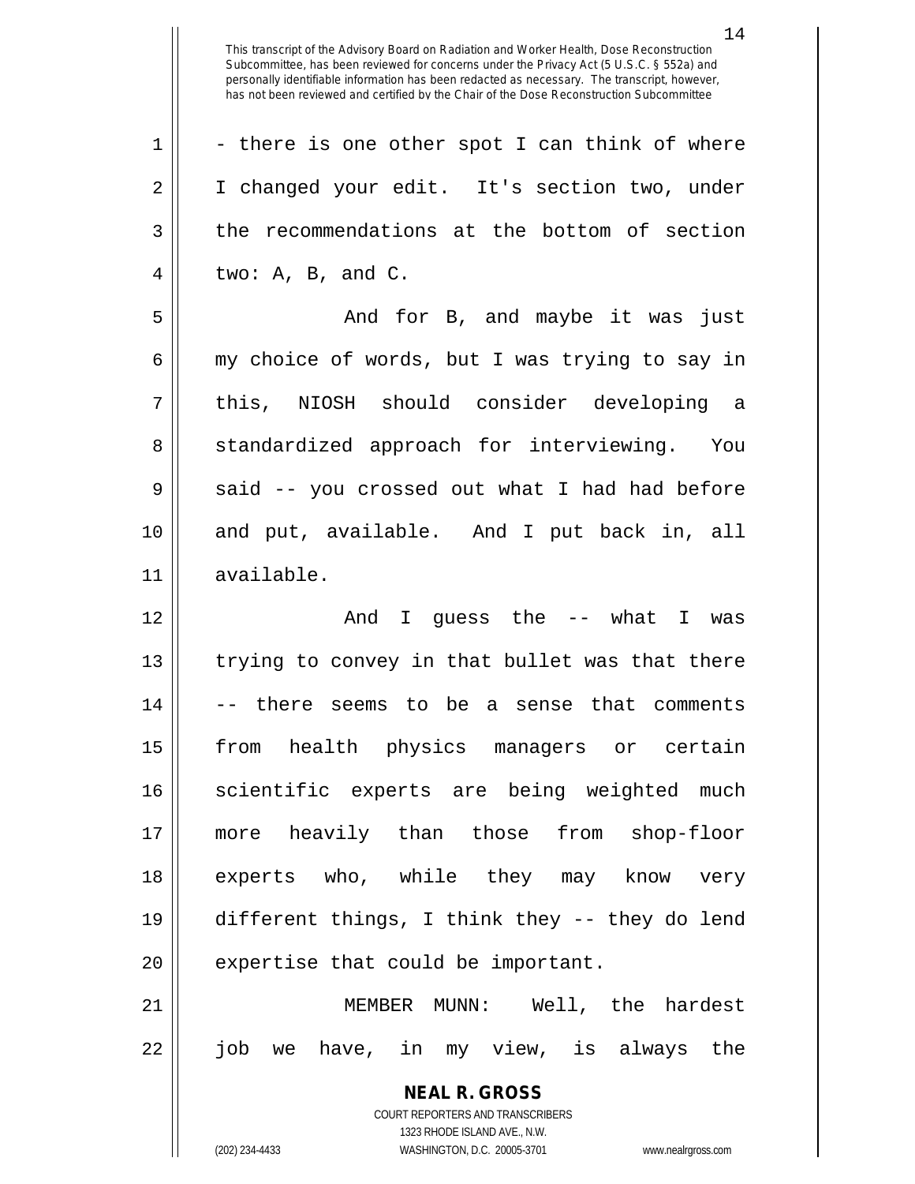- there is one other spot I can think of where I changed your edit. It's section two, under the recommendations at the bottom of section two: A, B, and C.

And for B, and maybe it was just my choice of words, but I was trying to say in this, NIOSH should consider developing a standardized approach for interviewing. You said -- you crossed out what I had had before and put, available. And I put back in, all available.

And I guess the -- what I was trying to convey in that bullet was that there -- there seems to be a sense that comments from health physics managers or certain scientific experts are being weighted much more heavily than those from shop-floor experts who, while they may know very different things, I think they -- they do lend expertise that could be important.

MEMBER MUNN: Well, the hardest job we have, in my view, is always the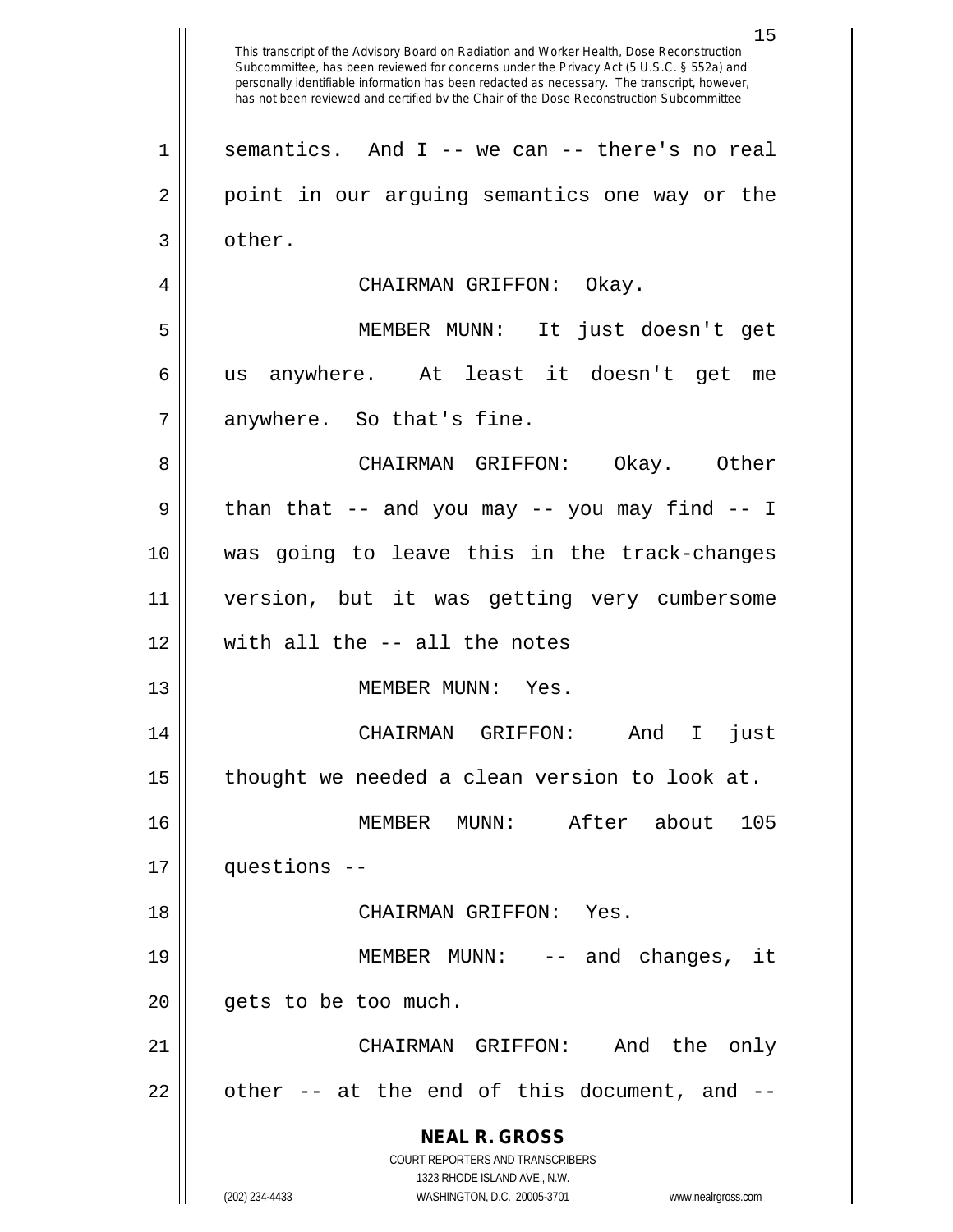semantics. And I -- we can -- there's no real point in our arguing semantics one way or the other.

CHAIRMAN GRIFFON: Okay.

MEMBER MUNN: It just doesn't get us anywhere. At least it doesn't get me anywhere. So that's fine.

CHAIRMAN GRIFFON: Okay. Other than that -- and you may -- you may find -- I was going to leave this in the track-changes version, but it was getting very cumbersome with all the -- all the notes

MEMBER MUNN: Yes.

CHAIRMAN GRIFFON: And I just thought we needed a clean version to look at.

MEMBER MUNN: After about 105 questions --

CHAIRMAN GRIFFON: Yes.

MEMBER MUNN: -- and changes, it gets to be too much.

CHAIRMAN GRIFFON: And the only other -- at the end of this document, and --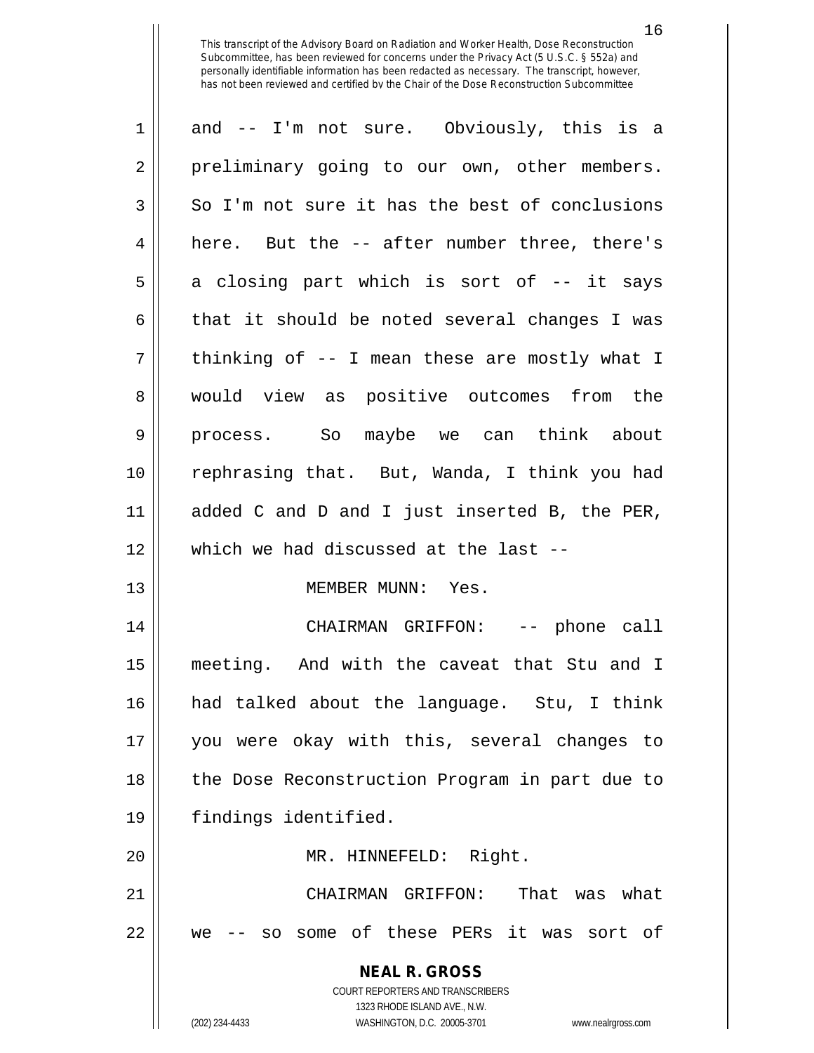and -- I'm not sure. Obviously, this is a preliminary going to our own, other members. So I'm not sure it has the best of conclusions here. But the -- after number three, there's a closing part which is sort of -- it says that it should be noted several changes I was thinking of -- I mean these are mostly what I would view as positive outcomes from the process. So maybe we can think about rephrasing that. But, Wanda, I think you had added C and D and I just inserted B, the PER, which we had discussed at the last --

MEMBER MUNN: Yes.

CHAIRMAN GRIFFON: -- phone call meeting. And with the caveat that Stu and I had talked about the language. Stu, I think you were okay with this, several changes to the Dose Reconstruction Program in part due to findings identified.

MR. HINNEFELD: Right.

CHAIRMAN GRIFFON: That was what we -- so some of these PERs it was sort of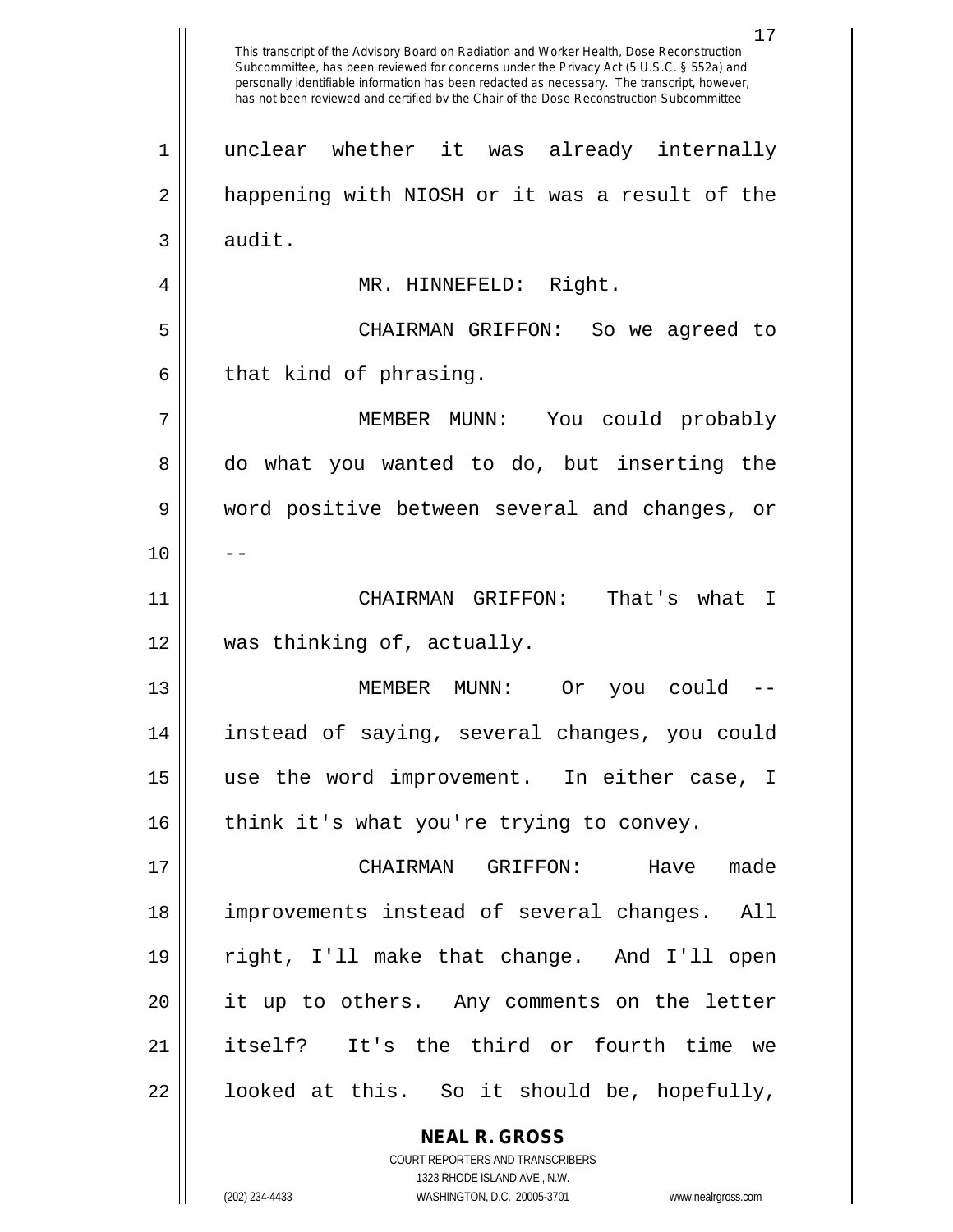unclear whether it was already internally happening with NIOSH or it was a result of the audit.

MR. HINNEFELD: Right.

CHAIRMAN GRIFFON: So we agreed to that kind of phrasing.

MEMBER MUNN: You could probably do what you wanted to do, but inserting the word positive between several and changes, or --

CHAIRMAN GRIFFON: That's what I was thinking of, actually.

MEMBER MUNN: Or you could -- instead of saying, several changes, you could use the word improvement. In either case, I think it's what you're trying to convey.

CHAIRMAN GRIFFON: Have made improvements instead of several changes. All right, I'll make that change. And I'll open it up to others. Any comments on the letter itself? It's the third or fourth time we looked at this. So it should be, hopefully,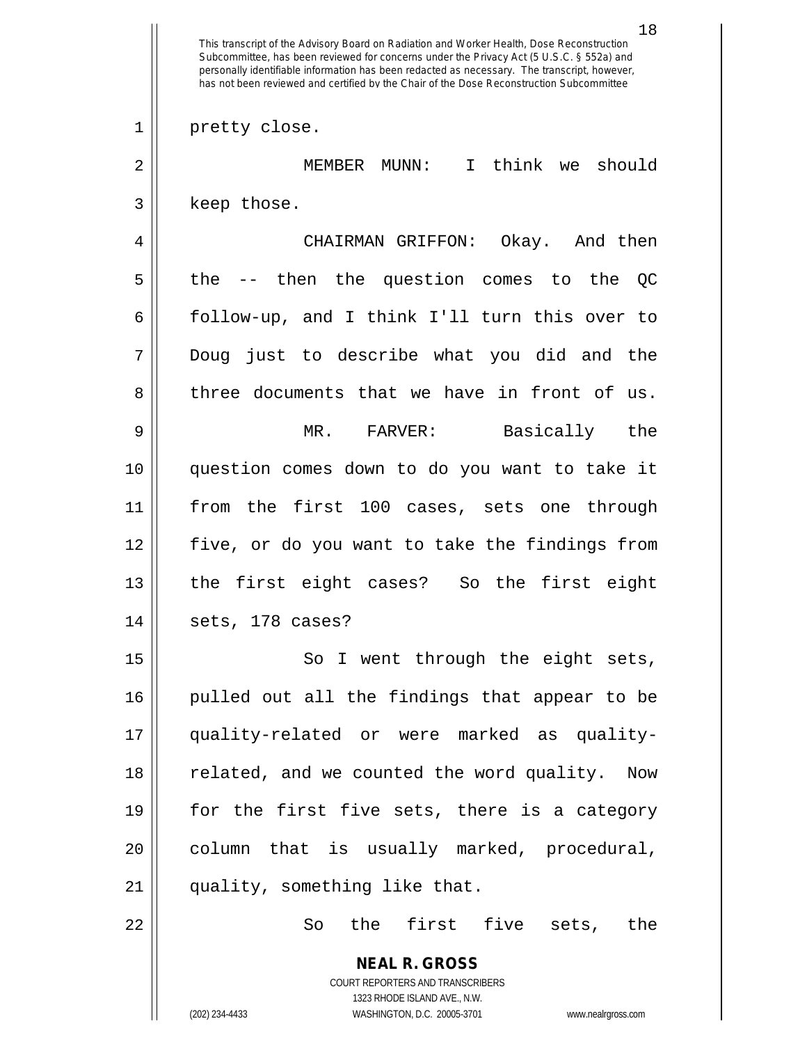pretty close.

MEMBER MUNN: I think we should keep those.

CHAIRMAN GRIFFON: Okay. And then the -- then the question comes to the QC follow-up, and I think I'll turn this over to Doug just to describe what you did and the three documents that we have in front of us.

MR. FARVER: Basically the question comes down to do you want to take it from the first 100 cases, sets one through five, or do you want to take the findings from the first eight cases? So the first eight sets, 178 cases?

So I went through the eight sets, pulled out all the findings that appear to be quality-related or were marked as quality-related, and we counted the word quality. Now for the first five sets, there is a category column that is usually marked, procedural, quality, something like that.

So the first five sets, the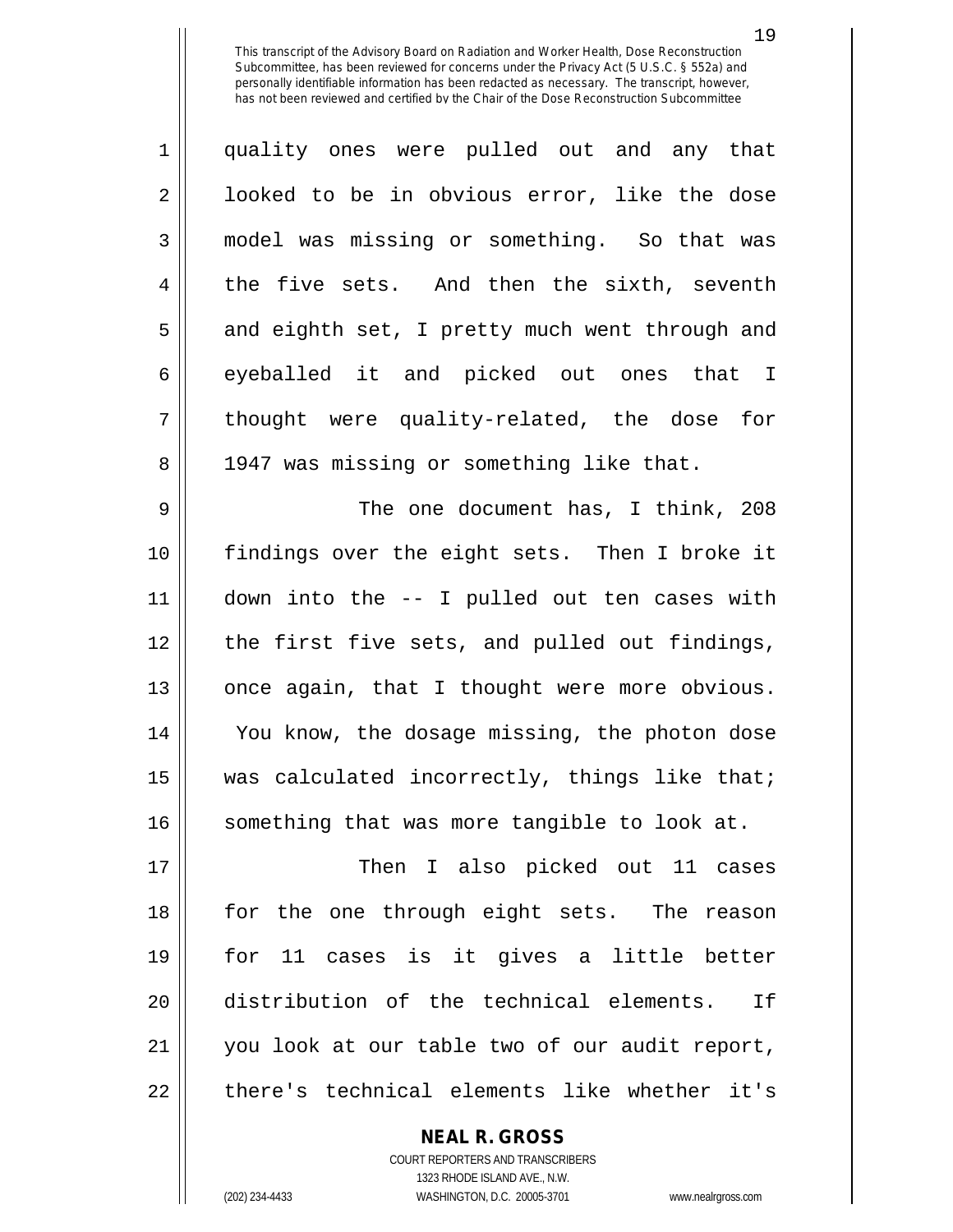quality ones were pulled out and any that looked to be in obvious error, like the dose model was missing or something. So that was the five sets. And then the sixth, seventh and eighth set, I pretty much went through and eyeballed it and picked out ones that I thought were quality-related, the dose for 1947 was missing or something like that.

The one document has, I think, 208 findings over the eight sets. Then I broke it down into the -- I pulled out ten cases with the first five sets, and pulled out findings, once again, that I thought were more obvious. You know, the dosage missing, the photon dose was calculated incorrectly, things like that; something that was more tangible to look at.

Then I also picked out 11 cases for the one through eight sets. The reason for 11 cases is it gives a little better distribution of the technical elements. If you look at our table two of our audit report, there's technical elements like whether it's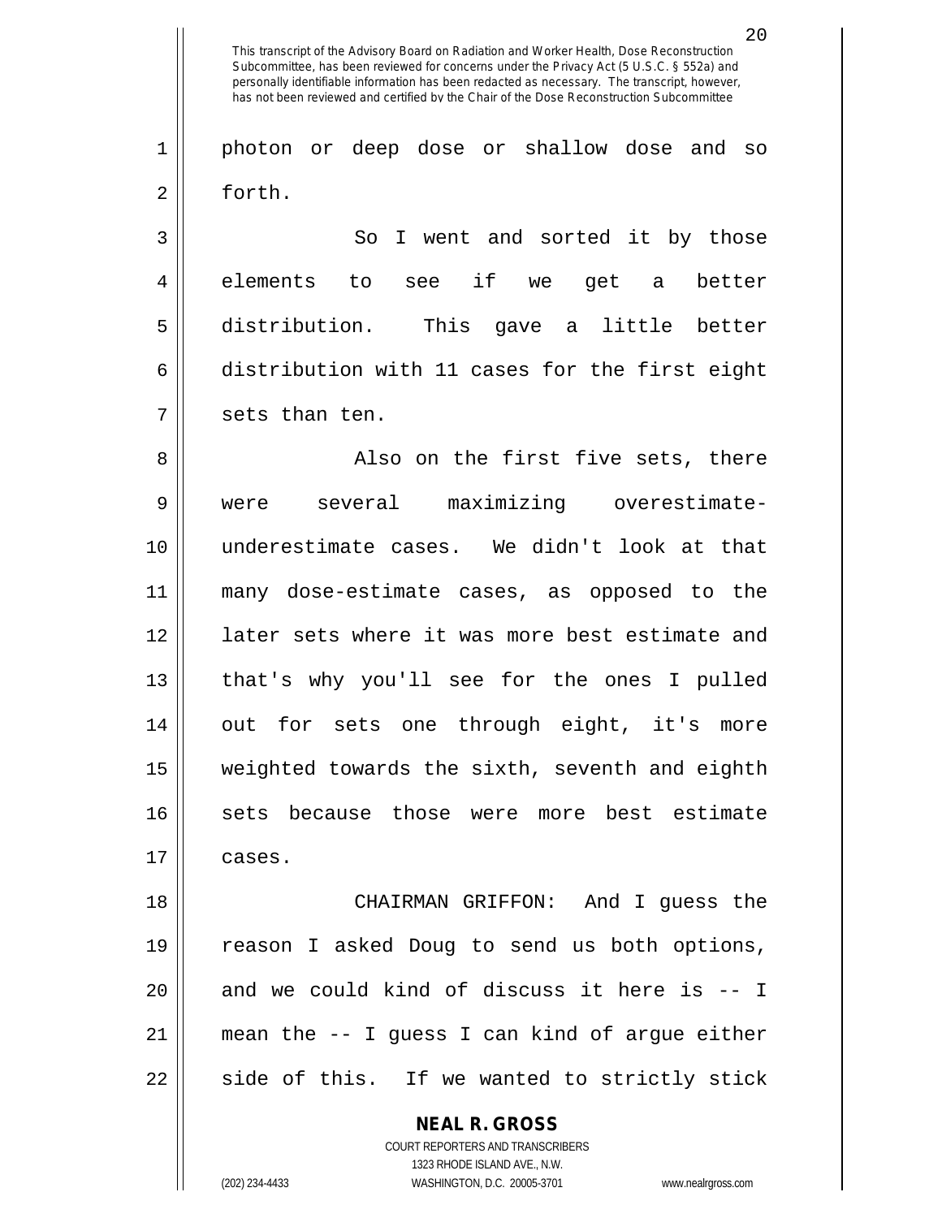photon or deep dose or shallow dose and so forth.

So I went and sorted it by those elements to see if we get a better distribution. This gave a little better distribution with 11 cases for the first eight sets than ten.

Also on the first five sets, there were several maximizing overestimate-underestimate cases. We didn't look at that many dose-estimate cases, as opposed to the later sets where it was more best estimate and that's why you'll see for the ones I pulled out for sets one through eight, it's more weighted towards the sixth, seventh and eighth sets because those were more best estimate cases.

CHAIRMAN GRIFFON: And I guess the reason I asked Doug to send us both options, and we could kind of discuss it here is -- I mean the -- I guess I can kind of argue either side of this. If we wanted to strictly stick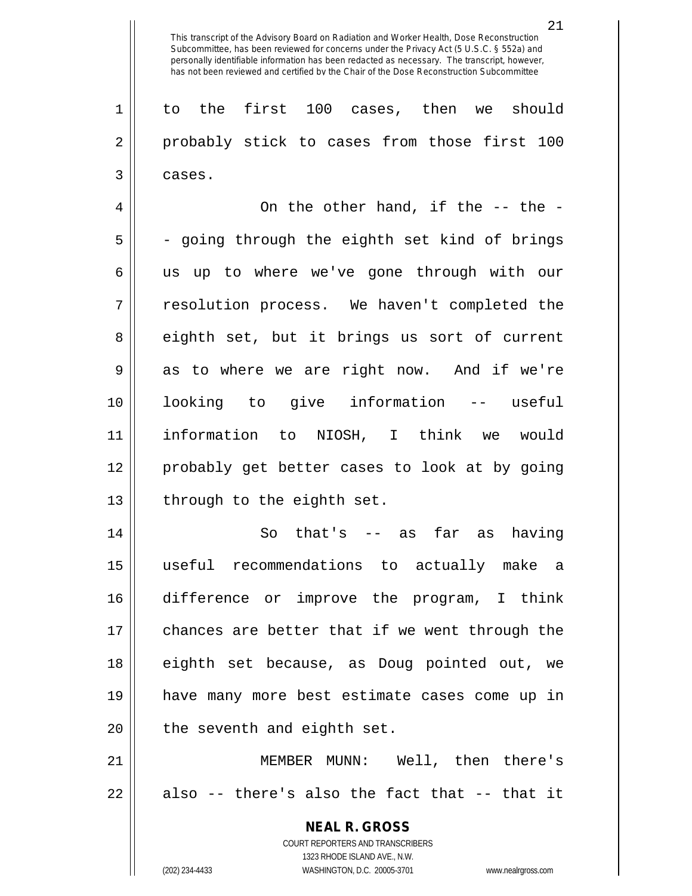to the first 100 cases, then we should probably stick to cases from those first 100 cases.

On the other hand, if the -- the -- going through the eighth set kind of brings us up to where we've gone through with our resolution process. We haven't completed the eighth set, but it brings us sort of current as to where we are right now. And if we're looking to give information -- useful information to NIOSH, I think we would probably get better cases to look at by going through to the eighth set.

So that's -- as far as having useful recommendations to actually make a difference or improve the program, I think chances are better that if we went through the eighth set because, as Doug pointed out, we have many more best estimate cases come up in the seventh and eighth set.

MEMBER MUNN: Well, then there's also -- there's also the fact that -- that it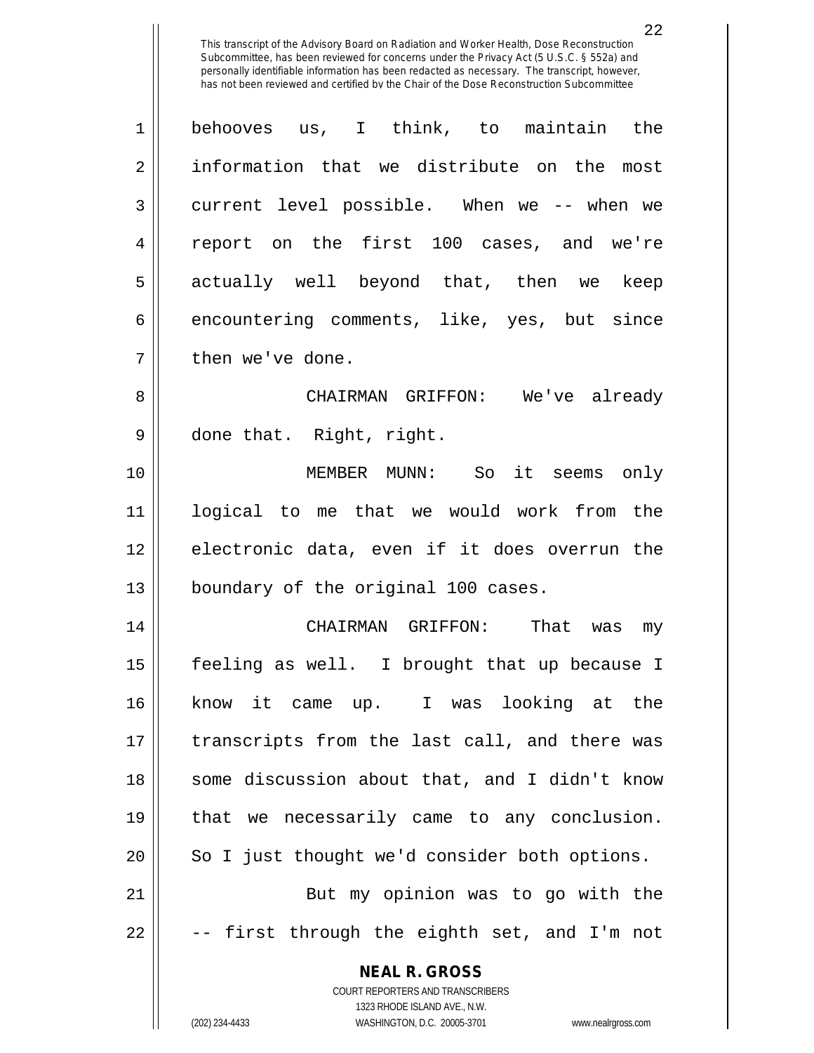This transcript of the Advisory Board on Radiation and Worker Health, Dose Reconstruction Subcommittee, has been reviewed for concerns under the Privacy Act (5 U.S.C. § 552a) and personally identifiable information has been redacted as necessary. The transcript, however, has not been reviewed and certified by the Chair of the Dose Reconstruction Subcommittee

behooves us, I think, to maintain the information that we distribute on the most current level possible. When we -- when we report on the first 100 cases, and we're actually well beyond that, then we keep encountering comments, like, yes, but since then we've done.

CHAIRMAN GRIFFON: We've already done that. Right, right.

MEMBER MUNN: So it seems only logical to me that we would work from the electronic data, even if it does overrun the boundary of the original 100 cases.

CHAIRMAN GRIFFON: That was my feeling as well. I brought that up because I know it came up. I was looking at the transcripts from the last call, and there was some discussion about that, and I didn't know that we necessarily came to any conclusion. So I just thought we'd consider both options.

But my opinion was to go with the -- first through the eighth set, and I'm not

**NEAL R. GROSS**
COURT REPORTERS AND TRANSCRIBERS
1323 RHODE ISLAND AVE., N.W.
(202) 234-4433 WASHINGTON, D.C. 20005-3701 www.nealrgross.com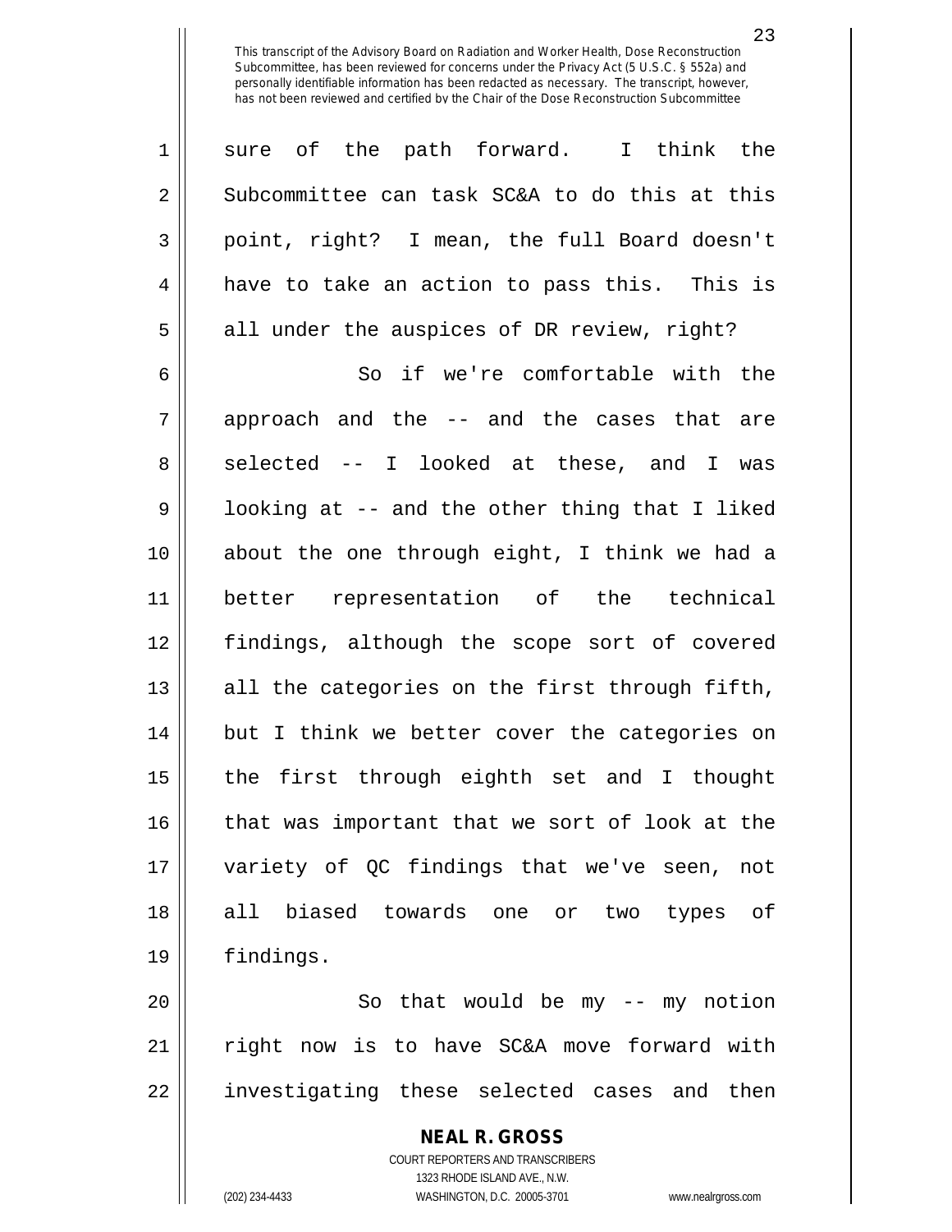sure of the path forward. I think the Subcommittee can task SC&A to do this at this point, right? I mean, the full Board doesn't have to take an action to pass this. This is all under the auspices of DR review, right?

So if we're comfortable with the approach and the -- and the cases that are selected -- I looked at these, and I was looking at -- and the other thing that I liked about the one through eight, I think we had a better representation of the technical findings, although the scope sort of covered all the categories on the first through fifth, but I think we better cover the categories on the first through eighth set and I thought that was important that we sort of look at the variety of QC findings that we've seen, not all biased towards one or two types of findings.

So that would be my -- my notion right now is to have SC&A move forward with investigating these selected cases and then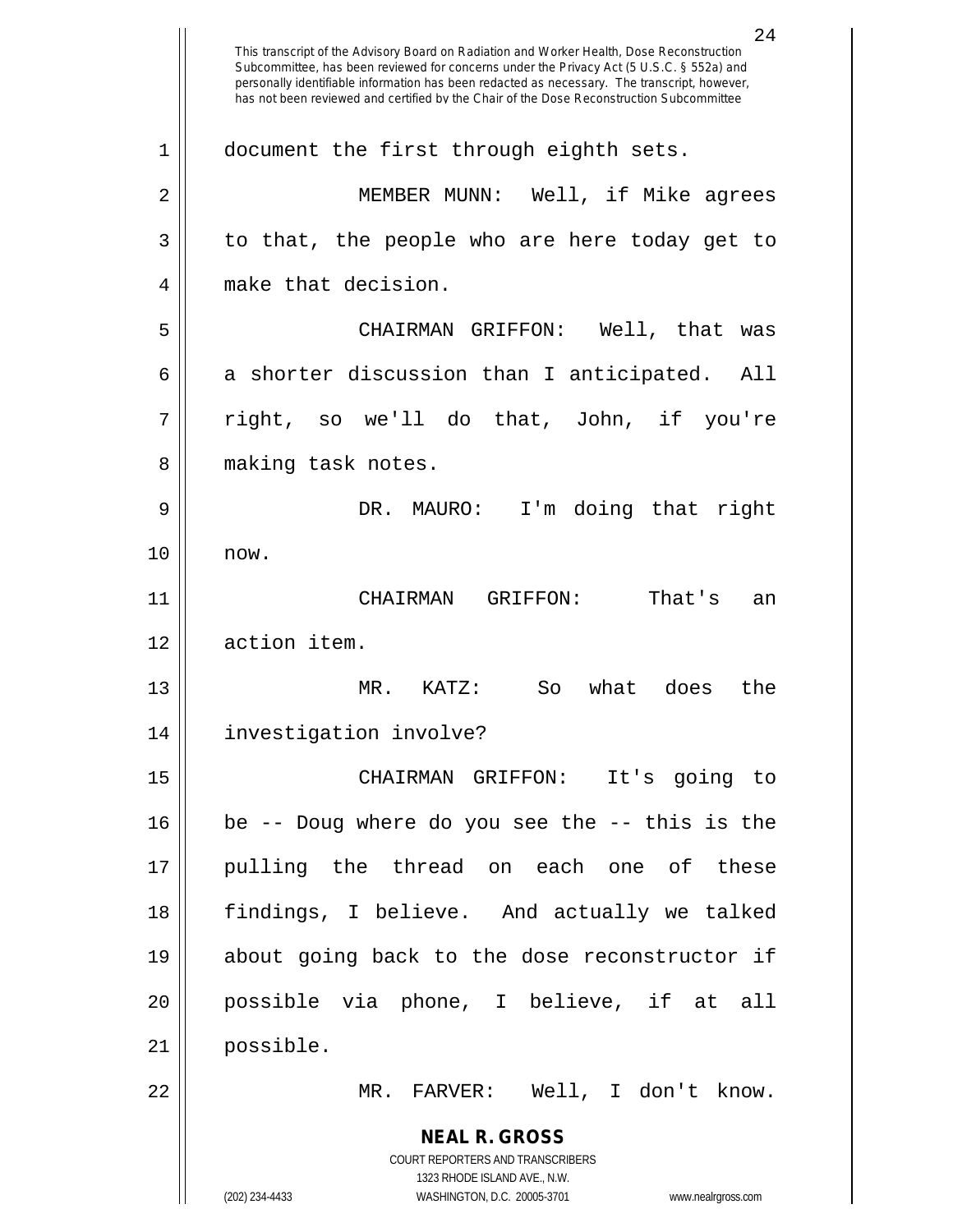document the first through eighth sets.

MEMBER MUNN: Well, if Mike agrees to that, the people who are here today get to make that decision.

CHAIRMAN GRIFFON: Well, that was a shorter discussion than I anticipated. All right, so we'll do that, John, if you're making task notes.

DR. MAURO: I'm doing that right now.

CHAIRMAN GRIFFON: That's an action item.

MR. KATZ: So what does the investigation involve?

CHAIRMAN GRIFFON: It's going to be -- Doug where do you see the -- this is the pulling the thread on each one of these findings, I believe. And actually we talked about going back to the dose reconstructor if possible via phone, I believe, if at all possible.

MR. FARVER: Well, I don't know.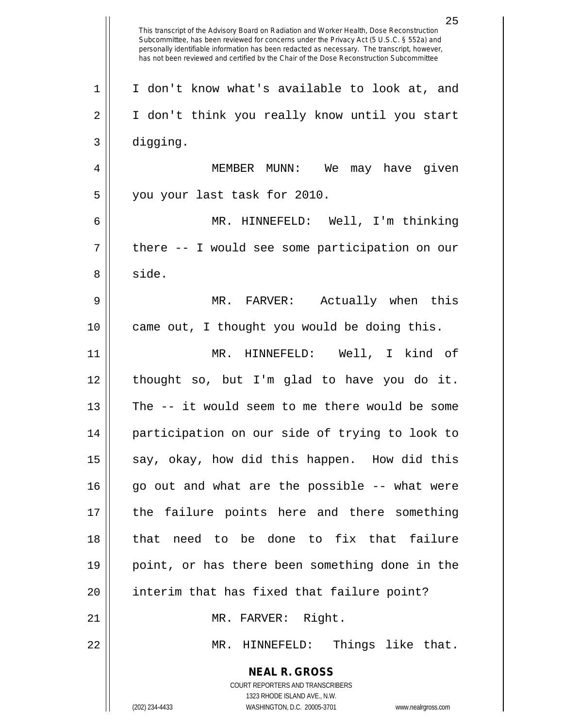I don't know what's available to look at, and I don't think you really know until you start digging.

MEMBER MUNN: We may have given you your last task for 2010.

MR. HINNEFELD: Well, I'm thinking there -- I would see some participation on our side.

MR. FARVER: Actually when this came out, I thought you would be doing this.

MR. HINNEFELD: Well, I kind of thought so, but I'm glad to have you do it. The -- it would seem to me there would be some participation on our side of trying to look to say, okay, how did this happen. How did this go out and what are the possible -- what were the failure points here and there something that need to be done to fix that failure point, or has there been something done in the interim that has fixed that failure point?

MR. FARVER: Right.

MR. HINNEFELD: Things like that.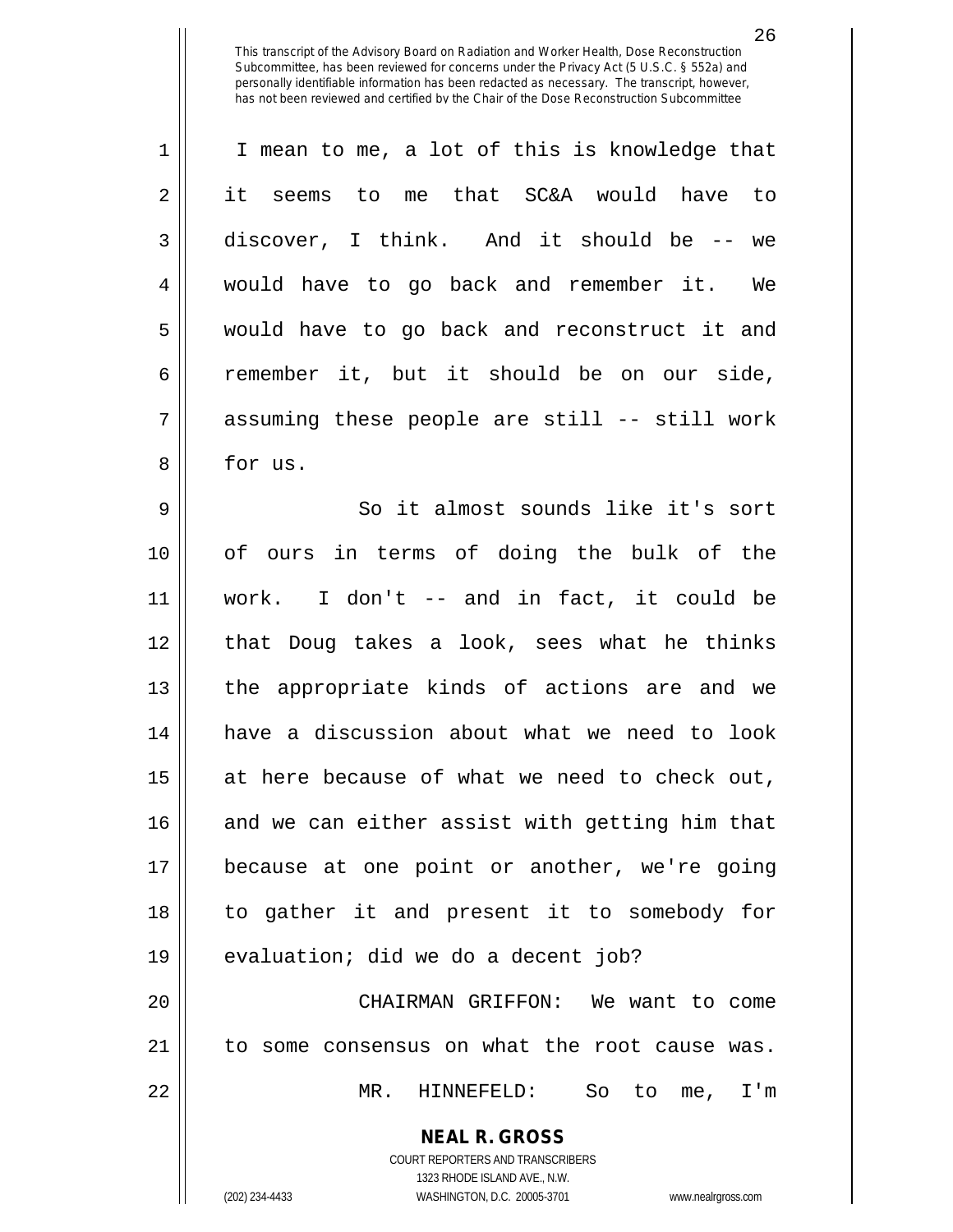I mean to me, a lot of this is knowledge that it seems to me that SC&A would have to discover, I think. And it should be -- we would have to go back and remember it. We would have to go back and reconstruct it and remember it, but it should be on our side, assuming these people are still -- still work for us.

So it almost sounds like it's sort of ours in terms of doing the bulk of the work. I don't -- and in fact, it could be that Doug takes a look, sees what he thinks the appropriate kinds of actions are and we have a discussion about what we need to look at here because of what we need to check out, and we can either assist with getting him that because at one point or another, we're going to gather it and present it to somebody for evaluation; did we do a decent job?

CHAIRMAN GRIFFON: We want to come to some consensus on what the root cause was.

MR. HINNEFELD: So to me, I'm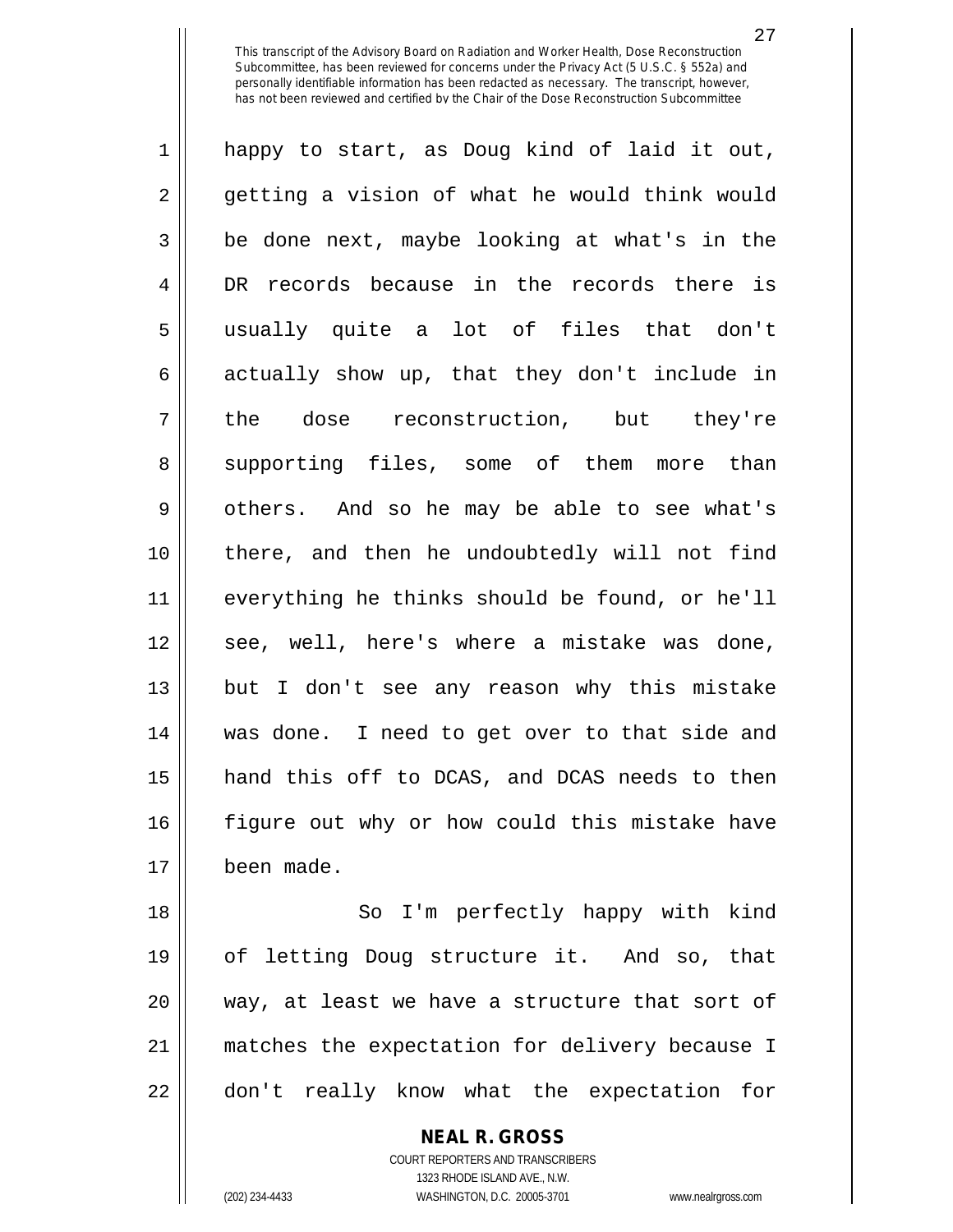happy to start, as Doug kind of laid it out, getting a vision of what he would think would be done next, maybe looking at what's in the DR records because in the records there is usually quite a lot of files that don't actually show up, that they don't include in the dose reconstruction, but they're supporting files, some of them more than others. And so he may be able to see what's there, and then he undoubtedly will not find everything he thinks should be found, or he'll see, well, here's where a mistake was done, but I don't see any reason why this mistake was done. I need to get over to that side and hand this off to DCAS, and DCAS needs to then figure out why or how could this mistake have been made.

So I'm perfectly happy with kind of letting Doug structure it. And so, that way, at least we have a structure that sort of matches the expectation for delivery because I don't really know what the expectation for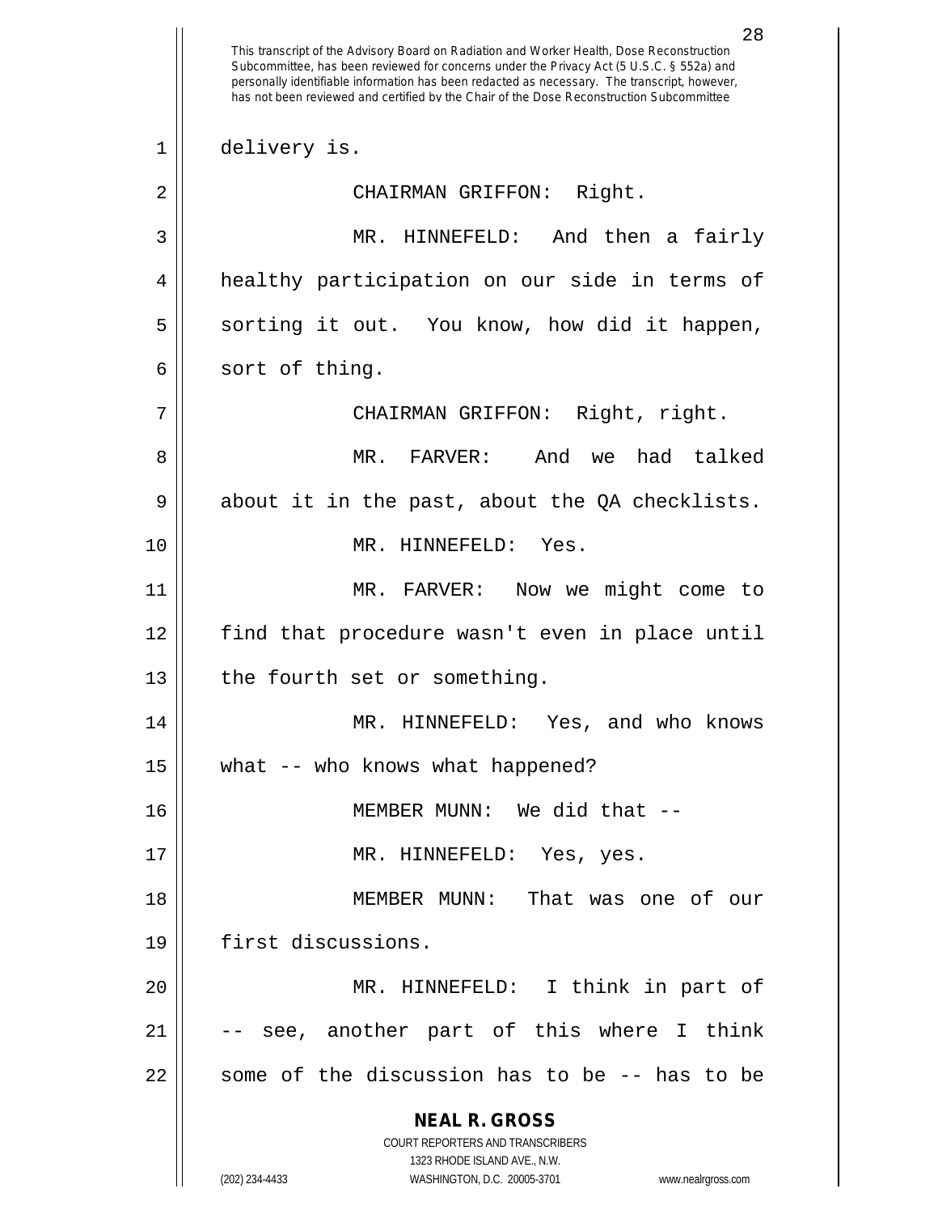delivery is.

CHAIRMAN GRIFFON: Right.

MR. HINNEFELD: And then a fairly healthy participation on our side in terms of sorting it out. You know, how did it happen, sort of thing.

CHAIRMAN GRIFFON: Right, right.

MR. FARVER: And we had talked about it in the past, about the QA checklists.

MR. HINNEFELD: Yes.

MR. FARVER: Now we might come to find that procedure wasn't even in place until the fourth set or something.

MR. HINNEFELD: Yes, and who knows what -- who knows what happened?

MEMBER MUNN: We did that --

MR. HINNEFELD: Yes, yes.

MEMBER MUNN: That was one of our first discussions.

MR. HINNEFELD: I think in part of -- see, another part of this where I think some of the discussion has to be -- has to be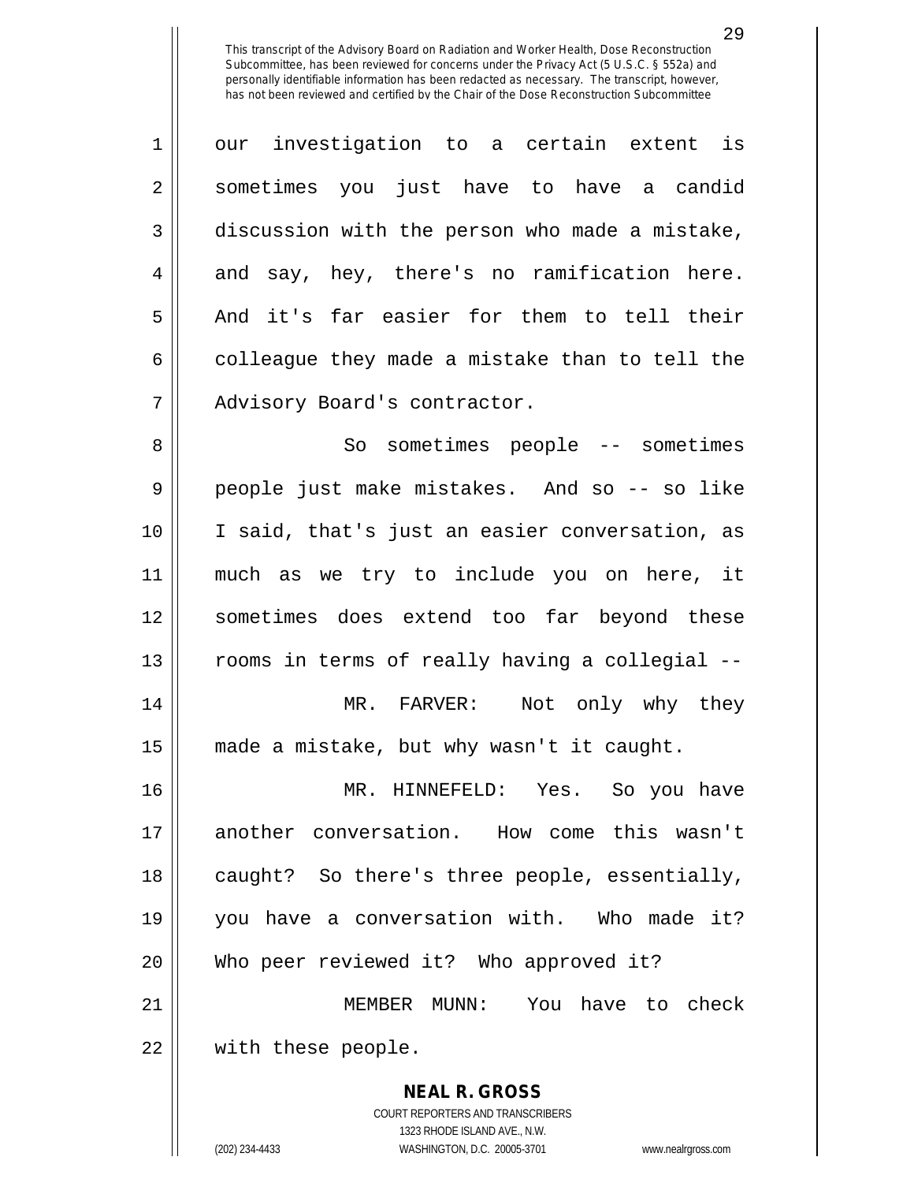our investigation to a certain extent is sometimes you just have to have a candid discussion with the person who made a mistake, and say, hey, there's no ramification here. And it's far easier for them to tell their colleague they made a mistake than to tell the Advisory Board's contractor.

So sometimes people -- sometimes people just make mistakes. And so -- so like I said, that's just an easier conversation, as much as we try to include you on here, it sometimes does extend too far beyond these rooms in terms of really having a collegial --

MR. FARVER: Not only why they made a mistake, but why wasn't it caught.

MR. HINNEFELD: Yes. So you have another conversation. How come this wasn't caught? So there's three people, essentially, you have a conversation with. Who made it? Who peer reviewed it? Who approved it?

MEMBER MUNN: You have to check with these people.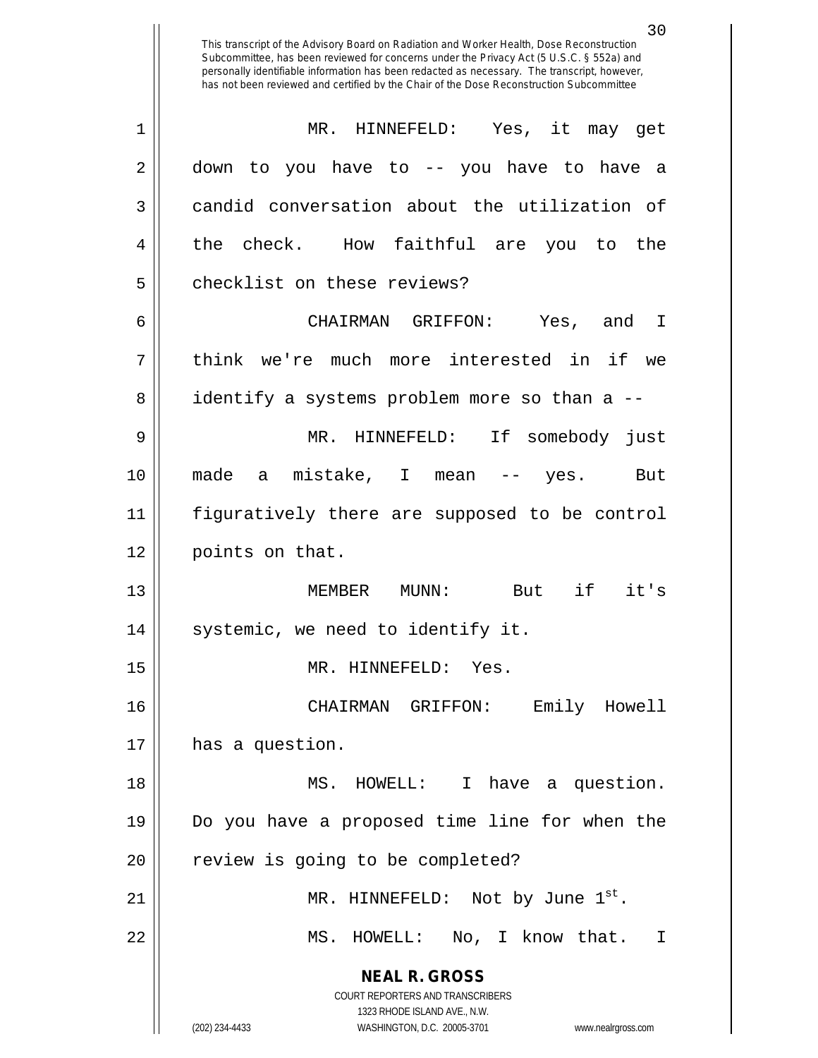This transcript of the Advisory Board on Radiation and Worker Health, Dose Reconstruction Subcommittee, has been reviewed for concerns under the Privacy Act (5 U.S.C. § 552a) and personally identifiable information has been redacted as necessary. The transcript, however, has not been reviewed and certified by the Chair of the Dose Reconstruction Subcommittee

MR. HINNEFELD: Yes, it may get down to you have to -- you have to have a candid conversation about the utilization of the check. How faithful are you to the checklist on these reviews?

CHAIRMAN GRIFFON: Yes, and I think we're much more interested in if we identify a systems problem more so than a --

MR. HINNEFELD: If somebody just made a mistake, I mean -- yes. But figuratively there are supposed to be control points on that.

MEMBER MUNN: But if it's systemic, we need to identify it.

MR. HINNEFELD: Yes.

CHAIRMAN GRIFFON: Emily Howell has a question.

MS. HOWELL: I have a question. Do you have a proposed time line for when the review is going to be completed?

MR. HINNEFELD: Not by June 1st.

MS. HOWELL: No, I know that. I

**NEAL R. GROSS**
COURT REPORTERS AND TRANSCRIBERS
1323 RHODE ISLAND AVE., N.W.
(202) 234-4433 WASHINGTON, D.C. 20005-3701 www.nealrgross.com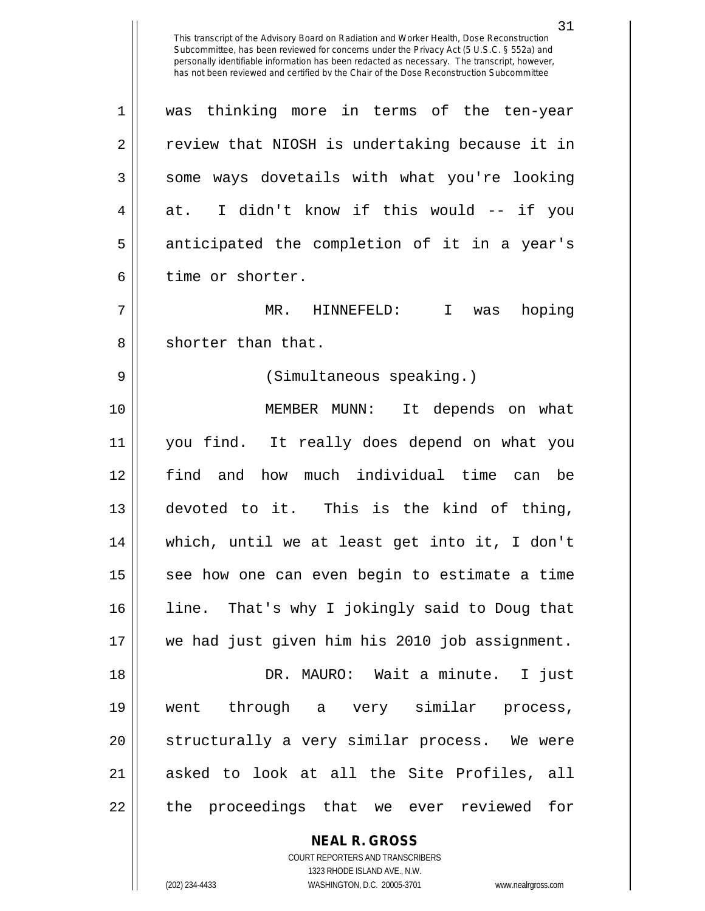was thinking more in terms of the ten-year review that NIOSH is undertaking because it in some ways dovetails with what you're looking at. I didn't know if this would -- if you anticipated the completion of it in a year's time or shorter.

MR. HINNEFELD: I was hoping shorter than that.

(Simultaneous speaking.)

MEMBER MUNN: It depends on what you find. It really does depend on what you find and how much individual time can be devoted to it. This is the kind of thing, which, until we at least get into it, I don't see how one can even begin to estimate a time line. That's why I jokingly said to Doug that we had just given him his 2010 job assignment.

DR. MAURO: Wait a minute. I just went through a very similar process, structurally a very similar process. We were asked to look at all the Site Profiles, all the proceedings that we ever reviewed for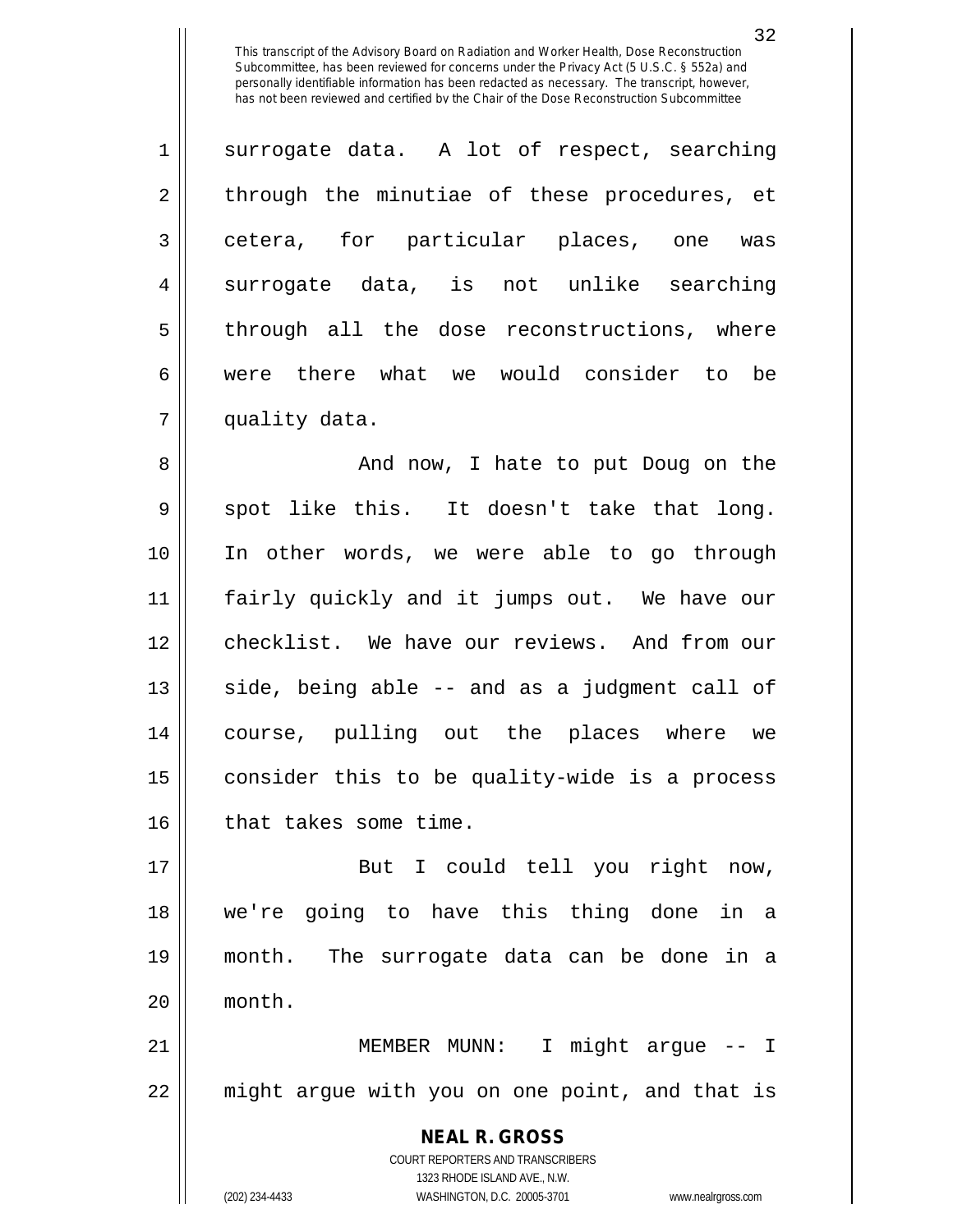surrogate data. A lot of respect, searching through the minutiae of these procedures, et cetera, for particular places, one was surrogate data, is not unlike searching through all the dose reconstructions, where were there what we would consider to be quality data.

And now, I hate to put Doug on the spot like this. It doesn't take that long. In other words, we were able to go through fairly quickly and it jumps out. We have our checklist. We have our reviews. And from our side, being able -- and as a judgment call of course, pulling out the places where we consider this to be quality-wide is a process that takes some time.

But I could tell you right now, we're going to have this thing done in a month. The surrogate data can be done in a month.

MEMBER MUNN: I might argue -- I might argue with you on one point, and that is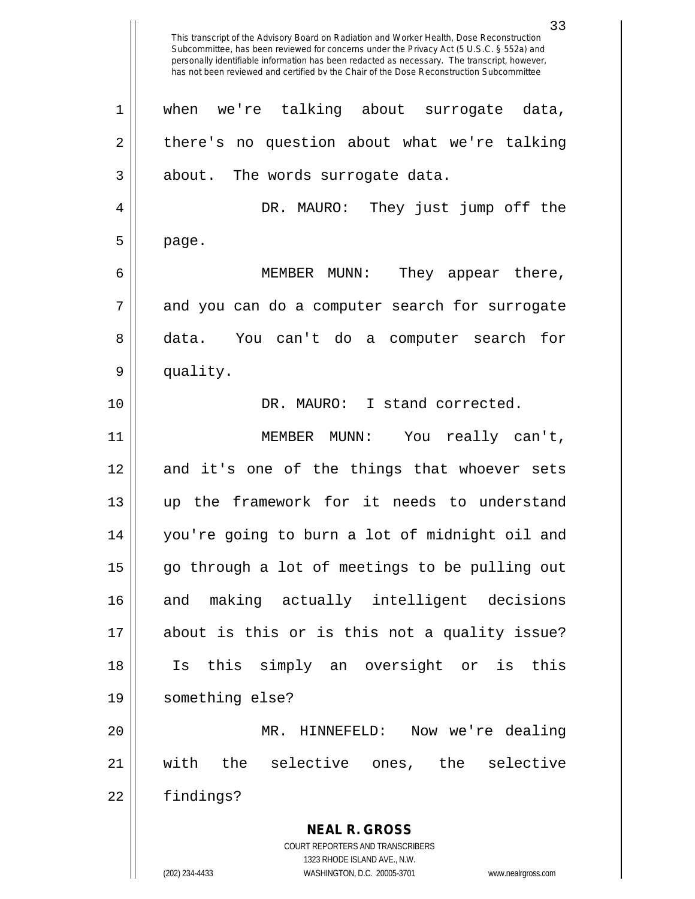when we're talking about surrogate data, there's no question about what we're talking about. The words surrogate data.

DR. MAURO: They just jump off the page.

MEMBER MUNN: They appear there, and you can do a computer search for surrogate data. You can't do a computer search for quality.

DR. MAURO: I stand corrected.

MEMBER MUNN: You really can't, and it's one of the things that whoever sets up the framework for it needs to understand you're going to burn a lot of midnight oil and go through a lot of meetings to be pulling out and making actually intelligent decisions about is this or is this not a quality issue? Is this simply an oversight or is this something else?

MR. HINNEFELD: Now we're dealing with the selective ones, the selective findings?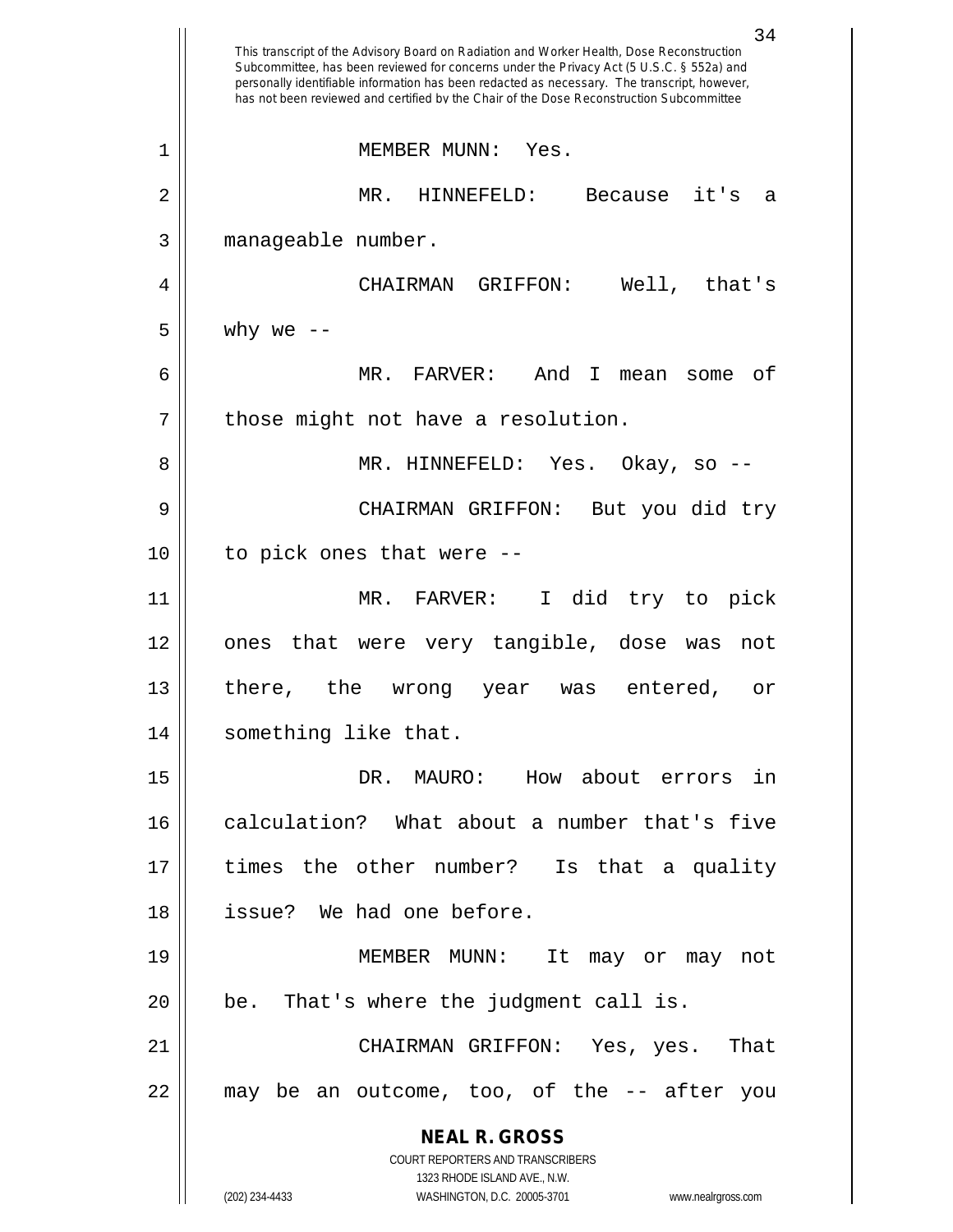This transcript of the Advisory Board on Radiation and Worker Health, Dose Reconstruction Subcommittee, has been reviewed for concerns under the Privacy Act (5 U.S.C. § 552a) and personally identifiable information has been redacted as necessary. The transcript, however, has not been reviewed and certified by the Chair of the Dose Reconstruction Subcommittee

MEMBER MUNN: Yes.

MR. HINNEFELD: Because it's a manageable number.

CHAIRMAN GRIFFON: Well, that's why we --

MR. FARVER: And I mean some of those might not have a resolution.

MR. HINNEFELD: Yes. Okay, so --

CHAIRMAN GRIFFON: But you did try to pick ones that were --

MR. FARVER: I did try to pick ones that were very tangible, dose was not there, the wrong year was entered, or something like that.

DR. MAURO: How about errors in calculation? What about a number that's five times the other number? Is that a quality issue? We had one before.

MEMBER MUNN: It may or may not be. That's where the judgment call is.

CHAIRMAN GRIFFON: Yes, yes. That may be an outcome, too, of the -- after you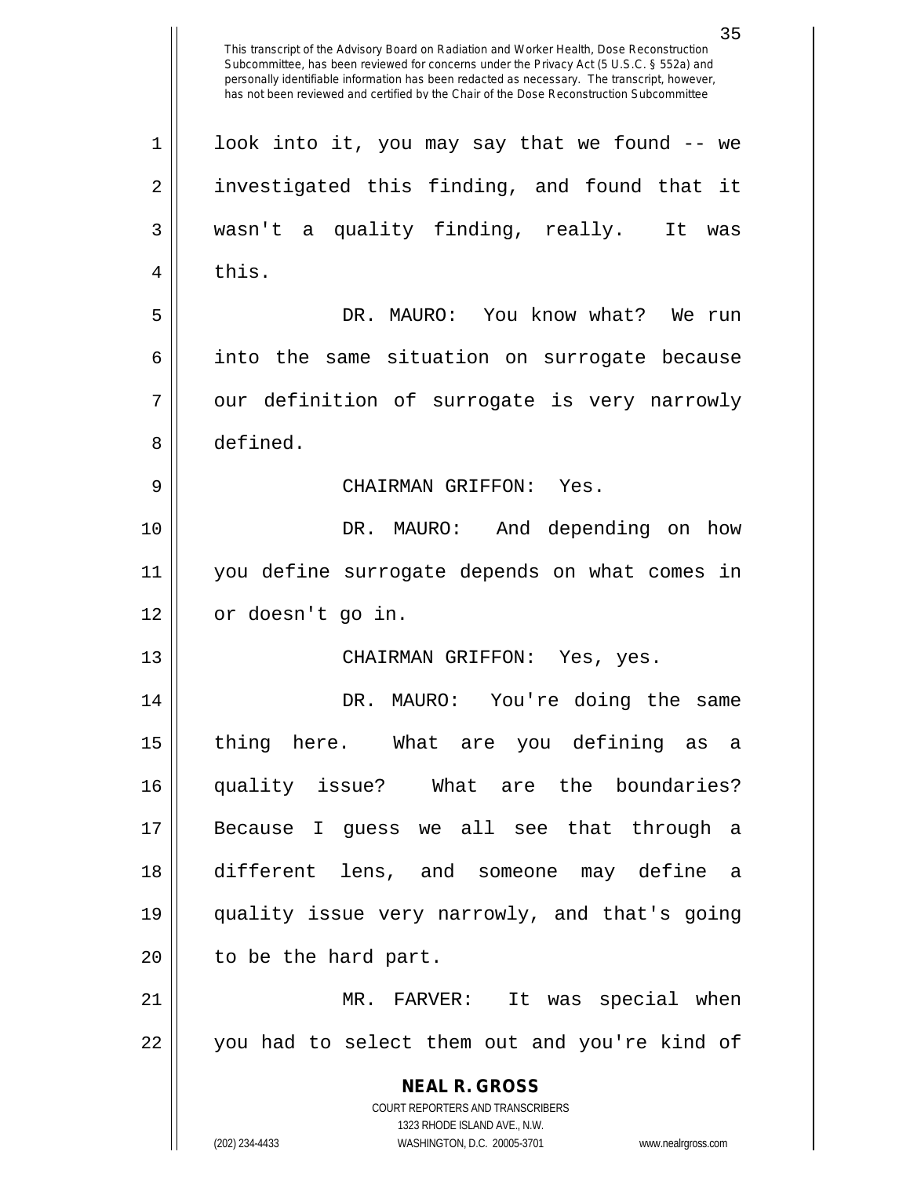look into it, you may say that we found -- we investigated this finding, and found that it wasn't a quality finding, really. It was this.

DR. MAURO: You know what? We run into the same situation on surrogate because our definition of surrogate is very narrowly defined.

CHAIRMAN GRIFFON: Yes.

DR. MAURO: And depending on how you define surrogate depends on what comes in or doesn't go in.

CHAIRMAN GRIFFON: Yes, yes.

DR. MAURO: You're doing the same thing here. What are you defining as a quality issue? What are the boundaries? Because I guess we all see that through a different lens, and someone may define a quality issue very narrowly, and that's going to be the hard part.

MR. FARVER: It was special when you had to select them out and you're kind of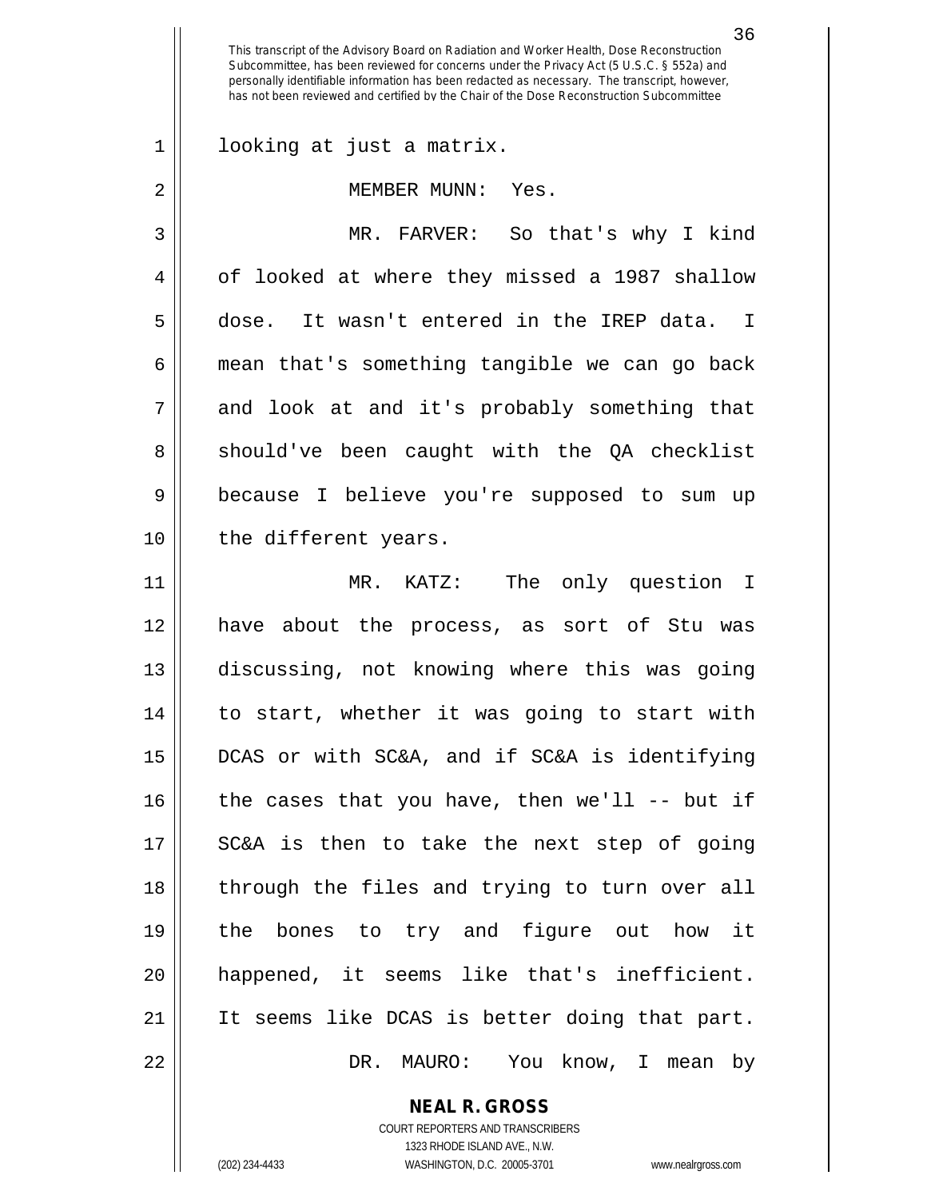looking at just a matrix.

MEMBER MUNN: Yes.

MR. FARVER: So that's why I kind of looked at where they missed a 1987 shallow dose. It wasn't entered in the IREP data. I mean that's something tangible we can go back and look at and it's probably something that should've been caught with the QA checklist because I believe you're supposed to sum up the different years.

MR. KATZ: The only question I have about the process, as sort of Stu was discussing, not knowing where this was going to start, whether it was going to start with DCAS or with SC&A, and if SC&A is identifying the cases that you have, then we'll -- but if SC&A is then to take the next step of going through the files and trying to turn over all the bones to try and figure out how it happened, it seems like that's inefficient. It seems like DCAS is better doing that part.

DR. MAURO: You know, I mean by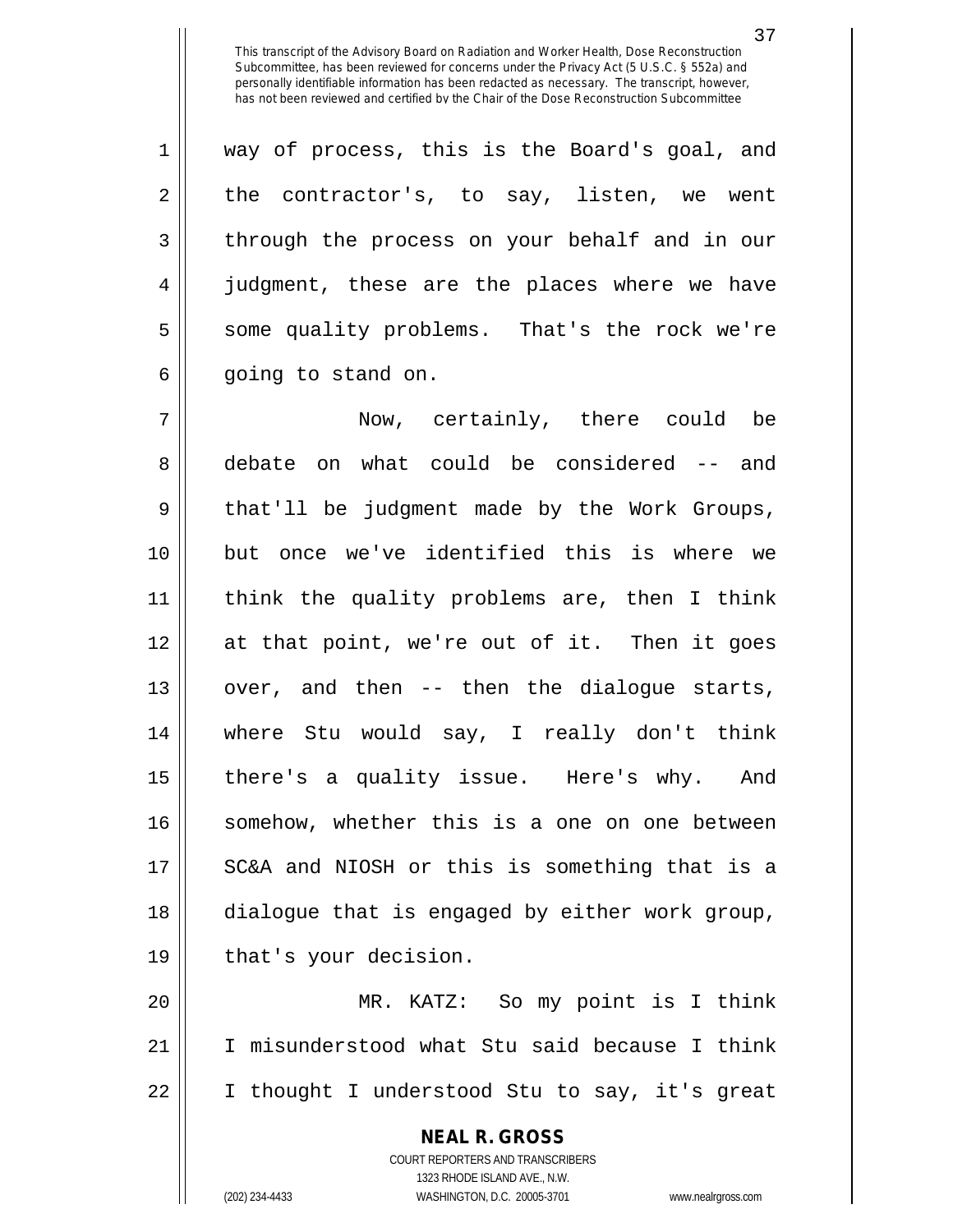way of process, this is the Board's goal, and the contractor's, to say, listen, we went through the process on your behalf and in our judgment, these are the places where we have some quality problems. That's the rock we're going to stand on.

Now, certainly, there could be debate on what could be considered -- and that'll be judgment made by the Work Groups, but once we've identified this is where we think the quality problems are, then I think at that point, we're out of it. Then it goes over, and then -- then the dialogue starts, where Stu would say, I really don't think there's a quality issue. Here's why. And somehow, whether this is a one on one between SC&A and NIOSH or this is something that is a dialogue that is engaged by either work group, that's your decision.

MR. KATZ: So my point is I think I misunderstood what Stu said because I think I thought I understood Stu to say, it's great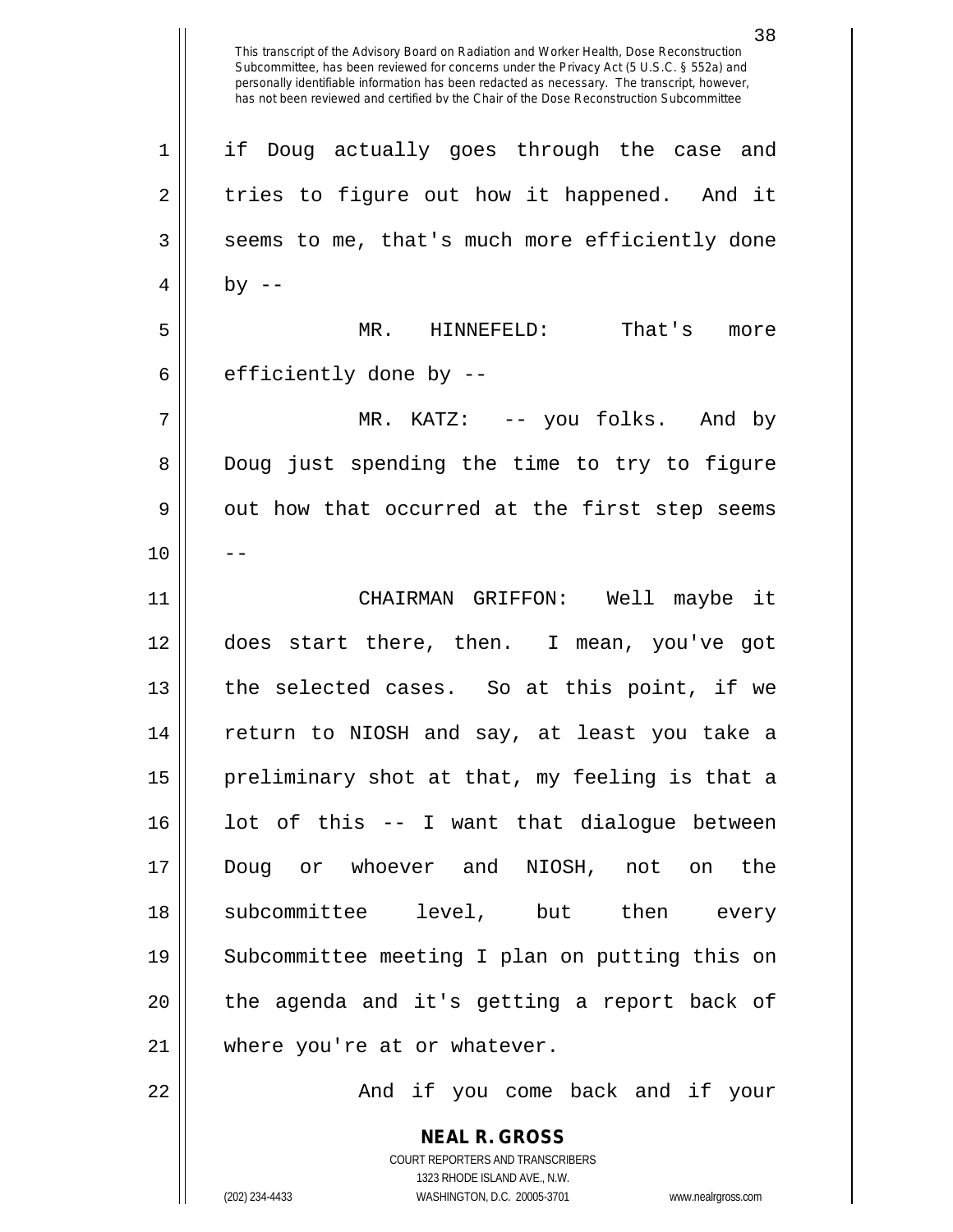if Doug actually goes through the case and tries to figure out how it happened. And it seems to me, that's much more efficiently done by --

MR. HINNEFELD: That's more efficiently done by --

MR. KATZ: -- you folks. And by Doug just spending the time to try to figure out how that occurred at the first step seems --

CHAIRMAN GRIFFON: Well maybe it does start there, then. I mean, you've got the selected cases. So at this point, if we return to NIOSH and say, at least you take a preliminary shot at that, my feeling is that a lot of this -- I want that dialogue between Doug or whoever and NIOSH, not on the subcommittee level, but then every Subcommittee meeting I plan on putting this on the agenda and it's getting a report back of where you're at or whatever.

And if you come back and if your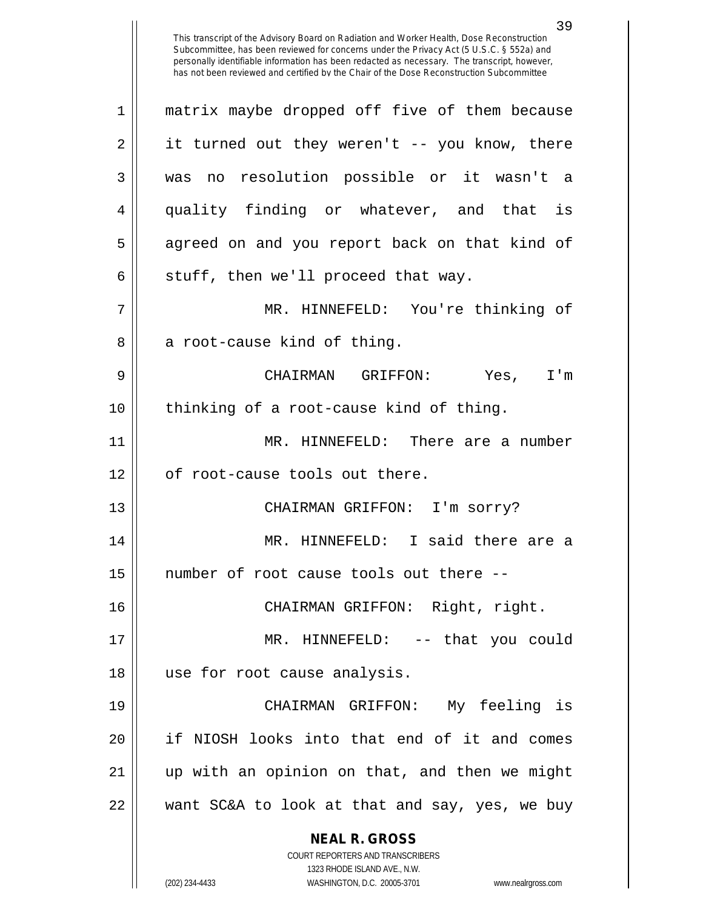matrix maybe dropped off five of them because it turned out they weren't -- you know, there was no resolution possible or it wasn't a quality finding or whatever, and that is agreed on and you report back on that kind of stuff, then we'll proceed that way.

MR. HINNEFELD: You're thinking of a root-cause kind of thing.

CHAIRMAN GRIFFON: Yes, I'm thinking of a root-cause kind of thing.

MR. HINNEFELD: There are a number of root-cause tools out there.

CHAIRMAN GRIFFON: I'm sorry?

MR. HINNEFELD: I said there are a number of root cause tools out there --

CHAIRMAN GRIFFON: Right, right.

MR. HINNEFELD: -- that you could use for root cause analysis.

CHAIRMAN GRIFFON: My feeling is if NIOSH looks into that end of it and comes up with an opinion on that, and then we might want SC&A to look at that and say, yes, we buy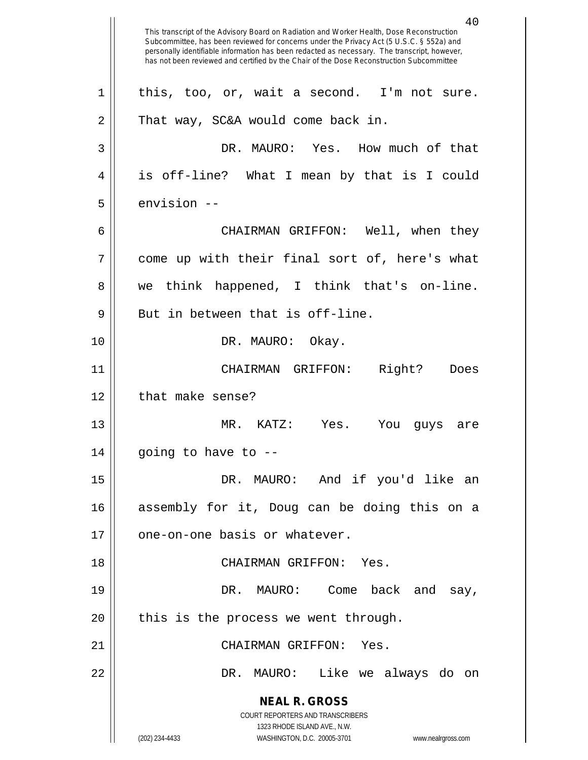this, too, or, wait a second. I'm not sure. That way, SC&A would come back in.

DR. MAURO: Yes. How much of that is off-line? What I mean by that is I could envision --

CHAIRMAN GRIFFON: Well, when they come up with their final sort of, here's what we think happened, I think that's on-line. But in between that is off-line.

DR. MAURO: Okay.

CHAIRMAN GRIFFON: Right? Does that make sense?

MR. KATZ: Yes. You guys are going to have to --

DR. MAURO: And if you'd like an assembly for it, Doug can be doing this on a one-on-one basis or whatever.

CHAIRMAN GRIFFON: Yes.

DR. MAURO: Come back and say, this is the process we went through.

CHAIRMAN GRIFFON: Yes.

DR. MAURO: Like we always do on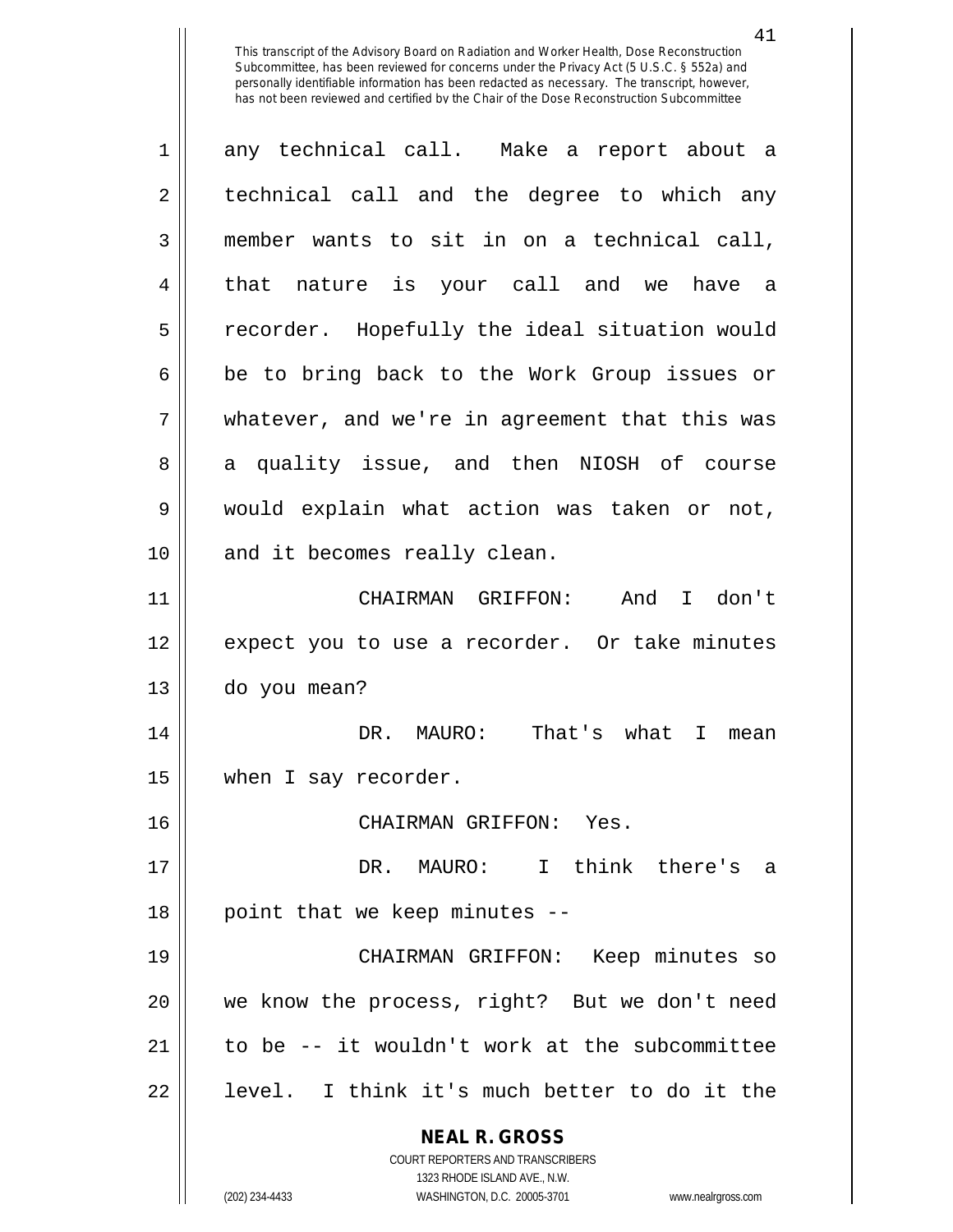any technical call. Make a report about a technical call and the degree to which any member wants to sit in on a technical call, that nature is your call and we have a recorder. Hopefully the ideal situation would be to bring back to the Work Group issues or whatever, and we're in agreement that this was a quality issue, and then NIOSH of course would explain what action was taken or not, and it becomes really clean.

CHAIRMAN GRIFFON: And I don't expect you to use a recorder. Or take minutes do you mean?

DR. MAURO: That's what I mean when I say recorder.

CHAIRMAN GRIFFON: Yes.

DR. MAURO: I think there's a point that we keep minutes --

CHAIRMAN GRIFFON: Keep minutes so we know the process, right? But we don't need to be -- it wouldn't work at the subcommittee level. I think it's much better to do it the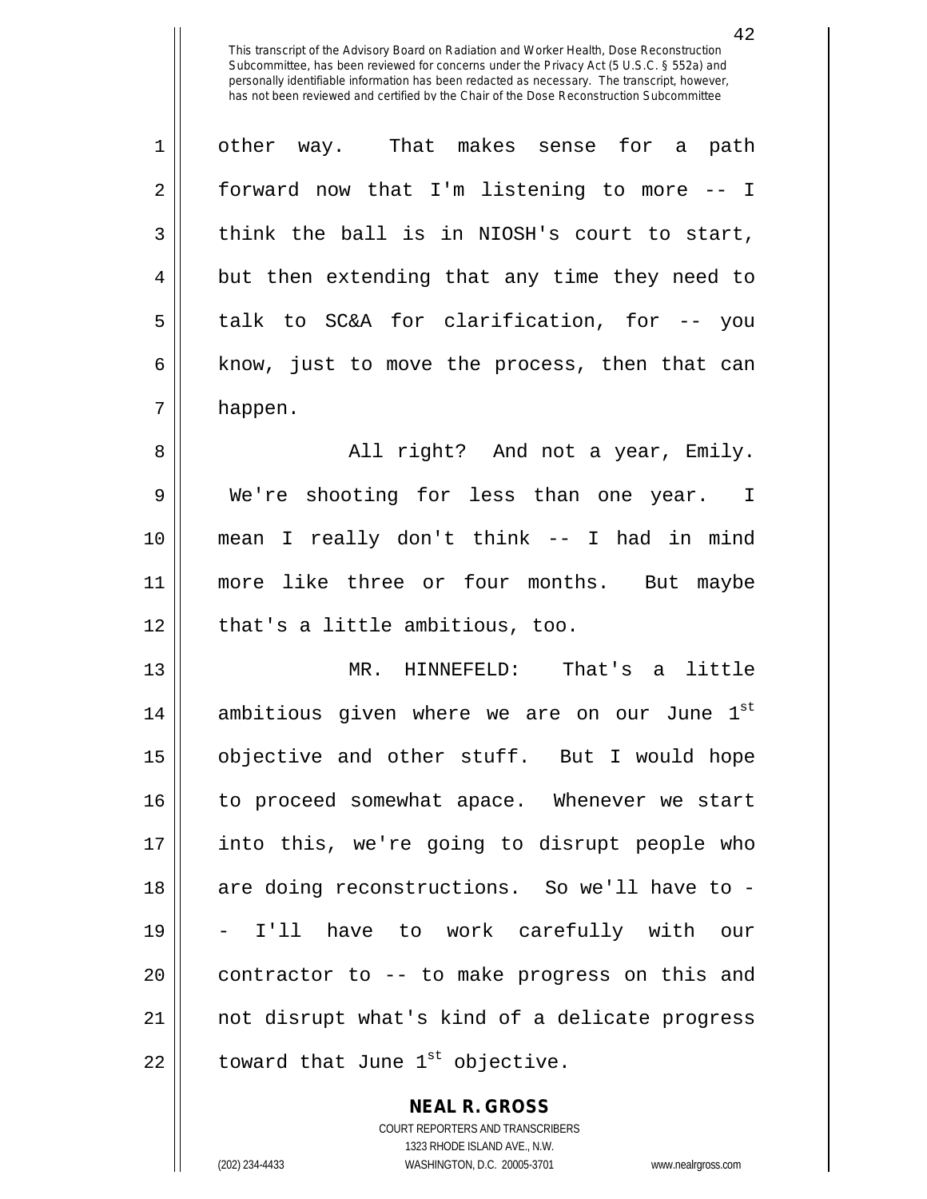other way. That makes sense for a path forward now that I'm listening to more -- I think the ball is in NIOSH's court to start, but then extending that any time they need to talk to SC&A for clarification, for -- you know, just to move the process, then that can happen.

All right? And not a year, Emily. We're shooting for less than one year. I mean I really don't think -- I had in mind more like three or four months. But maybe that's a little ambitious, too.

MR. HINNEFELD: That's a little ambitious given where we are on our June 1st objective and other stuff. But I would hope to proceed somewhat apace. Whenever we start into this, we're going to disrupt people who are doing reconstructions. So we'll have to -- I'll have to work carefully with our contractor to -- to make progress on this and not disrupt what's kind of a delicate progress toward that June 1st objective.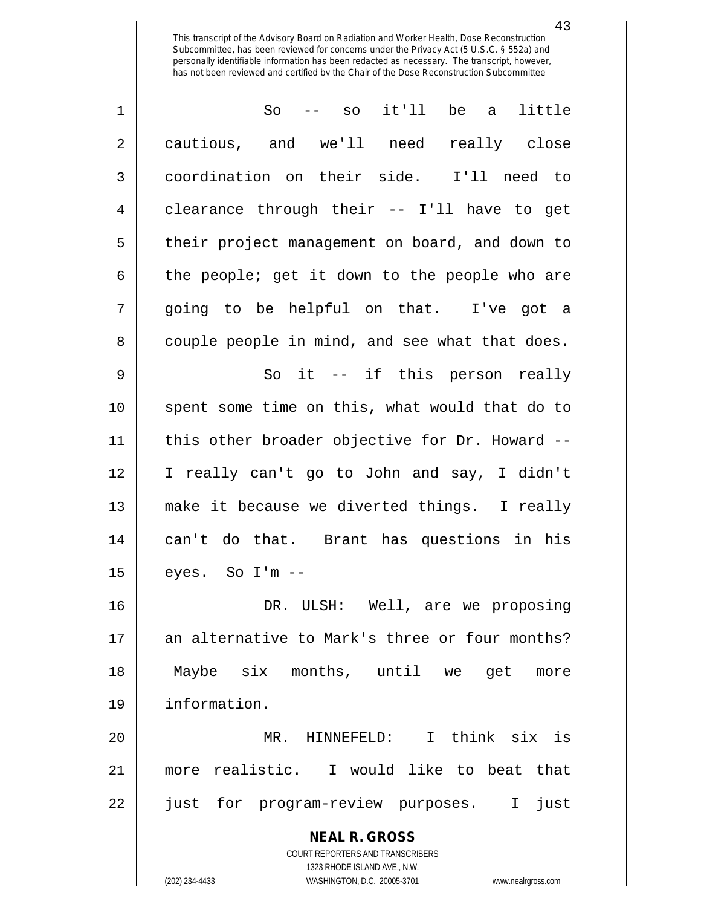So -- so it'll be a little cautious, and we'll need really close coordination on their side. I'll need to clearance through their -- I'll have to get their project management on board, and down to the people; get it down to the people who are going to be helpful on that. I've got a couple people in mind, and see what that does.

So it -- if this person really spent some time on this, what would that do to this other broader objective for Dr. Howard -- I really can't go to John and say, I didn't make it because we diverted things. I really can't do that. Brant has questions in his eyes. So I'm --

DR. ULSH: Well, are we proposing an alternative to Mark's three or four months? Maybe six months, until we get more information.

MR. HINNEFELD: I think six is more realistic. I would like to beat that just for program-review purposes. I just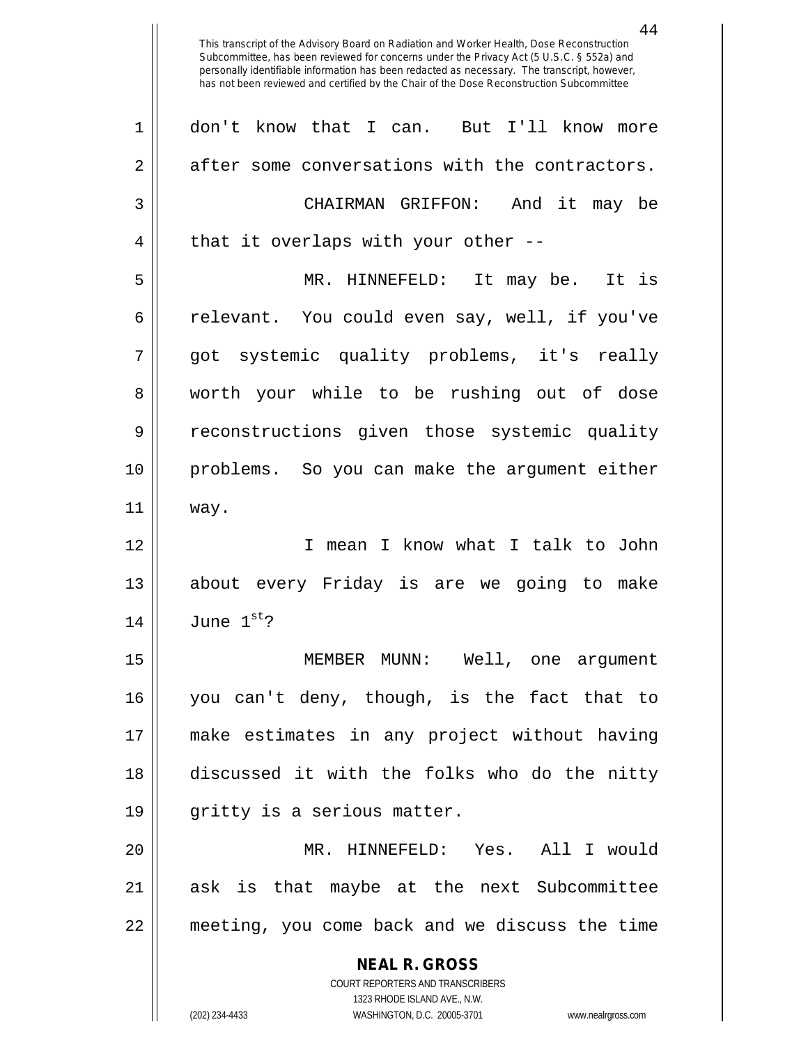don't know that I can. But I'll know more after some conversations with the contractors.

CHAIRMAN GRIFFON: And it may be that it overlaps with your other --

MR. HINNEFELD: It may be. It is relevant. You could even say, well, if you've got systemic quality problems, it's really worth your while to be rushing out of dose reconstructions given those systemic quality problems. So you can make the argument either way.

I mean I know what I talk to John about every Friday is are we going to make June 1st?

MEMBER MUNN: Well, one argument you can't deny, though, is the fact that to make estimates in any project without having discussed it with the folks who do the nitty gritty is a serious matter.

MR. HINNEFELD: Yes. All I would ask is that maybe at the next Subcommittee meeting, you come back and we discuss the time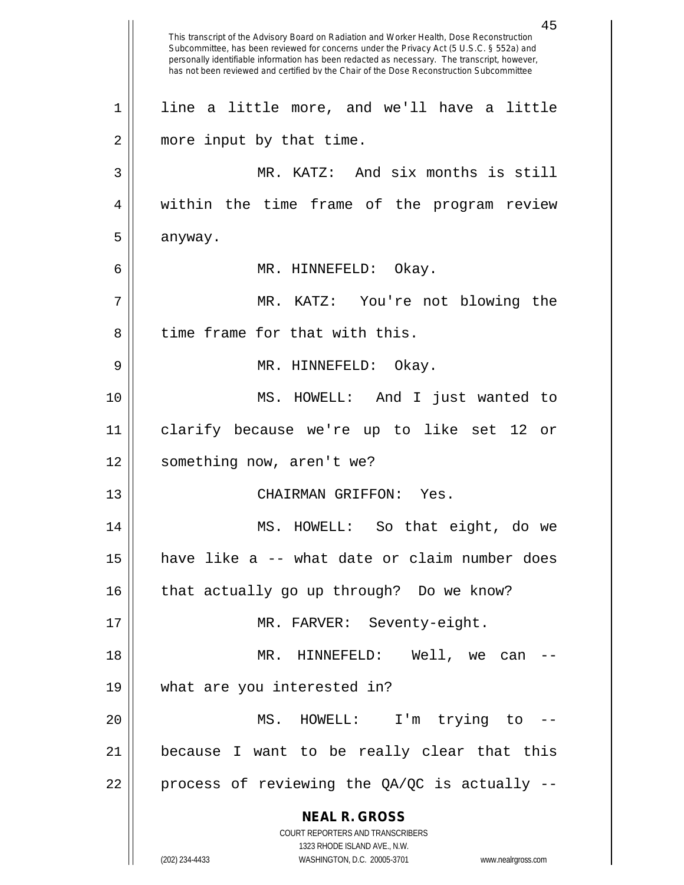line a little more, and we'll have a little more input by that time.

MR. KATZ: And six months is still within the time frame of the program review anyway.

MR. HINNEFELD: Okay.

MR. KATZ: You're not blowing the time frame for that with this.

MR. HINNEFELD: Okay.

MS. HOWELL: And I just wanted to clarify because we're up to like set 12 or something now, aren't we?

CHAIRMAN GRIFFON: Yes.

MS. HOWELL: So that eight, do we have like a -- what date or claim number does that actually go up through? Do we know?

MR. FARVER: Seventy-eight.

MR. HINNEFELD: Well, we can -- what are you interested in?

MS. HOWELL: I'm trying to -- because I want to be really clear that this process of reviewing the QA/QC is actually --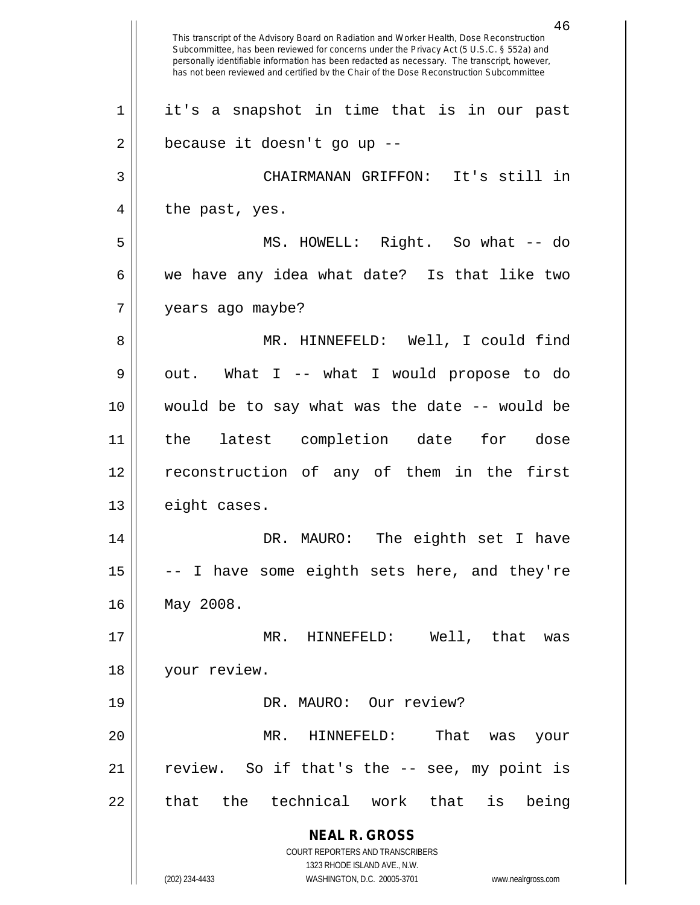it's a snapshot in time that is in our past because it doesn't go up --

CHAIRMANAN GRIFFON: It's still in the past, yes.

MS. HOWELL: Right. So what -- do we have any idea what date? Is that like two years ago maybe?

MR. HINNEFELD: Well, I could find out. What I -- what I would propose to do would be to say what was the date -- would be the latest completion date for dose reconstruction of any of them in the first eight cases.

DR. MAURO: The eighth set I have -- I have some eighth sets here, and they're May 2008.

MR. HINNEFELD: Well, that was your review.

DR. MAURO: Our review?

MR. HINNEFELD: That was your review. So if that's the -- see, my point is that the technical work that is being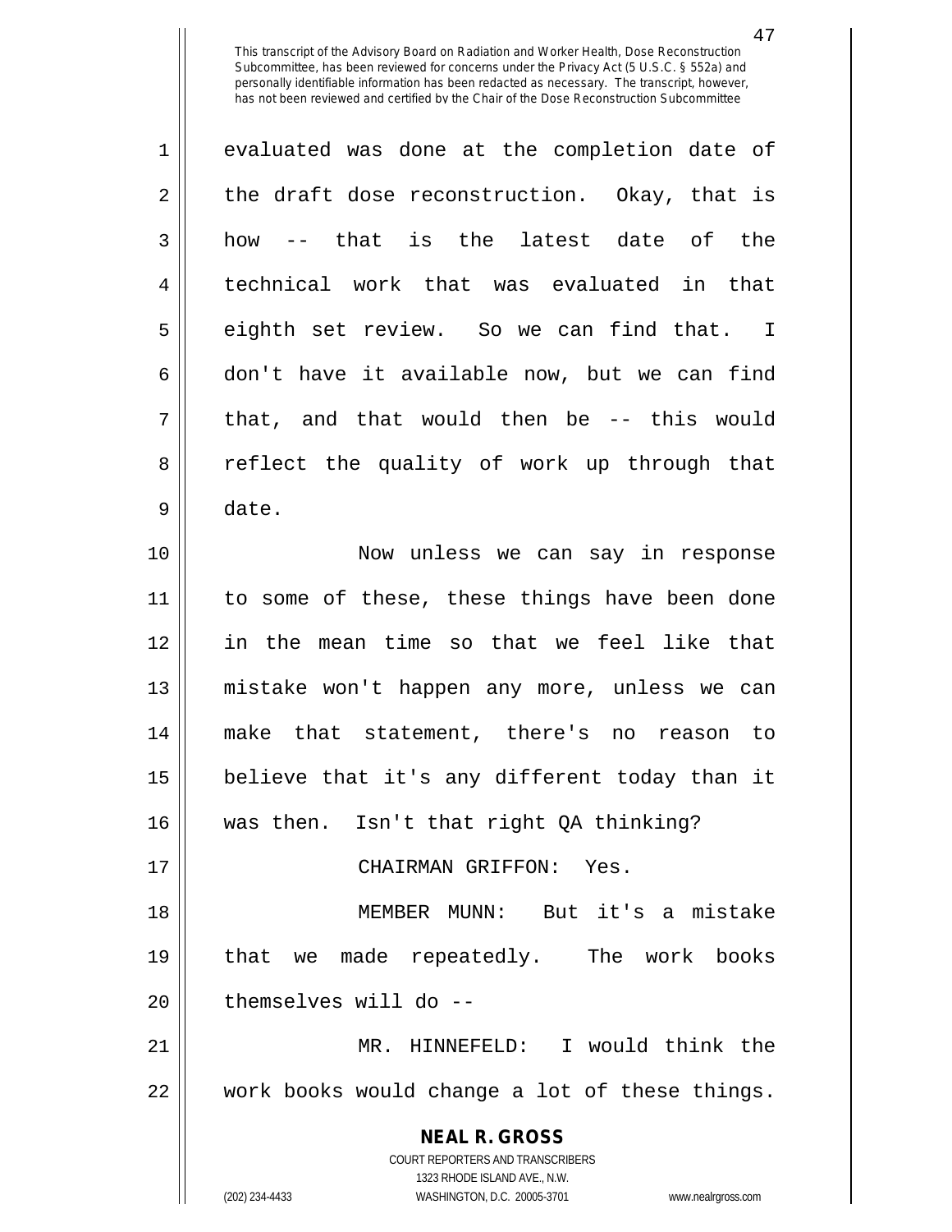evaluated was done at the completion date of the draft dose reconstruction. Okay, that is how -- that is the latest date of the technical work that was evaluated in that eighth set review. So we can find that. I don't have it available now, but we can find that, and that would then be -- this would reflect the quality of work up through that date.

Now unless we can say in response to some of these, these things have been done in the mean time so that we feel like that mistake won't happen any more, unless we can make that statement, there's no reason to believe that it's any different today than it was then. Isn't that right QA thinking?

CHAIRMAN GRIFFON: Yes.

MEMBER MUNN: But it's a mistake that we made repeatedly. The work books themselves will do --

MR. HINNEFELD: I would think the work books would change a lot of these things.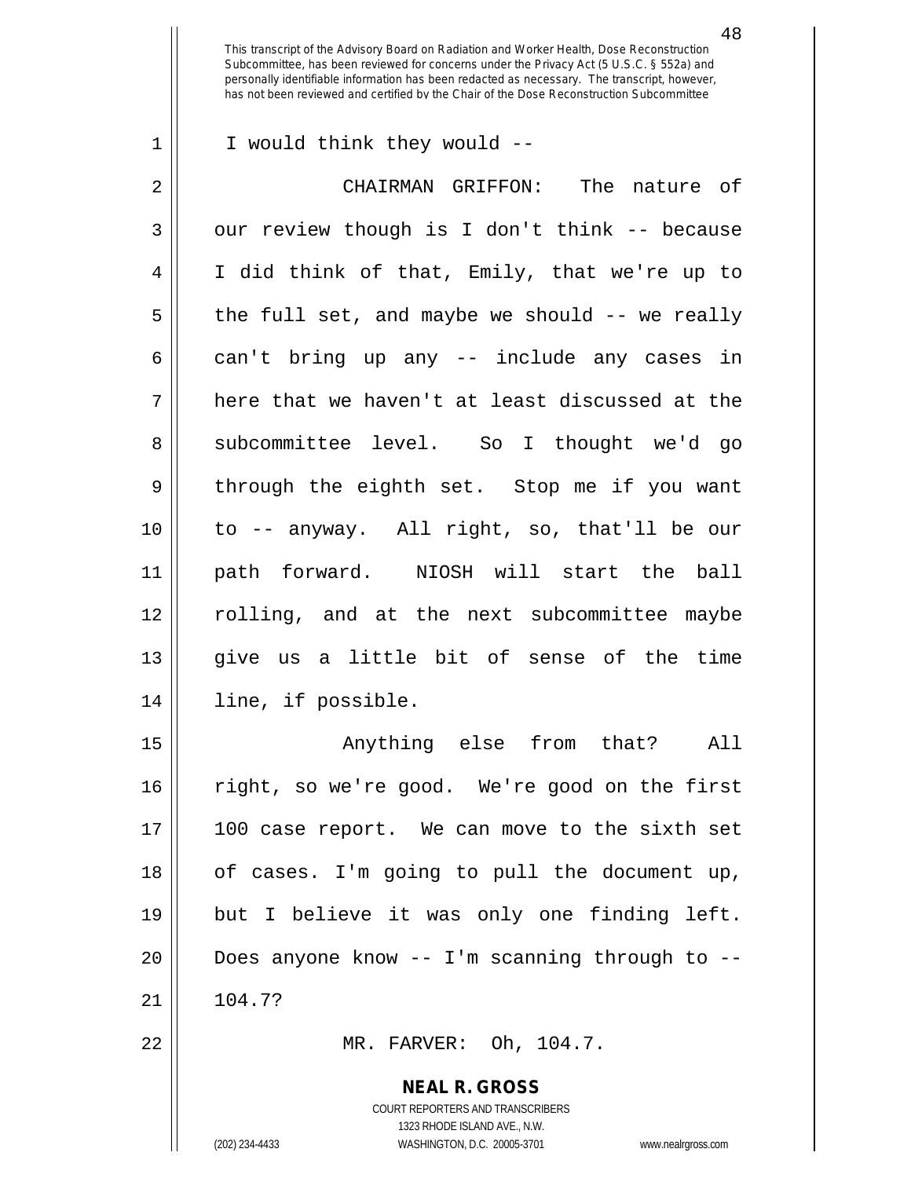I would think they would --

CHAIRMAN GRIFFON: The nature of our review though is I don't think -- because I did think of that, Emily, that we're up to the full set, and maybe we should -- we really can't bring up any -- include any cases in here that we haven't at least discussed at the subcommittee level. So I thought we'd go through the eighth set. Stop me if you want to -- anyway. All right, so, that'll be our path forward. NIOSH will start the ball rolling, and at the next subcommittee maybe give us a little bit of sense of the time line, if possible.

Anything else from that? All right, so we're good. We're good on the first 100 case report. We can move to the sixth set of cases. I'm going to pull the document up, but I believe it was only one finding left. Does anyone know -- I'm scanning through to -- 104.7?

MR. FARVER: Oh, 104.7.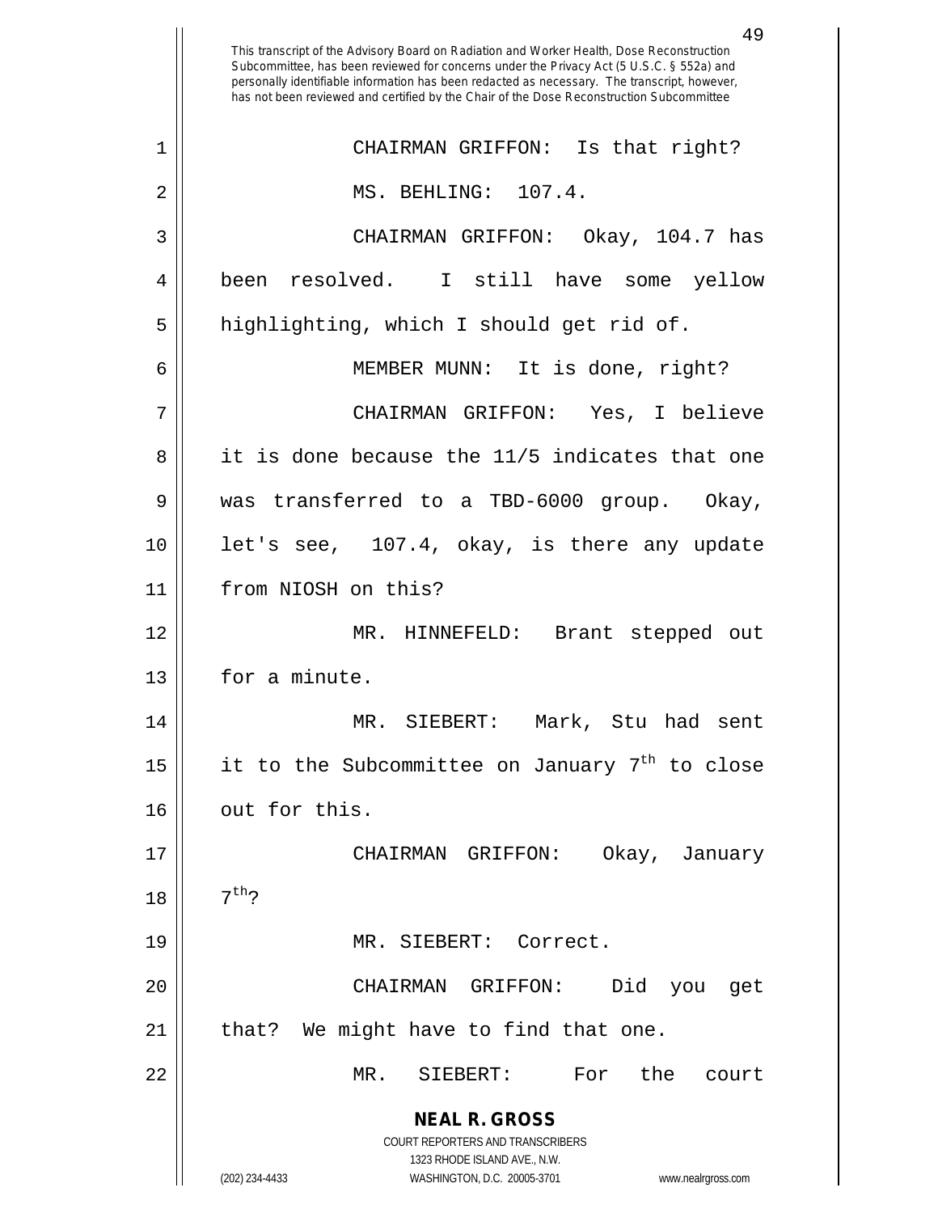This transcript of the Advisory Board on Radiation and Worker Health, Dose Reconstruction Subcommittee, has been reviewed for concerns under the Privacy Act (5 U.S.C. § 552a) and personally identifiable information has been redacted as necessary. The transcript, however, has not been reviewed and certified by the Chair of the Dose Reconstruction Subcommittee

CHAIRMAN GRIFFON: Is that right?

MS. BEHLING: 107.4.

CHAIRMAN GRIFFON: Okay, 104.7 has been resolved. I still have some yellow highlighting, which I should get rid of.

MEMBER MUNN: It is done, right?

CHAIRMAN GRIFFON: Yes, I believe it is done because the 11/5 indicates that one was transferred to a TBD-6000 group. Okay, let's see, 107.4, okay, is there any update from NIOSH on this?

MR. HINNEFELD: Brant stepped out for a minute.

MR. SIEBERT: Mark, Stu had sent it to the Subcommittee on January 7th to close out for this.

CHAIRMAN GRIFFON: Okay, January 7th?

MR. SIEBERT: Correct.

CHAIRMAN GRIFFON: Did you get that? We might have to find that one.

MR. SIEBERT: For the court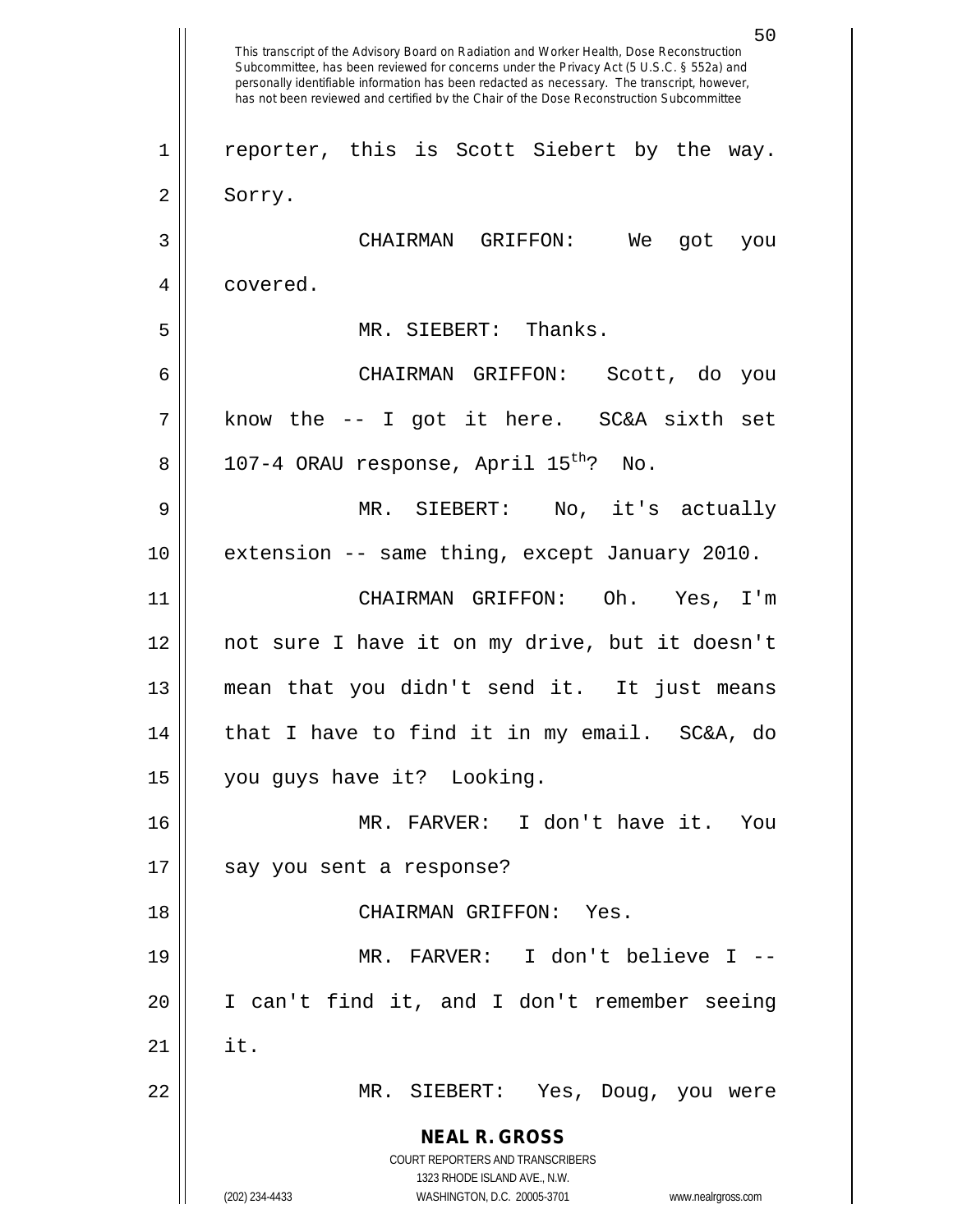This transcript of the Advisory Board on Radiation and Worker Health, Dose Reconstruction Subcommittee, has been reviewed for concerns under the Privacy Act (5 U.S.C. § 552a) and personally identifiable information has been redacted as necessary. The transcript, however, has not been reviewed and certified by the Chair of the Dose Reconstruction Subcommittee

reporter, this is Scott Siebert by the way. Sorry.

CHAIRMAN GRIFFON: We got you covered.

MR. SIEBERT: Thanks.

CHAIRMAN GRIFFON: Scott, do you know the -- I got it here. SC&A sixth set 107-4 ORAU response, April 15th? No.

MR. SIEBERT: No, it's actually extension -- same thing, except January 2010.

CHAIRMAN GRIFFON: Oh. Yes, I'm not sure I have it on my drive, but it doesn't mean that you didn't send it. It just means that I have to find it in my email. SC&A, do you guys have it? Looking.

MR. FARVER: I don't have it. You say you sent a response?

CHAIRMAN GRIFFON: Yes.

MR. FARVER: I don't believe I -- I can't find it, and I don't remember seeing it.

MR. SIEBERT: Yes, Doug, you were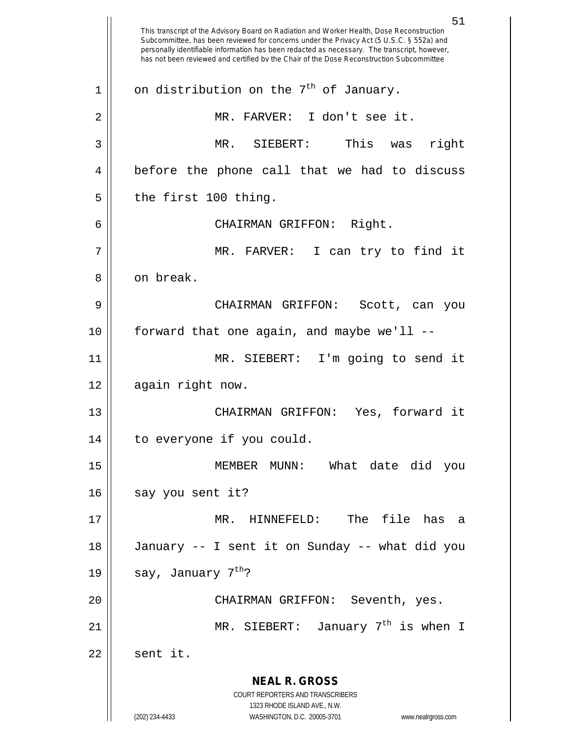on distribution on the 7th of January.

MR. FARVER: I don't see it.

MR. SIEBERT: This was right before the phone call that we had to discuss the first 100 thing.

CHAIRMAN GRIFFON: Right.

MR. FARVER: I can try to find it on break.

CHAIRMAN GRIFFON: Scott, can you forward that one again, and maybe we'll --

MR. SIEBERT: I'm going to send it again right now.

CHAIRMAN GRIFFON: Yes, forward it to everyone if you could.

MEMBER MUNN: What date did you say you sent it?

MR. HINNEFELD: The file has a January -- I sent it on Sunday -- what did you say, January 7th?

CHAIRMAN GRIFFON: Seventh, yes.

MR. SIEBERT: January 7th is when I sent it.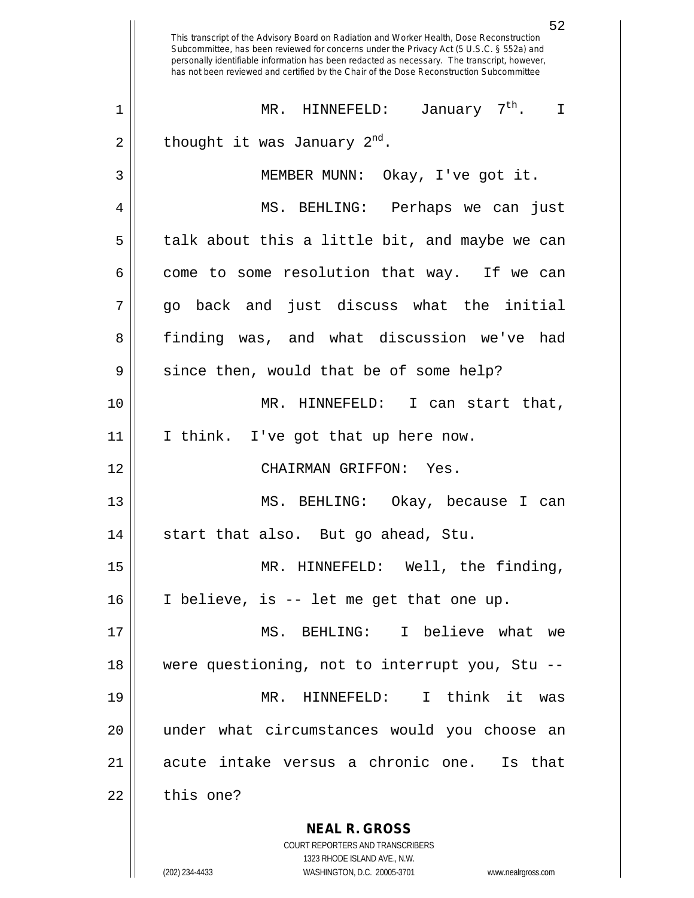This transcript of the Advisory Board on Radiation and Worker Health, Dose Reconstruction Subcommittee, has been reviewed for concerns under the Privacy Act (5 U.S.C. § 552a) and personally identifiable information has been redacted as necessary. The transcript, however, has not been reviewed and certified by the Chair of the Dose Reconstruction Subcommittee

MR. HINNEFELD: January 7th. I thought it was January 2nd.

MEMBER MUNN: Okay, I've got it.

MS. BEHLING: Perhaps we can just talk about this a little bit, and maybe we can come to some resolution that way. If we can go back and just discuss what the initial finding was, and what discussion we've had since then, would that be of some help?

MR. HINNEFELD: I can start that, I think. I've got that up here now.

CHAIRMAN GRIFFON: Yes.

MS. BEHLING: Okay, because I can start that also. But go ahead, Stu.

MR. HINNEFELD: Well, the finding, I believe, is -- let me get that one up.

MS. BEHLING: I believe what we were questioning, not to interrupt you, Stu --

MR. HINNEFELD: I think it was under what circumstances would you choose an acute intake versus a chronic one. Is that this one?

**NEAL R. GROSS**
COURT REPORTERS AND TRANSCRIBERS
1323 RHODE ISLAND AVE., N.W.
(202) 234-4433 WASHINGTON, D.C. 20005-3701 www.nealrgross.com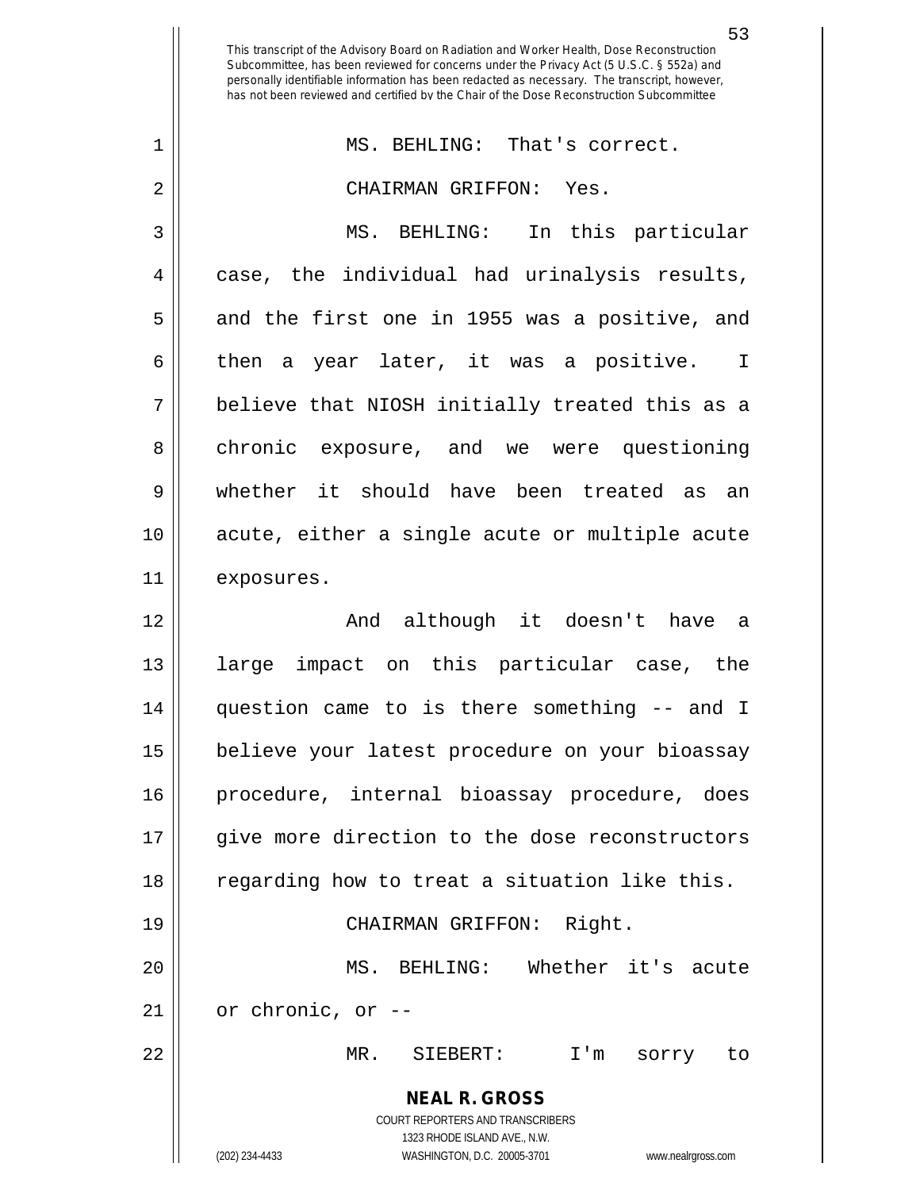MS. BEHLING: That's correct.

CHAIRMAN GRIFFON: Yes.

MS. BEHLING: In this particular case, the individual had urinalysis results, and the first one in 1955 was a positive, and then a year later, it was a positive. I believe that NIOSH initially treated this as a chronic exposure, and we were questioning whether it should have been treated as an acute, either a single acute or multiple acute exposures.

And although it doesn't have a large impact on this particular case, the question came to is there something -- and I believe your latest procedure on your bioassay procedure, internal bioassay procedure, does give more direction to the dose reconstructors regarding how to treat a situation like this.

CHAIRMAN GRIFFON: Right.

MS. BEHLING: Whether it's acute or chronic, or --

MR. SIEBERT: I'm sorry to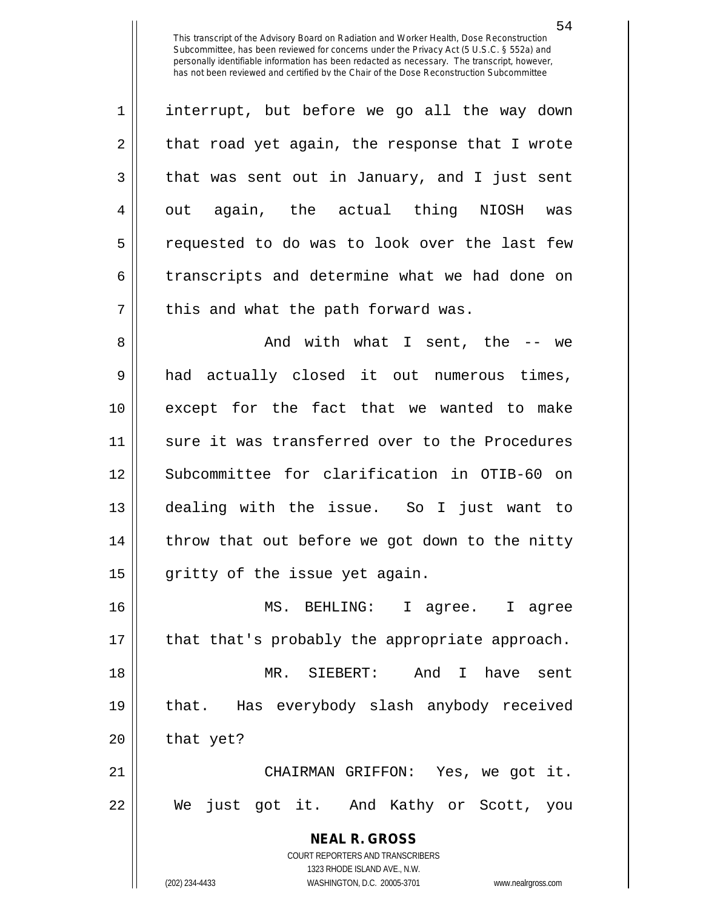interrupt, but before we go all the way down that road yet again, the response that I wrote that was sent out in January, and I just sent out again, the actual thing NIOSH was requested to do was to look over the last few transcripts and determine what we had done on this and what the path forward was.

And with what I sent, the -- we had actually closed it out numerous times, except for the fact that we wanted to make sure it was transferred over to the Procedures Subcommittee for clarification in OTIB-60 on dealing with the issue. So I just want to throw that out before we got down to the nitty gritty of the issue yet again.

MS. BEHLING: I agree. I agree that that's probably the appropriate approach.

MR. SIEBERT: And I have sent that. Has everybody slash anybody received that yet?

CHAIRMAN GRIFFON: Yes, we got it. We just got it. And Kathy or Scott, you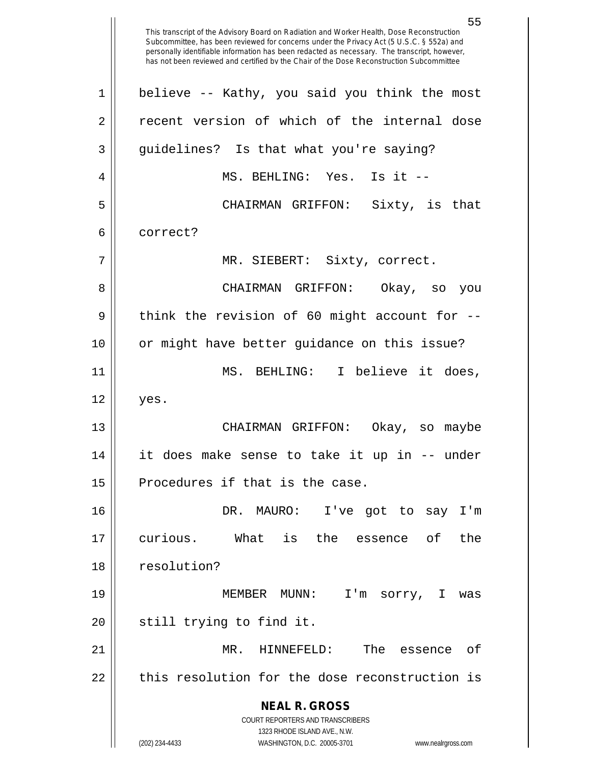believe -- Kathy, you said you think the most recent version of which of the internal dose guidelines? Is that what you're saying?

MS. BEHLING: Yes. Is it --

CHAIRMAN GRIFFON: Sixty, is that correct?

MR. SIEBERT: Sixty, correct.

CHAIRMAN GRIFFON: Okay, so you think the revision of 60 might account for -- or might have better guidance on this issue?

MS. BEHLING: I believe it does, yes.

CHAIRMAN GRIFFON: Okay, so maybe it does make sense to take it up in -- under Procedures if that is the case.

DR. MAURO: I've got to say I'm curious. What is the essence of the resolution?

MEMBER MUNN: I'm sorry, I was still trying to find it.

MR. HINNEFELD: The essence of this resolution for the dose reconstruction is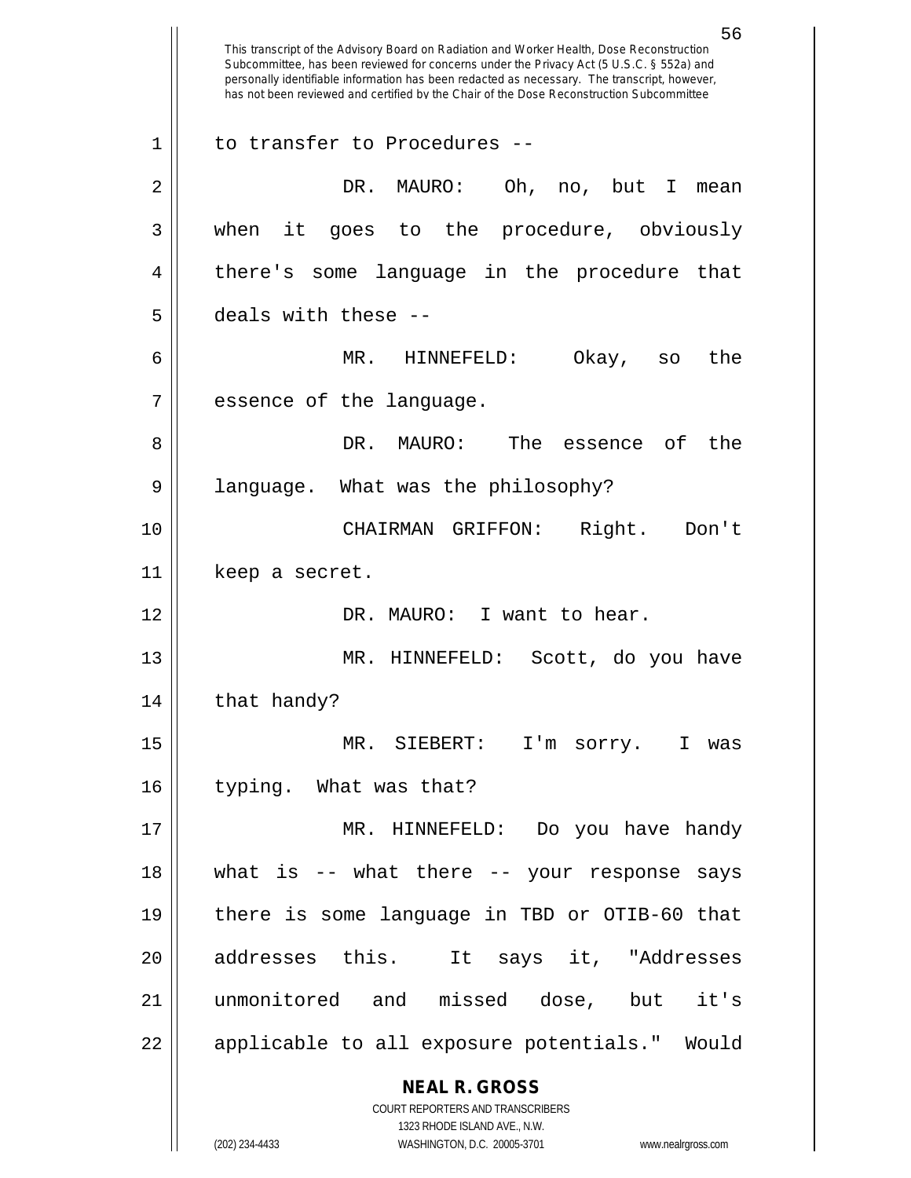to transfer to Procedures --

DR. MAURO: Oh, no, but I mean when it goes to the procedure, obviously there's some language in the procedure that deals with these --

MR. HINNEFELD: Okay, so the essence of the language.

DR. MAURO: The essence of the language. What was the philosophy?

CHAIRMAN GRIFFON: Right. Don't keep a secret.

DR. MAURO: I want to hear.

MR. HINNEFELD: Scott, do you have that handy?

MR. SIEBERT: I'm sorry. I was typing. What was that?

MR. HINNEFELD: Do you have handy what is -- what there -- your response says there is some language in TBD or OTIB-60 that addresses this. It says it, "Addresses unmonitored and missed dose, but it's applicable to all exposure potentials." Would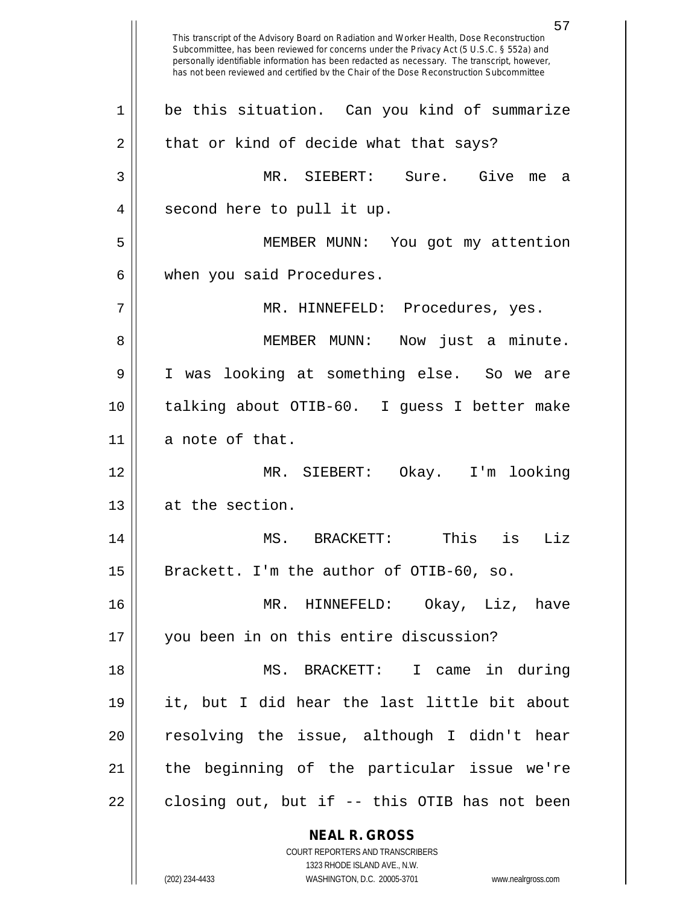This transcript of the Advisory Board on Radiation and Worker Health, Dose Reconstruction Subcommittee, has been reviewed for concerns under the Privacy Act (5 U.S.C. § 552a) and personally identifiable information has been redacted as necessary. The transcript, however, has not been reviewed and certified by the Chair of the Dose Reconstruction Subcommittee

be this situation. Can you kind of summarize that or kind of decide what that says?

MR. SIEBERT: Sure. Give me a second here to pull it up.

MEMBER MUNN: You got my attention when you said Procedures.

MR. HINNEFELD: Procedures, yes.

MEMBER MUNN: Now just a minute. I was looking at something else. So we are talking about OTIB-60. I guess I better make a note of that.

MR. SIEBERT: Okay. I'm looking at the section.

MS. BRACKETT: This is Liz Brackett. I'm the author of OTIB-60, so.

MR. HINNEFELD: Okay, Liz, have you been in on this entire discussion?

MS. BRACKETT: I came in during it, but I did hear the last little bit about resolving the issue, although I didn't hear the beginning of the particular issue we're closing out, but if -- this OTIB has not been

**NEAL R. GROSS**
COURT REPORTERS AND TRANSCRIBERS
1323 RHODE ISLAND AVE., N.W.
(202) 234-4433 WASHINGTON, D.C. 20005-3701 www.nealrgross.com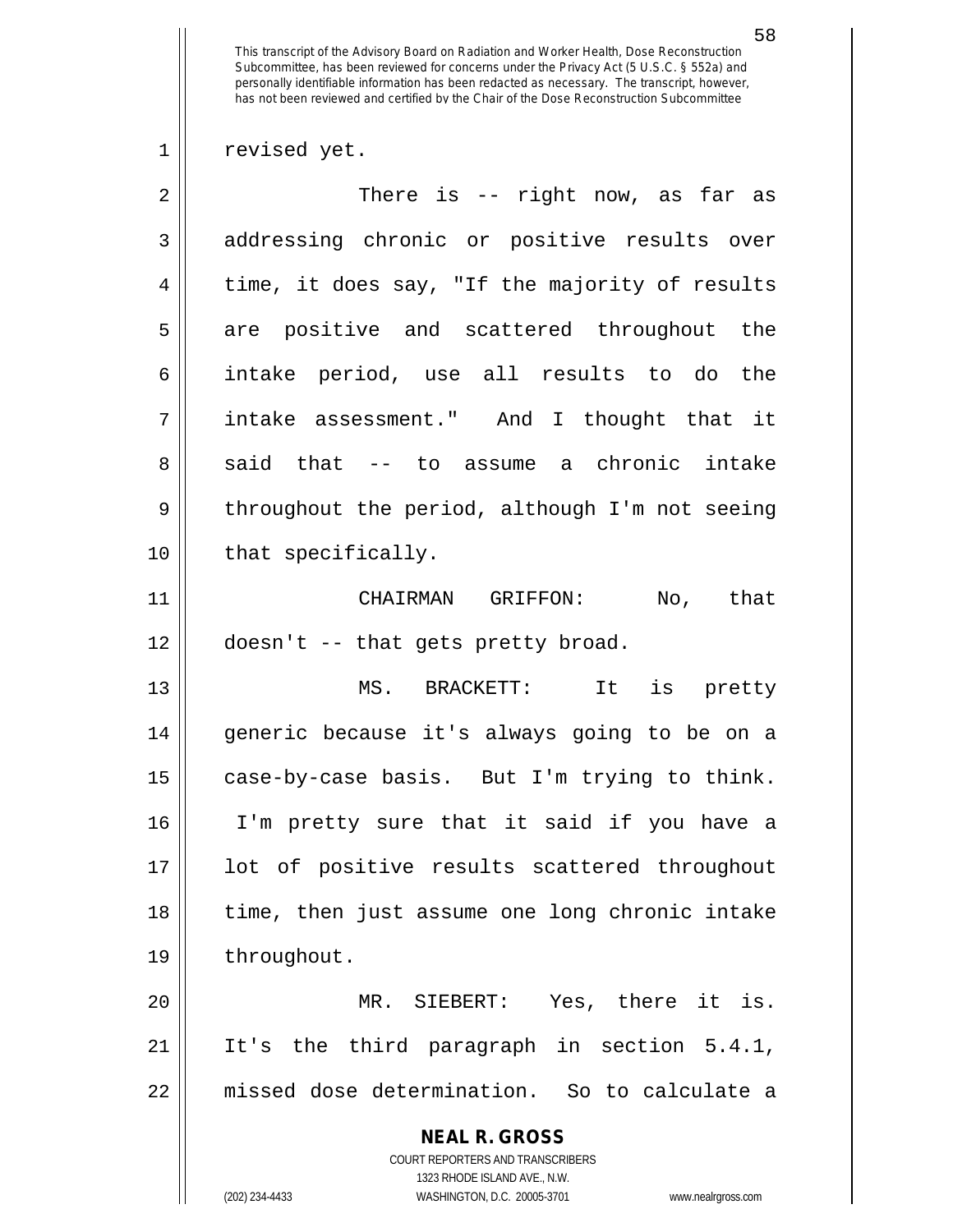revised yet.

There is -- right now, as far as addressing chronic or positive results over time, it does say, "If the majority of results are positive and scattered throughout the intake period, use all results to do the intake assessment." And I thought that it said that -- to assume a chronic intake throughout the period, although I'm not seeing that specifically.

CHAIRMAN GRIFFON: No, that doesn't -- that gets pretty broad.

MS. BRACKETT: It is pretty generic because it's always going to be on a case-by-case basis. But I'm trying to think. I'm pretty sure that it said if you have a lot of positive results scattered throughout time, then just assume one long chronic intake throughout.

MR. SIEBERT: Yes, there it is. It's the third paragraph in section 5.4.1, missed dose determination. So to calculate a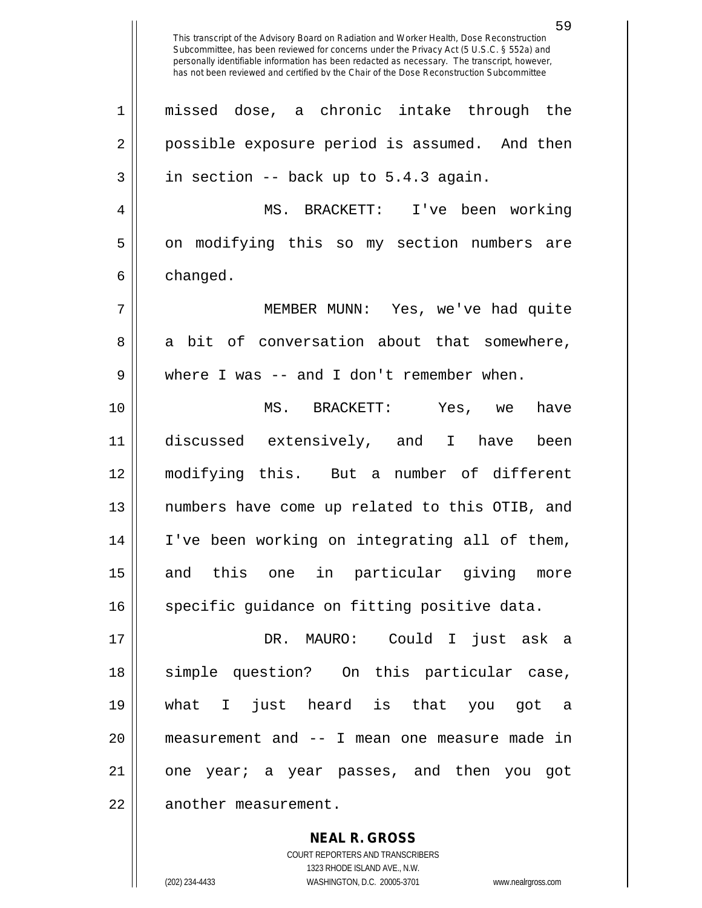missed dose, a chronic intake through the possible exposure period is assumed. And then in section -- back up to 5.4.3 again.

MS. BRACKETT: I've been working on modifying this so my section numbers are changed.

MEMBER MUNN: Yes, we've had quite a bit of conversation about that somewhere, where I was -- and I don't remember when.

MS. BRACKETT: Yes, we have discussed extensively, and I have been modifying this. But a number of different numbers have come up related to this OTIB, and I've been working on integrating all of them, and this one in particular giving more specific guidance on fitting positive data.

DR. MAURO: Could I just ask a simple question? On this particular case, what I just heard is that you got a measurement and -- I mean one measure made in one year; a year passes, and then you got another measurement.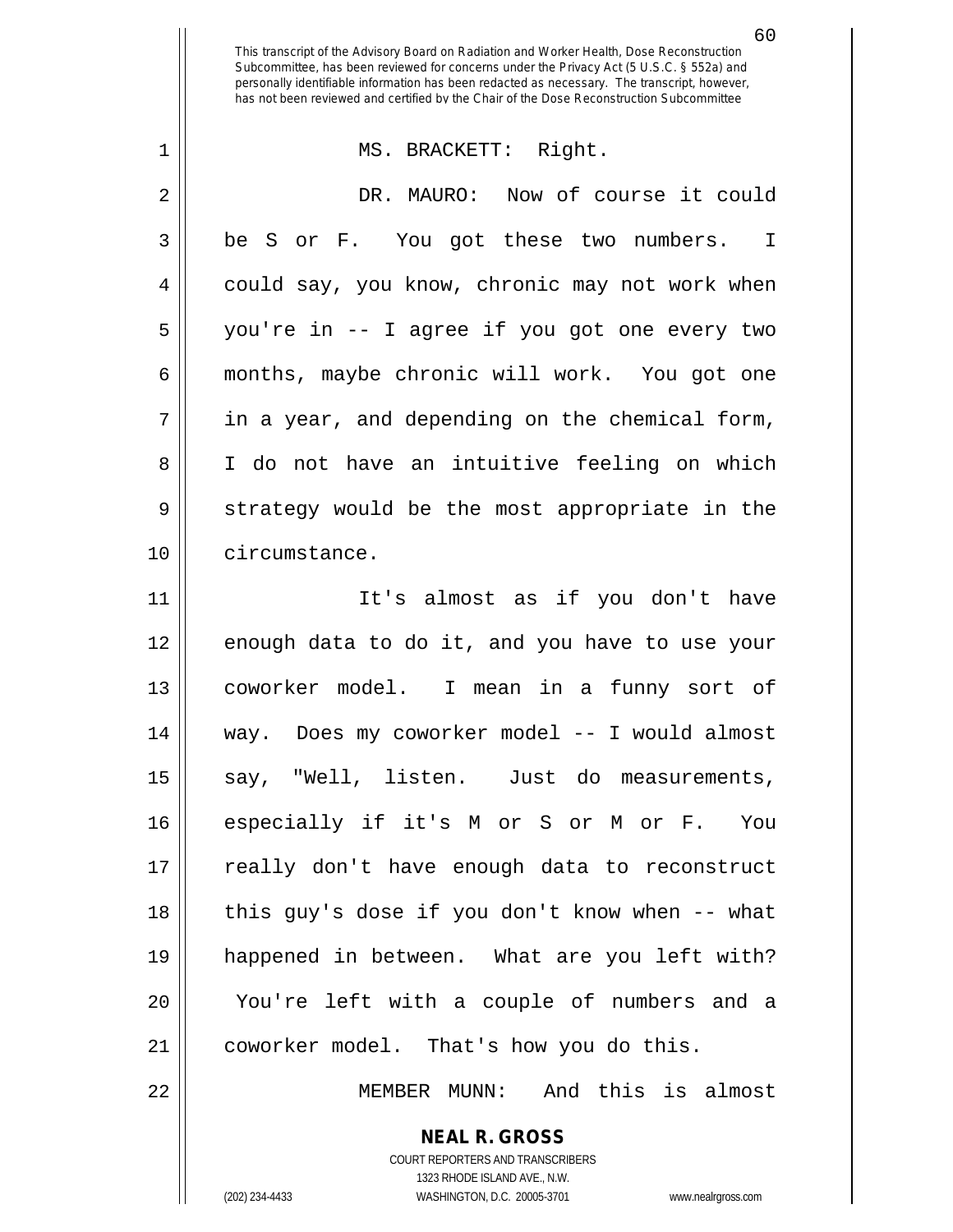MS. BRACKETT: Right.

DR. MAURO: Now of course it could be S or F. You got these two numbers. I could say, you know, chronic may not work when you're in -- I agree if you got one every two months, maybe chronic will work. You got one in a year, and depending on the chemical form, I do not have an intuitive feeling on which strategy would be the most appropriate in the circumstance.

It's almost as if you don't have enough data to do it, and you have to use your coworker model. I mean in a funny sort of way. Does my coworker model -- I would almost say, "Well, listen. Just do measurements, especially if it's M or S or M or F. You really don't have enough data to reconstruct this guy's dose if you don't know when -- what happened in between. What are you left with? You're left with a couple of numbers and a coworker model. That's how you do this.

MEMBER MUNN: And this is almost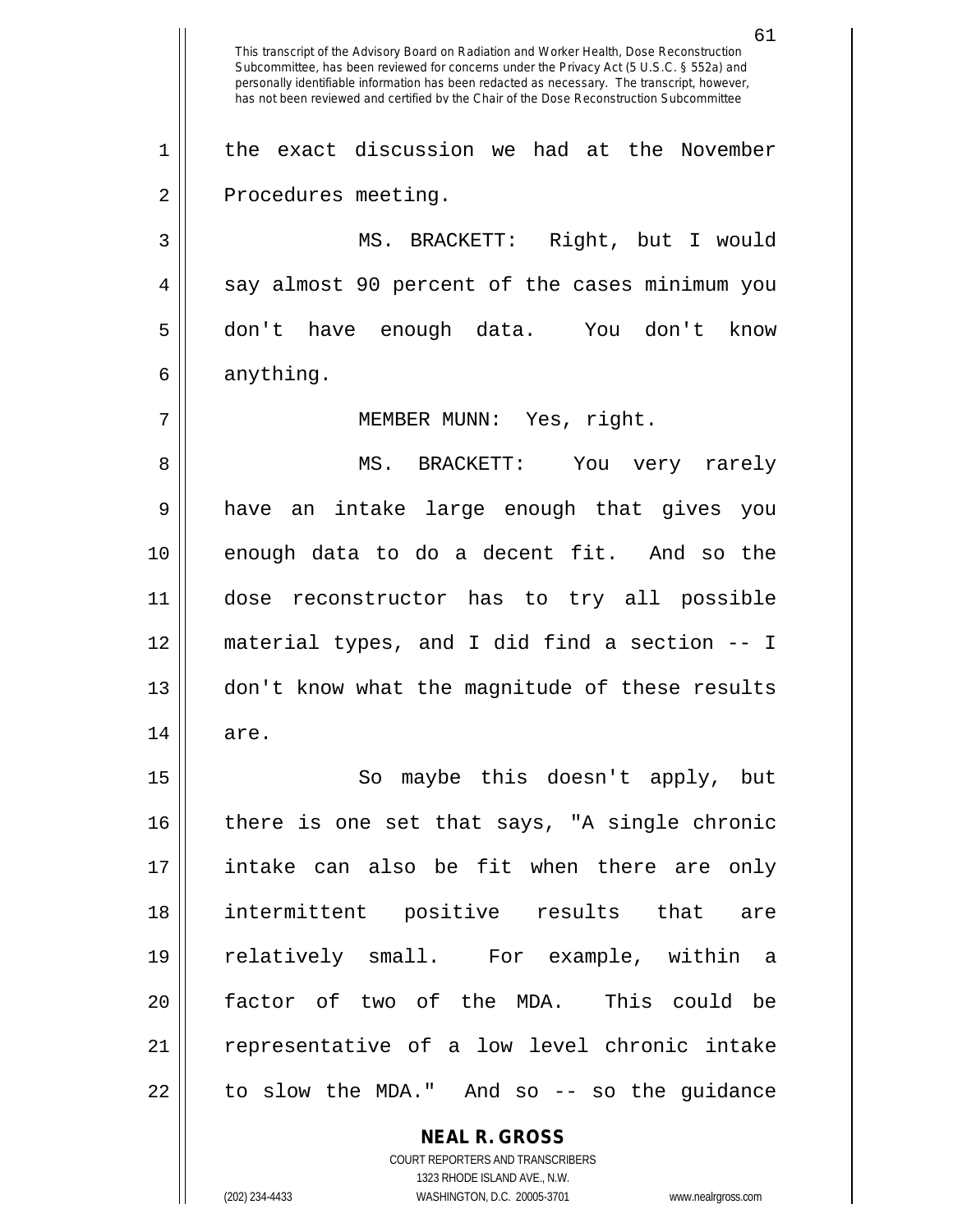the exact discussion we had at the November Procedures meeting.

MS. BRACKETT: Right, but I would say almost 90 percent of the cases minimum you don't have enough data. You don't know anything.

MEMBER MUNN: Yes, right.

MS. BRACKETT: You very rarely have an intake large enough that gives you enough data to do a decent fit. And so the dose reconstructor has to try all possible material types, and I did find a section -- I don't know what the magnitude of these results are.

So maybe this doesn't apply, but there is one set that says, "A single chronic intake can also be fit when there are only intermittent positive results that are relatively small. For example, within a factor of two of the MDA. This could be representative of a low level chronic intake to slow the MDA." And so -- so the guidance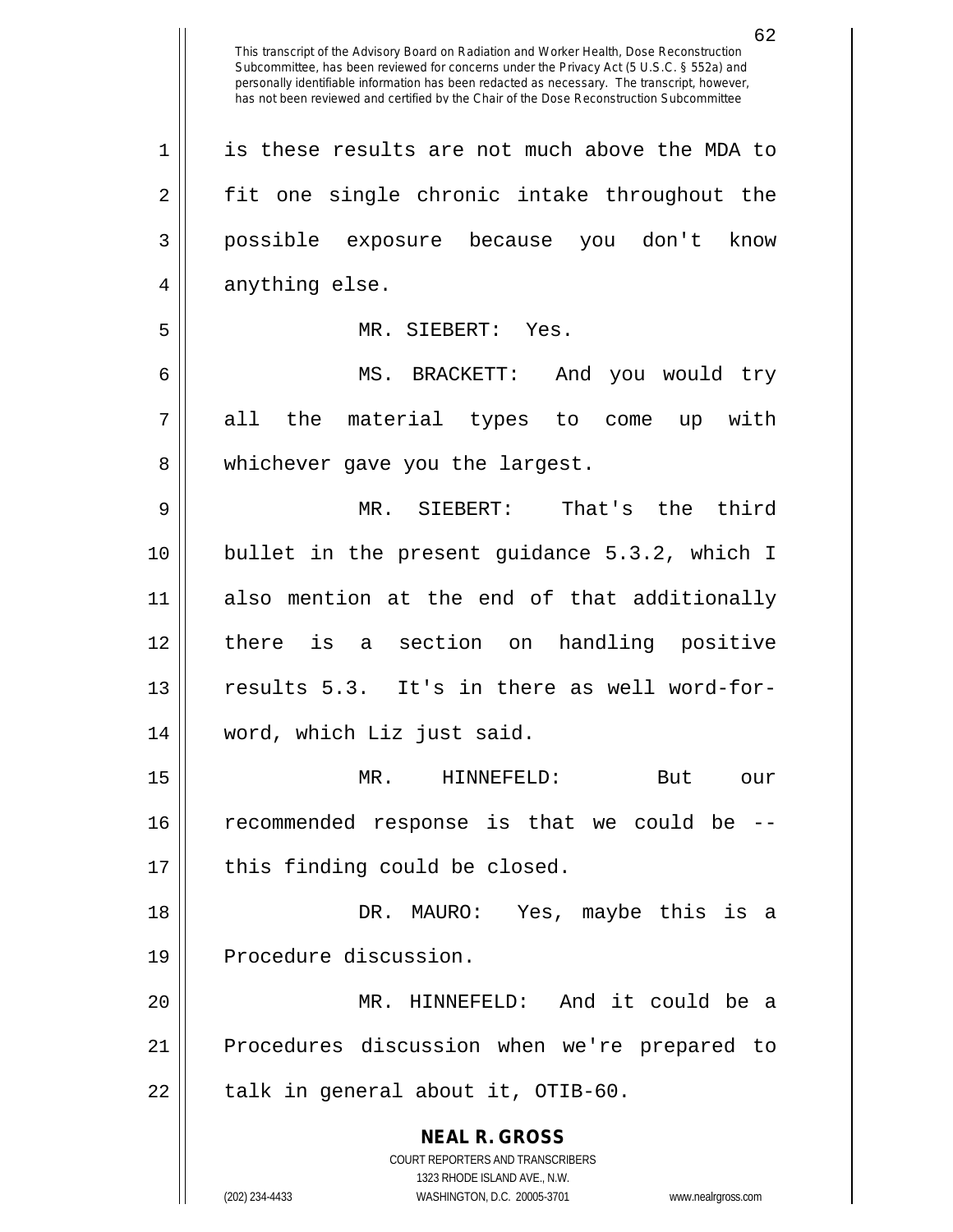is these results are not much above the MDA to fit one single chronic intake throughout the possible exposure because you don't know anything else.

MR. SIEBERT: Yes.

MS. BRACKETT: And you would try all the material types to come up with whichever gave you the largest.

MR. SIEBERT: That's the third bullet in the present guidance 5.3.2, which I also mention at the end of that additionally there is a section on handling positive results 5.3. It's in there as well word-for-word, which Liz just said.

MR. HINNEFELD: But our recommended response is that we could be -- this finding could be closed.

DR. MAURO: Yes, maybe this is a Procedure discussion.

MR. HINNEFELD: And it could be a Procedures discussion when we're prepared to talk in general about it, OTIB-60.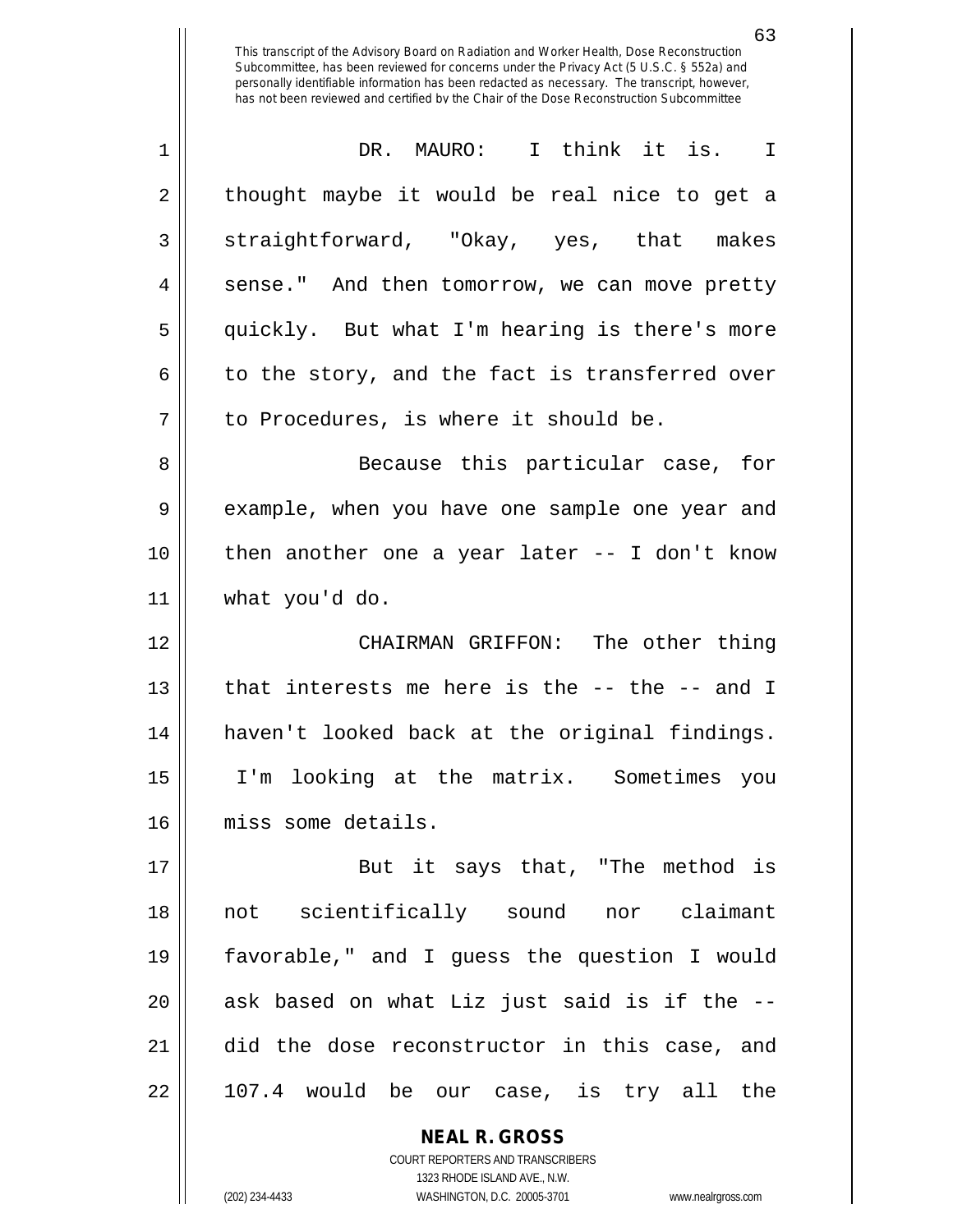DR. MAURO: I think it is. I thought maybe it would be real nice to get a straightforward, "Okay, yes, that makes sense." And then tomorrow, we can move pretty quickly. But what I'm hearing is there's more to the story, and the fact is transferred over to Procedures, is where it should be.

Because this particular case, for example, when you have one sample one year and then another one a year later -- I don't know what you'd do.

CHAIRMAN GRIFFON: The other thing that interests me here is the -- the -- and I haven't looked back at the original findings. I'm looking at the matrix. Sometimes you miss some details.

But it says that, "The method is not scientifically sound nor claimant favorable," and I guess the question I would ask based on what Liz just said is if the -- did the dose reconstructor in this case, and 107.4 would be our case, is try all the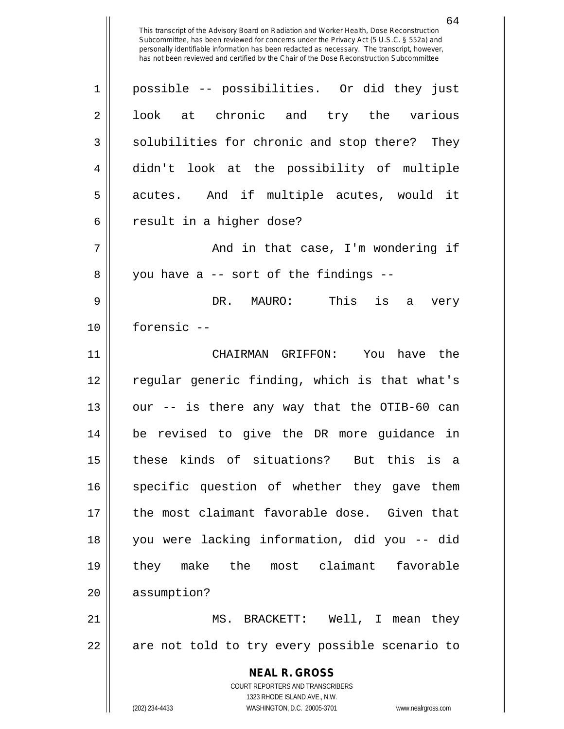This transcript of the Advisory Board on Radiation and Worker Health, Dose Reconstruction Subcommittee, has been reviewed for concerns under the Privacy Act (5 U.S.C. § 552a) and personally identifiable information has been redacted as necessary. The transcript, however, has not been reviewed and certified by the Chair of the Dose Reconstruction Subcommittee

possible -- possibilities. Or did they just look at chronic and try the various solubilities for chronic and stop there? They didn't look at the possibility of multiple acutes. And if multiple acutes, would it result in a higher dose?

And in that case, I'm wondering if you have a -- sort of the findings --

DR. MAURO: This is a very forensic --

CHAIRMAN GRIFFON: You have the regular generic finding, which is that what's our -- is there any way that the OTIB-60 can be revised to give the DR more guidance in these kinds of situations? But this is a specific question of whether they gave them the most claimant favorable dose. Given that you were lacking information, did you -- did they make the most claimant favorable assumption?

MS. BRACKETT: Well, I mean they are not told to try every possible scenario to

**NEAL R. GROSS**
COURT REPORTERS AND TRANSCRIBERS
1323 RHODE ISLAND AVE., N.W.
(202) 234-4433 WASHINGTON, D.C. 20005-3701 www.nealrgross.com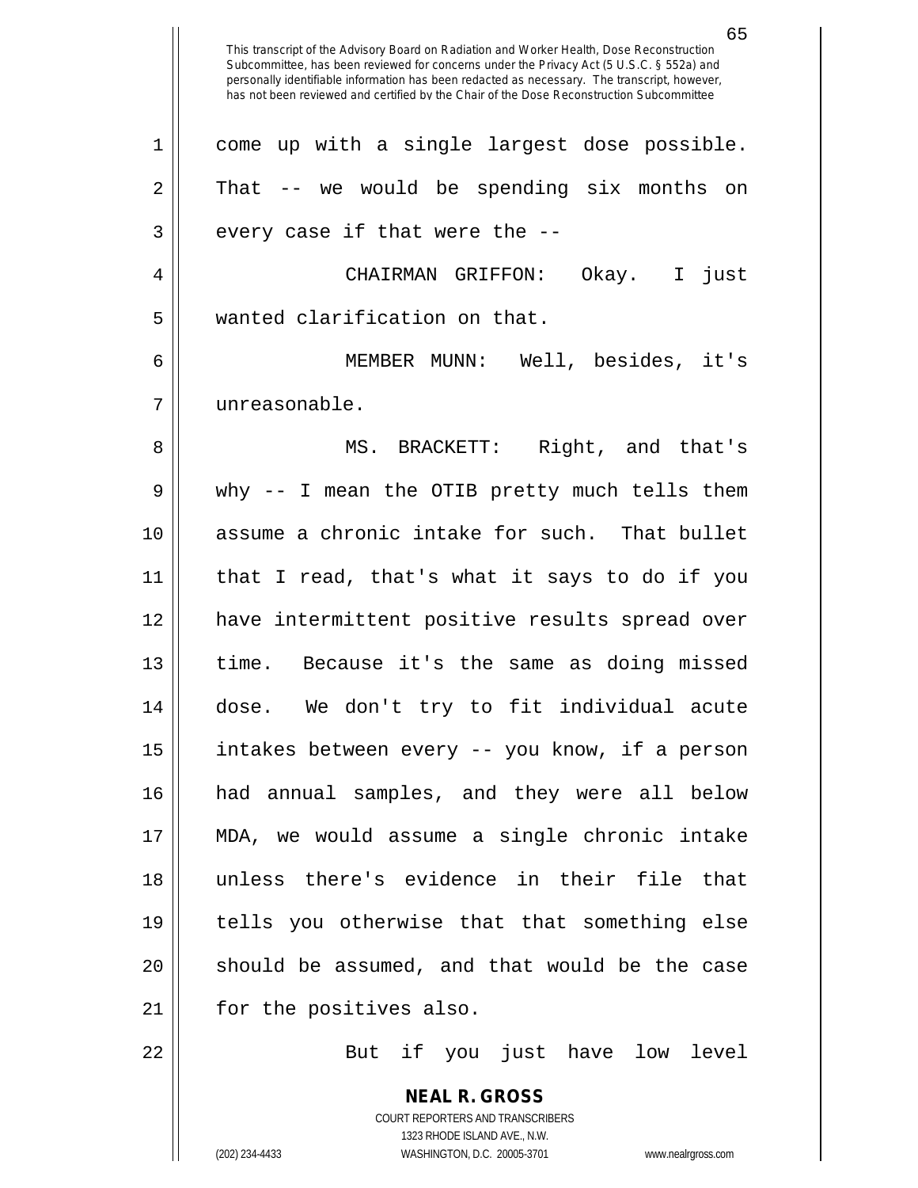come up with a single largest dose possible. That -- we would be spending six months on every case if that were the --

CHAIRMAN GRIFFON: Okay. I just wanted clarification on that.

MEMBER MUNN: Well, besides, it's unreasonable.

MS. BRACKETT: Right, and that's why -- I mean the OTIB pretty much tells them assume a chronic intake for such. That bullet that I read, that's what it says to do if you have intermittent positive results spread over time. Because it's the same as doing missed dose. We don't try to fit individual acute intakes between every -- you know, if a person had annual samples, and they were all below MDA, we would assume a single chronic intake unless there's evidence in their file that tells you otherwise that that something else should be assumed, and that would be the case for the positives also.

But if you just have low level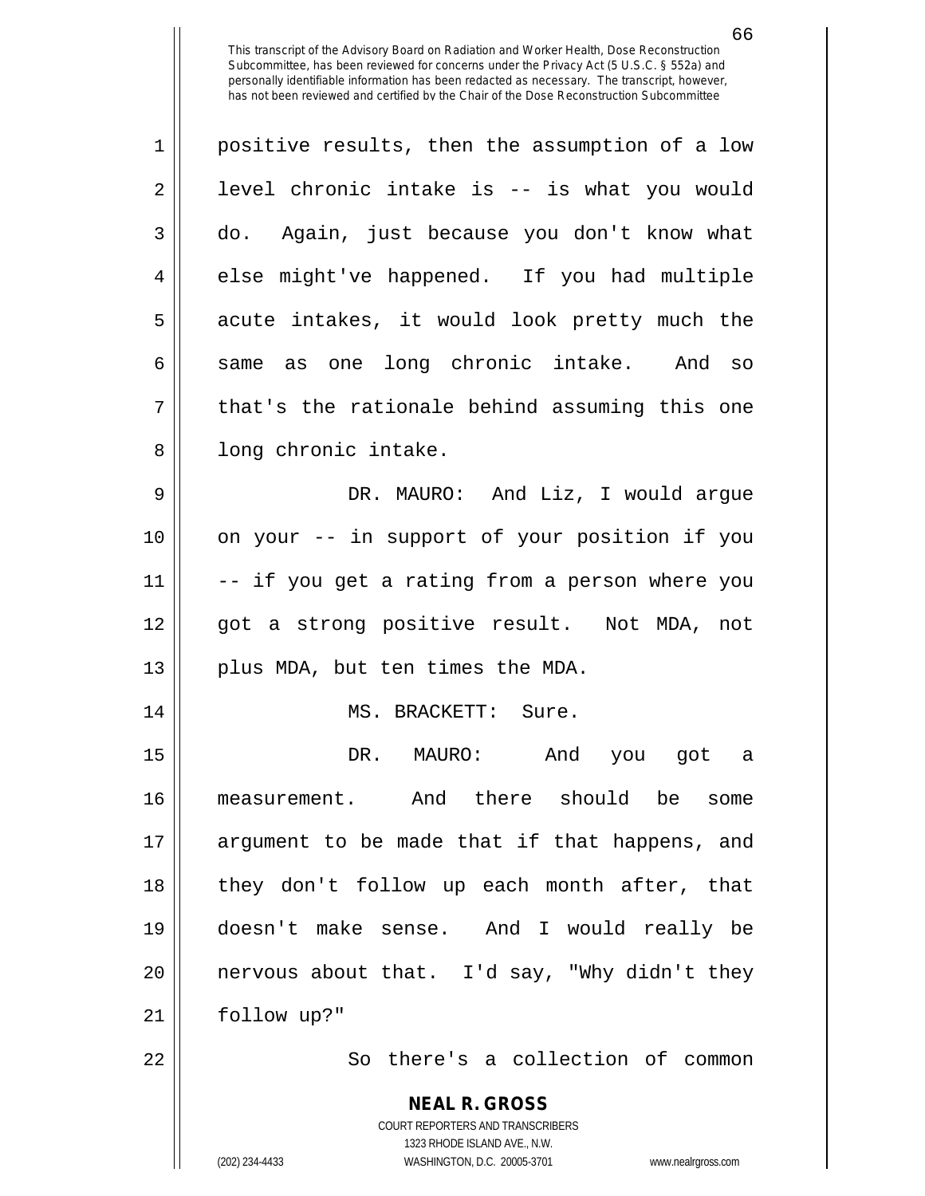positive results, then the assumption of a low level chronic intake is -- is what you would do. Again, just because you don't know what else might've happened. If you had multiple acute intakes, it would look pretty much the same as one long chronic intake. And so that's the rationale behind assuming this one long chronic intake.

DR. MAURO: And Liz, I would argue on your -- in support of your position if you -- if you get a rating from a person where you got a strong positive result. Not MDA, not plus MDA, but ten times the MDA.

MS. BRACKETT: Sure.

DR. MAURO: And you got a measurement. And there should be some argument to be made that if that happens, and they don't follow up each month after, that doesn't make sense. And I would really be nervous about that. I'd say, "Why didn't they follow up?"

So there's a collection of common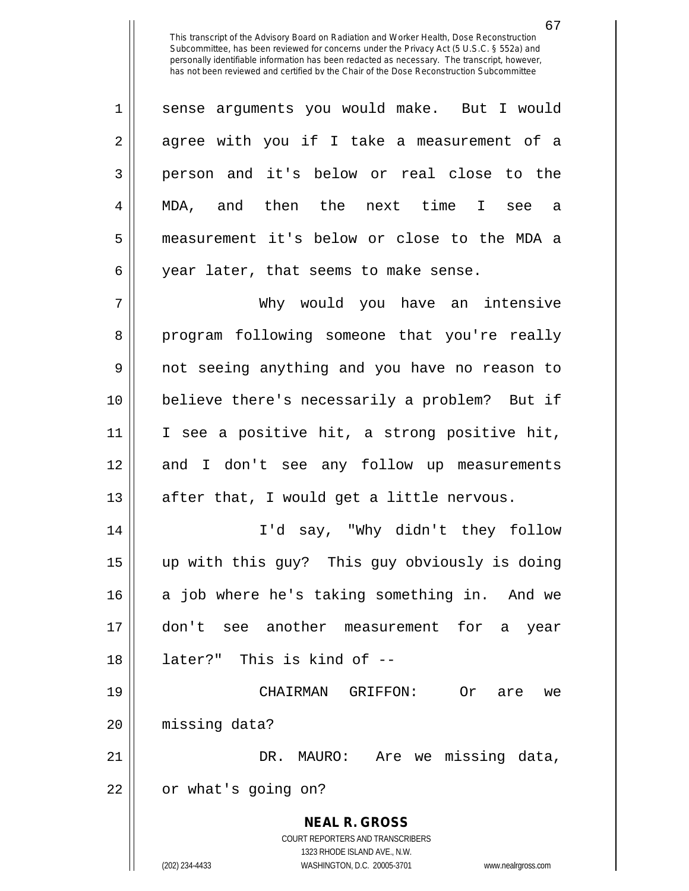sense arguments you would make. But I would agree with you if I take a measurement of a person and it's below or real close to the MDA, and then the next time I see a measurement it's below or close to the MDA a year later, that seems to make sense.

Why would you have an intensive program following someone that you're really not seeing anything and you have no reason to believe there's necessarily a problem? But if I see a positive hit, a strong positive hit, and I don't see any follow up measurements after that, I would get a little nervous.

I'd say, "Why didn't they follow up with this guy? This guy obviously is doing a job where he's taking something in. And we don't see another measurement for a year later?" This is kind of --

CHAIRMAN GRIFFON: Or are we missing data?

DR. MAURO: Are we missing data, or what's going on?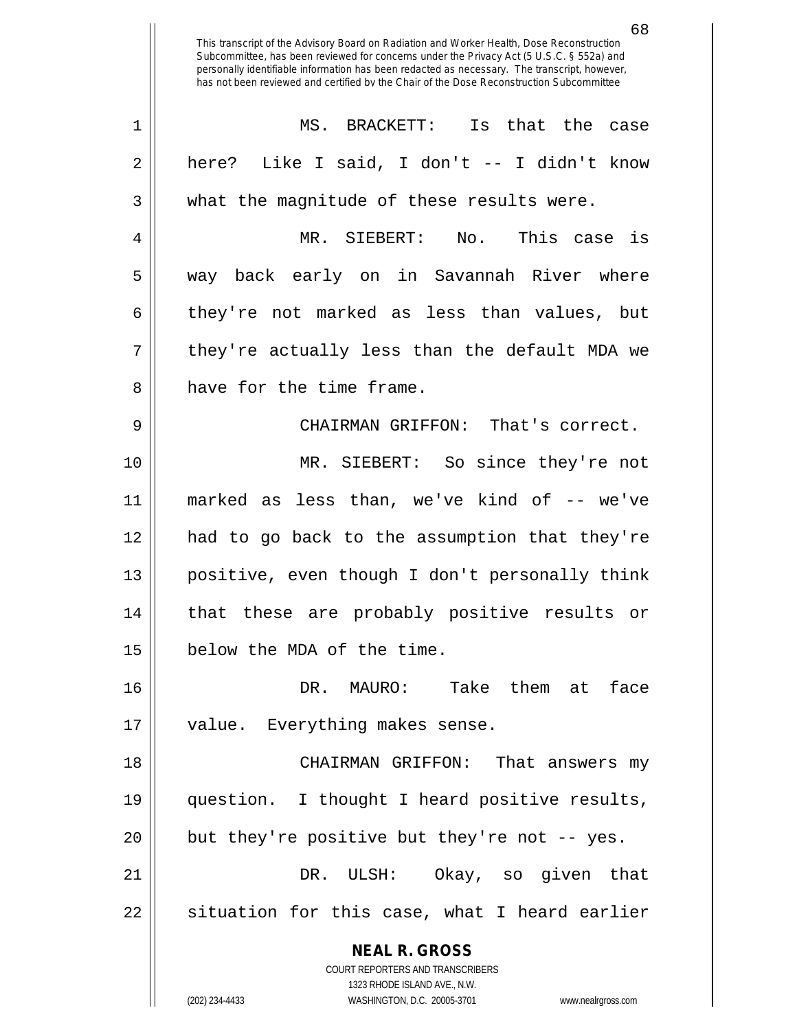MS. BRACKETT: Is that the case here? Like I said, I don't -- I didn't know what the magnitude of these results were.

MR. SIEBERT: No. This case is way back early on in Savannah River where they're not marked as less than values, but they're actually less than the default MDA we have for the time frame.

CHAIRMAN GRIFFON: That's correct.

MR. SIEBERT: So since they're not marked as less than, we've kind of -- we've had to go back to the assumption that they're positive, even though I don't personally think that these are probably positive results or below the MDA of the time.

DR. MAURO: Take them at face value. Everything makes sense.

CHAIRMAN GRIFFON: That answers my question. I thought I heard positive results, but they're positive but they're not -- yes.

DR. ULSH: Okay, so given that situation for this case, what I heard earlier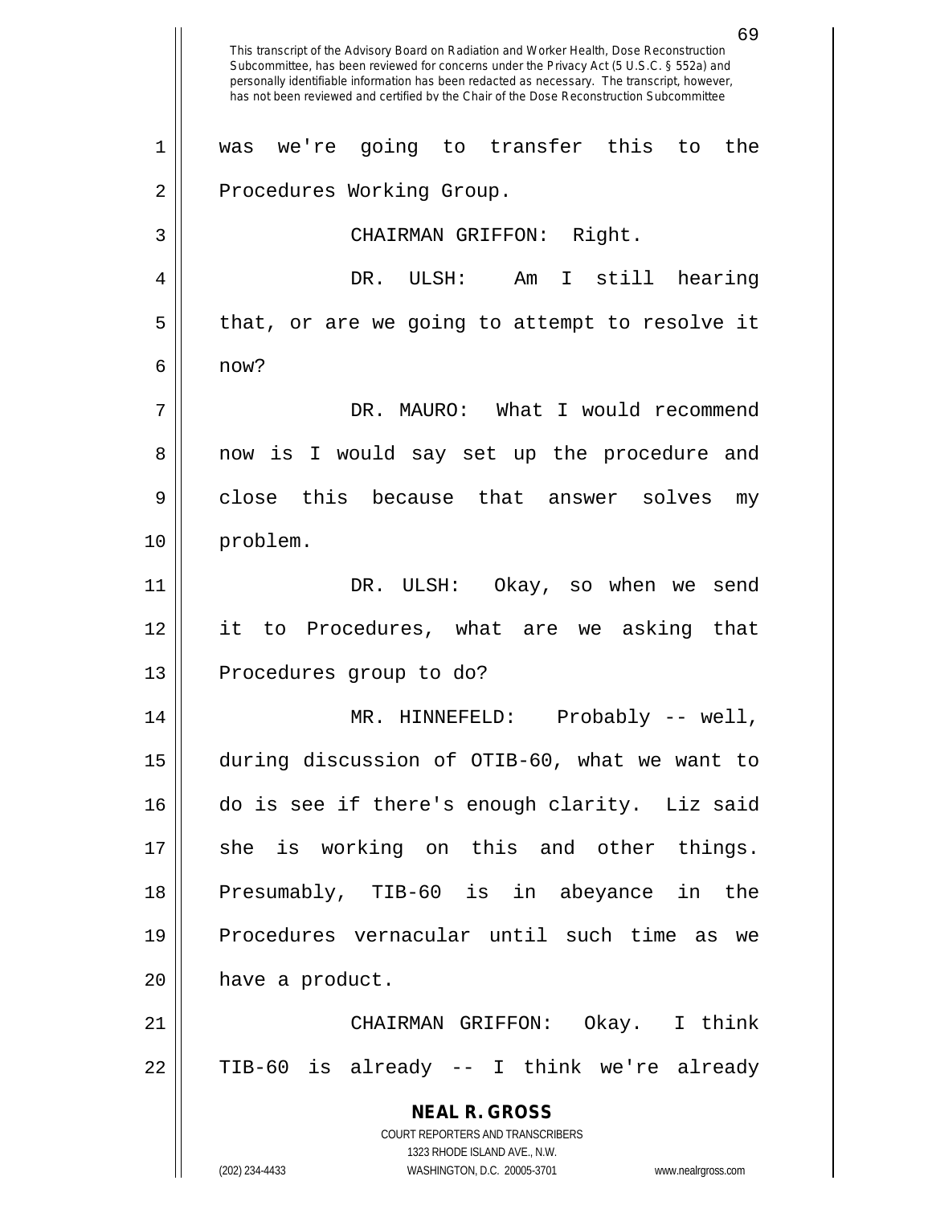was we're going to transfer this to the Procedures Working Group.

CHAIRMAN GRIFFON: Right.

DR. ULSH: Am I still hearing that, or are we going to attempt to resolve it now?

DR. MAURO: What I would recommend now is I would say set up the procedure and close this because that answer solves my problem.

DR. ULSH: Okay, so when we send it to Procedures, what are we asking that Procedures group to do?

MR. HINNEFELD: Probably -- well, during discussion of OTIB-60, what we want to do is see if there's enough clarity. Liz said she is working on this and other things. Presumably, TIB-60 is in abeyance in the Procedures vernacular until such time as we have a product.

CHAIRMAN GRIFFON: Okay. I think TIB-60 is already -- I think we're already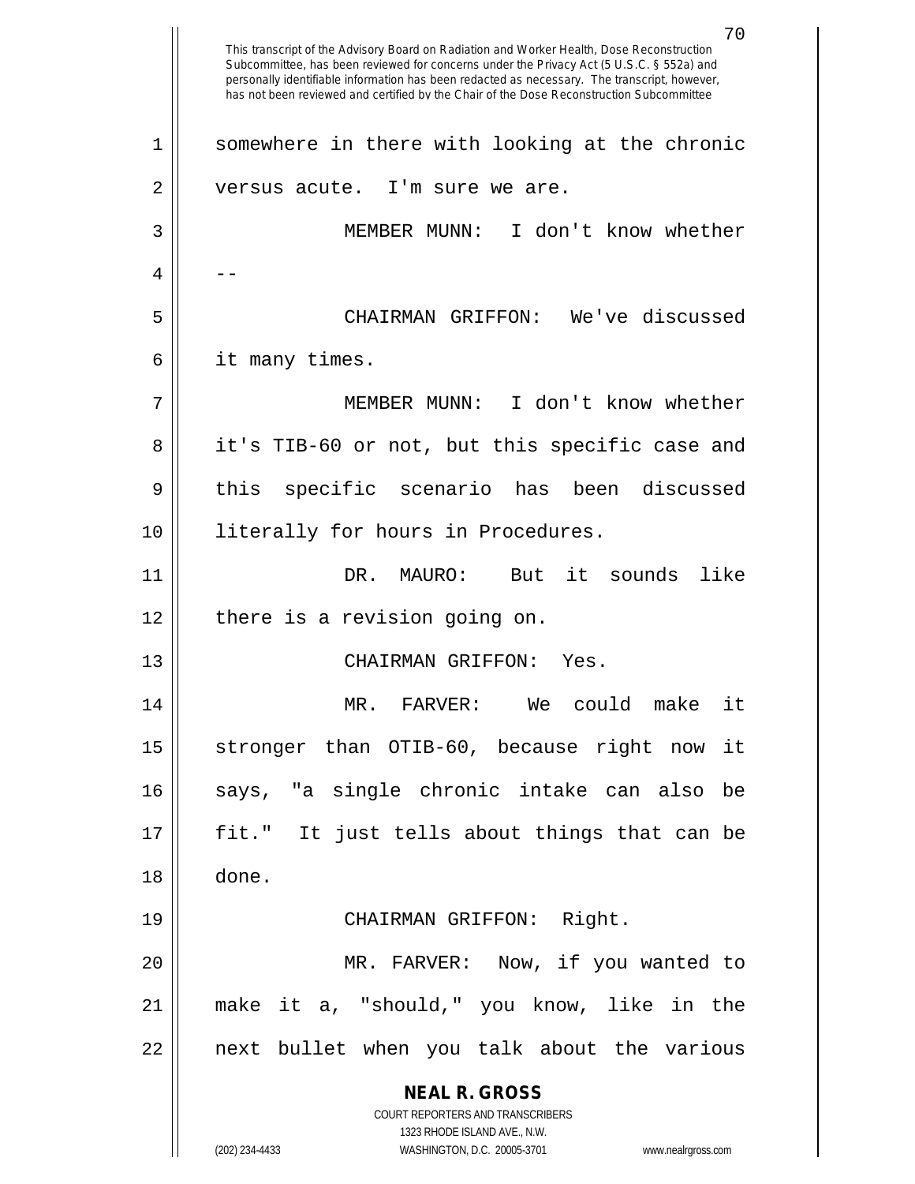This transcript of the Advisory Board on Radiation and Worker Health, Dose Reconstruction Subcommittee, has been reviewed for concerns under the Privacy Act (5 U.S.C. § 552a) and personally identifiable information has been redacted as necessary. The transcript, however, has not been reviewed and certified by the Chair of the Dose Reconstruction Subcommittee

somewhere in there with looking at the chronic versus acute. I'm sure we are.

MEMBER MUNN: I don't know whether --

CHAIRMAN GRIFFON: We've discussed it many times.

MEMBER MUNN: I don't know whether it's TIB-60 or not, but this specific case and this specific scenario has been discussed literally for hours in Procedures.

DR. MAURO: But it sounds like there is a revision going on.

CHAIRMAN GRIFFON: Yes.

MR. FARVER: We could make it stronger than OTIB-60, because right now it says, "a single chronic intake can also be fit." It just tells about things that can be done.

CHAIRMAN GRIFFON: Right.

MR. FARVER: Now, if you wanted to make it a, "should," you know, like in the next bullet when you talk about the various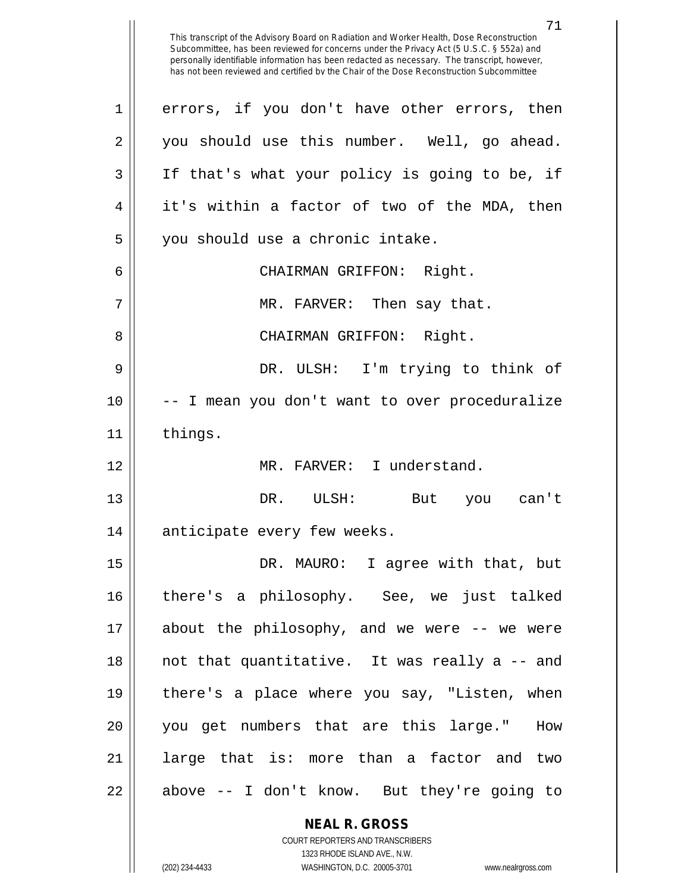errors, if you don't have other errors, then you should use this number. Well, go ahead. If that's what your policy is going to be, if it's within a factor of two of the MDA, then you should use a chronic intake.

CHAIRMAN GRIFFON: Right.

MR. FARVER: Then say that.

CHAIRMAN GRIFFON: Right.

DR. ULSH: I'm trying to think of -- I mean you don't want to over proceduralize things.

MR. FARVER: I understand.

DR. ULSH: But you can't anticipate every few weeks.

DR. MAURO: I agree with that, but there's a philosophy. See, we just talked about the philosophy, and we were -- we were not that quantitative. It was really a -- and there's a place where you say, "Listen, when you get numbers that are this large." How large that is: more than a factor and two above -- I don't know. But they're going to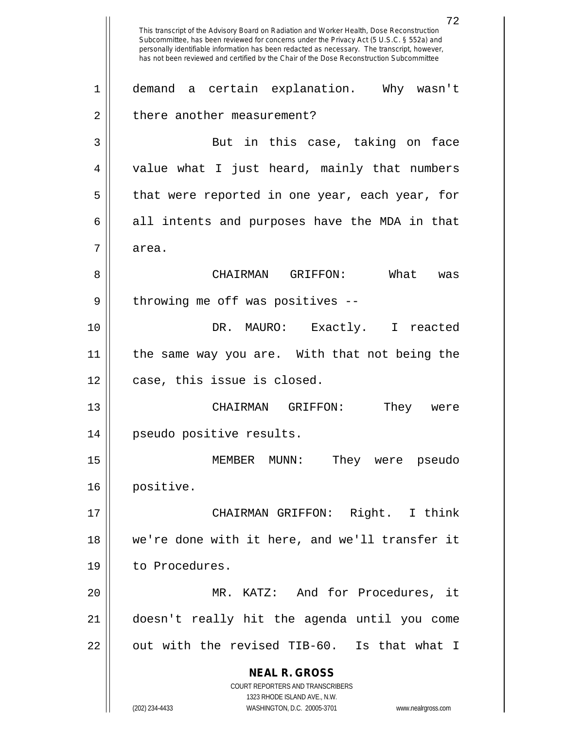demand a certain explanation. Why wasn't there another measurement?

But in this case, taking on face value what I just heard, mainly that numbers that were reported in one year, each year, for all intents and purposes have the MDA in that area.

CHAIRMAN GRIFFON: What was throwing me off was positives --

DR. MAURO: Exactly. I reacted the same way you are. With that not being the case, this issue is closed.

CHAIRMAN GRIFFON: They were pseudo positive results.

MEMBER MUNN: They were pseudo positive.

CHAIRMAN GRIFFON: Right. I think we're done with it here, and we'll transfer it to Procedures.

MR. KATZ: And for Procedures, it doesn't really hit the agenda until you come out with the revised TIB-60. Is that what I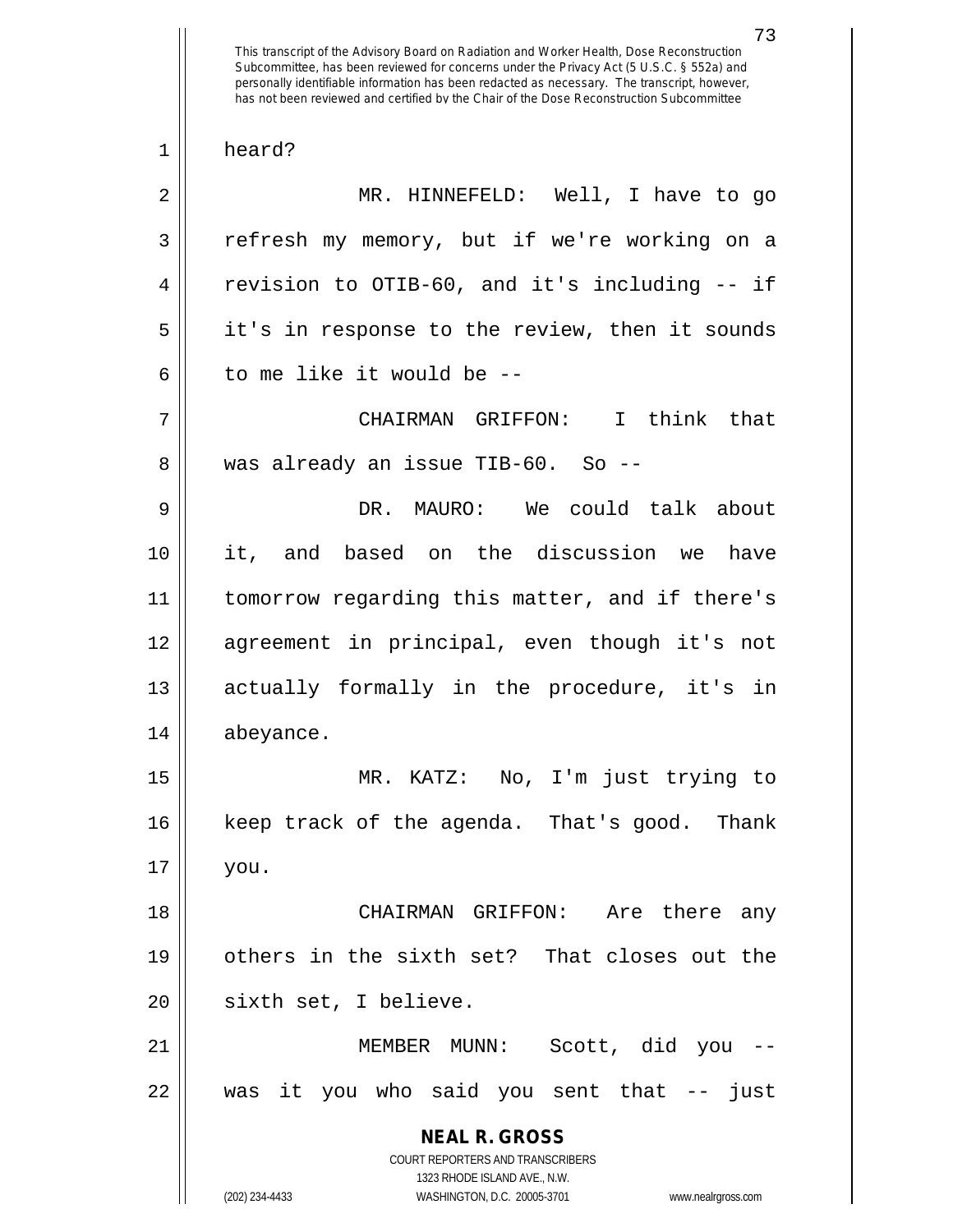heard?

MR. HINNEFELD: Well, I have to go refresh my memory, but if we're working on a revision to OTIB-60, and it's including -- if it's in response to the review, then it sounds to me like it would be --

CHAIRMAN GRIFFON: I think that was already an issue TIB-60. So --

DR. MAURO: We could talk about it, and based on the discussion we have tomorrow regarding this matter, and if there's agreement in principal, even though it's not actually formally in the procedure, it's in abeyance.

MR. KATZ: No, I'm just trying to keep track of the agenda. That's good. Thank you.

CHAIRMAN GRIFFON: Are there any others in the sixth set? That closes out the sixth set, I believe.

MEMBER MUNN: Scott, did you -- was it you who said you sent that -- just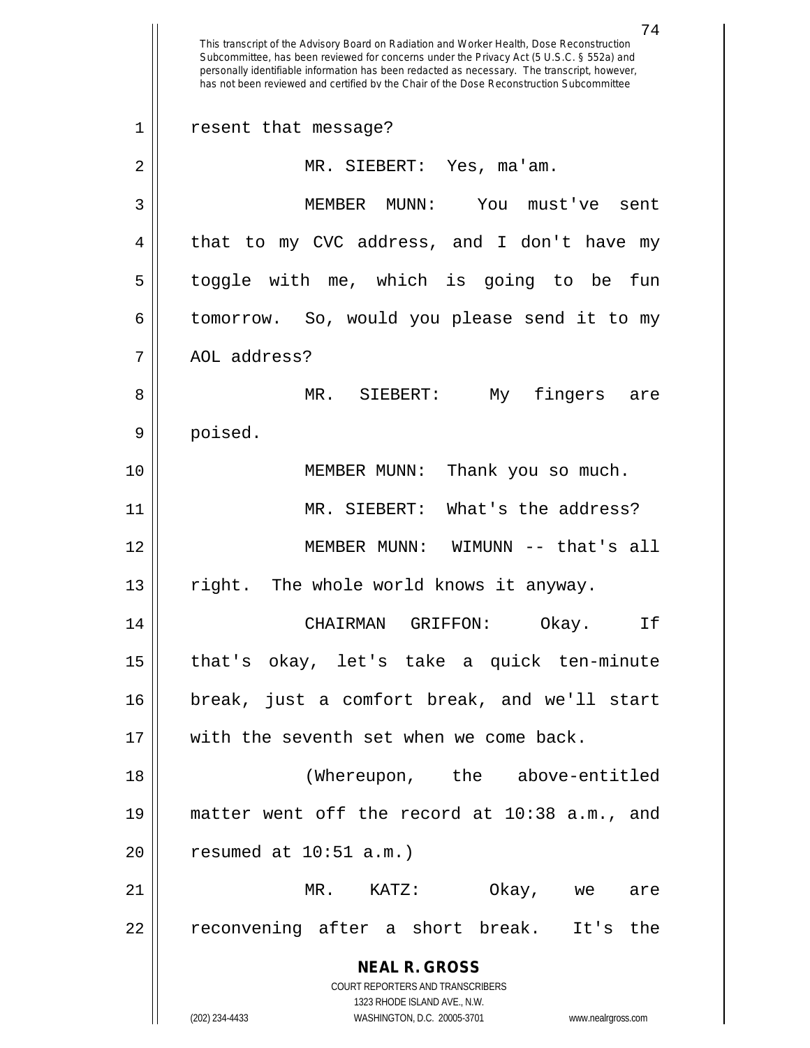resent that message?

MR. SIEBERT: Yes, ma'am.

MEMBER MUNN: You must've sent that to my CVC address, and I don't have my toggle with me, which is going to be fun tomorrow. So, would you please send it to my AOL address?

MR. SIEBERT: My fingers are poised.

MEMBER MUNN: Thank you so much.

MR. SIEBERT: What's the address?

MEMBER MUNN: WIMUNN -- that's all right. The whole world knows it anyway.

CHAIRMAN GRIFFON: Okay. If that's okay, let's take a quick ten-minute break, just a comfort break, and we'll start with the seventh set when we come back.

(Whereupon, the above-entitled matter went off the record at 10:38 a.m., and resumed at 10:51 a.m.)

MR. KATZ: Okay, we are reconvening after a short break. It's the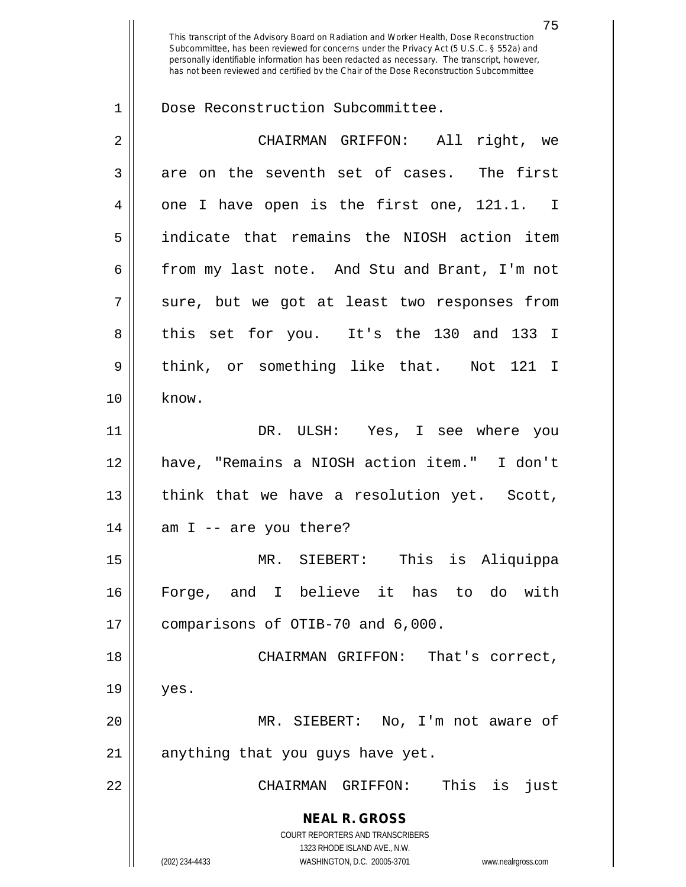This transcript of the Advisory Board on Radiation and Worker Health, Dose Reconstruction Subcommittee, has been reviewed for concerns under the Privacy Act (5 U.S.C. § 552a) and personally identifiable information has been redacted as necessary. The transcript, however, has not been reviewed and certified by the Chair of the Dose Reconstruction Subcommittee

Dose Reconstruction Subcommittee.

CHAIRMAN GRIFFON: All right, we are on the seventh set of cases. The first one I have open is the first one, 121.1. I indicate that remains the NIOSH action item from my last note. And Stu and Brant, I'm not sure, but we got at least two responses from this set for you. It's the 130 and 133 I think, or something like that. Not 121 I know.

DR. ULSH: Yes, I see where you have, "Remains a NIOSH action item." I don't think that we have a resolution yet. Scott, am I -- are you there?

MR. SIEBERT: This is Aliquippa Forge, and I believe it has to do with comparisons of OTIB-70 and 6,000.

CHAIRMAN GRIFFON: That's correct, yes.

MR. SIEBERT: No, I'm not aware of anything that you guys have yet.

CHAIRMAN GRIFFON: This is just

**NEAL R. GROSS**
COURT REPORTERS AND TRANSCRIBERS
1323 RHODE ISLAND AVE., N.W.
(202) 234-4433 WASHINGTON, D.C. 20005-3701 www.nealrgross.com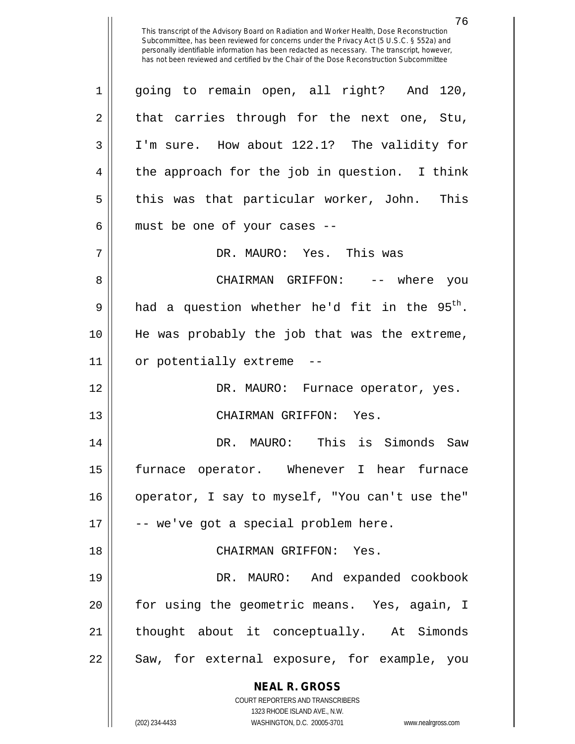This transcript of the Advisory Board on Radiation and Worker Health, Dose Reconstruction Subcommittee, has been reviewed for concerns under the Privacy Act (5 U.S.C. § 552a) and personally identifiable information has been redacted as necessary. The transcript, however, has not been reviewed and certified by the Chair of the Dose Reconstruction Subcommittee

going to remain open, all right? And 120, that carries through for the next one, Stu, I'm sure. How about 122.1? The validity for the approach for the job in question. I think this was that particular worker, John. This must be one of your cases --

DR. MAURO: Yes. This was

CHAIRMAN GRIFFON: -- where you had a question whether he'd fit in the $95^{th}$. He was probably the job that was the extreme, or potentially extreme --

DR. MAURO: Furnace operator, yes.

CHAIRMAN GRIFFON: Yes.

DR. MAURO: This is Simonds Saw furnace operator. Whenever I hear furnace operator, I say to myself, "You can't use the" -- we've got a special problem here.

CHAIRMAN GRIFFON: Yes.

DR. MAURO: And expanded cookbook for using the geometric means. Yes, again, I thought about it conceptually. At Simonds Saw, for external exposure, for example, you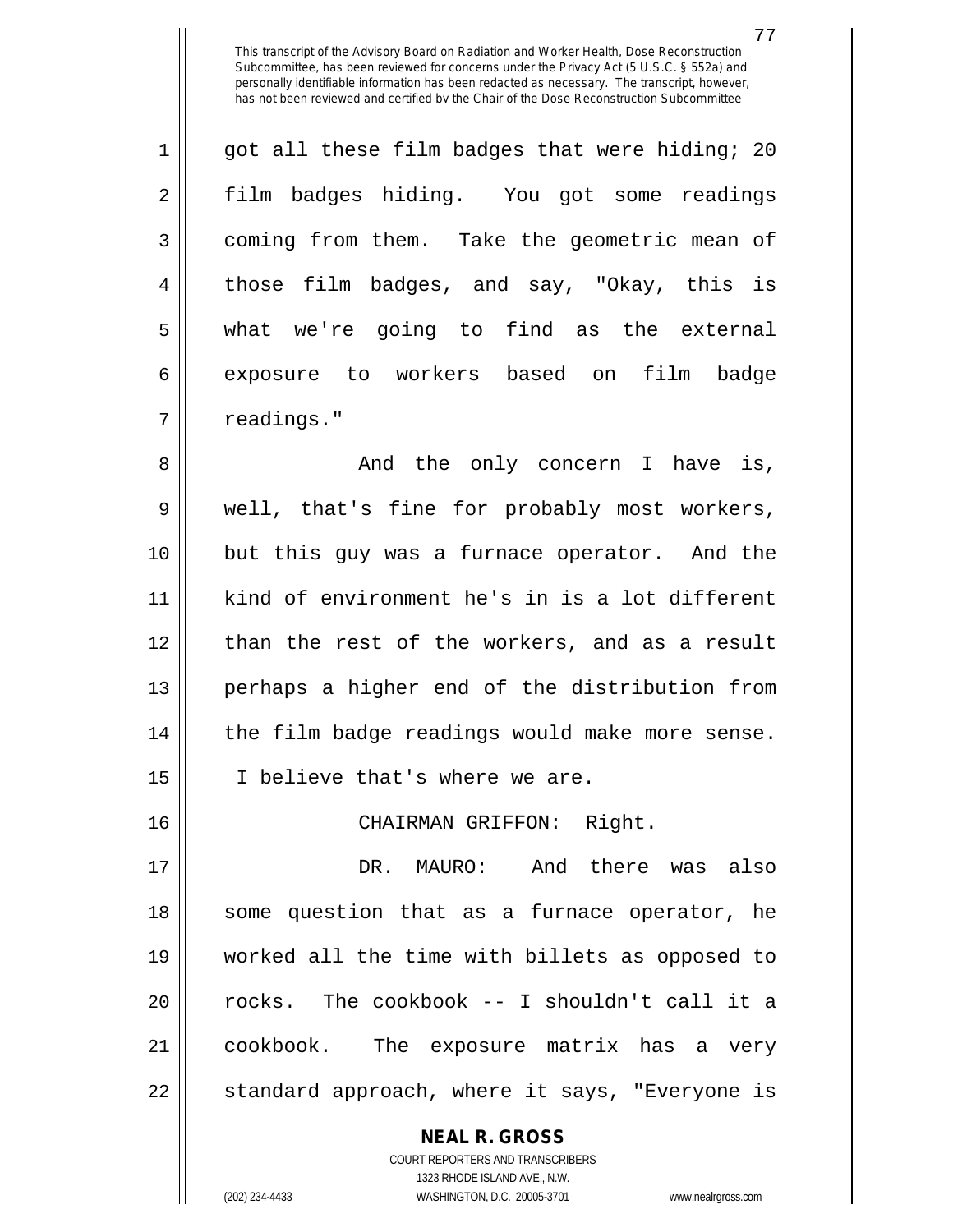This transcript of the Advisory Board on Radiation and Worker Health, Dose Reconstruction Subcommittee, has been reviewed for concerns under the Privacy Act (5 U.S.C. § 552a) and personally identifiable information has been redacted as necessary. The transcript, however, has not been reviewed and certified by the Chair of the Dose Reconstruction Subcommittee

got all these film badges that were hiding; 20 film badges hiding. You got some readings coming from them. Take the geometric mean of those film badges, and say, "Okay, this is what we're going to find as the external exposure to workers based on film badge readings."

And the only concern I have is, well, that's fine for probably most workers, but this guy was a furnace operator. And the kind of environment he's in is a lot different than the rest of the workers, and as a result perhaps a higher end of the distribution from the film badge readings would make more sense. I believe that's where we are.

CHAIRMAN GRIFFON: Right.

DR. MAURO: And there was also some question that as a furnace operator, he worked all the time with billets as opposed to rocks. The cookbook -- I shouldn't call it a cookbook. The exposure matrix has a very standard approach, where it says, "Everyone is

**NEAL R. GROSS**
COURT REPORTERS AND TRANSCRIBERS
1323 RHODE ISLAND AVE., N.W.
(202) 234-4433 WASHINGTON, D.C. 20005-3701 www.nealrgross.com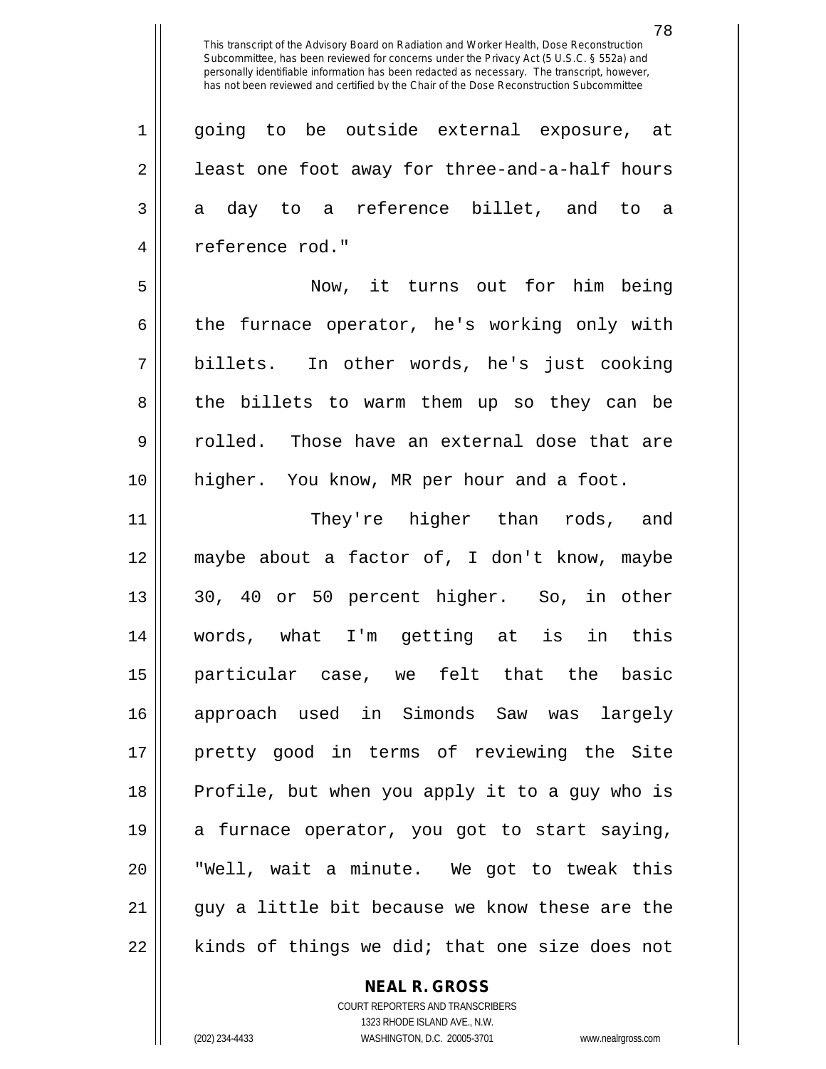going to be outside external exposure, at least one foot away for three-and-a-half hours a day to a reference billet, and to a reference rod."

Now, it turns out for him being the furnace operator, he's working only with billets. In other words, he's just cooking the billets to warm them up so they can be rolled. Those have an external dose that are higher. You know, MR per hour and a foot.

They're higher than rods, and maybe about a factor of, I don't know, maybe 30, 40 or 50 percent higher. So, in other words, what I'm getting at is in this particular case, we felt that the basic approach used in Simonds Saw was largely pretty good in terms of reviewing the Site Profile, but when you apply it to a guy who is a furnace operator, you got to start saying, "Well, wait a minute. We got to tweak this guy a little bit because we know these are the kinds of things we did; that one size does not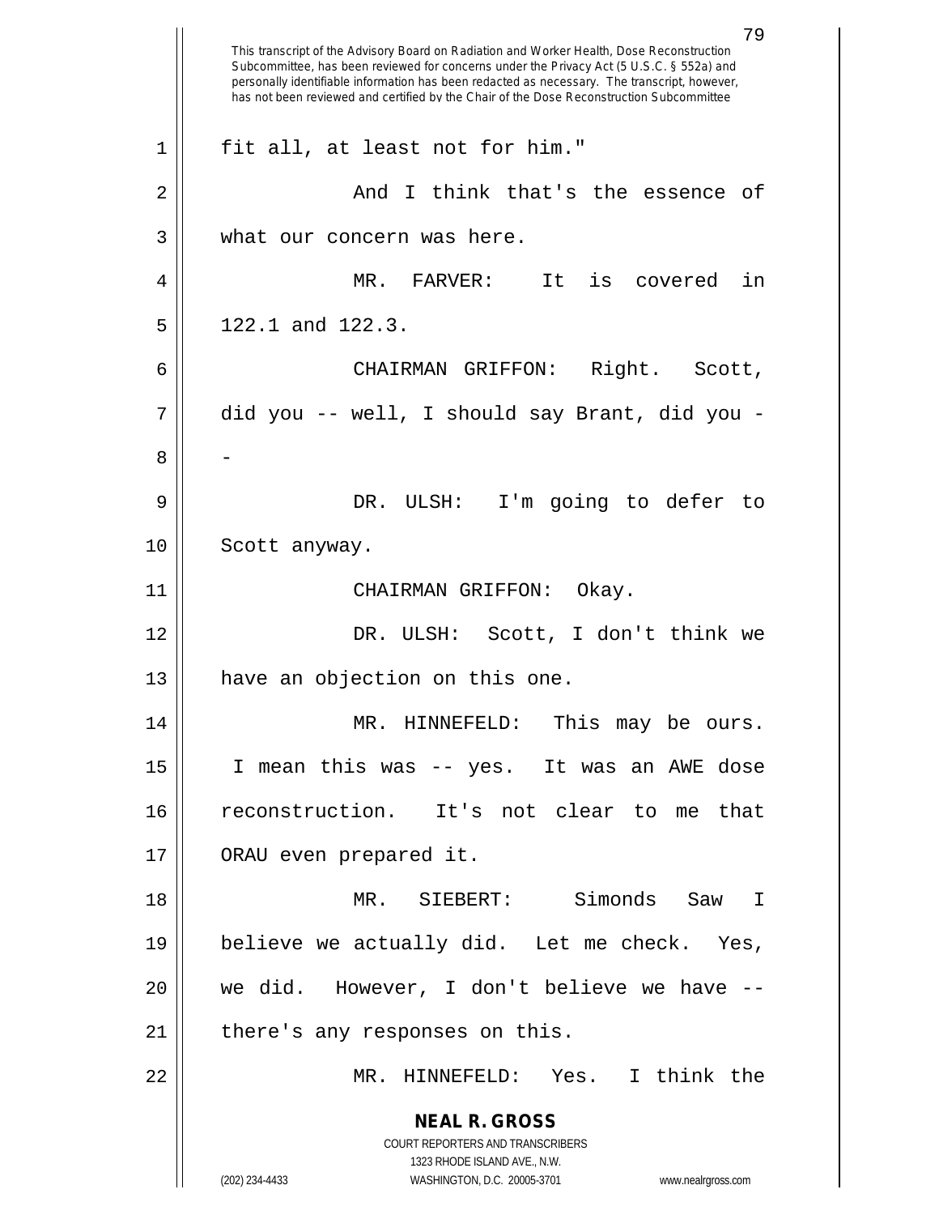fit all, at least not for him."

And I think that's the essence of what our concern was here.

MR. FARVER: It is covered in 122.1 and 122.3.

CHAIRMAN GRIFFON: Right. Scott, did you -- well, I should say Brant, did you --

DR. ULSH: I'm going to defer to Scott anyway.

CHAIRMAN GRIFFON: Okay.

DR. ULSH: Scott, I don't think we have an objection on this one.

MR. HINNEFELD: This may be ours. I mean this was -- yes. It was an AWE dose reconstruction. It's not clear to me that ORAU even prepared it.

MR. SIEBERT: Simonds Saw I believe we actually did. Let me check. Yes, we did. However, I don't believe we have -- there's any responses on this.

MR. HINNEFELD: Yes. I think the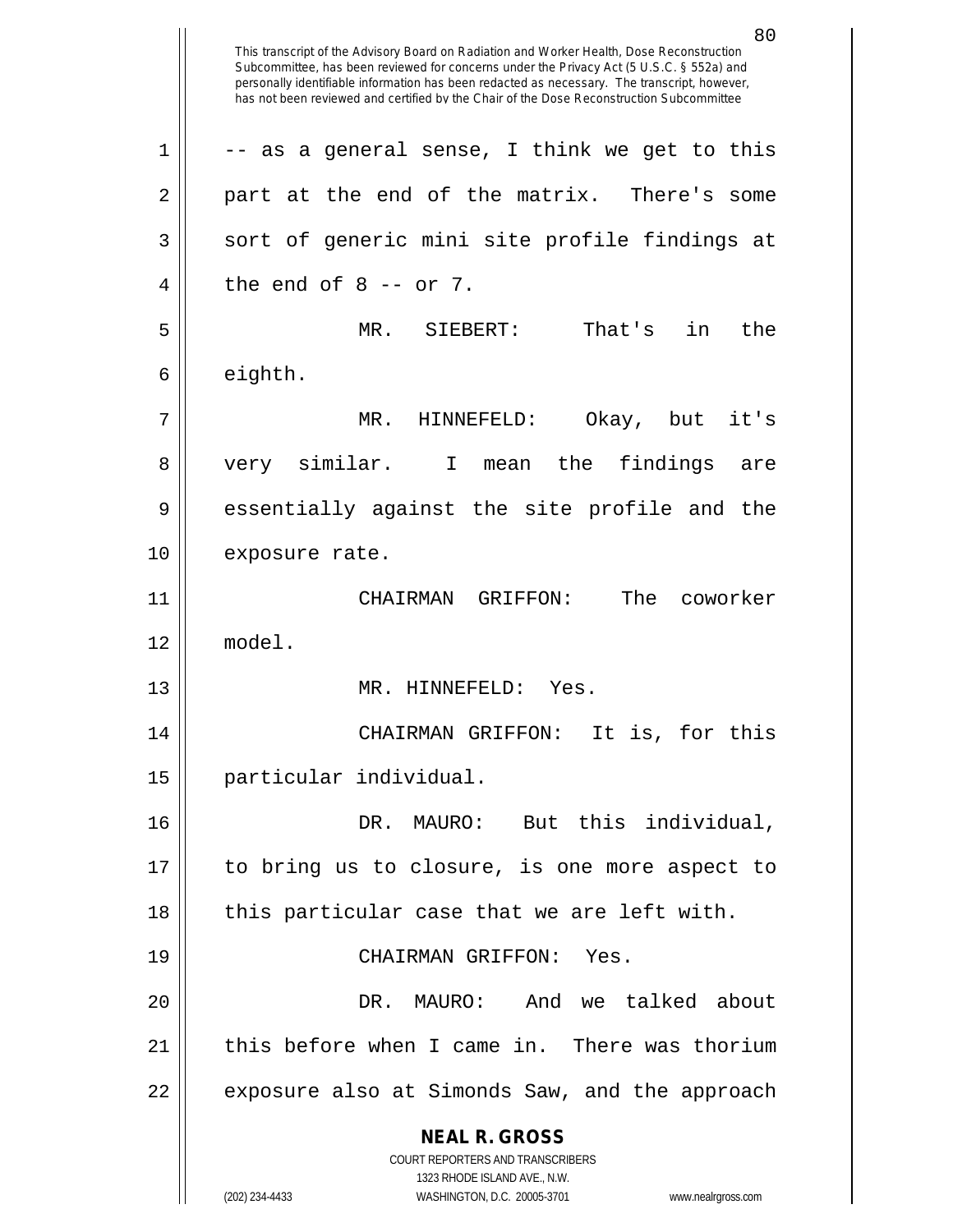-- as a general sense, I think we get to this part at the end of the matrix. There's some sort of generic mini site profile findings at the end of 8 -- or 7.

MR. SIEBERT: That's in the eighth.

MR. HINNEFELD: Okay, but it's very similar. I mean the findings are essentially against the site profile and the exposure rate.

CHAIRMAN GRIFFON: The coworker model.

MR. HINNEFELD: Yes.

CHAIRMAN GRIFFON: It is, for this particular individual.

DR. MAURO: But this individual, to bring us to closure, is one more aspect to this particular case that we are left with.

CHAIRMAN GRIFFON: Yes.

DR. MAURO: And we talked about this before when I came in. There was thorium exposure also at Simonds Saw, and the approach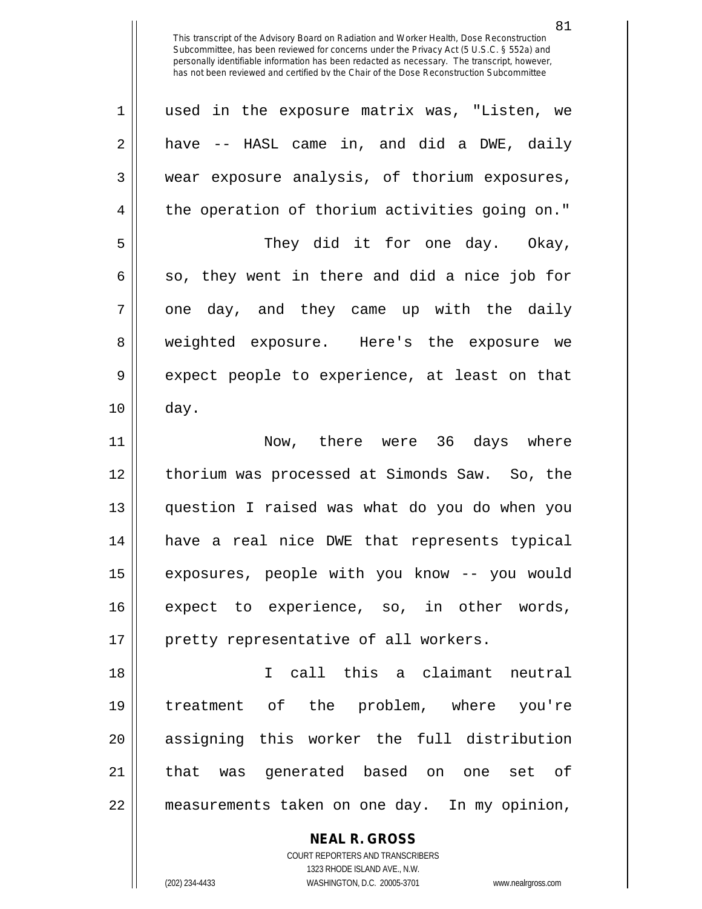used in the exposure matrix was, "Listen, we have -- HASL came in, and did a DWE, daily wear exposure analysis, of thorium exposures, the operation of thorium activities going on."

They did it for one day. Okay, so, they went in there and did a nice job for one day, and they came up with the daily weighted exposure. Here's the exposure we expect people to experience, at least on that day.

Now, there were 36 days where thorium was processed at Simonds Saw. So, the question I raised was what do you do when you have a real nice DWE that represents typical exposures, people with you know -- you would expect to experience, so, in other words, pretty representative of all workers.

I call this a claimant neutral treatment of the problem, where you're assigning this worker the full distribution that was generated based on one set of measurements taken on one day. In my opinion,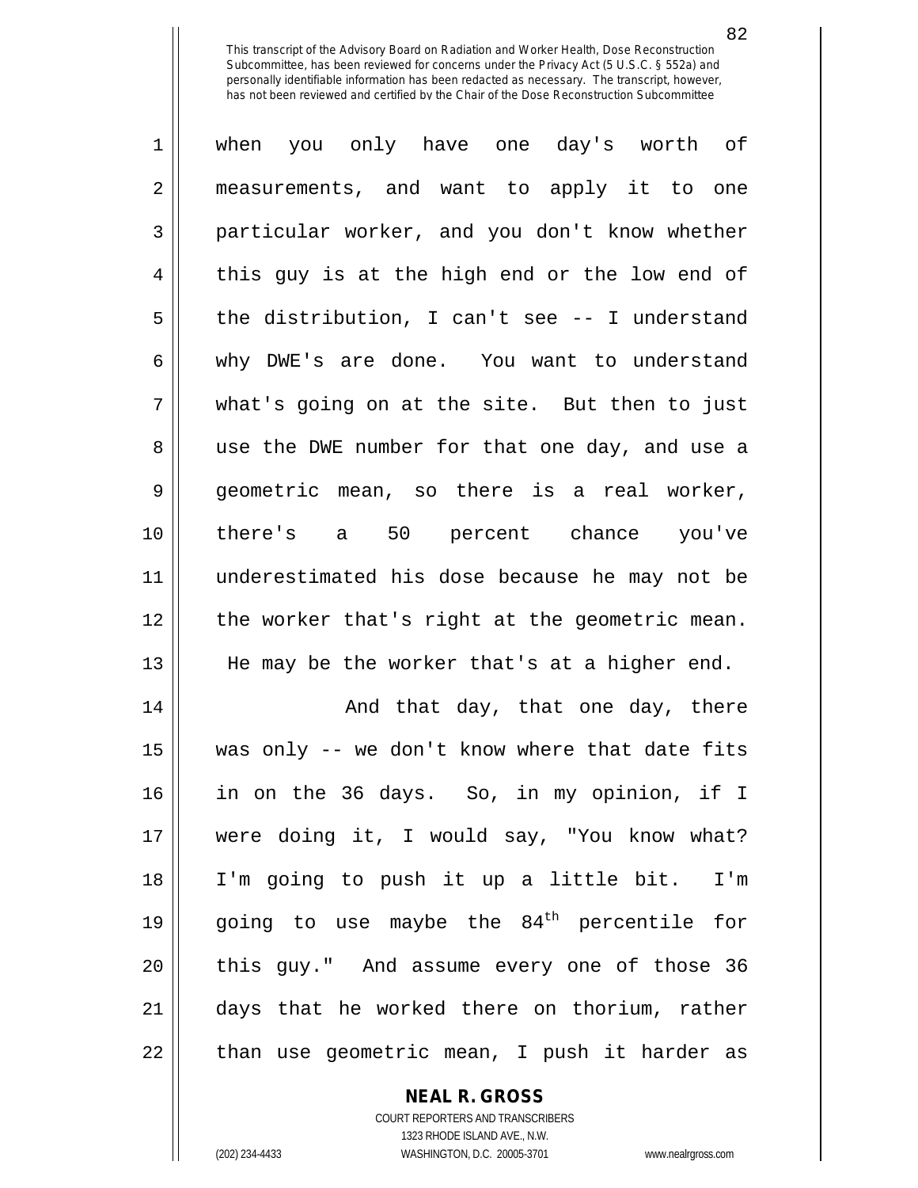This transcript of the Advisory Board on Radiation and Worker Health, Dose Reconstruction Subcommittee, has been reviewed for concerns under the Privacy Act (5 U.S.C. § 552a) and personally identifiable information has been redacted as necessary. The transcript, however, has not been reviewed and certified by the Chair of the Dose Reconstruction Subcommittee

when you only have one day's worth of measurements, and want to apply it to one particular worker, and you don't know whether this guy is at the high end or the low end of the distribution, I can't see -- I understand why DWE's are done. You want to understand what's going on at the site. But then to just use the DWE number for that one day, and use a geometric mean, so there is a real worker, there's a 50 percent chance you've underestimated his dose because he may not be the worker that's right at the geometric mean. He may be the worker that's at a higher end.

And that day, that one day, there was only -- we don't know where that date fits in on the 36 days. So, in my opinion, if I were doing it, I would say, "You know what? I'm going to push it up a little bit. I'm going to use maybe the 84th percentile for this guy." And assume every one of those 36 days that he worked there on thorium, rather than use geometric mean, I push it harder as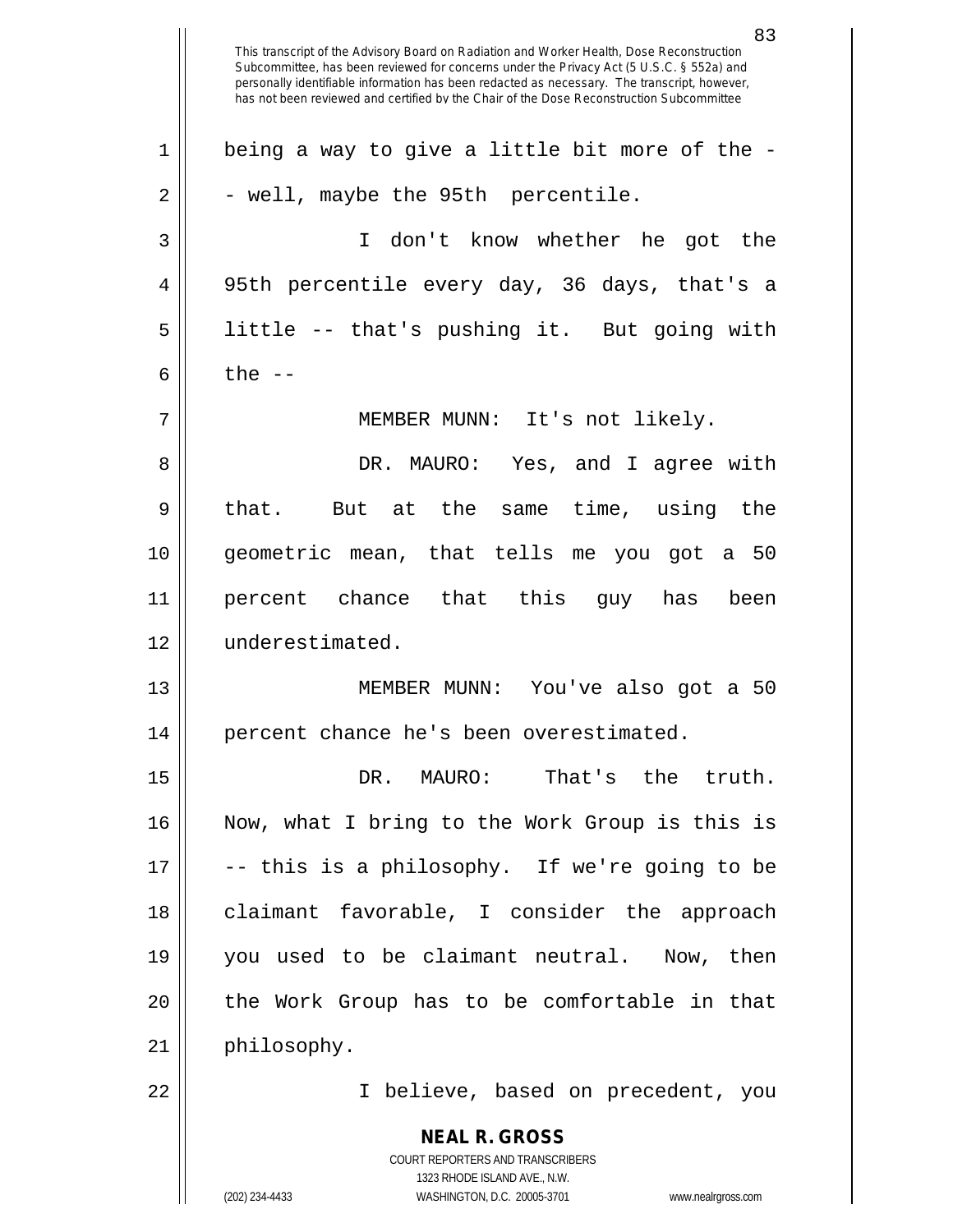This transcript of the Advisory Board on Radiation and Worker Health, Dose Reconstruction Subcommittee, has been reviewed for concerns under the Privacy Act (5 U.S.C. § 552a) and personally identifiable information has been redacted as necessary. The transcript, however, has not been reviewed and certified by the Chair of the Dose Reconstruction Subcommittee

being a way to give a little bit more of the -- well, maybe the 95th percentile.

I don't know whether he got the 95th percentile every day, 36 days, that's a little -- that's pushing it. But going with the --

MEMBER MUNN: It's not likely.

DR. MAURO: Yes, and I agree with that. But at the same time, using the geometric mean, that tells me you got a 50 percent chance that this guy has been underestimated.

MEMBER MUNN: You've also got a 50 percent chance he's been overestimated.

DR. MAURO: That's the truth. Now, what I bring to the Work Group is this is -- this is a philosophy. If we're going to be claimant favorable, I consider the approach you used to be claimant neutral. Now, then the Work Group has to be comfortable in that philosophy.

I believe, based on precedent, you

**NEAL R. GROSS**
COURT REPORTERS AND TRANSCRIBERS
1323 RHODE ISLAND AVE., N.W.
(202) 234-4433 WASHINGTON, D.C. 20005-3701 www.nealrgross.com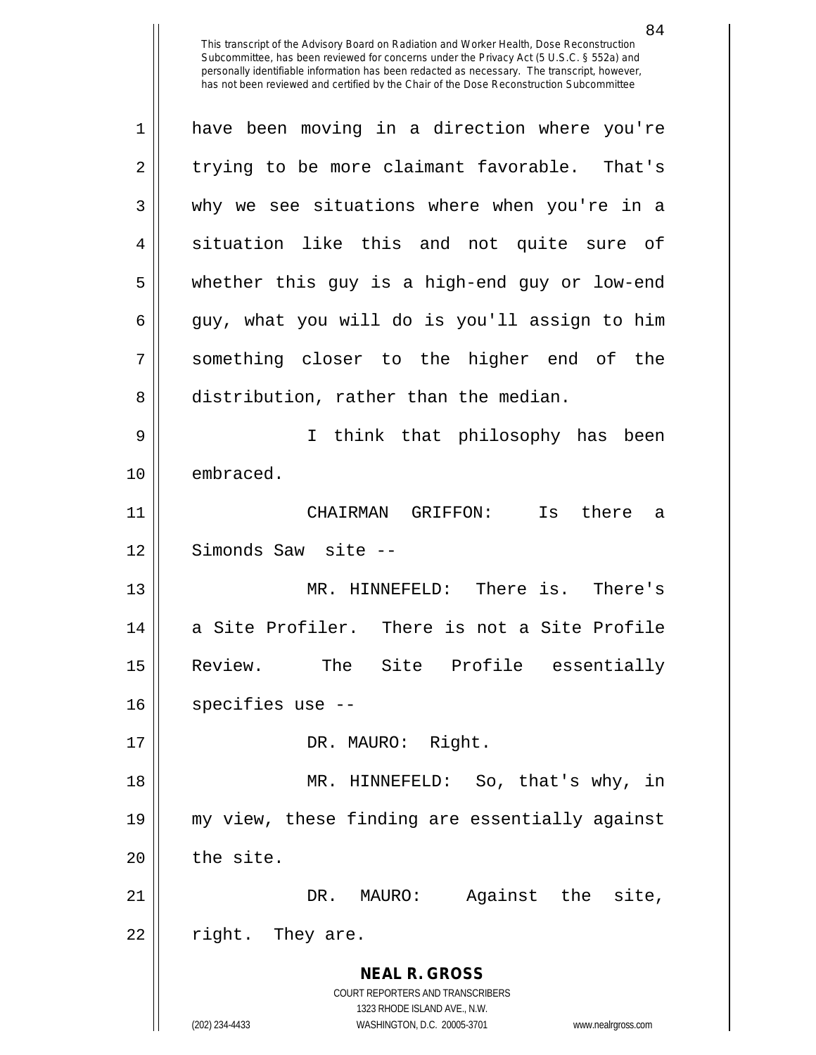This transcript of the Advisory Board on Radiation and Worker Health, Dose Reconstruction Subcommittee, has been reviewed for concerns under the Privacy Act (5 U.S.C. § 552a) and personally identifiable information has been redacted as necessary. The transcript, however, has not been reviewed and certified by the Chair of the Dose Reconstruction Subcommittee

have been moving in a direction where you're trying to be more claimant favorable. That's why we see situations where when you're in a situation like this and not quite sure of whether this guy is a high-end guy or low-end guy, what you will do is you'll assign to him something closer to the higher end of the distribution, rather than the median.

I think that philosophy has been embraced.

CHAIRMAN GRIFFON: Is there a Simonds Saw site --

MR. HINNEFELD: There is. There's a Site Profiler. There is not a Site Profile Review. The Site Profile essentially specifies use --

DR. MAURO: Right.

MR. HINNEFELD: So, that's why, in my view, these finding are essentially against the site.

DR. MAURO: Against the site, right. They are.

**NEAL R. GROSS**
COURT REPORTERS AND TRANSCRIBERS
1323 RHODE ISLAND AVE., N.W.
(202) 234-4433 WASHINGTON, D.C. 20005-3701 www.nealrgross.com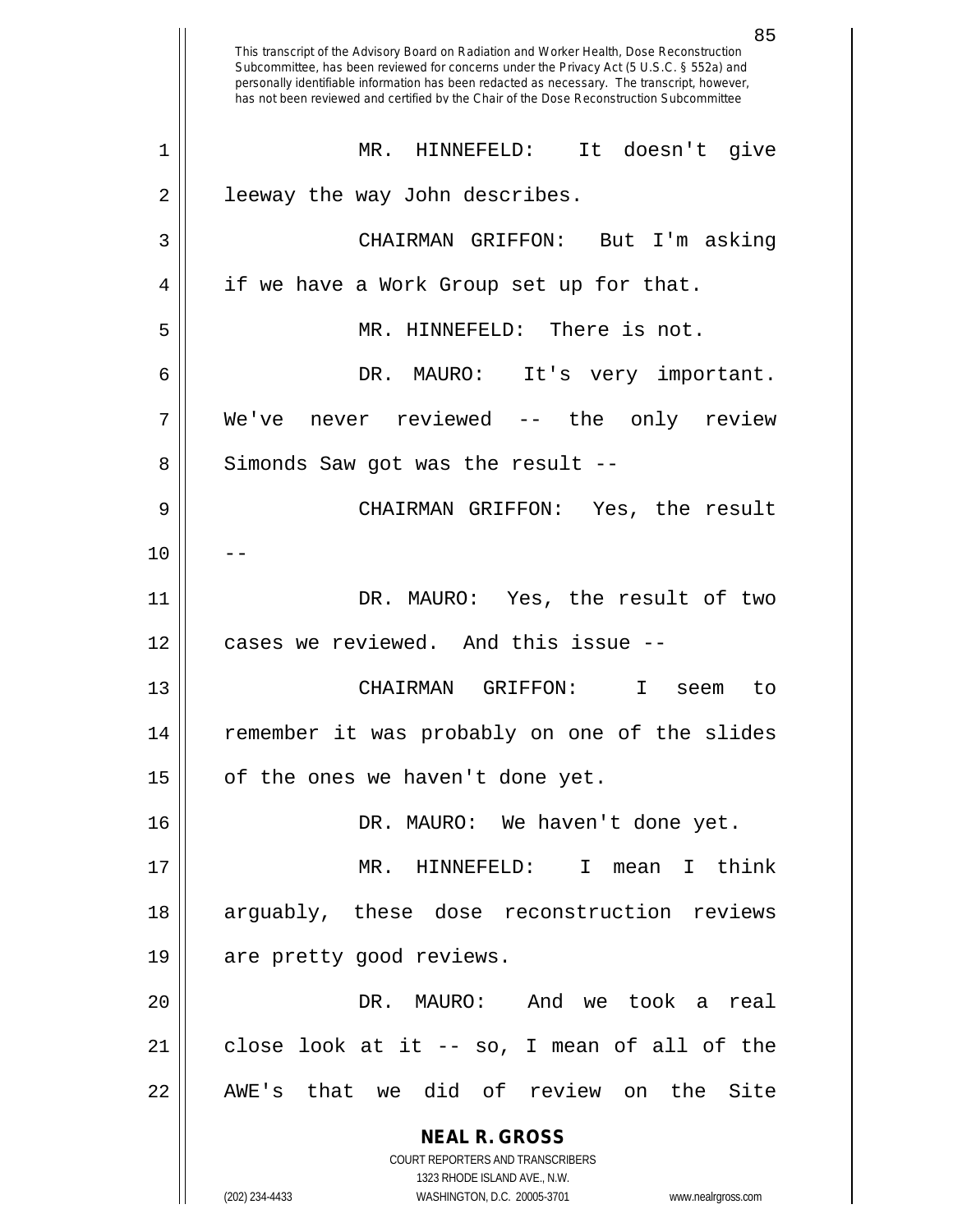MR. HINNEFELD: It doesn't give leeway the way John describes.

CHAIRMAN GRIFFON: But I'm asking if we have a Work Group set up for that.

MR. HINNEFELD: There is not.

DR. MAURO: It's very important. We've never reviewed -- the only review Simonds Saw got was the result --

CHAIRMAN GRIFFON: Yes, the result --

DR. MAURO: Yes, the result of two cases we reviewed. And this issue --

CHAIRMAN GRIFFON: I seem to remember it was probably on one of the slides of the ones we haven't done yet.

DR. MAURO: We haven't done yet.

MR. HINNEFELD: I mean I think arguably, these dose reconstruction reviews are pretty good reviews.

DR. MAURO: And we took a real close look at it -- so, I mean of all of the AWE's that we did of review on the Site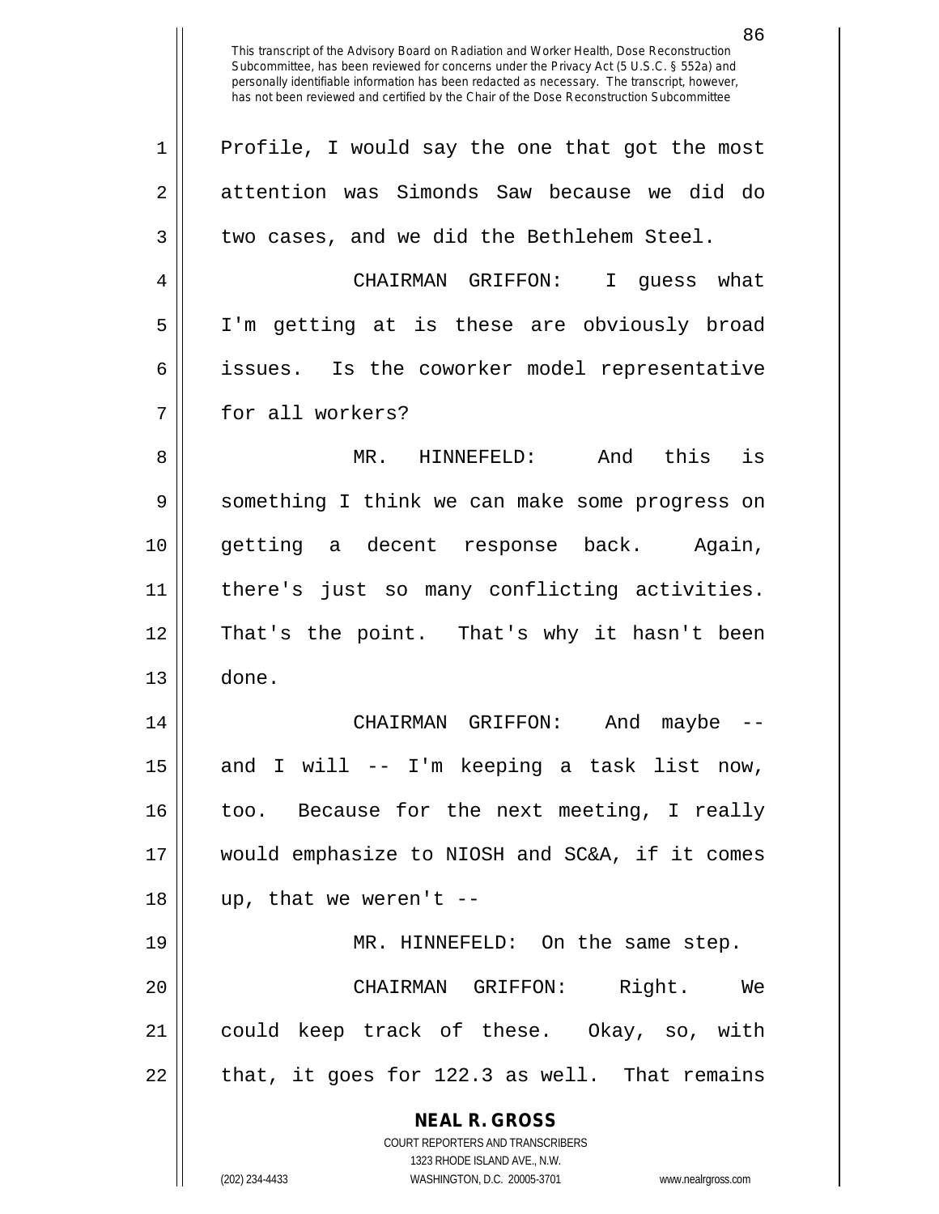Profile, I would say the one that got the most attention was Simonds Saw because we did do two cases, and we did the Bethlehem Steel.

CHAIRMAN GRIFFON: I guess what I'm getting at is these are obviously broad issues. Is the coworker model representative for all workers?

MR. HINNEFELD: And this is something I think we can make some progress on getting a decent response back. Again, there's just so many conflicting activities. That's the point. That's why it hasn't been done.

CHAIRMAN GRIFFON: And maybe -- and I will -- I'm keeping a task list now, too. Because for the next meeting, I really would emphasize to NIOSH and SC&A, if it comes up, that we weren't --

MR. HINNEFELD: On the same step.

CHAIRMAN GRIFFON: Right. We could keep track of these. Okay, so, with that, it goes for 122.3 as well. That remains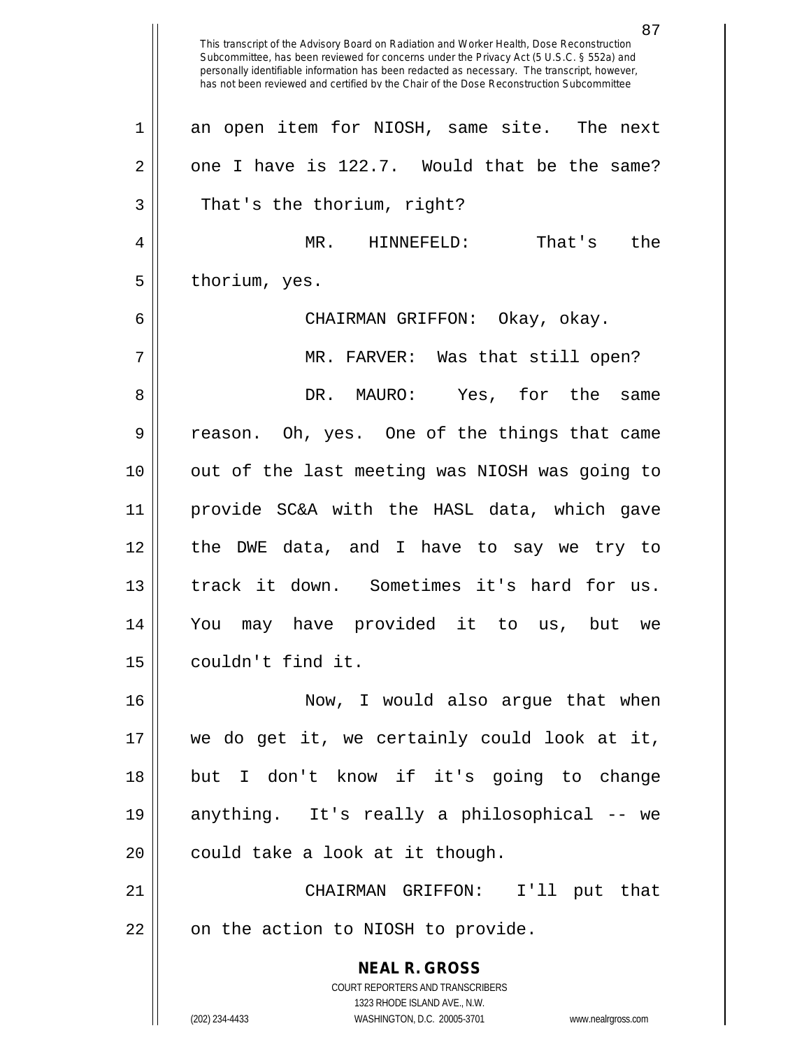This transcript of the Advisory Board on Radiation and Worker Health, Dose Reconstruction Subcommittee, has been reviewed for concerns under the Privacy Act (5 U.S.C. § 552a) and personally identifiable information has been redacted as necessary. The transcript, however, has not been reviewed and certified by the Chair of the Dose Reconstruction Subcommittee

an open item for NIOSH, same site. The next one I have is 122.7. Would that be the same? That's the thorium, right?

MR. HINNEFELD: That's the thorium, yes.

CHAIRMAN GRIFFON: Okay, okay.

MR. FARVER: Was that still open?

DR. MAURO: Yes, for the same reason. Oh, yes. One of the things that came out of the last meeting was NIOSH was going to provide SC&A with the HASL data, which gave the DWE data, and I have to say we try to track it down. Sometimes it's hard for us. You may have provided it to us, but we couldn't find it.

Now, I would also argue that when we do get it, we certainly could look at it, but I don't know if it's going to change anything. It's really a philosophical -- we could take a look at it though.

CHAIRMAN GRIFFON: I'll put that on the action to NIOSH to provide.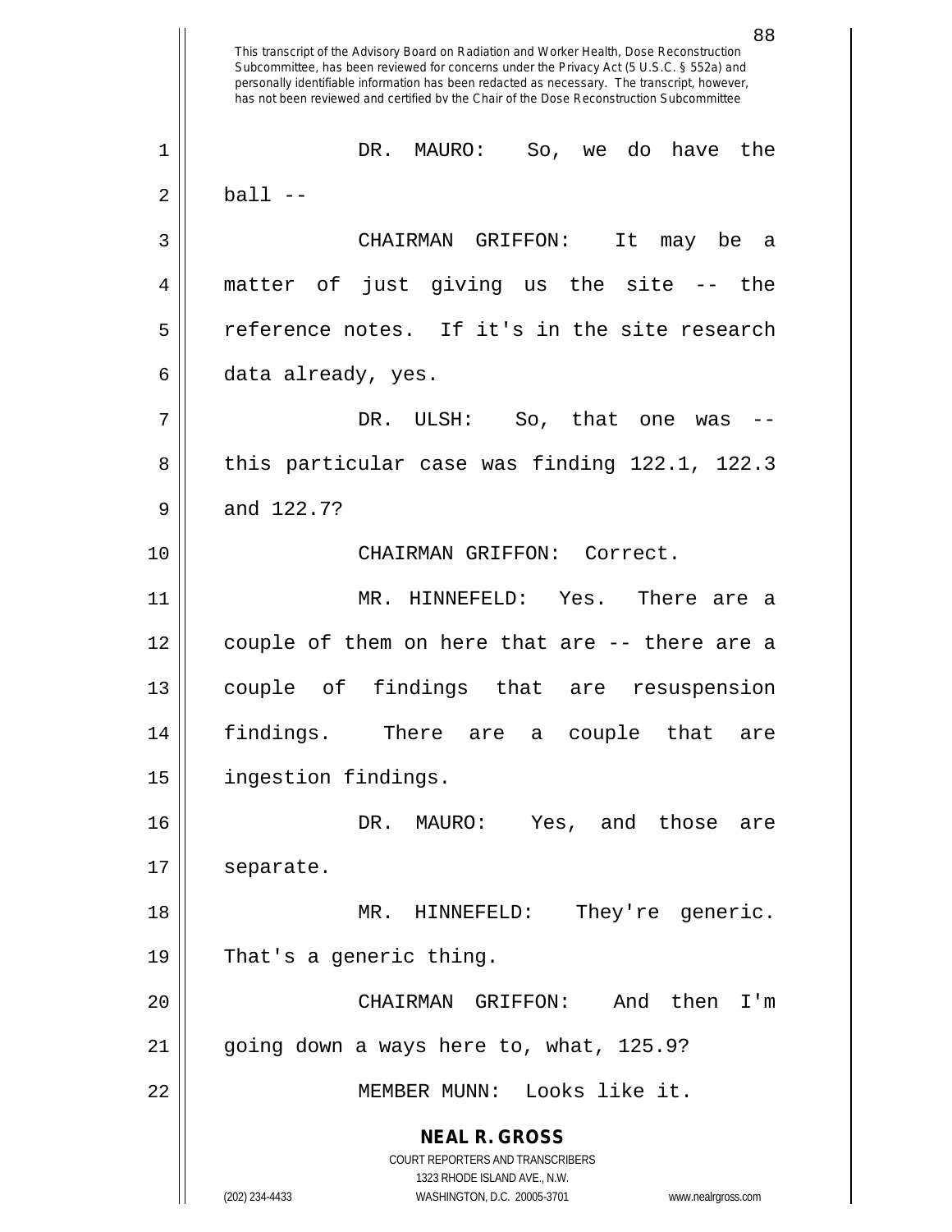This transcript of the Advisory Board on Radiation and Worker Health, Dose Reconstruction Subcommittee, has been reviewed for concerns under the Privacy Act (5 U.S.C. § 552a) and personally identifiable information has been redacted as necessary. The transcript, however, has not been reviewed and certified by the Chair of the Dose Reconstruction Subcommittee

DR. MAURO: So, we do have the ball --

CHAIRMAN GRIFFON: It may be a matter of just giving us the site -- the reference notes. If it's in the site research data already, yes.

DR. ULSH: So, that one was -- this particular case was finding 122.1, 122.3 and 122.7?

CHAIRMAN GRIFFON: Correct.

MR. HINNEFELD: Yes. There are a couple of them on here that are -- there are a couple of findings that are resuspension findings. There are a couple that are ingestion findings.

DR. MAURO: Yes, and those are separate.

MR. HINNEFELD: They're generic. That's a generic thing.

CHAIRMAN GRIFFON: And then I'm going down a ways here to, what, 125.9?

MEMBER MUNN: Looks like it.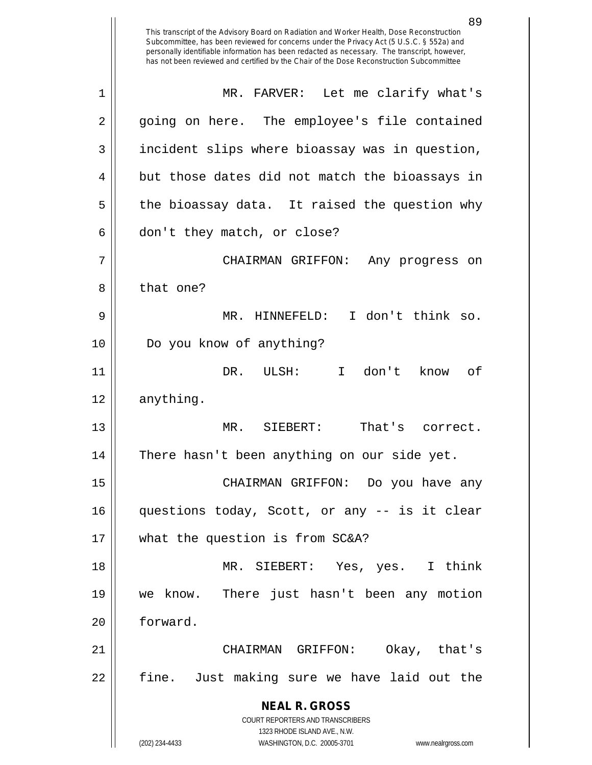MR. FARVER: Let me clarify what's going on here. The employee's file contained incident slips where bioassay was in question, but those dates did not match the bioassays in the bioassay data. It raised the question why don't they match, or close?

CHAIRMAN GRIFFON: Any progress on that one?

MR. HINNEFELD: I don't think so. Do you know of anything?

DR. ULSH: I don't know of anything.

MR. SIEBERT: That's correct. There hasn't been anything on our side yet.

CHAIRMAN GRIFFON: Do you have any questions today, Scott, or any -- is it clear what the question is from SC&A?

MR. SIEBERT: Yes, yes. I think we know. There just hasn't been any motion forward.

CHAIRMAN GRIFFON: Okay, that's fine. Just making sure we have laid out the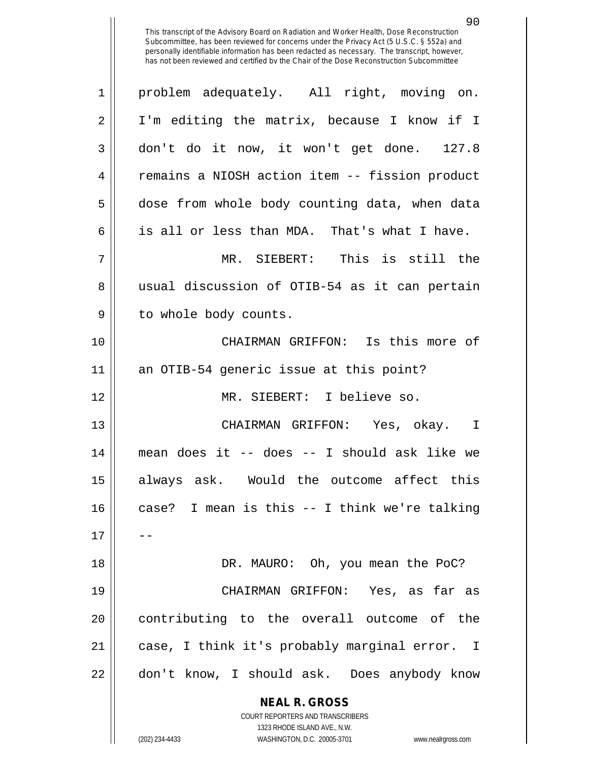This transcript of the Advisory Board on Radiation and Worker Health, Dose Reconstruction Subcommittee, has been reviewed for concerns under the Privacy Act (5 U.S.C. § 552a) and personally identifiable information has been redacted as necessary. The transcript, however, has not been reviewed and certified by the Chair of the Dose Reconstruction Subcommittee

problem adequately. All right, moving on. I'm editing the matrix, because I know if I don't do it now, it won't get done. 127.8 remains a NIOSH action item -- fission product dose from whole body counting data, when data is all or less than MDA. That's what I have.

MR. SIEBERT: This is still the usual discussion of OTIB-54 as it can pertain to whole body counts.

CHAIRMAN GRIFFON: Is this more of an OTIB-54 generic issue at this point?

MR. SIEBERT: I believe so.

CHAIRMAN GRIFFON: Yes, okay. I mean does it -- does -- I should ask like we always ask. Would the outcome affect this case? I mean is this -- I think we're talking --

DR. MAURO: Oh, you mean the PoC?

CHAIRMAN GRIFFON: Yes, as far as contributing to the overall outcome of the case, I think it's probably marginal error. I don't know, I should ask. Does anybody know

**NEAL R. GROSS**
COURT REPORTERS AND TRANSCRIBERS
1323 RHODE ISLAND AVE., N.W.
(202) 234-4433 WASHINGTON, D.C. 20005-3701 www.nealrgross.com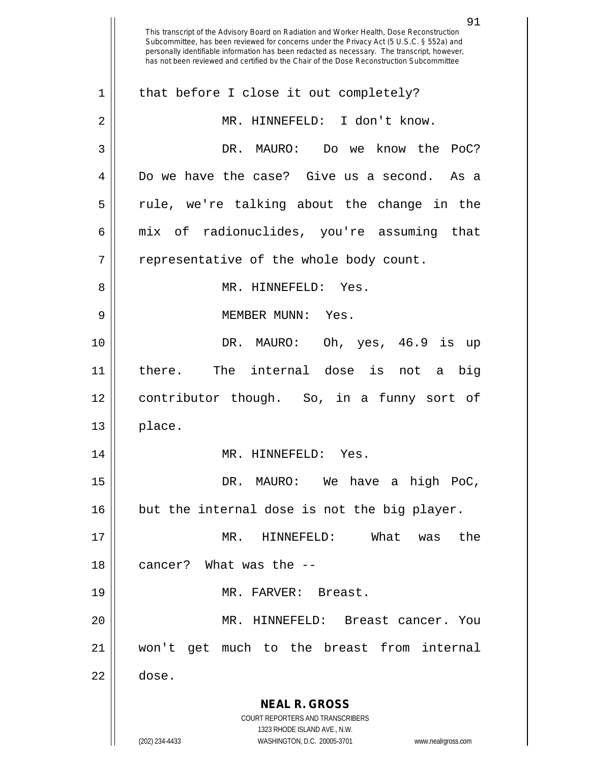This transcript of the Advisory Board on Radiation and Worker Health, Dose Reconstruction Subcommittee, has been reviewed for concerns under the Privacy Act (5 U.S.C. § 552a) and personally identifiable information has been redacted as necessary. The transcript, however, has not been reviewed and certified by the Chair of the Dose Reconstruction Subcommittee

1 that before I close it out completely?

2 MR. HINNEFELD: I don't know.

3 DR. MAURO: Do we know the PoC?

4 Do we have the case? Give us a second. As a

5 rule, we're talking about the change in the

6 mix of radionuclides, you're assuming that

7 representative of the whole body count.

8 MR. HINNEFELD: Yes.

9 MEMBER MUNN: Yes.

10 DR. MAURO: Oh, yes, 46.9 is up

11 there. The internal dose is not a big

12 contributor though. So, in a funny sort of

13 place.

14 MR. HINNEFELD: Yes.

15 DR. MAURO: We have a high PoC,

16 but the internal dose is not the big player.

17 MR. HINNEFELD: What was the

18 cancer? What was the --

19 MR. FARVER: Breast.

20 MR. HINNEFELD: Breast cancer. You

21 won't get much to the breast from internal

22 dose.

**NEAL R. GROSS**
COURT REPORTERS AND TRANSCRIBERS
1323 RHODE ISLAND AVE., N.W.
(202) 234-4433 WASHINGTON, D.C. 20005-3701 www.nealrgross.com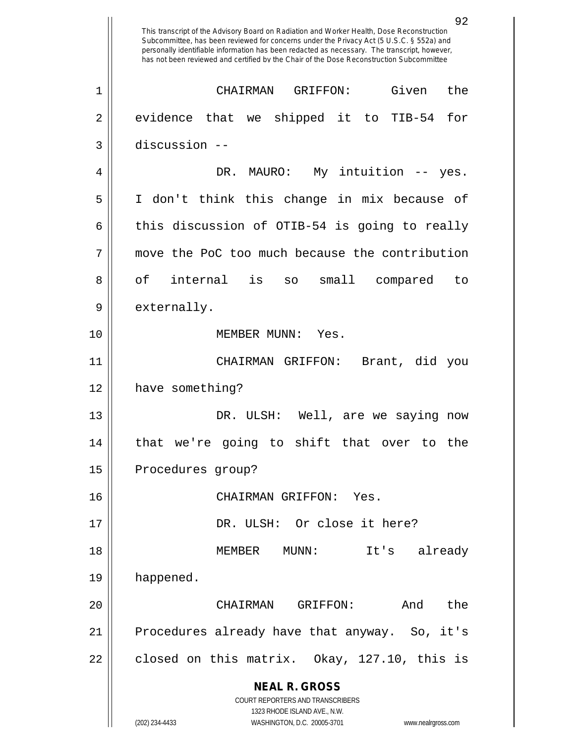This transcript of the Advisory Board on Radiation and Worker Health, Dose Reconstruction Subcommittee, has been reviewed for concerns under the Privacy Act (5 U.S.C. § 552a) and personally identifiable information has been redacted as necessary. The transcript, however, has not been reviewed and certified by the Chair of the Dose Reconstruction Subcommittee

CHAIRMAN GRIFFON: Given the evidence that we shipped it to TIB-54 for discussion --

DR. MAURO: My intuition -- yes. I don't think this change in mix because of this discussion of OTIB-54 is going to really move the PoC too much because the contribution of internal is so small compared to externally.

MEMBER MUNN: Yes.

CHAIRMAN GRIFFON: Brant, did you have something?

DR. ULSH: Well, are we saying now that we're going to shift that over to the Procedures group?

CHAIRMAN GRIFFON: Yes.

DR. ULSH: Or close it here?

MEMBER MUNN: It's already happened.

CHAIRMAN GRIFFON: And the Procedures already have that anyway. So, it's closed on this matrix. Okay, 127.10, this is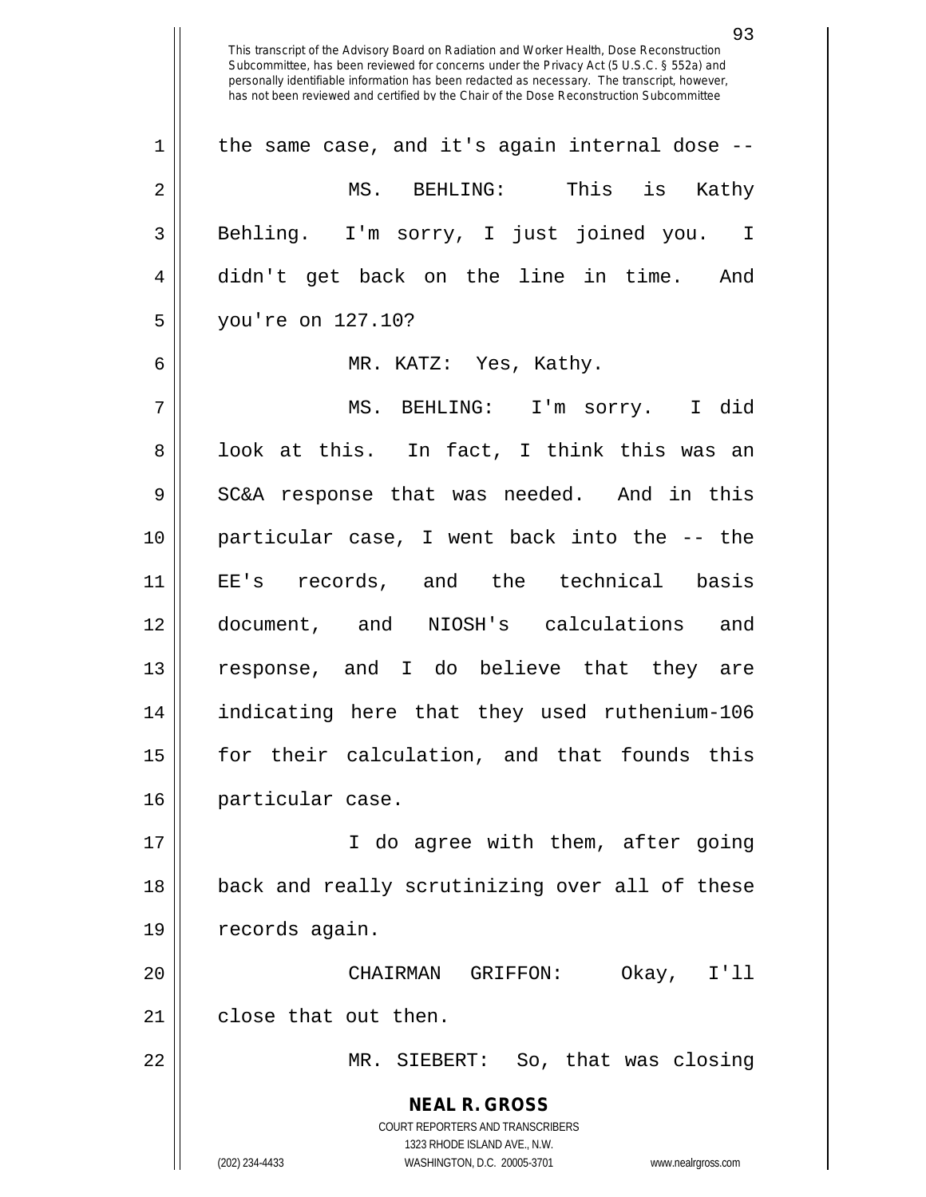This transcript of the Advisory Board on Radiation and Worker Health, Dose Reconstruction Subcommittee, has been reviewed for concerns under the Privacy Act (5 U.S.C. § 552a) and personally identifiable information has been redacted as necessary. The transcript, however, has not been reviewed and certified by the Chair of the Dose Reconstruction Subcommittee

the same case, and it's again internal dose --

MS. BEHLING: This is Kathy Behling. I'm sorry, I just joined you. I didn't get back on the line in time. And you're on 127.10?

MR. KATZ: Yes, Kathy.

MS. BEHLING: I'm sorry. I did look at this. In fact, I think this was an SC&A response that was needed. And in this particular case, I went back into the -- the EE's records, and the technical basis document, and NIOSH's calculations and response, and I do believe that they are indicating here that they used ruthenium-106 for their calculation, and that founds this particular case.

I do agree with them, after going back and really scrutinizing over all of these records again.

CHAIRMAN GRIFFON: Okay, I'll close that out then.

MR. SIEBERT: So, that was closing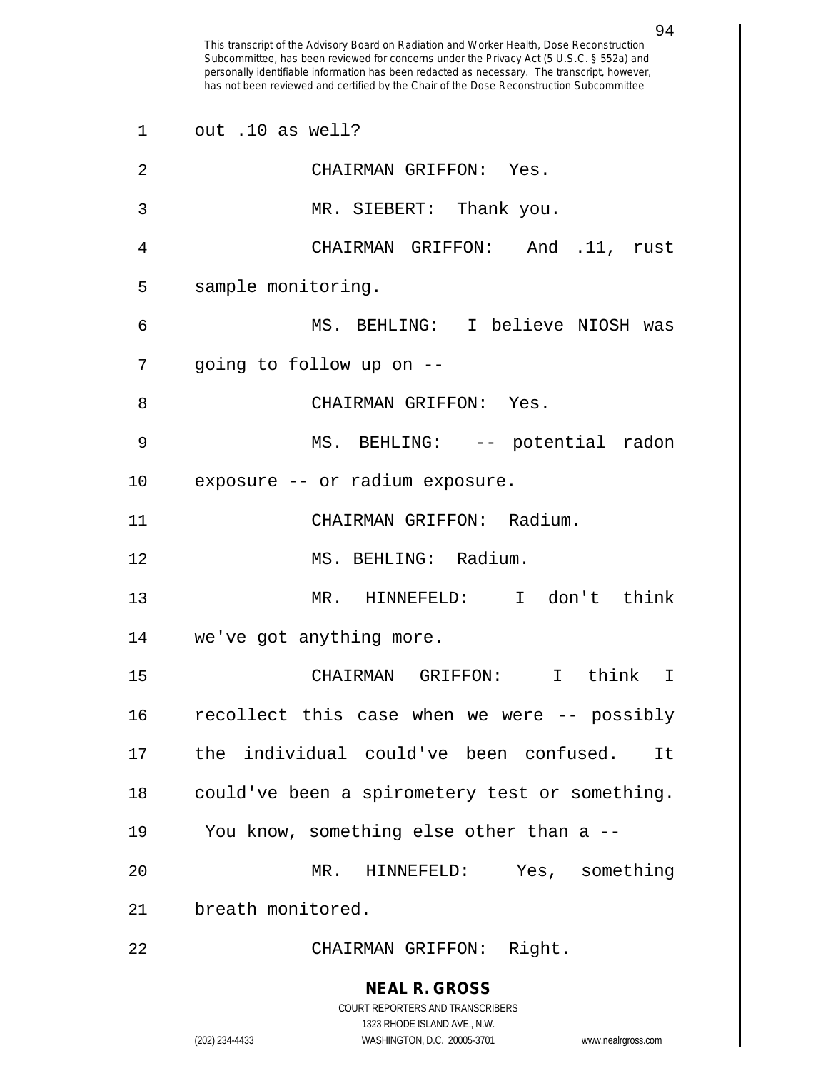This transcript of the Advisory Board on Radiation and Worker Health, Dose Reconstruction Subcommittee, has been reviewed for concerns under the Privacy Act (5 U.S.C. § 552a) and personally identifiable information has been redacted as necessary. The transcript, however, has not been reviewed and certified by the Chair of the Dose Reconstruction Subcommittee

out .10 as well?

CHAIRMAN GRIFFON: Yes.

MR. SIEBERT: Thank you.

CHAIRMAN GRIFFON: And .11, rust sample monitoring.

MS. BEHLING: I believe NIOSH was going to follow up on --

CHAIRMAN GRIFFON: Yes.

MS. BEHLING: -- potential radon exposure -- or radium exposure.

CHAIRMAN GRIFFON: Radium.

MS. BEHLING: Radium.

MR. HINNEFELD: I don't think we've got anything more.

CHAIRMAN GRIFFON: I think I recollect this case when we were -- possibly the individual could've been confused. It could've been a spirometery test or something. You know, something else other than a --

MR. HINNEFELD: Yes, something breath monitored.

CHAIRMAN GRIFFON: Right.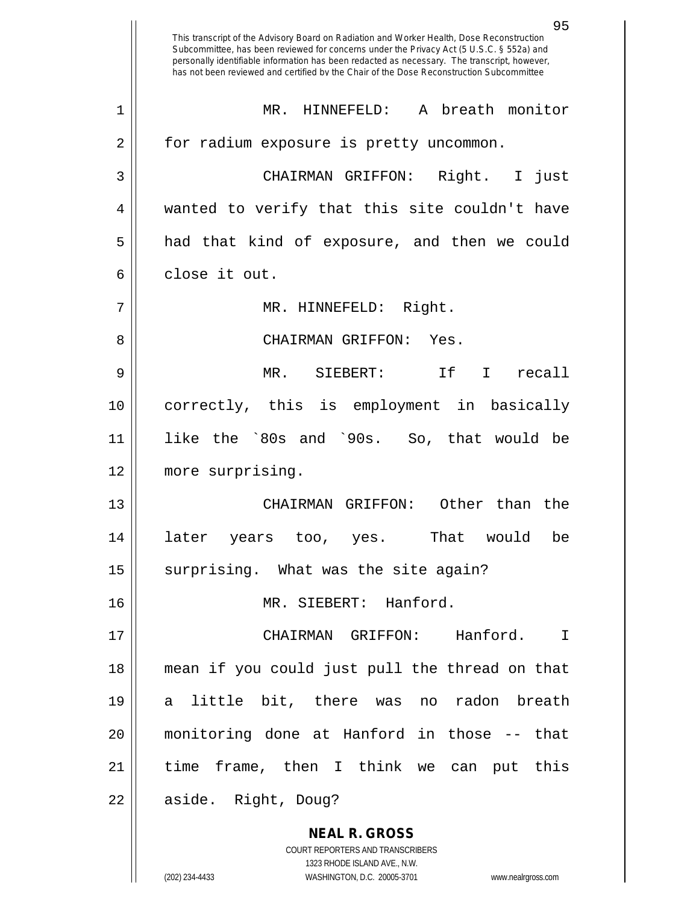MR. HINNEFELD: A breath monitor for radium exposure is pretty uncommon.

CHAIRMAN GRIFFON: Right. I just wanted to verify that this site couldn't have had that kind of exposure, and then we could close it out.

MR. HINNEFELD: Right.

CHAIRMAN GRIFFON: Yes.

MR. SIEBERT: If I recall correctly, this is employment in basically like the `80s and `90s. So, that would be more surprising.

CHAIRMAN GRIFFON: Other than the later years too, yes. That would be surprising. What was the site again?

MR. SIEBERT: Hanford.

CHAIRMAN GRIFFON: Hanford. I mean if you could just pull the thread on that a little bit, there was no radon breath monitoring done at Hanford in those -- that time frame, then I think we can put this aside. Right, Doug?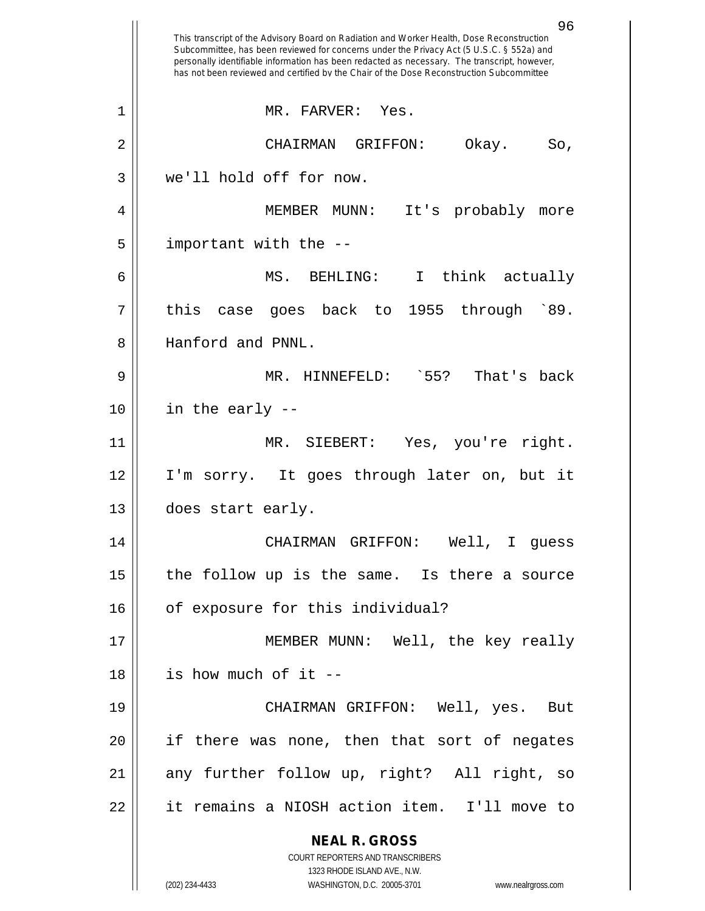This transcript of the Advisory Board on Radiation and Worker Health, Dose Reconstruction Subcommittee, has been reviewed for concerns under the Privacy Act (5 U.S.C. § 552a) and personally identifiable information has been redacted as necessary. The transcript, however, has not been reviewed and certified by the Chair of the Dose Reconstruction Subcommittee

MR. FARVER: Yes.

CHAIRMAN GRIFFON: Okay. So, we'll hold off for now.

MEMBER MUNN: It's probably more important with the --

MS. BEHLING: I think actually this case goes back to 1955 through `89. Hanford and PNNL.

MR. HINNEFELD: `55? That's back in the early --

MR. SIEBERT: Yes, you're right. I'm sorry. It goes through later on, but it does start early.

CHAIRMAN GRIFFON: Well, I guess the follow up is the same. Is there a source of exposure for this individual?

MEMBER MUNN: Well, the key really is how much of it --

CHAIRMAN GRIFFON: Well, yes. But if there was none, then that sort of negates any further follow up, right? All right, so it remains a NIOSH action item. I'll move to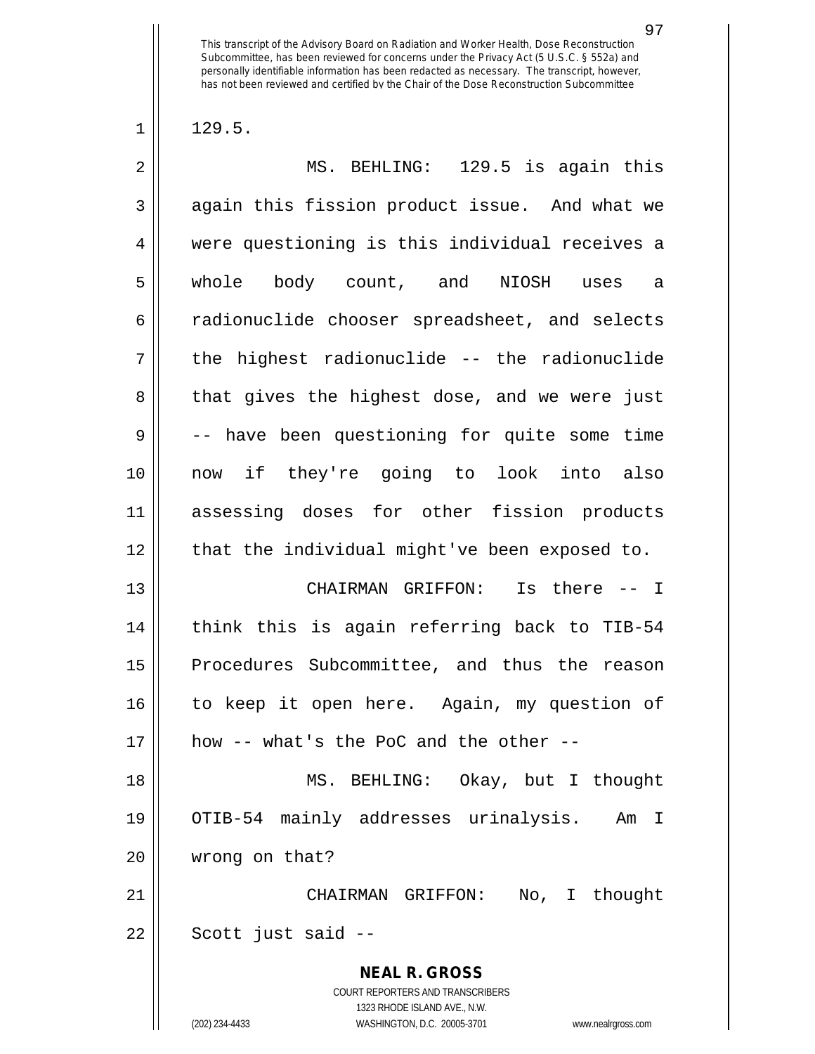This transcript of the Advisory Board on Radiation and Worker Health, Dose Reconstruction Subcommittee, has been reviewed for concerns under the Privacy Act (5 U.S.C. § 552a) and personally identifiable information has been redacted as necessary. The transcript, however, has not been reviewed and certified by the Chair of the Dose Reconstruction Subcommittee

129.5.

MS. BEHLING: 129.5 is again this again this fission product issue. And what we were questioning is this individual receives a whole body count, and NIOSH uses a radionuclide chooser spreadsheet, and selects the highest radionuclide -- the radionuclide that gives the highest dose, and we were just -- have been questioning for quite some time now if they're going to look into also assessing doses for other fission products that the individual might've been exposed to.

CHAIRMAN GRIFFON: Is there -- I think this is again referring back to TIB-54 Procedures Subcommittee, and thus the reason to keep it open here. Again, my question of how -- what's the PoC and the other --

MS. BEHLING: Okay, but I thought OTIB-54 mainly addresses urinalysis. Am I wrong on that?

CHAIRMAN GRIFFON: No, I thought Scott just said --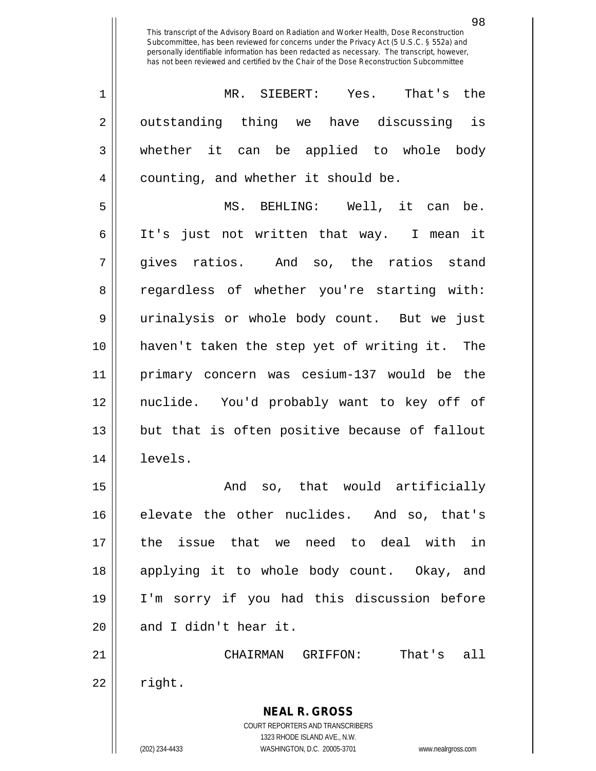MR. SIEBERT: Yes. That's the outstanding thing we have discussing is whether it can be applied to whole body counting, and whether it should be.

MS. BEHLING: Well, it can be. It's just not written that way. I mean it gives ratios. And so, the ratios stand regardless of whether you're starting with: urinalysis or whole body count. But we just haven't taken the step yet of writing it. The primary concern was cesium-137 would be the nuclide. You'd probably want to key off of but that is often positive because of fallout levels.

And so, that would artificially elevate the other nuclides. And so, that's the issue that we need to deal with in applying it to whole body count. Okay, and I'm sorry if you had this discussion before and I didn't hear it.

CHAIRMAN GRIFFON: That's all right.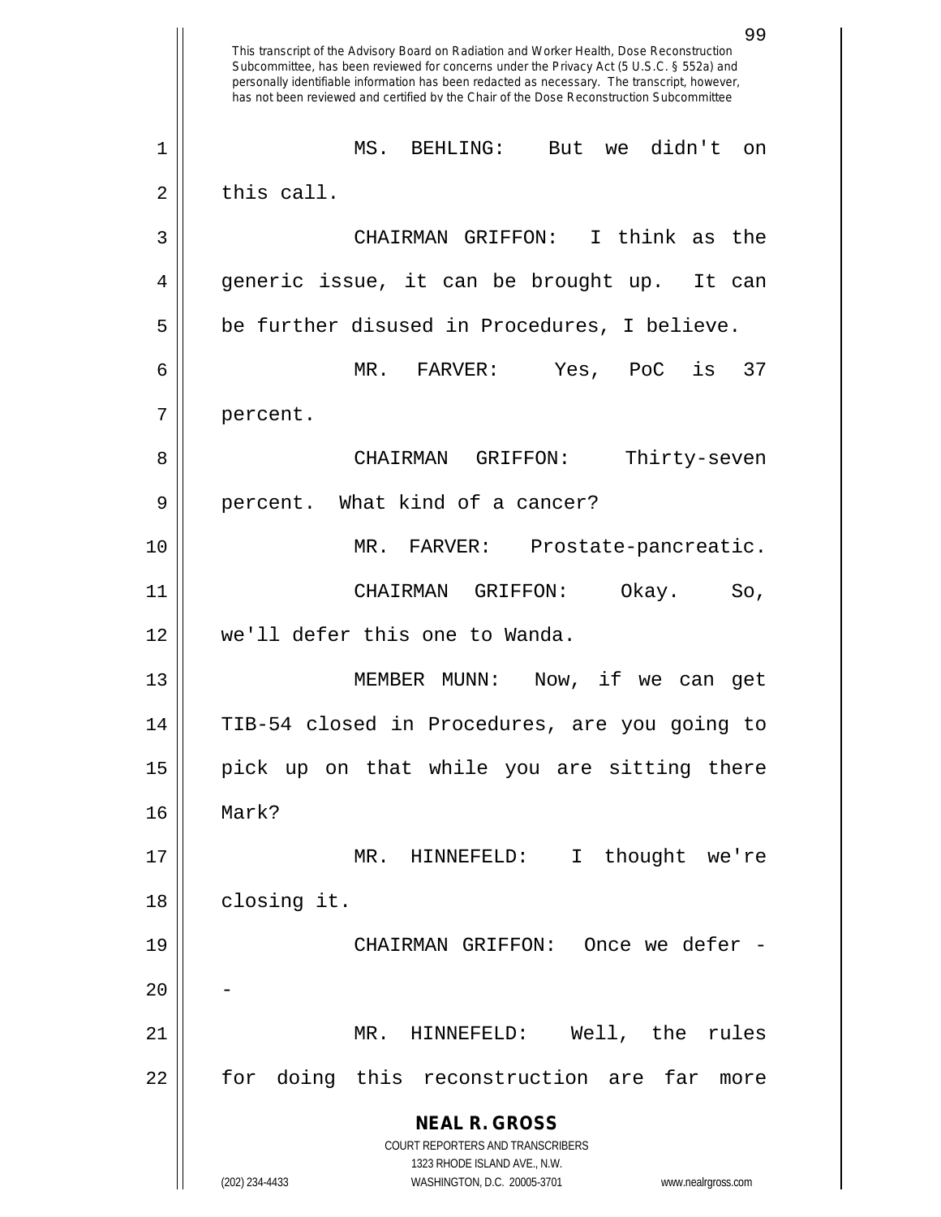MS. BEHLING: But we didn't on this call.

CHAIRMAN GRIFFON: I think as the generic issue, it can be brought up. It can be further disused in Procedures, I believe.

MR. FARVER: Yes, PoC is 37 percent.

CHAIRMAN GRIFFON: Thirty-seven percent. What kind of a cancer?

MR. FARVER: Prostate-pancreatic.

CHAIRMAN GRIFFON: Okay. So, we'll defer this one to Wanda.

MEMBER MUNN: Now, if we can get TIB-54 closed in Procedures, are you going to pick up on that while you are sitting there Mark?

MR. HINNEFELD: I thought we're closing it.

CHAIRMAN GRIFFON: Once we defer --

MR. HINNEFELD: Well, the rules for doing this reconstruction are far more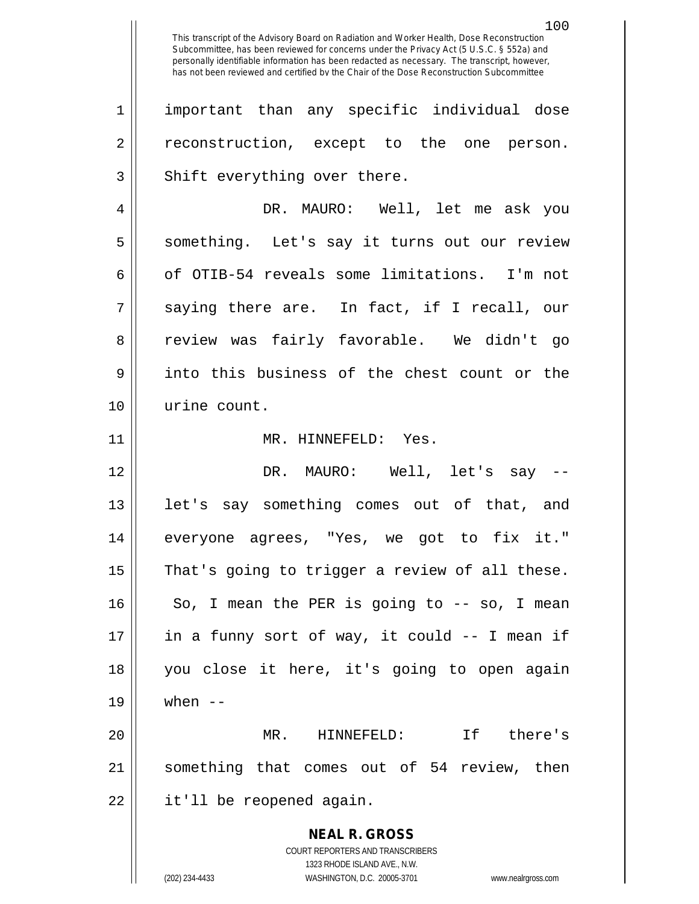important than any specific individual dose reconstruction, except to the one person. Shift everything over there.

DR. MAURO: Well, let me ask you something. Let's say it turns out our review of OTIB-54 reveals some limitations. I'm not saying there are. In fact, if I recall, our review was fairly favorable. We didn't go into this business of the chest count or the urine count.

MR. HINNEFELD: Yes.

DR. MAURO: Well, let's say -- let's say something comes out of that, and everyone agrees, "Yes, we got to fix it." That's going to trigger a review of all these. So, I mean the PER is going to -- so, I mean in a funny sort of way, it could -- I mean if you close it here, it's going to open again when --

MR. HINNEFELD: If there's something that comes out of 54 review, then it'll be reopened again.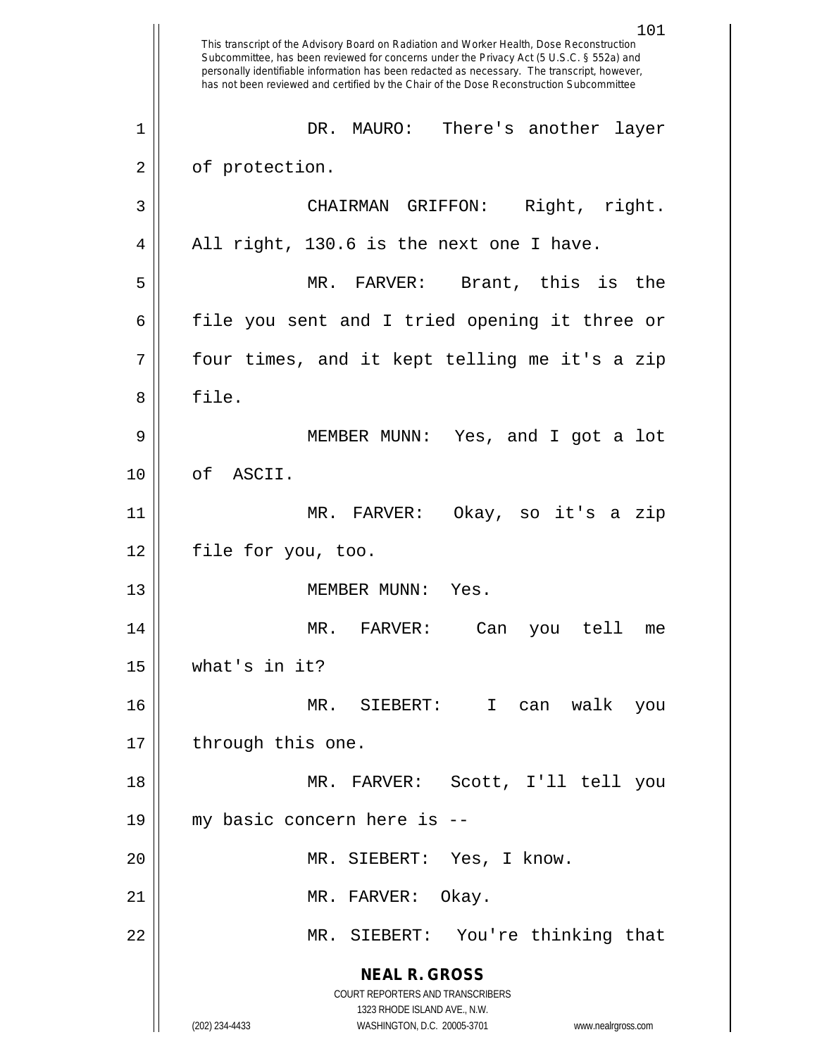This transcript of the Advisory Board on Radiation and Worker Health, Dose Reconstruction Subcommittee, has been reviewed for concerns under the Privacy Act (5 U.S.C. § 552a) and personally identifiable information has been redacted as necessary. The transcript, however, has not been reviewed and certified by the Chair of the Dose Reconstruction Subcommittee

DR. MAURO: There's another layer of protection.

CHAIRMAN GRIFFON: Right, right. All right, 130.6 is the next one I have.

MR. FARVER: Brant, this is the file you sent and I tried opening it three or four times, and it kept telling me it's a zip file.

MEMBER MUNN: Yes, and I got a lot of ASCII.

MR. FARVER: Okay, so it's a zip file for you, too.

MEMBER MUNN: Yes.

MR. FARVER: Can you tell me what's in it?

MR. SIEBERT: I can walk you through this one.

MR. FARVER: Scott, I'll tell you my basic concern here is --

MR. SIEBERT: Yes, I know.

MR. FARVER: Okay.

MR. SIEBERT: You're thinking that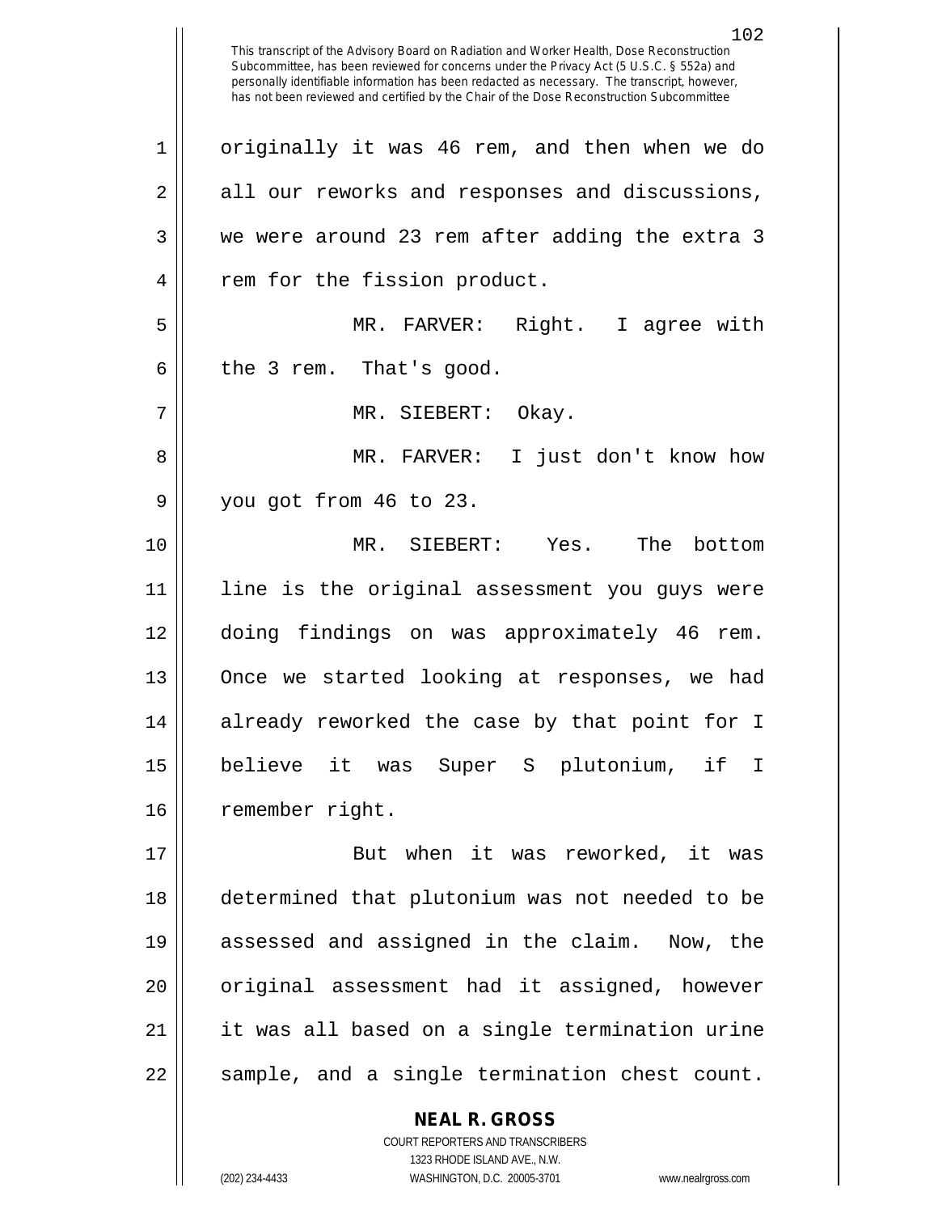originally it was 46 rem, and then when we do all our reworks and responses and discussions, we were around 23 rem after adding the extra 3 rem for the fission product.

MR. FARVER: Right. I agree with the 3 rem. That's good.

MR. SIEBERT: Okay.

MR. FARVER: I just don't know how you got from 46 to 23.

MR. SIEBERT: Yes. The bottom line is the original assessment you guys were doing findings on was approximately 46 rem. Once we started looking at responses, we had already reworked the case by that point for I believe it was Super S plutonium, if I remember right.

But when it was reworked, it was determined that plutonium was not needed to be assessed and assigned in the claim. Now, the original assessment had it assigned, however it was all based on a single termination urine sample, and a single termination chest count.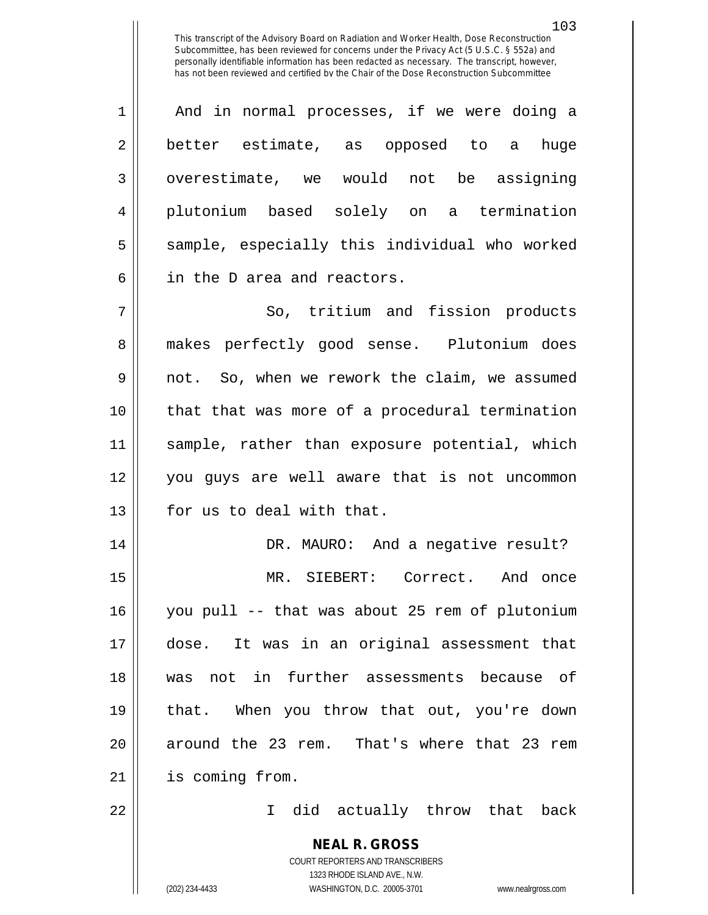This transcript of the Advisory Board on Radiation and Worker Health, Dose Reconstruction Subcommittee, has been reviewed for concerns under the Privacy Act (5 U.S.C. § 552a) and personally identifiable information has been redacted as necessary. The transcript, however, has not been reviewed and certified by the Chair of the Dose Reconstruction Subcommittee

And in normal processes, if we were doing a better estimate, as opposed to a huge overestimate, we would not be assigning plutonium based solely on a termination sample, especially this individual who worked in the D area and reactors.

So, tritium and fission products makes perfectly good sense. Plutonium does not. So, when we rework the claim, we assumed that that was more of a procedural termination sample, rather than exposure potential, which you guys are well aware that is not uncommon for us to deal with that.

DR. MAURO: And a negative result?

MR. SIEBERT: Correct. And once you pull -- that was about 25 rem of plutonium dose. It was in an original assessment that was not in further assessments because of that. When you throw that out, you're down around the 23 rem. That's where that 23 rem is coming from.

I did actually throw that back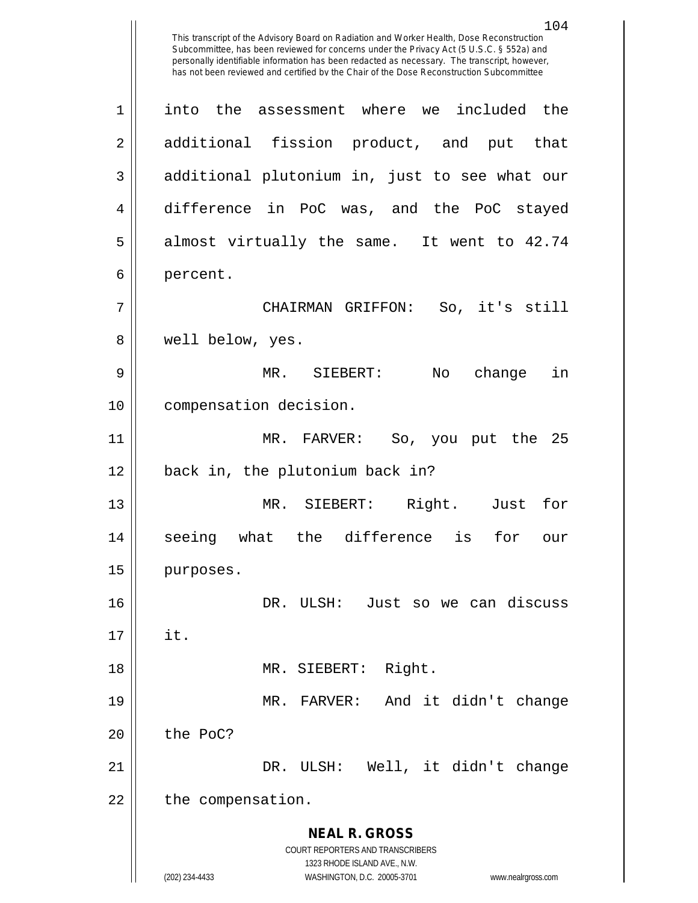into the assessment where we included the additional fission product, and put that additional plutonium in, just to see what our difference in PoC was, and the PoC stayed almost virtually the same. It went to 42.74 percent.

CHAIRMAN GRIFFON: So, it's still well below, yes.

MR. SIEBERT: No change in compensation decision.

MR. FARVER: So, you put the 25 back in, the plutonium back in?

MR. SIEBERT: Right. Just for seeing what the difference is for our purposes.

DR. ULSH: Just so we can discuss it.

MR. SIEBERT: Right.

MR. FARVER: And it didn't change the PoC?

DR. ULSH: Well, it didn't change the compensation.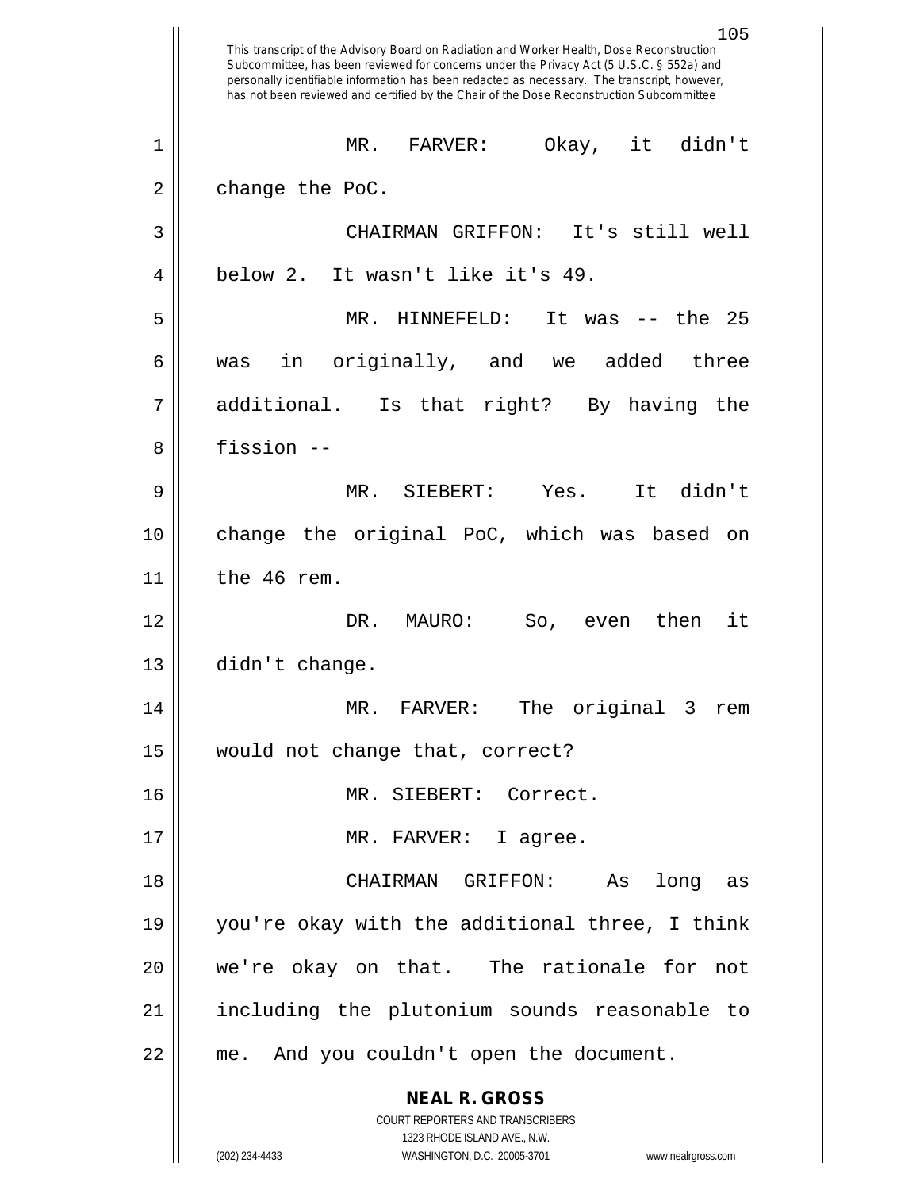MR. FARVER: Okay, it didn't change the PoC.

CHAIRMAN GRIFFON: It's still well below 2. It wasn't like it's 49.

MR. HINNEFELD: It was -- the 25 was in originally, and we added three additional. Is that right? By having the fission --

MR. SIEBERT: Yes. It didn't change the original PoC, which was based on the 46 rem.

DR. MAURO: So, even then it didn't change.

MR. FARVER: The original 3 rem would not change that, correct?

MR. SIEBERT: Correct.

MR. FARVER: I agree.

CHAIRMAN GRIFFON: As long as you're okay with the additional three, I think we're okay on that. The rationale for not including the plutonium sounds reasonable to me. And you couldn't open the document.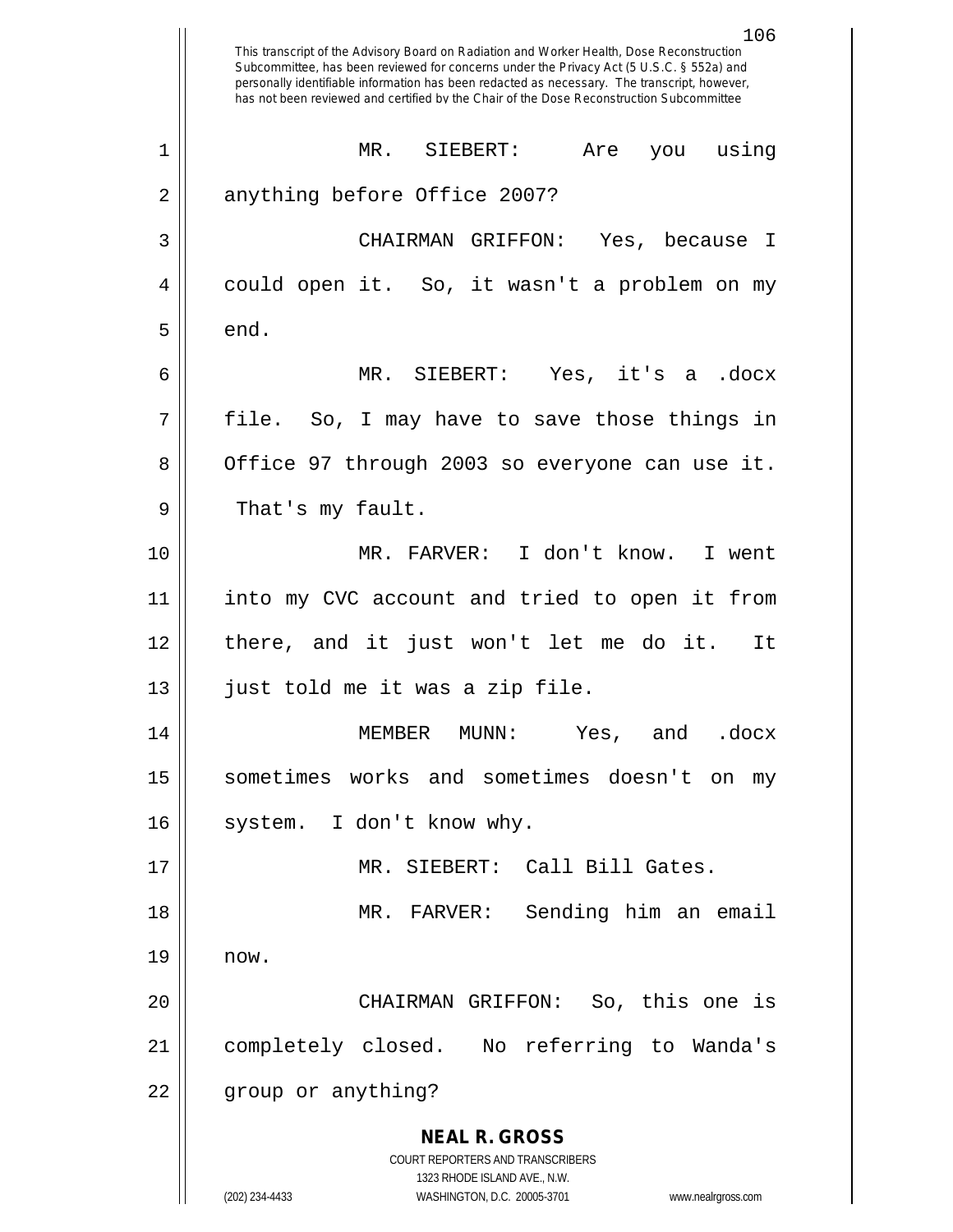MR. SIEBERT: Are you using anything before Office 2007?

CHAIRMAN GRIFFON: Yes, because I could open it. So, it wasn't a problem on my end.

MR. SIEBERT: Yes, it's a .docx file. So, I may have to save those things in Office 97 through 2003 so everyone can use it. That's my fault.

MR. FARVER: I don't know. I went into my CVC account and tried to open it from there, and it just won't let me do it. It just told me it was a zip file.

MEMBER MUNN: Yes, and .docx sometimes works and sometimes doesn't on my system. I don't know why.

MR. SIEBERT: Call Bill Gates.

MR. FARVER: Sending him an email now.

CHAIRMAN GRIFFON: So, this one is completely closed. No referring to Wanda's group or anything?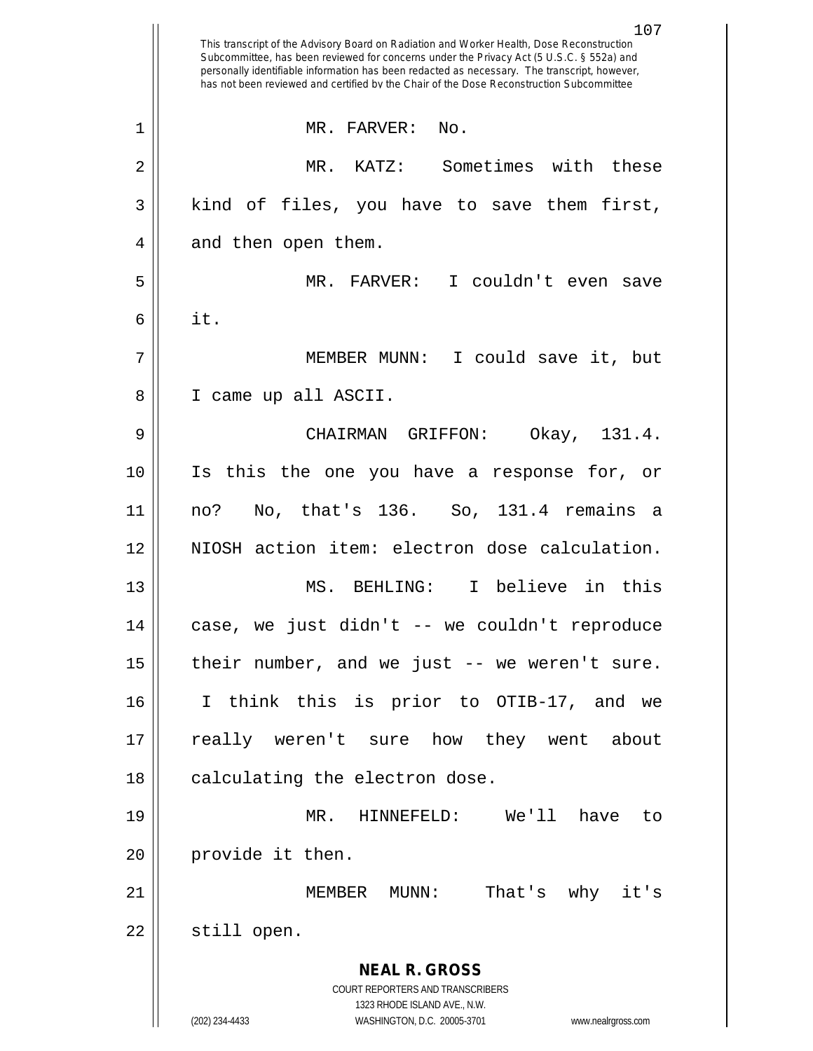This transcript of the Advisory Board on Radiation and Worker Health, Dose Reconstruction Subcommittee, has been reviewed for concerns under the Privacy Act (5 U.S.C. § 552a) and personally identifiable information has been redacted as necessary. The transcript, however, has not been reviewed and certified by the Chair of the Dose Reconstruction Subcommittee

MR. FARVER: No.

MR. KATZ: Sometimes with these kind of files, you have to save them first, and then open them.

MR. FARVER: I couldn't even save it.

MEMBER MUNN: I could save it, but I came up all ASCII.

CHAIRMAN GRIFFON: Okay, 131.4. Is this the one you have a response for, or no? No, that's 136. So, 131.4 remains a NIOSH action item: electron dose calculation.

MS. BEHLING: I believe in this case, we just didn't -- we couldn't reproduce their number, and we just -- we weren't sure. I think this is prior to OTIB-17, and we really weren't sure how they went about calculating the electron dose.

MR. HINNEFELD: We'll have to provide it then.

MEMBER MUNN: That's why it's still open.

**NEAL R. GROSS**
COURT REPORTERS AND TRANSCRIBERS
1323 RHODE ISLAND AVE., N.W.
(202) 234-4433 WASHINGTON, D.C. 20005-3701 www.nealrgross.com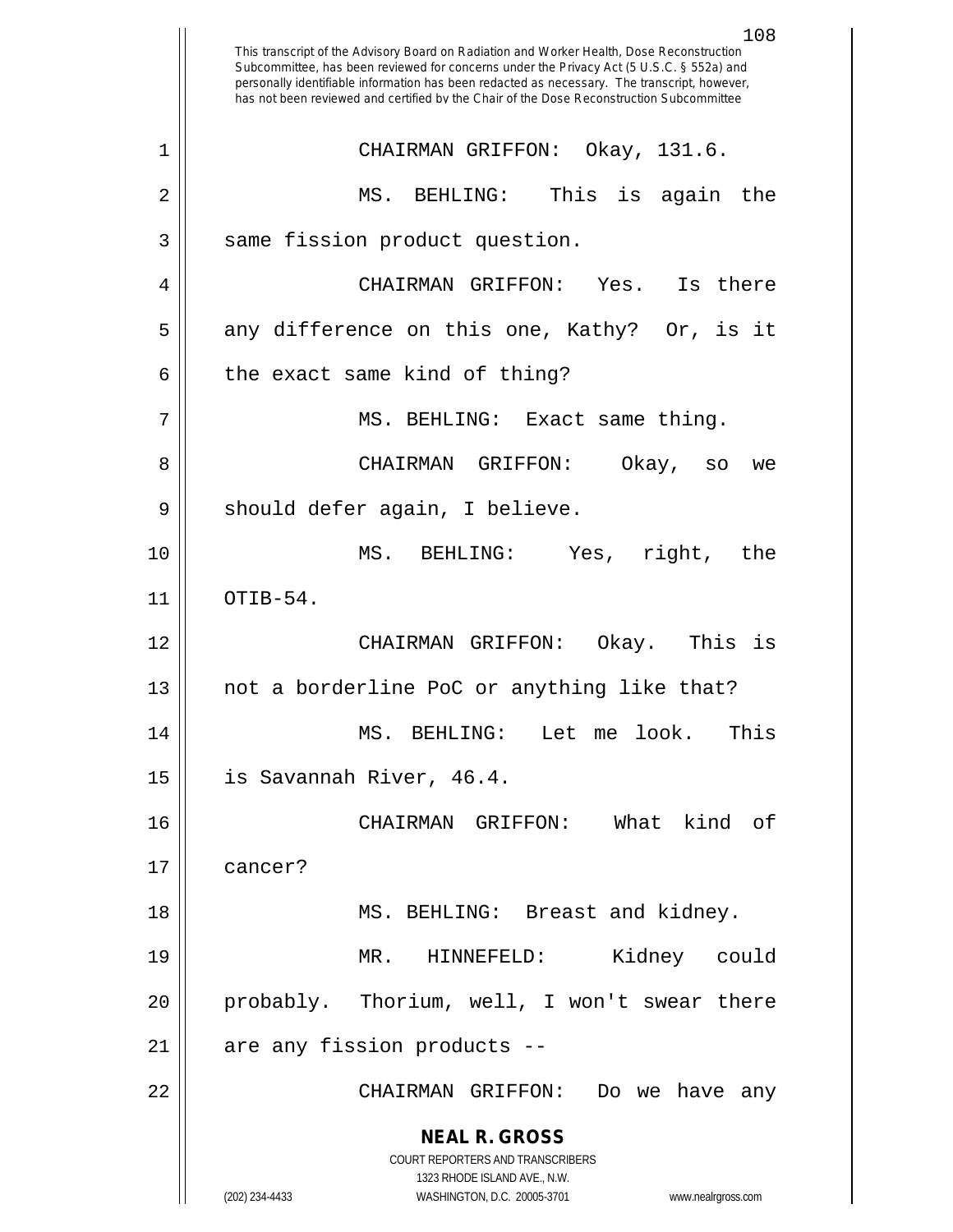This transcript of the Advisory Board on Radiation and Worker Health, Dose Reconstruction Subcommittee, has been reviewed for concerns under the Privacy Act (5 U.S.C. § 552a) and personally identifiable information has been redacted as necessary. The transcript, however, has not been reviewed and certified by the Chair of the Dose Reconstruction Subcommittee

CHAIRMAN GRIFFON: Okay, 131.6.

MS. BEHLING: This is again the same fission product question.

CHAIRMAN GRIFFON: Yes. Is there any difference on this one, Kathy? Or, is it the exact same kind of thing?

MS. BEHLING: Exact same thing.

CHAIRMAN GRIFFON: Okay, so we should defer again, I believe.

MS. BEHLING: Yes, right, the OTIB-54.

CHAIRMAN GRIFFON: Okay. This is not a borderline PoC or anything like that?

MS. BEHLING: Let me look. This is Savannah River, 46.4.

CHAIRMAN GRIFFON: What kind of cancer?

MS. BEHLING: Breast and kidney.

MR. HINNEFELD: Kidney could probably. Thorium, well, I won't swear there are any fission products --

CHAIRMAN GRIFFON: Do we have any

**NEAL R. GROSS**
COURT REPORTERS AND TRANSCRIBERS
1323 RHODE ISLAND AVE., N.W.
(202) 234-4433 WASHINGTON, D.C. 20005-3701 www.nealrgross.com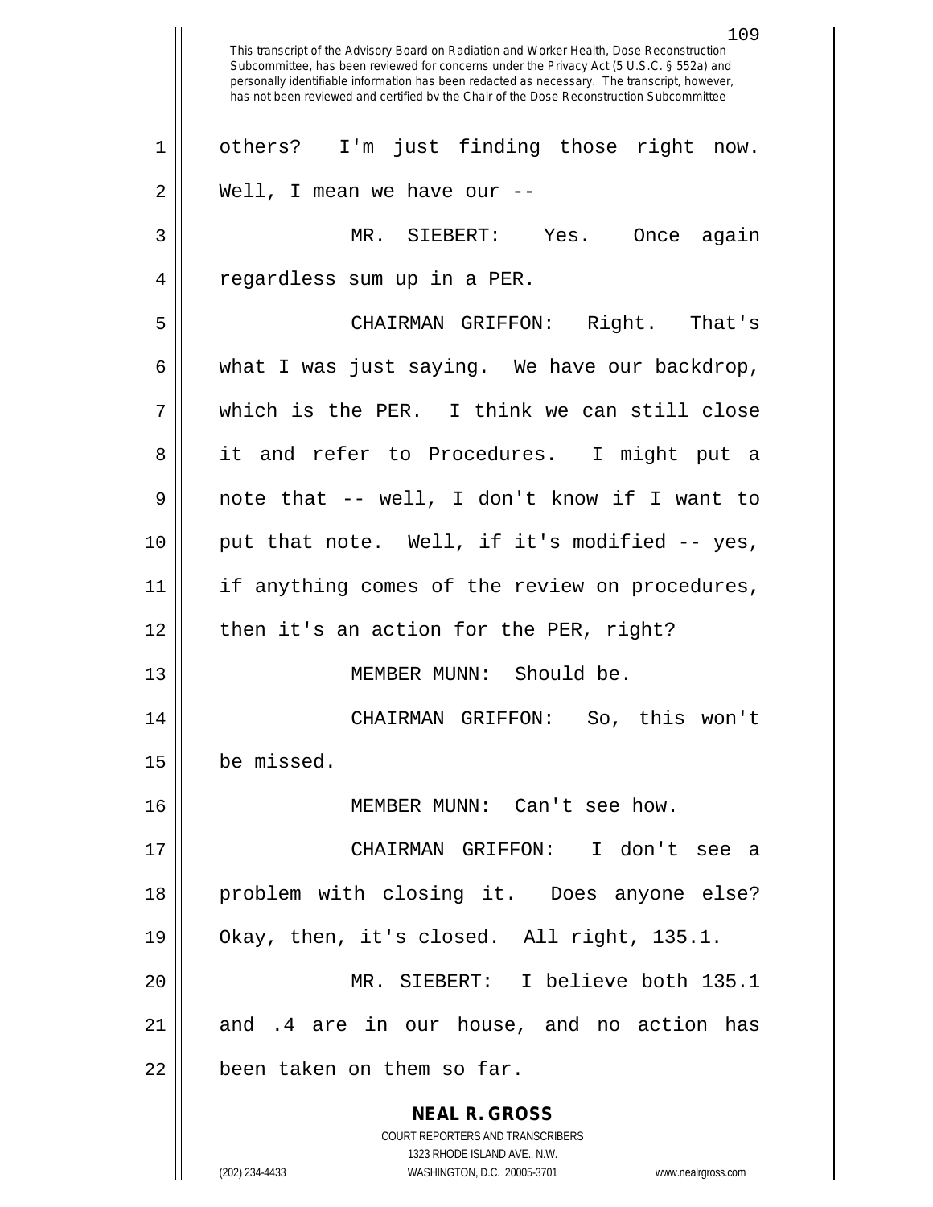This transcript of the Advisory Board on Radiation and Worker Health, Dose Reconstruction Subcommittee, has been reviewed for concerns under the Privacy Act (5 U.S.C. § 552a) and personally identifiable information has been redacted as necessary. The transcript, however, has not been reviewed and certified by the Chair of the Dose Reconstruction Subcommittee

others? I'm just finding those right now. Well, I mean we have our --

MR. SIEBERT: Yes. Once again regardless sum up in a PER.

CHAIRMAN GRIFFON: Right. That's what I was just saying. We have our backdrop, which is the PER. I think we can still close it and refer to Procedures. I might put a note that -- well, I don't know if I want to put that note. Well, if it's modified -- yes, if anything comes of the review on procedures, then it's an action for the PER, right?

MEMBER MUNN: Should be.

CHAIRMAN GRIFFON: So, this won't be missed.

MEMBER MUNN: Can't see how.

CHAIRMAN GRIFFON: I don't see a problem with closing it. Does anyone else? Okay, then, it's closed. All right, 135.1.

MR. SIEBERT: I believe both 135.1 and .4 are in our house, and no action has been taken on them so far.

**NEAL R. GROSS**
COURT REPORTERS AND TRANSCRIBERS
1323 RHODE ISLAND AVE., N.W.
(202) 234-4433 WASHINGTON, D.C. 20005-3701 www.nealrgross.com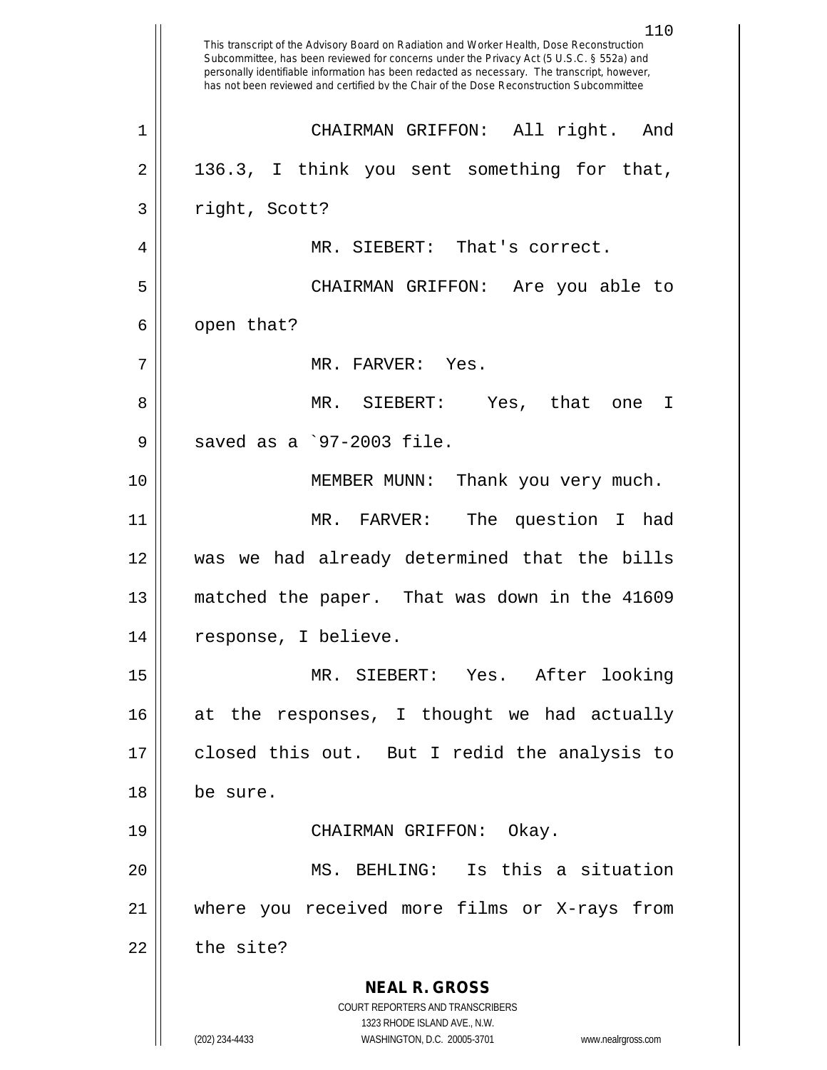This transcript of the Advisory Board on Radiation and Worker Health, Dose Reconstruction Subcommittee, has been reviewed for concerns under the Privacy Act (5 U.S.C. § 552a) and personally identifiable information has been redacted as necessary. The transcript, however, has not been reviewed and certified by the Chair of the Dose Reconstruction Subcommittee

CHAIRMAN GRIFFON: All right. And 136.3, I think you sent something for that, right, Scott?

MR. SIEBERT: That's correct.

CHAIRMAN GRIFFON: Are you able to open that?

MR. FARVER: Yes.

MR. SIEBERT: Yes, that one I saved as a `97-2003 file.

MEMBER MUNN: Thank you very much.

MR. FARVER: The question I had was we had already determined that the bills matched the paper. That was down in the 41609 response, I believe.

MR. SIEBERT: Yes. After looking at the responses, I thought we had actually closed this out. But I redid the analysis to be sure.

CHAIRMAN GRIFFON: Okay.

MS. BEHLING: Is this a situation where you received more films or X-rays from the site?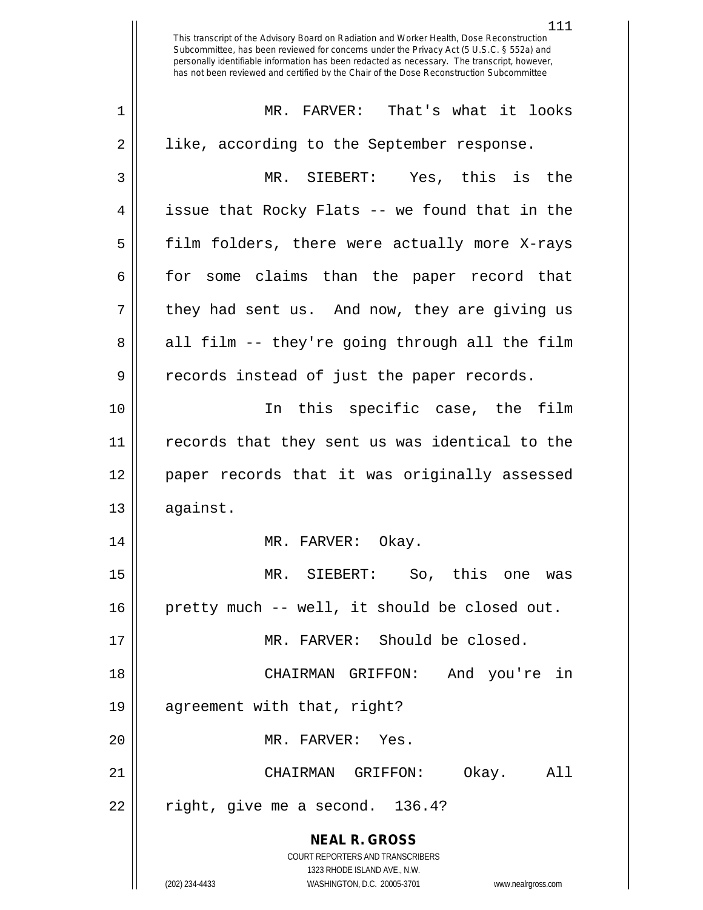This transcript of the Advisory Board on Radiation and Worker Health, Dose Reconstruction Subcommittee, has been reviewed for concerns under the Privacy Act (5 U.S.C. § 552a) and personally identifiable information has been redacted as necessary. The transcript, however, has not been reviewed and certified by the Chair of the Dose Reconstruction Subcommittee

MR. FARVER: That's what it looks like, according to the September response.

MR. SIEBERT: Yes, this is the issue that Rocky Flats -- we found that in the film folders, there were actually more X-rays for some claims than the paper record that they had sent us. And now, they are giving us all film -- they're going through all the film records instead of just the paper records.

In this specific case, the film records that they sent us was identical to the paper records that it was originally assessed against.

MR. FARVER: Okay.

MR. SIEBERT: So, this one was pretty much -- well, it should be closed out.

MR. FARVER: Should be closed.

CHAIRMAN GRIFFON: And you're in agreement with that, right?

MR. FARVER: Yes.

CHAIRMAN GRIFFON: Okay. All right, give me a second. 136.4?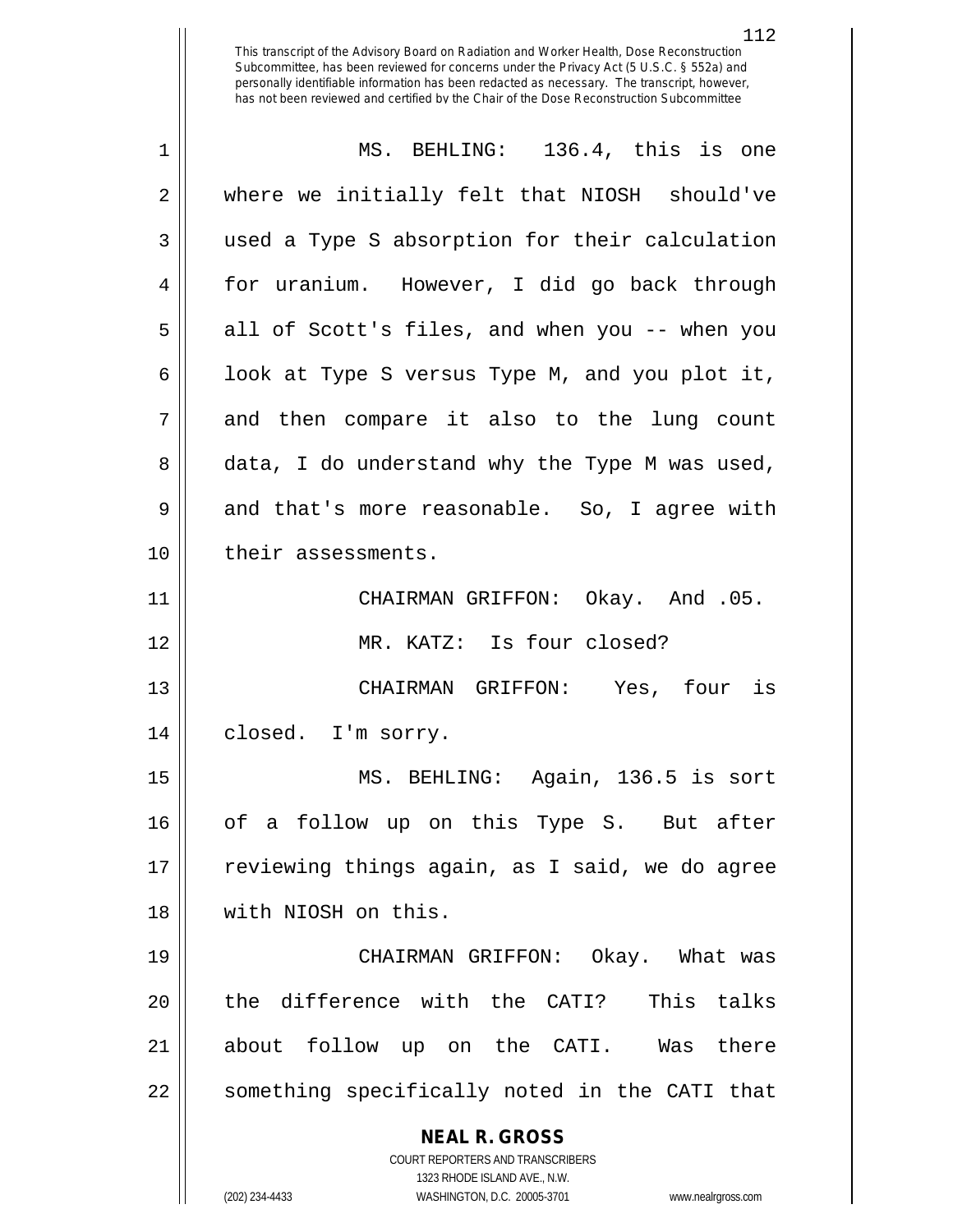This transcript of the Advisory Board on Radiation and Worker Health, Dose Reconstruction Subcommittee, has been reviewed for concerns under the Privacy Act (5 U.S.C. § 552a) and personally identifiable information has been redacted as necessary. The transcript, however, has not been reviewed and certified by the Chair of the Dose Reconstruction Subcommittee

1 MS. BEHLING: 136.4, this is one
2 where we initially felt that NIOSH should've
3 used a Type S absorption for their calculation
4 for uranium. However, I did go back through
5 all of Scott's files, and when you -- when you
6 look at Type S versus Type M, and you plot it,
7 and then compare it also to the lung count
8 data, I do understand why the Type M was used,
9 and that's more reasonable. So, I agree with
10 their assessments.

11 CHAIRMAN GRIFFON: Okay. And .05.

12 MR. KATZ: Is four closed?

13 CHAIRMAN GRIFFON: Yes, four is
14 closed. I'm sorry.

15 MS. BEHLING: Again, 136.5 is sort
16 of a follow up on this Type S. But after
17 reviewing things again, as I said, we do agree
18 with NIOSH on this.

19 CHAIRMAN GRIFFON: Okay. What was
20 the difference with the CATI? This talks
21 about follow up on the CATI. Was there
22 something specifically noted in the CATI that

**NEAL R. GROSS**
COURT REPORTERS AND TRANSCRIBERS
1323 RHODE ISLAND AVE., N.W.
(202) 234-4433 WASHINGTON, D.C. 20005-3701 www.nealrgross.com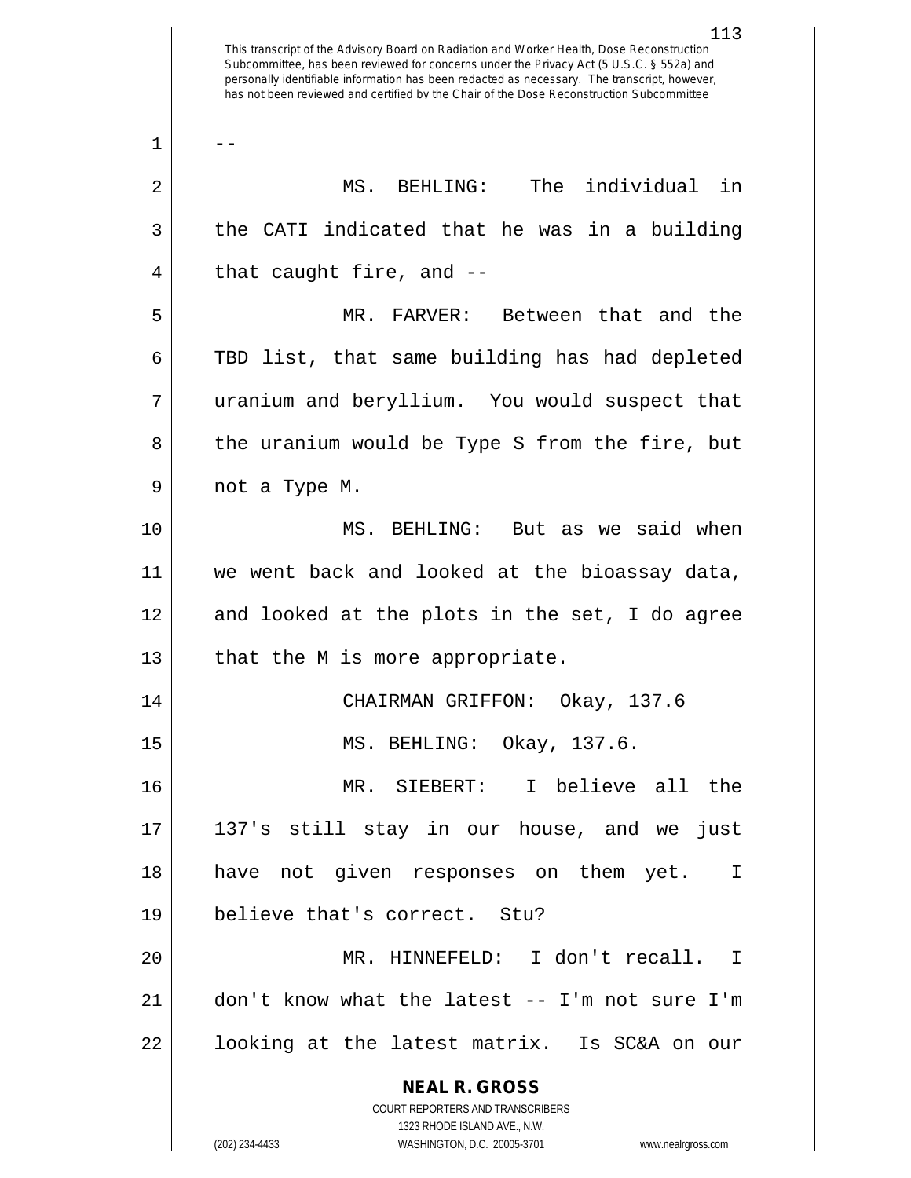--

MS. BEHLING: The individual in the CATI indicated that he was in a building that caught fire, and --

MR. FARVER: Between that and the TBD list, that same building has had depleted uranium and beryllium. You would suspect that the uranium would be Type S from the fire, but not a Type M.

MS. BEHLING: But as we said when we went back and looked at the bioassay data, and looked at the plots in the set, I do agree that the M is more appropriate.

CHAIRMAN GRIFFON: Okay, 137.6

MS. BEHLING: Okay, 137.6.

MR. SIEBERT: I believe all the 137's still stay in our house, and we just have not given responses on them yet. I believe that's correct. Stu?

MR. HINNEFELD: I don't recall. I don't know what the latest -- I'm not sure I'm looking at the latest matrix. Is SC&A on our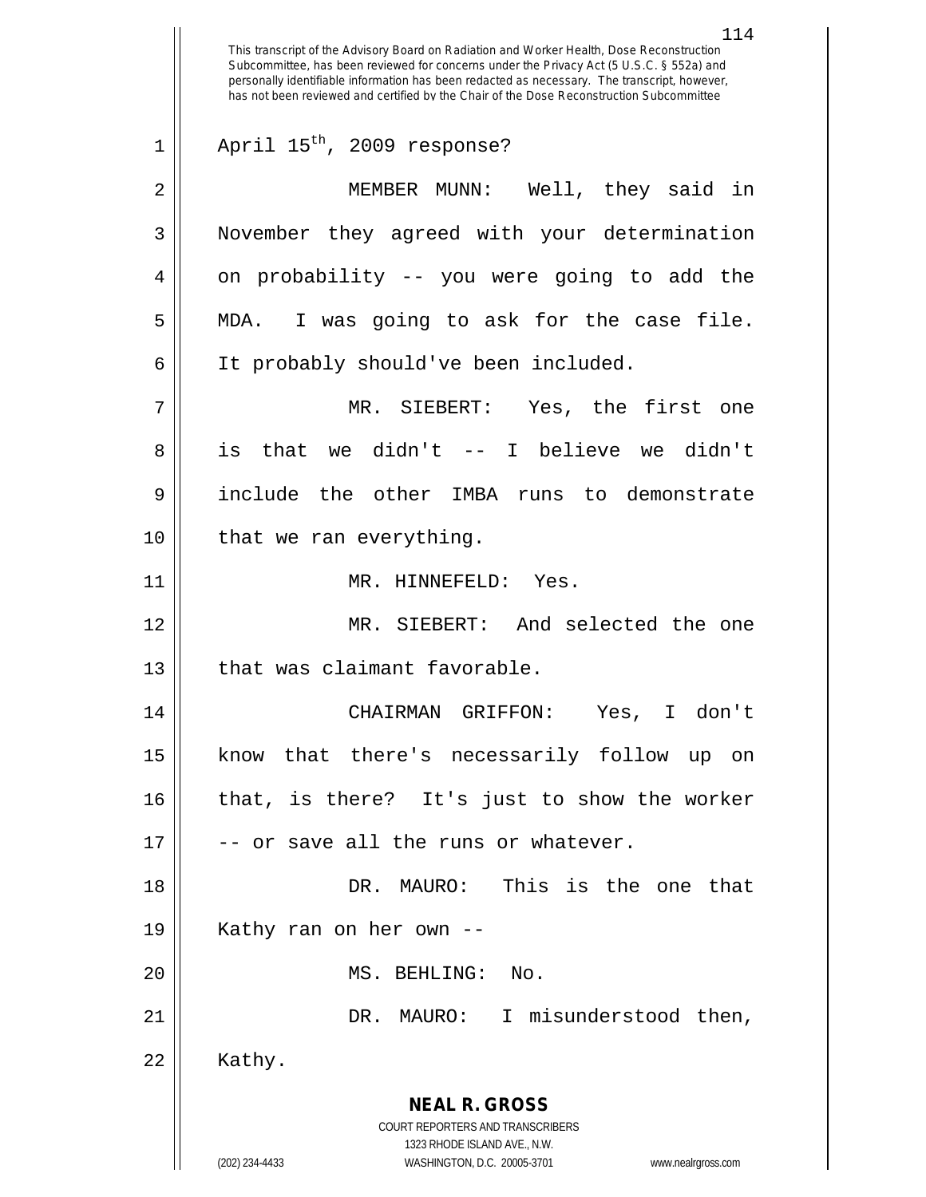April 15th, 2009 response?

MEMBER MUNN: Well, they said in November they agreed with your determination on probability -- you were going to add the MDA. I was going to ask for the case file. It probably should've been included.

MR. SIEBERT: Yes, the first one is that we didn't -- I believe we didn't include the other IMBA runs to demonstrate that we ran everything.

MR. HINNEFELD: Yes.

MR. SIEBERT: And selected the one that was claimant favorable.

CHAIRMAN GRIFFON: Yes, I don't know that there's necessarily follow up on that, is there? It's just to show the worker -- or save all the runs or whatever.

DR. MAURO: This is the one that Kathy ran on her own --

MS. BEHLING: No.

DR. MAURO: I misunderstood then, Kathy.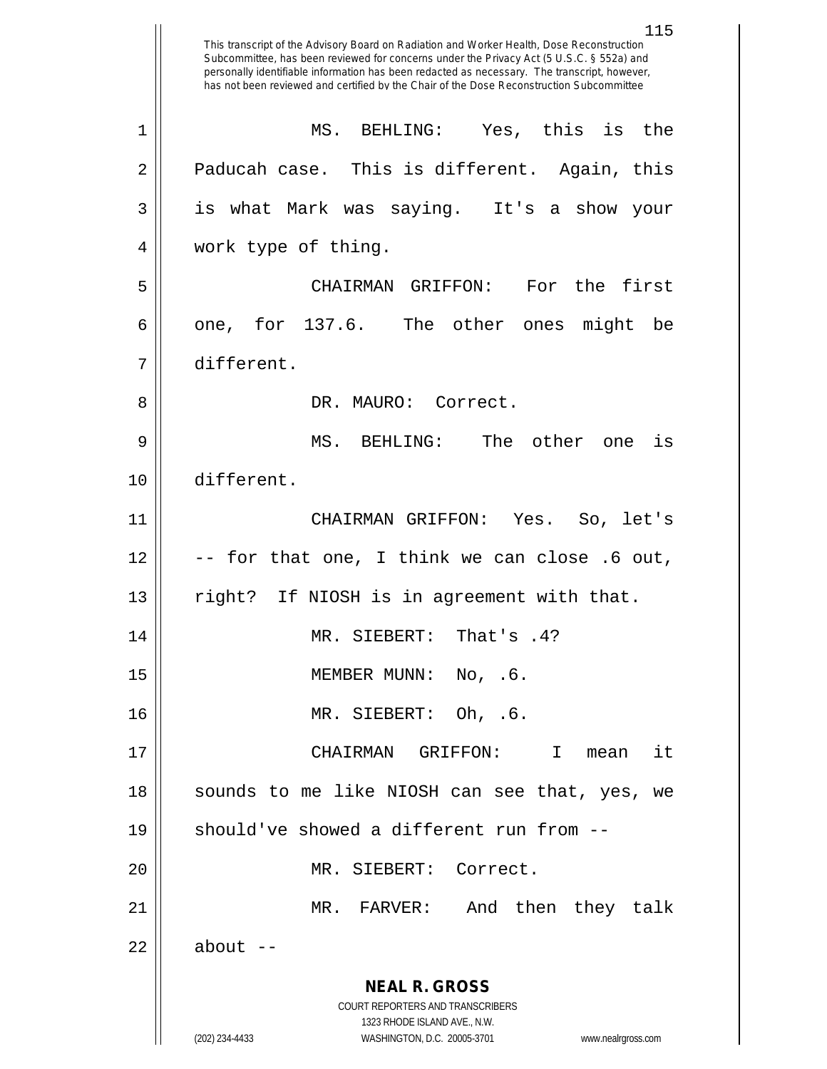This transcript of the Advisory Board on Radiation and Worker Health, Dose Reconstruction Subcommittee, has been reviewed for concerns under the Privacy Act (5 U.S.C. § 552a) and personally identifiable information has been redacted as necessary. The transcript, however, has not been reviewed and certified by the Chair of the Dose Reconstruction Subcommittee

MS. BEHLING: Yes, this is the Paducah case. This is different. Again, this is what Mark was saying. It's a show your work type of thing.

CHAIRMAN GRIFFON: For the first one, for 137.6. The other ones might be different.

DR. MAURO: Correct.

MS. BEHLING: The other one is different.

CHAIRMAN GRIFFON: Yes. So, let's -- for that one, I think we can close .6 out, right? If NIOSH is in agreement with that.

MR. SIEBERT: That's .4?

MEMBER MUNN: No, .6.

MR. SIEBERT: Oh, .6.

CHAIRMAN GRIFFON: I mean it sounds to me like NIOSH can see that, yes, we should've showed a different run from --

MR. SIEBERT: Correct.

MR. FARVER: And then they talk about --

**NEAL R. GROSS**
COURT REPORTERS AND TRANSCRIBERS
1323 RHODE ISLAND AVE., N.W.
(202) 234-4433 WASHINGTON, D.C. 20005-3701 www.nealrgross.com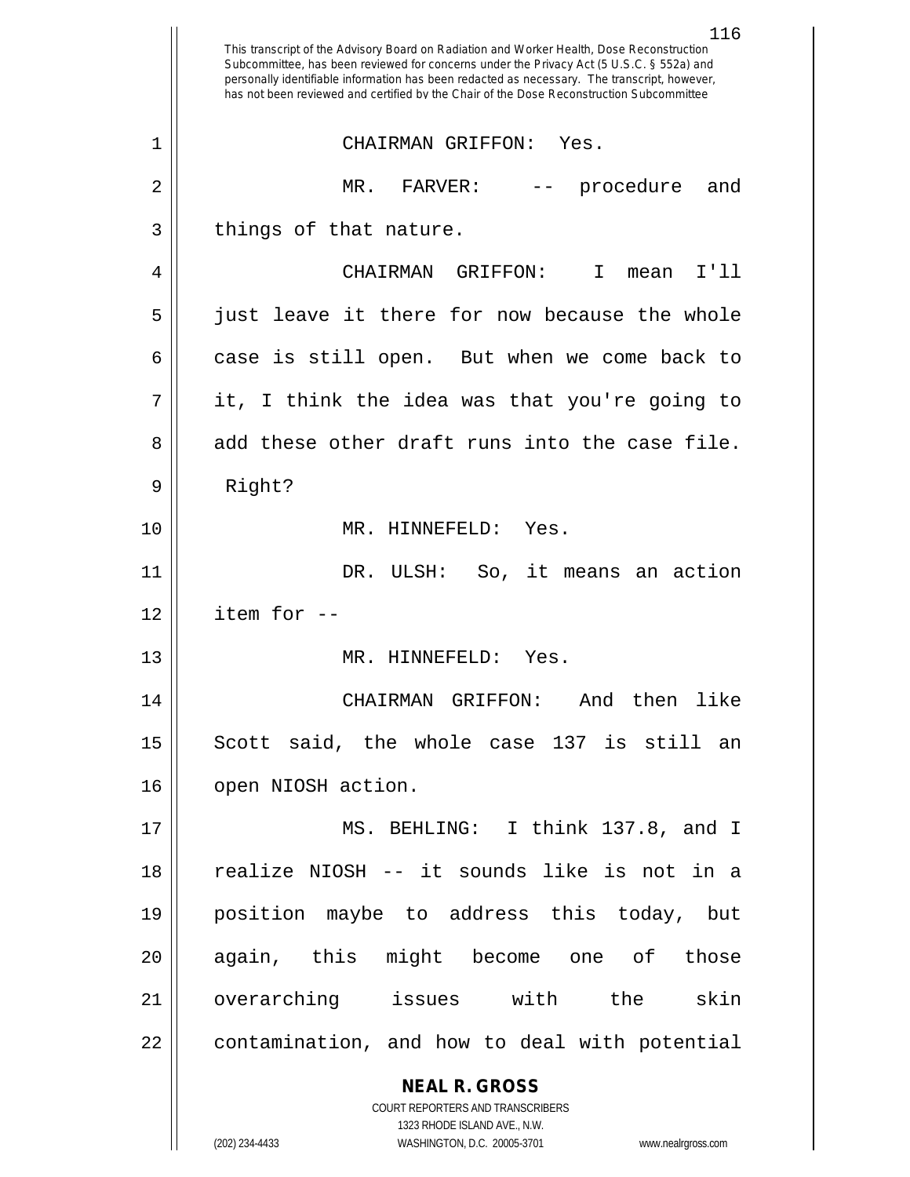This transcript of the Advisory Board on Radiation and Worker Health, Dose Reconstruction Subcommittee, has been reviewed for concerns under the Privacy Act (5 U.S.C. § 552a) and personally identifiable information has been redacted as necessary. The transcript, however, has not been reviewed and certified by the Chair of the Dose Reconstruction Subcommittee

CHAIRMAN GRIFFON: Yes.

MR. FARVER: -- procedure and things of that nature.

CHAIRMAN GRIFFON: I mean I'll just leave it there for now because the whole case is still open. But when we come back to it, I think the idea was that you're going to add these other draft runs into the case file. Right?

MR. HINNEFELD: Yes.

DR. ULSH: So, it means an action item for --

MR. HINNEFELD: Yes.

CHAIRMAN GRIFFON: And then like Scott said, the whole case 137 is still an open NIOSH action.

MS. BEHLING: I think 137.8, and I realize NIOSH -- it sounds like is not in a position maybe to address this today, but again, this might become one of those overarching issues with the skin contamination, and how to deal with potential

**NEAL R. GROSS**
COURT REPORTERS AND TRANSCRIBERS
1323 RHODE ISLAND AVE., N.W.
(202) 234-4433 WASHINGTON, D.C. 20005-3701 www.nealrgross.com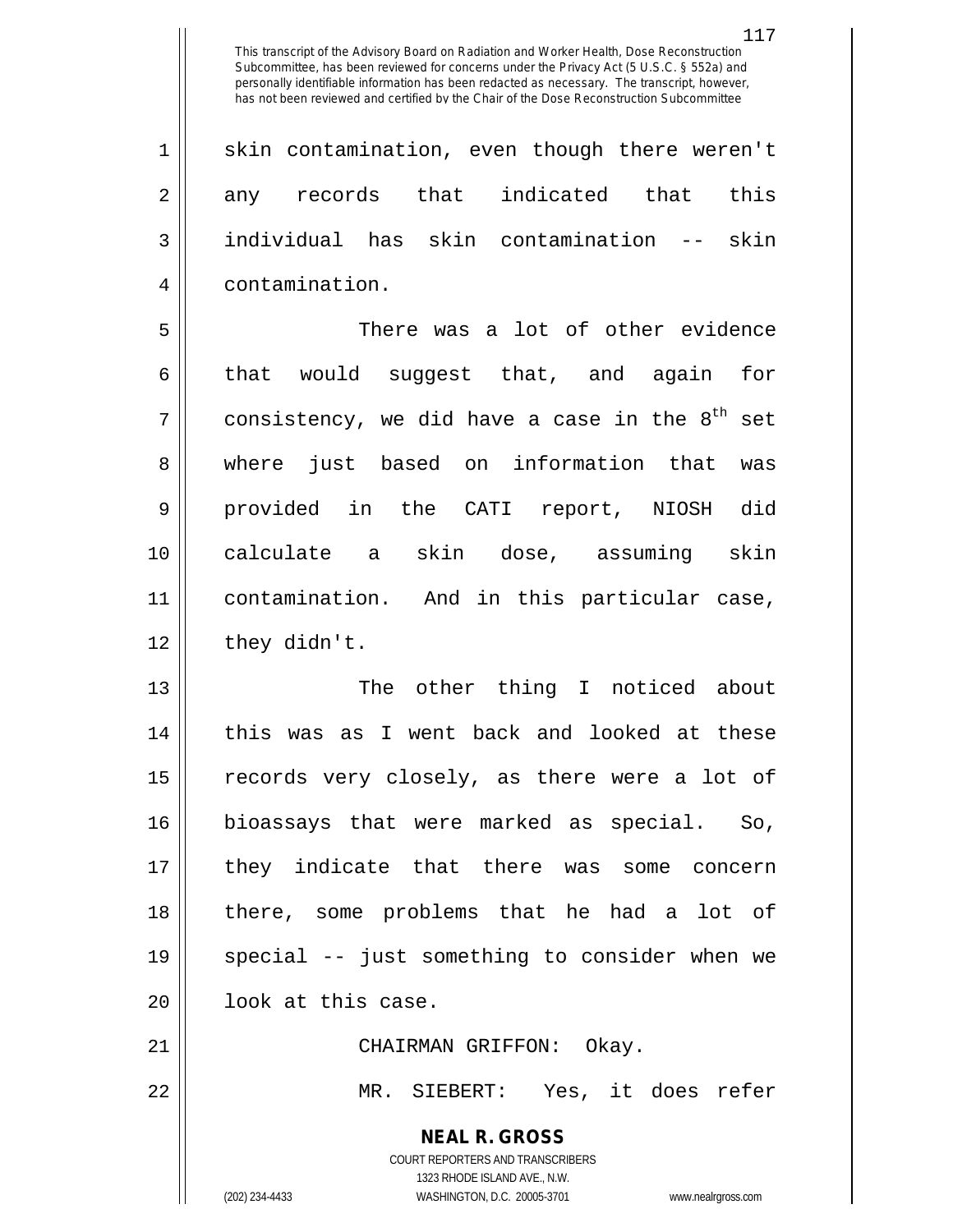skin contamination, even though there weren't any records that indicated that this individual has skin contamination -- skin contamination.

There was a lot of other evidence that would suggest that, and again for consistency, we did have a case in the 8th set where just based on information that was provided in the CATI report, NIOSH did calculate a skin dose, assuming skin contamination. And in this particular case, they didn't.

The other thing I noticed about this was as I went back and looked at these records very closely, as there were a lot of bioassays that were marked as special. So, they indicate that there was some concern there, some problems that he had a lot of special -- just something to consider when we look at this case.

CHAIRMAN GRIFFON: Okay.

MR. SIEBERT: Yes, it does refer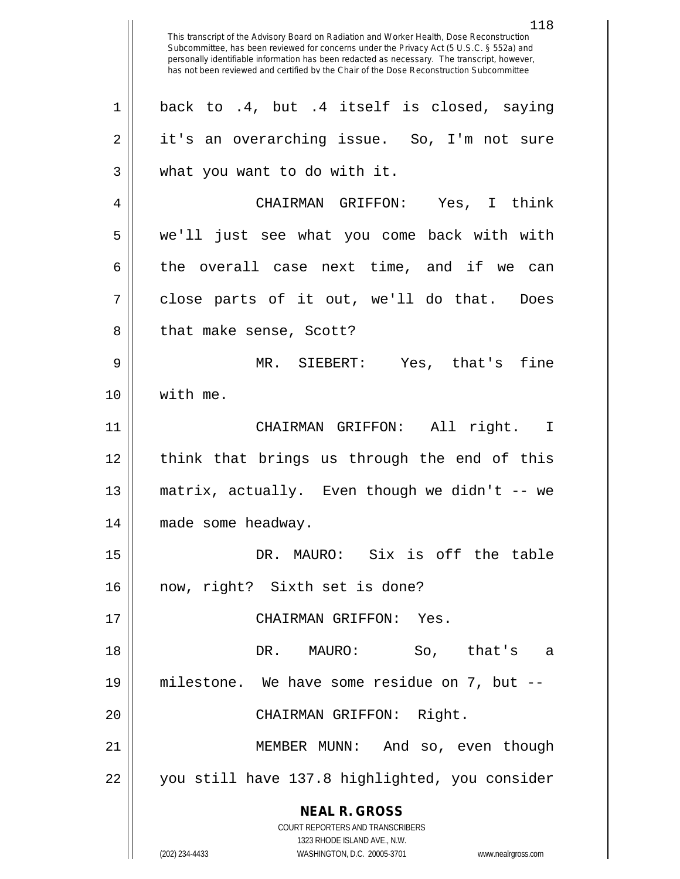back to .4, but .4 itself is closed, saying it's an overarching issue. So, I'm not sure what you want to do with it.

CHAIRMAN GRIFFON: Yes, I think we'll just see what you come back with with the overall case next time, and if we can close parts of it out, we'll do that. Does that make sense, Scott?

MR. SIEBERT: Yes, that's fine with me.

CHAIRMAN GRIFFON: All right. I think that brings us through the end of this matrix, actually. Even though we didn't -- we made some headway.

DR. MAURO: Six is off the table now, right? Sixth set is done?

CHAIRMAN GRIFFON: Yes.

DR. MAURO: So, that's a milestone. We have some residue on 7, but --

CHAIRMAN GRIFFON: Right.

MEMBER MUNN: And so, even though you still have 137.8 highlighted, you consider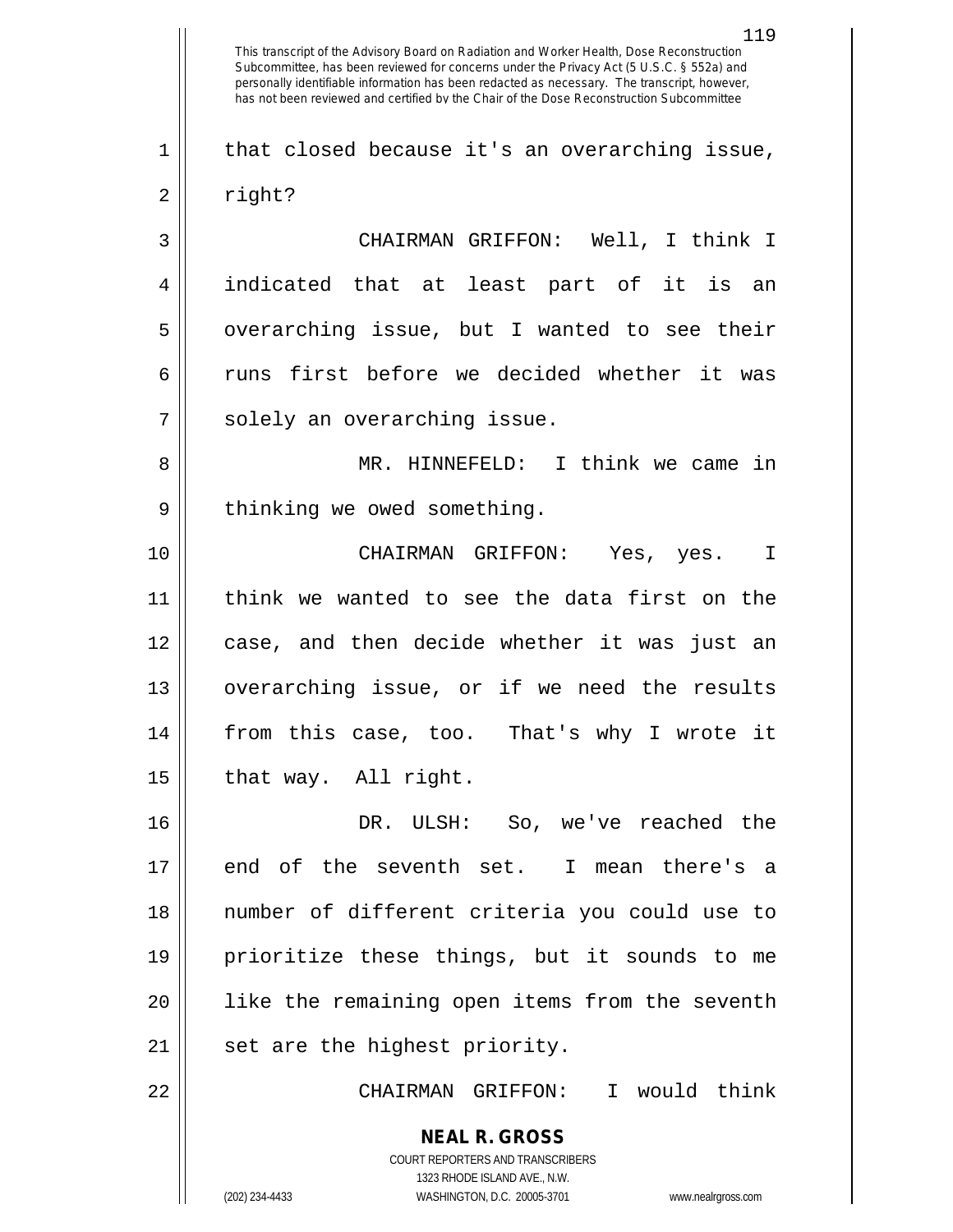that closed because it's an overarching issue, right?

CHAIRMAN GRIFFON: Well, I think I indicated that at least part of it is an overarching issue, but I wanted to see their runs first before we decided whether it was solely an overarching issue.

MR. HINNEFELD: I think we came in thinking we owed something.

CHAIRMAN GRIFFON: Yes, yes. I think we wanted to see the data first on the case, and then decide whether it was just an overarching issue, or if we need the results from this case, too. That's why I wrote it that way. All right.

DR. ULSH: So, we've reached the end of the seventh set. I mean there's a number of different criteria you could use to prioritize these things, but it sounds to me like the remaining open items from the seventh set are the highest priority.

CHAIRMAN GRIFFON: I would think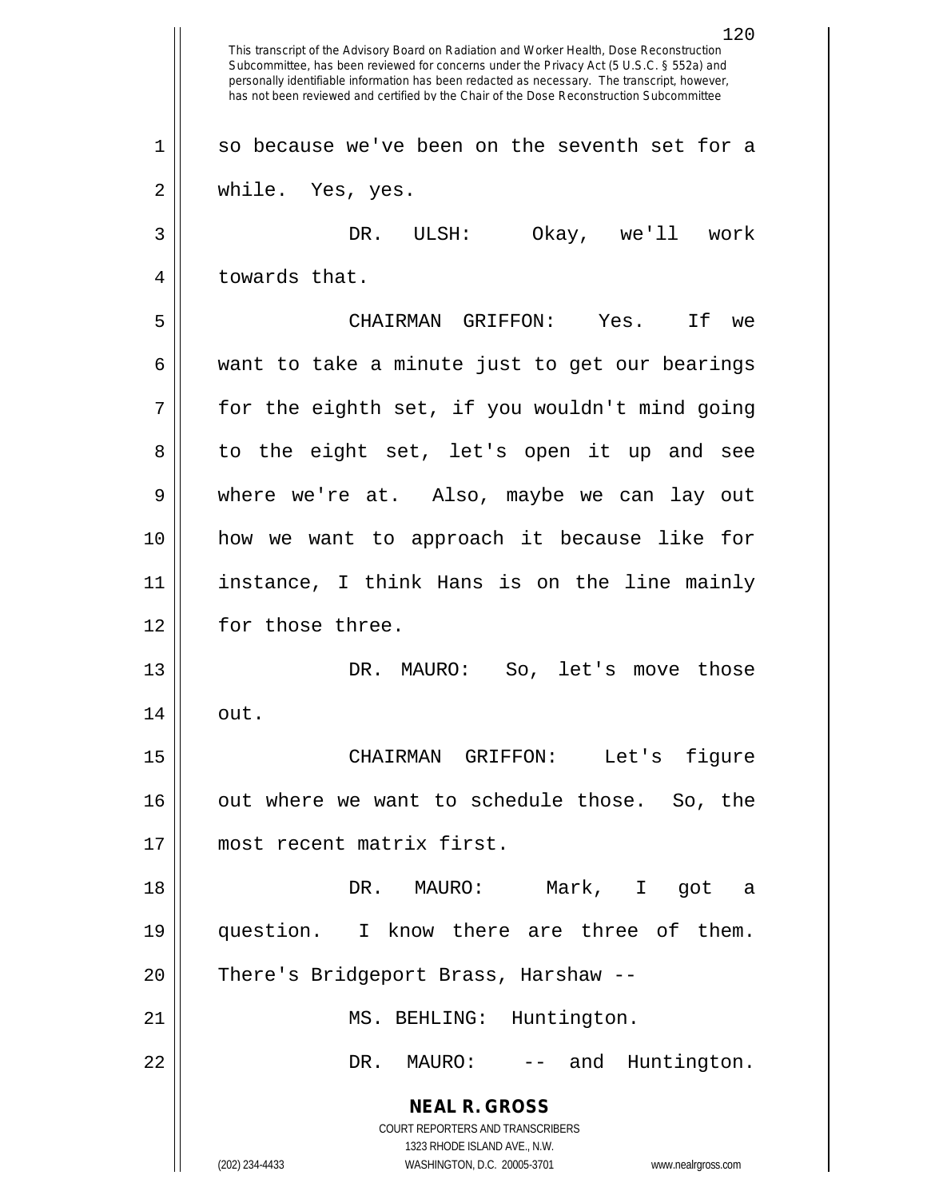so because we've been on the seventh set for a while. Yes, yes.

DR. ULSH: Okay, we'll work towards that.

CHAIRMAN GRIFFON: Yes. If we want to take a minute just to get our bearings for the eighth set, if you wouldn't mind going to the eight set, let's open it up and see where we're at. Also, maybe we can lay out how we want to approach it because like for instance, I think Hans is on the line mainly for those three.

DR. MAURO: So, let's move those out.

CHAIRMAN GRIFFON: Let's figure out where we want to schedule those. So, the most recent matrix first.

DR. MAURO: Mark, I got a question. I know there are three of them. There's Bridgeport Brass, Harshaw --

MS. BEHLING: Huntington.

DR. MAURO: -- and Huntington.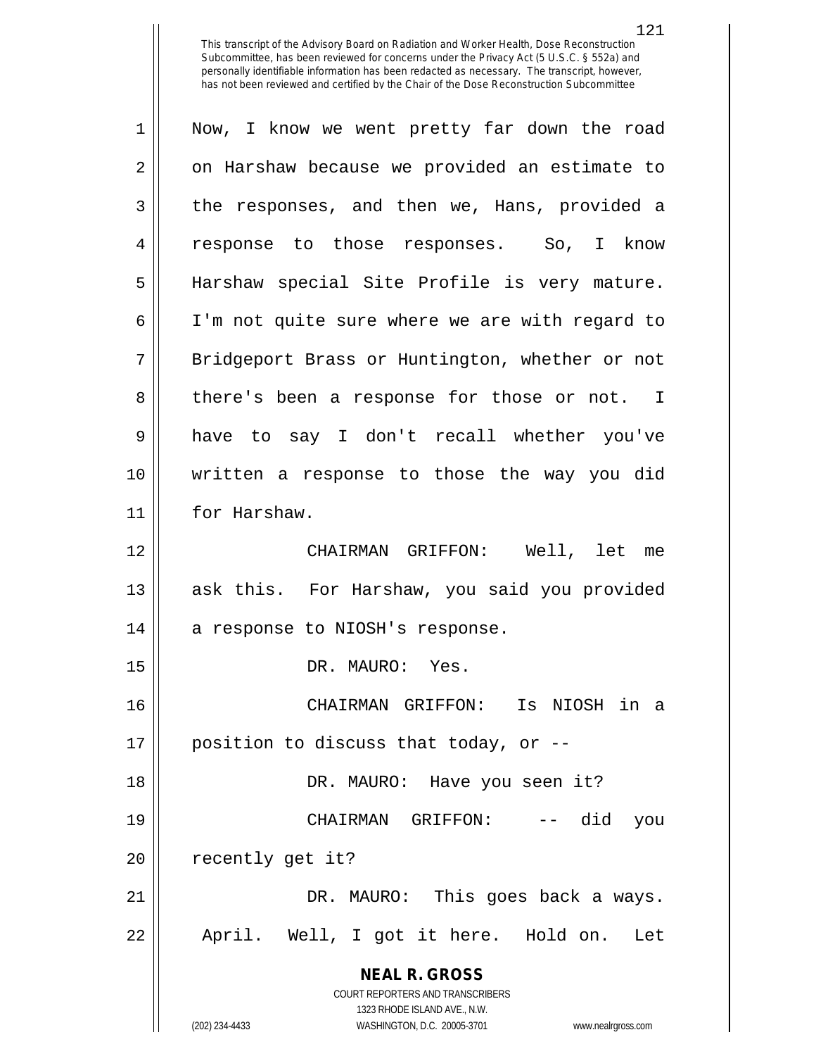Now, I know we went pretty far down the road on Harshaw because we provided an estimate to the responses, and then we, Hans, provided a response to those responses. So, I know Harshaw special Site Profile is very mature. I'm not quite sure where we are with regard to Bridgeport Brass or Huntington, whether or not there's been a response for those or not. I have to say I don't recall whether you've written a response to those the way you did for Harshaw.

CHAIRMAN GRIFFON: Well, let me ask this. For Harshaw, you said you provided a response to NIOSH's response.

DR. MAURO: Yes.

CHAIRMAN GRIFFON: Is NIOSH in a position to discuss that today, or --

DR. MAURO: Have you seen it?

CHAIRMAN GRIFFON: -- did you recently get it?

DR. MAURO: This goes back a ways. April. Well, I got it here. Hold on. Let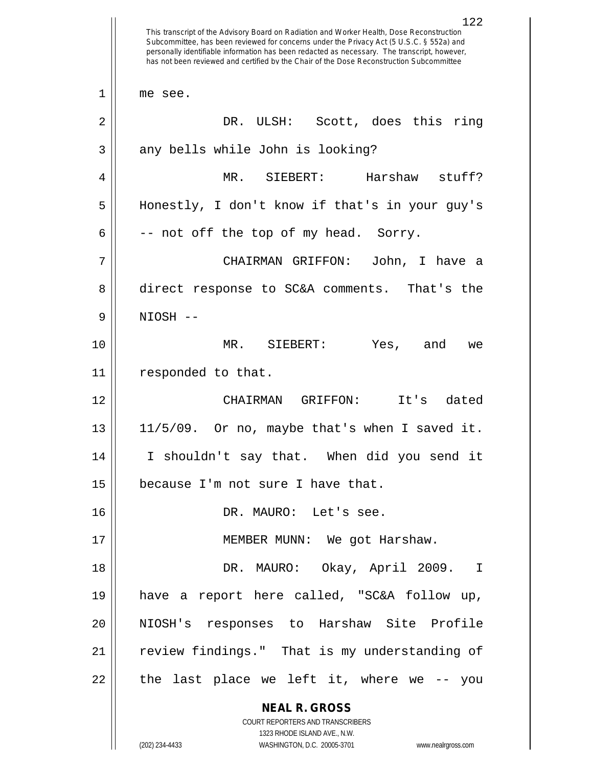This transcript of the Advisory Board on Radiation and Worker Health, Dose Reconstruction Subcommittee, has been reviewed for concerns under the Privacy Act (5 U.S.C. § 552a) and personally identifiable information has been redacted as necessary. The transcript, however, has not been reviewed and certified by the Chair of the Dose Reconstruction Subcommittee

1 me see.

2 DR. ULSH: Scott, does this ring
3 any bells while John is looking?

4 MR. SIEBERT: Harshaw stuff?
5 Honestly, I don't know if that's in your guy's
6 -- not off the top of my head. Sorry.

7 CHAIRMAN GRIFFON: John, I have a
8 direct response to SC&A comments. That's the
9 NIOSH --

10 MR. SIEBERT: Yes, and we
11 responded to that.

12 CHAIRMAN GRIFFON: It's dated
13 11/5/09. Or no, maybe that's when I saved it.
14 I shouldn't say that. When did you send it
15 because I'm not sure I have that.

16 DR. MAURO: Let's see.

17 MEMBER MUNN: We got Harshaw.

18 DR. MAURO: Okay, April 2009. I
19 have a report here called, "SC&A follow up,
20 NIOSH's responses to Harshaw Site Profile
21 review findings." That is my understanding of
22 the last place we left it, where we -- you

**NEAL R. GROSS**
COURT REPORTERS AND TRANSCRIBERS
1323 RHODE ISLAND AVE., N.W.
(202) 234-4433 WASHINGTON, D.C. 20005-3701 www.nealrgross.com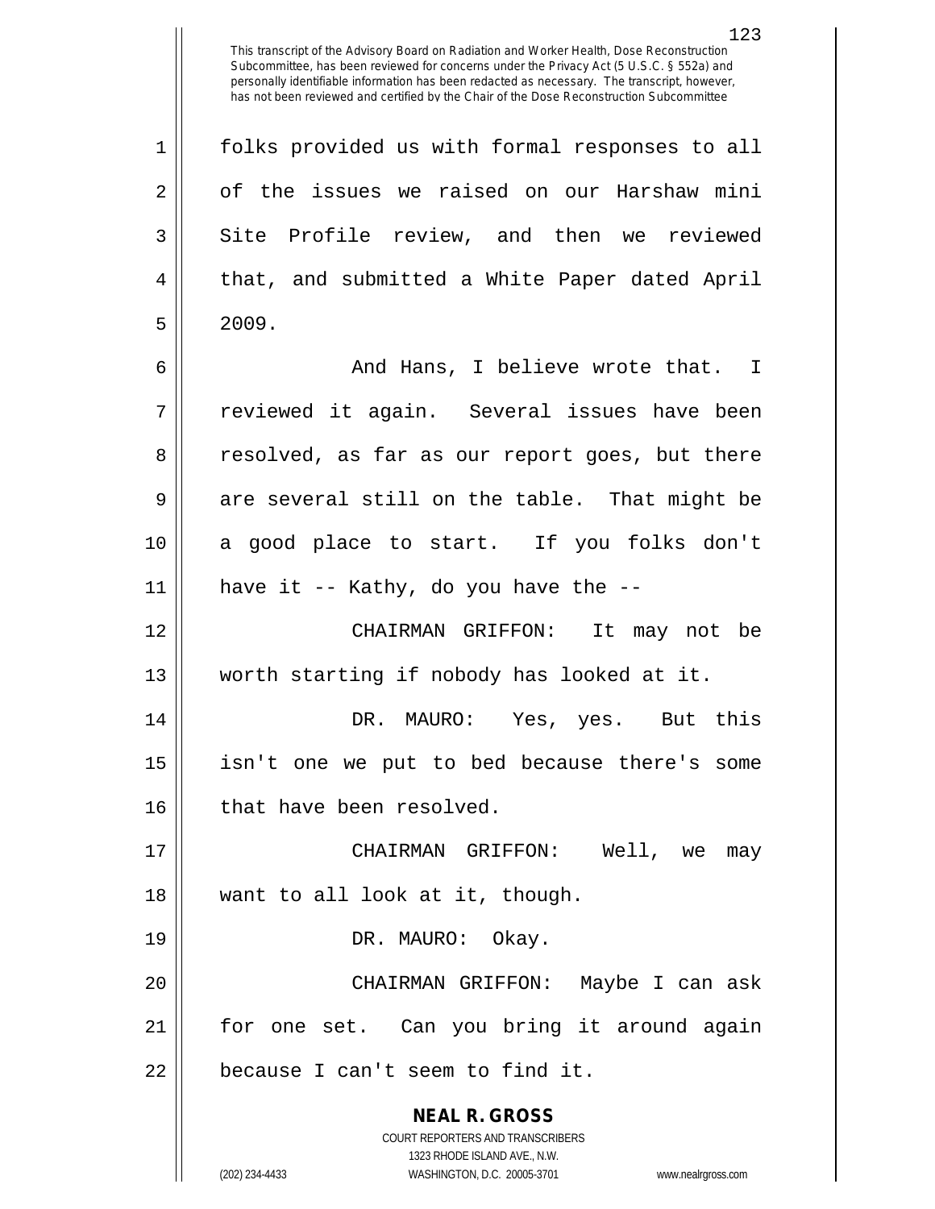folks provided us with formal responses to all of the issues we raised on our Harshaw mini Site Profile review, and then we reviewed that, and submitted a White Paper dated April 2009.

And Hans, I believe wrote that. I reviewed it again. Several issues have been resolved, as far as our report goes, but there are several still on the table. That might be a good place to start. If you folks don't have it -- Kathy, do you have the --

CHAIRMAN GRIFFON: It may not be worth starting if nobody has looked at it.

DR. MAURO: Yes, yes. But this isn't one we put to bed because there's some that have been resolved.

CHAIRMAN GRIFFON: Well, we may want to all look at it, though.

DR. MAURO: Okay.

CHAIRMAN GRIFFON: Maybe I can ask for one set. Can you bring it around again because I can't seem to find it.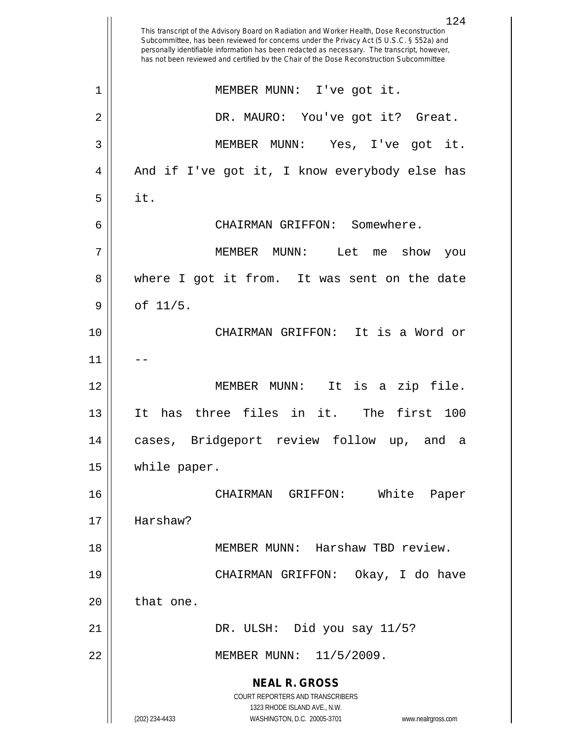MEMBER MUNN: I've got it.

DR. MAURO: You've got it? Great.

MEMBER MUNN: Yes, I've got it. And if I've got it, I know everybody else has it.

CHAIRMAN GRIFFON: Somewhere.

MEMBER MUNN: Let me show you where I got it from. It was sent on the date of 11/5.

CHAIRMAN GRIFFON: It is a Word or --

MEMBER MUNN: It is a zip file. It has three files in it. The first 100 cases, Bridgeport review follow up, and a while paper.

CHAIRMAN GRIFFON: White Paper Harshaw?

MEMBER MUNN: Harshaw TBD review.

CHAIRMAN GRIFFON: Okay, I do have that one.

DR. ULSH: Did you say 11/5?

MEMBER MUNN: 11/5/2009.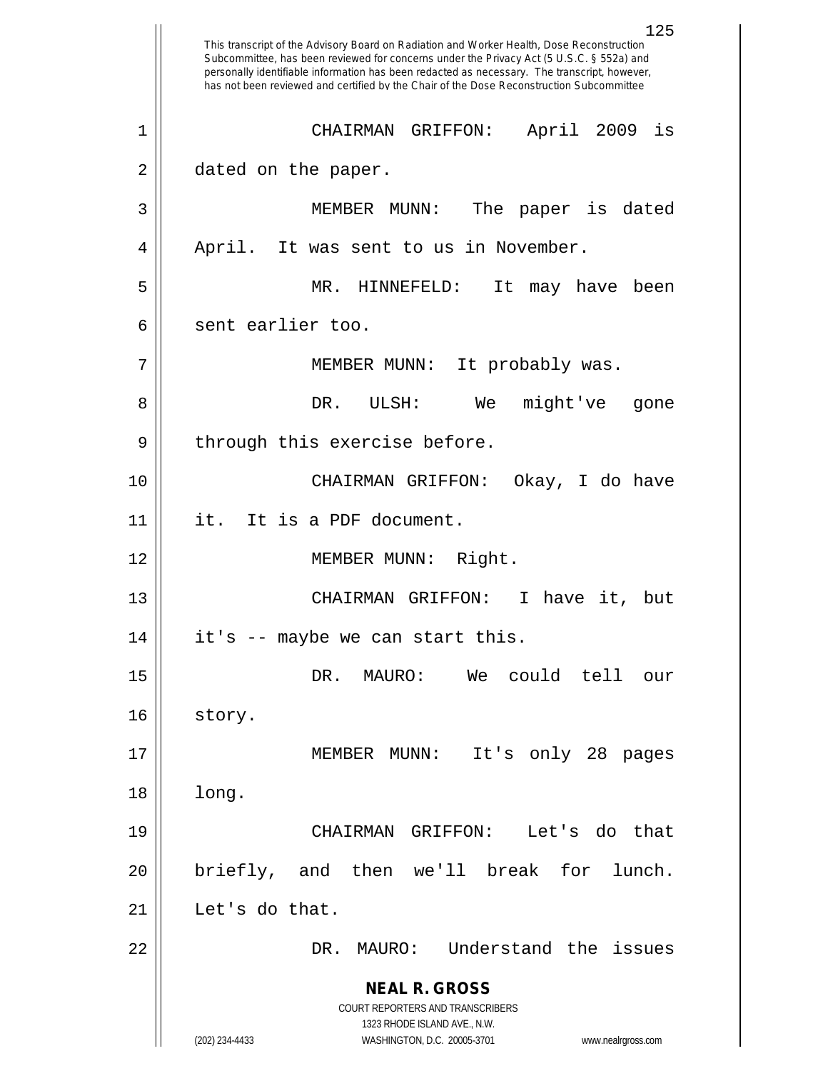CHAIRMAN GRIFFON: April 2009 is dated on the paper.

MEMBER MUNN: The paper is dated April. It was sent to us in November.

MR. HINNEFELD: It may have been sent earlier too.

MEMBER MUNN: It probably was.

DR. ULSH: We might've gone through this exercise before.

CHAIRMAN GRIFFON: Okay, I do have it. It is a PDF document.

MEMBER MUNN: Right.

CHAIRMAN GRIFFON: I have it, but it's -- maybe we can start this.

DR. MAURO: We could tell our story.

MEMBER MUNN: It's only 28 pages long.

CHAIRMAN GRIFFON: Let's do that briefly, and then we'll break for lunch. Let's do that.

DR. MAURO: Understand the issues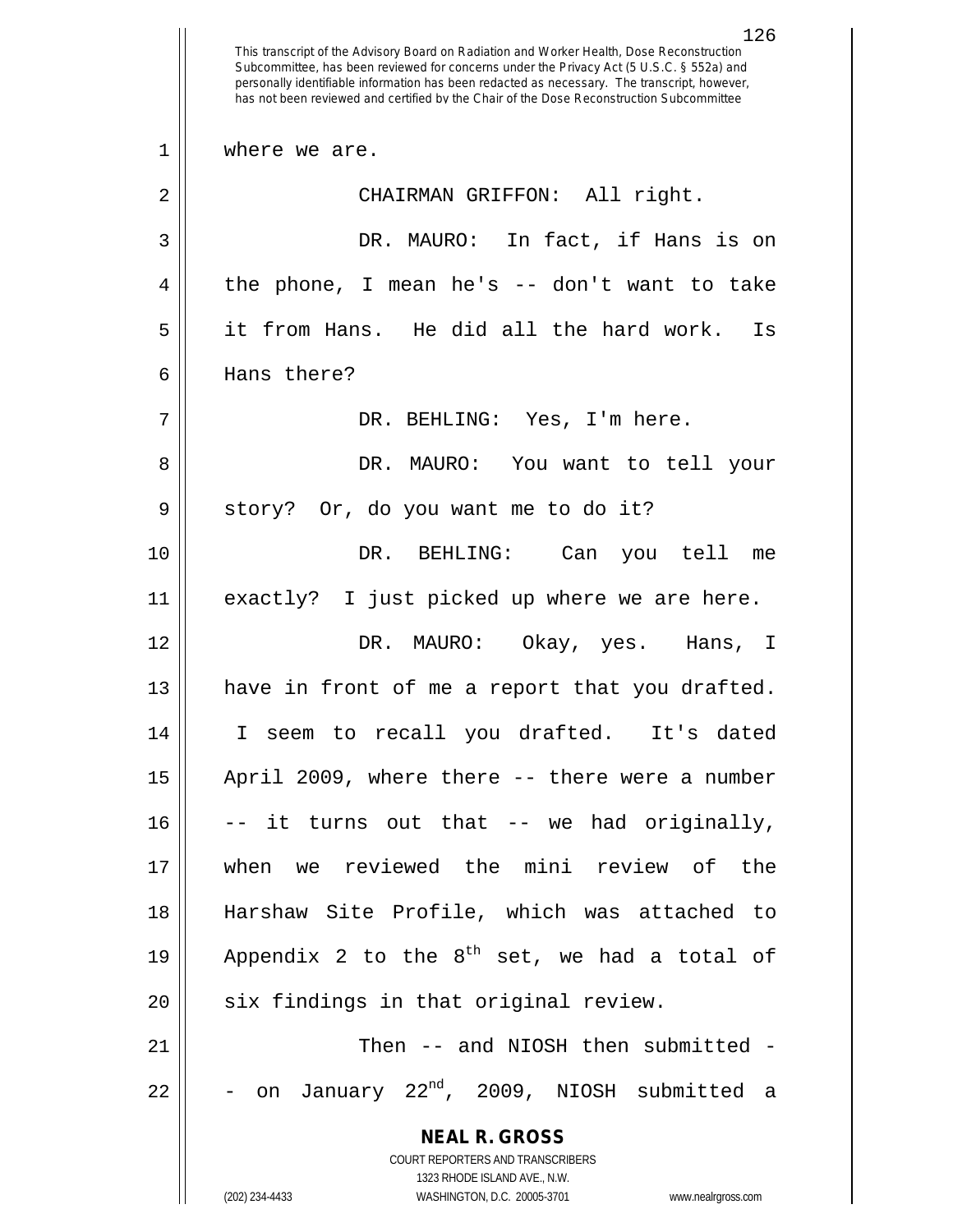where we are.

CHAIRMAN GRIFFON: All right.

DR. MAURO: In fact, if Hans is on the phone, I mean he's -- don't want to take it from Hans. He did all the hard work. Is Hans there?

DR. BEHLING: Yes, I'm here.

DR. MAURO: You want to tell your story? Or, do you want me to do it?

DR. BEHLING: Can you tell me exactly? I just picked up where we are here.

DR. MAURO: Okay, yes. Hans, I have in front of me a report that you drafted. I seem to recall you drafted. It's dated April 2009, where there -- there were a number -- it turns out that -- we had originally, when we reviewed the mini review of the Harshaw Site Profile, which was attached to Appendix 2 to the 8th set, we had a total of six findings in that original review.

Then -- and NIOSH then submitted -- on January 22nd, 2009, NIOSH submitted a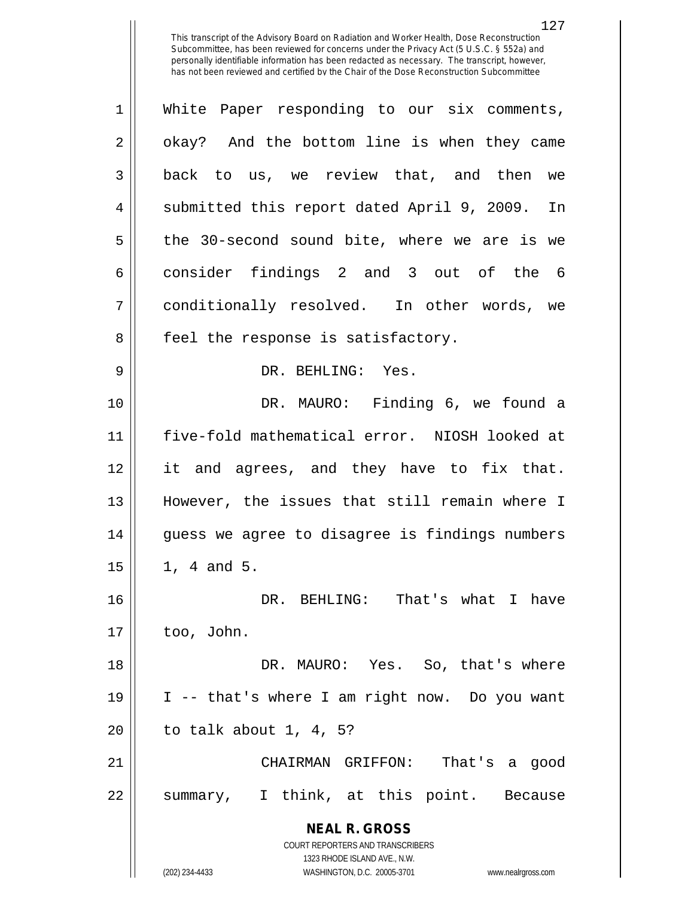White Paper responding to our six comments, okay? And the bottom line is when they came back to us, we review that, and then we submitted this report dated April 9, 2009. In the 30-second sound bite, where we are is we consider findings 2 and 3 out of the 6 conditionally resolved. In other words, we feel the response is satisfactory.

DR. BEHLING: Yes.

DR. MAURO: Finding 6, we found a five-fold mathematical error. NIOSH looked at it and agrees, and they have to fix that. However, the issues that still remain where I guess we agree to disagree is findings numbers 1, 4 and 5.

DR. BEHLING: That's what I have too, John.

DR. MAURO: Yes. So, that's where I -- that's where I am right now. Do you want to talk about 1, 4, 5?

CHAIRMAN GRIFFON: That's a good summary, I think, at this point. Because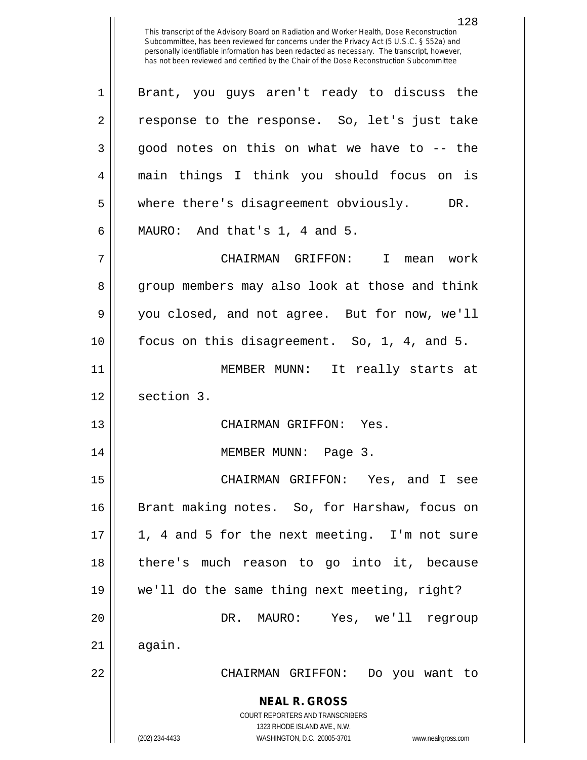This transcript of the Advisory Board on Radiation and Worker Health, Dose Reconstruction Subcommittee, has been reviewed for concerns under the Privacy Act (5 U.S.C. § 552a) and personally identifiable information has been redacted as necessary. The transcript, however, has not been reviewed and certified by the Chair of the Dose Reconstruction Subcommittee

Brant, you guys aren't ready to discuss the response to the response. So, let's just take good notes on this on what we have to -- the main things I think you should focus on is where there's disagreement obviously.

DR. MAURO: And that's 1, 4 and 5.

CHAIRMAN GRIFFON: I mean work group members may also look at those and think you closed, and not agree. But for now, we'll focus on this disagreement. So, 1, 4, and 5.

MEMBER MUNN: It really starts at section 3.

CHAIRMAN GRIFFON: Yes.

MEMBER MUNN: Page 3.

CHAIRMAN GRIFFON: Yes, and I see Brant making notes. So, for Harshaw, focus on 1, 4 and 5 for the next meeting. I'm not sure there's much reason to go into it, because we'll do the same thing next meeting, right?

DR. MAURO: Yes, we'll regroup again.

CHAIRMAN GRIFFON: Do you want to

**NEAL R. GROSS**
COURT REPORTERS AND TRANSCRIBERS
1323 RHODE ISLAND AVE., N.W.
(202) 234-4433 WASHINGTON, D.C. 20005-3701 www.nealrgross.com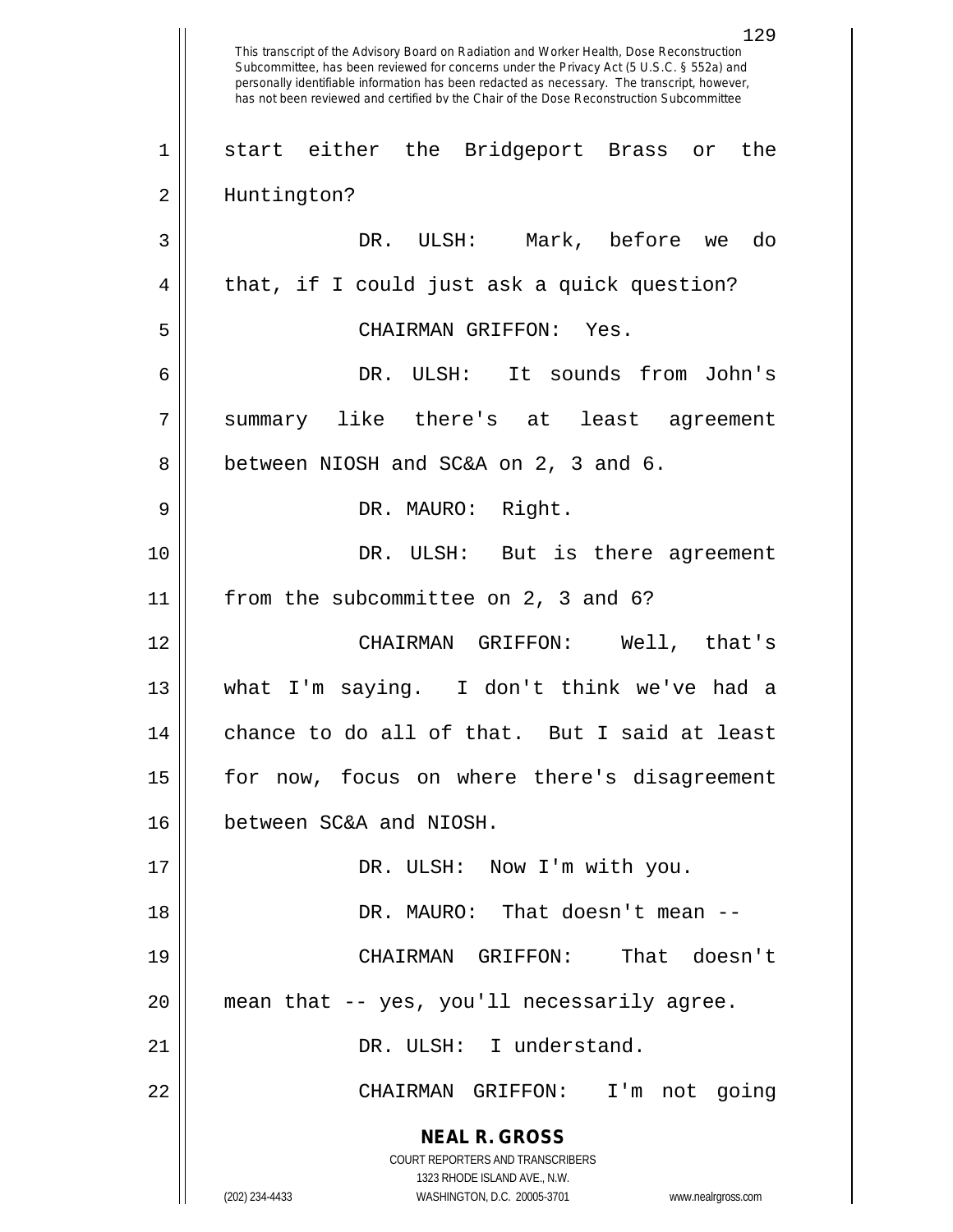This transcript of the Advisory Board on Radiation and Worker Health, Dose Reconstruction Subcommittee, has been reviewed for concerns under the Privacy Act (5 U.S.C. § 552a) and personally identifiable information has been redacted as necessary. The transcript, however, has not been reviewed and certified by the Chair of the Dose Reconstruction Subcommittee

1 start either the Bridgeport Brass or the
2 Huntington?
3 DR. ULSH: Mark, before we do
4 that, if I could just ask a quick question?
5 CHAIRMAN GRIFFON: Yes.
6 DR. ULSH: It sounds from John's
7 summary like there's at least agreement
8 between NIOSH and SC&A on 2, 3 and 6.
9 DR. MAURO: Right.
10 DR. ULSH: But is there agreement
11 from the subcommittee on 2, 3 and 6?
12 CHAIRMAN GRIFFON: Well, that's
13 what I'm saying. I don't think we've had a
14 chance to do all of that. But I said at least
15 for now, focus on where there's disagreement
16 between SC&A and NIOSH.
17 DR. ULSH: Now I'm with you.
18 DR. MAURO: That doesn't mean --
19 CHAIRMAN GRIFFON: That doesn't
20 mean that -- yes, you'll necessarily agree.
21 DR. ULSH: I understand.
22 CHAIRMAN GRIFFON: I'm not going

**NEAL R. GROSS**
COURT REPORTERS AND TRANSCRIBERS
1323 RHODE ISLAND AVE., N.W.
(202) 234-4433 WASHINGTON, D.C. 20005-3701 www.nealrgross.com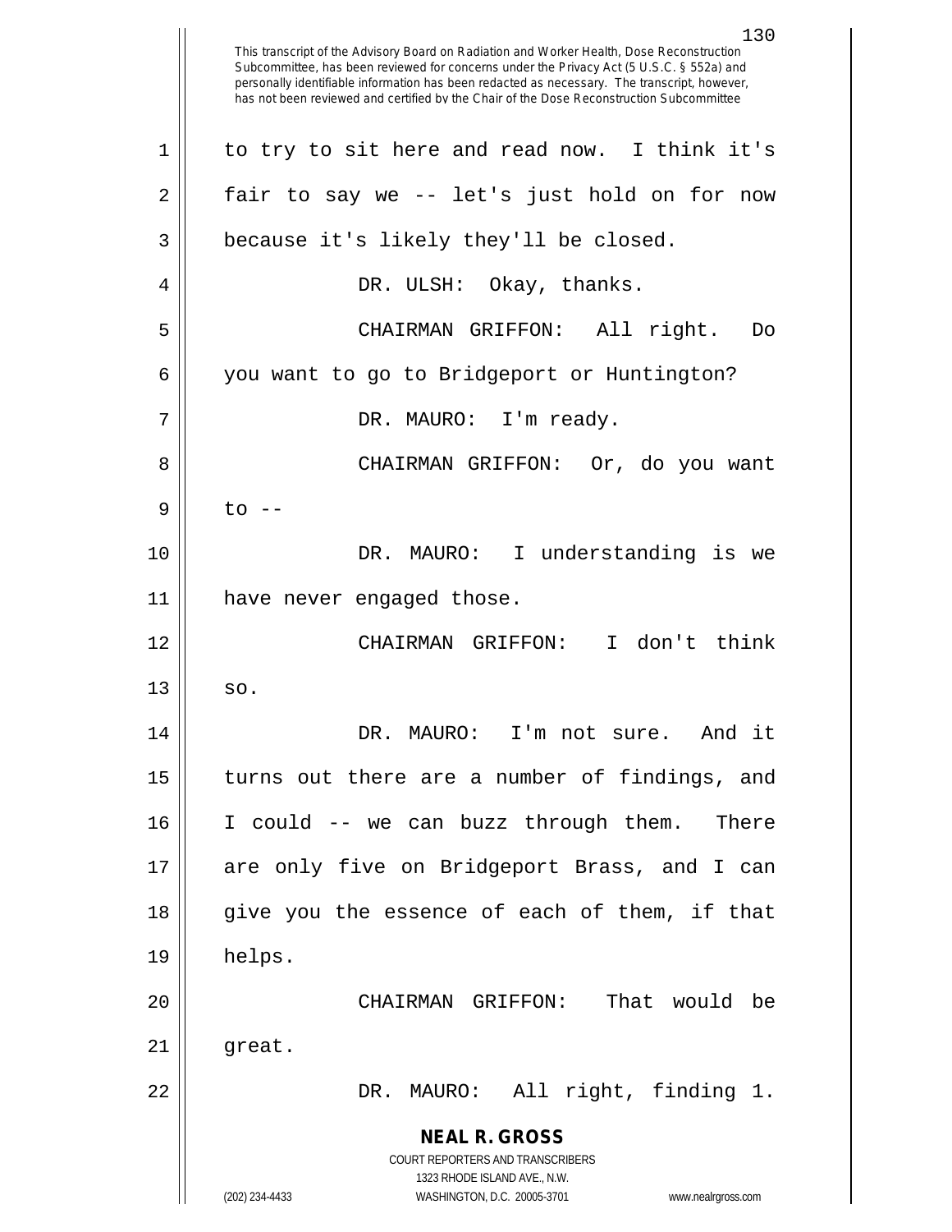This transcript of the Advisory Board on Radiation and Worker Health, Dose Reconstruction Subcommittee, has been reviewed for concerns under the Privacy Act (5 U.S.C. § 552a) and personally identifiable information has been redacted as necessary. The transcript, however, has not been reviewed and certified by the Chair of the Dose Reconstruction Subcommittee

to try to sit here and read now. I think it's fair to say we -- let's just hold on for now because it's likely they'll be closed.

DR. ULSH: Okay, thanks.

CHAIRMAN GRIFFON: All right. Do you want to go to Bridgeport or Huntington?

DR. MAURO: I'm ready.

CHAIRMAN GRIFFON: Or, do you want to --

DR. MAURO: I understanding is we have never engaged those.

CHAIRMAN GRIFFON: I don't think so.

DR. MAURO: I'm not sure. And it turns out there are a number of findings, and I could -- we can buzz through them. There are only five on Bridgeport Brass, and I can give you the essence of each of them, if that helps.

CHAIRMAN GRIFFON: That would be great.

DR. MAURO: All right, finding 1.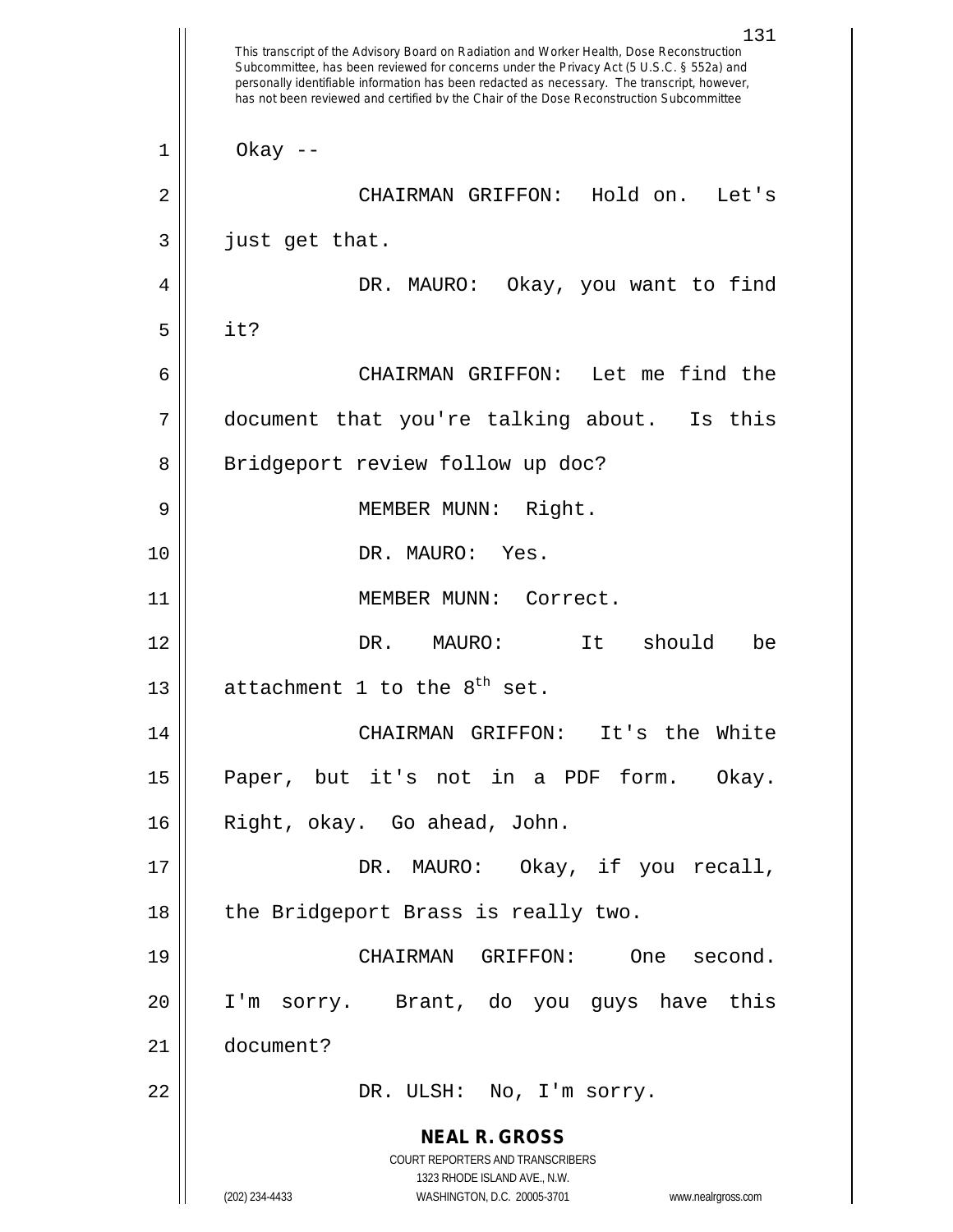Okay --

CHAIRMAN GRIFFON: Hold on. Let's just get that.

DR. MAURO: Okay, you want to find it?

CHAIRMAN GRIFFON: Let me find the document that you're talking about. Is this Bridgeport review follow up doc?

MEMBER MUNN: Right.

DR. MAURO: Yes.

MEMBER MUNN: Correct.

DR. MAURO: It should be attachment 1 to the 8th set.

CHAIRMAN GRIFFON: It's the White Paper, but it's not in a PDF form. Okay. Right, okay. Go ahead, John.

DR. MAURO: Okay, if you recall, the Bridgeport Brass is really two.

CHAIRMAN GRIFFON: One second. I'm sorry. Brant, do you guys have this document?

DR. ULSH: No, I'm sorry.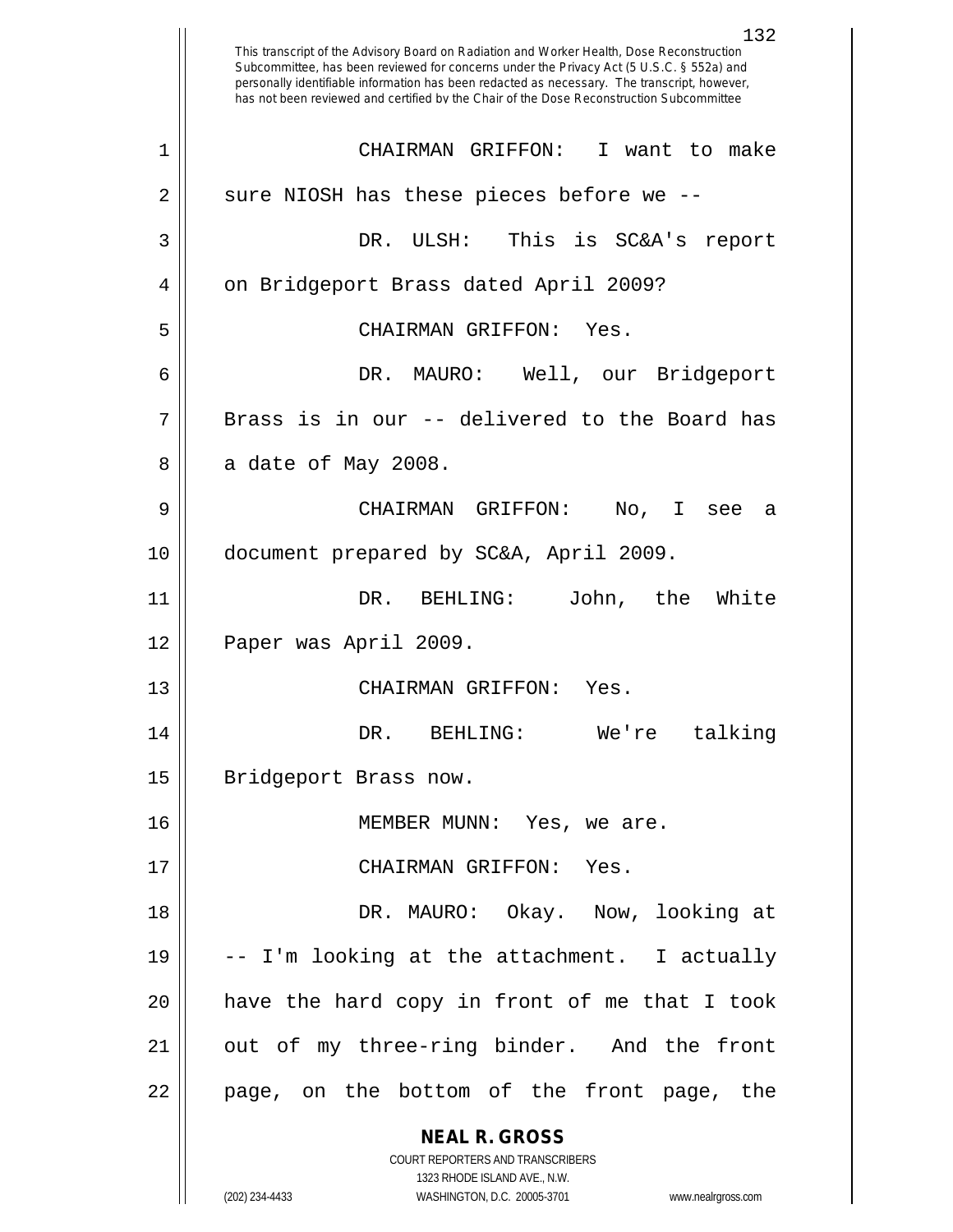This transcript of the Advisory Board on Radiation and Worker Health, Dose Reconstruction Subcommittee, has been reviewed for concerns under the Privacy Act (5 U.S.C. § 552a) and personally identifiable information has been redacted as necessary. The transcript, however, has not been reviewed and certified by the Chair of the Dose Reconstruction Subcommittee

1 CHAIRMAN GRIFFON: I want to make
2 sure NIOSH has these pieces before we --
3 DR. ULSH: This is SC&A's report
4 on Bridgeport Brass dated April 2009?
5 CHAIRMAN GRIFFON: Yes.
6 DR. MAURO: Well, our Bridgeport
7 Brass is in our -- delivered to the Board has
8 a date of May 2008.
9 CHAIRMAN GRIFFON: No, I see a
10 document prepared by SC&A, April 2009.
11 DR. BEHLING: John, the White
12 Paper was April 2009.
13 CHAIRMAN GRIFFON: Yes.
14 DR. BEHLING: We're talking
15 Bridgeport Brass now.
16 MEMBER MUNN: Yes, we are.
17 CHAIRMAN GRIFFON: Yes.
18 DR. MAURO: Okay. Now, looking at
19 -- I'm looking at the attachment. I actually
20 have the hard copy in front of me that I took
21 out of my three-ring binder. And the front
22 page, on the bottom of the front page, the

**NEAL R. GROSS**
COURT REPORTERS AND TRANSCRIBERS
1323 RHODE ISLAND AVE., N.W.
(202) 234-4433 WASHINGTON, D.C. 20005-3701 www.nealrgross.com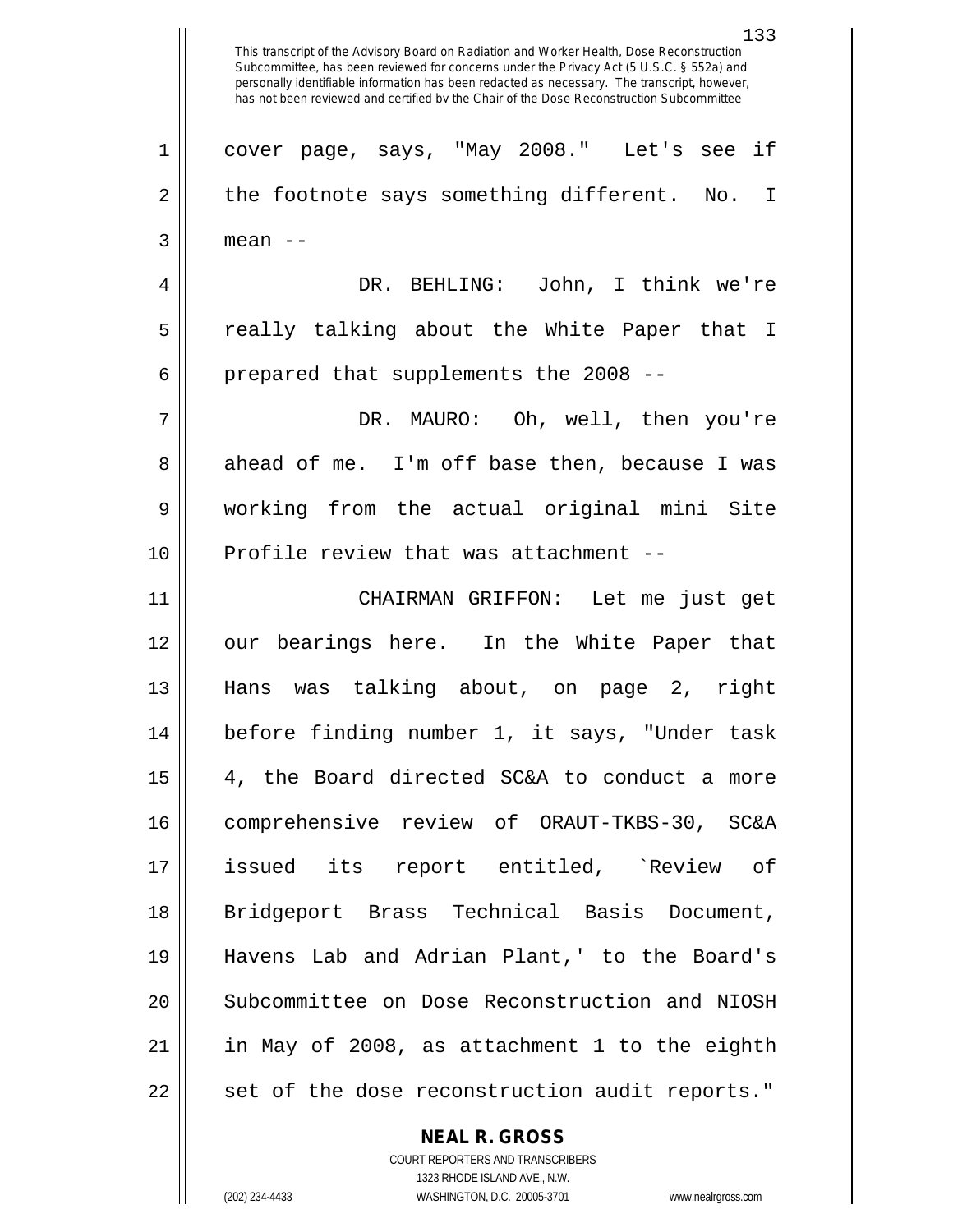This transcript of the Advisory Board on Radiation and Worker Health, Dose Reconstruction Subcommittee, has been reviewed for concerns under the Privacy Act (5 U.S.C. § 552a) and personally identifiable information has been redacted as necessary. The transcript, however, has not been reviewed and certified by the Chair of the Dose Reconstruction Subcommittee

cover page, says, "May 2008." Let's see if the footnote says something different. No. I mean --

DR. BEHLING: John, I think we're really talking about the White Paper that I prepared that supplements the 2008 --

DR. MAURO: Oh, well, then you're ahead of me. I'm off base then, because I was working from the actual original mini Site Profile review that was attachment --

CHAIRMAN GRIFFON: Let me just get our bearings here. In the White Paper that Hans was talking about, on page 2, right before finding number 1, it says, "Under task 4, the Board directed SC&A to conduct a more comprehensive review of ORAUT-TKBS-30, SC&A issued its report entitled, `Review of Bridgeport Brass Technical Basis Document, Havens Lab and Adrian Plant,' to the Board's Subcommittee on Dose Reconstruction and NIOSH in May of 2008, as attachment 1 to the eighth set of the dose reconstruction audit reports."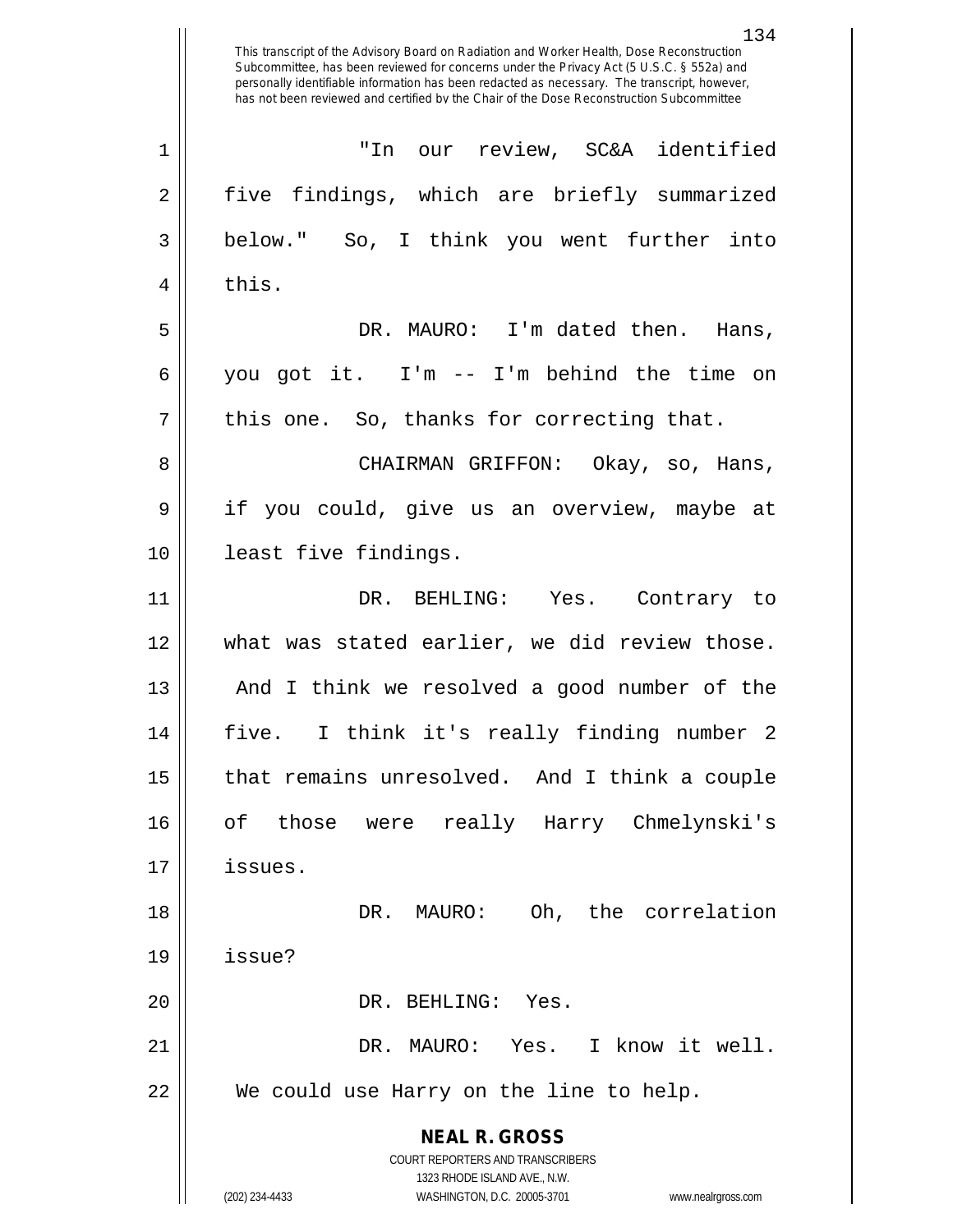"In our review, SC&A identified five findings, which are briefly summarized below." So, I think you went further into this.

DR. MAURO: I'm dated then. Hans, you got it. I'm -- I'm behind the time on this one. So, thanks for correcting that.

CHAIRMAN GRIFFON: Okay, so, Hans, if you could, give us an overview, maybe at least five findings.

DR. BEHLING: Yes. Contrary to what was stated earlier, we did review those. And I think we resolved a good number of the five. I think it's really finding number 2 that remains unresolved. And I think a couple of those were really Harry Chmelynski's issues.

DR. MAURO: Oh, the correlation issue?

DR. BEHLING: Yes.

DR. MAURO: Yes. I know it well. We could use Harry on the line to help.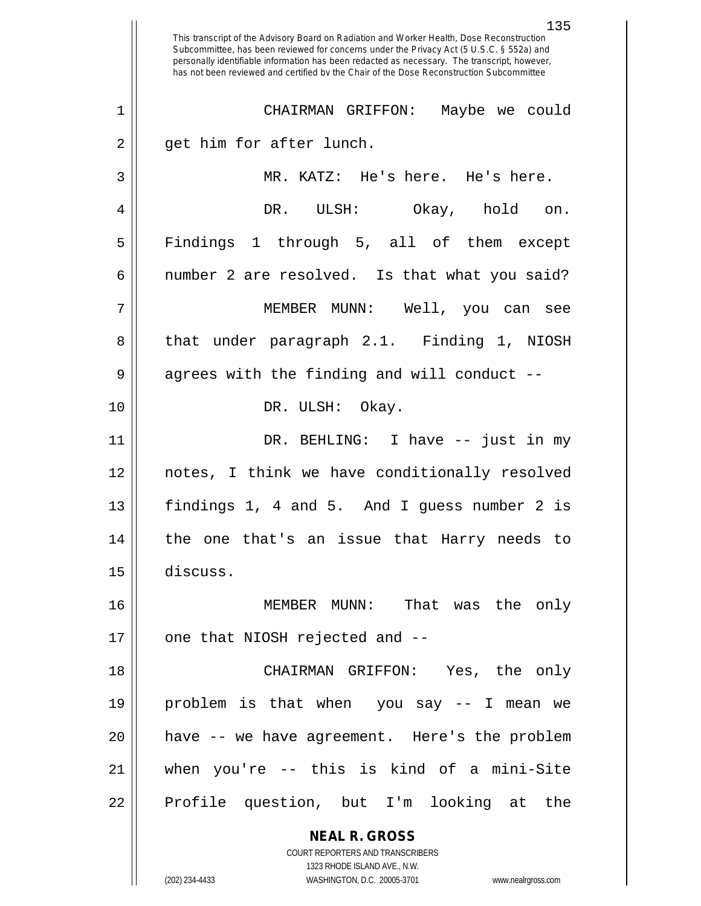CHAIRMAN GRIFFON: Maybe we could get him for after lunch.

MR. KATZ: He's here. He's here.

DR. ULSH: Okay, hold on. Findings 1 through 5, all of them except number 2 are resolved. Is that what you said?

MEMBER MUNN: Well, you can see that under paragraph 2.1. Finding 1, NIOSH agrees with the finding and will conduct --

DR. ULSH: Okay.

DR. BEHLING: I have -- just in my notes, I think we have conditionally resolved findings 1, 4 and 5. And I guess number 2 is the one that's an issue that Harry needs to discuss.

MEMBER MUNN: That was the only one that NIOSH rejected and --

CHAIRMAN GRIFFON: Yes, the only problem is that when you say -- I mean we have -- we have agreement. Here's the problem when you're -- this is kind of a mini-Site Profile question, but I'm looking at the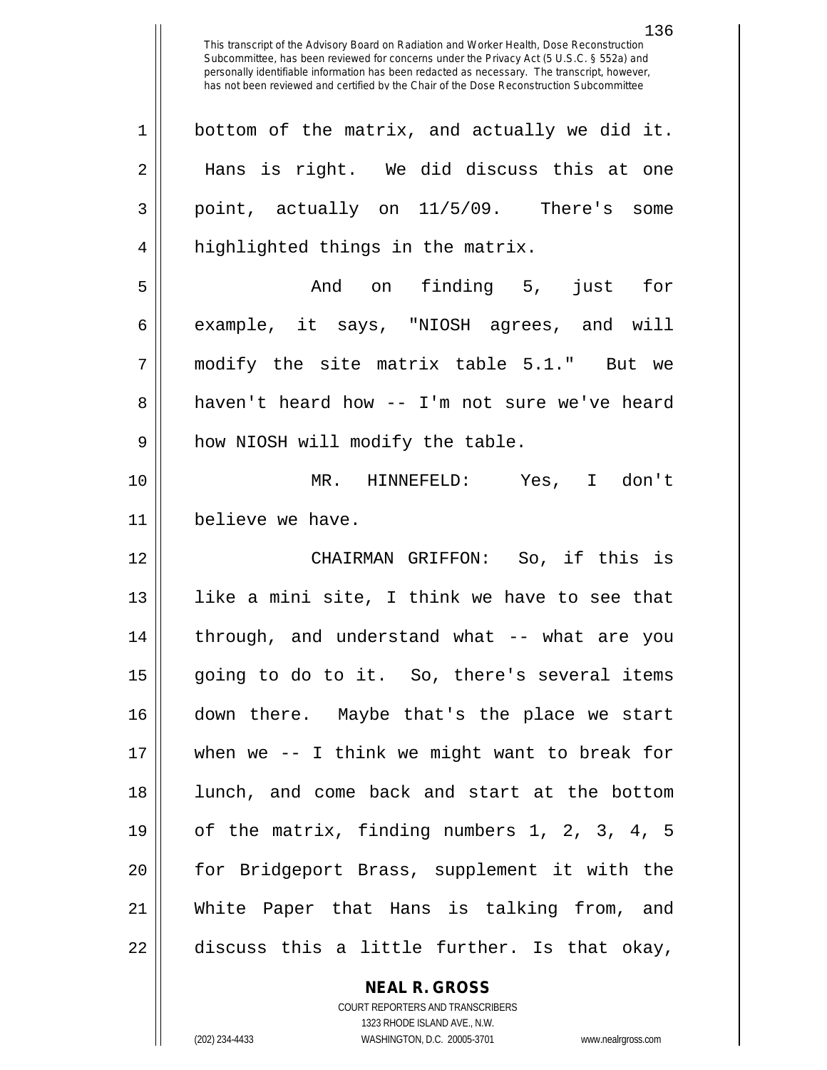bottom of the matrix, and actually we did it. Hans is right. We did discuss this at one point, actually on 11/5/09. There's some highlighted things in the matrix.

And on finding 5, just for example, it says, "NIOSH agrees, and will modify the site matrix table 5.1." But we haven't heard how -- I'm not sure we've heard how NIOSH will modify the table.

MR. HINNEFELD: Yes, I don't believe we have.

CHAIRMAN GRIFFON: So, if this is like a mini site, I think we have to see that through, and understand what -- what are you going to do to it. So, there's several items down there. Maybe that's the place we start when we -- I think we might want to break for lunch, and come back and start at the bottom of the matrix, finding numbers 1, 2, 3, 4, 5 for Bridgeport Brass, supplement it with the White Paper that Hans is talking from, and discuss this a little further. Is that okay,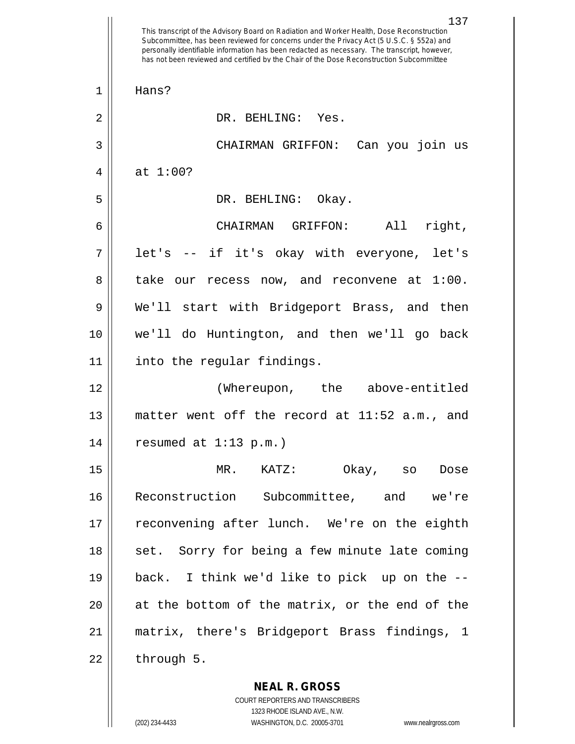This transcript of the Advisory Board on Radiation and Worker Health, Dose Reconstruction Subcommittee, has been reviewed for concerns under the Privacy Act (5 U.S.C. § 552a) and personally identifiable information has been redacted as necessary. The transcript, however, has not been reviewed and certified by the Chair of the Dose Reconstruction Subcommittee

Hans?

DR. BEHLING: Yes.

CHAIRMAN GRIFFON: Can you join us at 1:00?

DR. BEHLING: Okay.

CHAIRMAN GRIFFON: All right, let's -- if it's okay with everyone, let's take our recess now, and reconvene at 1:00. We'll start with Bridgeport Brass, and then we'll do Huntington, and then we'll go back into the regular findings.

(Whereupon, the above-entitled matter went off the record at 11:52 a.m., and resumed at 1:13 p.m.)

MR. KATZ: Okay, so Dose Reconstruction Subcommittee, and we're reconvening after lunch. We're on the eighth set. Sorry for being a few minute late coming back. I think we'd like to pick up on the -- at the bottom of the matrix, or the end of the matrix, there's Bridgeport Brass findings, 1 through 5.

**NEAL R. GROSS**
COURT REPORTERS AND TRANSCRIBERS
1323 RHODE ISLAND AVE., N.W.
(202) 234-4433 WASHINGTON, D.C. 20005-3701 www.nealrgross.com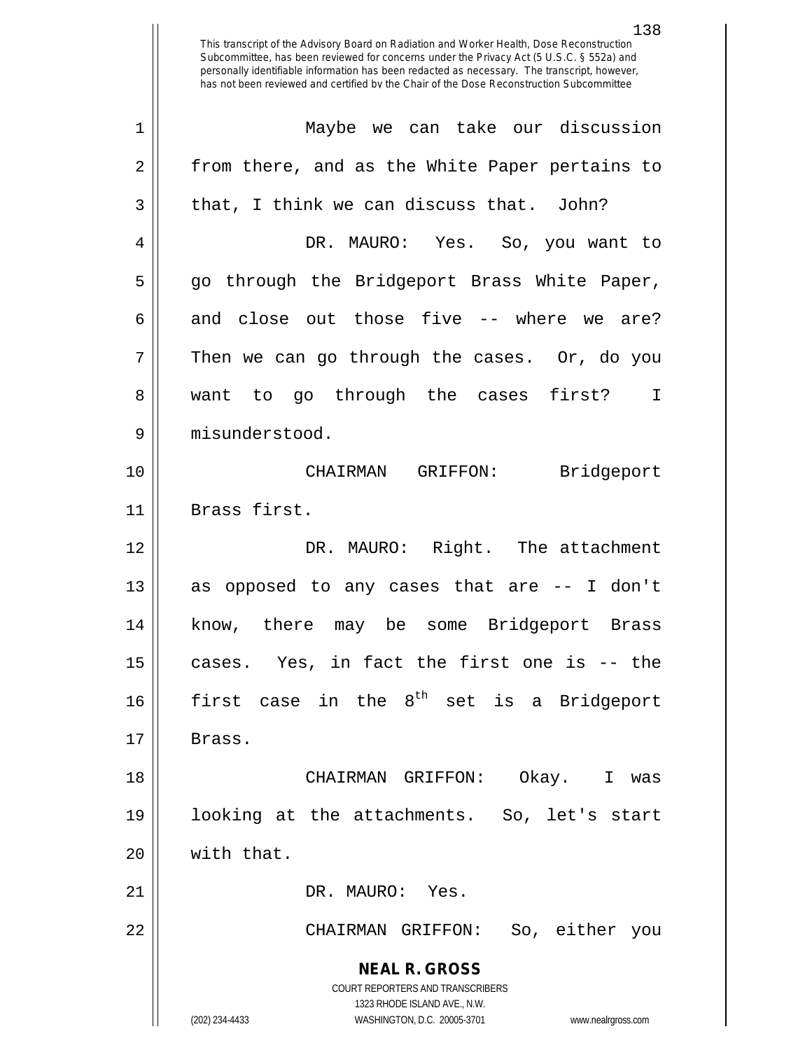This transcript of the Advisory Board on Radiation and Worker Health, Dose Reconstruction Subcommittee, has been reviewed for concerns under the Privacy Act (5 U.S.C. § 552a) and personally identifiable information has been redacted as necessary. The transcript, however, has not been reviewed and certified by the Chair of the Dose Reconstruction Subcommittee

1 Maybe we can take our discussion
2 from there, and as the White Paper pertains to
3 that, I think we can discuss that. John?
4 DR. MAURO: Yes. So, you want to
5 go through the Bridgeport Brass White Paper,
6 and close out those five -- where we are?
7 Then we can go through the cases. Or, do you
8 want to go through the cases first? I
9 misunderstood.
10 CHAIRMAN GRIFFON: Bridgeport
11 Brass first.
12 DR. MAURO: Right. The attachment
13 as opposed to any cases that are -- I don't
14 know, there may be some Bridgeport Brass
15 cases. Yes, in fact the first one is -- the
16 first case in the 8th set is a Bridgeport
17 Brass.
18 CHAIRMAN GRIFFON: Okay. I was
19 looking at the attachments. So, let's start
20 with that.
21 DR. MAURO: Yes.
22 CHAIRMAN GRIFFON: So, either you

**NEAL R. GROSS**
COURT REPORTERS AND TRANSCRIBERS
1323 RHODE ISLAND AVE., N.W.
(202) 234-4433 WASHINGTON, D.C. 20005-3701 www.nealrgross.com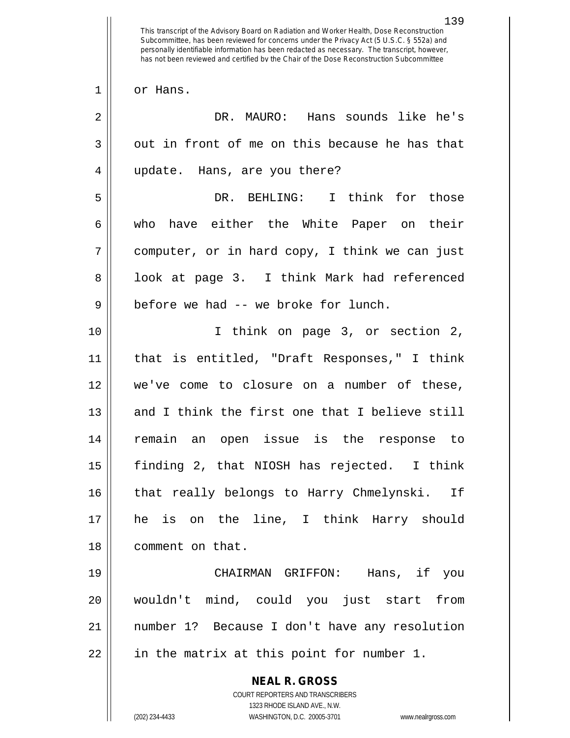or Hans.

DR. MAURO: Hans sounds like he's out in front of me on this because he has that update. Hans, are you there?

DR. BEHLING: I think for those who have either the White Paper on their computer, or in hard copy, I think we can just look at page 3. I think Mark had referenced before we had -- we broke for lunch.

I think on page 3, or section 2, that is entitled, "Draft Responses," I think we've come to closure on a number of these, and I think the first one that I believe still remain an open issue is the response to finding 2, that NIOSH has rejected. I think that really belongs to Harry Chmelynski. If he is on the line, I think Harry should comment on that.

CHAIRMAN GRIFFON: Hans, if you wouldn't mind, could you just start from number 1? Because I don't have any resolution in the matrix at this point for number 1.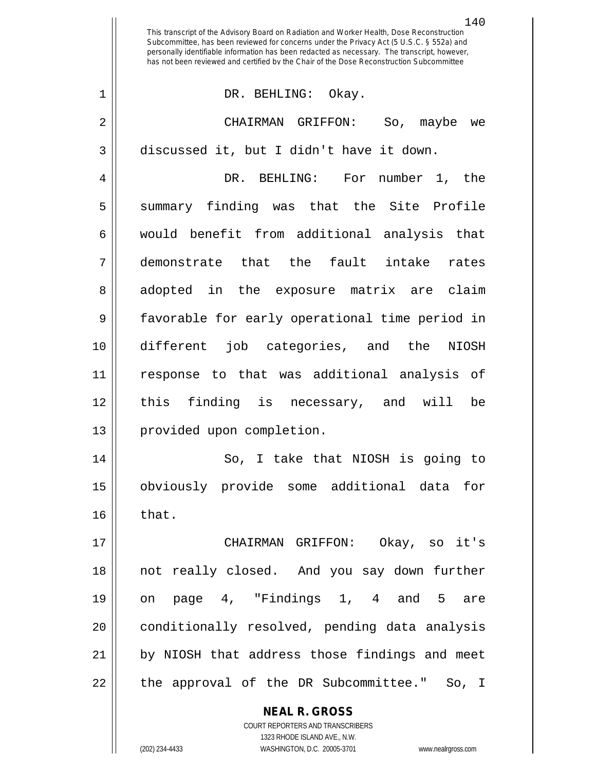DR. BEHLING: Okay.

CHAIRMAN GRIFFON: So, maybe we discussed it, but I didn't have it down.

DR. BEHLING: For number 1, the summary finding was that the Site Profile would benefit from additional analysis that demonstrate that the fault intake rates adopted in the exposure matrix are claim favorable for early operational time period in different job categories, and the NIOSH response to that was additional analysis of this finding is necessary, and will be provided upon completion.

So, I take that NIOSH is going to obviously provide some additional data for that.

CHAIRMAN GRIFFON: Okay, so it's not really closed. And you say down further on page 4, "Findings 1, 4 and 5 are conditionally resolved, pending data analysis by NIOSH that address those findings and meet the approval of the DR Subcommittee." So, I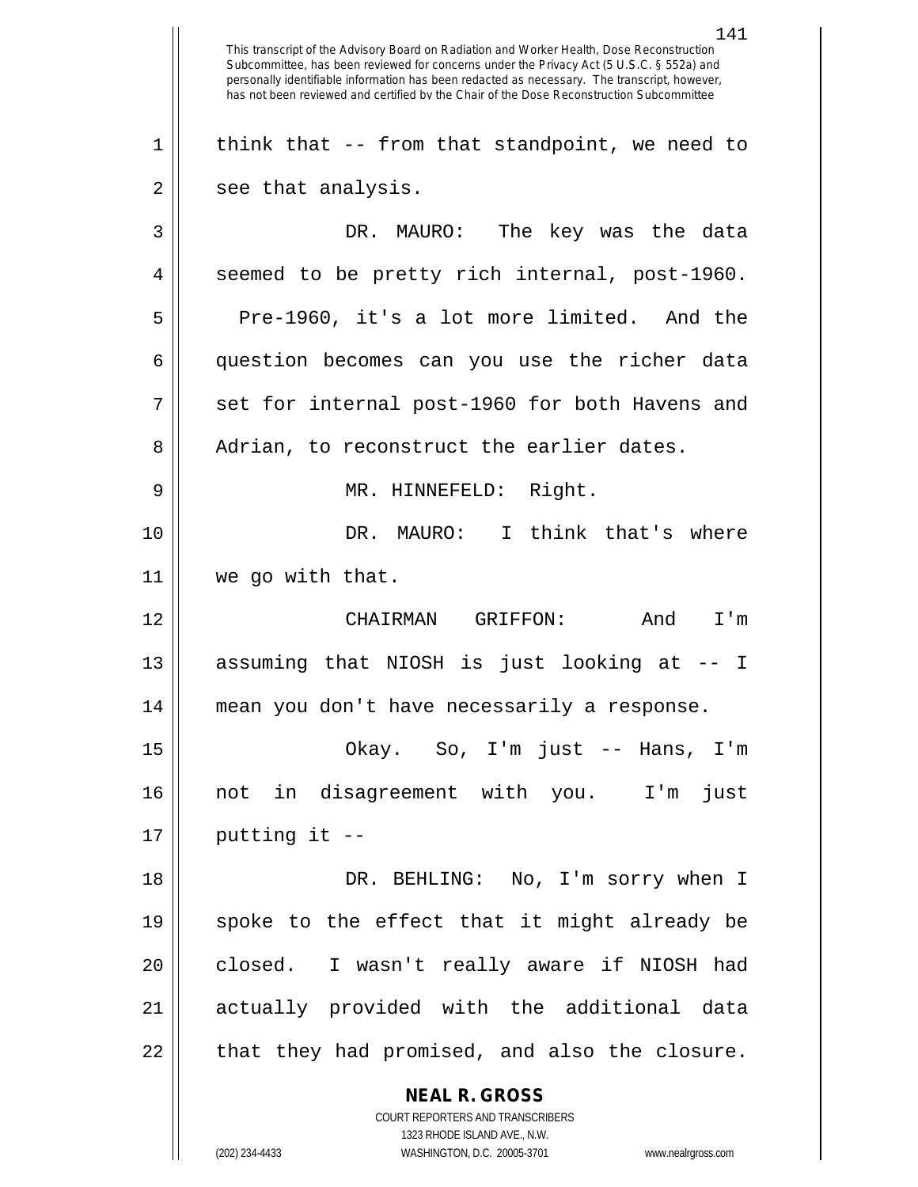think that -- from that standpoint, we need to see that analysis.

DR. MAURO: The key was the data seemed to be pretty rich internal, post-1960. Pre-1960, it's a lot more limited. And the question becomes can you use the richer data set for internal post-1960 for both Havens and Adrian, to reconstruct the earlier dates.

MR. HINNEFELD: Right.

DR. MAURO: I think that's where we go with that.

CHAIRMAN GRIFFON: And I'm assuming that NIOSH is just looking at -- I mean you don't have necessarily a response.

Okay. So, I'm just -- Hans, I'm not in disagreement with you. I'm just putting it --

DR. BEHLING: No, I'm sorry when I spoke to the effect that it might already be closed. I wasn't really aware if NIOSH had actually provided with the additional data that they had promised, and also the closure.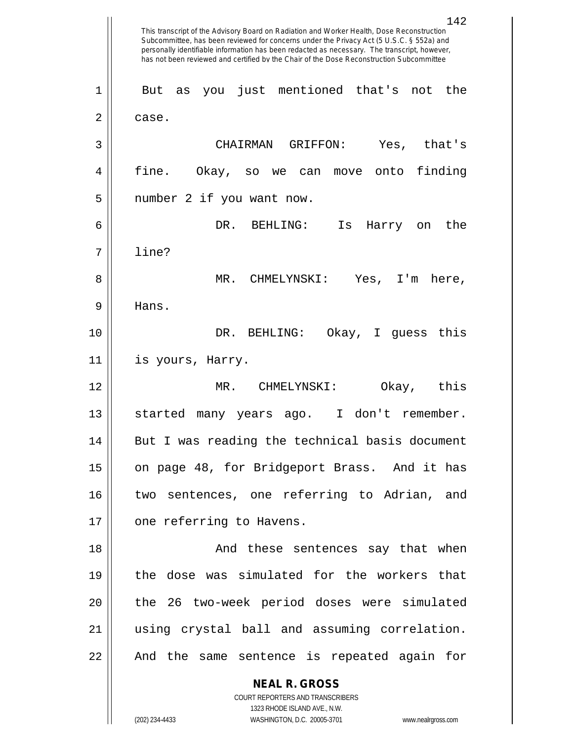But as you just mentioned that's not the case.

CHAIRMAN GRIFFON: Yes, that's fine. Okay, so we can move onto finding number 2 if you want now.

DR. BEHLING: Is Harry on the line?

MR. CHMELYNSKI: Yes, I'm here, Hans.

DR. BEHLING: Okay, I guess this is yours, Harry.

MR. CHMELYNSKI: Okay, this started many years ago. I don't remember. But I was reading the technical basis document on page 48, for Bridgeport Brass. And it has two sentences, one referring to Adrian, and one referring to Havens.

And these sentences say that when the dose was simulated for the workers that the 26 two-week period doses were simulated using crystal ball and assuming correlation. And the same sentence is repeated again for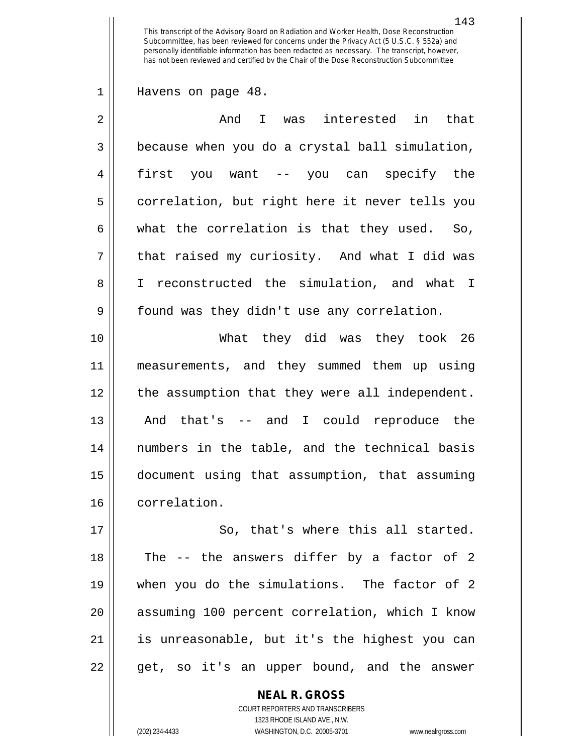This transcript of the Advisory Board on Radiation and Worker Health, Dose Reconstruction Subcommittee, has been reviewed for concerns under the Privacy Act (5 U.S.C. § 552a) and personally identifiable information has been redacted as necessary. The transcript, however, has not been reviewed and certified by the Chair of the Dose Reconstruction Subcommittee

1 Havens on page 48.

2 And I was interested in that
3 because when you do a crystal ball simulation,
4 first you want -- you can specify the
5 correlation, but right here it never tells you
6 what the correlation is that they used. So,
7 that raised my curiosity. And what I did was
8 I reconstructed the simulation, and what I
9 found was they didn't use any correlation.

10 What they did was they took 26
11 measurements, and they summed them up using
12 the assumption that they were all independent.
13 And that's -- and I could reproduce the
14 numbers in the table, and the technical basis
15 document using that assumption, that assuming
16 correlation.

17 So, that's where this all started.
18 The -- the answers differ by a factor of 2
19 when you do the simulations. The factor of 2
20 assuming 100 percent correlation, which I know
21 is unreasonable, but it's the highest you can
22 get, so it's an upper bound, and the answer

**NEAL R. GROSS**
COURT REPORTERS AND TRANSCRIBERS
1323 RHODE ISLAND AVE., N.W.
(202) 234-4433 WASHINGTON, D.C. 20005-3701 www.nealrgross.com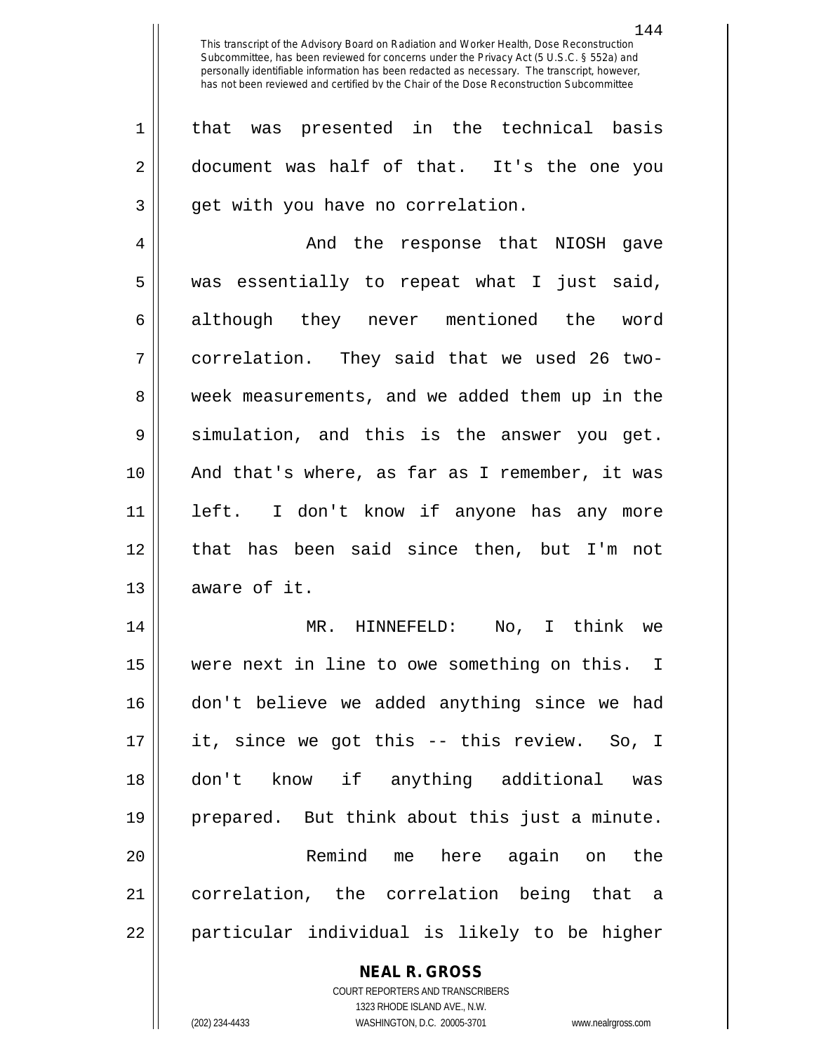that was presented in the technical basis document was half of that. It's the one you get with you have no correlation.

And the response that NIOSH gave was essentially to repeat what I just said, although they never mentioned the word correlation. They said that we used 26 two-week measurements, and we added them up in the simulation, and this is the answer you get. And that's where, as far as I remember, it was left. I don't know if anyone has any more that has been said since then, but I'm not aware of it.

MR. HINNEFELD: No, I think we were next in line to owe something on this. I don't believe we added anything since we had it, since we got this -- this review. So, I don't know if anything additional was prepared. But think about this just a minute.

Remind me here again on the correlation, the correlation being that a particular individual is likely to be higher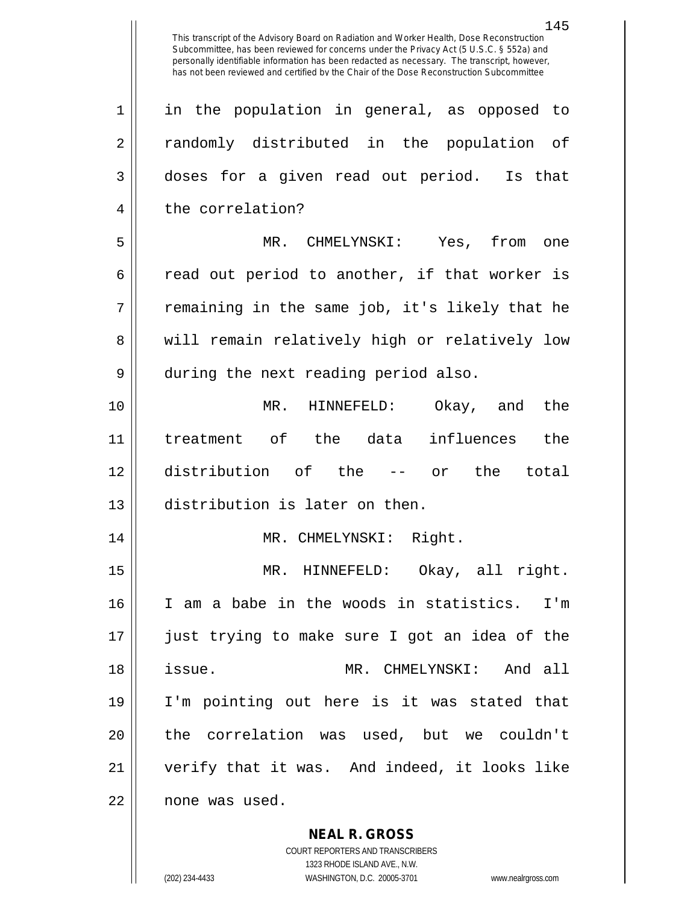This transcript of the Advisory Board on Radiation and Worker Health, Dose Reconstruction Subcommittee, has been reviewed for concerns under the Privacy Act (5 U.S.C. § 552a) and personally identifiable information has been redacted as necessary. The transcript, however, has not been reviewed and certified by the Chair of the Dose Reconstruction Subcommittee

in the population in general, as opposed to randomly distributed in the population of doses for a given read out period. Is that the correlation?

MR. CHMELYNSKI: Yes, from one read out period to another, if that worker is remaining in the same job, it's likely that he will remain relatively high or relatively low during the next reading period also.

MR. HINNEFELD: Okay, and the treatment of the data influences the distribution of the -- or the total distribution is later on then.

MR. CHMELYNSKI: Right.

MR. HINNEFELD: Okay, all right. I am a babe in the woods in statistics. I'm just trying to make sure I got an idea of the issue.

MR. CHMELYNSKI: And all I'm pointing out here is it was stated that the correlation was used, but we couldn't verify that it was. And indeed, it looks like none was used.

**NEAL R. GROSS**
COURT REPORTERS AND TRANSCRIBERS
1323 RHODE ISLAND AVE., N.W.
(202) 234-4433 WASHINGTON, D.C. 20005-3701 www.nealrgross.com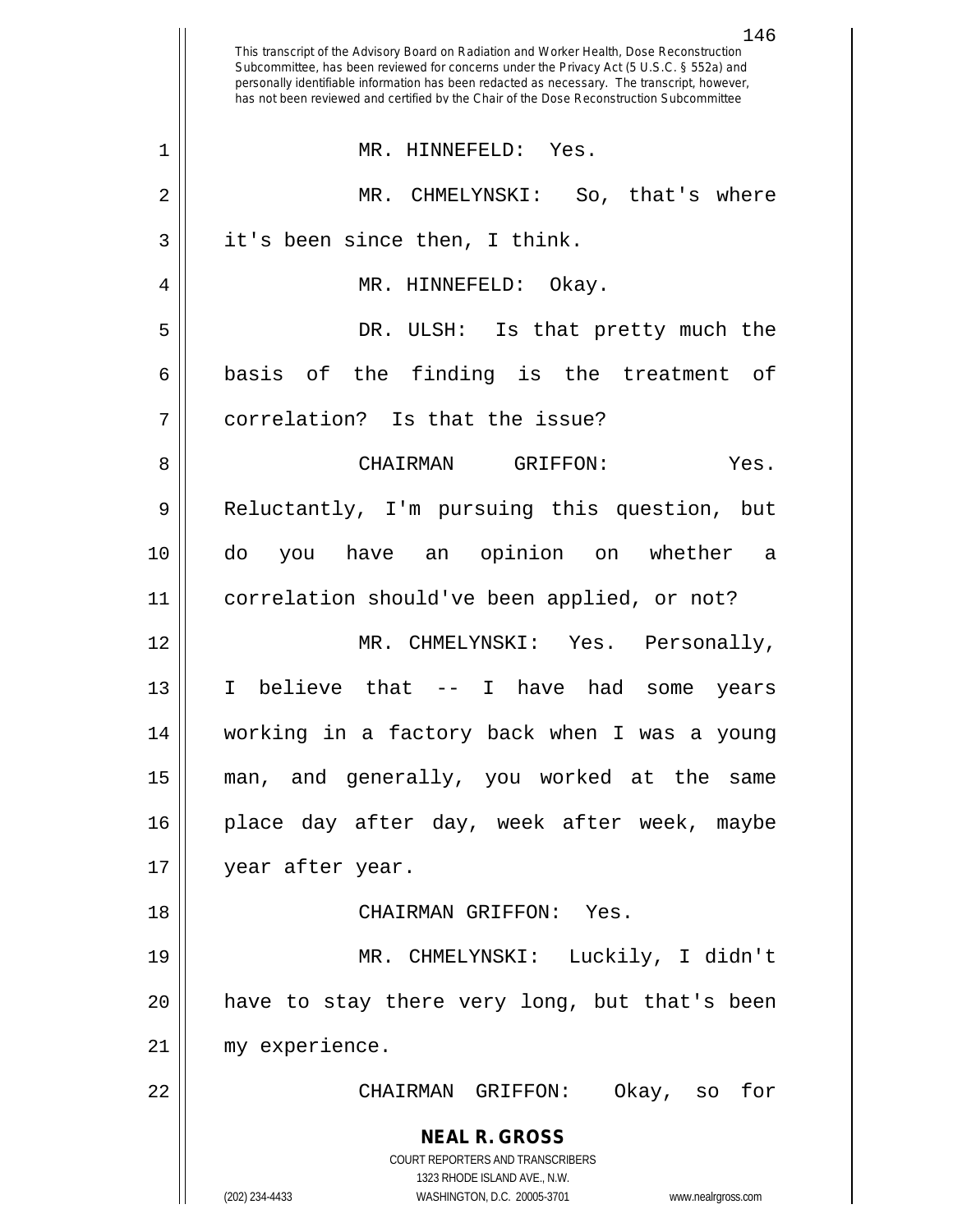This transcript of the Advisory Board on Radiation and Worker Health, Dose Reconstruction Subcommittee, has been reviewed for concerns under the Privacy Act (5 U.S.C. § 552a) and personally identifiable information has been redacted as necessary. The transcript, however, has not been reviewed and certified by the Chair of the Dose Reconstruction Subcommittee

1 MR. HINNEFELD: Yes.

2 MR. CHMELYNSKI: So, that's where
3 it's been since then, I think.

4 MR. HINNEFELD: Okay.

5 DR. ULSH: Is that pretty much the
6 basis of the finding is the treatment of
7 correlation? Is that the issue?

8 CHAIRMAN GRIFFON: Yes.
9 Reluctantly, I'm pursuing this question, but
10 do you have an opinion on whether a
11 correlation should've been applied, or not?

12 MR. CHMELYNSKI: Yes. Personally,
13 I believe that -- I have had some years
14 working in a factory back when I was a young
15 man, and generally, you worked at the same
16 place day after day, week after week, maybe
17 year after year.

18 CHAIRMAN GRIFFON: Yes.

19 MR. CHMELYNSKI: Luckily, I didn't
20 have to stay there very long, but that's been
21 my experience.

22 CHAIRMAN GRIFFON: Okay, so for

**NEAL R. GROSS**
COURT REPORTERS AND TRANSCRIBERS
1323 RHODE ISLAND AVE., N.W.
(202) 234-4433 WASHINGTON, D.C. 20005-3701 www.nealrgross.com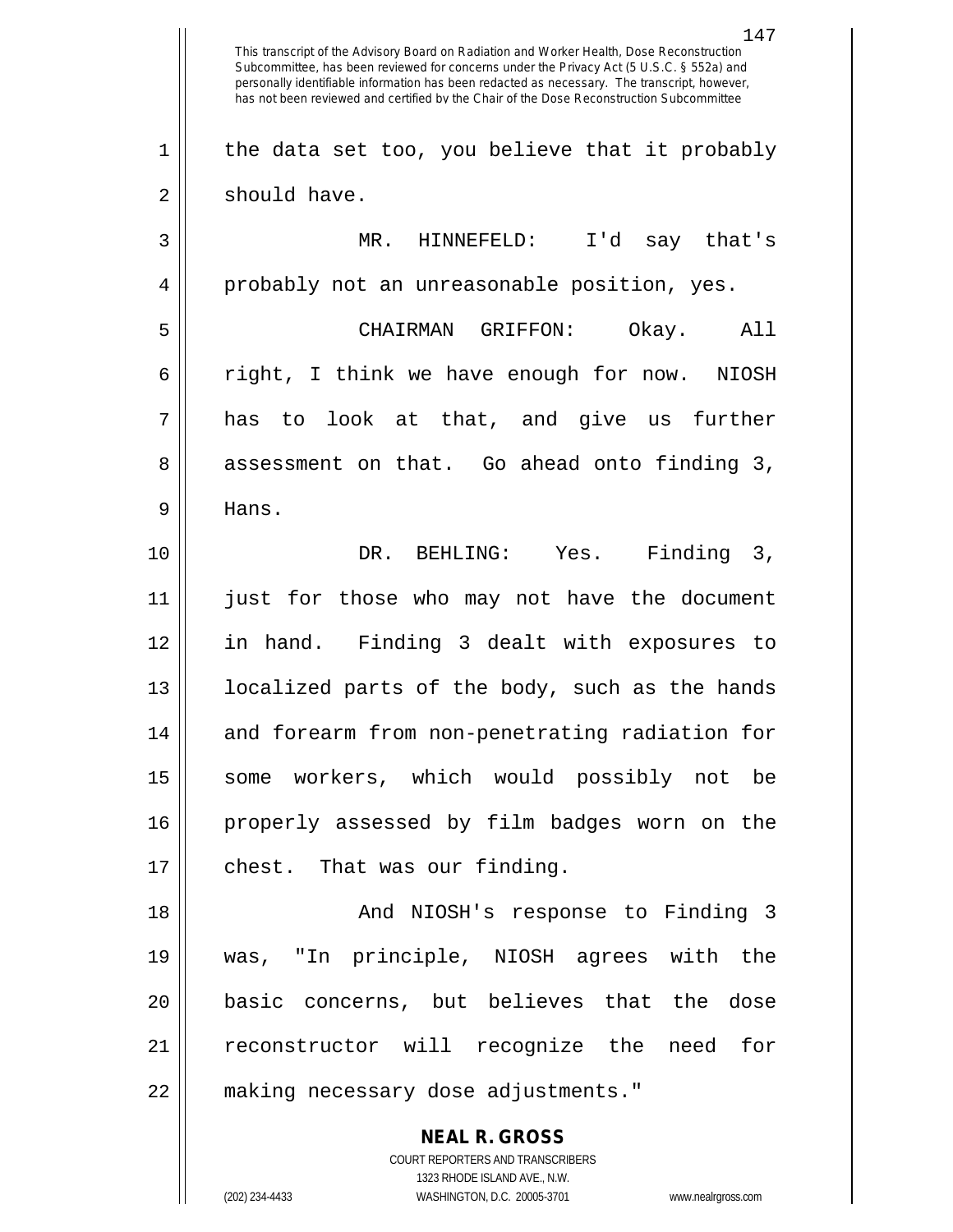the data set too, you believe that it probably should have.

MR. HINNEFELD: I'd say that's probably not an unreasonable position, yes.

CHAIRMAN GRIFFON: Okay. All right, I think we have enough for now. NIOSH has to look at that, and give us further assessment on that. Go ahead onto finding 3, Hans.

DR. BEHLING: Yes. Finding 3, just for those who may not have the document in hand. Finding 3 dealt with exposures to localized parts of the body, such as the hands and forearm from non-penetrating radiation for some workers, which would possibly not be properly assessed by film badges worn on the chest. That was our finding.

And NIOSH's response to Finding 3 was, "In principle, NIOSH agrees with the basic concerns, but believes that the dose reconstructor will recognize the need for making necessary dose adjustments."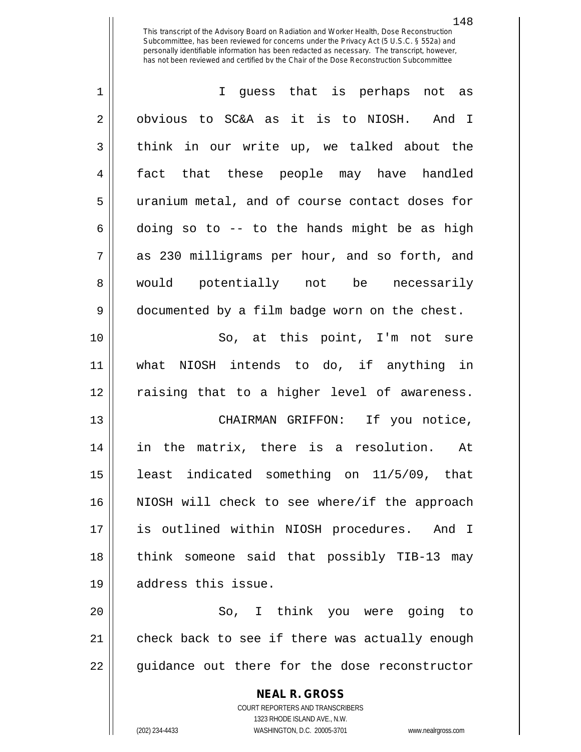I guess that is perhaps not as obvious to SC&A as it is to NIOSH. And I think in our write up, we talked about the fact that these people may have handled uranium metal, and of course contact doses for doing so to -- to the hands might be as high as 230 milligrams per hour, and so forth, and would potentially not be necessarily documented by a film badge worn on the chest.

So, at this point, I'm not sure what NIOSH intends to do, if anything in raising that to a higher level of awareness.

CHAIRMAN GRIFFON: If you notice, in the matrix, there is a resolution. At least indicated something on 11/5/09, that NIOSH will check to see where/if the approach is outlined within NIOSH procedures. And I think someone said that possibly TIB-13 may address this issue.

So, I think you were going to check back to see if there was actually enough guidance out there for the dose reconstructor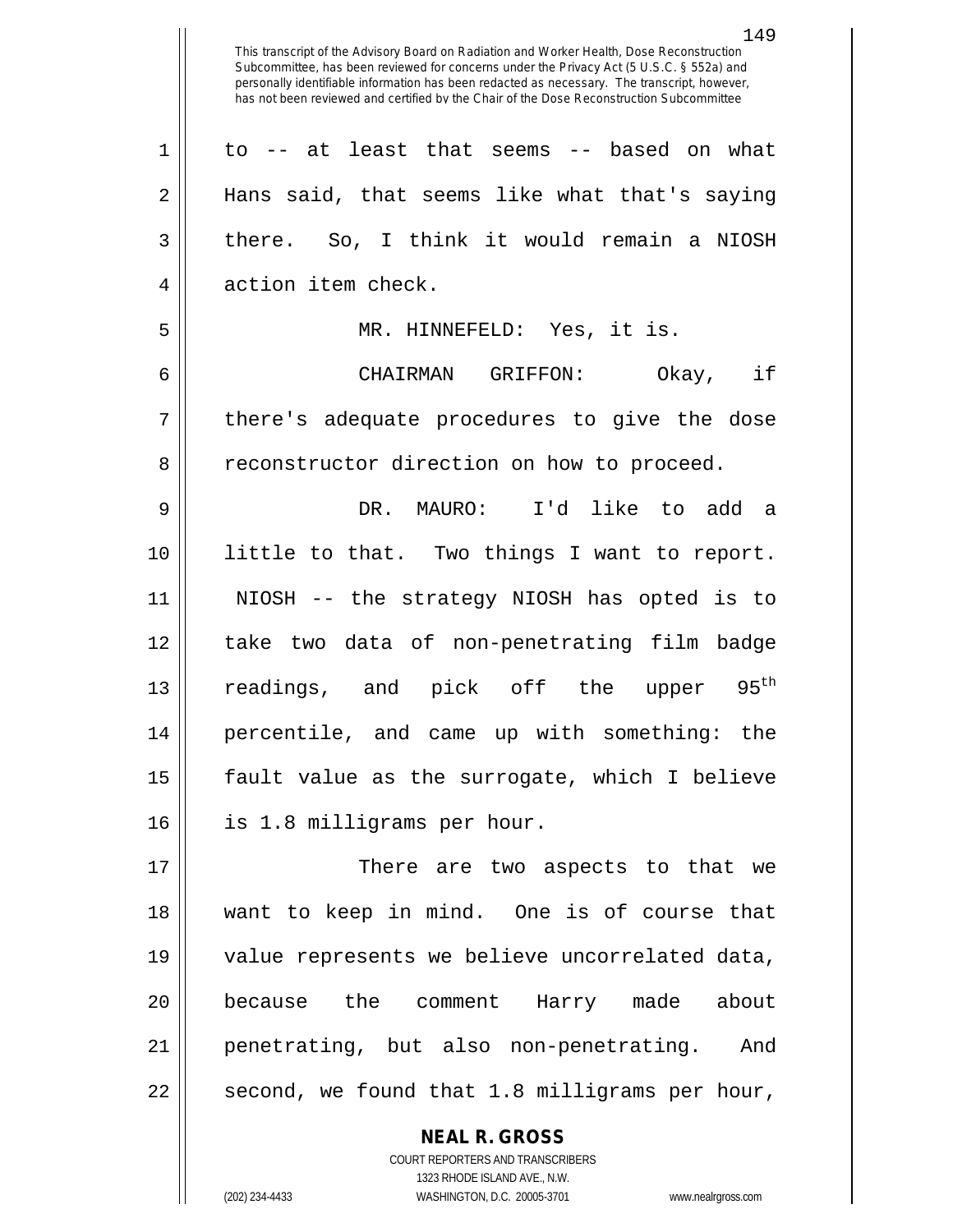to -- at least that seems -- based on what Hans said, that seems like what that's saying there. So, I think it would remain a NIOSH action item check.

MR. HINNEFELD: Yes, it is.

CHAIRMAN GRIFFON: Okay, if there's adequate procedures to give the dose reconstructor direction on how to proceed.

DR. MAURO: I'd like to add a little to that. Two things I want to report. NIOSH -- the strategy NIOSH has opted is to take two data of non-penetrating film badge readings, and pick off the upper 95th percentile, and came up with something: the fault value as the surrogate, which I believe is 1.8 milligrams per hour.

There are two aspects to that we want to keep in mind. One is of course that value represents we believe uncorrelated data, because the comment Harry made about penetrating, but also non-penetrating. And second, we found that 1.8 milligrams per hour,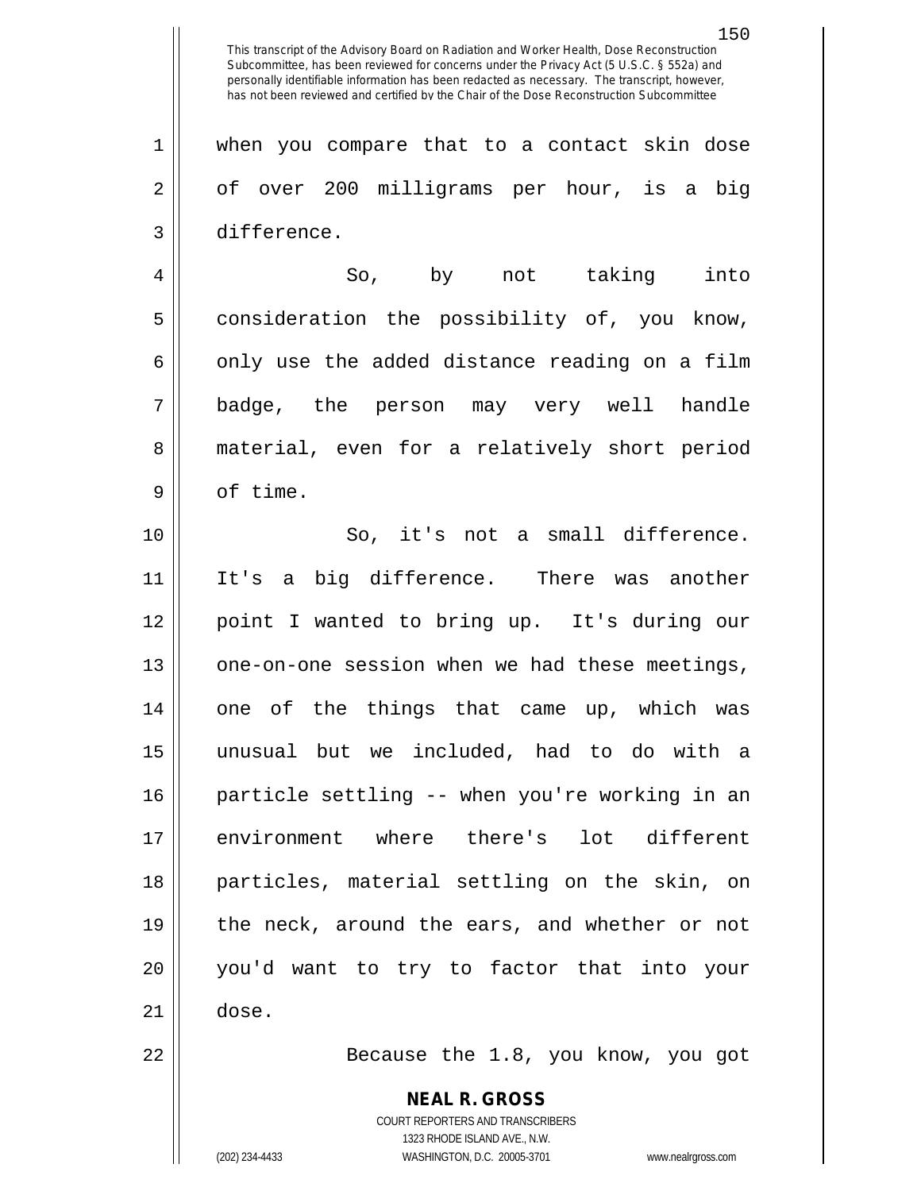when you compare that to a contact skin dose of over 200 milligrams per hour, is a big difference.

So, by not taking into consideration the possibility of, you know, only use the added distance reading on a film badge, the person may very well handle material, even for a relatively short period of time.

So, it's not a small difference. It's a big difference. There was another point I wanted to bring up. It's during our one-on-one session when we had these meetings, one of the things that came up, which was unusual but we included, had to do with a particle settling -- when you're working in an environment where there's lot different particles, material settling on the skin, on the neck, around the ears, and whether or not you'd want to try to factor that into your dose.

Because the 1.8, you know, you got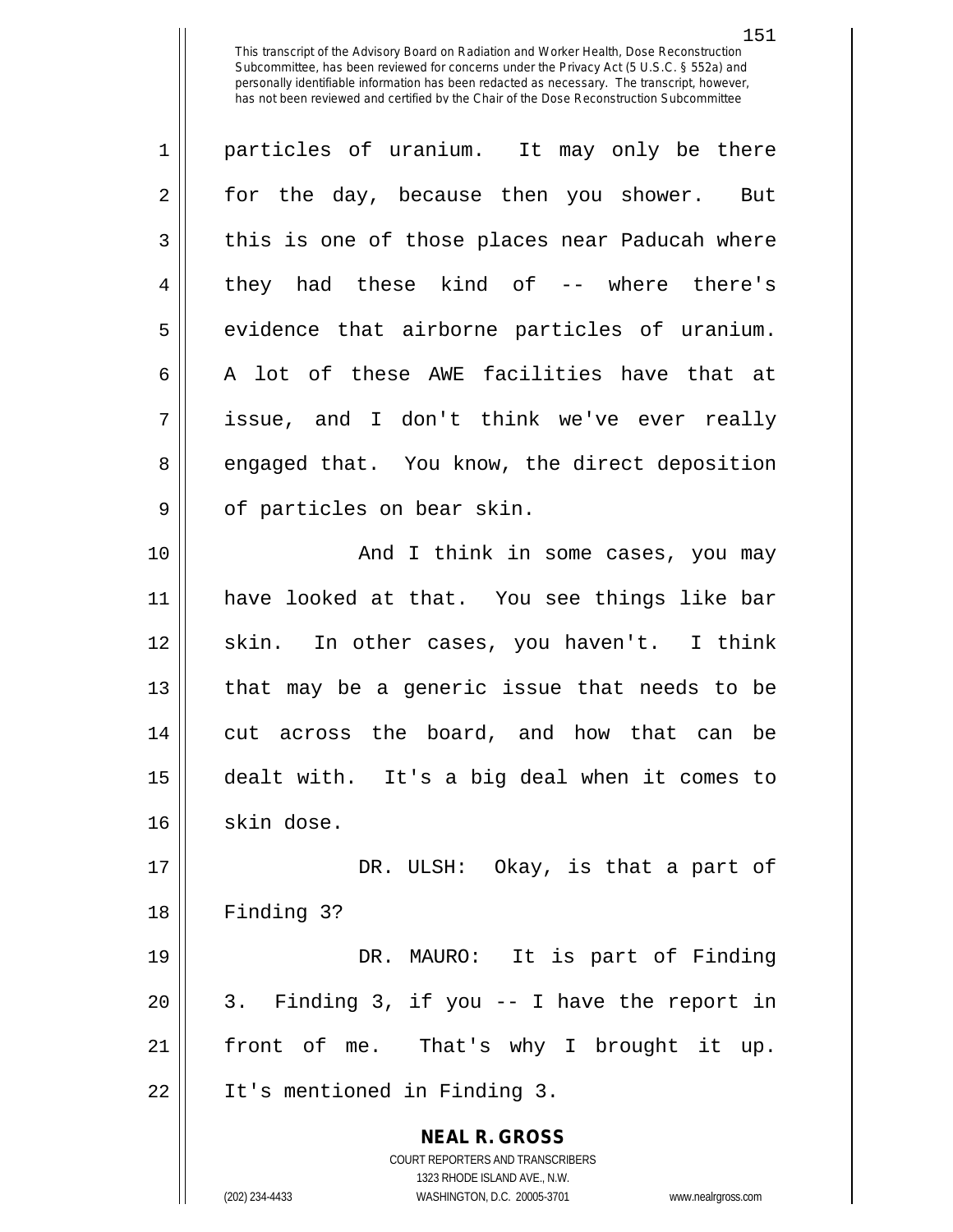particles of uranium. It may only be there for the day, because then you shower. But this is one of those places near Paducah where they had these kind of -- where there's evidence that airborne particles of uranium. A lot of these AWE facilities have that at issue, and I don't think we've ever really engaged that. You know, the direct deposition of particles on bear skin.

And I think in some cases, you may have looked at that. You see things like bar skin. In other cases, you haven't. I think that may be a generic issue that needs to be cut across the board, and how that can be dealt with. It's a big deal when it comes to skin dose.

DR. ULSH: Okay, is that a part of Finding 3?

DR. MAURO: It is part of Finding 3. Finding 3, if you -- I have the report in front of me. That's why I brought it up. It's mentioned in Finding 3.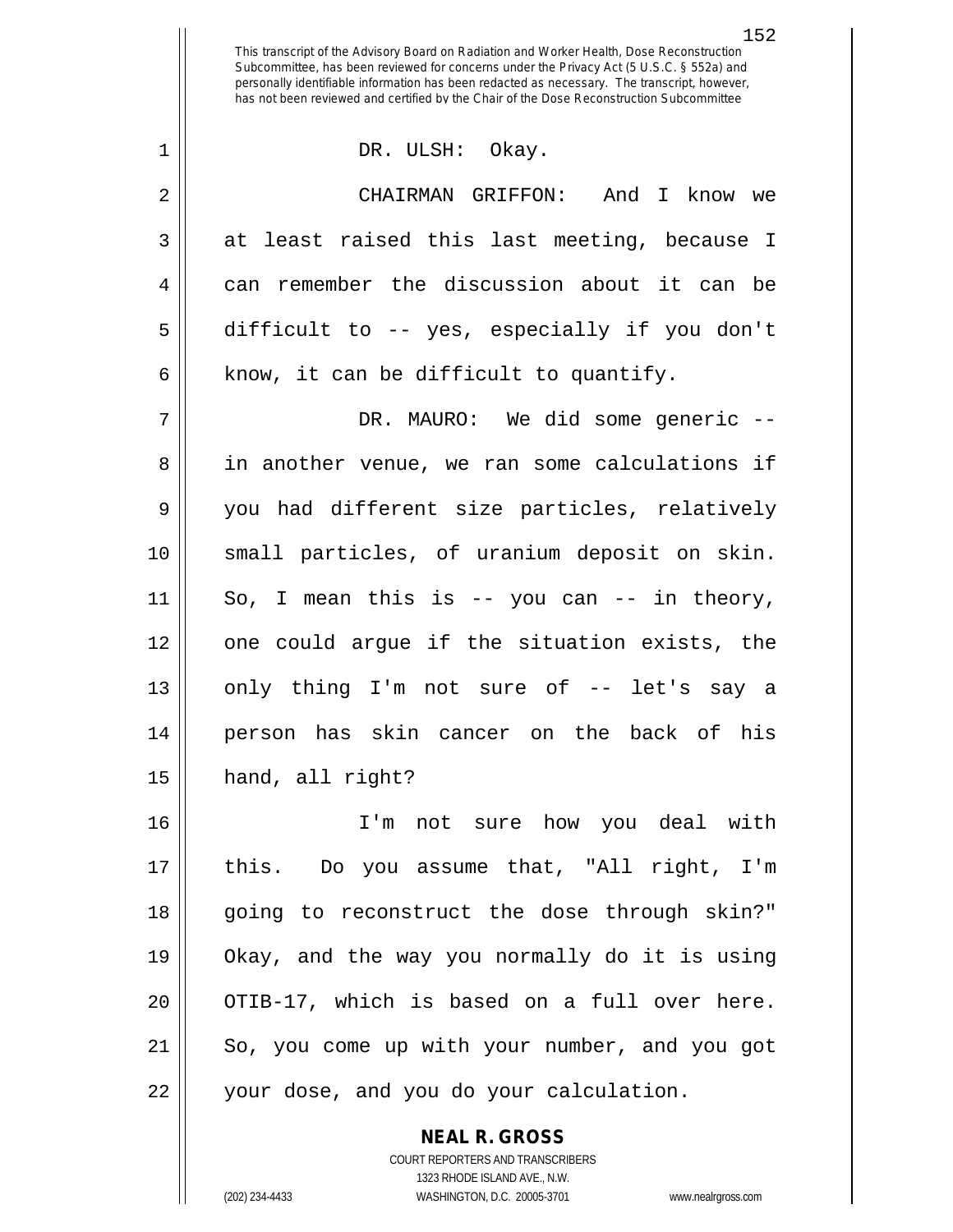This transcript of the Advisory Board on Radiation and Worker Health, Dose Reconstruction Subcommittee, has been reviewed for concerns under the Privacy Act (5 U.S.C. § 552a) and personally identifiable information has been redacted as necessary. The transcript, however, has not been reviewed and certified by the Chair of the Dose Reconstruction Subcommittee

DR. ULSH: Okay.

CHAIRMAN GRIFFON: And I know we at least raised this last meeting, because I can remember the discussion about it can be difficult to -- yes, especially if you don't know, it can be difficult to quantify.

DR. MAURO: We did some generic -- in another venue, we ran some calculations if you had different size particles, relatively small particles, of uranium deposit on skin. So, I mean this is -- you can -- in theory, one could argue if the situation exists, the only thing I'm not sure of -- let's say a person has skin cancer on the back of his hand, all right?

I'm not sure how you deal with this. Do you assume that, "All right, I'm going to reconstruct the dose through skin?" Okay, and the way you normally do it is using OTIB-17, which is based on a full over here. So, you come up with your number, and you got your dose, and you do your calculation.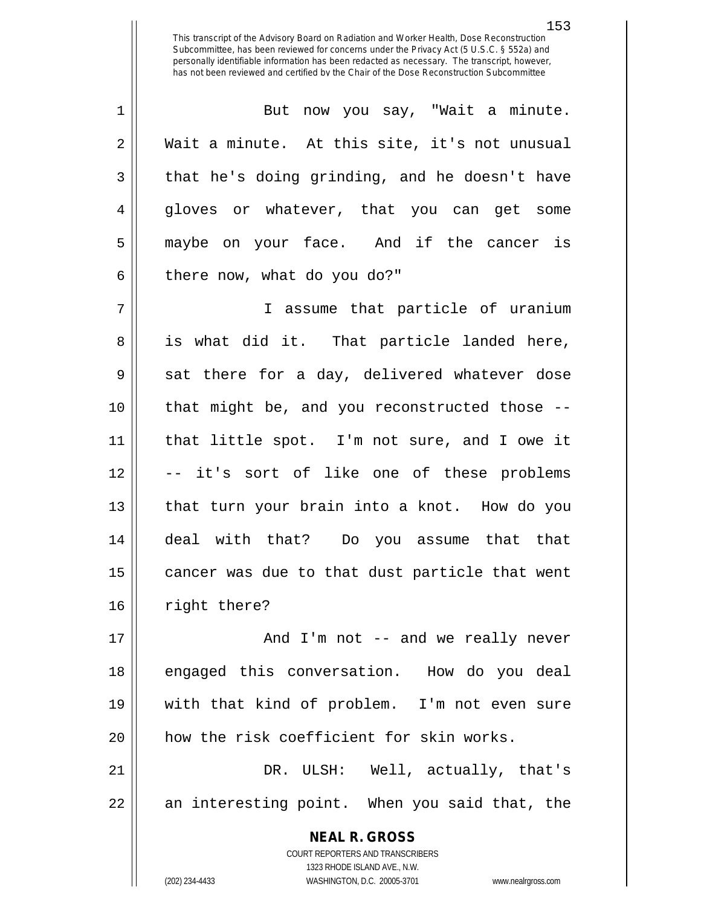This transcript of the Advisory Board on Radiation and Worker Health, Dose Reconstruction Subcommittee, has been reviewed for concerns under the Privacy Act (5 U.S.C. § 552a) and personally identifiable information has been redacted as necessary. The transcript, however, has not been reviewed and certified by the Chair of the Dose Reconstruction Subcommittee

But now you say, "Wait a minute. Wait a minute. At this site, it's not unusual that he's doing grinding, and he doesn't have gloves or whatever, that you can get some maybe on your face. And if the cancer is there now, what do you do?"

I assume that particle of uranium is what did it. That particle landed here, sat there for a day, delivered whatever dose that might be, and you reconstructed those -- that little spot. I'm not sure, and I owe it -- it's sort of like one of these problems that turn your brain into a knot. How do you deal with that? Do you assume that that cancer was due to that dust particle that went right there?

And I'm not -- and we really never engaged this conversation. How do you deal with that kind of problem. I'm not even sure how the risk coefficient for skin works.

DR. ULSH: Well, actually, that's an interesting point. When you said that, the

**NEAL R. GROSS**
COURT REPORTERS AND TRANSCRIBERS
1323 RHODE ISLAND AVE., N.W.
(202) 234-4433 WASHINGTON, D.C. 20005-3701 www.nealrgross.com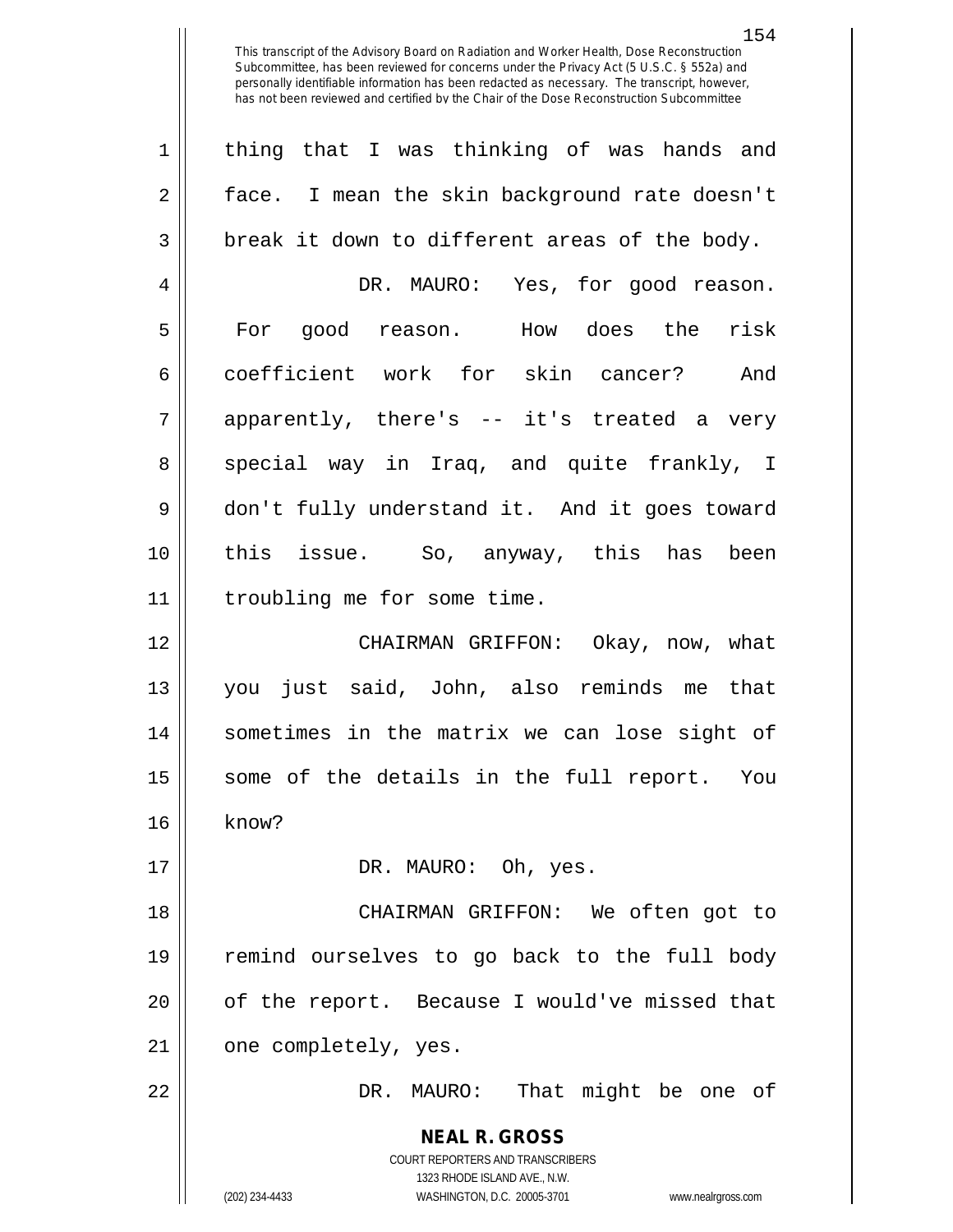thing that I was thinking of was hands and face. I mean the skin background rate doesn't break it down to different areas of the body.

DR. MAURO: Yes, for good reason. For good reason. How does the risk coefficient work for skin cancer? And apparently, there's -- it's treated a very special way in Iraq, and quite frankly, I don't fully understand it. And it goes toward this issue. So, anyway, this has been troubling me for some time.

CHAIRMAN GRIFFON: Okay, now, what you just said, John, also reminds me that sometimes in the matrix we can lose sight of some of the details in the full report. You know?

DR. MAURO: Oh, yes.

CHAIRMAN GRIFFON: We often got to remind ourselves to go back to the full body of the report. Because I would've missed that one completely, yes.

DR. MAURO: That might be one of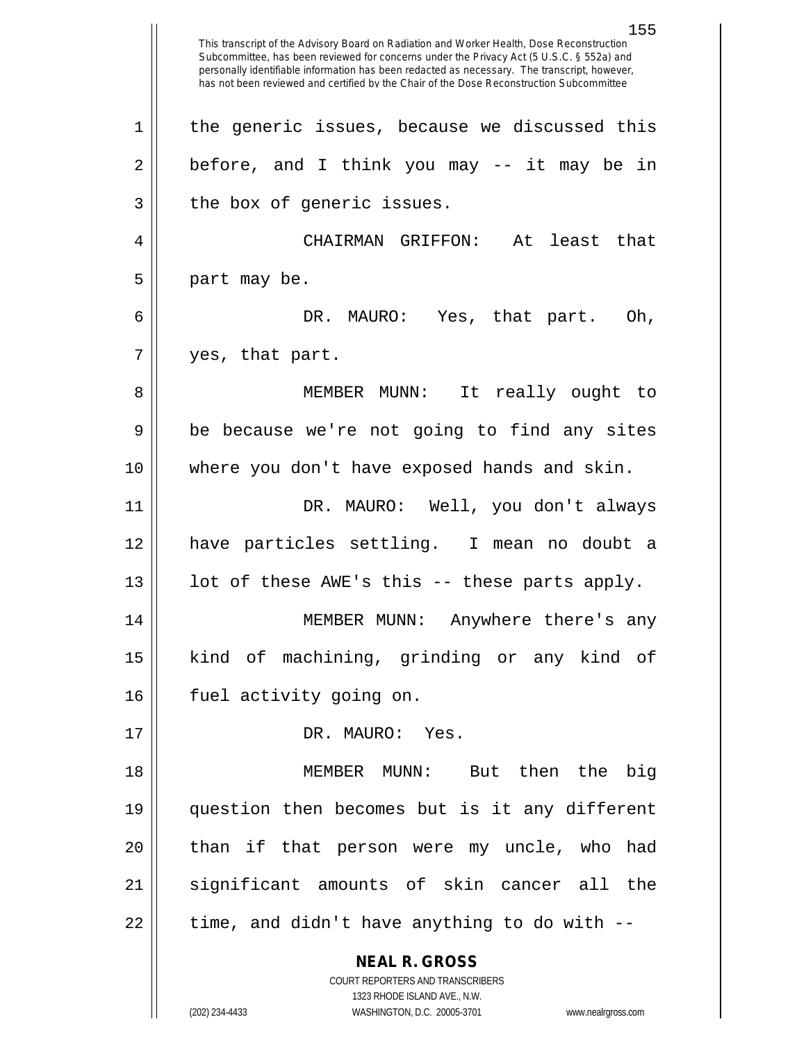the generic issues, because we discussed this before, and I think you may -- it may be in the box of generic issues.

CHAIRMAN GRIFFON: At least that part may be.

DR. MAURO: Yes, that part. Oh, yes, that part.

MEMBER MUNN: It really ought to be because we're not going to find any sites where you don't have exposed hands and skin.

DR. MAURO: Well, you don't always have particles settling. I mean no doubt a lot of these AWE's this -- these parts apply.

MEMBER MUNN: Anywhere there's any kind of machining, grinding or any kind of fuel activity going on.

DR. MAURO: Yes.

MEMBER MUNN: But then the big question then becomes but is it any different than if that person were my uncle, who had significant amounts of skin cancer all the time, and didn't have anything to do with --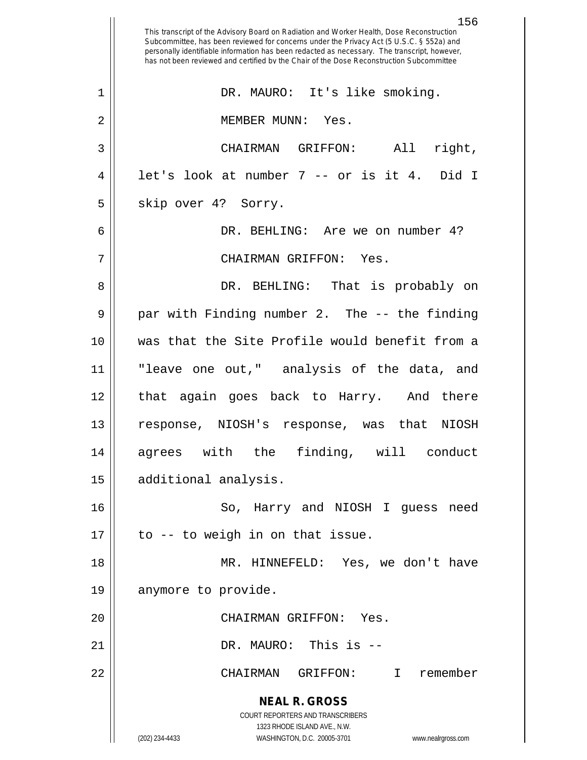DR. MAURO: It's like smoking.

MEMBER MUNN: Yes.

CHAIRMAN GRIFFON: All right, let's look at number 7 -- or is it 4. Did I skip over 4? Sorry.

DR. BEHLING: Are we on number 4?

CHAIRMAN GRIFFON: Yes.

DR. BEHLING: That is probably on par with Finding number 2. The -- the finding was that the Site Profile would benefit from a "leave one out," analysis of the data, and that again goes back to Harry. And there response, NIOSH's response, was that NIOSH agrees with the finding, will conduct additional analysis.

So, Harry and NIOSH I guess need to -- to weigh in on that issue.

MR. HINNEFELD: Yes, we don't have anymore to provide.

CHAIRMAN GRIFFON: Yes.

DR. MAURO: This is --

CHAIRMAN GRIFFON: I remember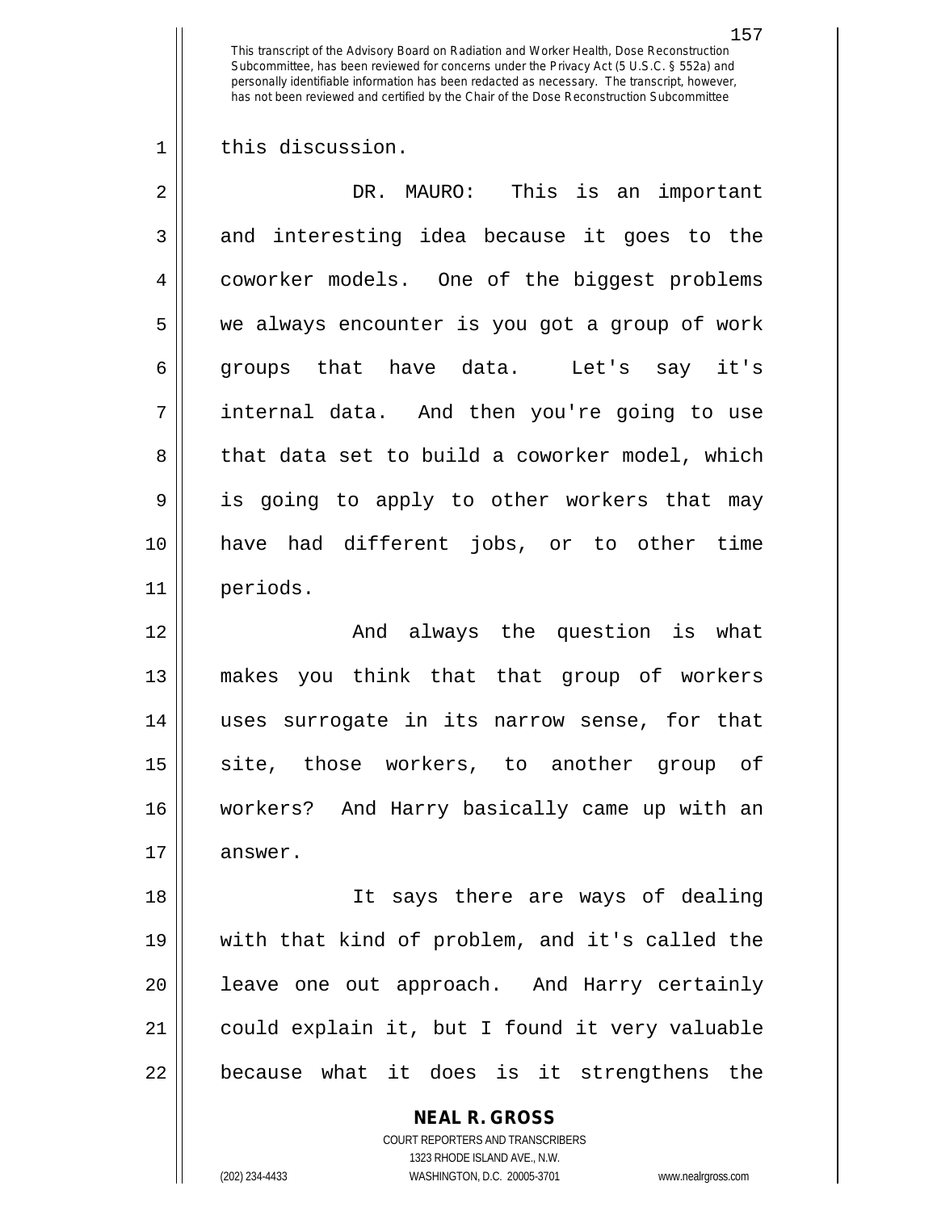this discussion.

DR. MAURO: This is an important and interesting idea because it goes to the coworker models. One of the biggest problems we always encounter is you got a group of work groups that have data. Let's say it's internal data. And then you're going to use that data set to build a coworker model, which is going to apply to other workers that may have had different jobs, or to other time periods.

And always the question is what makes you think that that group of workers uses surrogate in its narrow sense, for that site, those workers, to another group of workers? And Harry basically came up with an answer.

It says there are ways of dealing with that kind of problem, and it's called the leave one out approach. And Harry certainly could explain it, but I found it very valuable because what it does is it strengthens the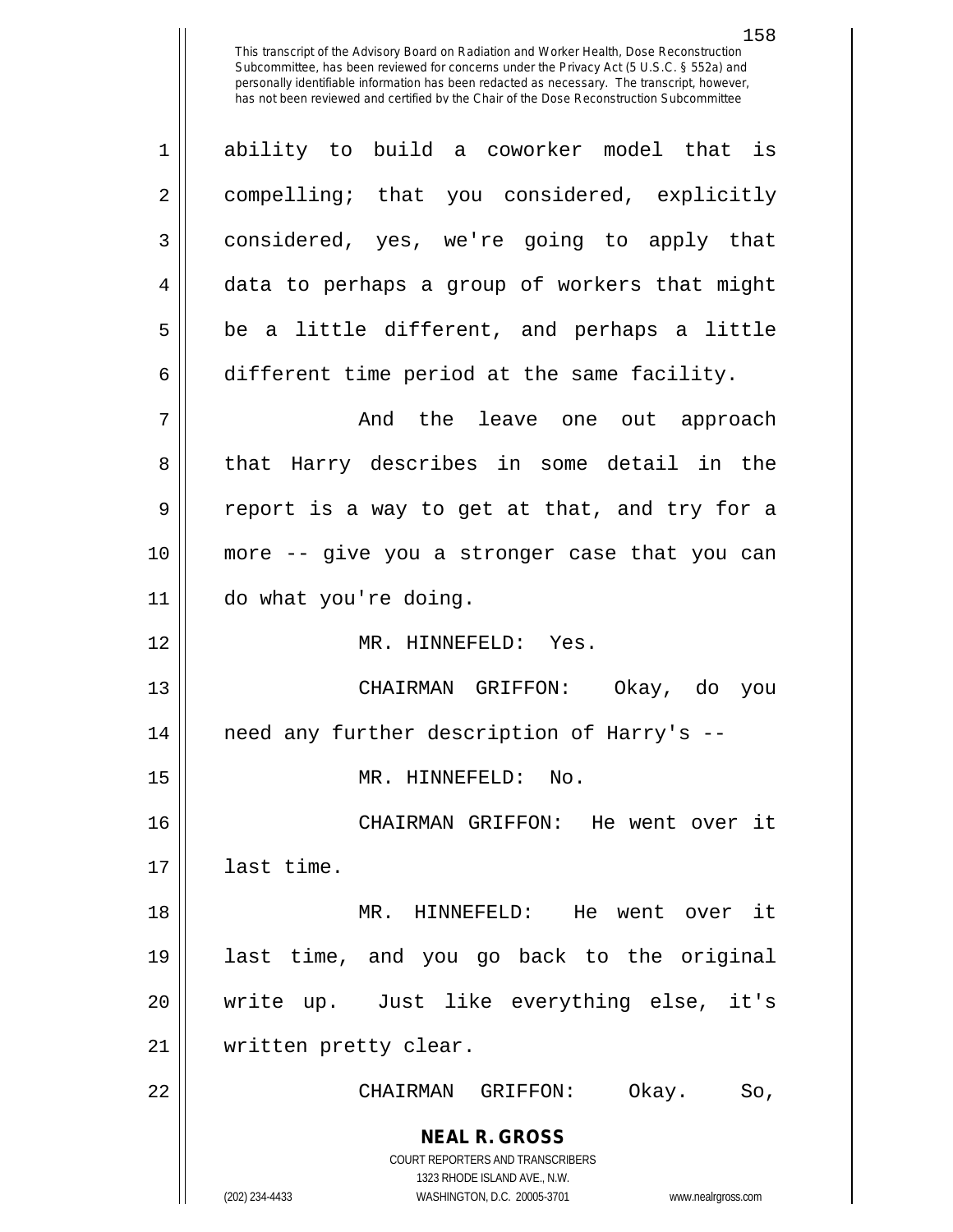ability to build a coworker model that is compelling; that you considered, explicitly considered, yes, we're going to apply that data to perhaps a group of workers that might be a little different, and perhaps a little different time period at the same facility.

And the leave one out approach that Harry describes in some detail in the report is a way to get at that, and try for a more -- give you a stronger case that you can do what you're doing.

MR. HINNEFELD: Yes.

CHAIRMAN GRIFFON: Okay, do you need any further description of Harry's --

MR. HINNEFELD: No.

CHAIRMAN GRIFFON: He went over it last time.

MR. HINNEFELD: He went over it last time, and you go back to the original write up. Just like everything else, it's written pretty clear.

CHAIRMAN GRIFFON: Okay. So,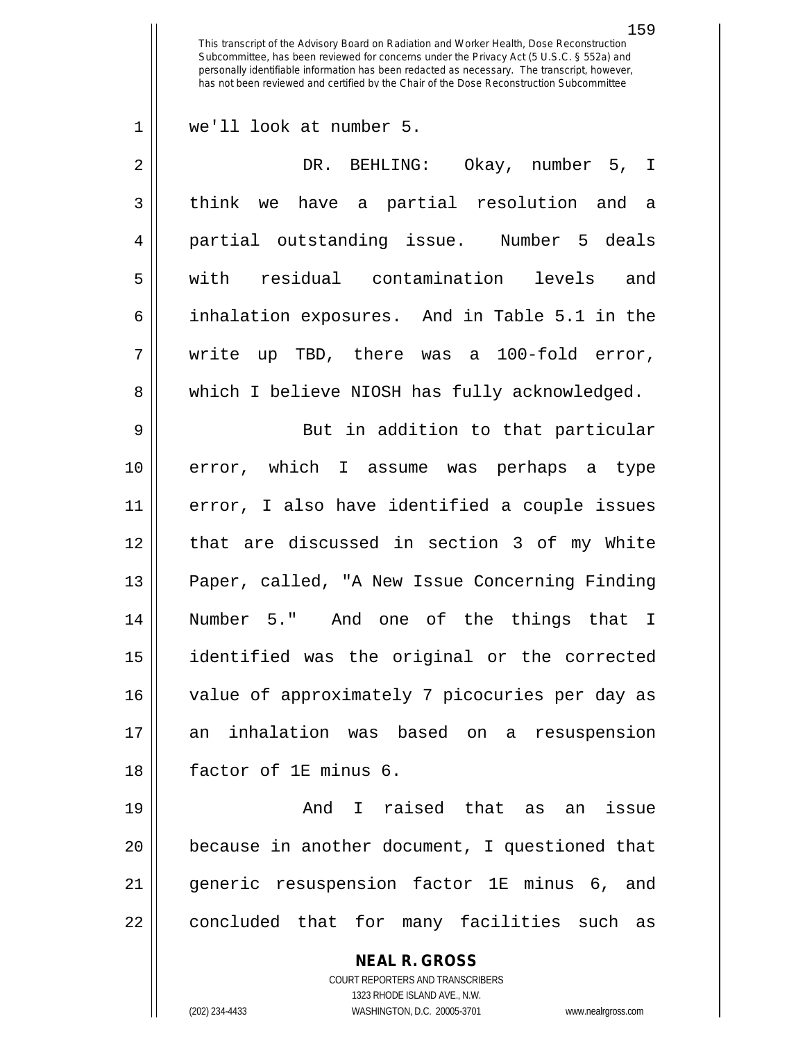we'll look at number 5.

DR. BEHLING: Okay, number 5, I think we have a partial resolution and a partial outstanding issue. Number 5 deals with residual contamination levels and inhalation exposures. And in Table 5.1 in the write up TBD, there was a 100-fold error, which I believe NIOSH has fully acknowledged.

But in addition to that particular error, which I assume was perhaps a type error, I also have identified a couple issues that are discussed in section 3 of my White Paper, called, "A New Issue Concerning Finding Number 5." And one of the things that I identified was the original or the corrected value of approximately 7 picocuries per day as an inhalation was based on a resuspension factor of 1E minus 6.

And I raised that as an issue because in another document, I questioned that generic resuspension factor 1E minus 6, and concluded that for many facilities such as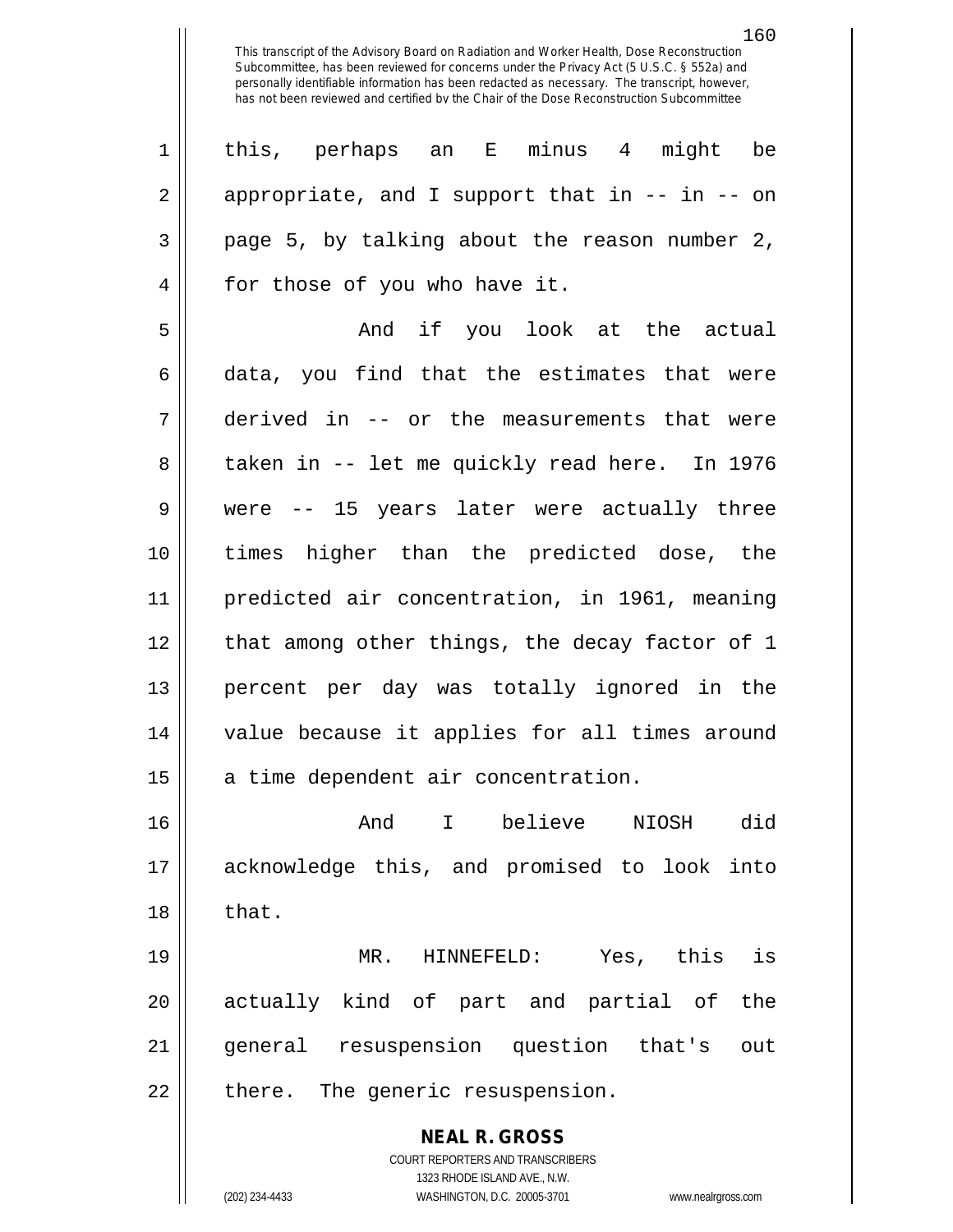This transcript of the Advisory Board on Radiation and Worker Health, Dose Reconstruction Subcommittee, has been reviewed for concerns under the Privacy Act (5 U.S.C. § 552a) and personally identifiable information has been redacted as necessary. The transcript, however, has not been reviewed and certified by the Chair of the Dose Reconstruction Subcommittee

this, perhaps an E minus 4 might be appropriate, and I support that in -- in -- on page 5, by talking about the reason number 2, for those of you who have it.

And if you look at the actual data, you find that the estimates that were derived in -- or the measurements that were taken in -- let me quickly read here. In 1976 were -- 15 years later were actually three times higher than the predicted dose, the predicted air concentration, in 1961, meaning that among other things, the decay factor of 1 percent per day was totally ignored in the value because it applies for all times around a time dependent air concentration.

And I believe NIOSH did acknowledge this, and promised to look into that.

MR. HINNEFELD: Yes, this is actually kind of part and partial of the general resuspension question that's out there. The generic resuspension.

**NEAL R. GROSS**
COURT REPORTERS AND TRANSCRIBERS
1323 RHODE ISLAND AVE., N.W.
(202) 234-4433 WASHINGTON, D.C. 20005-3701 www.nealrgross.com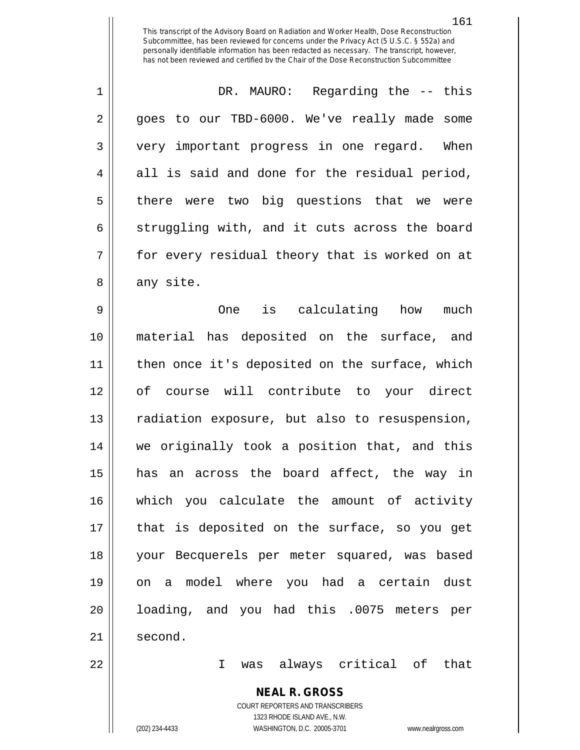DR. MAURO: Regarding the -- this goes to our TBD-6000. We've really made some very important progress in one regard. When all is said and done for the residual period, there were two big questions that we were struggling with, and it cuts across the board for every residual theory that is worked on at any site.

One is calculating how much material has deposited on the surface, and then once it's deposited on the surface, which of course will contribute to your direct radiation exposure, but also to resuspension, we originally took a position that, and this has an across the board affect, the way in which you calculate the amount of activity that is deposited on the surface, so you get your Becquerels per meter squared, was based on a model where you had a certain dust loading, and you had this .0075 meters per second.

I was always critical of that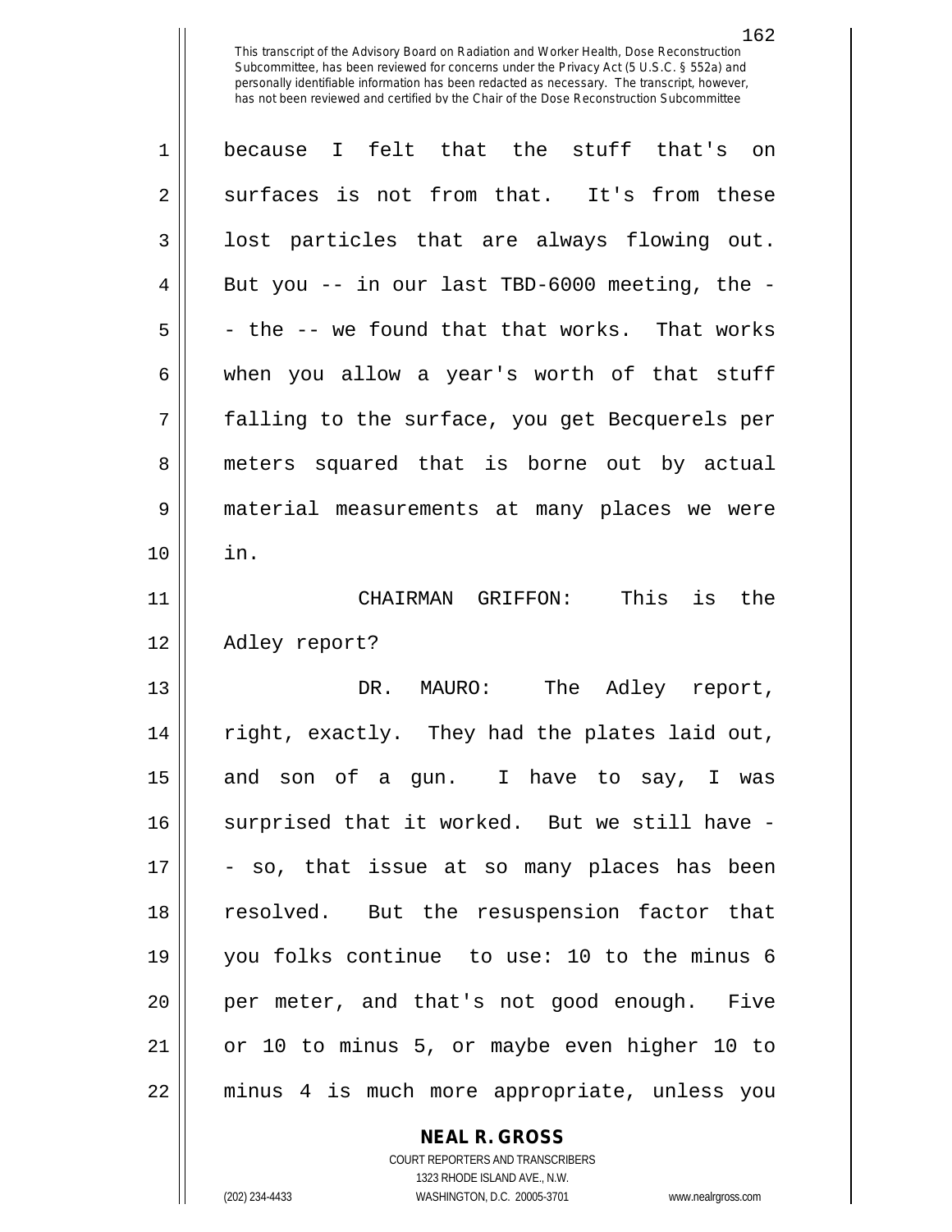because I felt that the stuff that's on surfaces is not from that. It's from these lost particles that are always flowing out. But you -- in our last TBD-6000 meeting, the -- the -- we found that that works. That works when you allow a year's worth of that stuff falling to the surface, you get Becquerels per meters squared that is borne out by actual material measurements at many places we were in.

CHAIRMAN GRIFFON: This is the Adley report?

DR. MAURO: The Adley report, right, exactly. They had the plates laid out, and son of a gun. I have to say, I was surprised that it worked. But we still have -- so, that issue at so many places has been resolved. But the resuspension factor that you folks continue to use: 10 to the minus 6 per meter, and that's not good enough. Five or 10 to minus 5, or maybe even higher 10 to minus 4 is much more appropriate, unless you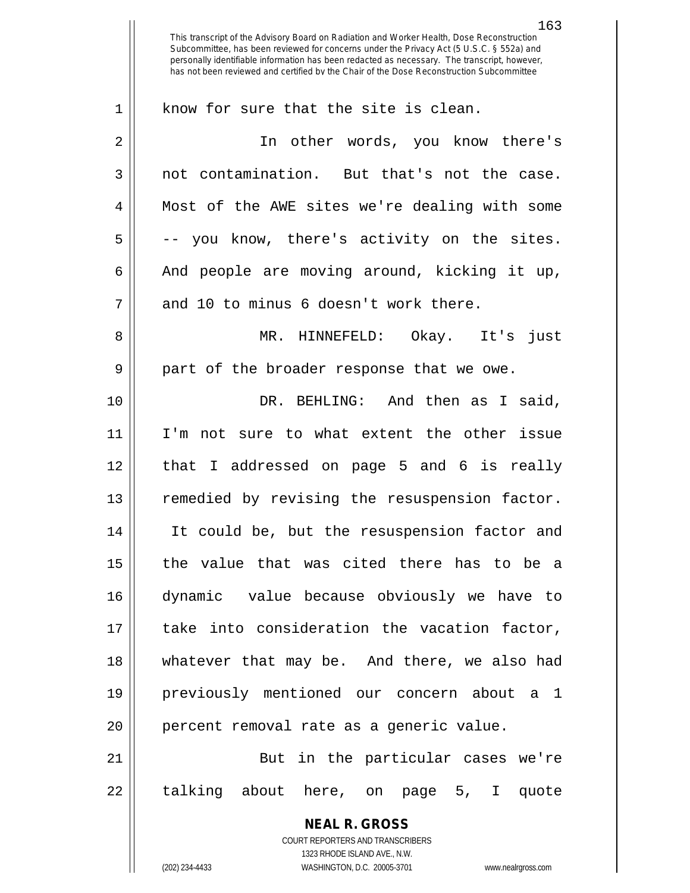know for sure that the site is clean.

In other words, you know there's not contamination. But that's not the case. Most of the AWE sites we're dealing with some -- you know, there's activity on the sites. And people are moving around, kicking it up, and 10 to minus 6 doesn't work there.

MR. HINNEFELD: Okay. It's just part of the broader response that we owe.

DR. BEHLING: And then as I said, I'm not sure to what extent the other issue that I addressed on page 5 and 6 is really remedied by revising the resuspension factor. It could be, but the resuspension factor and the value that was cited there has to be a dynamic value because obviously we have to take into consideration the vacation factor, whatever that may be. And there, we also had previously mentioned our concern about a 1 percent removal rate as a generic value.

But in the particular cases we're talking about here, on page 5, I quote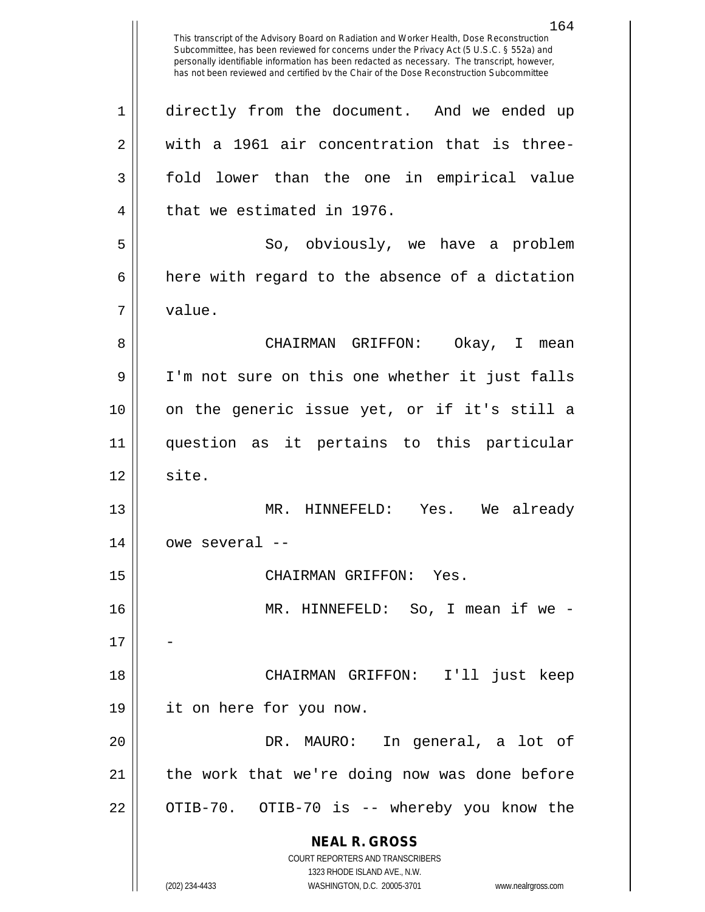This transcript of the Advisory Board on Radiation and Worker Health, Dose Reconstruction Subcommittee, has been reviewed for concerns under the Privacy Act (5 U.S.C. § 552a) and personally identifiable information has been redacted as necessary. The transcript, however, has not been reviewed and certified by the Chair of the Dose Reconstruction Subcommittee

directly from the document. And we ended up with a 1961 air concentration that is three-fold lower than the one in empirical value that we estimated in 1976.

So, obviously, we have a problem here with regard to the absence of a dictation value.

CHAIRMAN GRIFFON: Okay, I mean I'm not sure on this one whether it just falls on the generic issue yet, or if it's still a question as it pertains to this particular site.

MR. HINNEFELD: Yes. We already owe several --

CHAIRMAN GRIFFON: Yes.

MR. HINNEFELD: So, I mean if we --

CHAIRMAN GRIFFON: I'll just keep it on here for you now.

DR. MAURO: In general, a lot of the work that we're doing now was done before OTIB-70. OTIB-70 is -- whereby you know the

**NEAL R. GROSS**
COURT REPORTERS AND TRANSCRIBERS
1323 RHODE ISLAND AVE., N.W.
(202) 234-4433 WASHINGTON, D.C. 20005-3701 www.nealrgross.com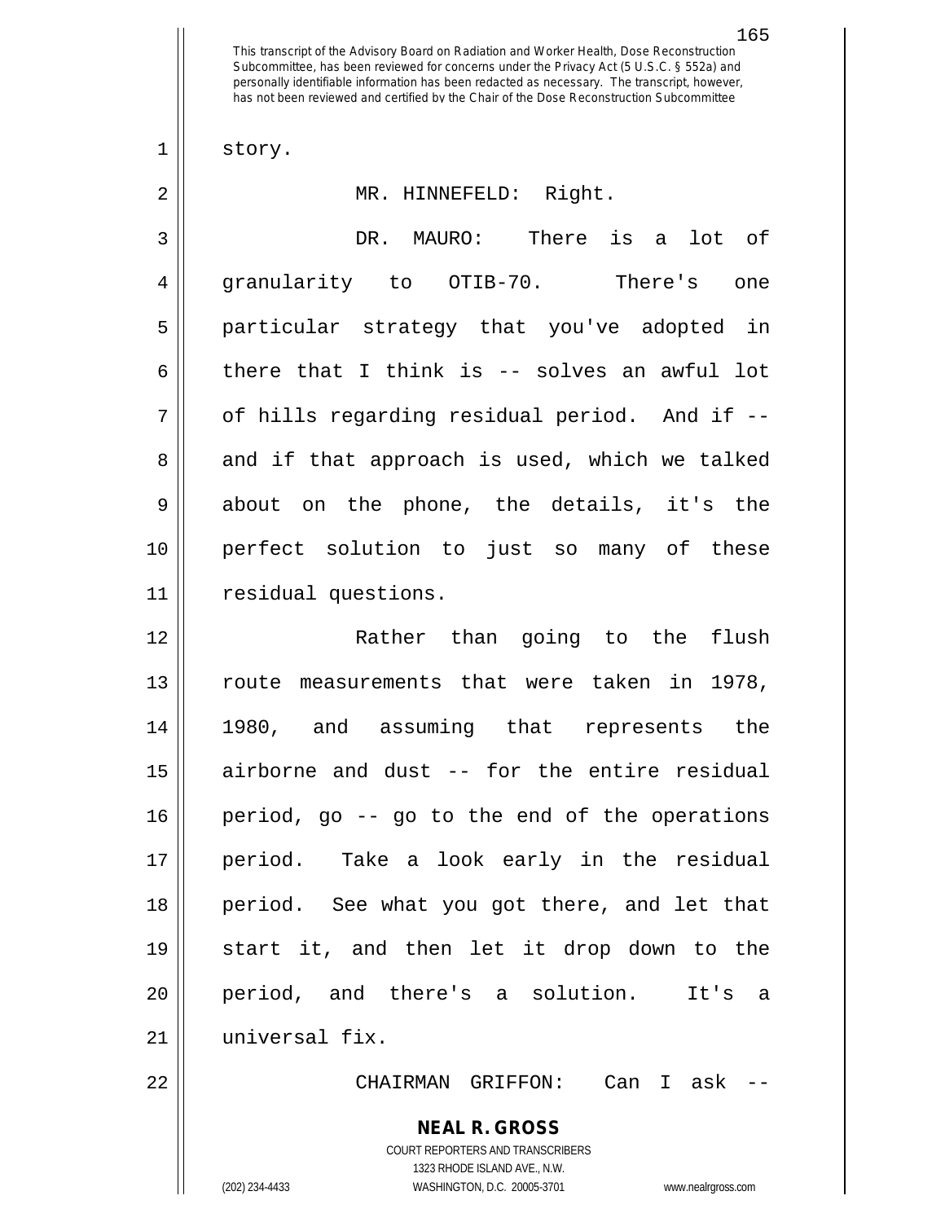This transcript of the Advisory Board on Radiation and Worker Health, Dose Reconstruction Subcommittee, has been reviewed for concerns under the Privacy Act (5 U.S.C. § 552a) and personally identifiable information has been redacted as necessary. The transcript, however, has not been reviewed and certified by the Chair of the Dose Reconstruction Subcommittee

story.

MR. HINNEFELD: Right.

DR. MAURO: There is a lot of granularity to OTIB-70. There's one particular strategy that you've adopted in there that I think is -- solves an awful lot of hills regarding residual period. And if -- and if that approach is used, which we talked about on the phone, the details, it's the perfect solution to just so many of these residual questions.

Rather than going to the flush route measurements that were taken in 1978, 1980, and assuming that represents the airborne and dust -- for the entire residual period, go -- go to the end of the operations period. Take a look early in the residual period. See what you got there, and let that start it, and then let it drop down to the period, and there's a solution. It's a universal fix.

CHAIRMAN GRIFFON: Can I ask --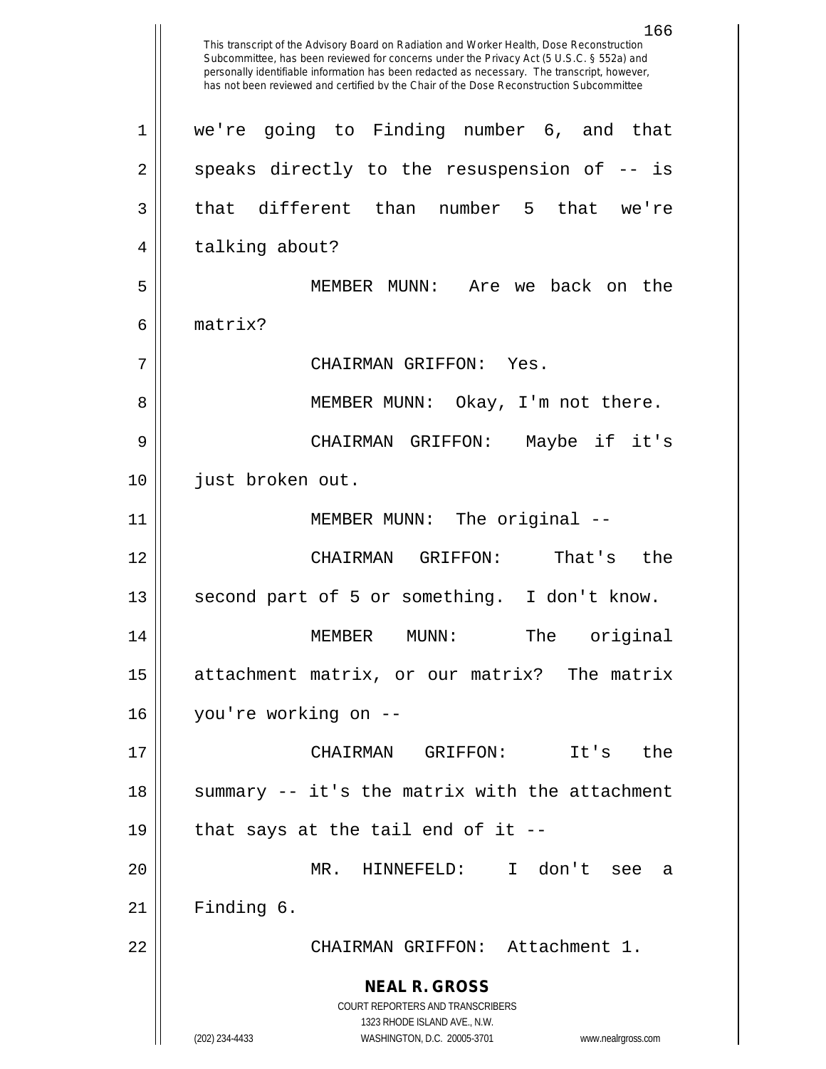This transcript of the Advisory Board on Radiation and Worker Health, Dose Reconstruction Subcommittee, has been reviewed for concerns under the Privacy Act (5 U.S.C. § 552a) and personally identifiable information has been redacted as necessary. The transcript, however, has not been reviewed and certified by the Chair of the Dose Reconstruction Subcommittee

we're going to Finding number 6, and that speaks directly to the resuspension of -- is that different than number 5 that we're talking about?

MEMBER MUNN: Are we back on the matrix?

CHAIRMAN GRIFFON: Yes.

MEMBER MUNN: Okay, I'm not there.

CHAIRMAN GRIFFON: Maybe if it's just broken out.

MEMBER MUNN: The original --

CHAIRMAN GRIFFON: That's the second part of 5 or something. I don't know.

MEMBER MUNN: The original attachment matrix, or our matrix? The matrix you're working on --

CHAIRMAN GRIFFON: It's the summary -- it's the matrix with the attachment that says at the tail end of it --

MR. HINNEFELD: I don't see a Finding 6.

CHAIRMAN GRIFFON: Attachment 1.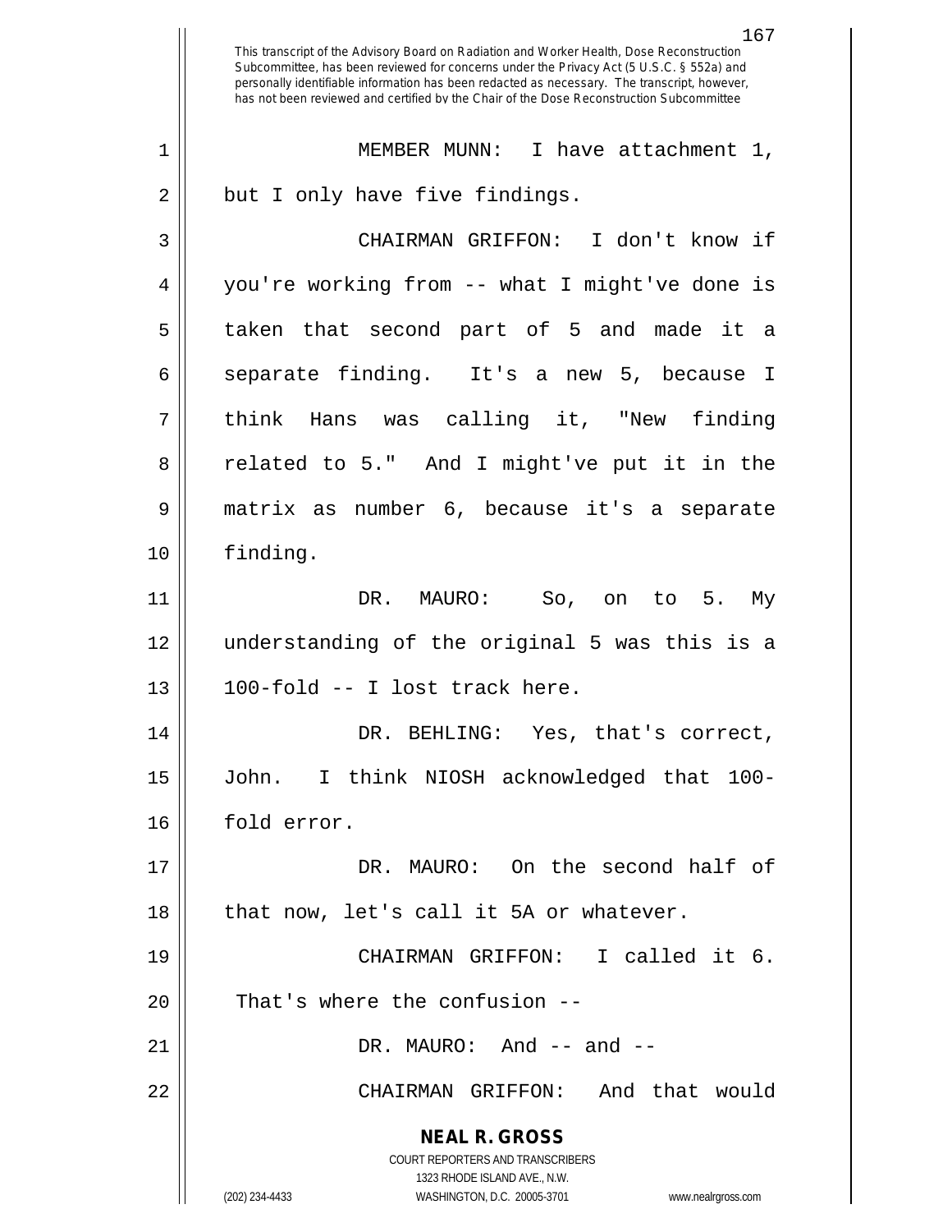This transcript of the Advisory Board on Radiation and Worker Health, Dose Reconstruction Subcommittee, has been reviewed for concerns under the Privacy Act (5 U.S.C. § 552a) and personally identifiable information has been redacted as necessary. The transcript, however, has not been reviewed and certified by the Chair of the Dose Reconstruction Subcommittee

MEMBER MUNN: I have attachment 1, but I only have five findings.

CHAIRMAN GRIFFON: I don't know if you're working from -- what I might've done is taken that second part of 5 and made it a separate finding. It's a new 5, because I think Hans was calling it, "New finding related to 5." And I might've put it in the matrix as number 6, because it's a separate finding.

DR. MAURO: So, on to 5. My understanding of the original 5 was this is a 100-fold -- I lost track here.

DR. BEHLING: Yes, that's correct, John. I think NIOSH acknowledged that 100-fold error.

DR. MAURO: On the second half of that now, let's call it 5A or whatever.

CHAIRMAN GRIFFON: I called it 6. That's where the confusion --

DR. MAURO: And -- and --

CHAIRMAN GRIFFON: And that would

**NEAL R. GROSS**
COURT REPORTERS AND TRANSCRIBERS
1323 RHODE ISLAND AVE., N.W.
(202) 234-4433 WASHINGTON, D.C. 20005-3701 www.nealrgross.com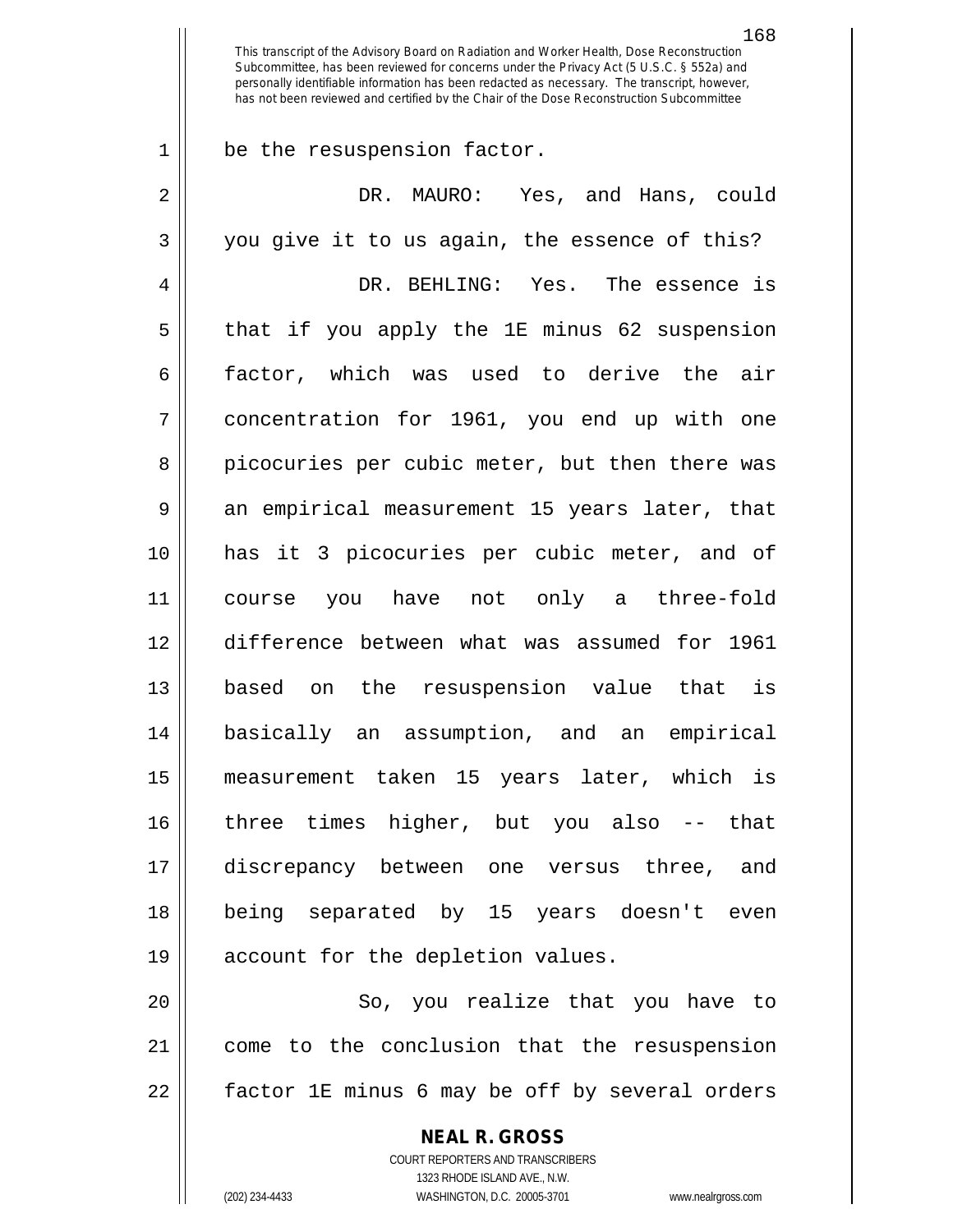be the resuspension factor.

DR. MAURO: Yes, and Hans, could you give it to us again, the essence of this?

DR. BEHLING: Yes. The essence is that if you apply the 1E minus 62 suspension factor, which was used to derive the air concentration for 1961, you end up with one picocuries per cubic meter, but then there was an empirical measurement 15 years later, that has it 3 picocuries per cubic meter, and of course you have not only a three-fold difference between what was assumed for 1961 based on the resuspension value that is basically an assumption, and an empirical measurement taken 15 years later, which is three times higher, but you also -- that discrepancy between one versus three, and being separated by 15 years doesn't even account for the depletion values.

So, you realize that you have to come to the conclusion that the resuspension factor 1E minus 6 may be off by several orders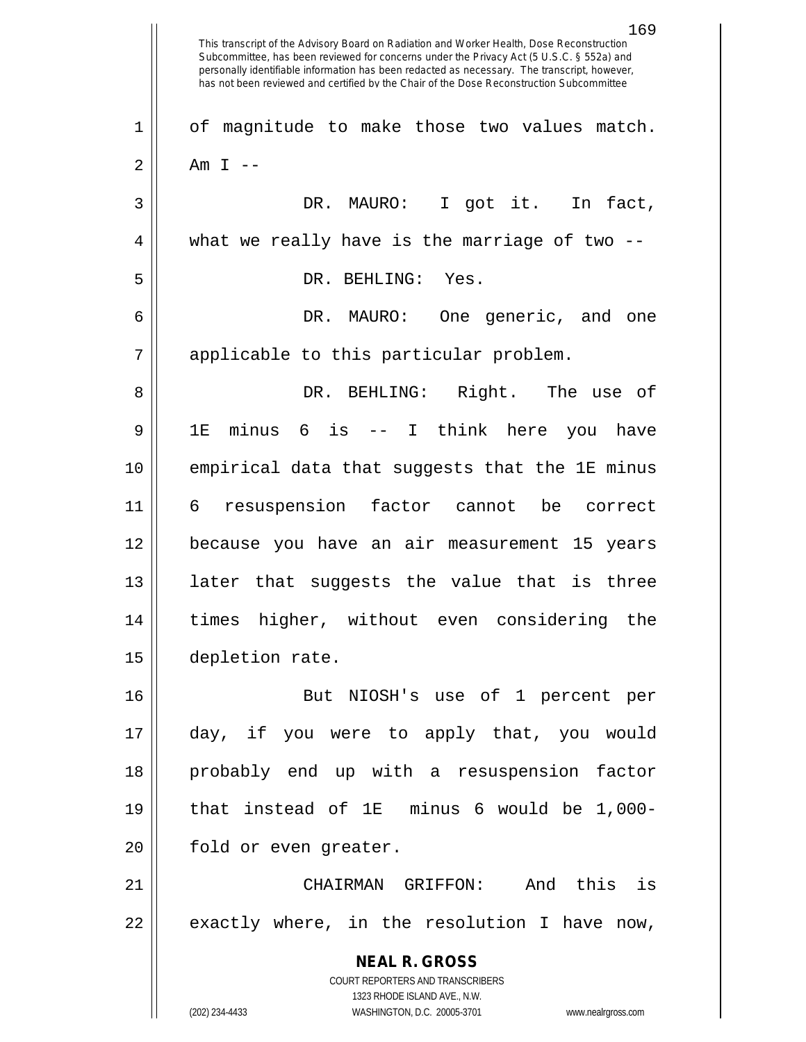This transcript of the Advisory Board on Radiation and Worker Health, Dose Reconstruction Subcommittee, has been reviewed for concerns under the Privacy Act (5 U.S.C. § 552a) and personally identifiable information has been redacted as necessary. The transcript, however, has not been reviewed and certified by the Chair of the Dose Reconstruction Subcommittee

1 of magnitude to make those two values match.
2 Am I --

3 DR. MAURO: I got it. In fact,
4 what we really have is the marriage of two --

5 DR. BEHLING: Yes.

6 DR. MAURO: One generic, and one
7 applicable to this particular problem.

8 DR. BEHLING: Right. The use of
9 1E minus 6 is -- I think here you have
10 empirical data that suggests that the 1E minus
11 6 resuspension factor cannot be correct
12 because you have an air measurement 15 years
13 later that suggests the value that is three
14 times higher, without even considering the
15 depletion rate.

16 But NIOSH's use of 1 percent per
17 day, if you were to apply that, you would
18 probably end up with a resuspension factor
19 that instead of 1E minus 6 would be 1,000-
20 fold or even greater.

21 CHAIRMAN GRIFFON: And this is
22 exactly where, in the resolution I have now,

**NEAL R. GROSS**
COURT REPORTERS AND TRANSCRIBERS
1323 RHODE ISLAND AVE., N.W.
(202) 234-4433 WASHINGTON, D.C. 20005-3701 www.nealrgross.com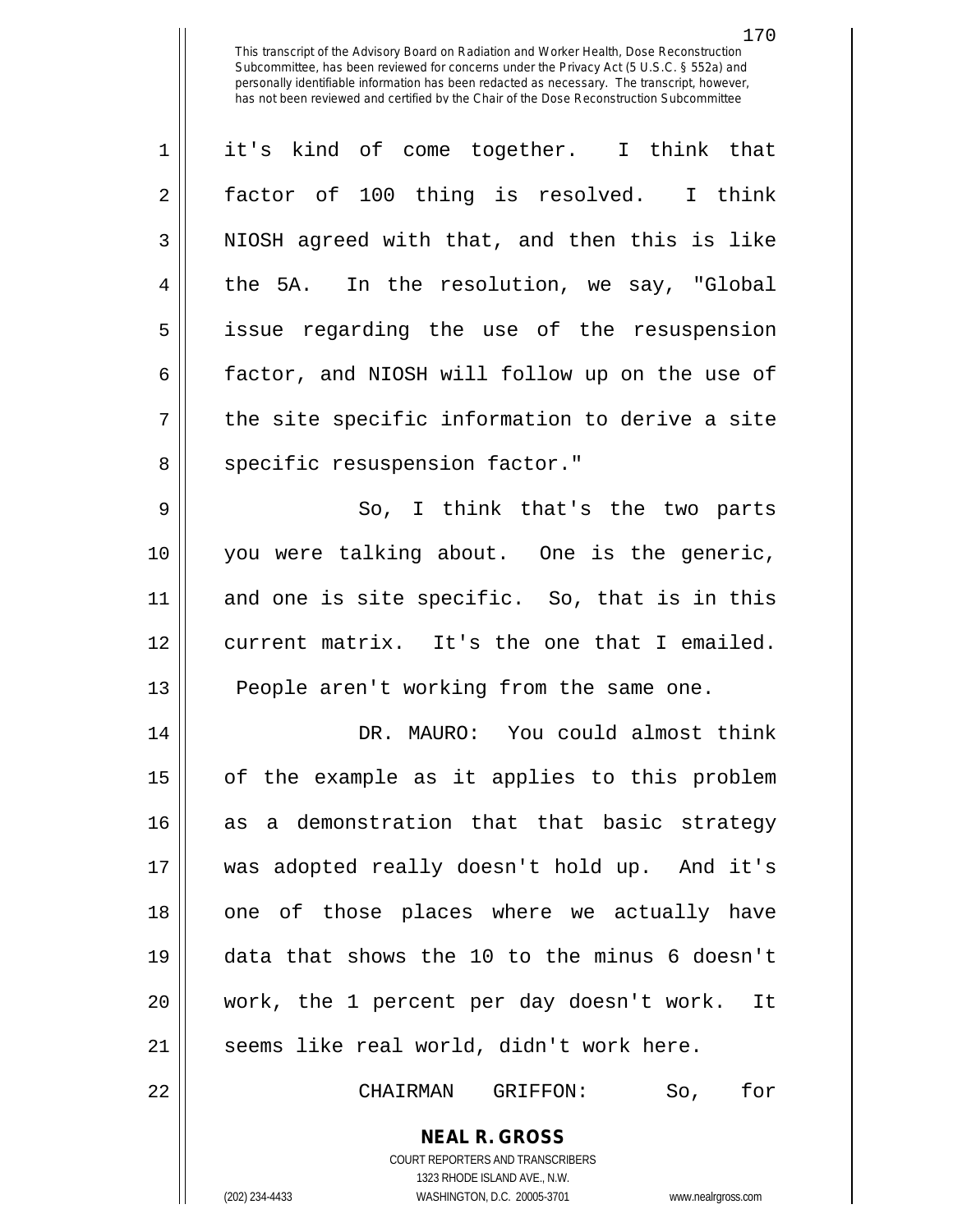This transcript of the Advisory Board on Radiation and Worker Health, Dose Reconstruction Subcommittee, has been reviewed for concerns under the Privacy Act (5 U.S.C. § 552a) and personally identifiable information has been redacted as necessary. The transcript, however, has not been reviewed and certified by the Chair of the Dose Reconstruction Subcommittee

it's kind of come together. I think that factor of 100 thing is resolved. I think NIOSH agreed with that, and then this is like the 5A. In the resolution, we say, "Global issue regarding the use of the resuspension factor, and NIOSH will follow up on the use of the site specific information to derive a site specific resuspension factor."

So, I think that's the two parts you were talking about. One is the generic, and one is site specific. So, that is in this current matrix. It's the one that I emailed. People aren't working from the same one.

DR. MAURO: You could almost think of the example as it applies to this problem as a demonstration that that basic strategy was adopted really doesn't hold up. And it's one of those places where we actually have data that shows the 10 to the minus 6 doesn't work, the 1 percent per day doesn't work. It seems like real world, didn't work here.

CHAIRMAN GRIFFON: So, for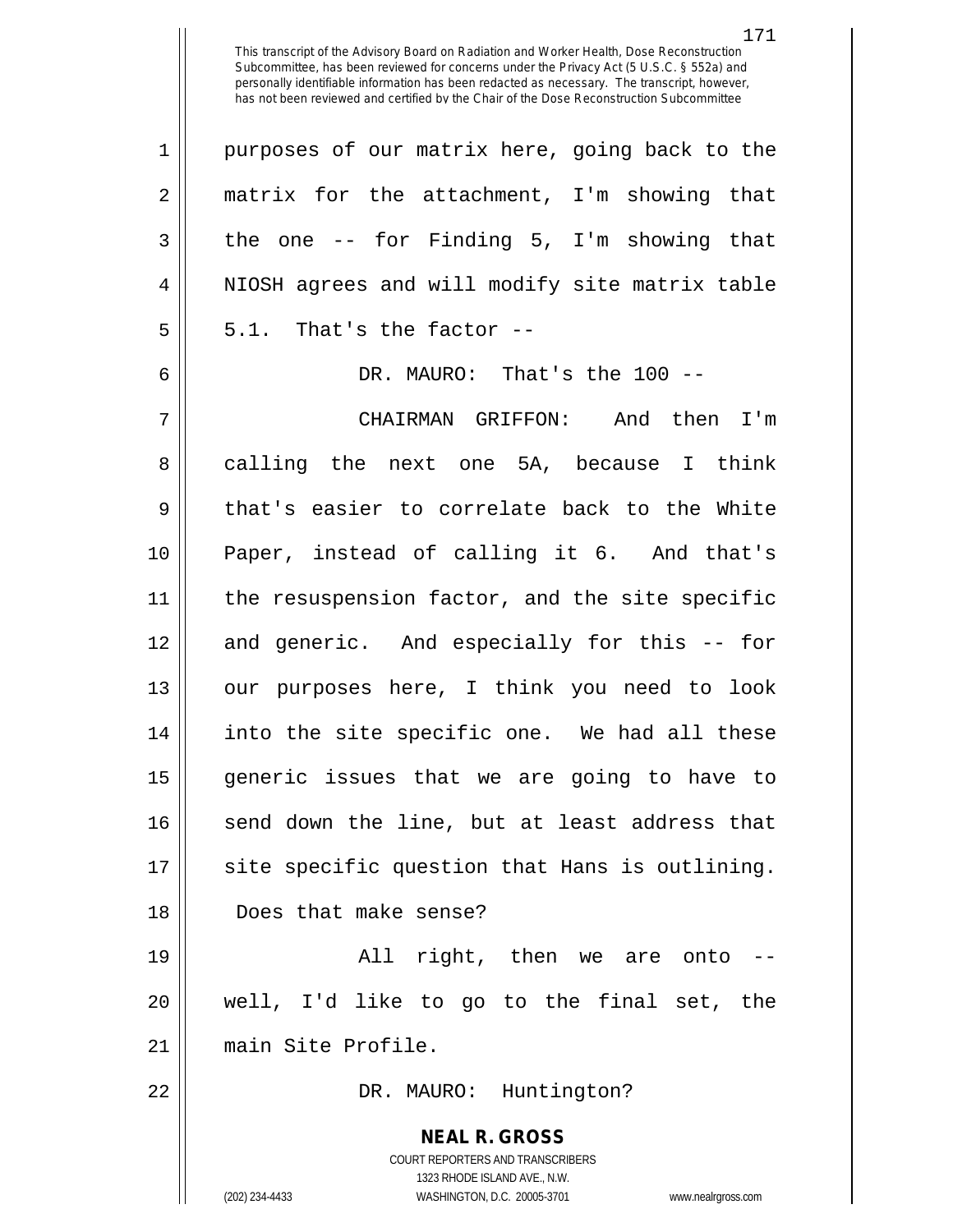purposes of our matrix here, going back to the matrix for the attachment, I'm showing that the one -- for Finding 5, I'm showing that NIOSH agrees and will modify site matrix table 5.1. That's the factor --

DR. MAURO: That's the 100 --

CHAIRMAN GRIFFON: And then I'm calling the next one 5A, because I think that's easier to correlate back to the White Paper, instead of calling it 6. And that's the resuspension factor, and the site specific and generic. And especially for this -- for our purposes here, I think you need to look into the site specific one. We had all these generic issues that we are going to have to send down the line, but at least address that site specific question that Hans is outlining. Does that make sense?

All right, then we are onto -- well, I'd like to go to the final set, the main Site Profile.

DR. MAURO: Huntington?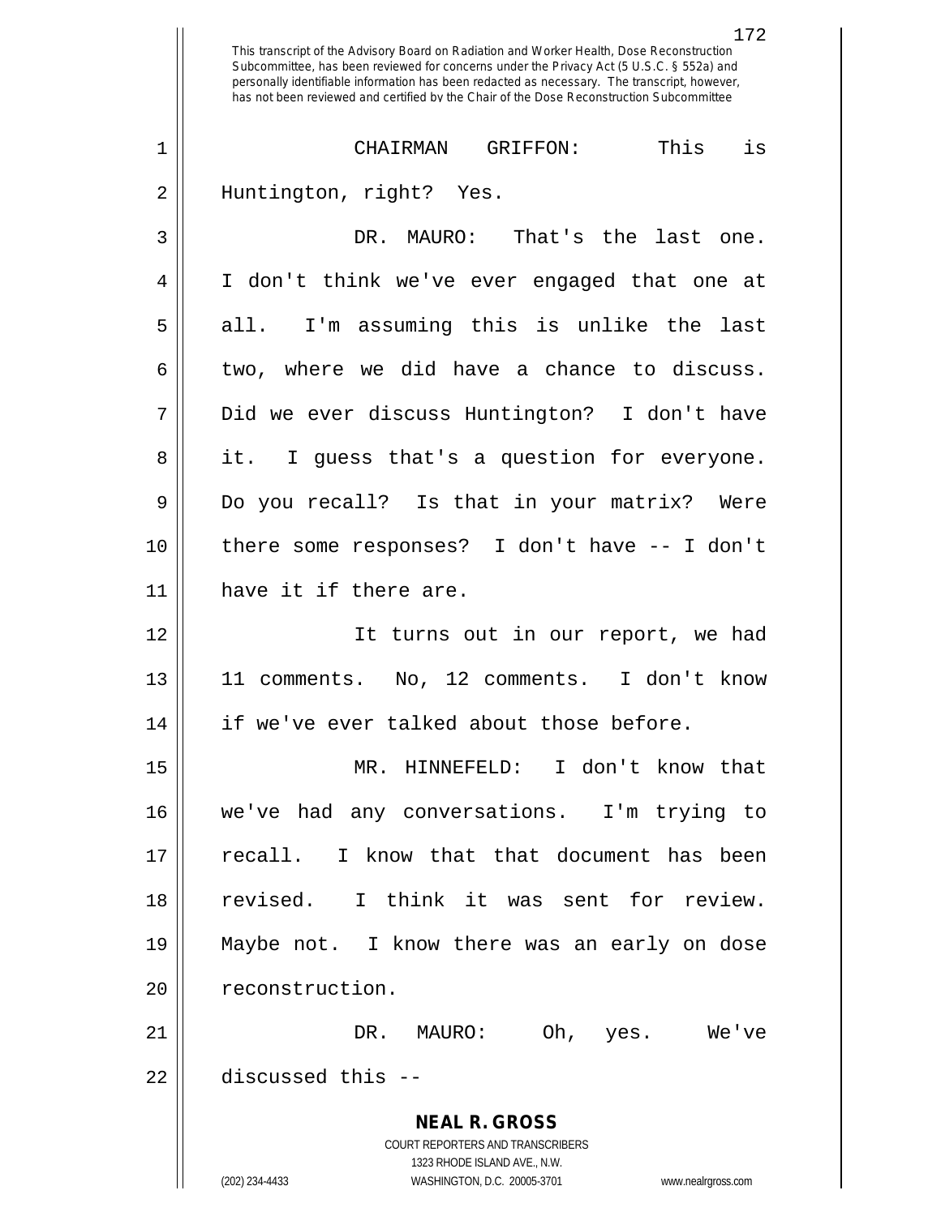CHAIRMAN GRIFFON: This is Huntington, right? Yes.

DR. MAURO: That's the last one. I don't think we've ever engaged that one at all. I'm assuming this is unlike the last two, where we did have a chance to discuss. Did we ever discuss Huntington? I don't have it. I guess that's a question for everyone. Do you recall? Is that in your matrix? Were there some responses? I don't have -- I don't have it if there are.

It turns out in our report, we had 11 comments. No, 12 comments. I don't know if we've ever talked about those before.

MR. HINNEFELD: I don't know that we've had any conversations. I'm trying to recall. I know that that document has been revised. I think it was sent for review. Maybe not. I know there was an early on dose reconstruction.

DR. MAURO: Oh, yes. We've discussed this --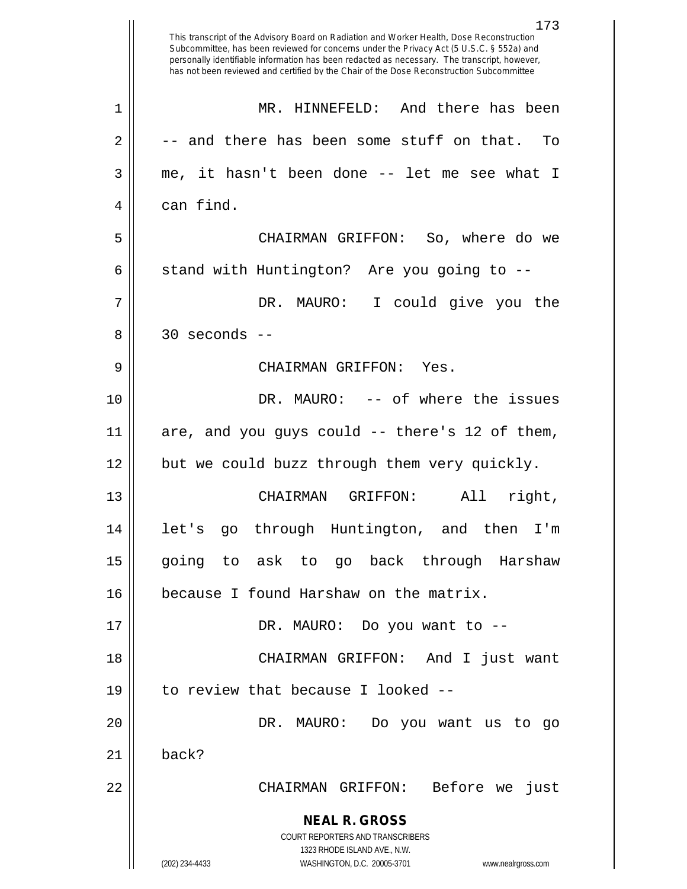This transcript of the Advisory Board on Radiation and Worker Health, Dose Reconstruction Subcommittee, has been reviewed for concerns under the Privacy Act (5 U.S.C. § 552a) and personally identifiable information has been redacted as necessary. The transcript, however, has not been reviewed and certified by the Chair of the Dose Reconstruction Subcommittee

1 MR. HINNEFELD: And there has been
2 -- and there has been some stuff on that. To
3 me, it hasn't been done -- let me see what I
4 can find.
5 CHAIRMAN GRIFFON: So, where do we
6 stand with Huntington? Are you going to --
7 DR. MAURO: I could give you the
8 30 seconds --
9 CHAIRMAN GRIFFON: Yes.
10 DR. MAURO: -- of where the issues
11 are, and you guys could -- there's 12 of them,
12 but we could buzz through them very quickly.
13 CHAIRMAN GRIFFON: All right,
14 let's go through Huntington, and then I'm
15 going to ask to go back through Harshaw
16 because I found Harshaw on the matrix.
17 DR. MAURO: Do you want to --
18 CHAIRMAN GRIFFON: And I just want
19 to review that because I looked --
20 DR. MAURO: Do you want us to go
21 back?
22 CHAIRMAN GRIFFON: Before we just

**NEAL R. GROSS**
COURT REPORTERS AND TRANSCRIBERS
1323 RHODE ISLAND AVE., N.W.
(202) 234-4433 WASHINGTON, D.C. 20005-3701 www.nealrgross.com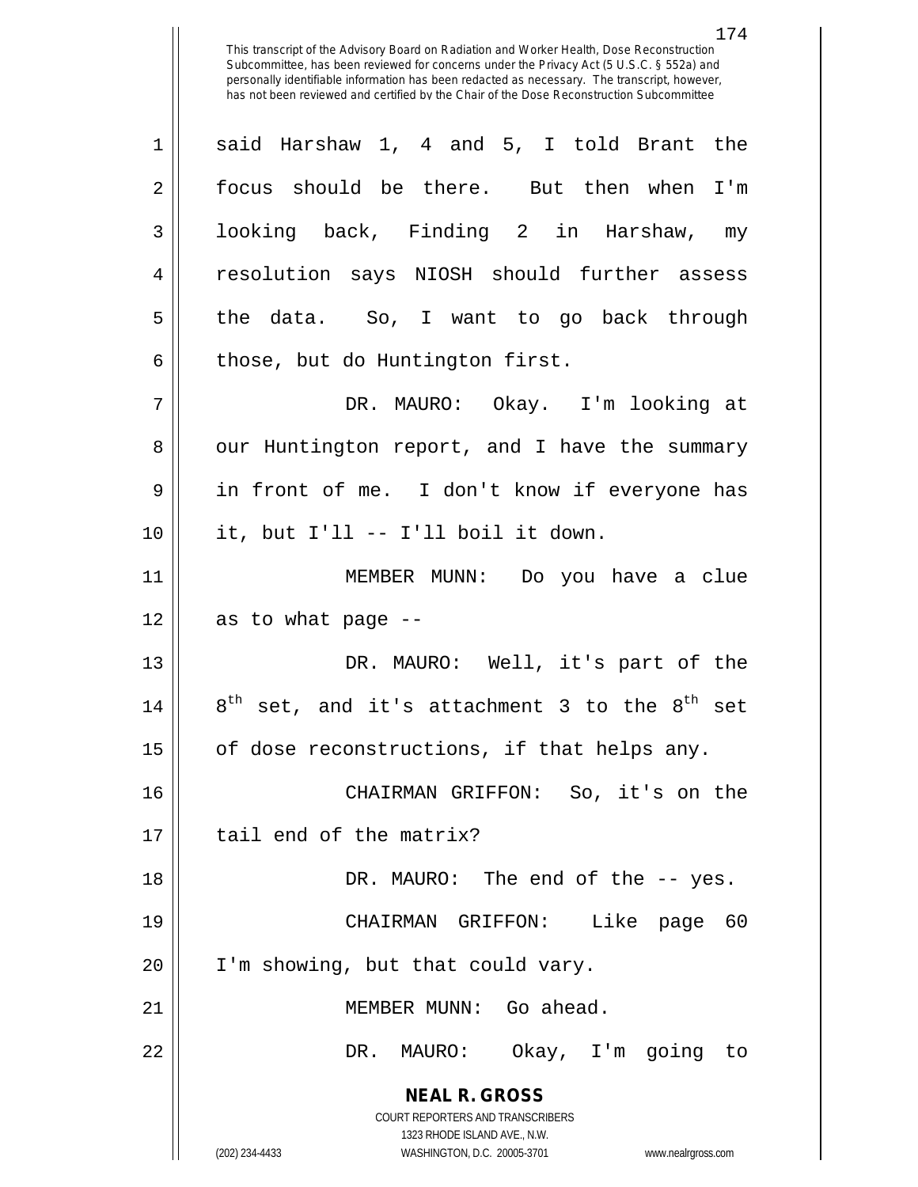This transcript of the Advisory Board on Radiation and Worker Health, Dose Reconstruction Subcommittee, has been reviewed for concerns under the Privacy Act (5 U.S.C. § 552a) and personally identifiable information has been redacted as necessary. The transcript, however, has not been reviewed and certified by the Chair of the Dose Reconstruction Subcommittee

said Harshaw 1, 4 and 5, I told Brant the focus should be there. But then when I'm looking back, Finding 2 in Harshaw, my resolution says NIOSH should further assess the data. So, I want to go back through those, but do Huntington first.

DR. MAURO: Okay. I'm looking at our Huntington report, and I have the summary in front of me. I don't know if everyone has it, but I'll -- I'll boil it down.

MEMBER MUNN: Do you have a clue as to what page --

DR. MAURO: Well, it's part of the 8th set, and it's attachment 3 to the 8th set of dose reconstructions, if that helps any.

CHAIRMAN GRIFFON: So, it's on the tail end of the matrix?

DR. MAURO: The end of the -- yes.

CHAIRMAN GRIFFON: Like page 60 I'm showing, but that could vary.

MEMBER MUNN: Go ahead.

DR. MAURO: Okay, I'm going to

**NEAL R. GROSS**
COURT REPORTERS AND TRANSCRIBERS
1323 RHODE ISLAND AVE., N.W.
(202) 234-4433 WASHINGTON, D.C. 20005-3701 www.nealrgross.com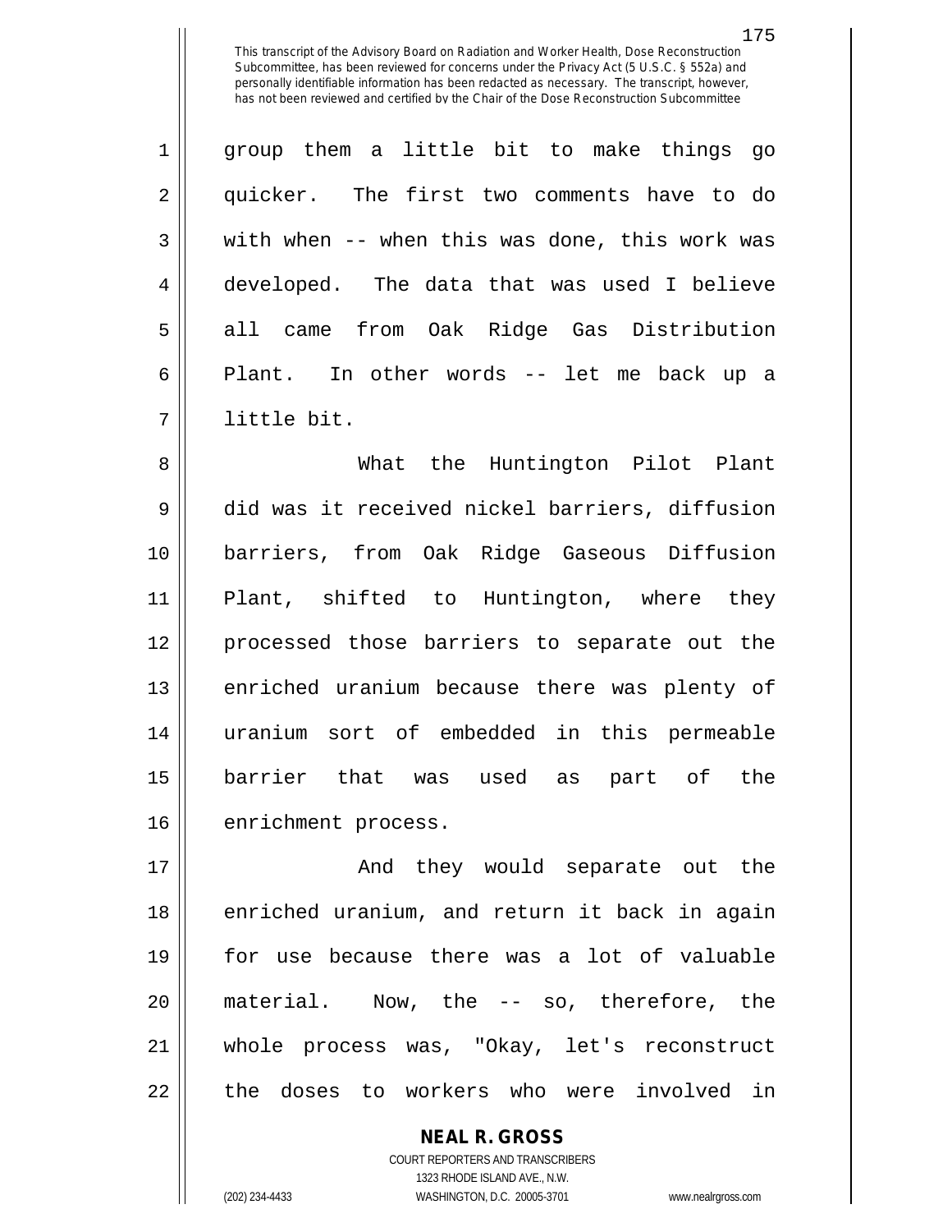group them a little bit to make things go quicker. The first two comments have to do with when -- when this was done, this work was developed. The data that was used I believe all came from Oak Ridge Gas Distribution Plant. In other words -- let me back up a little bit.

What the Huntington Pilot Plant did was it received nickel barriers, diffusion barriers, from Oak Ridge Gaseous Diffusion Plant, shifted to Huntington, where they processed those barriers to separate out the enriched uranium because there was plenty of uranium sort of embedded in this permeable barrier that was used as part of the enrichment process.

And they would separate out the enriched uranium, and return it back in again for use because there was a lot of valuable material. Now, the -- so, therefore, the whole process was, "Okay, let's reconstruct the doses to workers who were involved in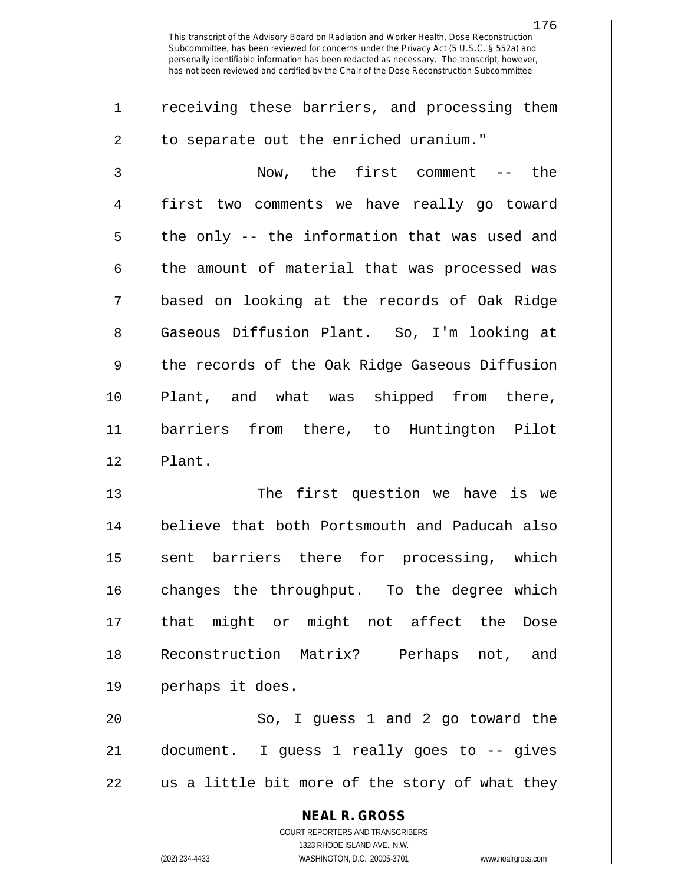receiving these barriers, and processing them to separate out the enriched uranium."

Now, the first comment -- the first two comments we have really go toward the only -- the information that was used and the amount of material that was processed was based on looking at the records of Oak Ridge Gaseous Diffusion Plant. So, I'm looking at the records of the Oak Ridge Gaseous Diffusion Plant, and what was shipped from there, barriers from there, to Huntington Pilot Plant.

The first question we have is we believe that both Portsmouth and Paducah also sent barriers there for processing, which changes the throughput. To the degree which that might or might not affect the Dose Reconstruction Matrix? Perhaps not, and perhaps it does.

So, I guess 1 and 2 go toward the document. I guess 1 really goes to -- gives us a little bit more of the story of what they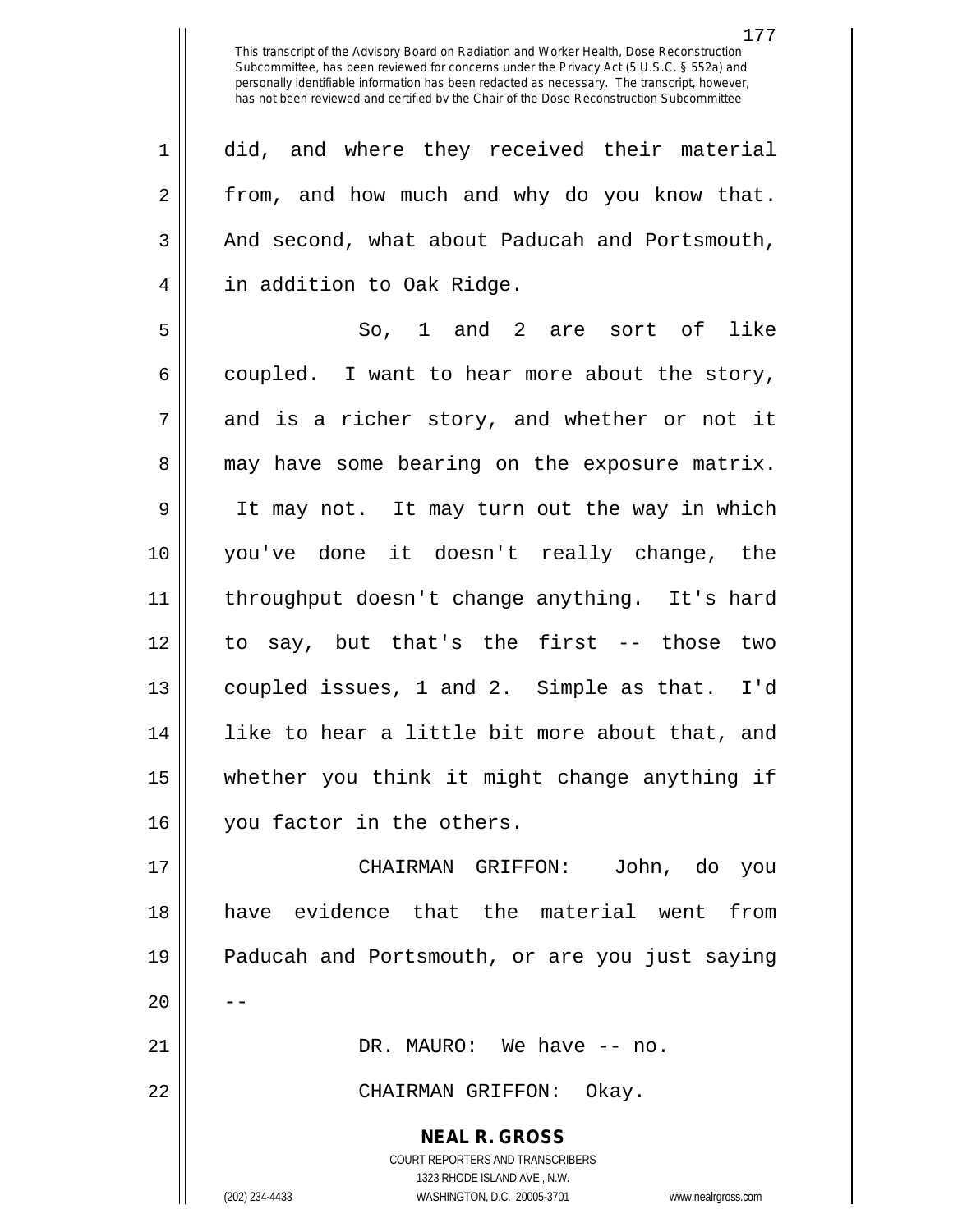did, and where they received their material from, and how much and why do you know that. And second, what about Paducah and Portsmouth, in addition to Oak Ridge.

So, 1 and 2 are sort of like coupled. I want to hear more about the story, and is a richer story, and whether or not it may have some bearing on the exposure matrix. It may not. It may turn out the way in which you've done it doesn't really change, the throughput doesn't change anything. It's hard to say, but that's the first -- those two coupled issues, 1 and 2. Simple as that. I'd like to hear a little bit more about that, and whether you think it might change anything if you factor in the others.

CHAIRMAN GRIFFON: John, do you have evidence that the material went from Paducah and Portsmouth, or are you just saying --

DR. MAURO: We have -- no.

CHAIRMAN GRIFFON: Okay.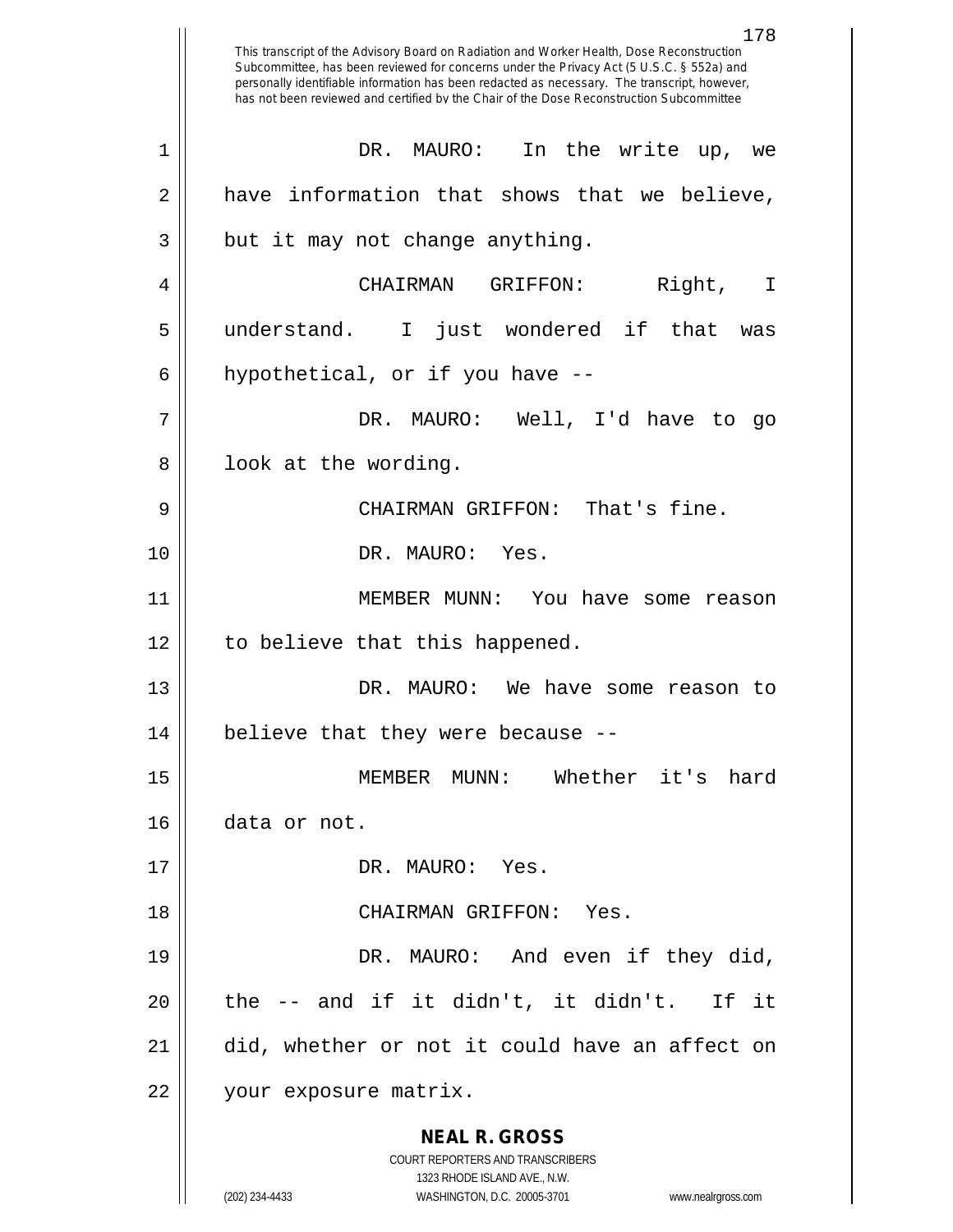This transcript of the Advisory Board on Radiation and Worker Health, Dose Reconstruction Subcommittee, has been reviewed for concerns under the Privacy Act (5 U.S.C. § 552a) and personally identifiable information has been redacted as necessary. The transcript, however, has not been reviewed and certified by the Chair of the Dose Reconstruction Subcommittee

DR. MAURO: In the write up, we have information that shows that we believe, but it may not change anything.

CHAIRMAN GRIFFON: Right, I understand. I just wondered if that was hypothetical, or if you have --

DR. MAURO: Well, I'd have to go look at the wording.

CHAIRMAN GRIFFON: That's fine.

DR. MAURO: Yes.

MEMBER MUNN: You have some reason to believe that this happened.

DR. MAURO: We have some reason to believe that they were because --

MEMBER MUNN: Whether it's hard data or not.

DR. MAURO: Yes.

CHAIRMAN GRIFFON: Yes.

DR. MAURO: And even if they did, the -- and if it didn't, it didn't. If it did, whether or not it could have an affect on your exposure matrix.

**NEAL R. GROSS**
COURT REPORTERS AND TRANSCRIBERS
1323 RHODE ISLAND AVE., N.W.
(202) 234-4433 WASHINGTON, D.C. 20005-3701 www.nealrgross.com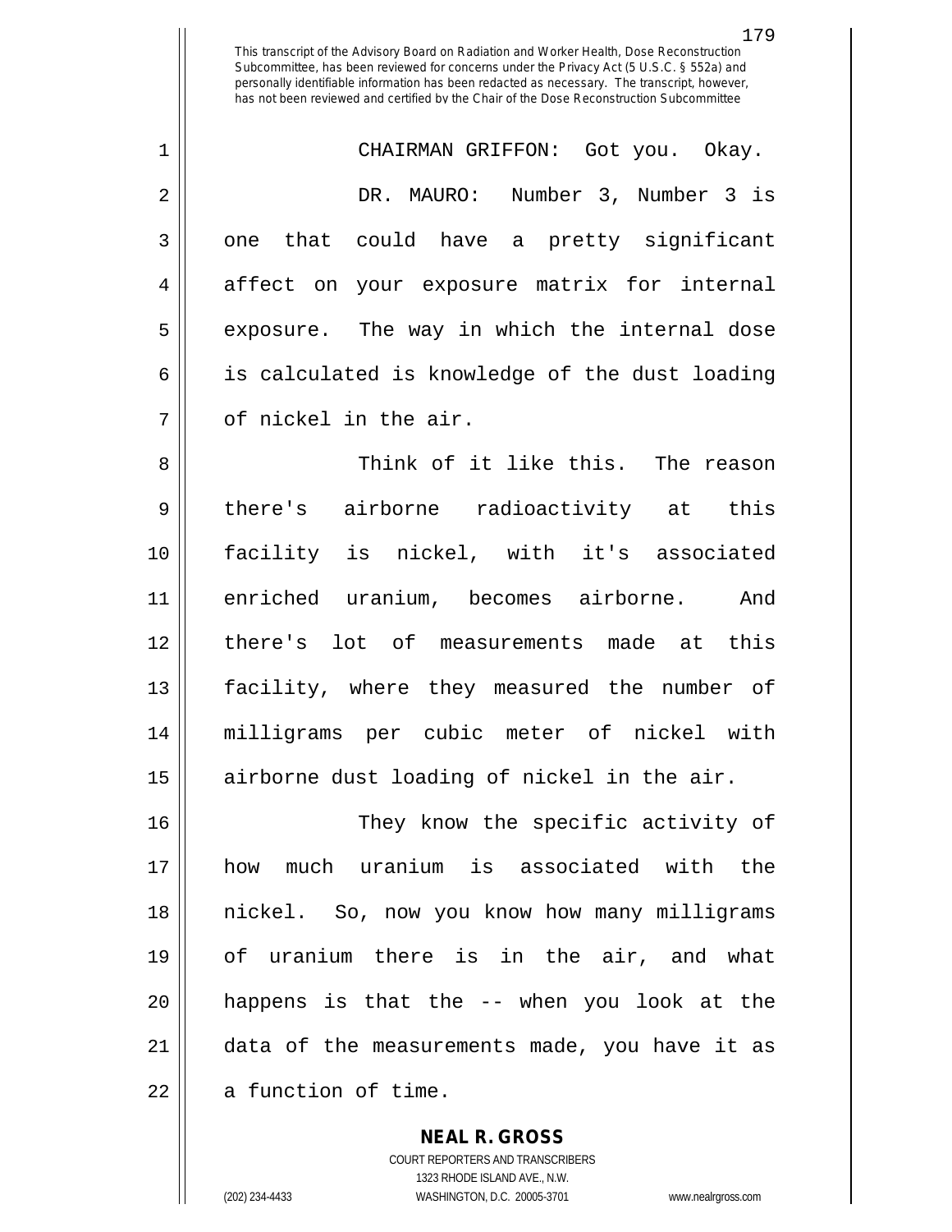CHAIRMAN GRIFFON: Got you. Okay.

DR. MAURO: Number 3, Number 3 is one that could have a pretty significant affect on your exposure matrix for internal exposure. The way in which the internal dose is calculated is knowledge of the dust loading of nickel in the air.

Think of it like this. The reason there's airborne radioactivity at this facility is nickel, with it's associated enriched uranium, becomes airborne. And there's lot of measurements made at this facility, where they measured the number of milligrams per cubic meter of nickel with airborne dust loading of nickel in the air.

They know the specific activity of how much uranium is associated with the nickel. So, now you know how many milligrams of uranium there is in the air, and what happens is that the -- when you look at the data of the measurements made, you have it as a function of time.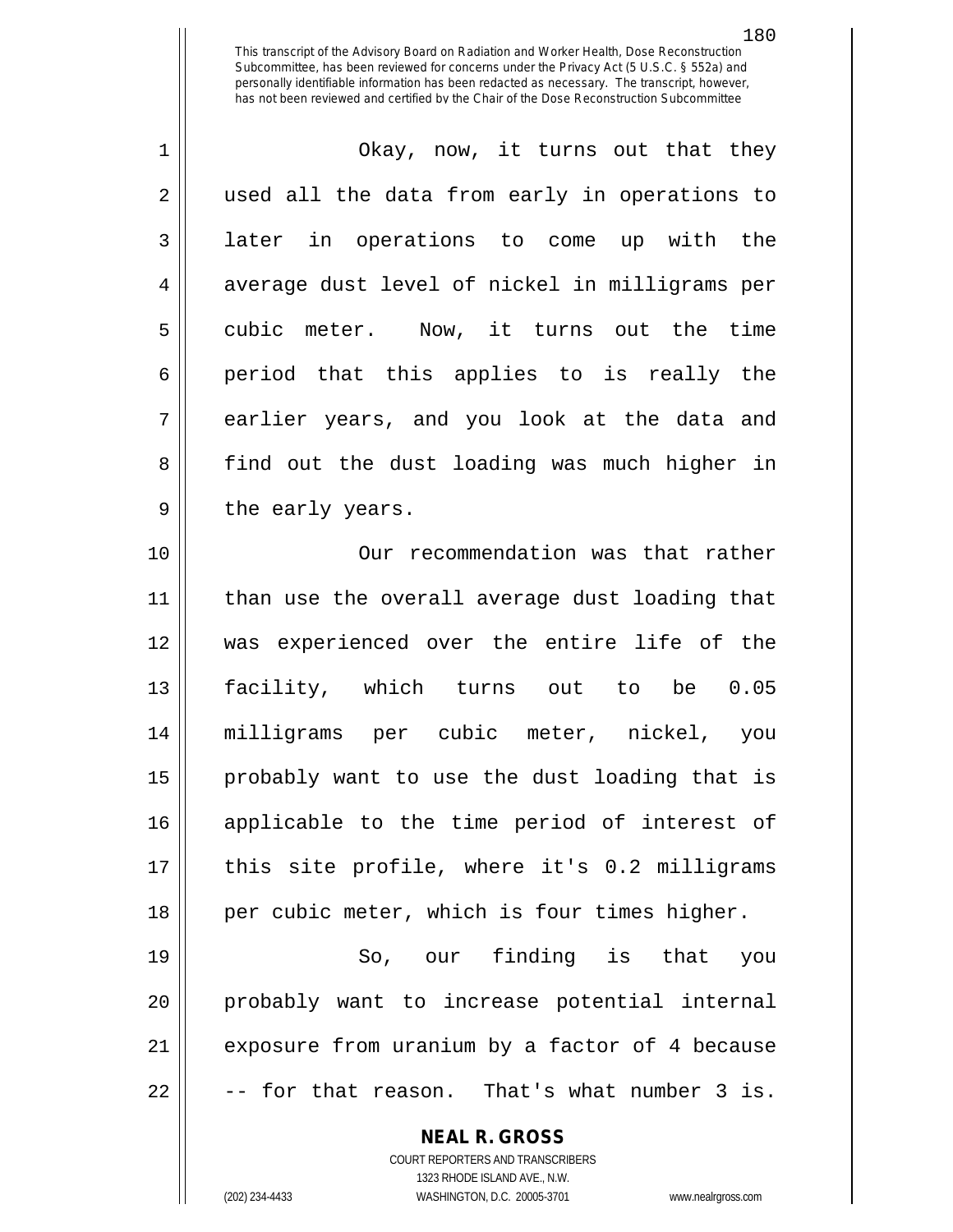This transcript of the Advisory Board on Radiation and Worker Health, Dose Reconstruction Subcommittee, has been reviewed for concerns under the Privacy Act (5 U.S.C. § 552a) and personally identifiable information has been redacted as necessary. The transcript, however, has not been reviewed and certified by the Chair of the Dose Reconstruction Subcommittee

Okay, now, it turns out that they used all the data from early in operations to later in operations to come up with the average dust level of nickel in milligrams per cubic meter. Now, it turns out the time period that this applies to is really the earlier years, and you look at the data and find out the dust loading was much higher in the early years.

Our recommendation was that rather than use the overall average dust loading that was experienced over the entire life of the facility, which turns out to be 0.05 milligrams per cubic meter, nickel, you probably want to use the dust loading that is applicable to the time period of interest of this site profile, where it's 0.2 milligrams per cubic meter, which is four times higher.

So, our finding is that you probably want to increase potential internal exposure from uranium by a factor of 4 because -- for that reason. That's what number 3 is.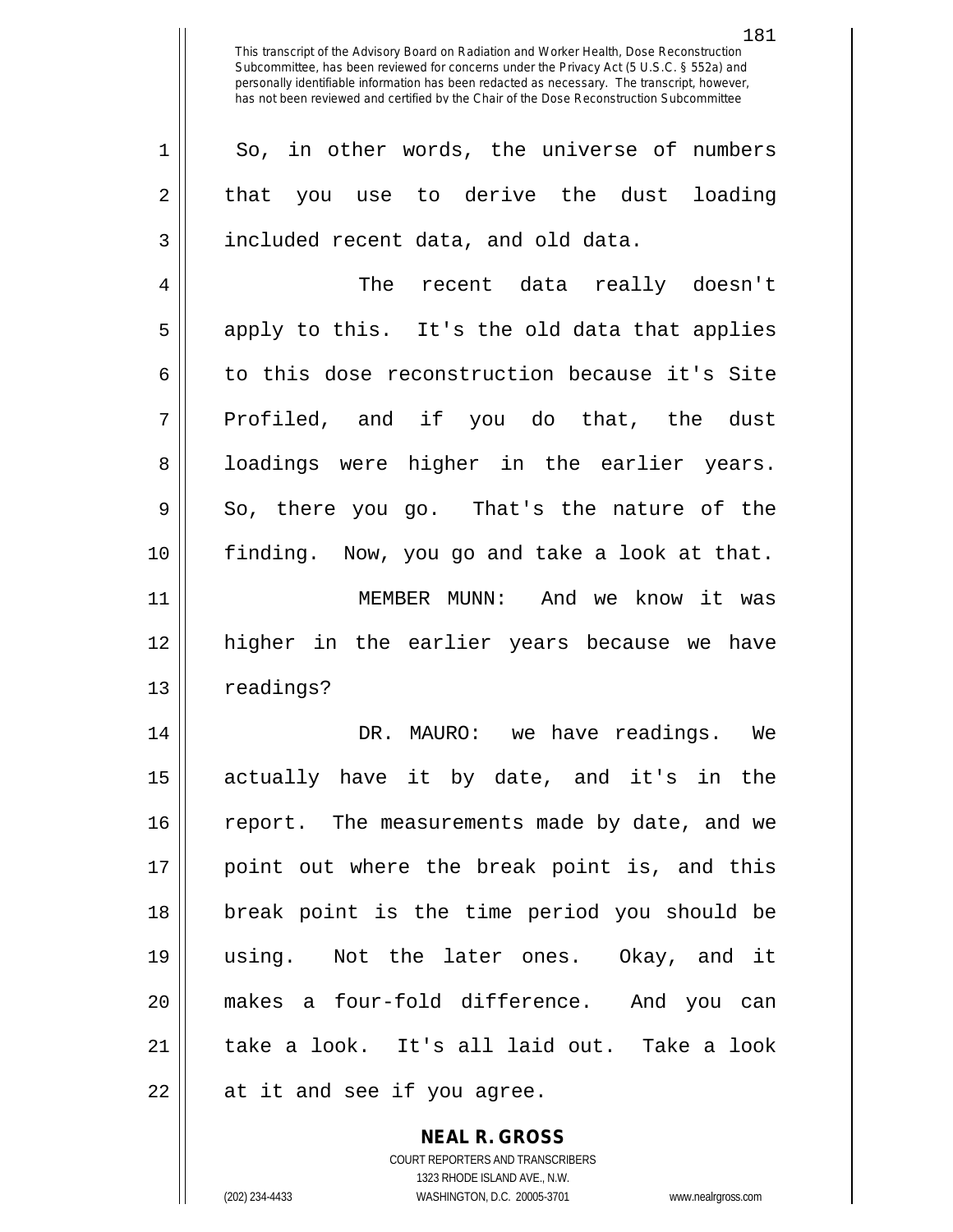So, in other words, the universe of numbers that you use to derive the dust loading included recent data, and old data.

The recent data really doesn't apply to this. It's the old data that applies to this dose reconstruction because it's Site Profiled, and if you do that, the dust loadings were higher in the earlier years. So, there you go. That's the nature of the finding. Now, you go and take a look at that.

MEMBER MUNN: And we know it was higher in the earlier years because we have readings?

DR. MAURO: we have readings. We actually have it by date, and it's in the report. The measurements made by date, and we point out where the break point is, and this break point is the time period you should be using. Not the later ones. Okay, and it makes a four-fold difference. And you can take a look. It's all laid out. Take a look at it and see if you agree.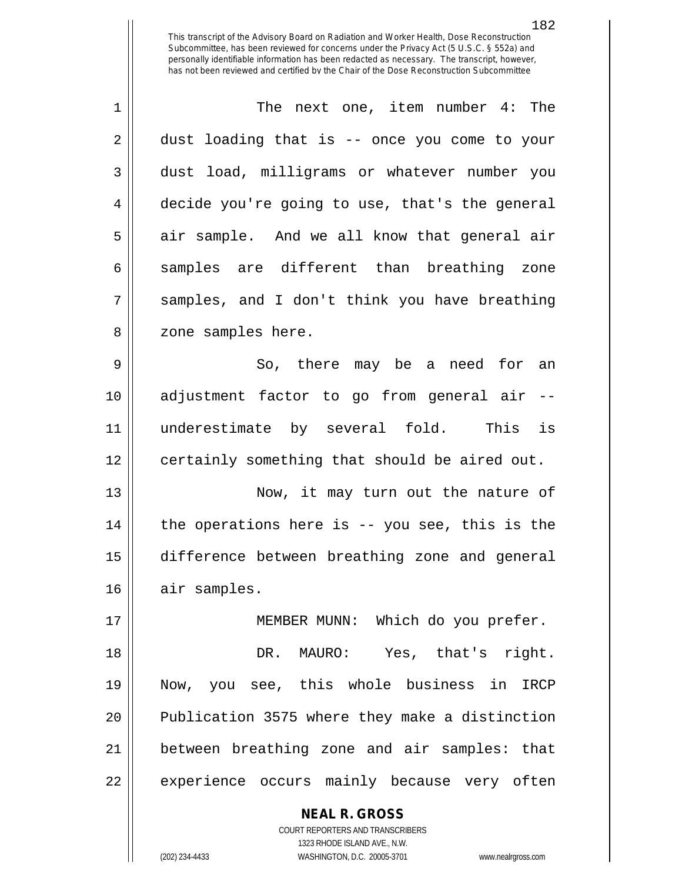The next one, item number 4: The dust loading that is -- once you come to your dust load, milligrams or whatever number you decide you're going to use, that's the general air sample. And we all know that general air samples are different than breathing zone samples, and I don't think you have breathing zone samples here.

So, there may be a need for an adjustment factor to go from general air -- underestimate by several fold. This is certainly something that should be aired out.

Now, it may turn out the nature of the operations here is -- you see, this is the difference between breathing zone and general air samples.

MEMBER MUNN: Which do you prefer.

DR. MAURO: Yes, that's right. Now, you see, this whole business in IRCP Publication 3575 where they make a distinction between breathing zone and air samples: that experience occurs mainly because very often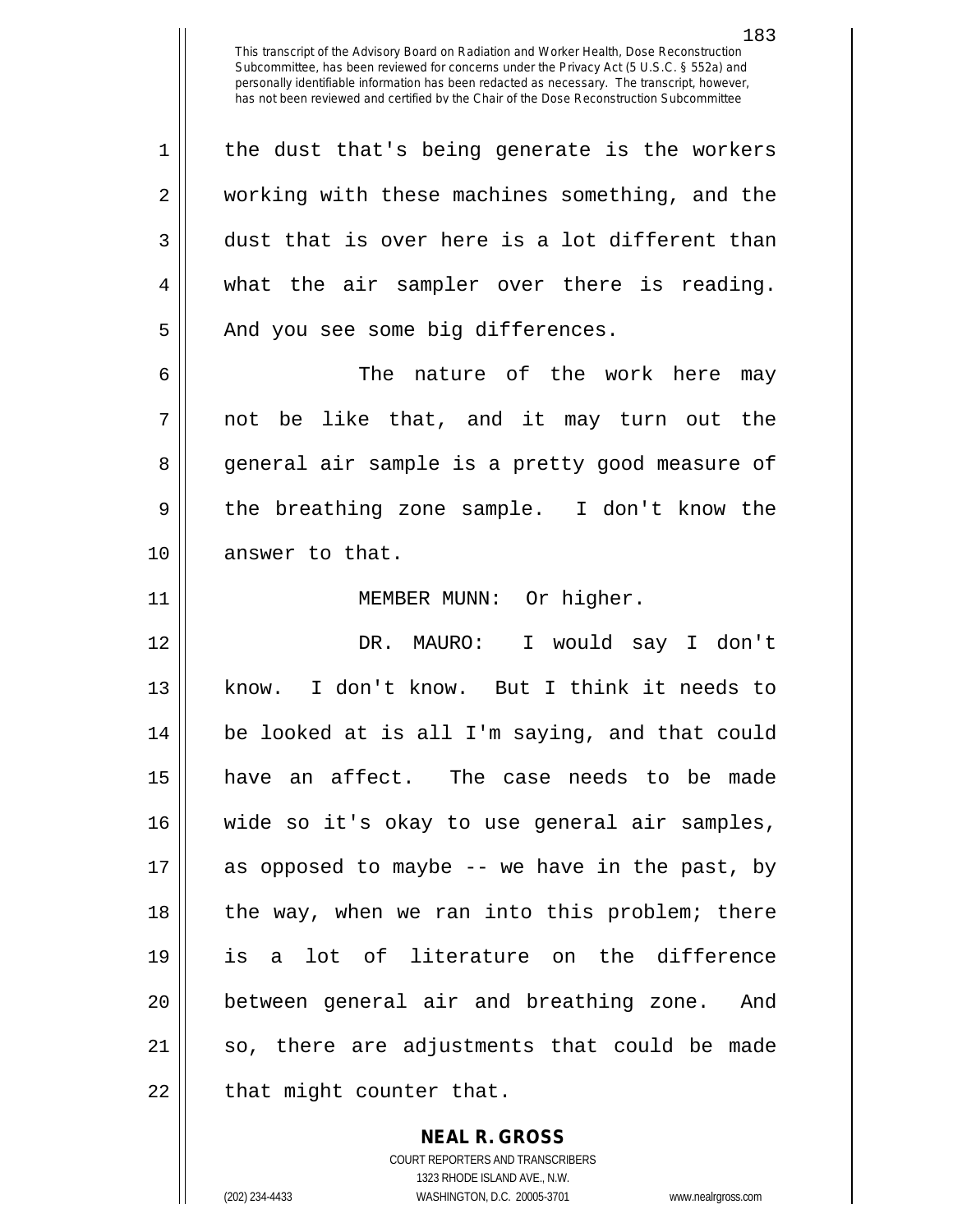the dust that's being generate is the workers working with these machines something, and the dust that is over here is a lot different than what the air sampler over there is reading. And you see some big differences.

The nature of the work here may not be like that, and it may turn out the general air sample is a pretty good measure of the breathing zone sample. I don't know the answer to that.

MEMBER MUNN: Or higher.

DR. MAURO: I would say I don't know. I don't know. But I think it needs to be looked at is all I'm saying, and that could have an affect. The case needs to be made wide so it's okay to use general air samples, as opposed to maybe -- we have in the past, by the way, when we ran into this problem; there is a lot of literature on the difference between general air and breathing zone. And so, there are adjustments that could be made that might counter that.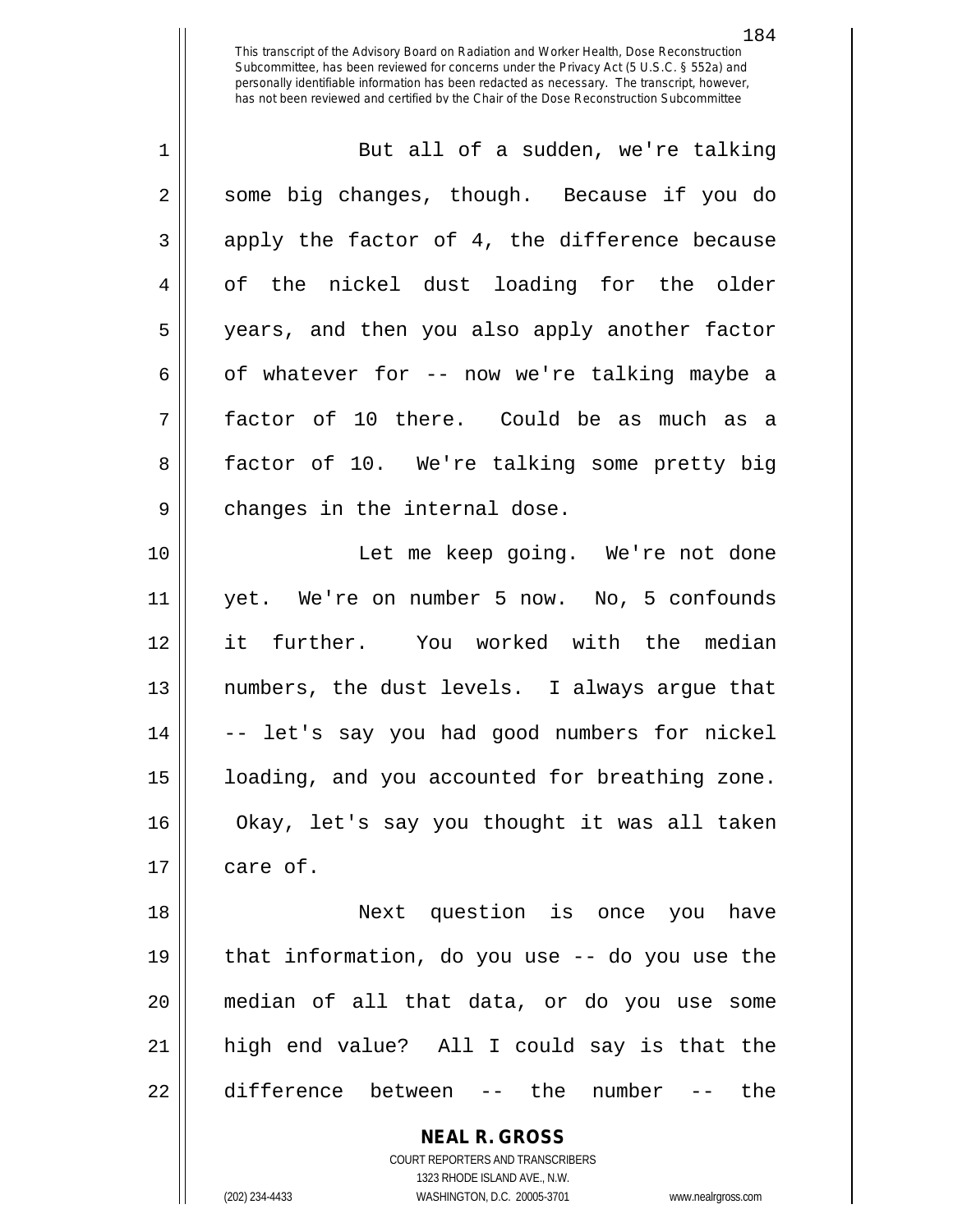This transcript of the Advisory Board on Radiation and Worker Health, Dose Reconstruction Subcommittee, has been reviewed for concerns under the Privacy Act (5 U.S.C. § 552a) and personally identifiable information has been redacted as necessary. The transcript, however, has not been reviewed and certified by the Chair of the Dose Reconstruction Subcommittee

But all of a sudden, we're talking some big changes, though. Because if you do apply the factor of 4, the difference because of the nickel dust loading for the older years, and then you also apply another factor of whatever for -- now we're talking maybe a factor of 10 there. Could be as much as a factor of 10. We're talking some pretty big changes in the internal dose.

Let me keep going. We're not done yet. We're on number 5 now. No, 5 confounds it further. You worked with the median numbers, the dust levels. I always argue that -- let's say you had good numbers for nickel loading, and you accounted for breathing zone. Okay, let's say you thought it was all taken care of.

Next question is once you have that information, do you use -- do you use the median of all that data, or do you use some high end value? All I could say is that the difference between -- the number -- the

**NEAL R. GROSS**
COURT REPORTERS AND TRANSCRIBERS
1323 RHODE ISLAND AVE., N.W.
(202) 234-4433 WASHINGTON, D.C. 20005-3701 www.nealrgross.com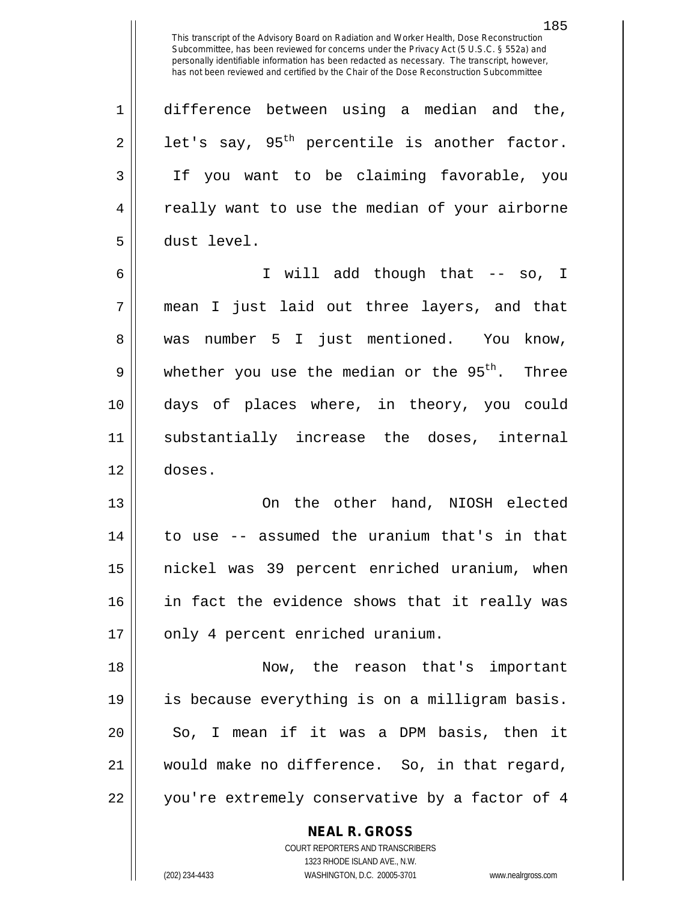difference between using a median and the, let's say, $95^{th}$ percentile is another factor. If you want to be claiming favorable, you really want to use the median of your airborne dust level.

I will add though that -- so, I mean I just laid out three layers, and that was number 5 I just mentioned. You know, whether you use the median or the $95^{th}$. Three days of places where, in theory, you could substantially increase the doses, internal doses.

On the other hand, NIOSH elected to use -- assumed the uranium that's in that nickel was 39 percent enriched uranium, when in fact the evidence shows that it really was only 4 percent enriched uranium.

Now, the reason that's important is because everything is on a milligram basis. So, I mean if it was a DPM basis, then it would make no difference. So, in that regard, you're extremely conservative by a factor of 4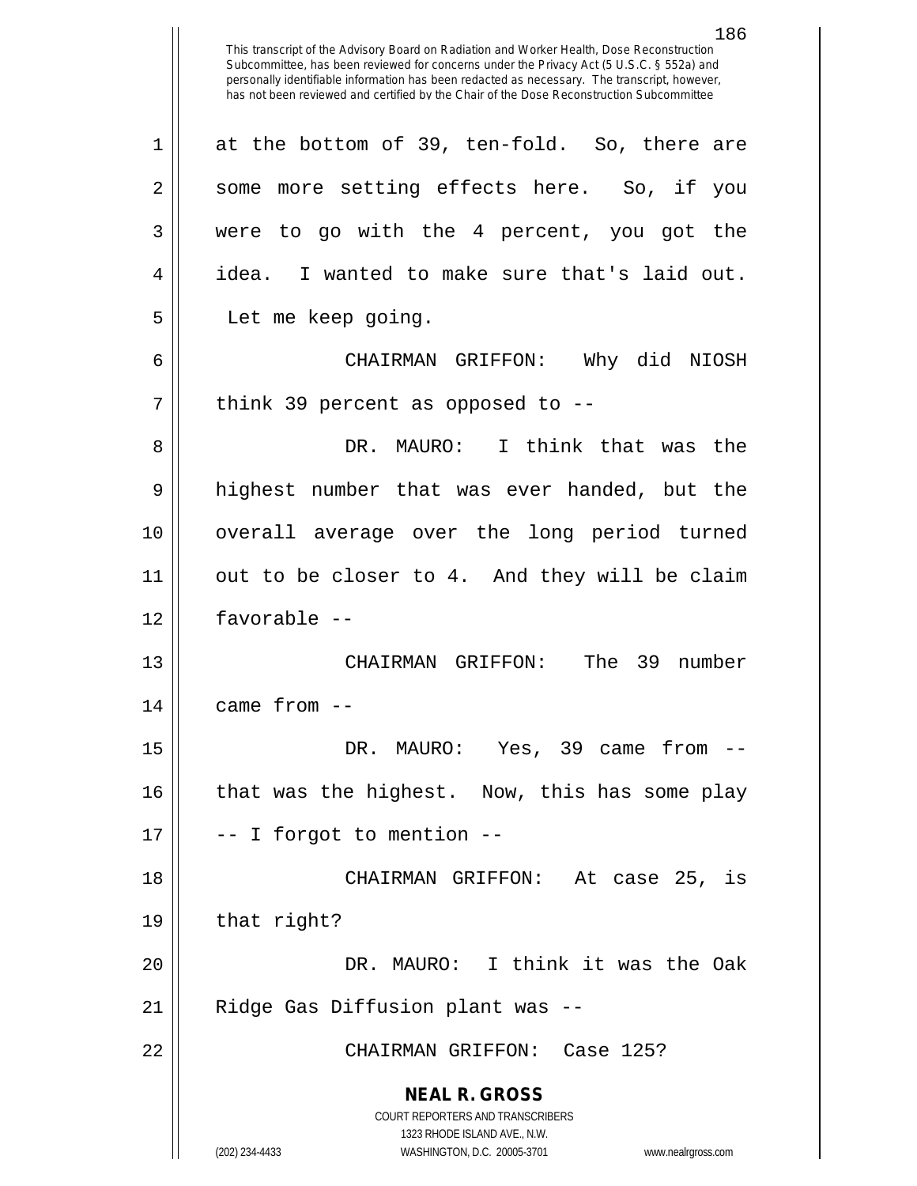This transcript of the Advisory Board on Radiation and Worker Health, Dose Reconstruction Subcommittee, has been reviewed for concerns under the Privacy Act (5 U.S.C. § 552a) and personally identifiable information has been redacted as necessary. The transcript, however, has not been reviewed and certified by the Chair of the Dose Reconstruction Subcommittee

at the bottom of 39, ten-fold. So, there are some more setting effects here. So, if you were to go with the 4 percent, you got the idea. I wanted to make sure that's laid out. Let me keep going.

CHAIRMAN GRIFFON: Why did NIOSH think 39 percent as opposed to --

DR. MAURO: I think that was the highest number that was ever handed, but the overall average over the long period turned out to be closer to 4. And they will be claim favorable --

CHAIRMAN GRIFFON: The 39 number came from --

DR. MAURO: Yes, 39 came from -- that was the highest. Now, this has some play -- I forgot to mention --

CHAIRMAN GRIFFON: At case 25, is that right?

DR. MAURO: I think it was the Oak Ridge Gas Diffusion plant was --

CHAIRMAN GRIFFON: Case 125?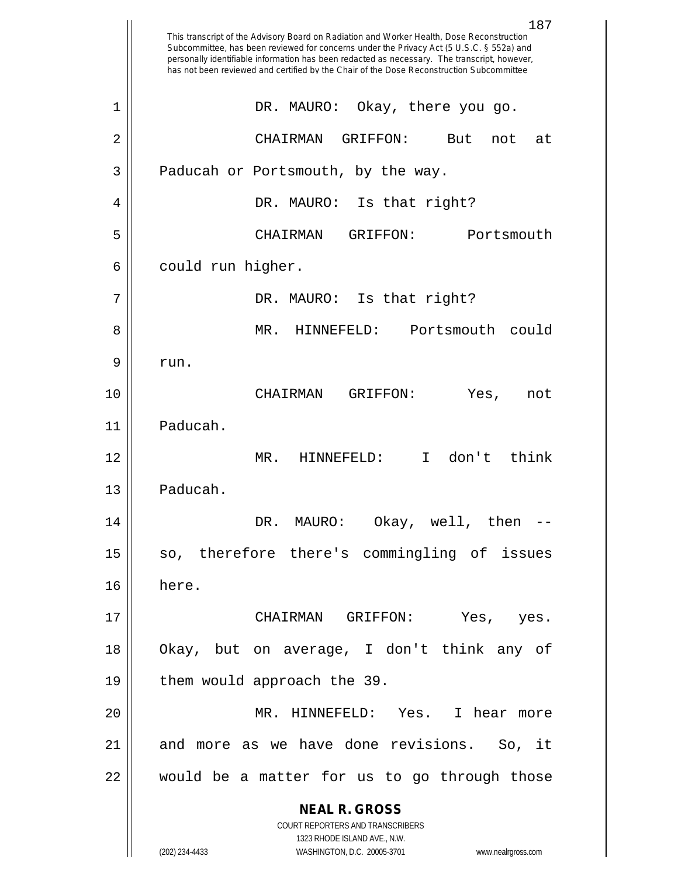DR. MAURO: Okay, there you go.

CHAIRMAN GRIFFON: But not at Paducah or Portsmouth, by the way.

DR. MAURO: Is that right?

CHAIRMAN GRIFFON: Portsmouth could run higher.

DR. MAURO: Is that right?

MR. HINNEFELD: Portsmouth could run.

CHAIRMAN GRIFFON: Yes, not Paducah.

MR. HINNEFELD: I don't think Paducah.

DR. MAURO: Okay, well, then -- so, therefore there's commingling of issues here.

CHAIRMAN GRIFFON: Yes, yes. Okay, but on average, I don't think any of them would approach the 39.

MR. HINNEFELD: Yes. I hear more and more as we have done revisions. So, it would be a matter for us to go through those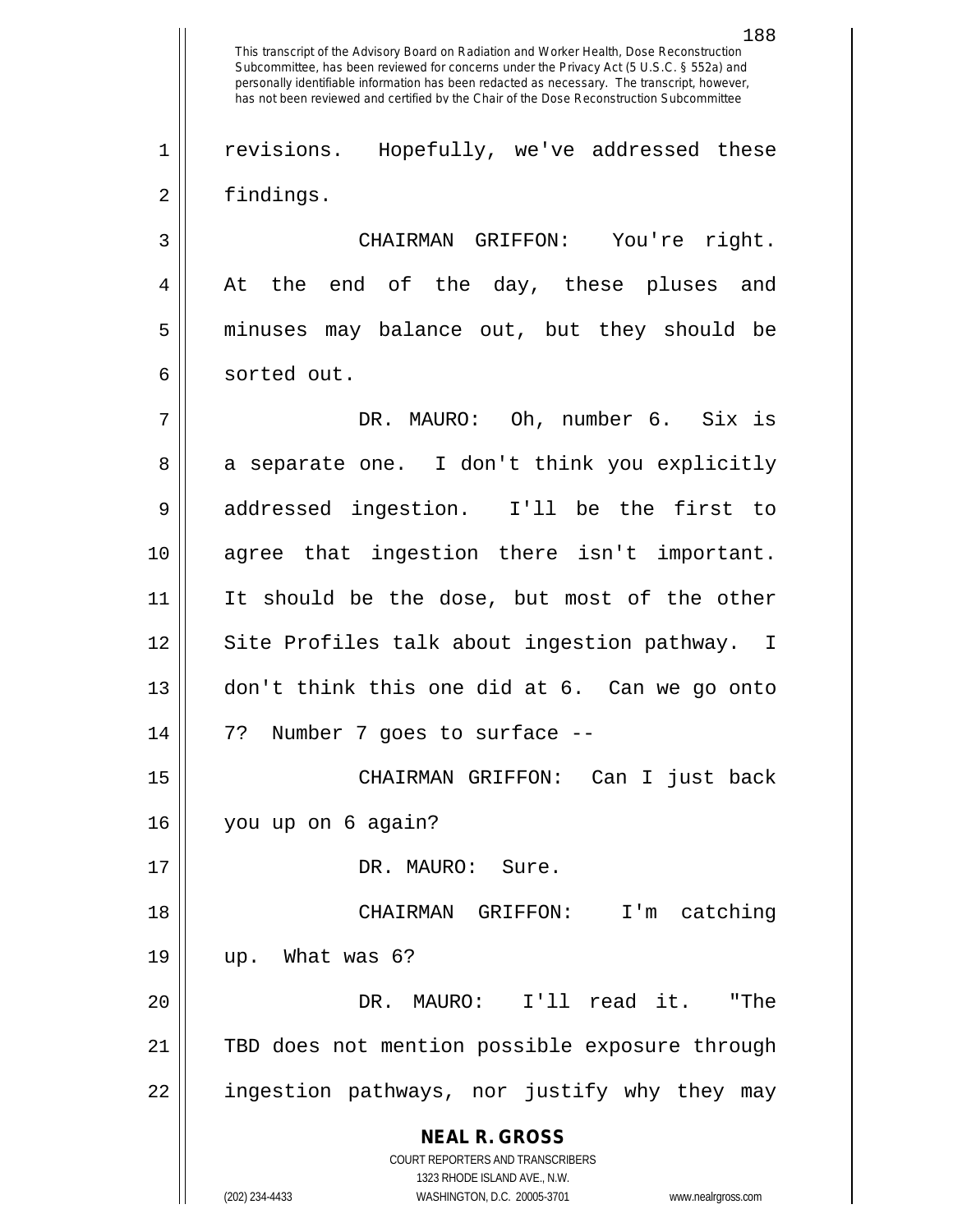This transcript of the Advisory Board on Radiation and Worker Health, Dose Reconstruction Subcommittee, has been reviewed for concerns under the Privacy Act (5 U.S.C. § 552a) and personally identifiable information has been redacted as necessary. The transcript, however, has not been reviewed and certified by the Chair of the Dose Reconstruction Subcommittee

revisions. Hopefully, we've addressed these findings.

CHAIRMAN GRIFFON: You're right. At the end of the day, these pluses and minuses may balance out, but they should be sorted out.

DR. MAURO: Oh, number 6. Six is a separate one. I don't think you explicitly addressed ingestion. I'll be the first to agree that ingestion there isn't important. It should be the dose, but most of the other Site Profiles talk about ingestion pathway. I don't think this one did at 6. Can we go onto 7? Number 7 goes to surface --

CHAIRMAN GRIFFON: Can I just back you up on 6 again?

DR. MAURO: Sure.

CHAIRMAN GRIFFON: I'm catching up. What was 6?

DR. MAURO: I'll read it. "The TBD does not mention possible exposure through ingestion pathways, nor justify why they may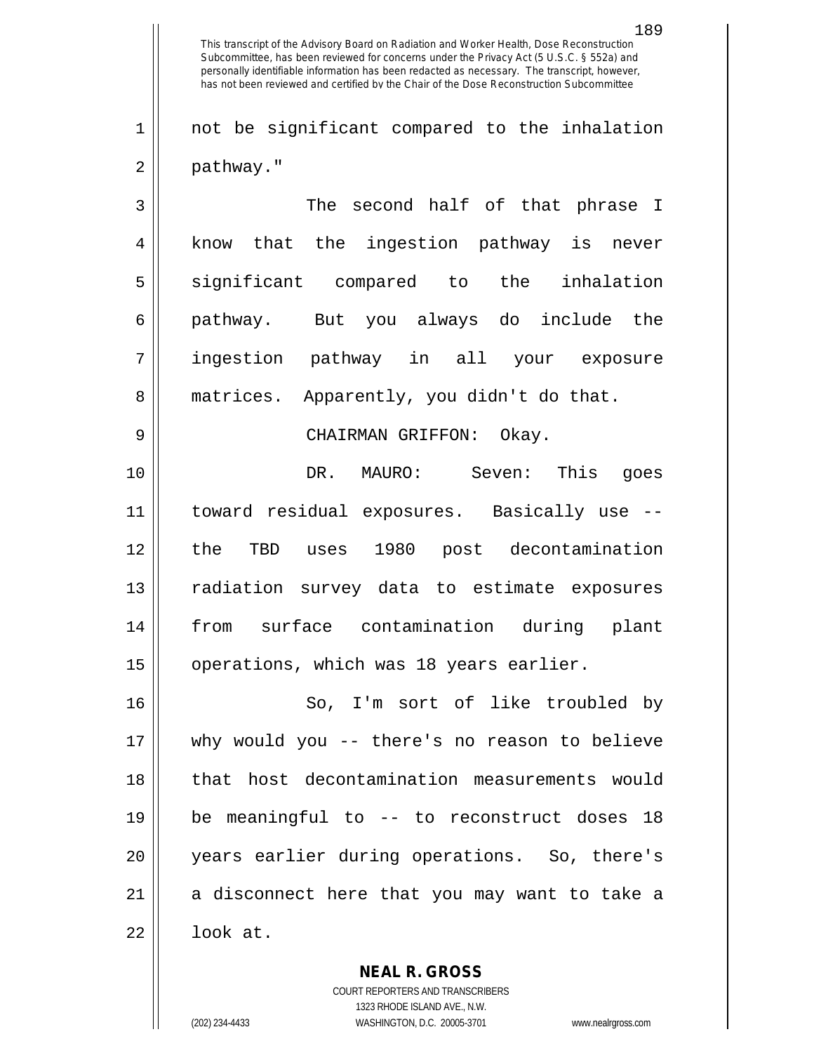not be significant compared to the inhalation pathway."

The second half of that phrase I know that the ingestion pathway is never significant compared to the inhalation pathway. But you always do include the ingestion pathway in all your exposure matrices. Apparently, you didn't do that.

CHAIRMAN GRIFFON: Okay.

DR. MAURO: Seven: This goes toward residual exposures. Basically use -- the TBD uses 1980 post decontamination radiation survey data to estimate exposures from surface contamination during plant operations, which was 18 years earlier.

So, I'm sort of like troubled by why would you -- there's no reason to believe that host decontamination measurements would be meaningful to -- to reconstruct doses 18 years earlier during operations. So, there's a disconnect here that you may want to take a look at.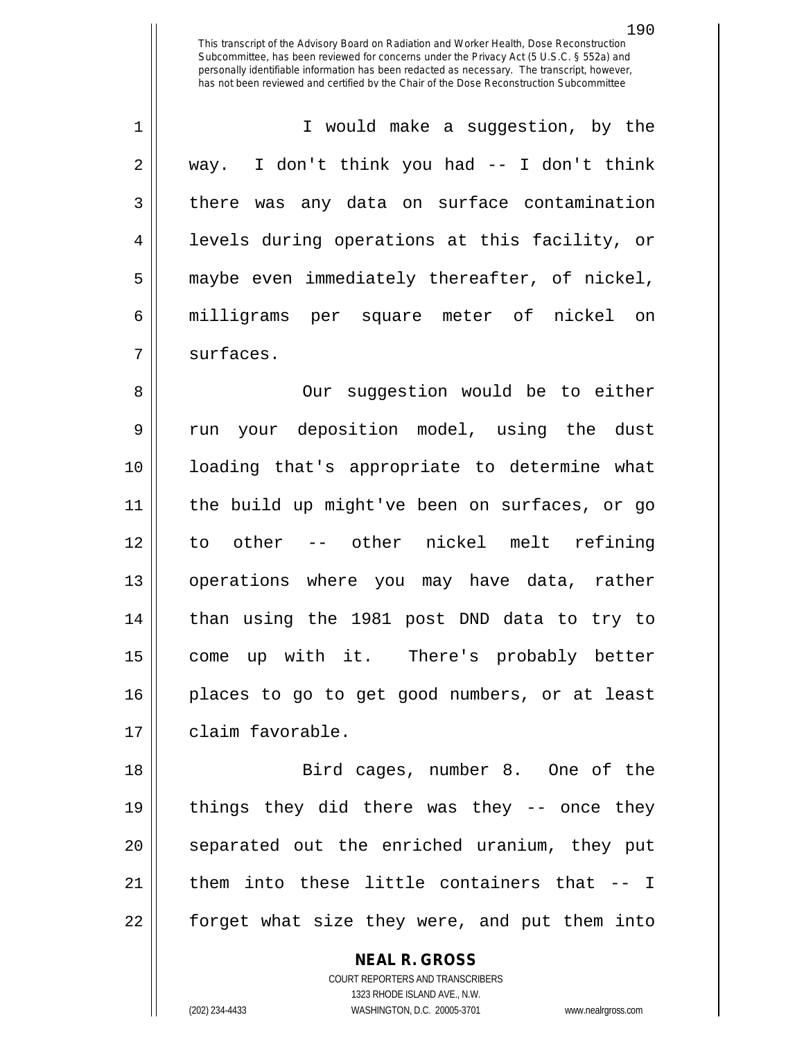This transcript of the Advisory Board on Radiation and Worker Health, Dose Reconstruction Subcommittee, has been reviewed for concerns under the Privacy Act (5 U.S.C. § 552a) and personally identifiable information has been redacted as necessary. The transcript, however, has not been reviewed and certified by the Chair of the Dose Reconstruction Subcommittee

I would make a suggestion, by the way. I don't think you had -- I don't think there was any data on surface contamination levels during operations at this facility, or maybe even immediately thereafter, of nickel, milligrams per square meter of nickel on surfaces.

Our suggestion would be to either run your deposition model, using the dust loading that's appropriate to determine what the build up might've been on surfaces, or go to other -- other nickel melt refining operations where you may have data, rather than using the 1981 post DND data to try to come up with it. There's probably better places to go to get good numbers, or at least claim favorable.

Bird cages, number 8. One of the things they did there was they -- once they separated out the enriched uranium, they put them into these little containers that -- I forget what size they were, and put them into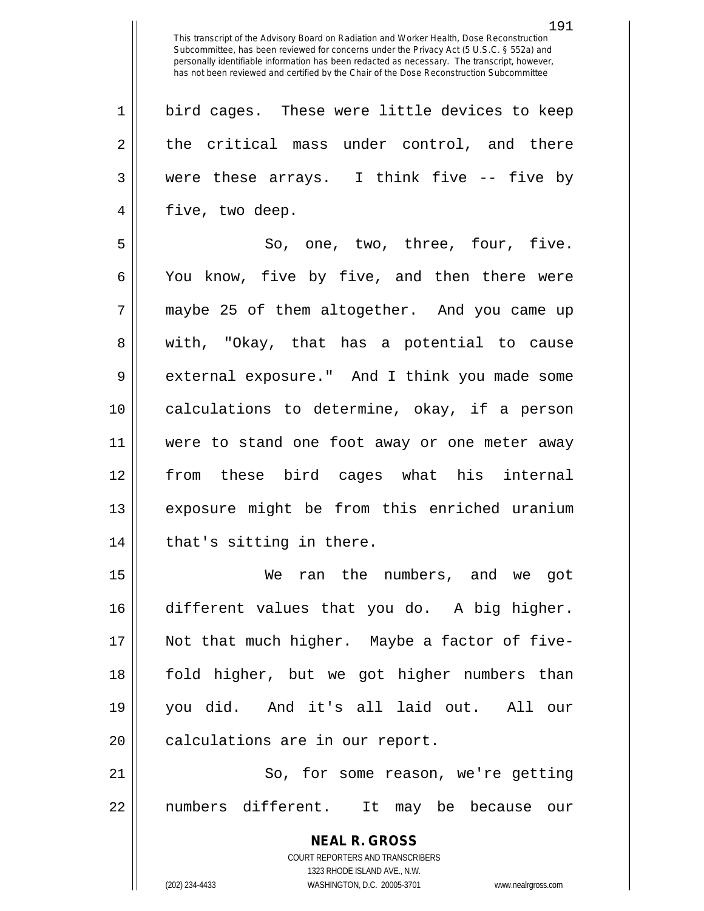This transcript of the Advisory Board on Radiation and Worker Health, Dose Reconstruction Subcommittee, has been reviewed for concerns under the Privacy Act (5 U.S.C. § 552a) and personally identifiable information has been redacted as necessary. The transcript, however, has not been reviewed and certified by the Chair of the Dose Reconstruction Subcommittee

bird cages. These were little devices to keep the critical mass under control, and there were these arrays. I think five -- five by five, two deep.

So, one, two, three, four, five. You know, five by five, and then there were maybe 25 of them altogether. And you came up with, "Okay, that has a potential to cause external exposure." And I think you made some calculations to determine, okay, if a person were to stand one foot away or one meter away from these bird cages what his internal exposure might be from this enriched uranium that's sitting in there.

We ran the numbers, and we got different values that you do. A big higher. Not that much higher. Maybe a factor of five-fold higher, but we got higher numbers than you did. And it's all laid out. All our calculations are in our report.

So, for some reason, we're getting numbers different. It may be because our

**NEAL R. GROSS**
COURT REPORTERS AND TRANSCRIBERS
1323 RHODE ISLAND AVE., N.W.
(202) 234-4433 WASHINGTON, D.C. 20005-3701 www.nealrgross.com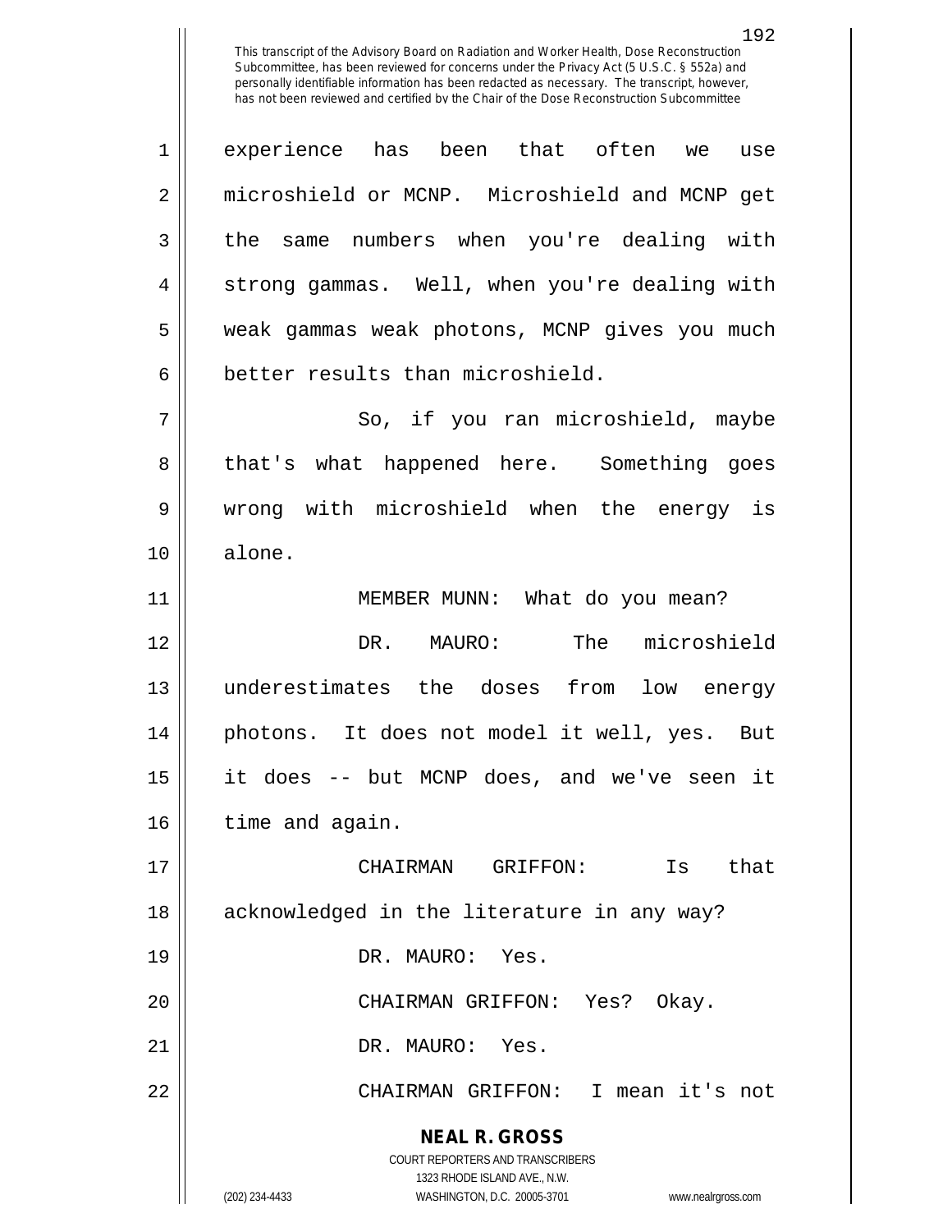This transcript of the Advisory Board on Radiation and Worker Health, Dose Reconstruction Subcommittee, has been reviewed for concerns under the Privacy Act (5 U.S.C. § 552a) and personally identifiable information has been redacted as necessary. The transcript, however, has not been reviewed and certified by the Chair of the Dose Reconstruction Subcommittee

experience has been that often we use microshield or MCNP. Microshield and MCNP get the same numbers when you're dealing with strong gammas. Well, when you're dealing with weak gammas weak photons, MCNP gives you much better results than microshield.

So, if you ran microshield, maybe that's what happened here. Something goes wrong with microshield when the energy is alone.

MEMBER MUNN: What do you mean?

DR. MAURO: The microshield underestimates the doses from low energy photons. It does not model it well, yes. But it does -- but MCNP does, and we've seen it time and again.

CHAIRMAN GRIFFON: Is that acknowledged in the literature in any way?

DR. MAURO: Yes.

CHAIRMAN GRIFFON: Yes? Okay.

DR. MAURO: Yes.

CHAIRMAN GRIFFON: I mean it's not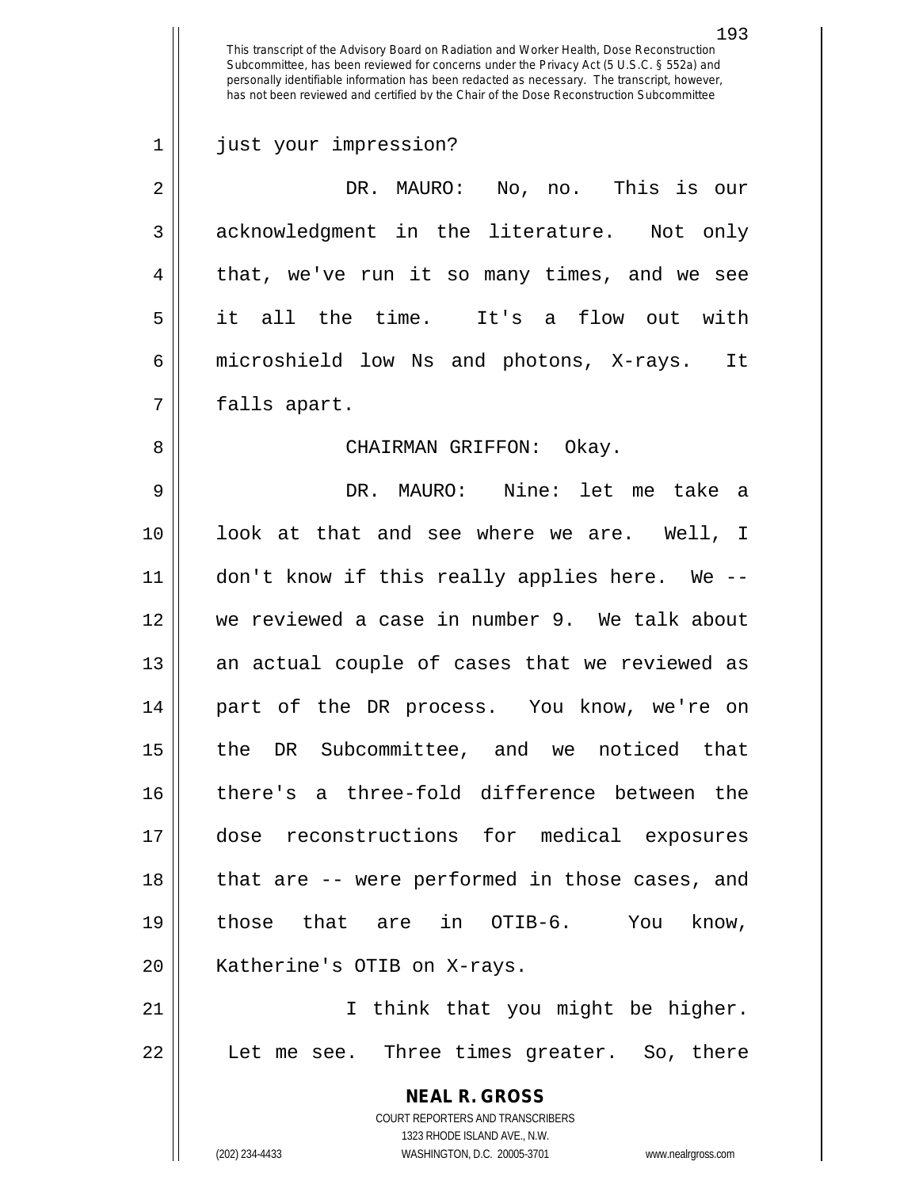just your impression?

DR. MAURO: No, no. This is our acknowledgment in the literature. Not only that, we've run it so many times, and we see it all the time. It's a flow out with microshield low Ns and photons, X-rays. It falls apart.

CHAIRMAN GRIFFON: Okay.

DR. MAURO: Nine: let me take a look at that and see where we are. Well, I don't know if this really applies here. We -- we reviewed a case in number 9. We talk about an actual couple of cases that we reviewed as part of the DR process. You know, we're on the DR Subcommittee, and we noticed that there's a three-fold difference between the dose reconstructions for medical exposures that are -- were performed in those cases, and those that are in OTIB-6. You know, Katherine's OTIB on X-rays.

I think that you might be higher. Let me see. Three times greater. So, there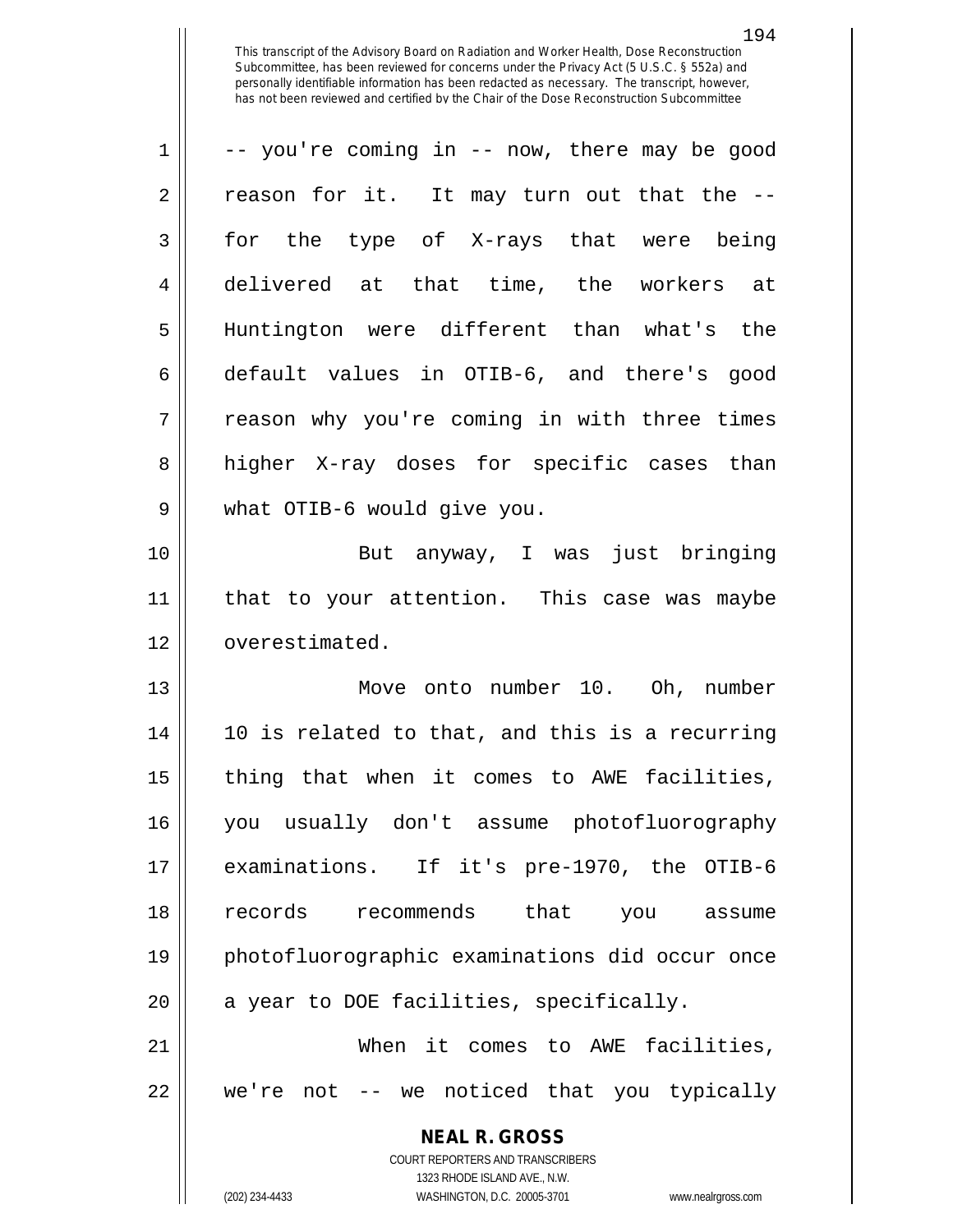-- you're coming in -- now, there may be good reason for it. It may turn out that the -- for the type of X-rays that were being delivered at that time, the workers at Huntington were different than what's the default values in OTIB-6, and there's good reason why you're coming in with three times higher X-ray doses for specific cases than what OTIB-6 would give you.

But anyway, I was just bringing that to your attention. This case was maybe overestimated.

Move onto number 10. Oh, number 10 is related to that, and this is a recurring thing that when it comes to AWE facilities, you usually don't assume photofluorography examinations. If it's pre-1970, the OTIB-6 records recommends that you assume photofluorographic examinations did occur once a year to DOE facilities, specifically.

When it comes to AWE facilities, we're not -- we noticed that you typically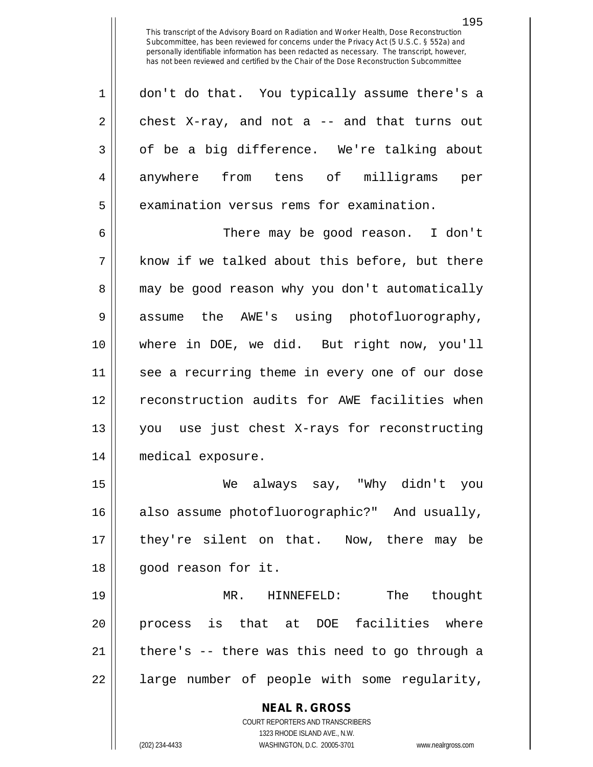don't do that. You typically assume there's a chest X-ray, and not a -- and that turns out of be a big difference. We're talking about anywhere from tens of milligrams per examination versus rems for examination.

There may be good reason. I don't know if we talked about this before, but there may be good reason why you don't automatically assume the AWE's using photofluorography, where in DOE, we did. But right now, you'll see a recurring theme in every one of our dose reconstruction audits for AWE facilities when you use just chest X-rays for reconstructing medical exposure.

We always say, "Why didn't you also assume photofluorographic?" And usually, they're silent on that. Now, there may be good reason for it.

MR. HINNEFELD: The thought process is that at DOE facilities where there's -- there was this need to go through a large number of people with some regularity,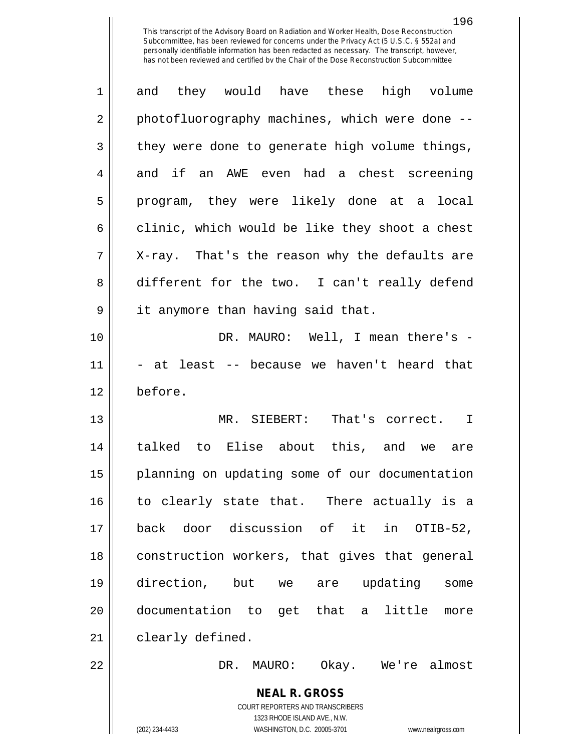and they would have these high volume photofluorography machines, which were done -- they were done to generate high volume things, and if an AWE even had a chest screening program, they were likely done at a local clinic, which would be like they shoot a chest X-ray. That's the reason why the defaults are different for the two. I can't really defend it anymore than having said that.

DR. MAURO: Well, I mean there's -- at least -- because we haven't heard that before.

MR. SIEBERT: That's correct. I talked to Elise about this, and we are planning on updating some of our documentation to clearly state that. There actually is a back door discussion of it in OTIB-52, construction workers, that gives that general direction, but we are updating some documentation to get that a little more clearly defined.

DR. MAURO: Okay. We're almost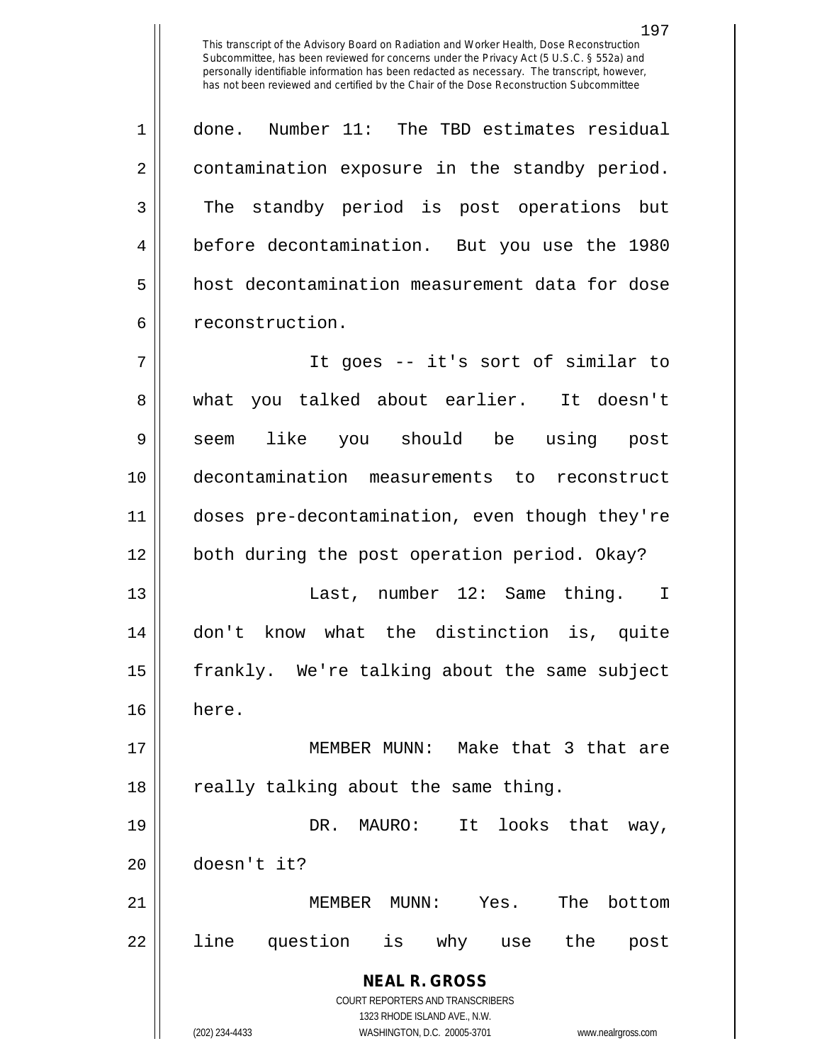done. Number 11: The TBD estimates residual contamination exposure in the standby period. The standby period is post operations but before decontamination. But you use the 1980 host decontamination measurement data for dose reconstruction.

It goes -- it's sort of similar to what you talked about earlier. It doesn't seem like you should be using post decontamination measurements to reconstruct doses pre-decontamination, even though they're both during the post operation period. Okay?

Last, number 12: Same thing. I don't know what the distinction is, quite frankly. We're talking about the same subject here.

MEMBER MUNN: Make that 3 that are really talking about the same thing.

DR. MAURO: It looks that way, doesn't it?

MEMBER MUNN: Yes. The bottom line question is why use the post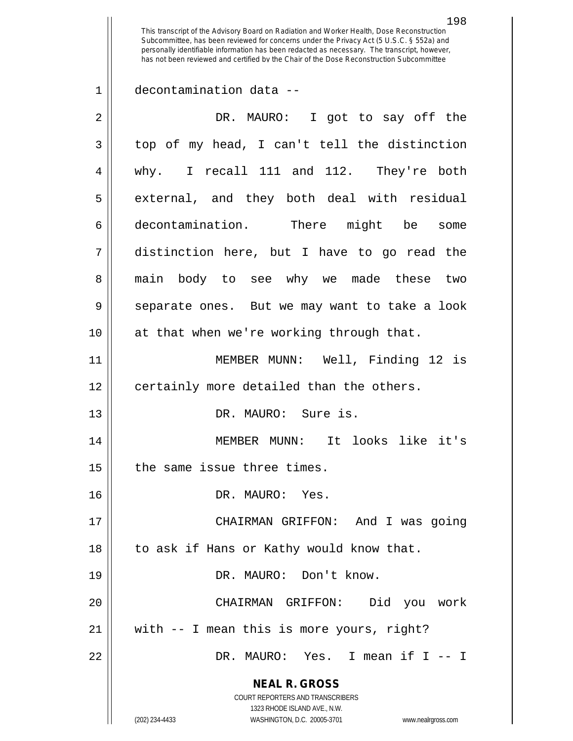decontamination data --

DR. MAURO: I got to say off the top of my head, I can't tell the distinction why. I recall 111 and 112. They're both external, and they both deal with residual decontamination. There might be some distinction here, but I have to go read the main body to see why we made these two separate ones. But we may want to take a look at that when we're working through that.

MEMBER MUNN: Well, Finding 12 is certainly more detailed than the others.

DR. MAURO: Sure is.

MEMBER MUNN: It looks like it's the same issue three times.

DR. MAURO: Yes.

CHAIRMAN GRIFFON: And I was going to ask if Hans or Kathy would know that.

DR. MAURO: Don't know.

CHAIRMAN GRIFFON: Did you work with -- I mean this is more yours, right?

DR. MAURO: Yes. I mean if I -- I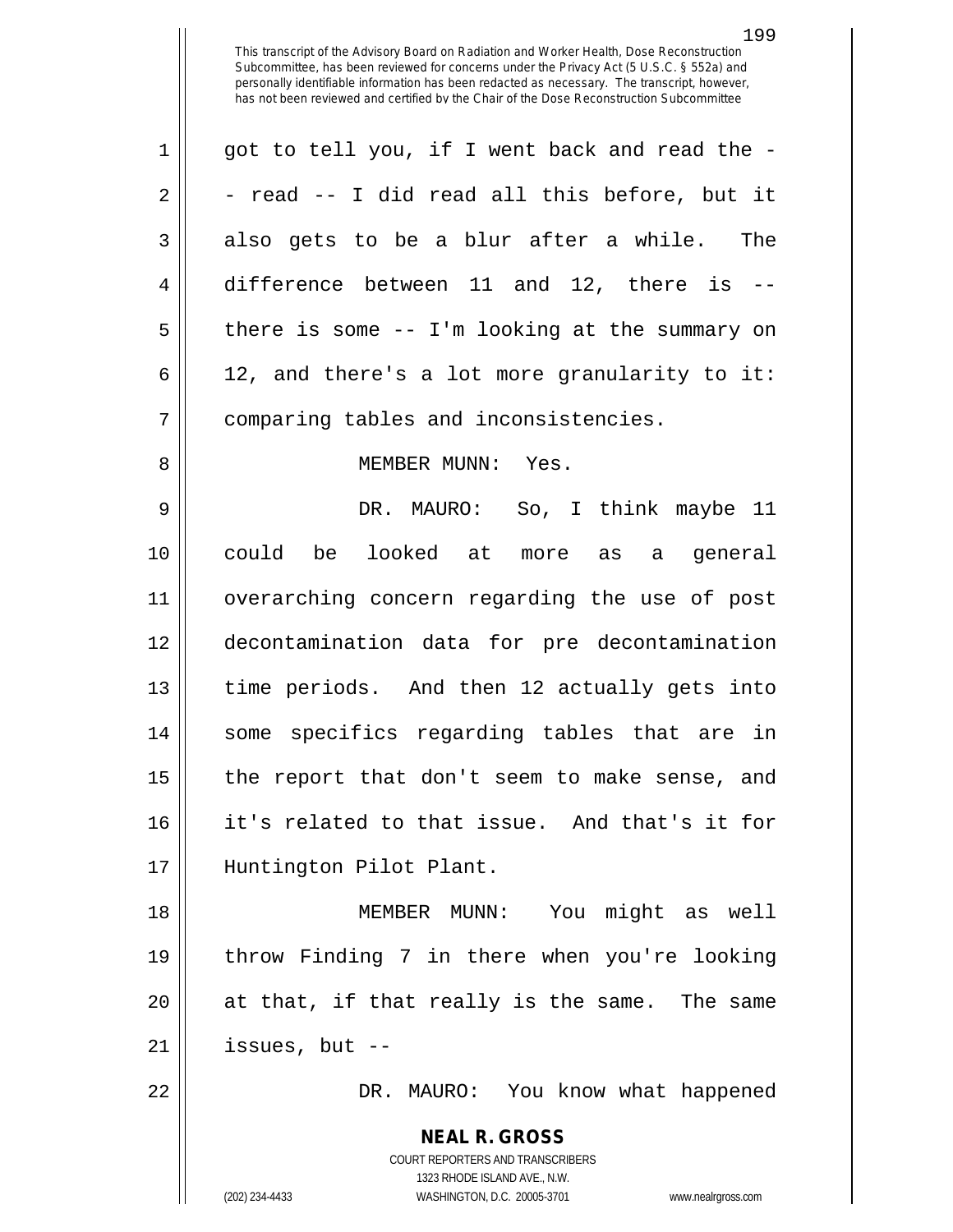got to tell you, if I went back and read the -- read -- I did read all this before, but it also gets to be a blur after a while. The difference between 11 and 12, there is -- there is some -- I'm looking at the summary on 12, and there's a lot more granularity to it: comparing tables and inconsistencies.

MEMBER MUNN: Yes.

DR. MAURO: So, I think maybe 11 could be looked at more as a general overarching concern regarding the use of post decontamination data for pre decontamination time periods. And then 12 actually gets into some specifics regarding tables that are in the report that don't seem to make sense, and it's related to that issue. And that's it for Huntington Pilot Plant.

MEMBER MUNN: You might as well throw Finding 7 in there when you're looking at that, if that really is the same. The same issues, but --

DR. MAURO: You know what happened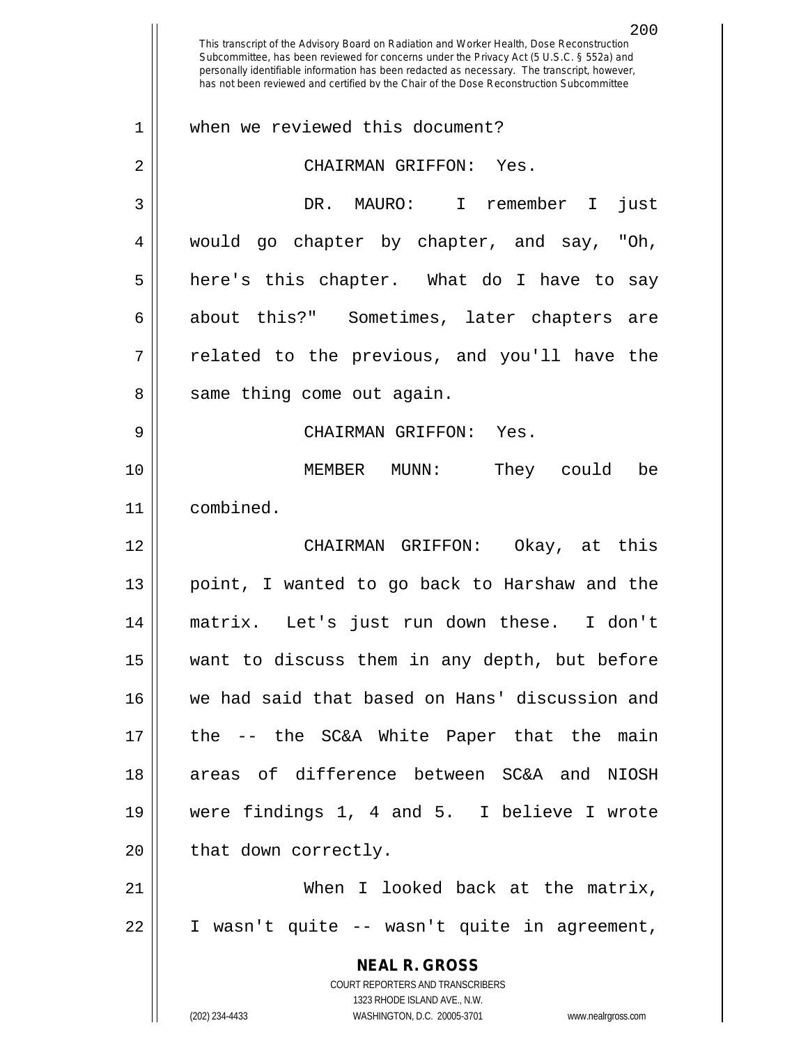when we reviewed this document?

CHAIRMAN GRIFFON: Yes.

DR. MAURO: I remember I just would go chapter by chapter, and say, "Oh, here's this chapter. What do I have to say about this?" Sometimes, later chapters are related to the previous, and you'll have the same thing come out again.

CHAIRMAN GRIFFON: Yes.

MEMBER MUNN: They could be combined.

CHAIRMAN GRIFFON: Okay, at this point, I wanted to go back to Harshaw and the matrix. Let's just run down these. I don't want to discuss them in any depth, but before we had said that based on Hans' discussion and the -- the SC&A White Paper that the main areas of difference between SC&A and NIOSH were findings 1, 4 and 5. I believe I wrote that down correctly.

When I looked back at the matrix, I wasn't quite -- wasn't quite in agreement,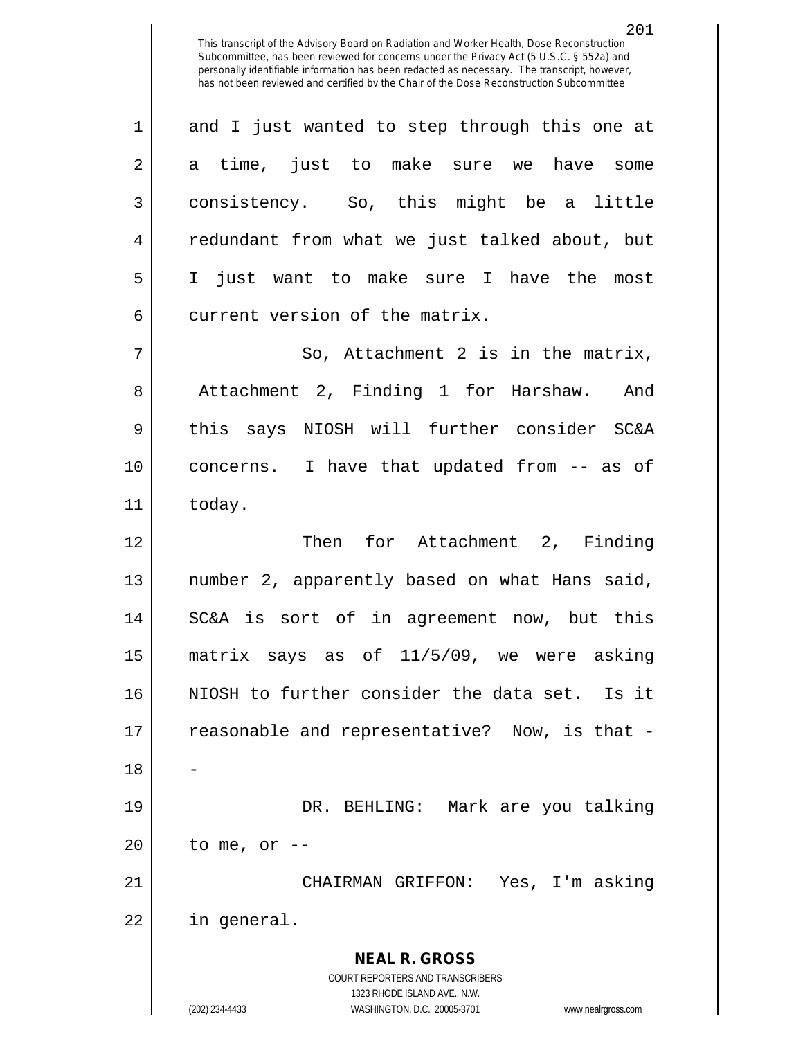and I just wanted to step through this one at a time, just to make sure we have some consistency. So, this might be a little redundant from what we just talked about, but I just want to make sure I have the most current version of the matrix.

So, Attachment 2 is in the matrix, Attachment 2, Finding 1 for Harshaw. And this says NIOSH will further consider SC&A concerns. I have that updated from -- as of today.

Then for Attachment 2, Finding number 2, apparently based on what Hans said, SC&A is sort of in agreement now, but this matrix says as of 11/5/09, we were asking NIOSH to further consider the data set. Is it reasonable and representative? Now, is that --

DR. BEHLING: Mark are you talking to me, or --

CHAIRMAN GRIFFON: Yes, I'm asking in general.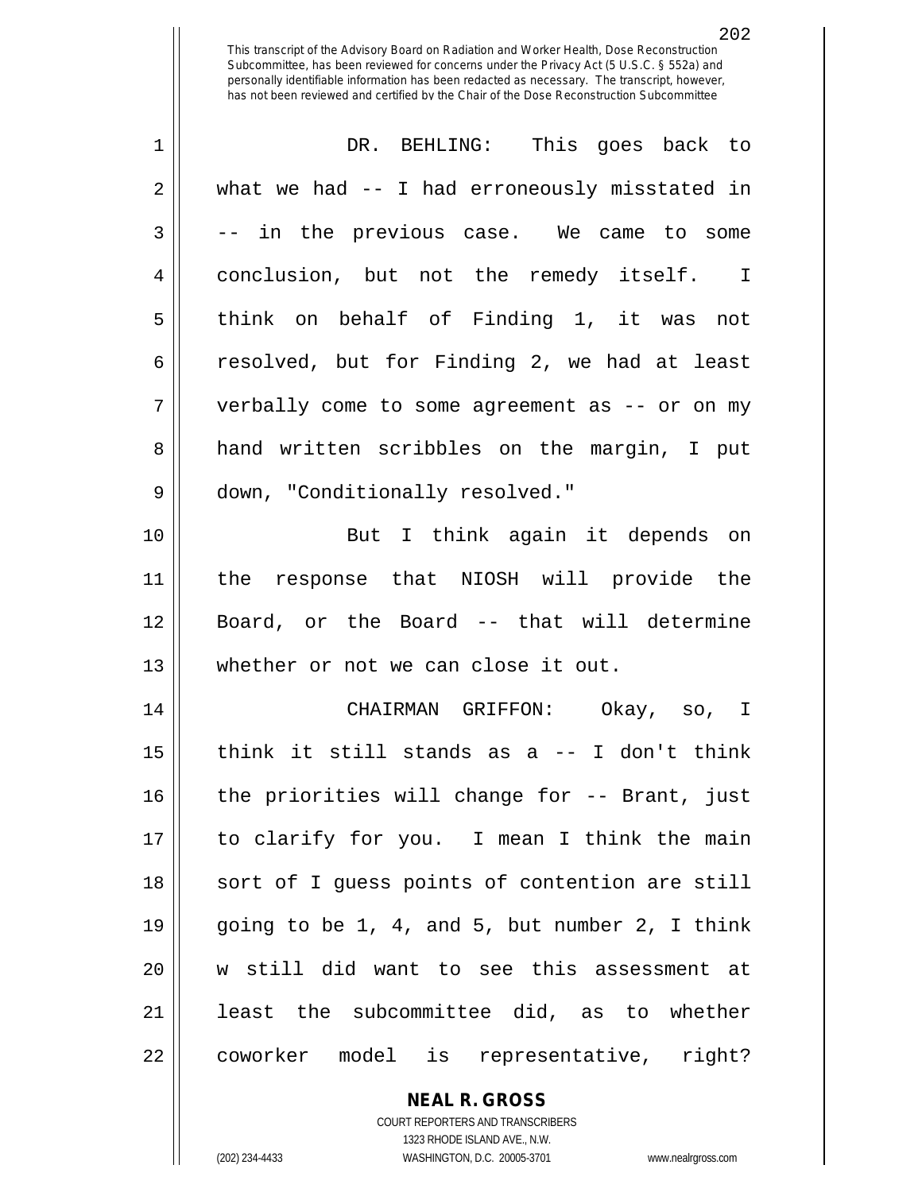DR. BEHLING: This goes back to what we had -- I had erroneously misstated in -- in the previous case. We came to some conclusion, but not the remedy itself. I think on behalf of Finding 1, it was not resolved, but for Finding 2, we had at least verbally come to some agreement as -- or on my hand written scribbles on the margin, I put down, "Conditionally resolved."

But I think again it depends on the response that NIOSH will provide the Board, or the Board -- that will determine whether or not we can close it out.

CHAIRMAN GRIFFON: Okay, so, I think it still stands as a -- I don't think the priorities will change for -- Brant, just to clarify for you. I mean I think the main sort of I guess points of contention are still going to be 1, 4, and 5, but number 2, I think w still did want to see this assessment at least the subcommittee did, as to whether coworker model is representative, right?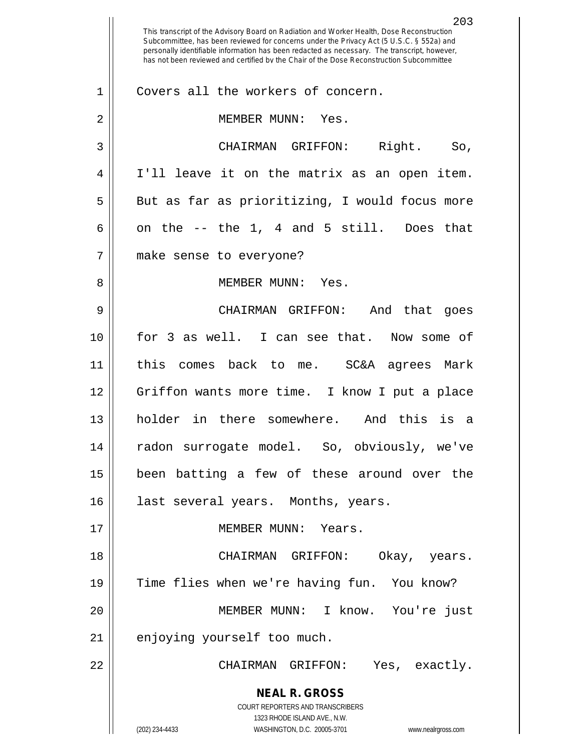Covers all the workers of concern.

MEMBER MUNN: Yes.

CHAIRMAN GRIFFON: Right. So, I'll leave it on the matrix as an open item. But as far as prioritizing, I would focus more on the -- the 1, 4 and 5 still. Does that make sense to everyone?

MEMBER MUNN: Yes.

CHAIRMAN GRIFFON: And that goes for 3 as well. I can see that. Now some of this comes back to me. SC&A agrees Mark Griffon wants more time. I know I put a place holder in there somewhere. And this is a radon surrogate model. So, obviously, we've been batting a few of these around over the last several years. Months, years.

MEMBER MUNN: Years.

CHAIRMAN GRIFFON: Okay, years. Time flies when we're having fun. You know?

MEMBER MUNN: I know. You're just enjoying yourself too much.

CHAIRMAN GRIFFON: Yes, exactly.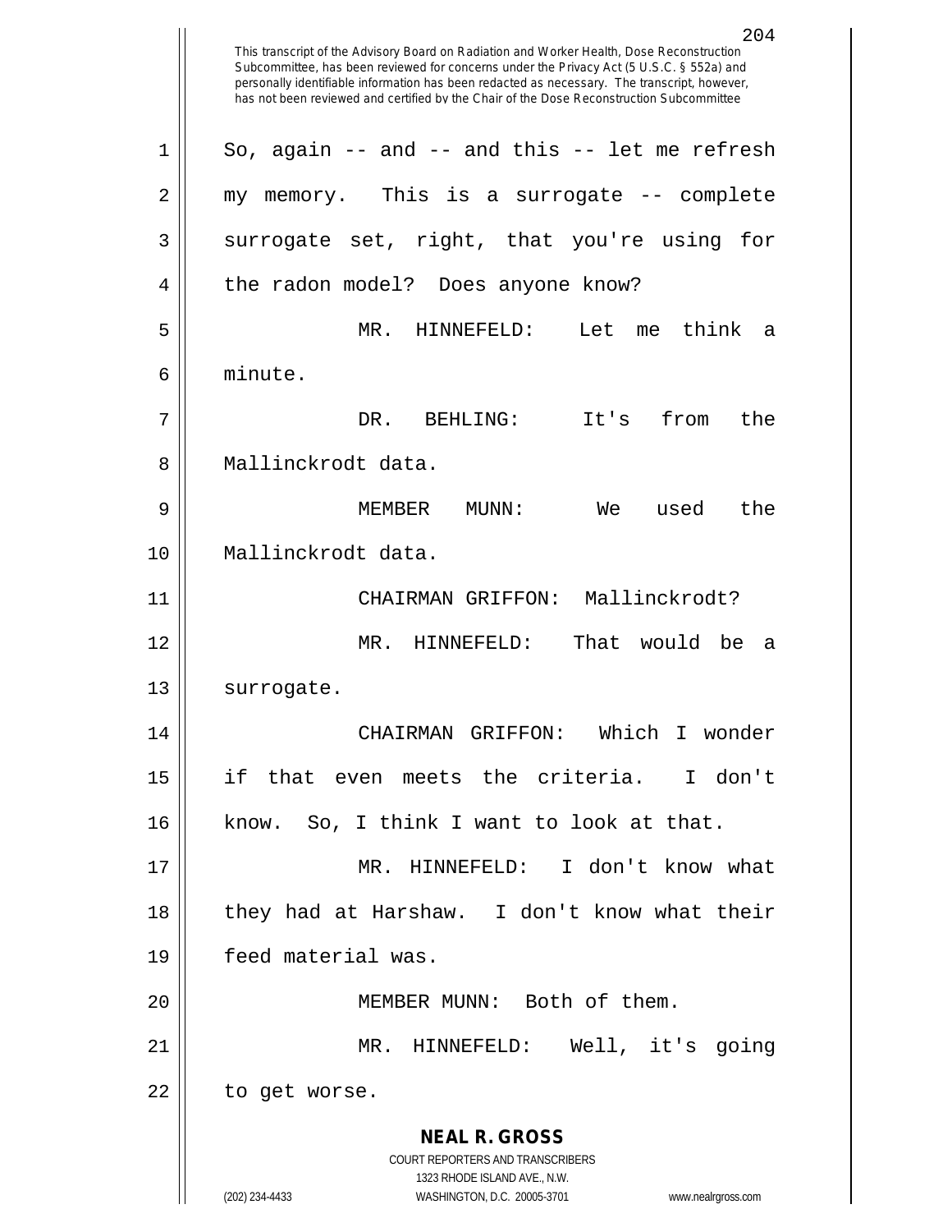This transcript of the Advisory Board on Radiation and Worker Health, Dose Reconstruction Subcommittee, has been reviewed for concerns under the Privacy Act (5 U.S.C. § 552a) and personally identifiable information has been redacted as necessary. The transcript, however, has not been reviewed and certified by the Chair of the Dose Reconstruction Subcommittee

So, again -- and -- and this -- let me refresh my memory. This is a surrogate -- complete surrogate set, right, that you're using for the radon model? Does anyone know?

MR. HINNEFELD: Let me think a minute.

DR. BEHLING: It's from the Mallinckrodt data.

MEMBER MUNN: We used the Mallinckrodt data.

CHAIRMAN GRIFFON: Mallinckrodt?

MR. HINNEFELD: That would be a surrogate.

CHAIRMAN GRIFFON: Which I wonder if that even meets the criteria. I don't know. So, I think I want to look at that.

MR. HINNEFELD: I don't know what they had at Harshaw. I don't know what their feed material was.

MEMBER MUNN: Both of them.

MR. HINNEFELD: Well, it's going to get worse.

**NEAL R. GROSS**
COURT REPORTERS AND TRANSCRIBERS
1323 RHODE ISLAND AVE., N.W.
(202) 234-4433 WASHINGTON, D.C. 20005-3701 www.nealrgross.com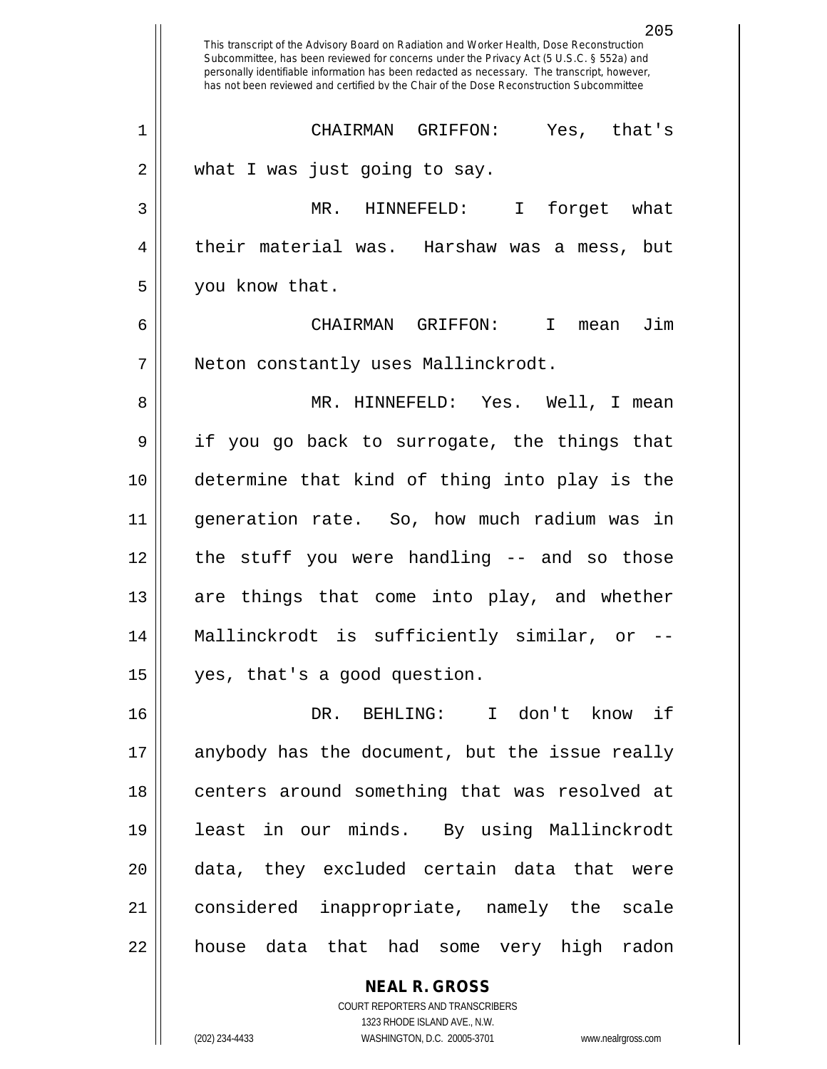CHAIRMAN GRIFFON: Yes, that's what I was just going to say.

MR. HINNEFELD: I forget what their material was. Harshaw was a mess, but you know that.

CHAIRMAN GRIFFON: I mean Jim Neton constantly uses Mallinckrodt.

MR. HINNEFELD: Yes. Well, I mean if you go back to surrogate, the things that determine that kind of thing into play is the generation rate. So, how much radium was in the stuff you were handling -- and so those are things that come into play, and whether Mallinckrodt is sufficiently similar, or -- yes, that's a good question.

DR. BEHLING: I don't know if anybody has the document, but the issue really centers around something that was resolved at least in our minds. By using Mallinckrodt data, they excluded certain data that were considered inappropriate, namely the scale house data that had some very high radon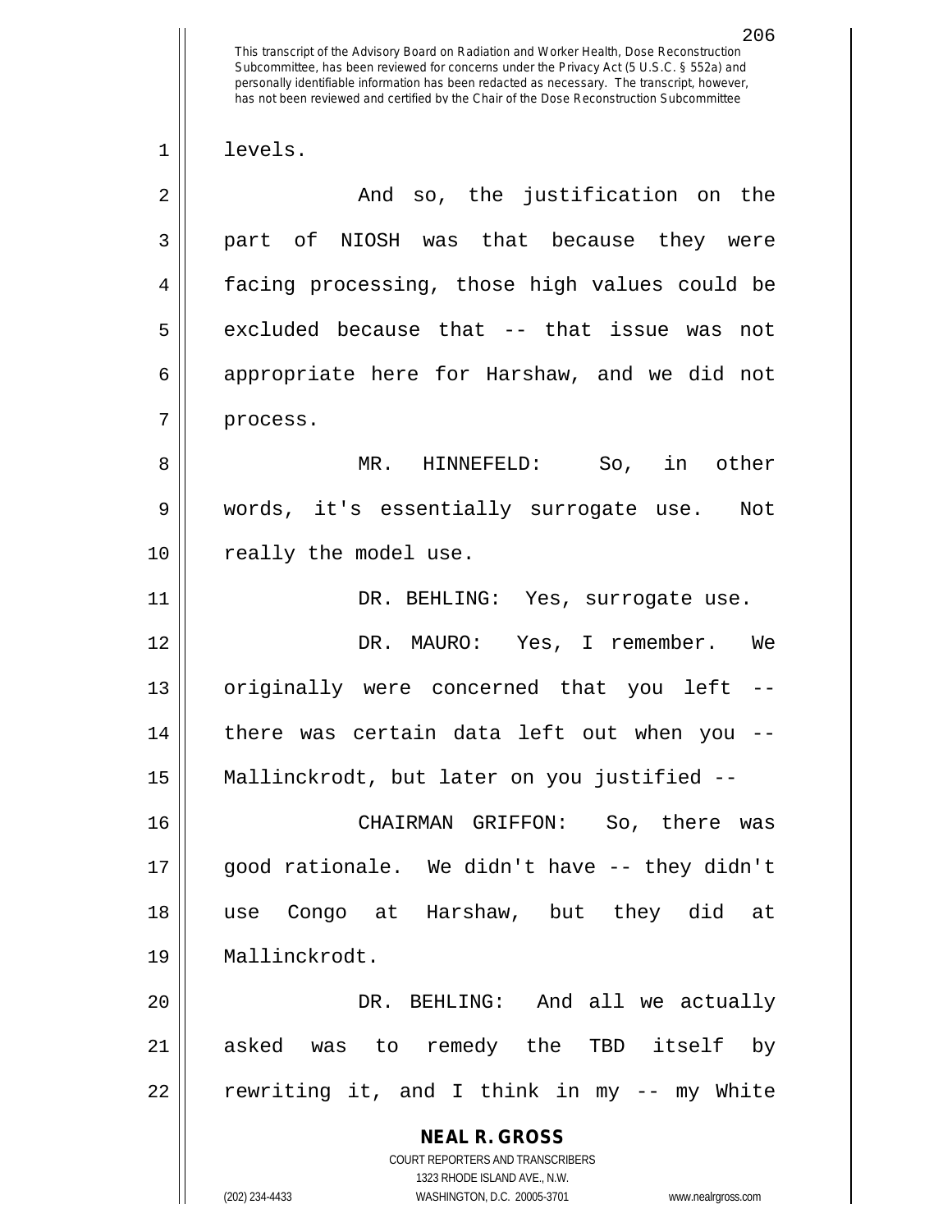levels.

And so, the justification on the part of NIOSH was that because they were facing processing, those high values could be excluded because that -- that issue was not appropriate here for Harshaw, and we did not process.

MR. HINNEFELD: So, in other words, it's essentially surrogate use. Not really the model use.

DR. BEHLING: Yes, surrogate use.

DR. MAURO: Yes, I remember. We originally were concerned that you left -- there was certain data left out when you -- Mallinckrodt, but later on you justified --

CHAIRMAN GRIFFON: So, there was good rationale. We didn't have -- they didn't use Congo at Harshaw, but they did at Mallinckrodt.

DR. BEHLING: And all we actually asked was to remedy the TBD itself by rewriting it, and I think in my -- my White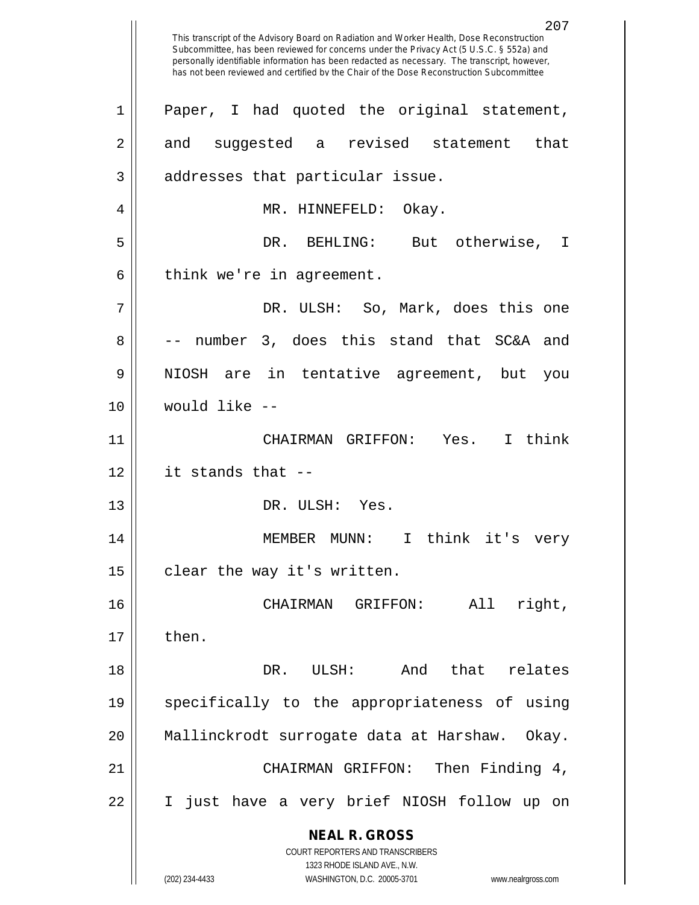This transcript of the Advisory Board on Radiation and Worker Health, Dose Reconstruction Subcommittee, has been reviewed for concerns under the Privacy Act (5 U.S.C. § 552a) and personally identifiable information has been redacted as necessary. The transcript, however, has not been reviewed and certified by the Chair of the Dose Reconstruction Subcommittee

Paper, I had quoted the original statement, and suggested a revised statement that addresses that particular issue.

MR. HINNEFELD: Okay.

DR. BEHLING: But otherwise, I think we're in agreement.

DR. ULSH: So, Mark, does this one -- number 3, does this stand that SC&A and NIOSH are in tentative agreement, but you would like --

CHAIRMAN GRIFFON: Yes. I think it stands that --

DR. ULSH: Yes.

MEMBER MUNN: I think it's very clear the way it's written.

CHAIRMAN GRIFFON: All right, then.

DR. ULSH: And that relates specifically to the appropriateness of using Mallinckrodt surrogate data at Harshaw. Okay.

CHAIRMAN GRIFFON: Then Finding 4, I just have a very brief NIOSH follow up on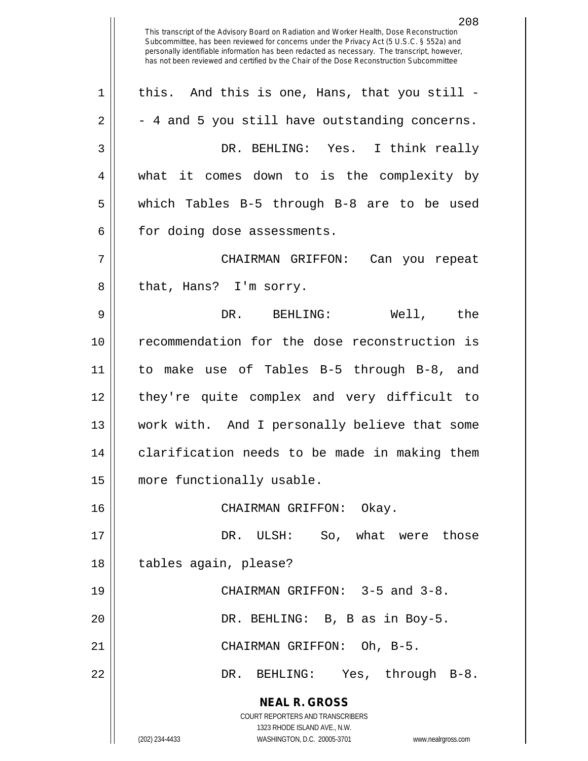this. And this is one, Hans, that you still - - 4 and 5 you still have outstanding concerns.

DR. BEHLING: Yes. I think really what it comes down to is the complexity by which Tables B-5 through B-8 are to be used for doing dose assessments.

CHAIRMAN GRIFFON: Can you repeat that, Hans? I'm sorry.

DR. BEHLING: Well, the recommendation for the dose reconstruction is to make use of Tables B-5 through B-8, and they're quite complex and very difficult to work with. And I personally believe that some clarification needs to be made in making them more functionally usable.

CHAIRMAN GRIFFON: Okay.

DR. ULSH: So, what were those tables again, please?

CHAIRMAN GRIFFON: 3-5 and 3-8.

DR. BEHLING: B, B as in Boy-5.

CHAIRMAN GRIFFON: Oh, B-5.

DR. BEHLING: Yes, through B-8.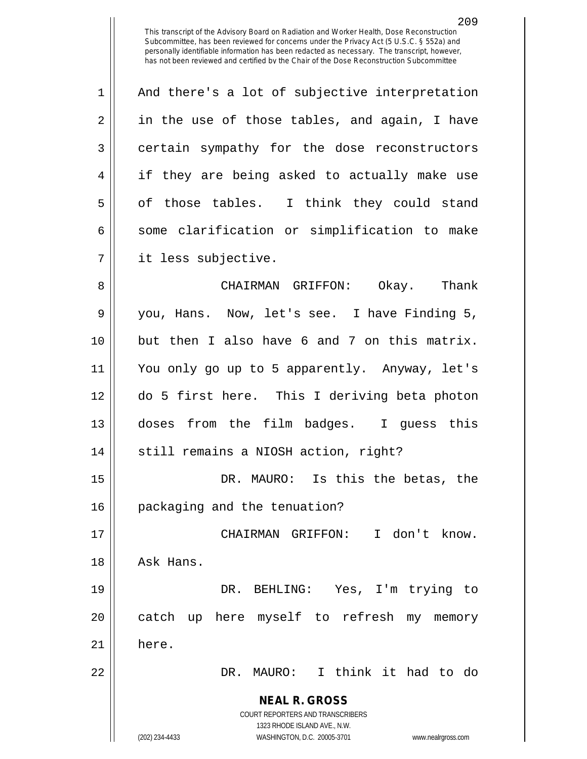And there's a lot of subjective interpretation in the use of those tables, and again, I have certain sympathy for the dose reconstructors if they are being asked to actually make use of those tables. I think they could stand some clarification or simplification to make it less subjective.

CHAIRMAN GRIFFON: Okay. Thank you, Hans. Now, let's see. I have Finding 5, but then I also have 6 and 7 on this matrix. You only go up to 5 apparently. Anyway, let's do 5 first here. This I deriving beta photon doses from the film badges. I guess this still remains a NIOSH action, right?

DR. MAURO: Is this the betas, the packaging and the tenuation?

CHAIRMAN GRIFFON: I don't know. Ask Hans.

DR. BEHLING: Yes, I'm trying to catch up here myself to refresh my memory here.

DR. MAURO: I think it had to do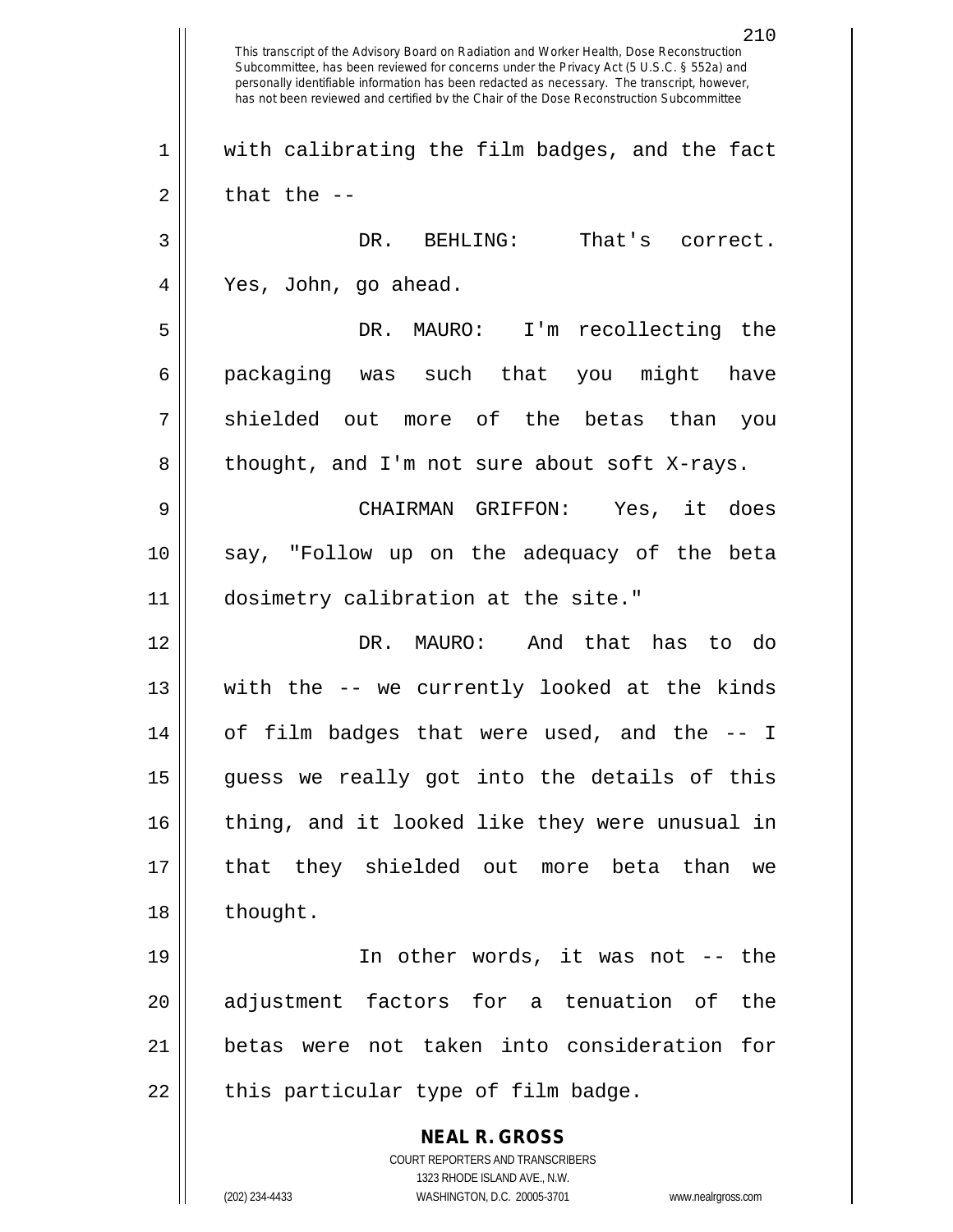with calibrating the film badges, and the fact that the --

DR. BEHLING: That's correct. Yes, John, go ahead.

DR. MAURO: I'm recollecting the packaging was such that you might have shielded out more of the betas than you thought, and I'm not sure about soft X-rays.

CHAIRMAN GRIFFON: Yes, it does say, "Follow up on the adequacy of the beta dosimetry calibration at the site."

DR. MAURO: And that has to do with the -- we currently looked at the kinds of film badges that were used, and the -- I guess we really got into the details of this thing, and it looked like they were unusual in that they shielded out more beta than we thought.

In other words, it was not -- the adjustment factors for a tenuation of the betas were not taken into consideration for this particular type of film badge.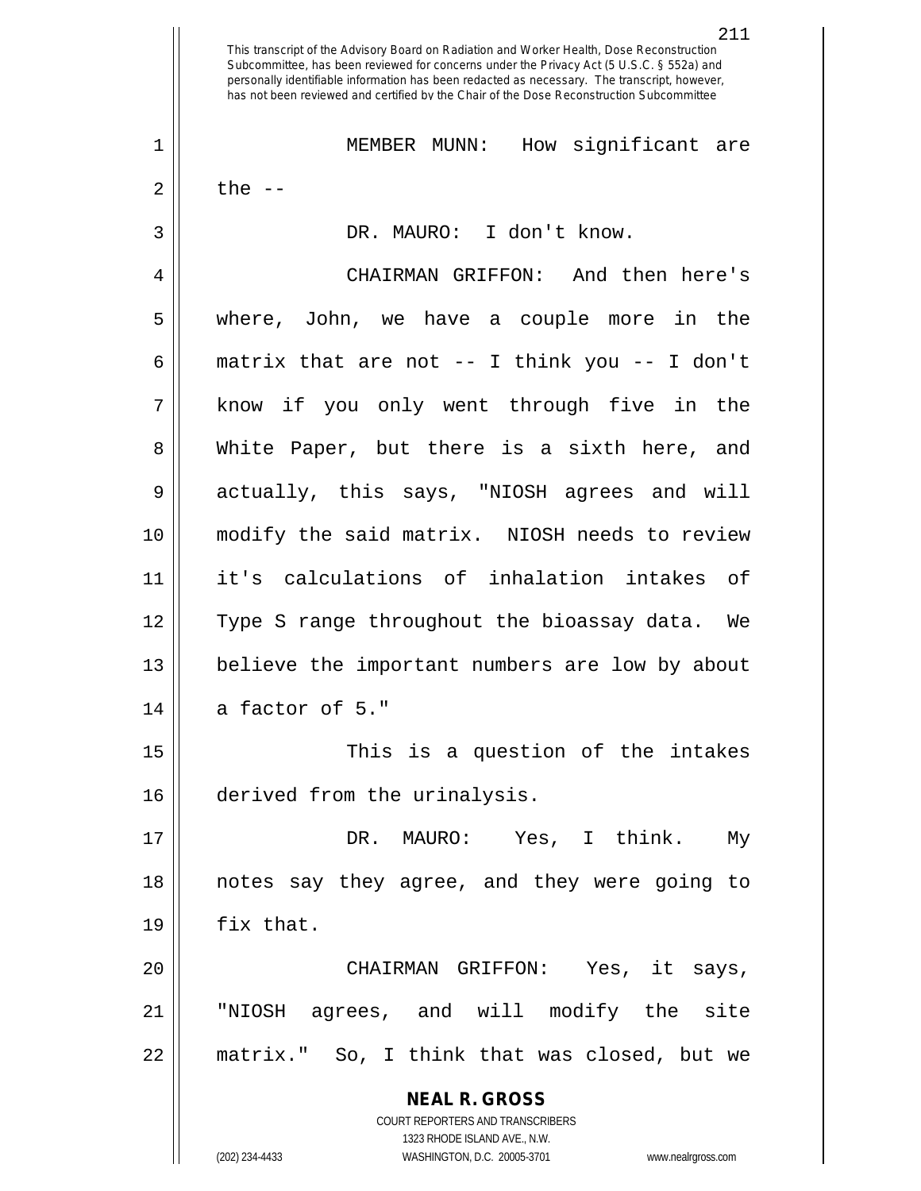MEMBER MUNN: How significant are the --

DR. MAURO: I don't know.

CHAIRMAN GRIFFON: And then here's where, John, we have a couple more in the matrix that are not -- I think you -- I don't know if you only went through five in the White Paper, but there is a sixth here, and actually, this says, "NIOSH agrees and will modify the said matrix. NIOSH needs to review it's calculations of inhalation intakes of Type S range throughout the bioassay data. We believe the important numbers are low by about a factor of 5."

This is a question of the intakes derived from the urinalysis.

DR. MAURO: Yes, I think. My notes say they agree, and they were going to fix that.

CHAIRMAN GRIFFON: Yes, it says, "NIOSH agrees, and will modify the site matrix." So, I think that was closed, but we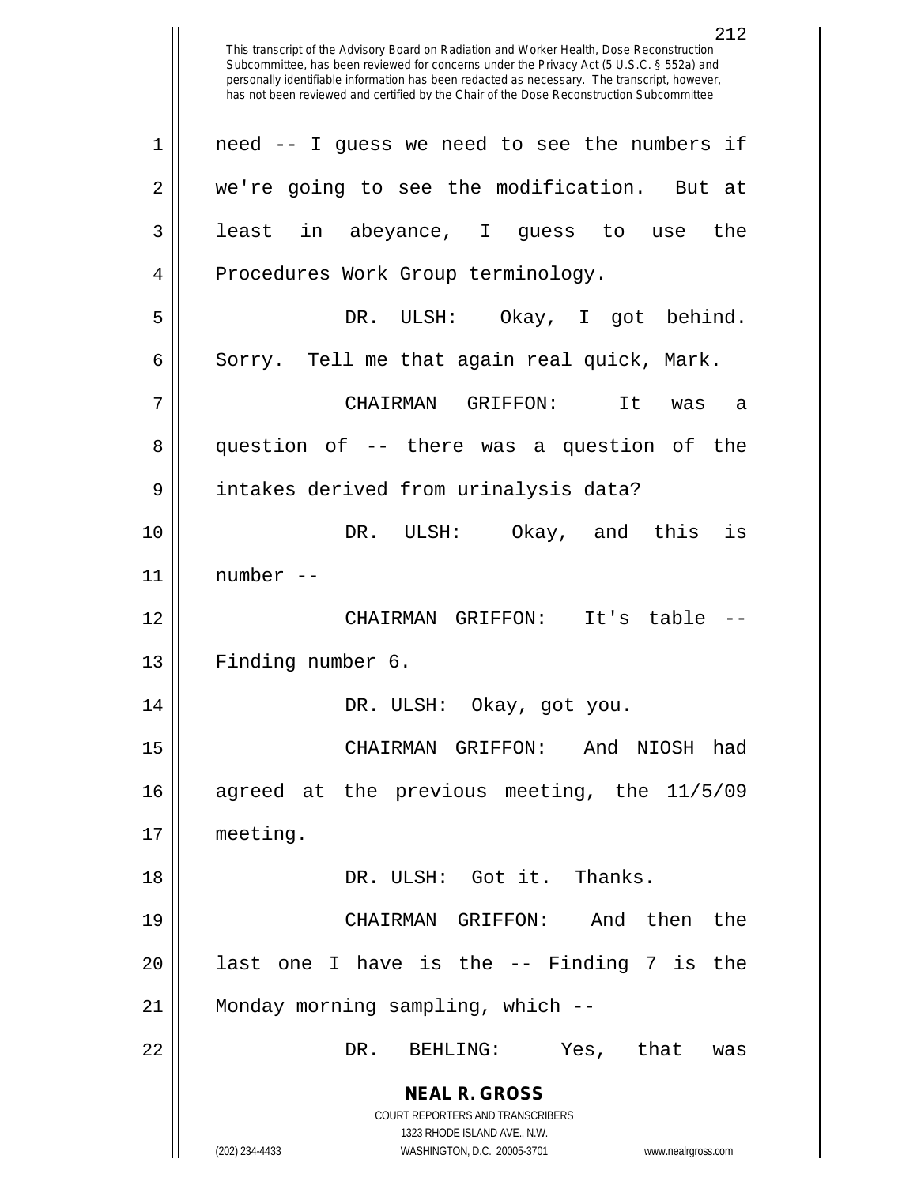This transcript of the Advisory Board on Radiation and Worker Health, Dose Reconstruction Subcommittee, has been reviewed for concerns under the Privacy Act (5 U.S.C. § 552a) and personally identifiable information has been redacted as necessary. The transcript, however, has not been reviewed and certified by the Chair of the Dose Reconstruction Subcommittee

need -- I guess we need to see the numbers if we're going to see the modification. But at least in abeyance, I guess to use the Procedures Work Group terminology.

DR. ULSH: Okay, I got behind. Sorry. Tell me that again real quick, Mark.

CHAIRMAN GRIFFON: It was a question of -- there was a question of the intakes derived from urinalysis data?

DR. ULSH: Okay, and this is number --

CHAIRMAN GRIFFON: It's table -- Finding number 6.

DR. ULSH: Okay, got you.

CHAIRMAN GRIFFON: And NIOSH had agreed at the previous meeting, the 11/5/09 meeting.

DR. ULSH: Got it. Thanks.

CHAIRMAN GRIFFON: And then the last one I have is the -- Finding 7 is the Monday morning sampling, which --

DR. BEHLING: Yes, that was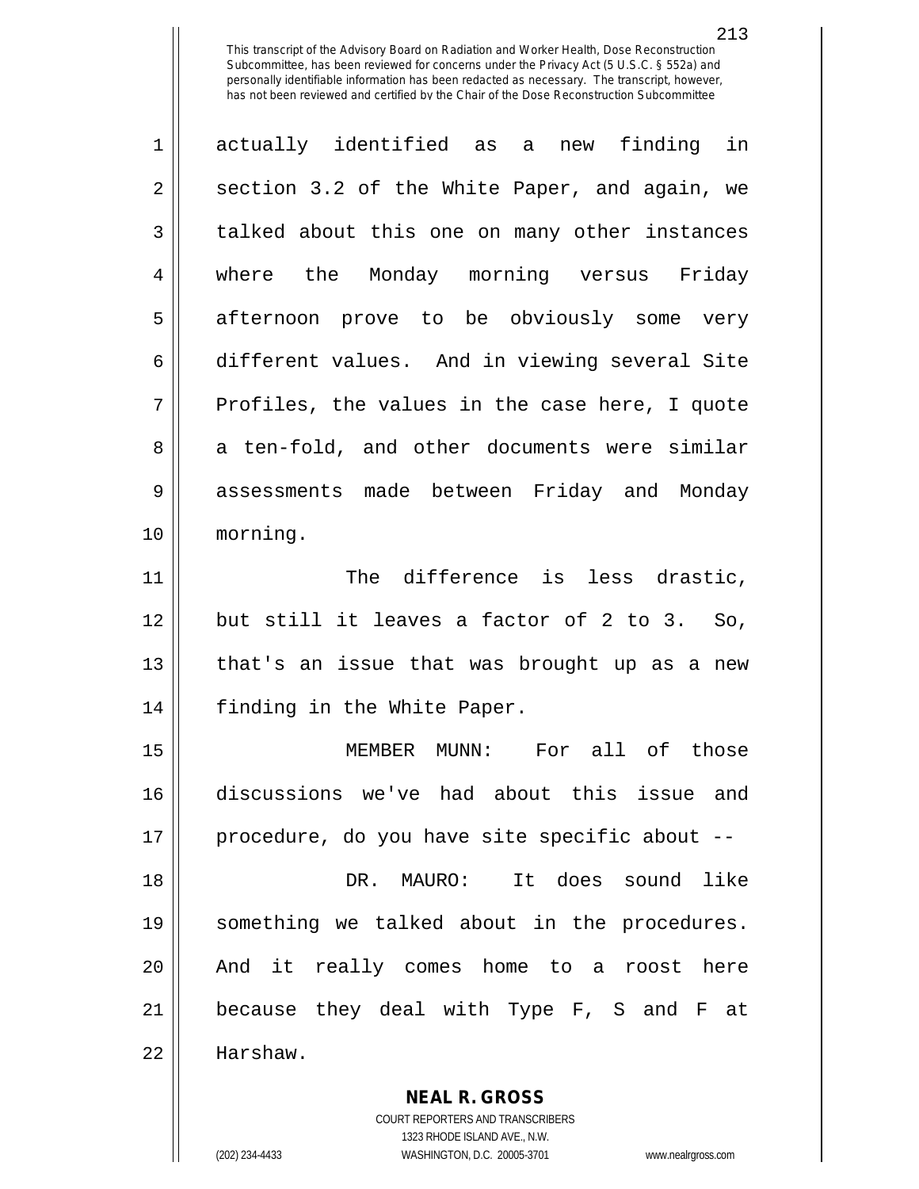actually identified as a new finding in section 3.2 of the White Paper, and again, we talked about this one on many other instances where the Monday morning versus Friday afternoon prove to be obviously some very different values. And in viewing several Site Profiles, the values in the case here, I quote a ten-fold, and other documents were similar assessments made between Friday and Monday morning.

The difference is less drastic, but still it leaves a factor of 2 to 3. So, that's an issue that was brought up as a new finding in the White Paper.

MEMBER MUNN: For all of those discussions we've had about this issue and procedure, do you have site specific about --

DR. MAURO: It does sound like something we talked about in the procedures. And it really comes home to a roost here because they deal with Type F, S and F at Harshaw.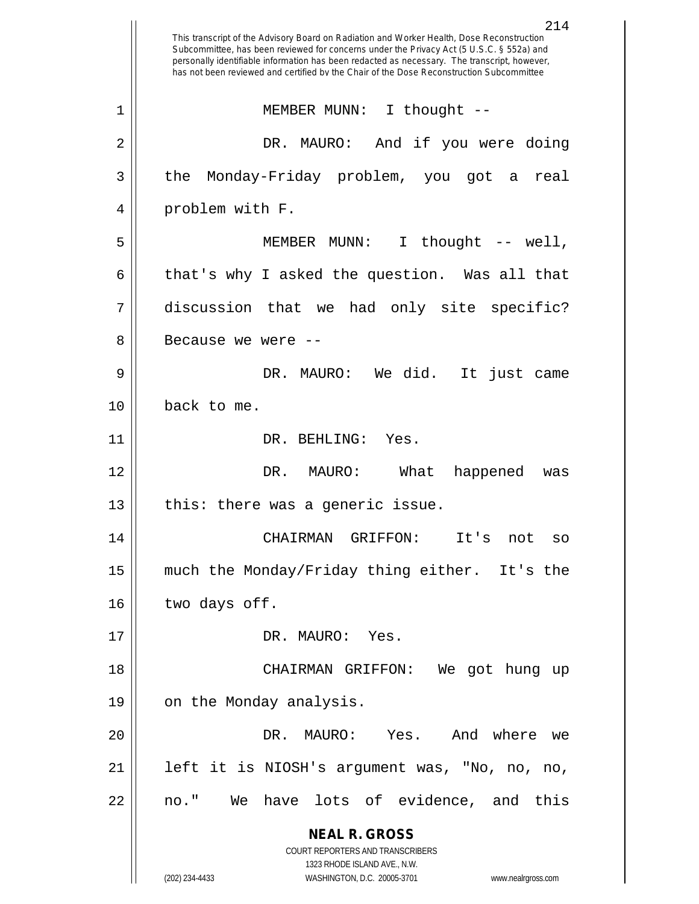This transcript of the Advisory Board on Radiation and Worker Health, Dose Reconstruction Subcommittee, has been reviewed for concerns under the Privacy Act (5 U.S.C. § 552a) and personally identifiable information has been redacted as necessary. The transcript, however, has not been reviewed and certified by the Chair of the Dose Reconstruction Subcommittee

MEMBER MUNN: I thought --

DR. MAURO: And if you were doing the Monday-Friday problem, you got a real problem with F.

MEMBER MUNN: I thought -- well, that's why I asked the question. Was all that discussion that we had only site specific? Because we were --

DR. MAURO: We did. It just came back to me.

DR. BEHLING: Yes.

DR. MAURO: What happened was this: there was a generic issue.

CHAIRMAN GRIFFON: It's not so much the Monday/Friday thing either. It's the two days off.

DR. MAURO: Yes.

CHAIRMAN GRIFFON: We got hung up on the Monday analysis.

DR. MAURO: Yes. And where we left it is NIOSH's argument was, "No, no, no, no." We have lots of evidence, and this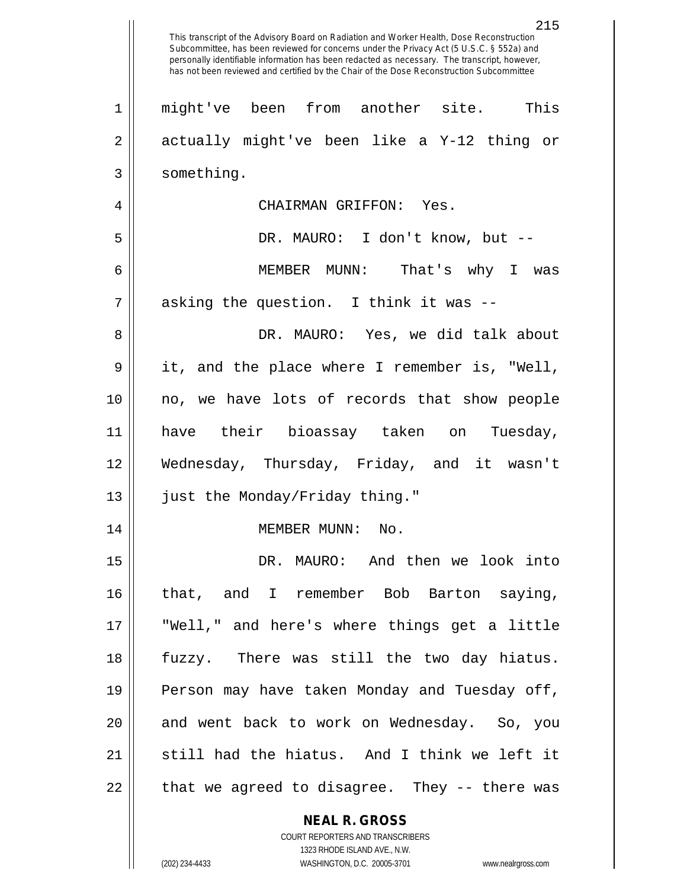This transcript of the Advisory Board on Radiation and Worker Health, Dose Reconstruction Subcommittee, has been reviewed for concerns under the Privacy Act (5 U.S.C. § 552a) and personally identifiable information has been redacted as necessary. The transcript, however, has not been reviewed and certified by the Chair of the Dose Reconstruction Subcommittee

might've been from another site. This actually might've been like a Y-12 thing or something.

CHAIRMAN GRIFFON: Yes.

DR. MAURO: I don't know, but --

MEMBER MUNN: That's why I was asking the question. I think it was --

DR. MAURO: Yes, we did talk about it, and the place where I remember is, "Well, no, we have lots of records that show people have their bioassay taken on Tuesday, Wednesday, Thursday, Friday, and it wasn't just the Monday/Friday thing."

MEMBER MUNN: No.

DR. MAURO: And then we look into that, and I remember Bob Barton saying, "Well," and here's where things get a little fuzzy. There was still the two day hiatus. Person may have taken Monday and Tuesday off, and went back to work on Wednesday. So, you still had the hiatus. And I think we left it that we agreed to disagree. They -- there was

**NEAL R. GROSS**
COURT REPORTERS AND TRANSCRIBERS
1323 RHODE ISLAND AVE., N.W.
(202) 234-4433 WASHINGTON, D.C. 20005-3701 www.nealrgross.com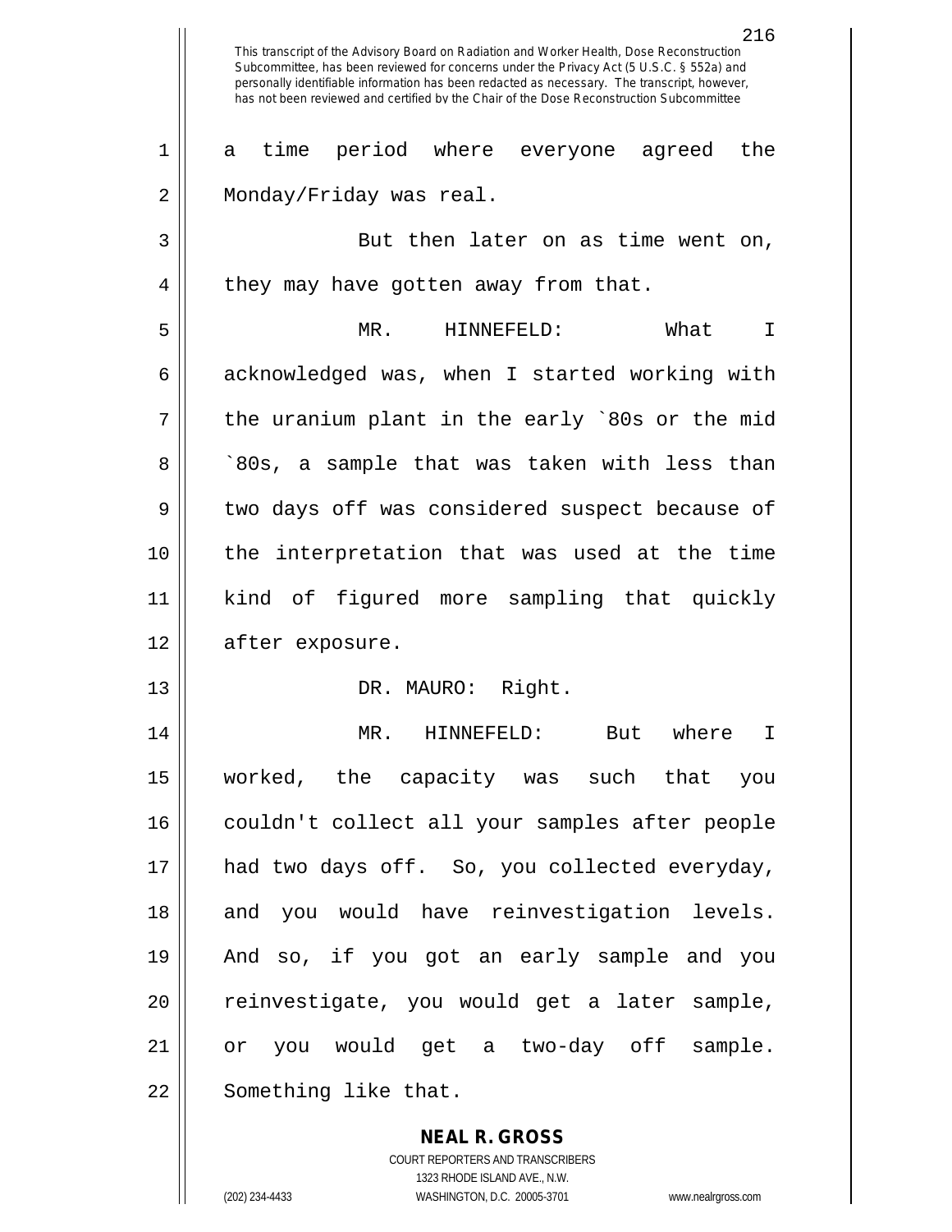This transcript of the Advisory Board on Radiation and Worker Health, Dose Reconstruction Subcommittee, has been reviewed for concerns under the Privacy Act (5 U.S.C. § 552a) and personally identifiable information has been redacted as necessary. The transcript, however, has not been reviewed and certified by the Chair of the Dose Reconstruction Subcommittee

a time period where everyone agreed the Monday/Friday was real.

But then later on as time went on, they may have gotten away from that.

MR. HINNEFELD: What I acknowledged was, when I started working with the uranium plant in the early `80s or the mid `80s, a sample that was taken with less than two days off was considered suspect because of the interpretation that was used at the time kind of figured more sampling that quickly after exposure.

DR. MAURO: Right.

MR. HINNEFELD: But where I worked, the capacity was such that you couldn't collect all your samples after people had two days off. So, you collected everyday, and you would have reinvestigation levels. And so, if you got an early sample and you reinvestigate, you would get a later sample, or you would get a two-day off sample. Something like that.

**NEAL R. GROSS**
COURT REPORTERS AND TRANSCRIBERS
1323 RHODE ISLAND AVE., N.W.
(202) 234-4433 WASHINGTON, D.C. 20005-3701 www.nealrgross.com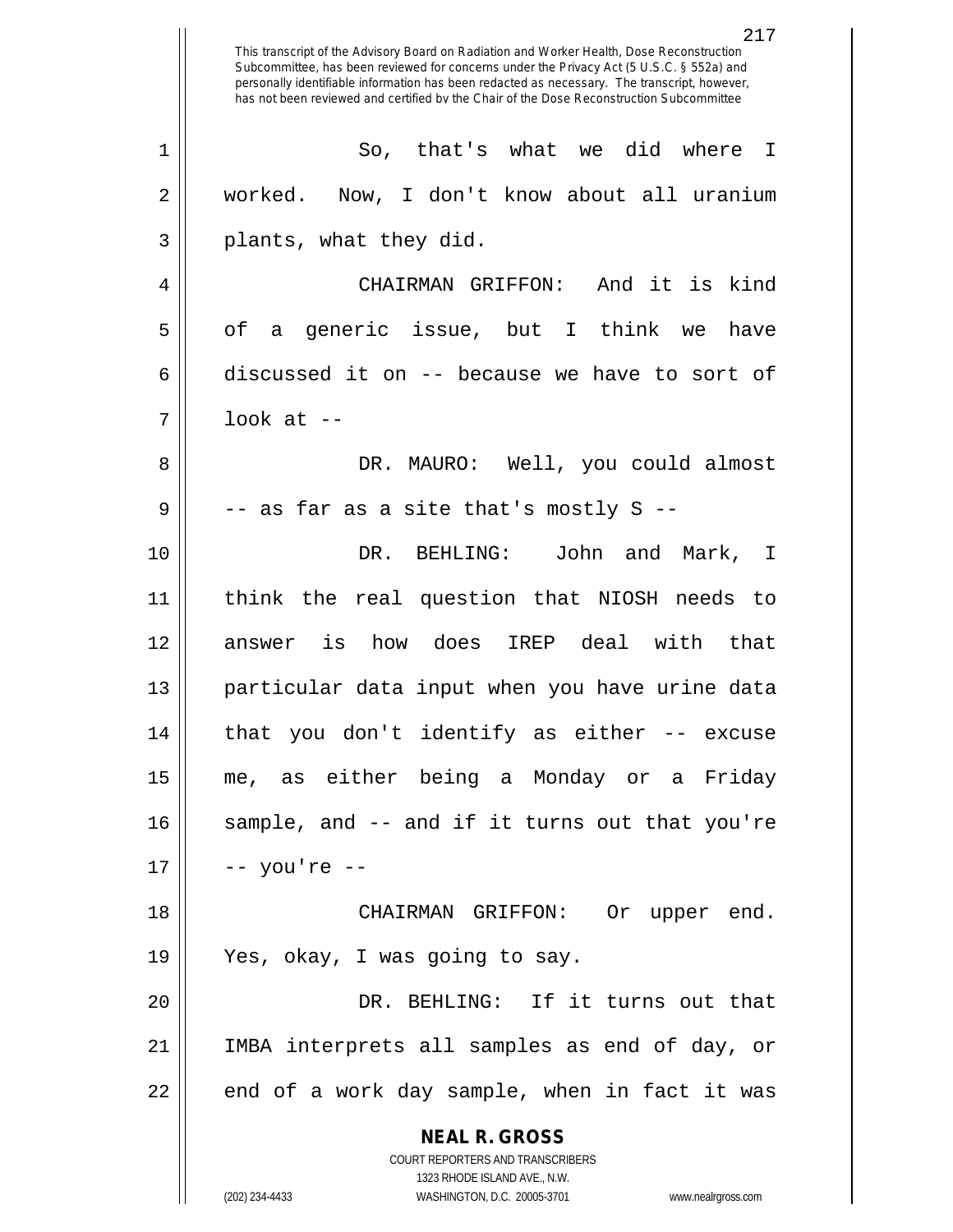So, that's what we did where I worked. Now, I don't know about all uranium plants, what they did.

CHAIRMAN GRIFFON: And it is kind of a generic issue, but I think we have discussed it on -- because we have to sort of look at --

DR. MAURO: Well, you could almost -- as far as a site that's mostly S --

DR. BEHLING: John and Mark, I think the real question that NIOSH needs to answer is how does IREP deal with that particular data input when you have urine data that you don't identify as either -- excuse me, as either being a Monday or a Friday sample, and -- and if it turns out that you're -- you're --

CHAIRMAN GRIFFON: Or upper end. Yes, okay, I was going to say.

DR. BEHLING: If it turns out that IMBA interprets all samples as end of day, or end of a work day sample, when in fact it was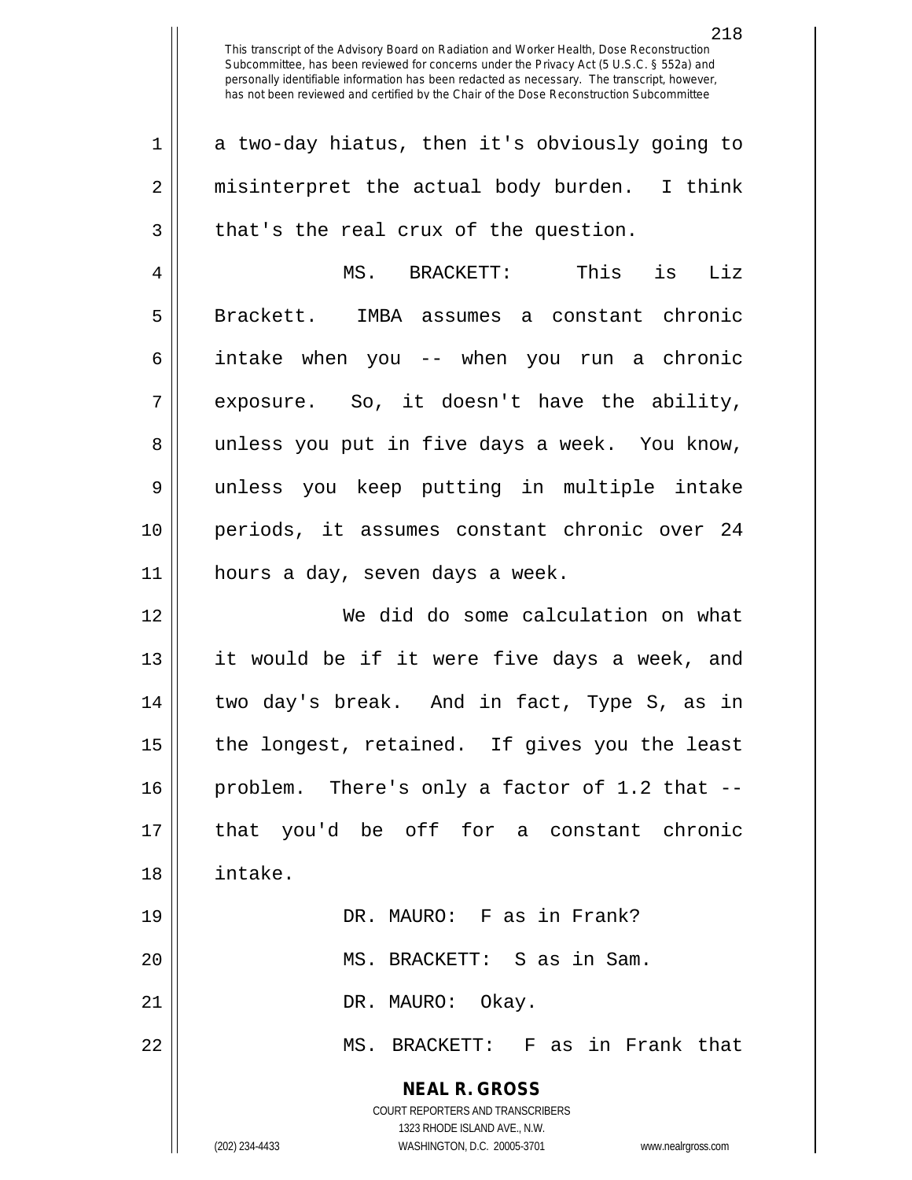a two-day hiatus, then it's obviously going to misinterpret the actual body burden. I think that's the real crux of the question.

MS. BRACKETT: This is Liz Brackett. IMBA assumes a constant chronic intake when you -- when you run a chronic exposure. So, it doesn't have the ability, unless you put in five days a week. You know, unless you keep putting in multiple intake periods, it assumes constant chronic over 24 hours a day, seven days a week.

We did do some calculation on what it would be if it were five days a week, and two day's break. And in fact, Type S, as in the longest, retained. If gives you the least problem. There's only a factor of 1.2 that -- that you'd be off for a constant chronic intake.

DR. MAURO: F as in Frank?

MS. BRACKETT: S as in Sam.

DR. MAURO: Okay.

MS. BRACKETT: F as in Frank that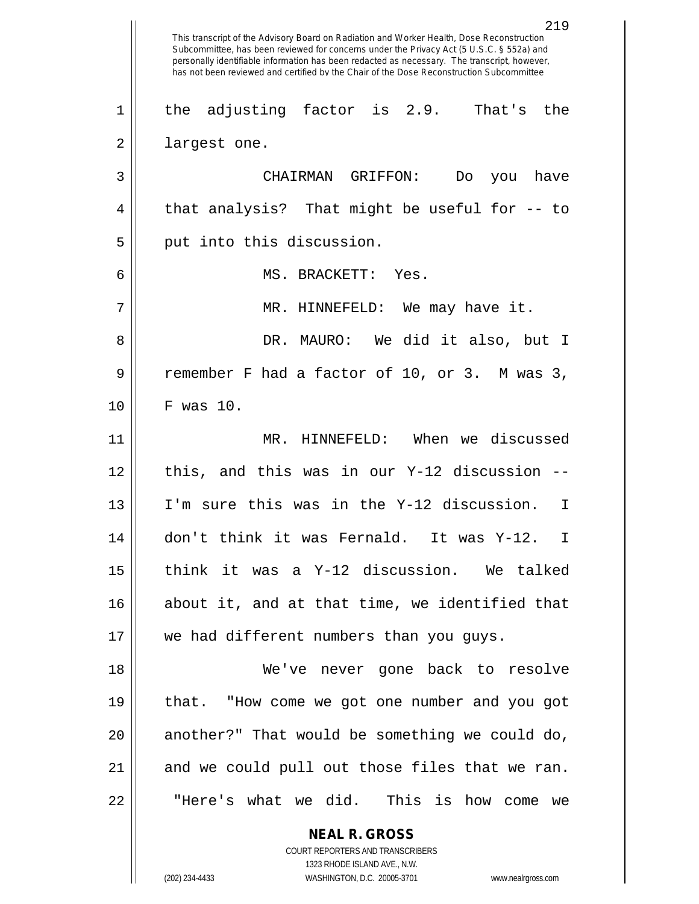This transcript of the Advisory Board on Radiation and Worker Health, Dose Reconstruction Subcommittee, has been reviewed for concerns under the Privacy Act (5 U.S.C. § 552a) and personally identifiable information has been redacted as necessary. The transcript, however, has not been reviewed and certified by the Chair of the Dose Reconstruction Subcommittee

the adjusting factor is 2.9. That's the largest one.

CHAIRMAN GRIFFON: Do you have that analysis? That might be useful for -- to put into this discussion.

MS. BRACKETT: Yes.

MR. HINNEFELD: We may have it.

DR. MAURO: We did it also, but I remember F had a factor of 10, or 3. M was 3, F was 10.

MR. HINNEFELD: When we discussed this, and this was in our Y-12 discussion -- I'm sure this was in the Y-12 discussion. I don't think it was Fernald. It was Y-12. I think it was a Y-12 discussion. We talked about it, and at that time, we identified that we had different numbers than you guys.

We've never gone back to resolve that. "How come we got one number and you got another?" That would be something we could do, and we could pull out those files that we ran. "Here's what we did. This is how come we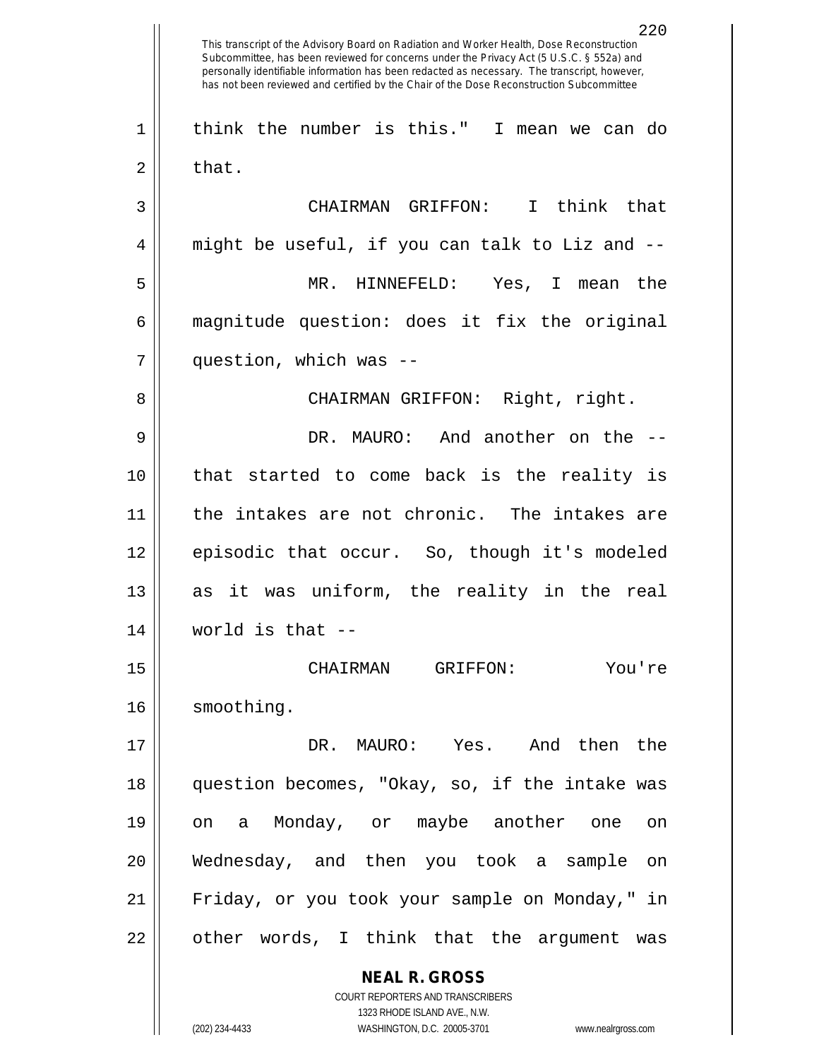think the number is this." I mean we can do that.

CHAIRMAN GRIFFON: I think that might be useful, if you can talk to Liz and --

MR. HINNEFELD: Yes, I mean the magnitude question: does it fix the original question, which was --

CHAIRMAN GRIFFON: Right, right.

DR. MAURO: And another on the -- that started to come back is the reality is the intakes are not chronic. The intakes are episodic that occur. So, though it's modeled as it was uniform, the reality in the real world is that --

CHAIRMAN GRIFFON: You're smoothing.

DR. MAURO: Yes. And then the question becomes, "Okay, so, if the intake was on a Monday, or maybe another one on Wednesday, and then you took a sample on Friday, or you took your sample on Monday," in other words, I think that the argument was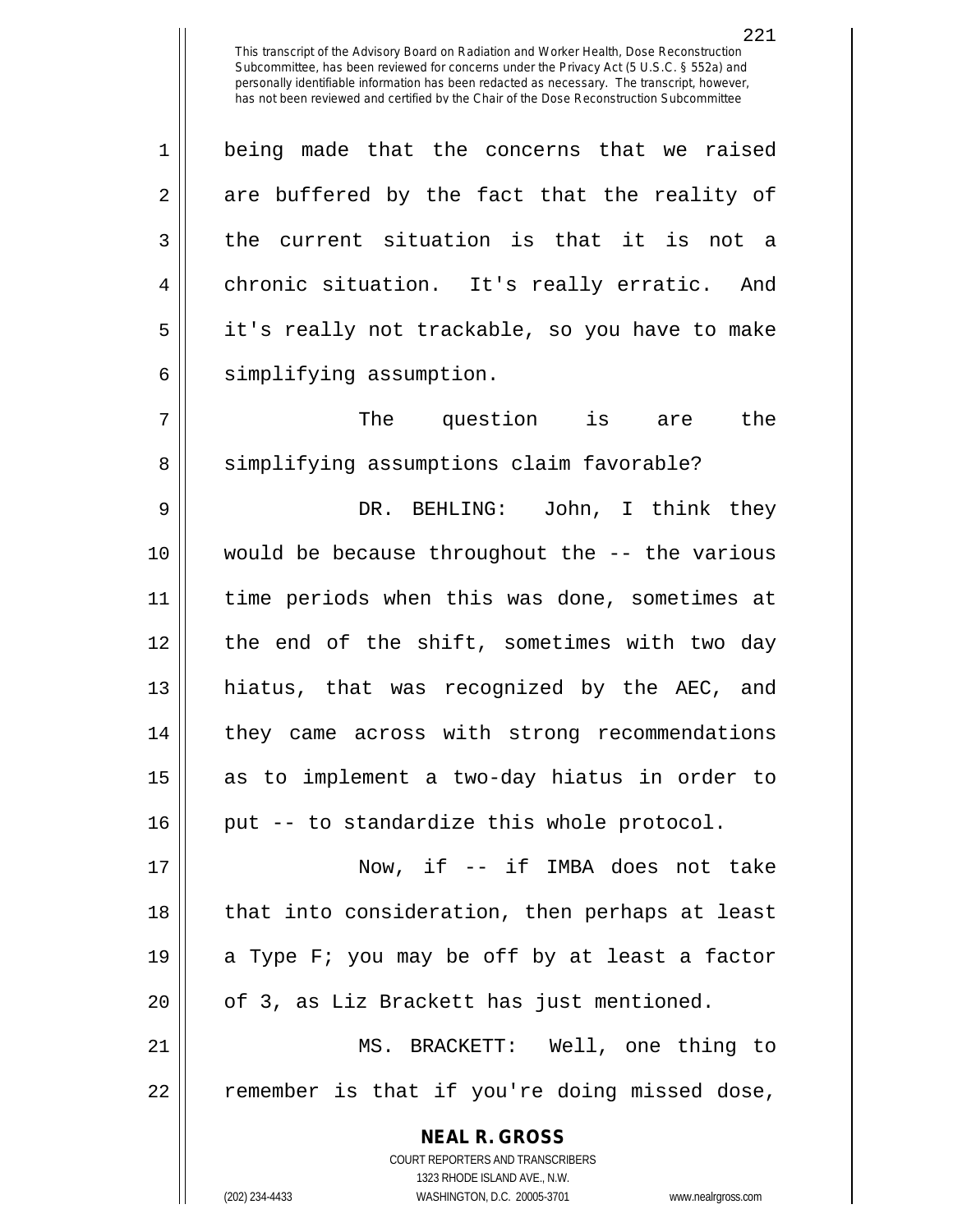being made that the concerns that we raised are buffered by the fact that the reality of the current situation is that it is not a chronic situation. It's really erratic. And it's really not trackable, so you have to make simplifying assumption.

The question is are the simplifying assumptions claim favorable?

DR. BEHLING: John, I think they would be because throughout the -- the various time periods when this was done, sometimes at the end of the shift, sometimes with two day hiatus, that was recognized by the AEC, and they came across with strong recommendations as to implement a two-day hiatus in order to put -- to standardize this whole protocol.

Now, if -- if IMBA does not take that into consideration, then perhaps at least a Type F; you may be off by at least a factor of 3, as Liz Brackett has just mentioned.

MS. BRACKETT: Well, one thing to remember is that if you're doing missed dose,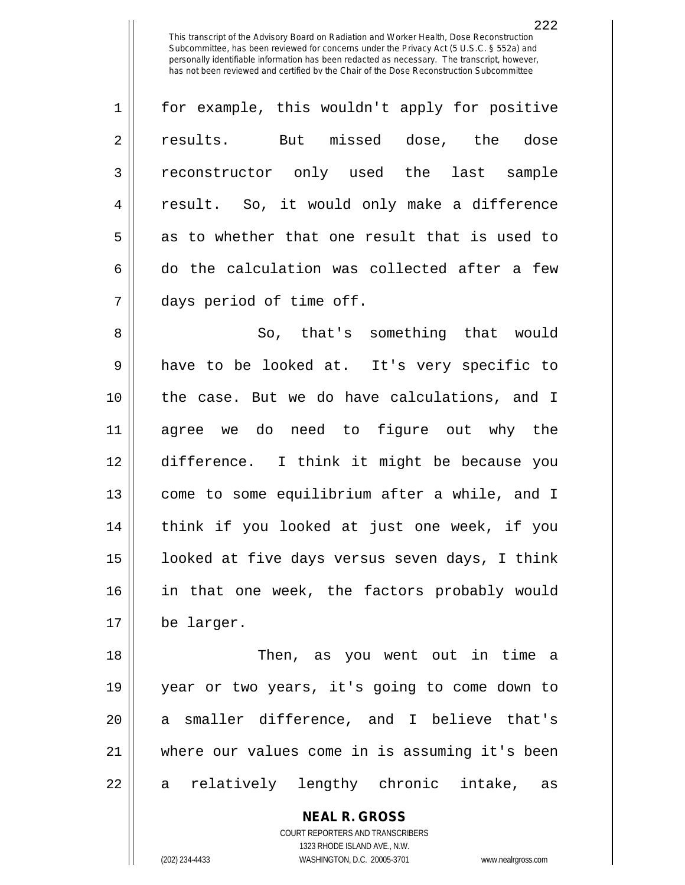for example, this wouldn't apply for positive results. But missed dose, the dose reconstructor only used the last sample result. So, it would only make a difference as to whether that one result that is used to do the calculation was collected after a few days period of time off.

So, that's something that would have to be looked at. It's very specific to the case. But we do have calculations, and I agree we do need to figure out why the difference. I think it might be because you come to some equilibrium after a while, and I think if you looked at just one week, if you looked at five days versus seven days, I think in that one week, the factors probably would be larger.

Then, as you went out in time a year or two years, it's going to come down to a smaller difference, and I believe that's where our values come in is assuming it's been a relatively lengthy chronic intake, as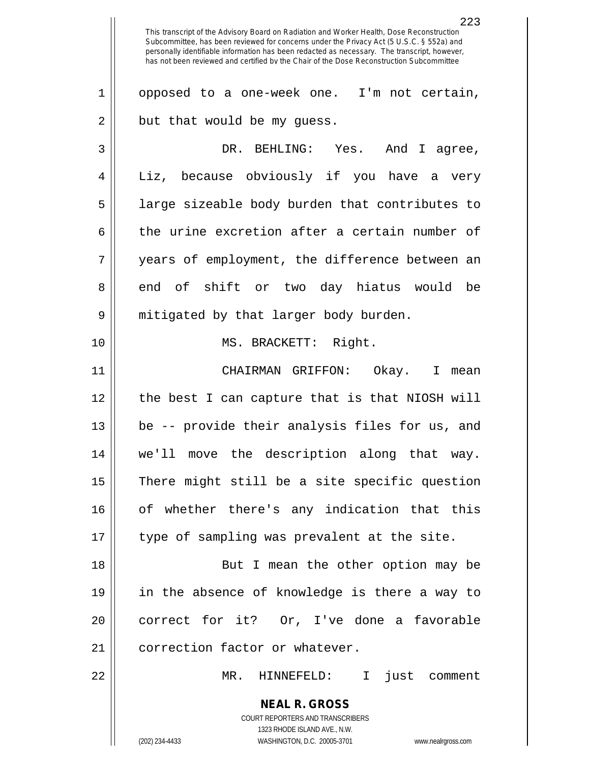opposed to a one-week one. I'm not certain, but that would be my guess.

DR. BEHLING: Yes. And I agree, Liz, because obviously if you have a very large sizeable body burden that contributes to the urine excretion after a certain number of years of employment, the difference between an end of shift or two day hiatus would be mitigated by that larger body burden.

MS. BRACKETT: Right.

CHAIRMAN GRIFFON: Okay. I mean the best I can capture that is that NIOSH will be -- provide their analysis files for us, and we'll move the description along that way. There might still be a site specific question of whether there's any indication that this type of sampling was prevalent at the site.

But I mean the other option may be in the absence of knowledge is there a way to correct for it? Or, I've done a favorable correction factor or whatever.

MR. HINNEFELD: I just comment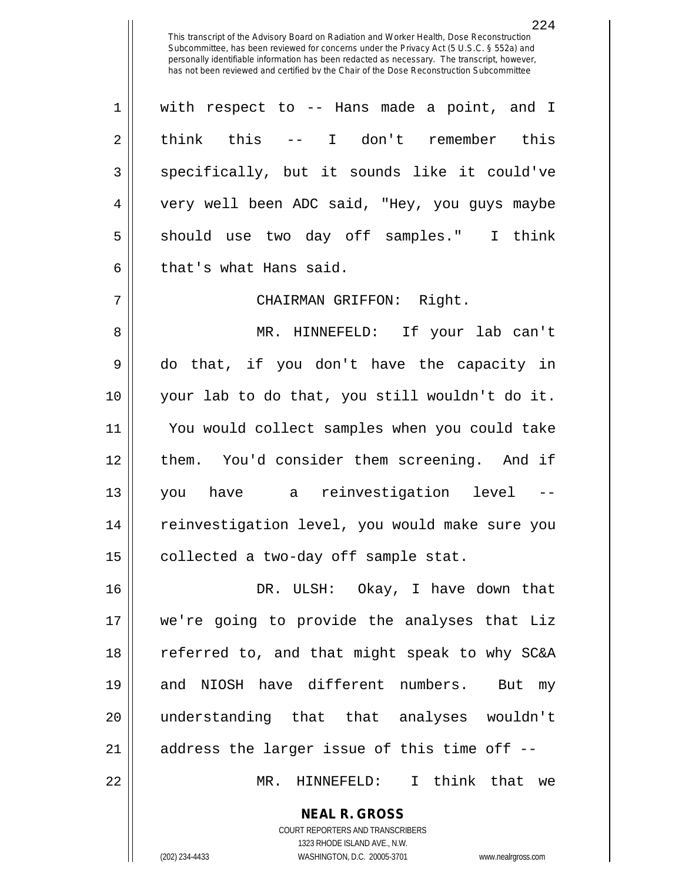with respect to -- Hans made a point, and I think this -- I don't remember this specifically, but it sounds like it could've very well been ADC said, "Hey, you guys maybe should use two day off samples." I think that's what Hans said.

CHAIRMAN GRIFFON: Right.

MR. HINNEFELD: If your lab can't do that, if you don't have the capacity in your lab to do that, you still wouldn't do it. You would collect samples when you could take them. You'd consider them screening. And if you have a reinvestigation level -- reinvestigation level, you would make sure you collected a two-day off sample stat.

DR. ULSH: Okay, I have down that we're going to provide the analyses that Liz referred to, and that might speak to why SC&A and NIOSH have different numbers. But my understanding that that analyses wouldn't address the larger issue of this time off --

MR. HINNEFELD: I think that we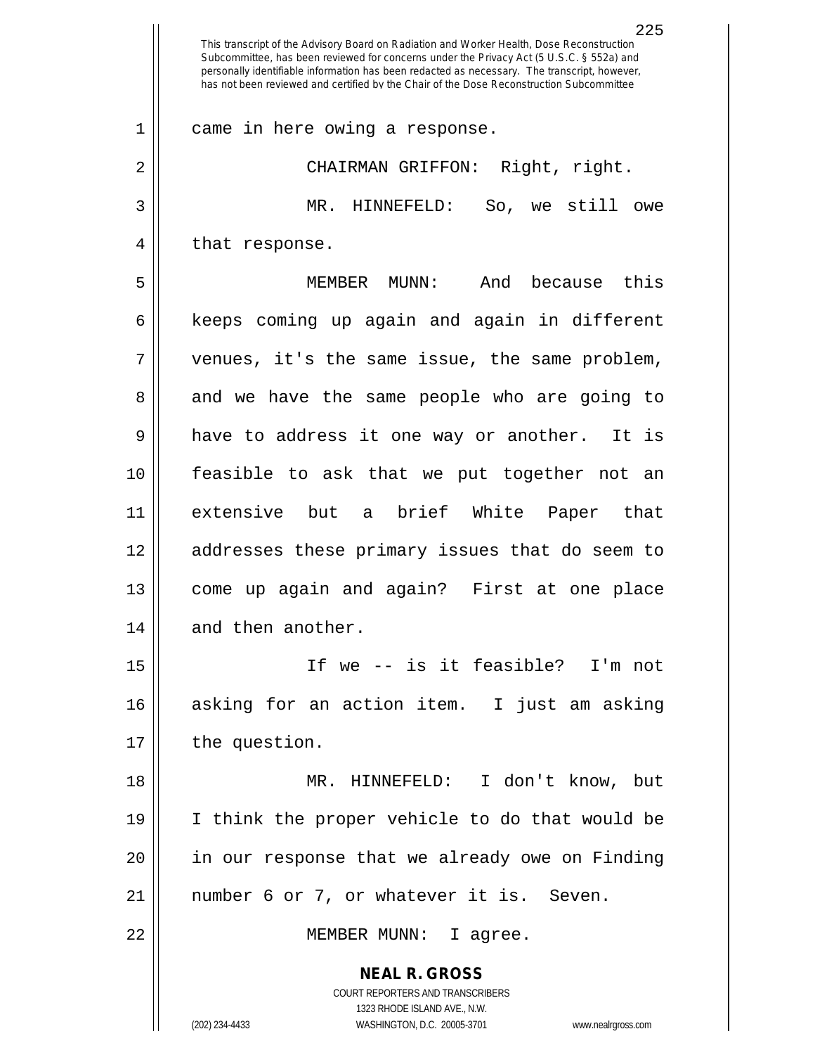came in here owing a response.

CHAIRMAN GRIFFON: Right, right.

MR. HINNEFELD: So, we still owe that response.

MEMBER MUNN: And because this keeps coming up again and again in different venues, it's the same issue, the same problem, and we have the same people who are going to have to address it one way or another. It is feasible to ask that we put together not an extensive but a brief White Paper that addresses these primary issues that do seem to come up again and again? First at one place and then another.

If we -- is it feasible? I'm not asking for an action item. I just am asking the question.

MR. HINNEFELD: I don't know, but I think the proper vehicle to do that would be in our response that we already owe on Finding number 6 or 7, or whatever it is. Seven.

MEMBER MUNN: I agree.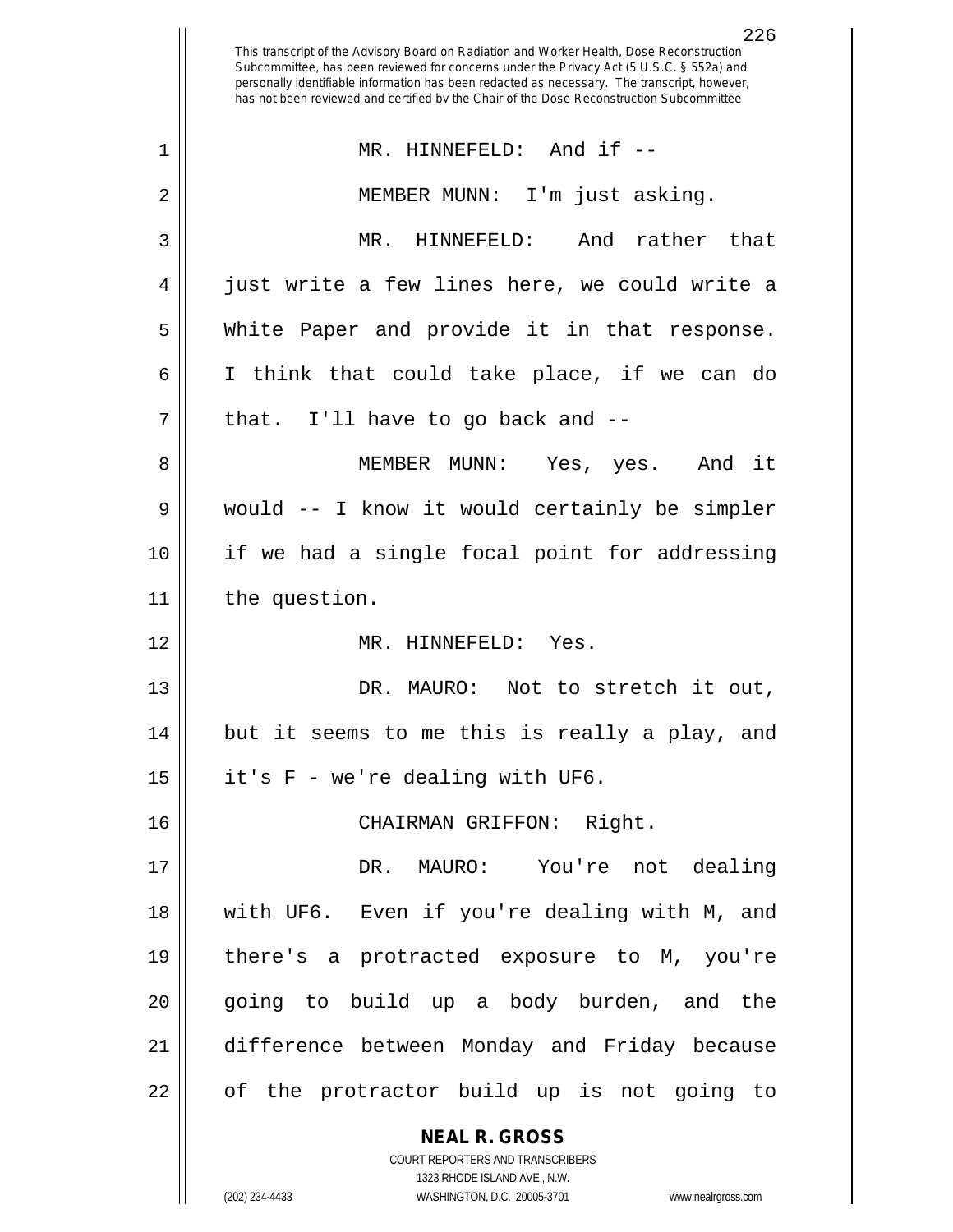This transcript of the Advisory Board on Radiation and Worker Health, Dose Reconstruction Subcommittee, has been reviewed for concerns under the Privacy Act (5 U.S.C. § 552a) and personally identifiable information has been redacted as necessary. The transcript, however, has not been reviewed and certified by the Chair of the Dose Reconstruction Subcommittee

MR. HINNEFELD: And if --

MEMBER MUNN: I'm just asking.

MR. HINNEFELD: And rather that just write a few lines here, we could write a White Paper and provide it in that response. I think that could take place, if we can do that. I'll have to go back and --

MEMBER MUNN: Yes, yes. And it would -- I know it would certainly be simpler if we had a single focal point for addressing the question.

MR. HINNEFELD: Yes.

DR. MAURO: Not to stretch it out, but it seems to me this is really a play, and it's F - we're dealing with UF6.

CHAIRMAN GRIFFON: Right.

DR. MAURO: You're not dealing with UF6. Even if you're dealing with M, and there's a protracted exposure to M, you're going to build up a body burden, and the difference between Monday and Friday because of the protractor build up is not going to

**NEAL R. GROSS**
COURT REPORTERS AND TRANSCRIBERS
1323 RHODE ISLAND AVE., N.W.
(202) 234-4433 WASHINGTON, D.C. 20005-3701 www.nealrgross.com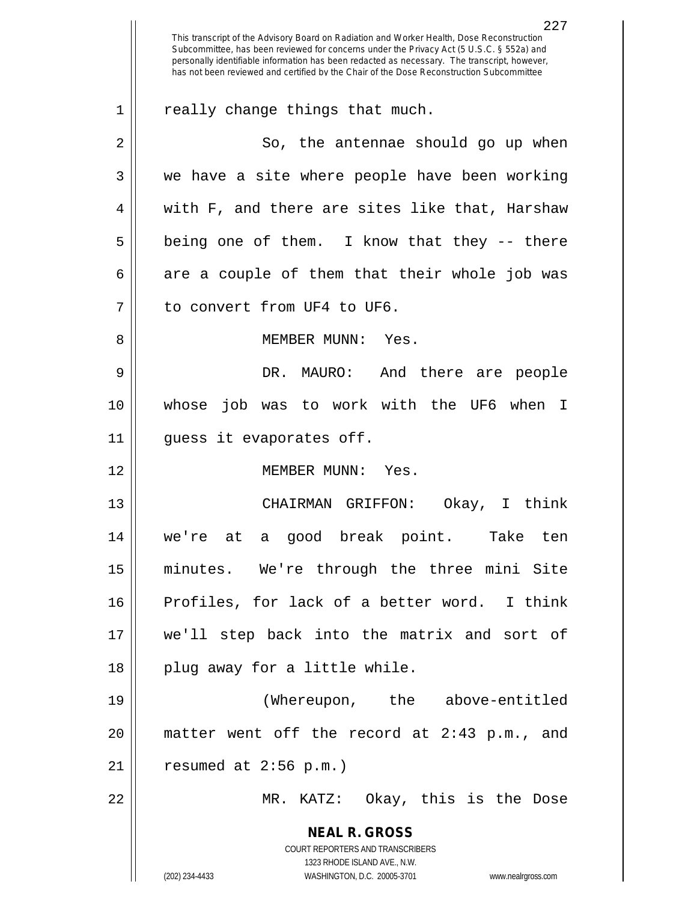This transcript of the Advisory Board on Radiation and Worker Health, Dose Reconstruction Subcommittee, has been reviewed for concerns under the Privacy Act (5 U.S.C. § 552a) and personally identifiable information has been redacted as necessary. The transcript, however, has not been reviewed and certified by the Chair of the Dose Reconstruction Subcommittee

really change things that much.

So, the antennae should go up when we have a site where people have been working with F, and there are sites like that, Harshaw being one of them. I know that they -- there are a couple of them that their whole job was to convert from $UF_4$ to $UF_6$.

MEMBER MUNN: Yes.

DR. MAURO: And there are people whose job was to work with the $UF_6$ when I guess it evaporates off.

MEMBER MUNN: Yes.

CHAIRMAN GRIFFON: Okay, I think we're at a good break point. Take ten minutes. We're through the three mini Site Profiles, for lack of a better word. I think we'll step back into the matrix and sort of plug away for a little while.

(Whereupon, the above-entitled matter went off the record at 2:43 p.m., and resumed at 2:56 p.m.)

MR. KATZ: Okay, this is the Dose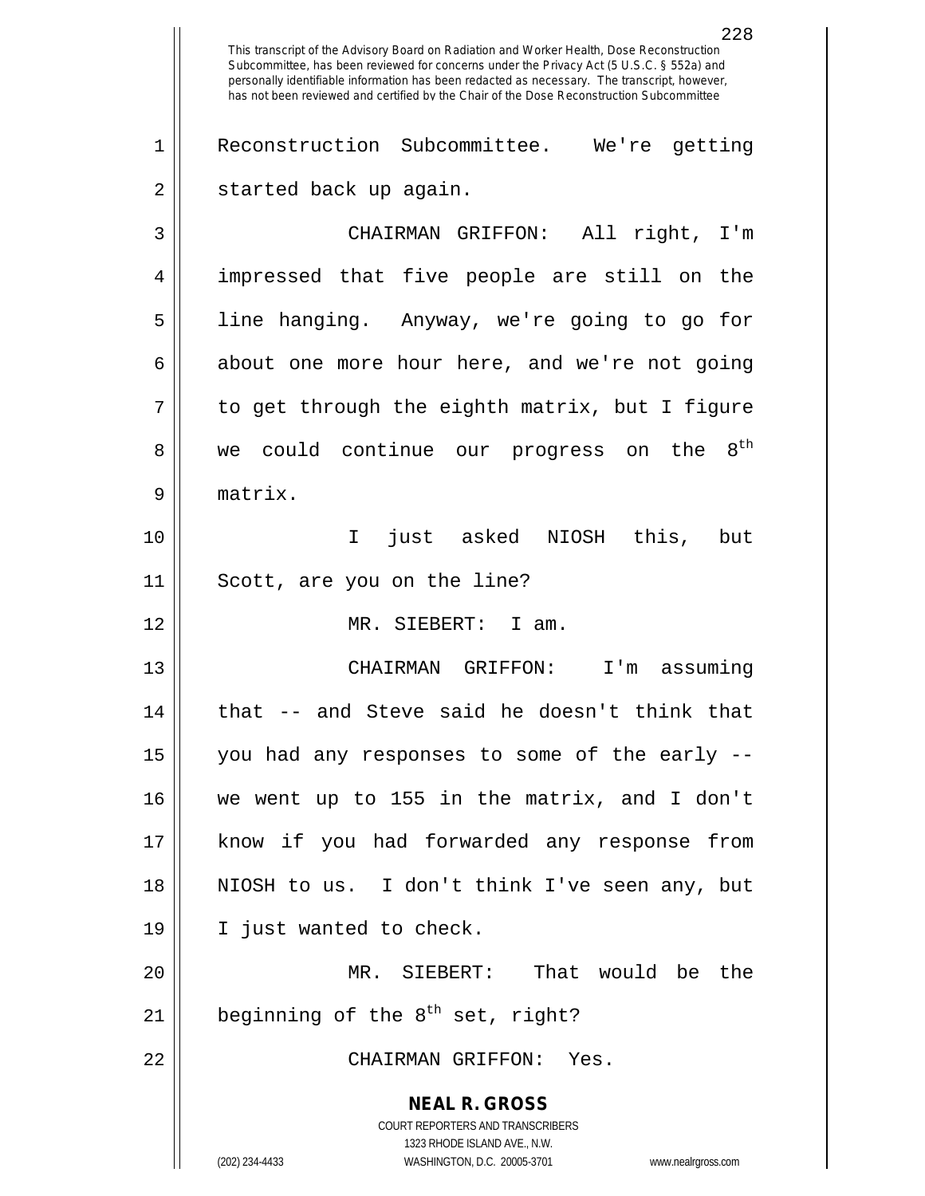This transcript of the Advisory Board on Radiation and Worker Health, Dose Reconstruction Subcommittee, has been reviewed for concerns under the Privacy Act (5 U.S.C. § 552a) and personally identifiable information has been redacted as necessary. The transcript, however, has not been reviewed and certified by the Chair of the Dose Reconstruction Subcommittee

Reconstruction Subcommittee. We're getting started back up again.

CHAIRMAN GRIFFON: All right, I'm impressed that five people are still on the line hanging. Anyway, we're going to go for about one more hour here, and we're not going to get through the eighth matrix, but I figure we could continue our progress on the $8^{th}$ matrix.

I just asked NIOSH this, but Scott, are you on the line?

MR. SIEBERT: I am.

CHAIRMAN GRIFFON: I'm assuming that -- and Steve said he doesn't think that you had any responses to some of the early -- we went up to 155 in the matrix, and I don't know if you had forwarded any response from NIOSH to us. I don't think I've seen any, but I just wanted to check.

MR. SIEBERT: That would be the beginning of the $8^{th}$ set, right?

CHAIRMAN GRIFFON: Yes.

**NEAL R. GROSS**
COURT REPORTERS AND TRANSCRIBERS
1323 RHODE ISLAND AVE., N.W.
(202) 234-4433 WASHINGTON, D.C. 20005-3701 www.nealrgross.com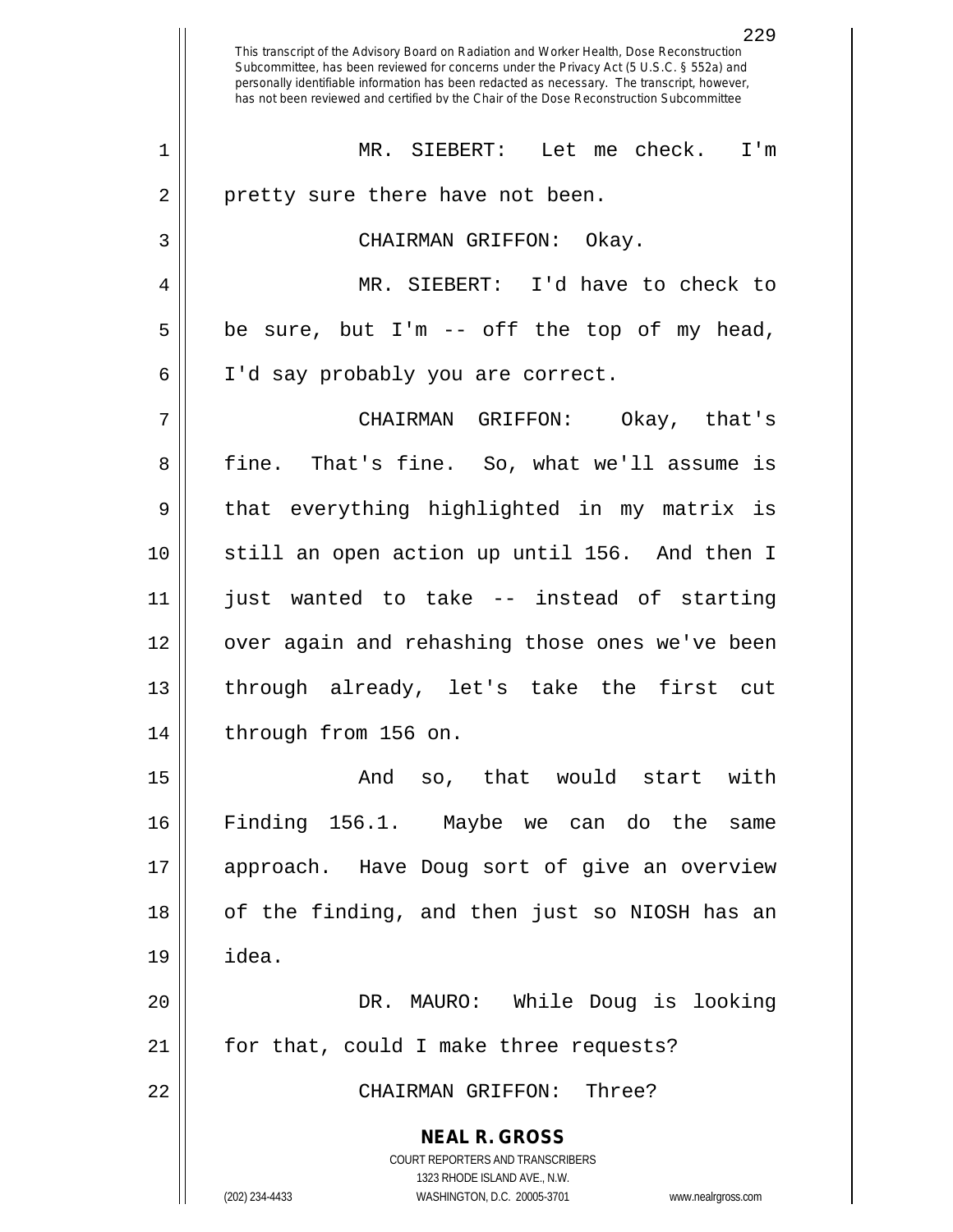This transcript of the Advisory Board on Radiation and Worker Health, Dose Reconstruction Subcommittee, has been reviewed for concerns under the Privacy Act (5 U.S.C. § 552a) and personally identifiable information has been redacted as necessary. The transcript, however, has not been reviewed and certified by the Chair of the Dose Reconstruction Subcommittee

MR. SIEBERT: Let me check. I'm pretty sure there have not been.

CHAIRMAN GRIFFON: Okay.

MR. SIEBERT: I'd have to check to be sure, but I'm -- off the top of my head, I'd say probably you are correct.

CHAIRMAN GRIFFON: Okay, that's fine. That's fine. So, what we'll assume is that everything highlighted in my matrix is still an open action up until 156. And then I just wanted to take -- instead of starting over again and rehashing those ones we've been through already, let's take the first cut through from 156 on.

And so, that would start with Finding 156.1. Maybe we can do the same approach. Have Doug sort of give an overview of the finding, and then just so NIOSH has an idea.

DR. MAURO: While Doug is looking for that, could I make three requests?

CHAIRMAN GRIFFON: Three?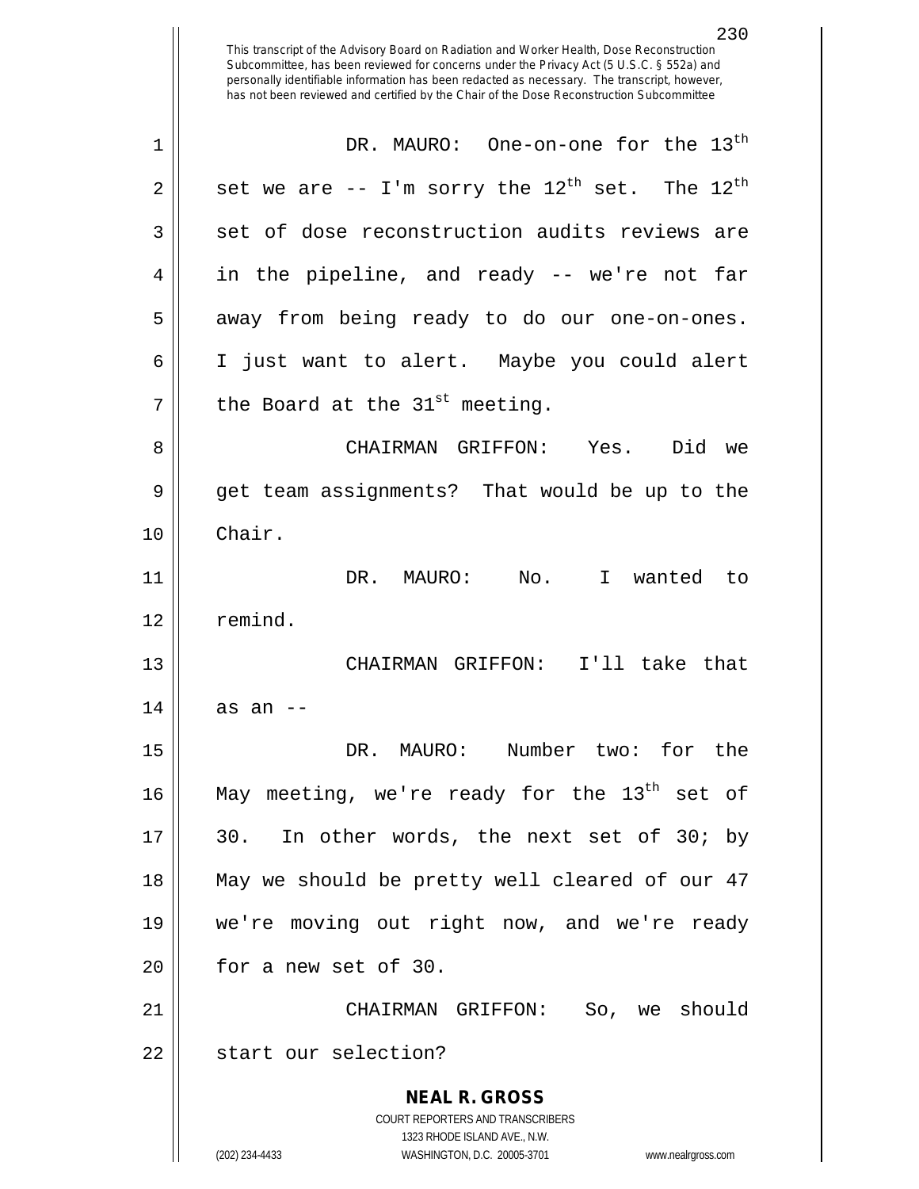DR. MAURO: One-on-one for the 13th set we are -- I'm sorry the 12th set. The 12th set of dose reconstruction audits reviews are in the pipeline, and ready -- we're not far away from being ready to do our one-on-ones. I just want to alert. Maybe you could alert the Board at the 31st meeting.

CHAIRMAN GRIFFON: Yes. Did we get team assignments? That would be up to the Chair.

DR. MAURO: No. I wanted to remind.

CHAIRMAN GRIFFON: I'll take that as an --

DR. MAURO: Number two: for the May meeting, we're ready for the 13th set of 30. In other words, the next set of 30; by May we should be pretty well cleared of our 47 we're moving out right now, and we're ready for a new set of 30.

CHAIRMAN GRIFFON: So, we should start our selection?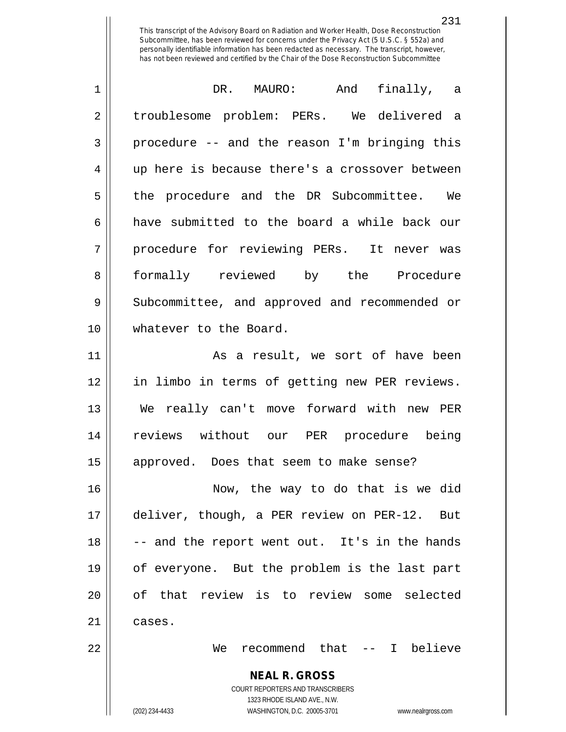DR. MAURO: And finally, a troublesome problem: PERs. We delivered a procedure -- and the reason I'm bringing this up here is because there's a crossover between the procedure and the DR Subcommittee. We have submitted to the board a while back our procedure for reviewing PERs. It never was formally reviewed by the Procedure Subcommittee, and approved and recommended or whatever to the Board.

As a result, we sort of have been in limbo in terms of getting new PER reviews. We really can't move forward with new PER reviews without our PER procedure being approved. Does that seem to make sense?

Now, the way to do that is we did deliver, though, a PER review on PER-12. But -- and the report went out. It's in the hands of everyone. But the problem is the last part of that review is to review some selected cases.

We recommend that -- I believe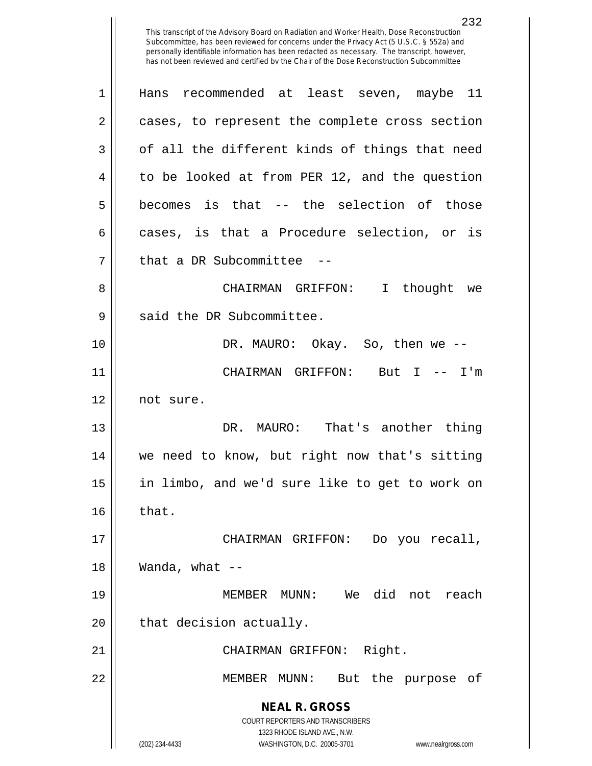Hans recommended at least seven, maybe 11 cases, to represent the complete cross section of all the different kinds of things that need to be looked at from PER 12, and the question becomes is that -- the selection of those cases, is that a Procedure selection, or is that a DR Subcommittee --

CHAIRMAN GRIFFON: I thought we said the DR Subcommittee.

DR. MAURO: Okay. So, then we --

CHAIRMAN GRIFFON: But I -- I'm not sure.

DR. MAURO: That's another thing we need to know, but right now that's sitting in limbo, and we'd sure like to get to work on that.

CHAIRMAN GRIFFON: Do you recall, Wanda, what --

MEMBER MUNN: We did not reach that decision actually.

CHAIRMAN GRIFFON: Right.

MEMBER MUNN: But the purpose of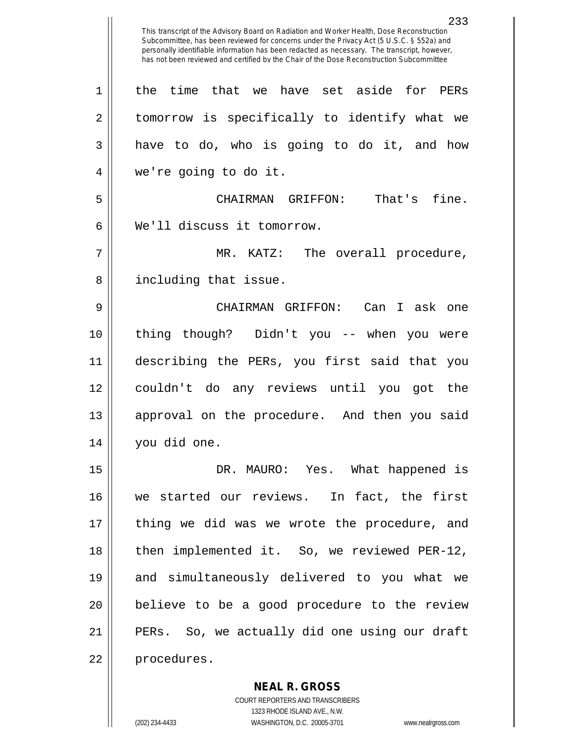the time that we have set aside for PERs tomorrow is specifically to identify what we have to do, who is going to do it, and how we're going to do it.

CHAIRMAN GRIFFON: That's fine. We'll discuss it tomorrow.

MR. KATZ: The overall procedure, including that issue.

CHAIRMAN GRIFFON: Can I ask one thing though? Didn't you -- when you were describing the PERs, you first said that you couldn't do any reviews until you got the approval on the procedure. And then you said you did one.

DR. MAURO: Yes. What happened is we started our reviews. In fact, the first thing we did was we wrote the procedure, and then implemented it. So, we reviewed PER-12, and simultaneously delivered to you what we believe to be a good procedure to the review PERs. So, we actually did one using our draft procedures.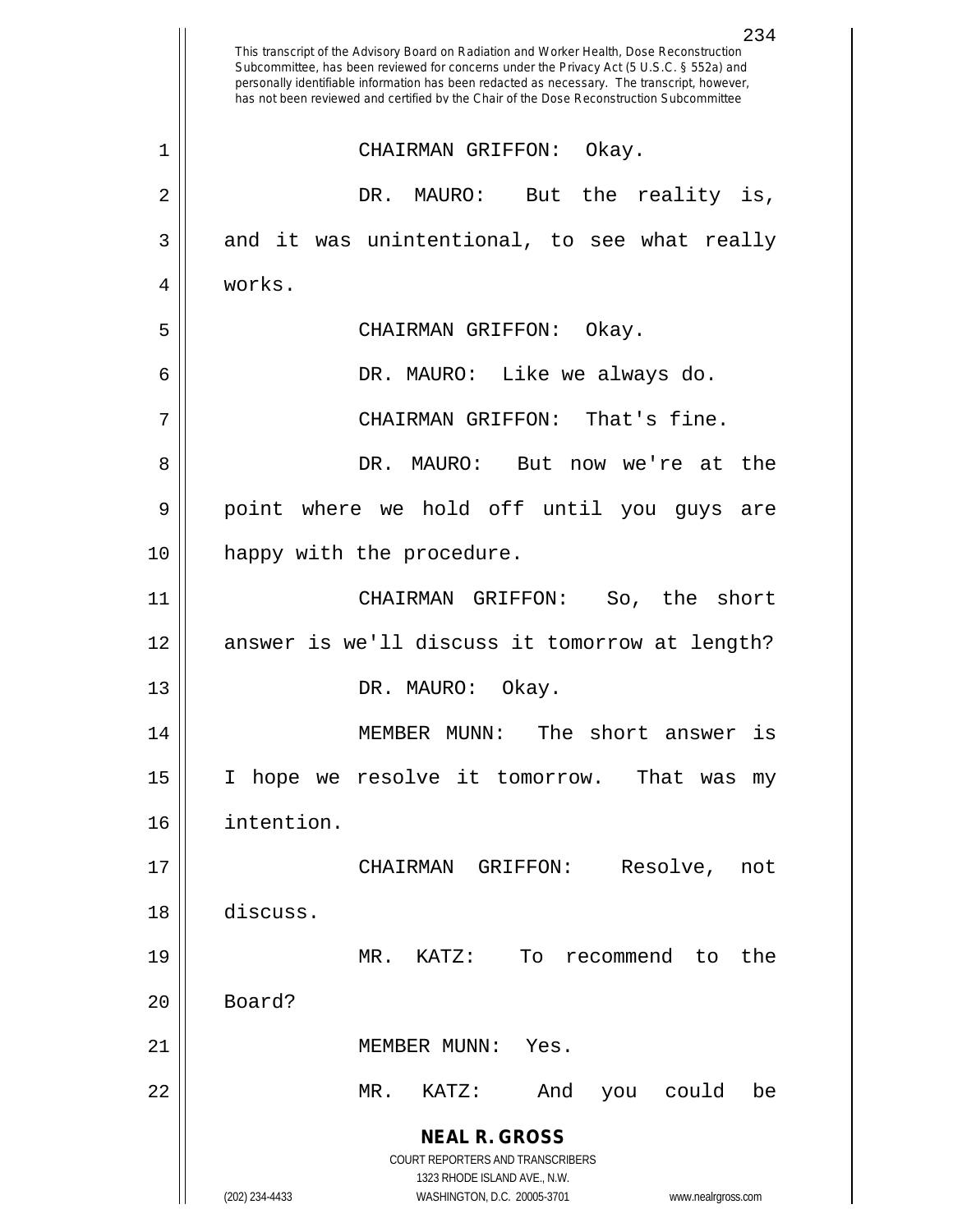CHAIRMAN GRIFFON: Okay.

DR. MAURO: But the reality is, and it was unintentional, to see what really works.

CHAIRMAN GRIFFON: Okay.

DR. MAURO: Like we always do.

CHAIRMAN GRIFFON: That's fine.

DR. MAURO: But now we're at the point where we hold off until you guys are happy with the procedure.

CHAIRMAN GRIFFON: So, the short answer is we'll discuss it tomorrow at length?

DR. MAURO: Okay.

MEMBER MUNN: The short answer is I hope we resolve it tomorrow. That was my intention.

CHAIRMAN GRIFFON: Resolve, not discuss.

MR. KATZ: To recommend to the Board?

MEMBER MUNN: Yes.

MR. KATZ: And you could be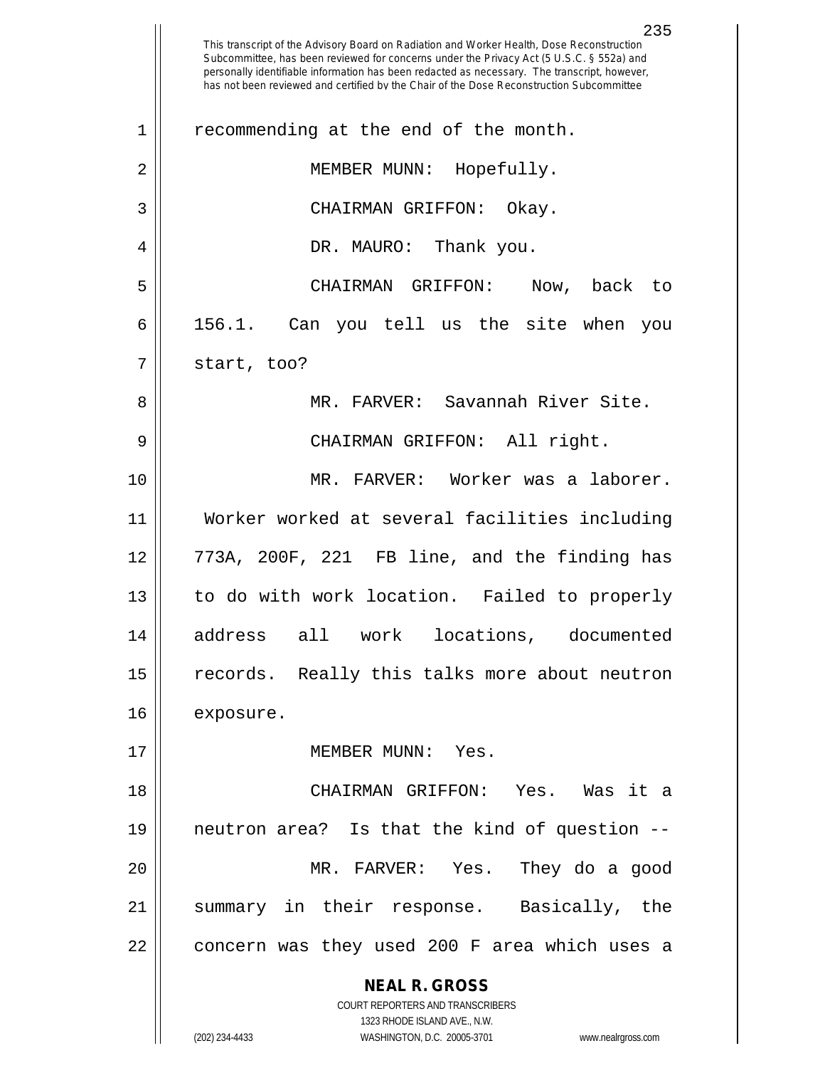This transcript of the Advisory Board on Radiation and Worker Health, Dose Reconstruction Subcommittee, has been reviewed for concerns under the Privacy Act (5 U.S.C. § 552a) and personally identifiable information has been redacted as necessary. The transcript, however, has not been reviewed and certified by the Chair of the Dose Reconstruction Subcommittee

1 recommending at the end of the month.

2 MEMBER MUNN: Hopefully.

3 CHAIRMAN GRIFFON: Okay.

4 DR. MAURO: Thank you.

5 CHAIRMAN GRIFFON: Now, back to

6 156.1. Can you tell us the site when you

7 start, too?

8 MR. FARVER: Savannah River Site.

9 CHAIRMAN GRIFFON: All right.

10 MR. FARVER: Worker was a laborer.

11 Worker worked at several facilities including

12 773A, 200F, 221 FB line, and the finding has

13 to do with work location. Failed to properly

14 address all work locations, documented

15 records. Really this talks more about neutron

16 exposure.

17 MEMBER MUNN: Yes.

18 CHAIRMAN GRIFFON: Yes. Was it a

19 neutron area? Is that the kind of question --

20 MR. FARVER: Yes. They do a good

21 summary in their response. Basically, the

22 concern was they used 200 F area which uses a

**NEAL R. GROSS**
COURT REPORTERS AND TRANSCRIBERS
1323 RHODE ISLAND AVE., N.W.
(202) 234-4433 WASHINGTON, D.C. 20005-3701 www.nealrgross.com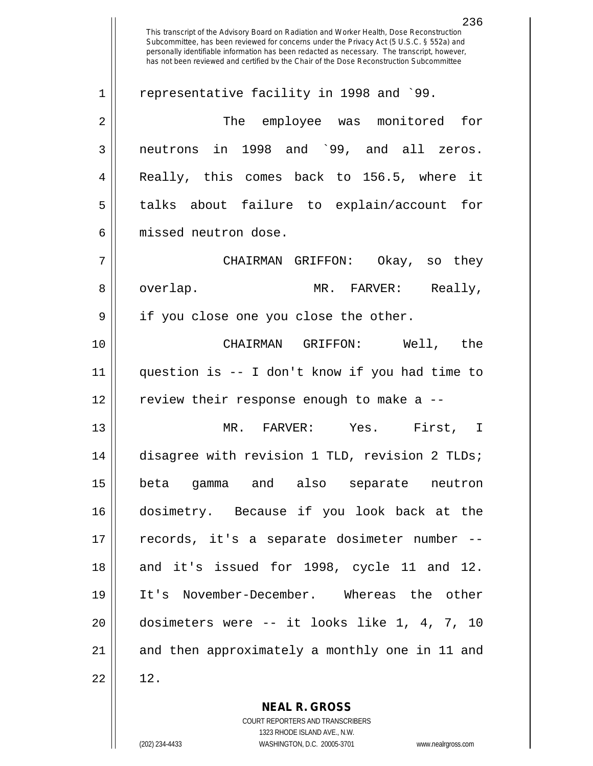This transcript of the Advisory Board on Radiation and Worker Health, Dose Reconstruction Subcommittee, has been reviewed for concerns under the Privacy Act (5 U.S.C. § 552a) and personally identifiable information has been redacted as necessary. The transcript, however, has not been reviewed and certified by the Chair of the Dose Reconstruction Subcommittee

representative facility in 1998 and `99.

The employee was monitored for neutrons in 1998 and `99, and all zeros. Really, this comes back to 156.5, where it talks about failure to explain/account for missed neutron dose.

CHAIRMAN GRIFFON: Okay, so they overlap.

MR. FARVER: Really, if you close one you close the other.

CHAIRMAN GRIFFON: Well, the question is -- I don't know if you had time to review their response enough to make a --

MR. FARVER: Yes. First, I disagree with revision 1 TLD, revision 2 TLDs; beta gamma and also separate neutron dosimetry. Because if you look back at the records, it's a separate dosimeter number -- and it's issued for 1998, cycle 11 and 12. It's November-December. Whereas the other dosimeters were -- it looks like 1, 4, 7, 10 and then approximately a monthly one in 11 and 12.

**NEAL R. GROSS**
COURT REPORTERS AND TRANSCRIBERS
1323 RHODE ISLAND AVE., N.W.
(202) 234-4433 WASHINGTON, D.C. 20005-3701 www.nealrgross.com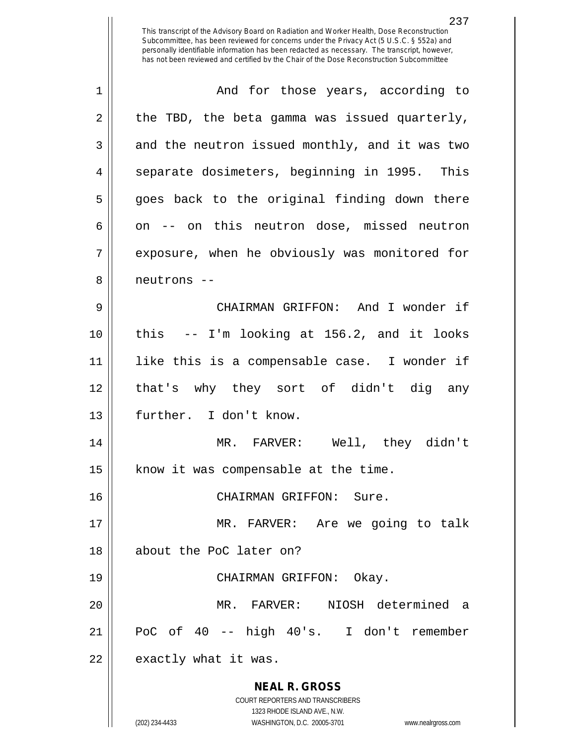This transcript of the Advisory Board on Radiation and Worker Health, Dose Reconstruction Subcommittee, has been reviewed for concerns under the Privacy Act (5 U.S.C. § 552a) and personally identifiable information has been redacted as necessary. The transcript, however, has not been reviewed and certified by the Chair of the Dose Reconstruction Subcommittee

And for those years, according to the TBD, the beta gamma was issued quarterly, and the neutron issued monthly, and it was two separate dosimeters, beginning in 1995. This goes back to the original finding down there on -- on this neutron dose, missed neutron exposure, when he obviously was monitored for neutrons --

CHAIRMAN GRIFFON: And I wonder if this -- I'm looking at 156.2, and it looks like this is a compensable case. I wonder if that's why they sort of didn't dig any further. I don't know.

MR. FARVER: Well, they didn't know it was compensable at the time.

CHAIRMAN GRIFFON: Sure.

MR. FARVER: Are we going to talk about the PoC later on?

CHAIRMAN GRIFFON: Okay.

MR. FARVER: NIOSH determined a PoC of 40 -- high 40's. I don't remember exactly what it was.

**NEAL R. GROSS**
COURT REPORTERS AND TRANSCRIBERS
1323 RHODE ISLAND AVE., N.W.
(202) 234-4433 WASHINGTON, D.C. 20005-3701 www.nealrgross.com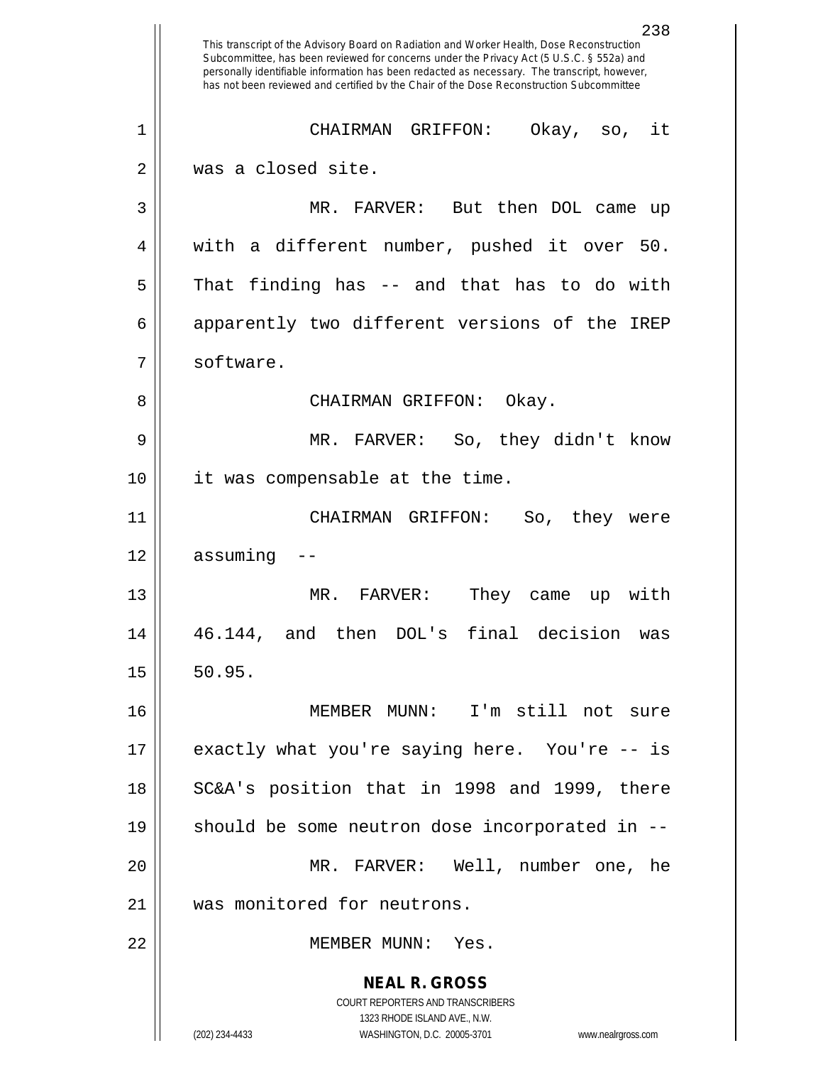CHAIRMAN GRIFFON: Okay, so, it was a closed site.

MR. FARVER: But then DOL came up with a different number, pushed it over 50. That finding has -- and that has to do with apparently two different versions of the IREP software.

CHAIRMAN GRIFFON: Okay.

MR. FARVER: So, they didn't know it was compensable at the time.

CHAIRMAN GRIFFON: So, they were assuming --

MR. FARVER: They came up with 46.144, and then DOL's final decision was 50.95.

MEMBER MUNN: I'm still not sure exactly what you're saying here. You're -- is SC&A's position that in 1998 and 1999, there should be some neutron dose incorporated in --

MR. FARVER: Well, number one, he was monitored for neutrons.

MEMBER MUNN: Yes.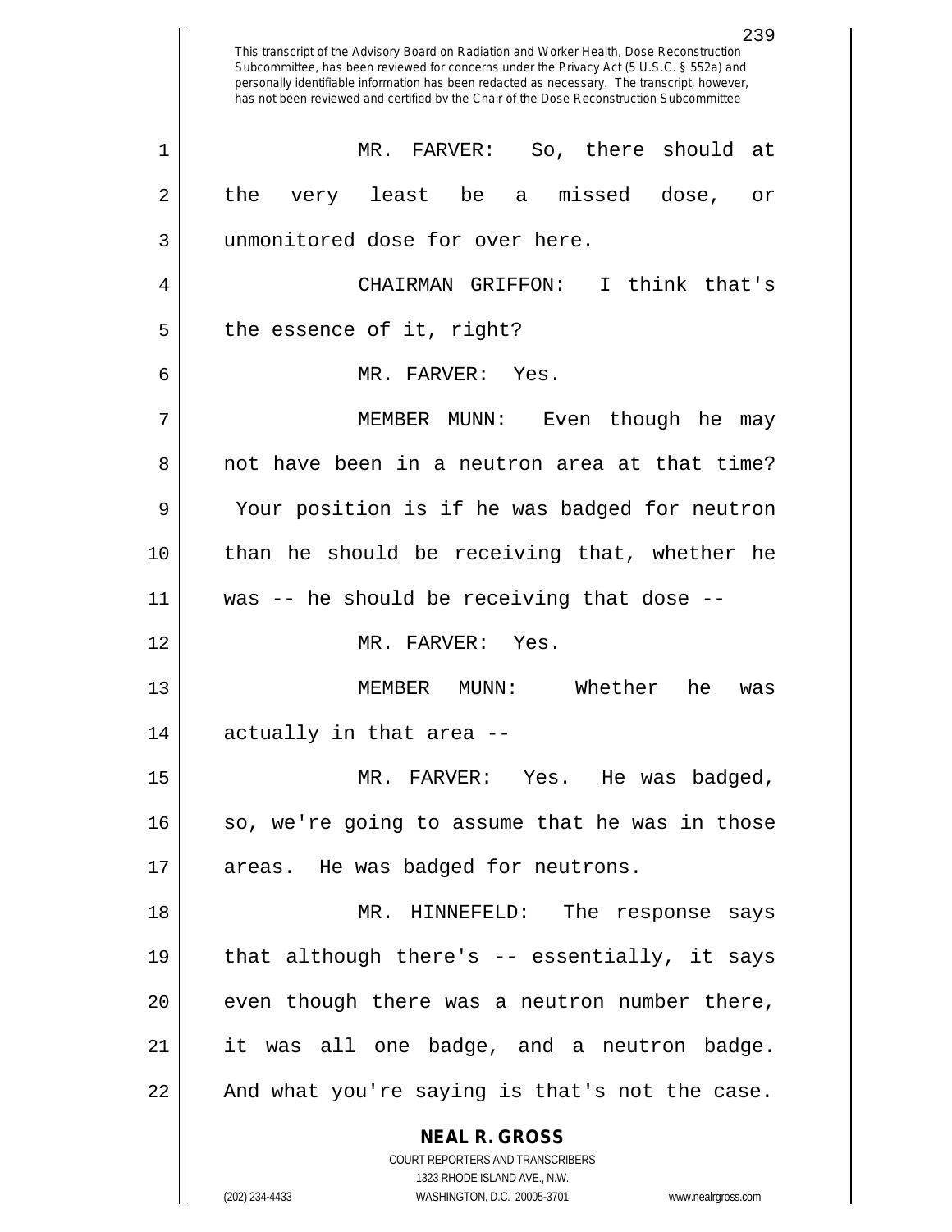This transcript of the Advisory Board on Radiation and Worker Health, Dose Reconstruction Subcommittee, has been reviewed for concerns under the Privacy Act (5 U.S.C. § 552a) and personally identifiable information has been redacted as necessary. The transcript, however, has not been reviewed and certified by the Chair of the Dose Reconstruction Subcommittee

MR. FARVER: So, there should at the very least be a missed dose, or unmonitored dose for over here.

CHAIRMAN GRIFFON: I think that's the essence of it, right?

MR. FARVER: Yes.

MEMBER MUNN: Even though he may not have been in a neutron area at that time? Your position is if he was badged for neutron than he should be receiving that, whether he was -- he should be receiving that dose --

MR. FARVER: Yes.

MEMBER MUNN: Whether he was actually in that area --

MR. FARVER: Yes. He was badged, so, we're going to assume that he was in those areas. He was badged for neutrons.

MR. HINNEFELD: The response says that although there's -- essentially, it says even though there was a neutron number there, it was all one badge, and a neutron badge. And what you're saying is that's not the case.

**NEAL R. GROSS**
COURT REPORTERS AND TRANSCRIBERS
1323 RHODE ISLAND AVE., N.W.
(202) 234-4433 WASHINGTON, D.C. 20005-3701 www.nealrgross.com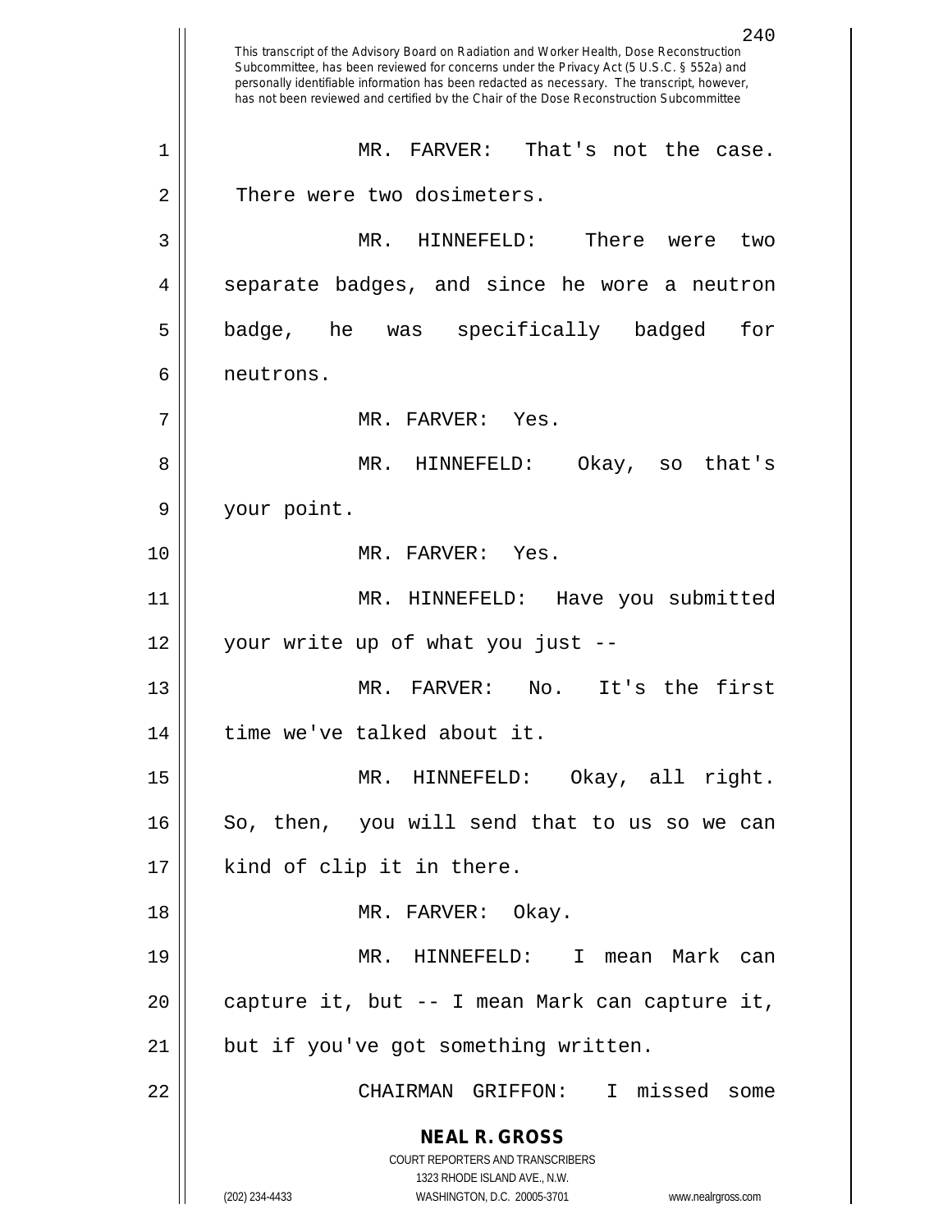This transcript of the Advisory Board on Radiation and Worker Health, Dose Reconstruction Subcommittee, has been reviewed for concerns under the Privacy Act (5 U.S.C. § 552a) and personally identifiable information has been redacted as necessary. The transcript, however, has not been reviewed and certified by the Chair of the Dose Reconstruction Subcommittee

MR. FARVER: That's not the case. There were two dosimeters.

MR. HINNEFELD: There were two separate badges, and since he wore a neutron badge, he was specifically badged for neutrons.

MR. FARVER: Yes.

MR. HINNEFELD: Okay, so that's your point.

MR. FARVER: Yes.

MR. HINNEFELD: Have you submitted your write up of what you just --

MR. FARVER: No. It's the first time we've talked about it.

MR. HINNEFELD: Okay, all right. So, then, you will send that to us so we can kind of clip it in there.

MR. FARVER: Okay.

MR. HINNEFELD: I mean Mark can capture it, but -- I mean Mark can capture it, but if you've got something written.

CHAIRMAN GRIFFON: I missed some

**NEAL R. GROSS**
COURT REPORTERS AND TRANSCRIBERS
1323 RHODE ISLAND AVE., N.W.
(202) 234-4433 WASHINGTON, D.C. 20005-3701 www.nealrgross.com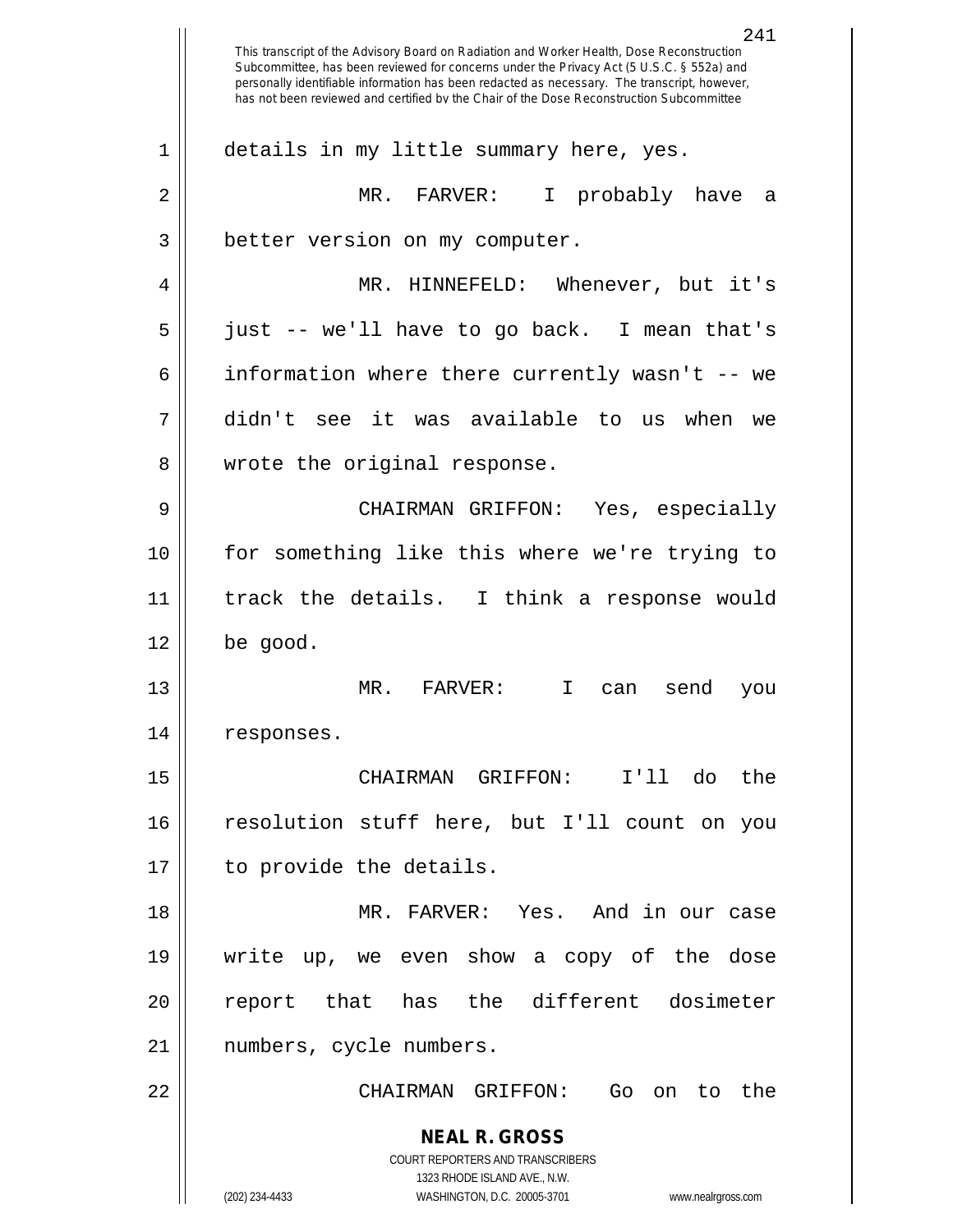details in my little summary here, yes.

MR. FARVER: I probably have a better version on my computer.

MR. HINNEFELD: Whenever, but it's just -- we'll have to go back. I mean that's information where there currently wasn't -- we didn't see it was available to us when we wrote the original response.

CHAIRMAN GRIFFON: Yes, especially for something like this where we're trying to track the details. I think a response would be good.

MR. FARVER: I can send you responses.

CHAIRMAN GRIFFON: I'll do the resolution stuff here, but I'll count on you to provide the details.

MR. FARVER: Yes. And in our case write up, we even show a copy of the dose report that has the different dosimeter numbers, cycle numbers.

CHAIRMAN GRIFFON: Go on to the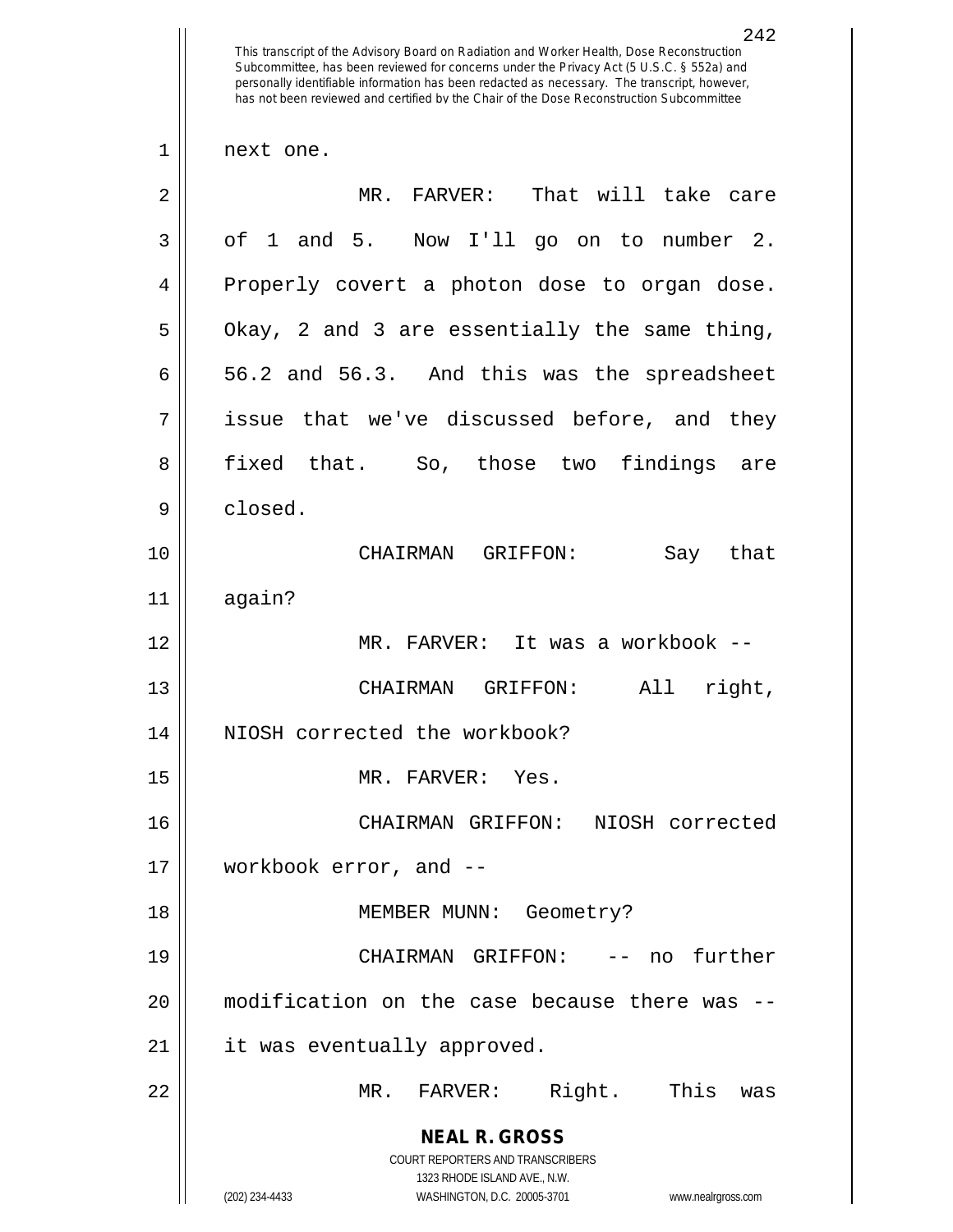next one.

MR. FARVER: That will take care of 1 and 5. Now I'll go on to number 2. Properly covert a photon dose to organ dose. Okay, 2 and 3 are essentially the same thing, 56.2 and 56.3. And this was the spreadsheet issue that we've discussed before, and they fixed that. So, those two findings are closed.

CHAIRMAN GRIFFON: Say that again?

MR. FARVER: It was a workbook --

CHAIRMAN GRIFFON: All right, NIOSH corrected the workbook?

MR. FARVER: Yes.

CHAIRMAN GRIFFON: NIOSH corrected workbook error, and --

MEMBER MUNN: Geometry?

CHAIRMAN GRIFFON: -- no further modification on the case because there was -- it was eventually approved.

MR. FARVER: Right. This was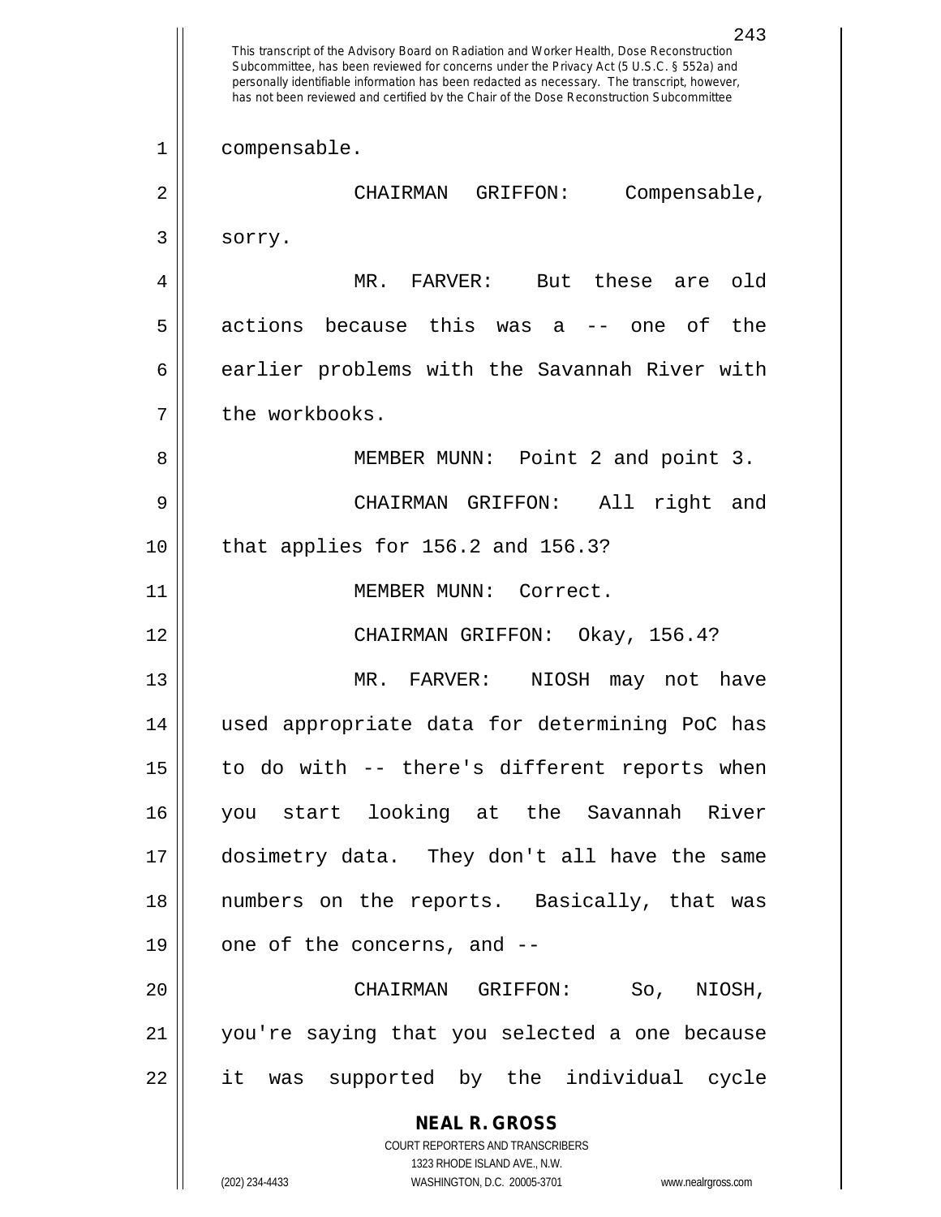compensable.

CHAIRMAN GRIFFON: Compensable, sorry.

MR. FARVER: But these are old actions because this was a -- one of the earlier problems with the Savannah River with the workbooks.

MEMBER MUNN: Point 2 and point 3.

CHAIRMAN GRIFFON: All right and that applies for 156.2 and 156.3?

MEMBER MUNN: Correct.

CHAIRMAN GRIFFON: Okay, 156.4?

MR. FARVER: NIOSH may not have used appropriate data for determining PoC has to do with -- there's different reports when you start looking at the Savannah River dosimetry data. They don't all have the same numbers on the reports. Basically, that was one of the concerns, and --

CHAIRMAN GRIFFON: So, NIOSH, you're saying that you selected a one because it was supported by the individual cycle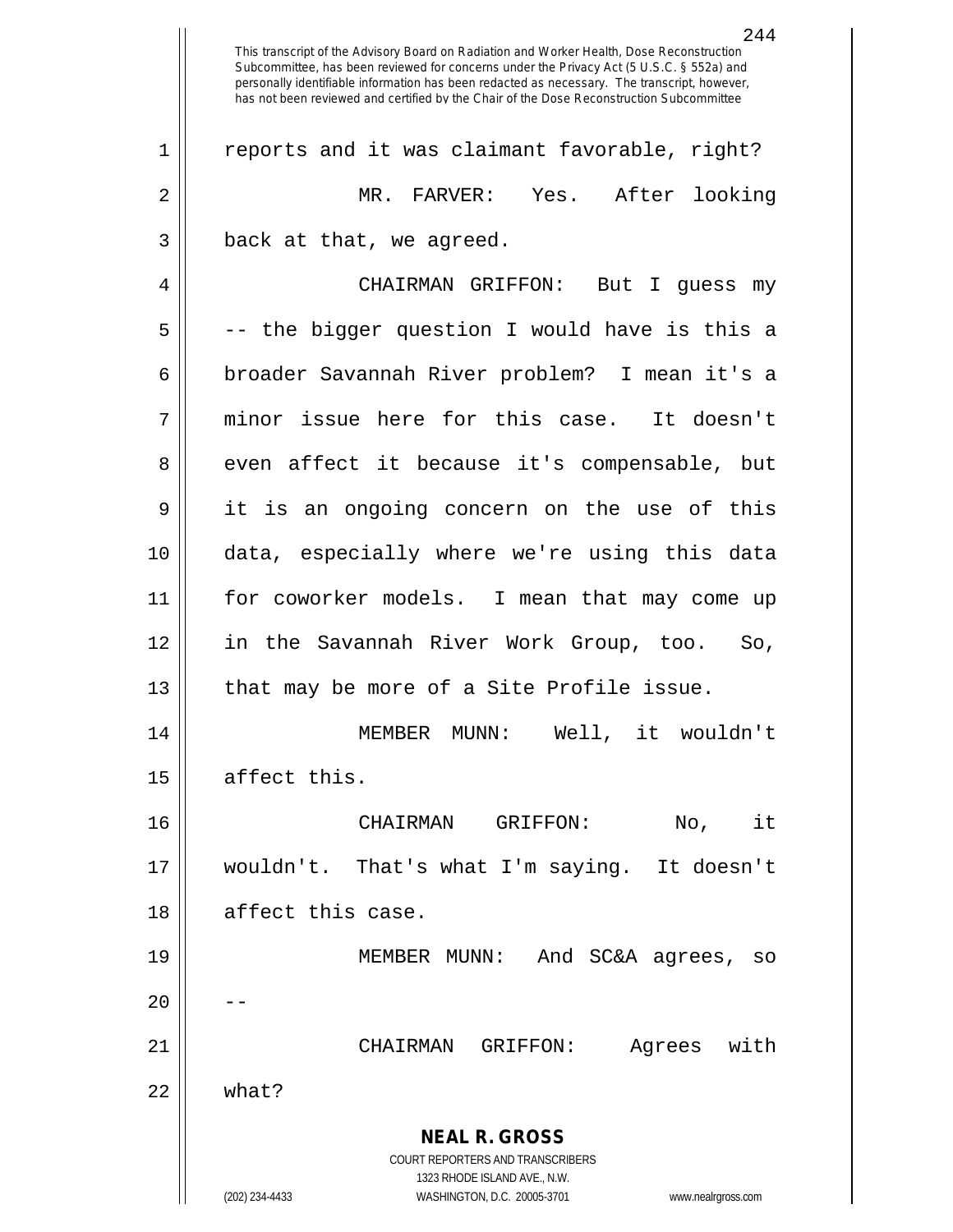reports and it was claimant favorable, right?

MR. FARVER: Yes. After looking back at that, we agreed.

CHAIRMAN GRIFFON: But I guess my -- the bigger question I would have is this a broader Savannah River problem? I mean it's a minor issue here for this case. It doesn't even affect it because it's compensable, but it is an ongoing concern on the use of this data, especially where we're using this data for coworker models. I mean that may come up in the Savannah River Work Group, too. So, that may be more of a Site Profile issue.

MEMBER MUNN: Well, it wouldn't affect this.

CHAIRMAN GRIFFON: No, it wouldn't. That's what I'm saying. It doesn't affect this case.

MEMBER MUNN: And SC&A agrees, so --

CHAIRMAN GRIFFON: Agrees with what?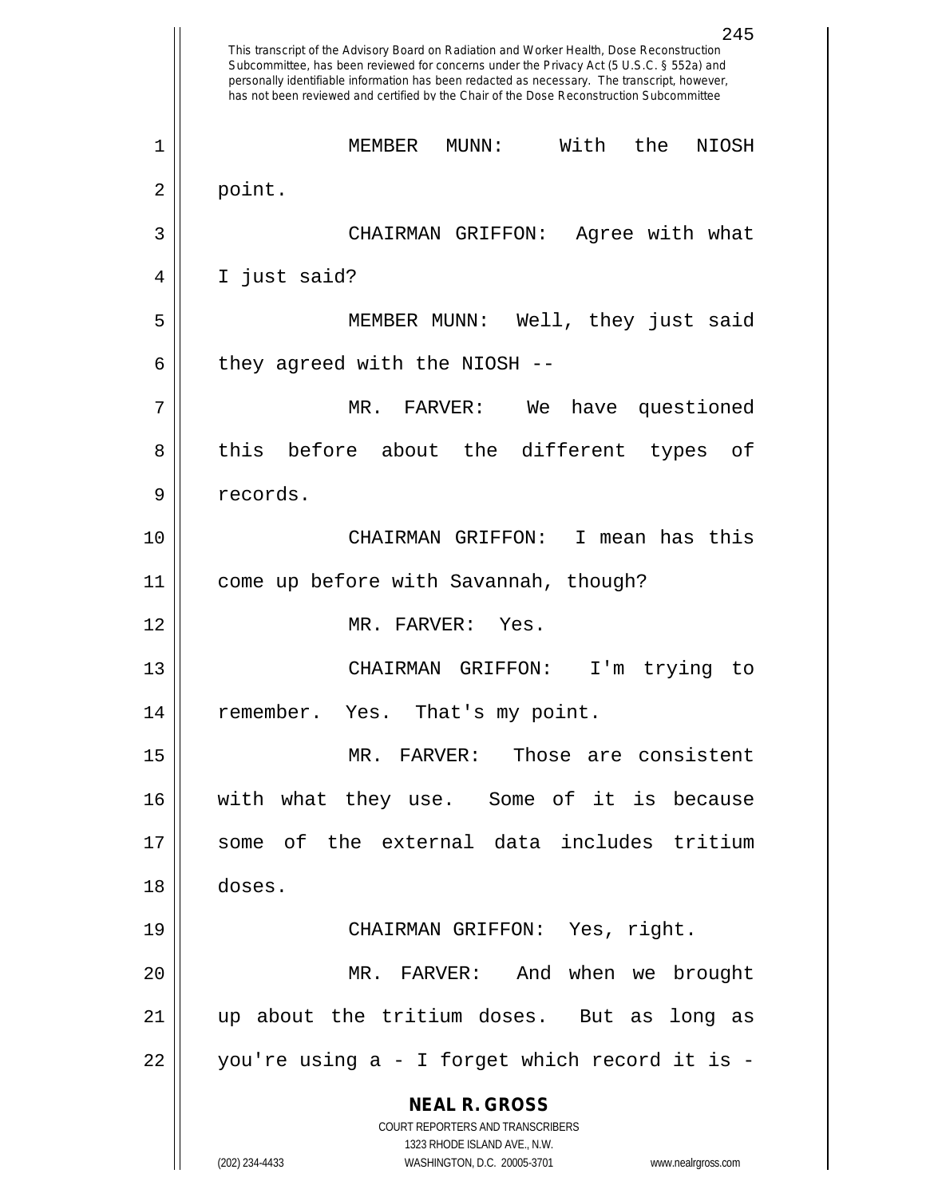This transcript of the Advisory Board on Radiation and Worker Health, Dose Reconstruction Subcommittee, has been reviewed for concerns under the Privacy Act (5 U.S.C. § 552a) and personally identifiable information has been redacted as necessary. The transcript, however, has not been reviewed and certified by the Chair of the Dose Reconstruction Subcommittee

MEMBER MUNN: With the NIOSH point.

CHAIRMAN GRIFFON: Agree with what I just said?

MEMBER MUNN: Well, they just said they agreed with the NIOSH --

MR. FARVER: We have questioned this before about the different types of records.

CHAIRMAN GRIFFON: I mean has this come up before with Savannah, though?

MR. FARVER: Yes.

CHAIRMAN GRIFFON: I'm trying to remember. Yes. That's my point.

MR. FARVER: Those are consistent with what they use. Some of it is because some of the external data includes tritium doses.

CHAIRMAN GRIFFON: Yes, right.

MR. FARVER: And when we brought up about the tritium doses. But as long as you're using a - I forget which record it is -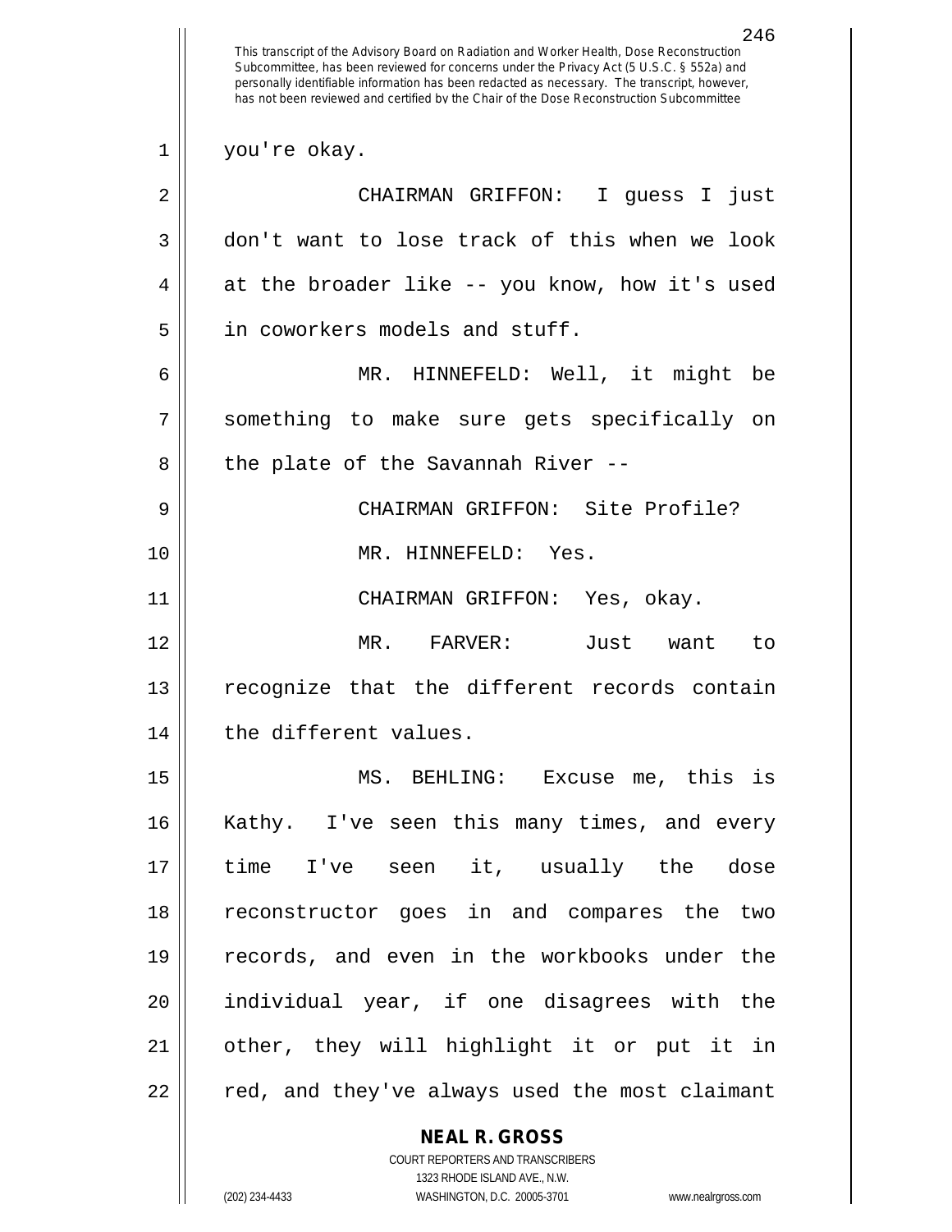This transcript of the Advisory Board on Radiation and Worker Health, Dose Reconstruction Subcommittee, has been reviewed for concerns under the Privacy Act (5 U.S.C. § 552a) and personally identifiable information has been redacted as necessary. The transcript, however, has not been reviewed and certified by the Chair of the Dose Reconstruction Subcommittee

you're okay.

CHAIRMAN GRIFFON: I guess I just don't want to lose track of this when we look at the broader like -- you know, how it's used in coworkers models and stuff.

MR. HINNEFELD: Well, it might be something to make sure gets specifically on the plate of the Savannah River --

CHAIRMAN GRIFFON: Site Profile?

MR. HINNEFELD: Yes.

CHAIRMAN GRIFFON: Yes, okay.

MR. FARVER: Just want to recognize that the different records contain the different values.

MS. BEHLING: Excuse me, this is Kathy. I've seen this many times, and every time I've seen it, usually the dose reconstructor goes in and compares the two records, and even in the workbooks under the individual year, if one disagrees with the other, they will highlight it or put it in red, and they've always used the most claimant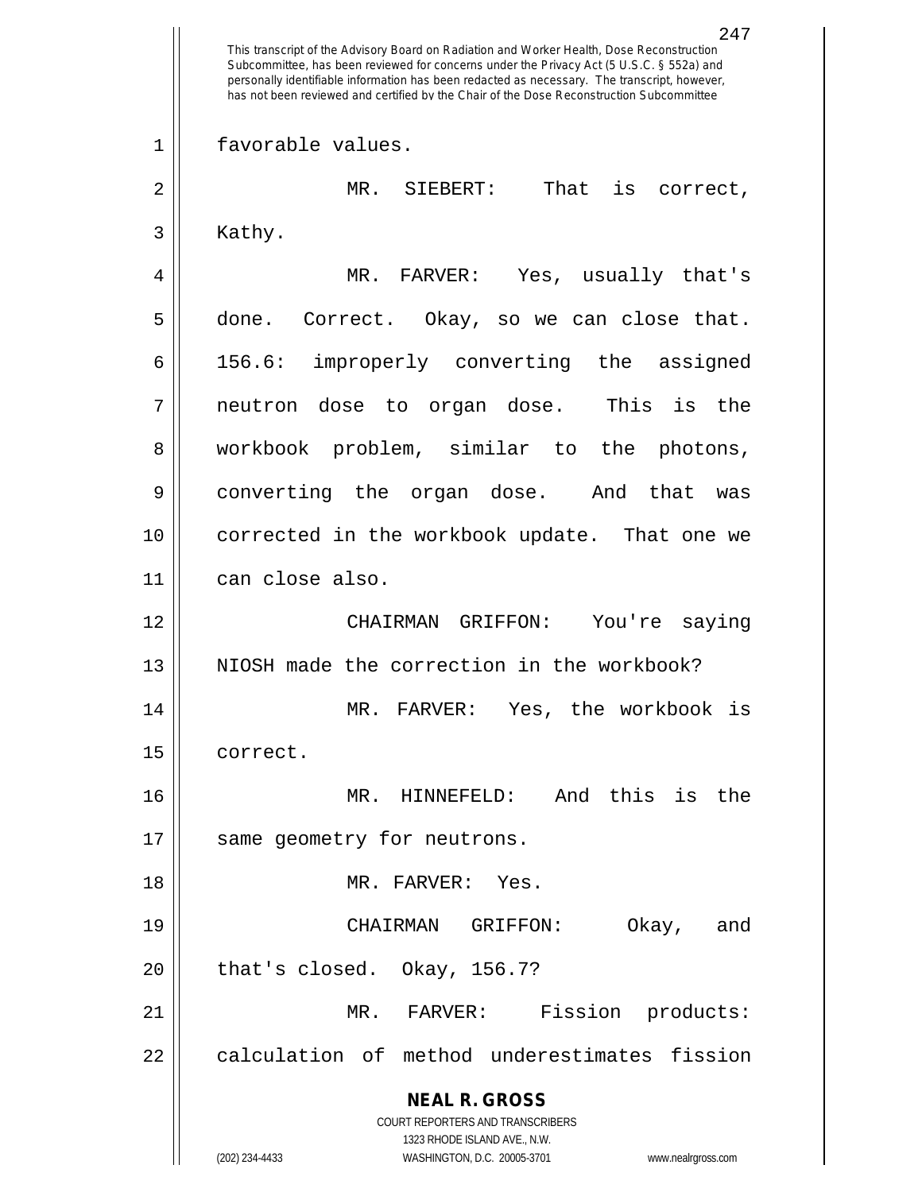This transcript of the Advisory Board on Radiation and Worker Health, Dose Reconstruction Subcommittee, has been reviewed for concerns under the Privacy Act (5 U.S.C. § 552a) and personally identifiable information has been redacted as necessary. The transcript, however, has not been reviewed and certified by the Chair of the Dose Reconstruction Subcommittee

favorable values.

MR. SIEBERT: That is correct, Kathy.

MR. FARVER: Yes, usually that's done. Correct. Okay, so we can close that. 156.6: improperly converting the assigned neutron dose to organ dose. This is the workbook problem, similar to the photons, converting the organ dose. And that was corrected in the workbook update. That one we can close also.

CHAIRMAN GRIFFON: You're saying NIOSH made the correction in the workbook?

MR. FARVER: Yes, the workbook is correct.

MR. HINNEFELD: And this is the same geometry for neutrons.

MR. FARVER: Yes.

CHAIRMAN GRIFFON: Okay, and that's closed. Okay, 156.7?

MR. FARVER: Fission products: calculation of method underestimates fission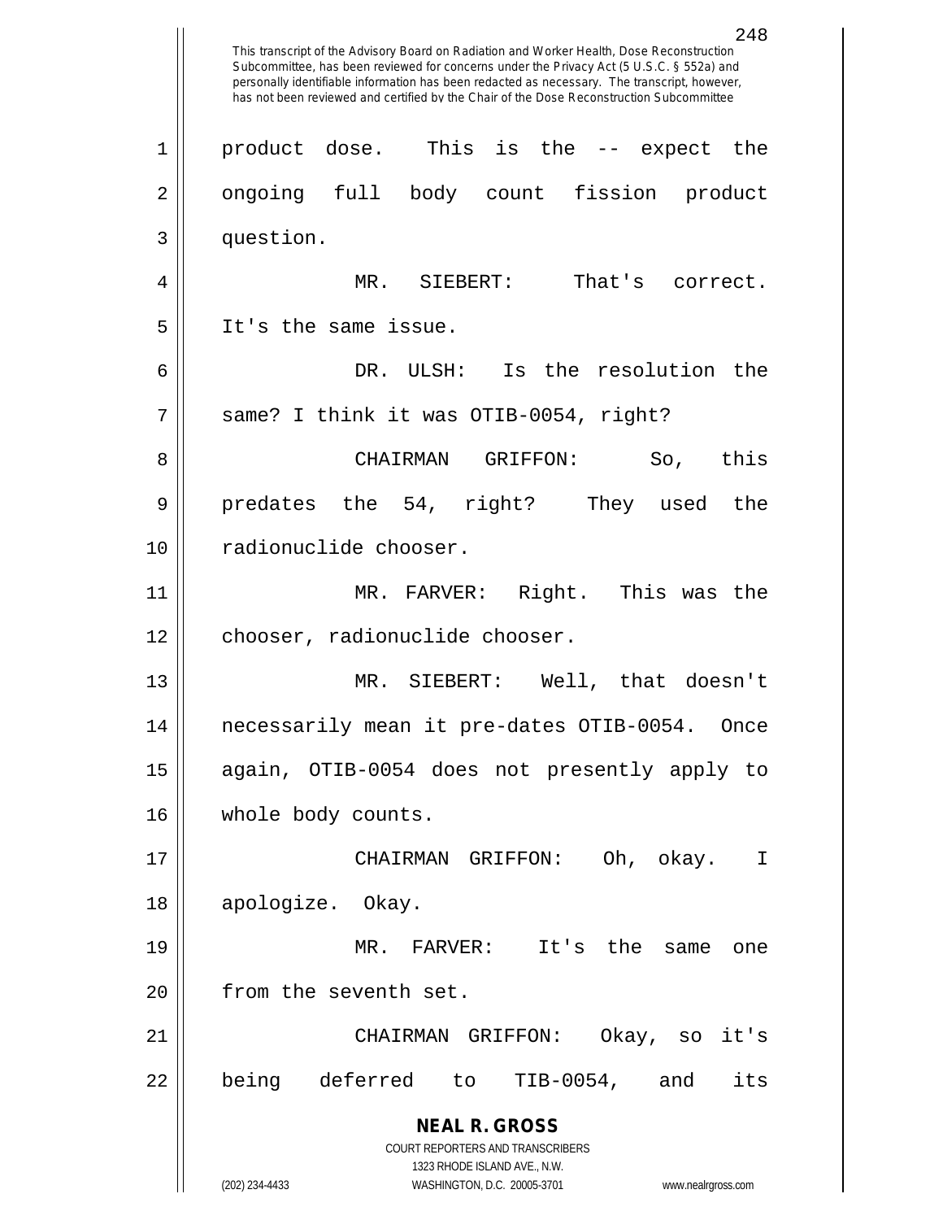product dose. This is the -- expect the ongoing full body count fission product question.

MR. SIEBERT: That's correct. It's the same issue.

DR. ULSH: Is the resolution the same? I think it was OTIB-0054, right?

CHAIRMAN GRIFFON: So, this predates the 54, right? They used the radionuclide chooser.

MR. FARVER: Right. This was the chooser, radionuclide chooser.

MR. SIEBERT: Well, that doesn't necessarily mean it pre-dates OTIB-0054. Once again, OTIB-0054 does not presently apply to whole body counts.

CHAIRMAN GRIFFON: Oh, okay. I apologize. Okay.

MR. FARVER: It's the same one from the seventh set.

CHAIRMAN GRIFFON: Okay, so it's being deferred to TIB-0054, and its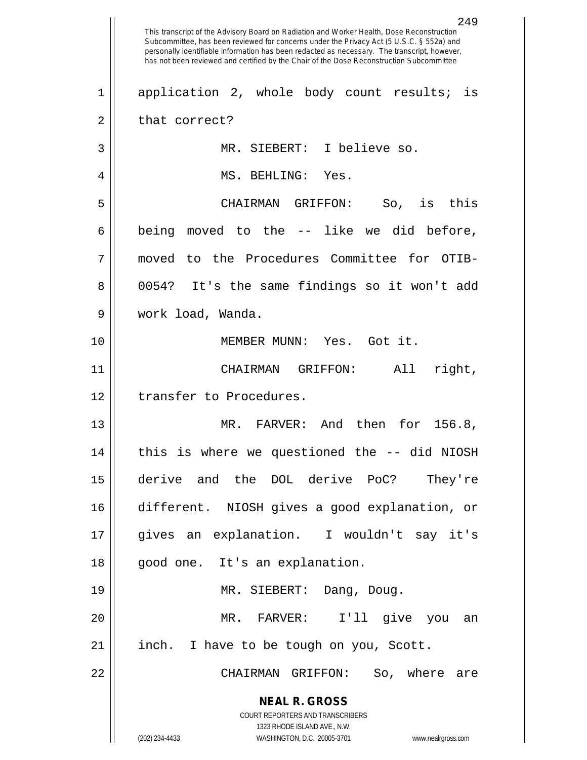application 2, whole body count results; is that correct?

MR. SIEBERT: I believe so.

MS. BEHLING: Yes.

CHAIRMAN GRIFFON: So, is this being moved to the -- like we did before, moved to the Procedures Committee for OTIB-0054? It's the same findings so it won't add work load, Wanda.

MEMBER MUNN: Yes. Got it.

CHAIRMAN GRIFFON: All right, transfer to Procedures.

MR. FARVER: And then for 156.8, this is where we questioned the -- did NIOSH derive and the DOL derive PoC? They're different. NIOSH gives a good explanation, or gives an explanation. I wouldn't say it's good one. It's an explanation.

MR. SIEBERT: Dang, Doug.

MR. FARVER: I'll give you an inch. I have to be tough on you, Scott.

CHAIRMAN GRIFFON: So, where are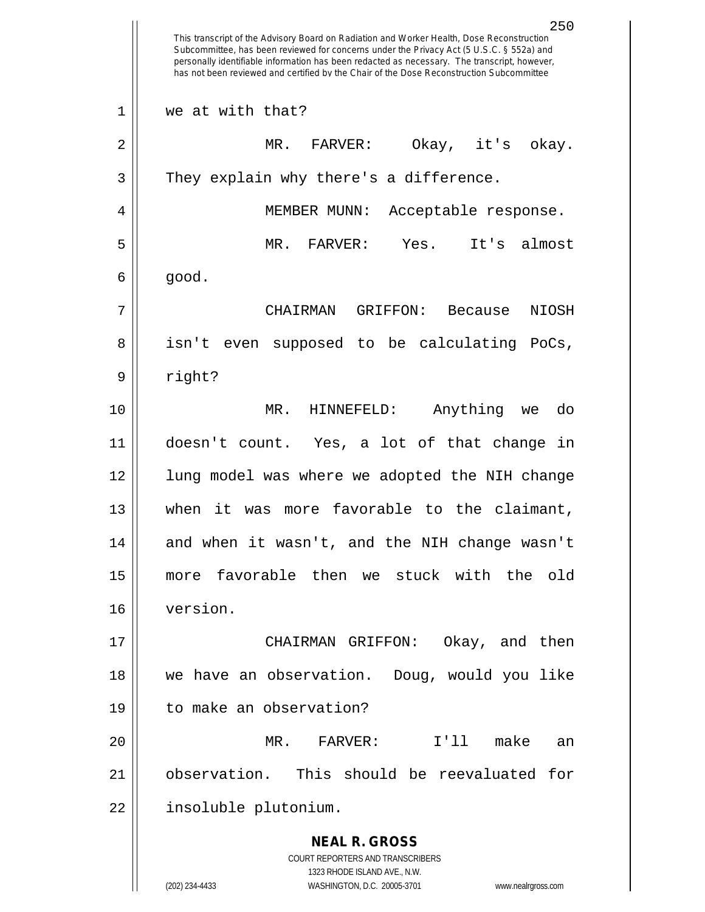This transcript of the Advisory Board on Radiation and Worker Health, Dose Reconstruction Subcommittee, has been reviewed for concerns under the Privacy Act (5 U.S.C. § 552a) and personally identifiable information has been redacted as necessary. The transcript, however, has not been reviewed and certified by the Chair of the Dose Reconstruction Subcommittee

we at with that?

MR. FARVER: Okay, it's okay. They explain why there's a difference.

MEMBER MUNN: Acceptable response.

MR. FARVER: Yes. It's almost good.

CHAIRMAN GRIFFON: Because NIOSH isn't even supposed to be calculating PoCs, right?

MR. HINNEFELD: Anything we do doesn't count. Yes, a lot of that change in lung model was where we adopted the NIH change when it was more favorable to the claimant, and when it wasn't, and the NIH change wasn't more favorable then we stuck with the old version.

CHAIRMAN GRIFFON: Okay, and then we have an observation. Doug, would you like to make an observation?

MR. FARVER: I'll make an observation. This should be reevaluated for insoluble plutonium.

**NEAL R. GROSS**
COURT REPORTERS AND TRANSCRIBERS
1323 RHODE ISLAND AVE., N.W.
(202) 234-4433 WASHINGTON, D.C. 20005-3701 www.nealrgross.com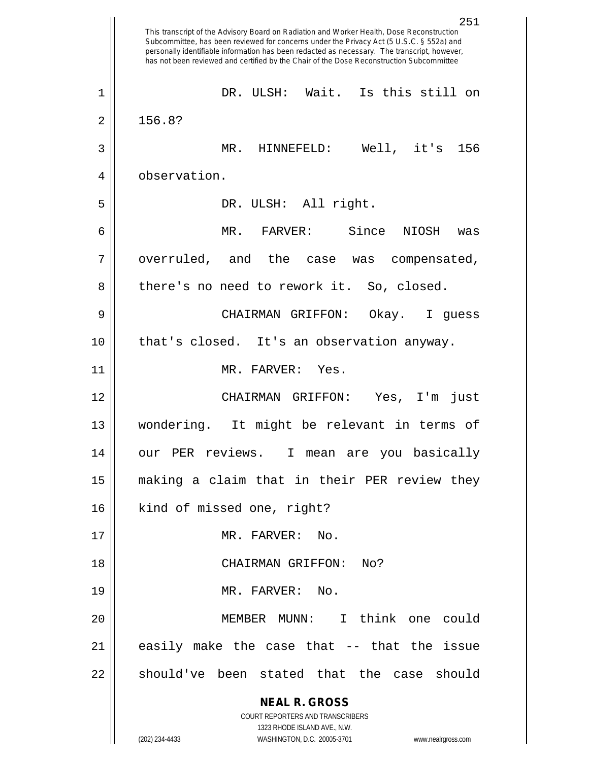DR. ULSH: Wait. Is this still on 156.8?

MR. HINNEFELD: Well, it's 156 observation.

DR. ULSH: All right.

MR. FARVER: Since NIOSH was overruled, and the case was compensated, there's no need to rework it. So, closed.

CHAIRMAN GRIFFON: Okay. I guess that's closed. It's an observation anyway.

MR. FARVER: Yes.

CHAIRMAN GRIFFON: Yes, I'm just wondering. It might be relevant in terms of our PER reviews. I mean are you basically making a claim that in their PER review they kind of missed one, right?

MR. FARVER: No.

CHAIRMAN GRIFFON: No?

MR. FARVER: No.

MEMBER MUNN: I think one could easily make the case that -- that the issue should've been stated that the case should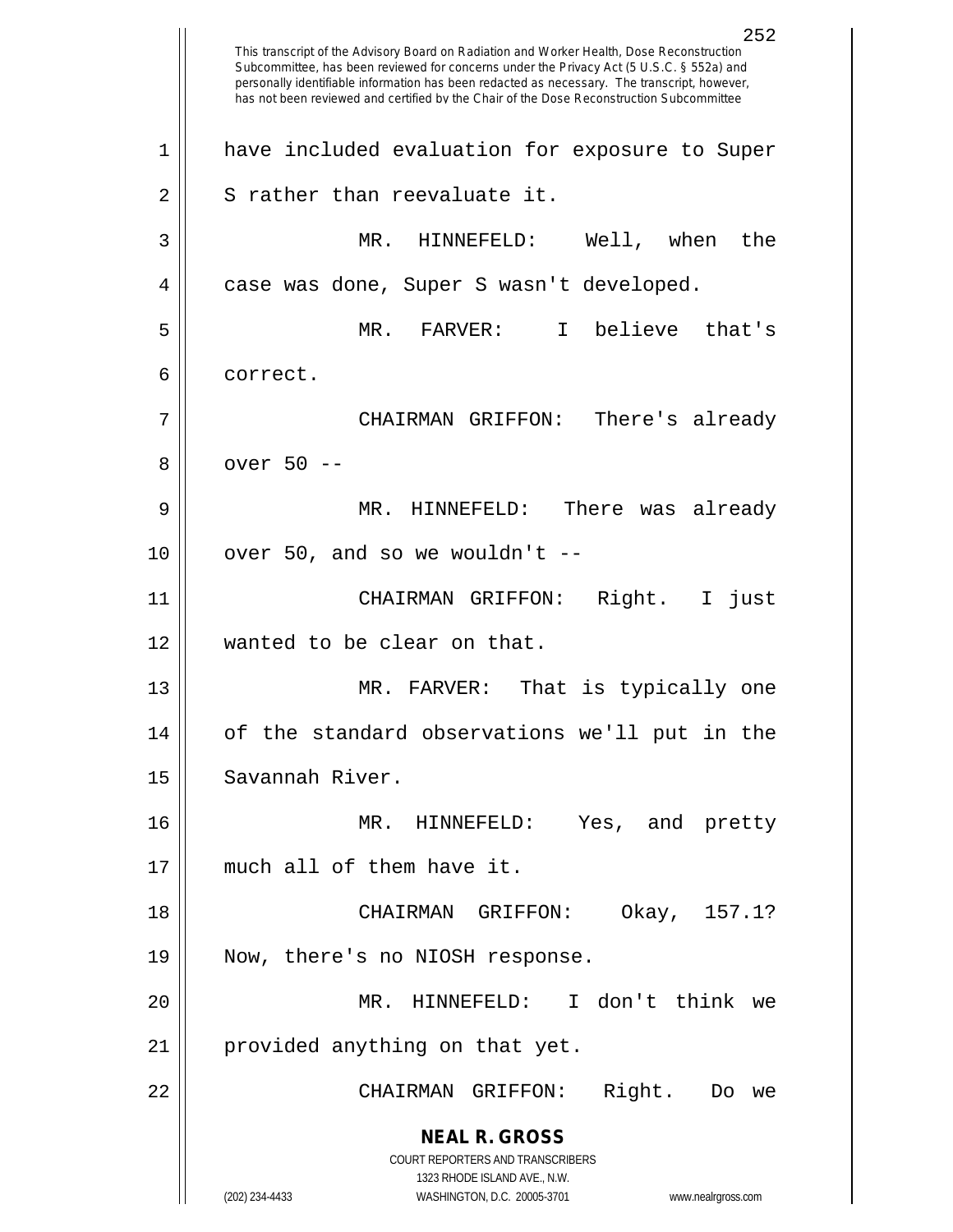This transcript of the Advisory Board on Radiation and Worker Health, Dose Reconstruction Subcommittee, has been reviewed for concerns under the Privacy Act (5 U.S.C. § 552a) and personally identifiable information has been redacted as necessary. The transcript, however, has not been reviewed and certified by the Chair of the Dose Reconstruction Subcommittee

have included evaluation for exposure to Super S rather than reevaluate it.

MR. HINNEFELD: Well, when the case was done, Super S wasn't developed.

MR. FARVER: I believe that's correct.

CHAIRMAN GRIFFON: There's already over 50 --

MR. HINNEFELD: There was already over 50, and so we wouldn't --

CHAIRMAN GRIFFON: Right. I just wanted to be clear on that.

MR. FARVER: That is typically one of the standard observations we'll put in the Savannah River.

MR. HINNEFELD: Yes, and pretty much all of them have it.

CHAIRMAN GRIFFON: Okay, 157.1? Now, there's no NIOSH response.

MR. HINNEFELD: I don't think we provided anything on that yet.

CHAIRMAN GRIFFON: Right. Do we

**NEAL R. GROSS**
COURT REPORTERS AND TRANSCRIBERS
1323 RHODE ISLAND AVE., N.W.
(202) 234-4433 WASHINGTON, D.C. 20005-3701 www.nealrgross.com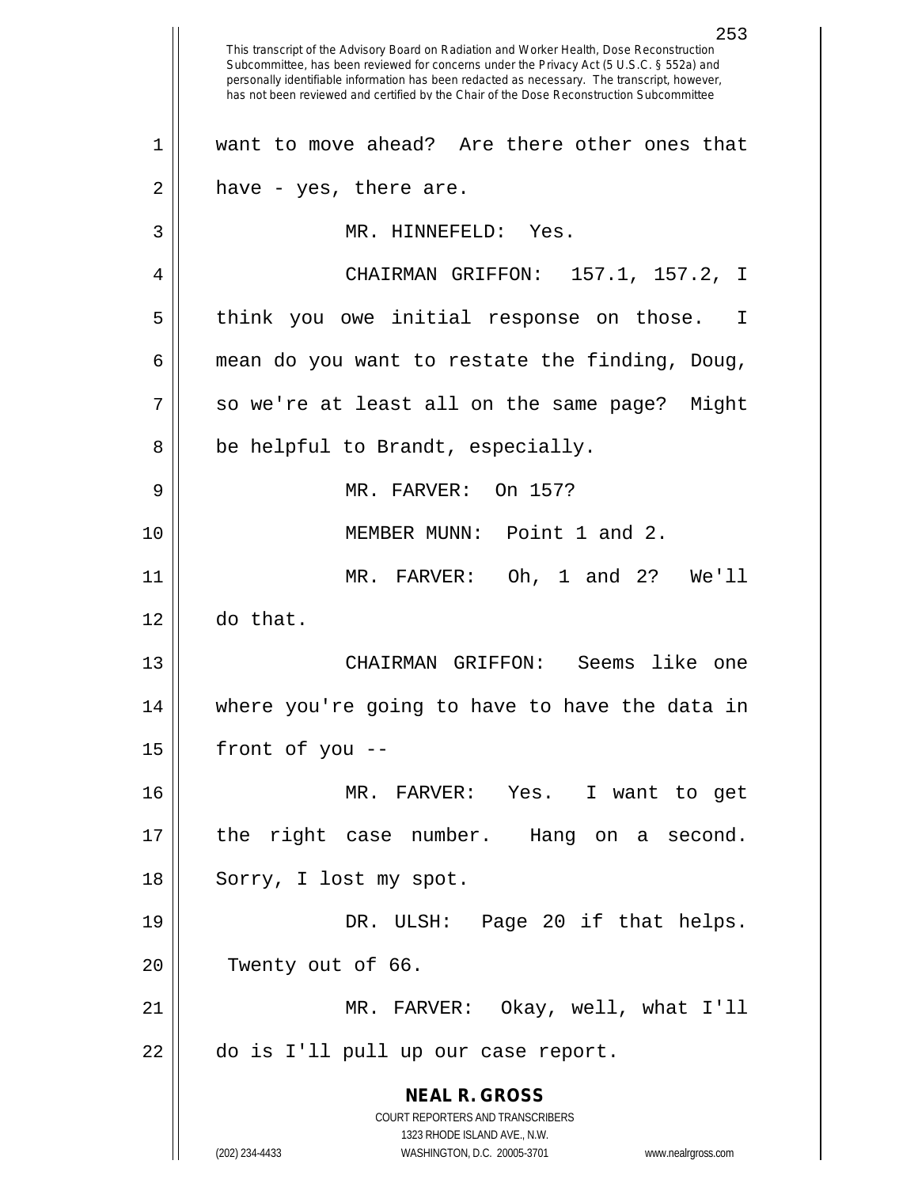want to move ahead? Are there other ones that have - yes, there are.

MR. HINNEFELD: Yes.

CHAIRMAN GRIFFON: 157.1, 157.2, I think you owe initial response on those. I mean do you want to restate the finding, Doug, so we're at least all on the same page? Might be helpful to Brandt, especially.

MR. FARVER: On 157?

MEMBER MUNN: Point 1 and 2.

MR. FARVER: Oh, 1 and 2? We'll do that.

CHAIRMAN GRIFFON: Seems like one where you're going to have to have the data in front of you --

MR. FARVER: Yes. I want to get the right case number. Hang on a second. Sorry, I lost my spot.

DR. ULSH: Page 20 if that helps. Twenty out of 66.

MR. FARVER: Okay, well, what I'll do is I'll pull up our case report.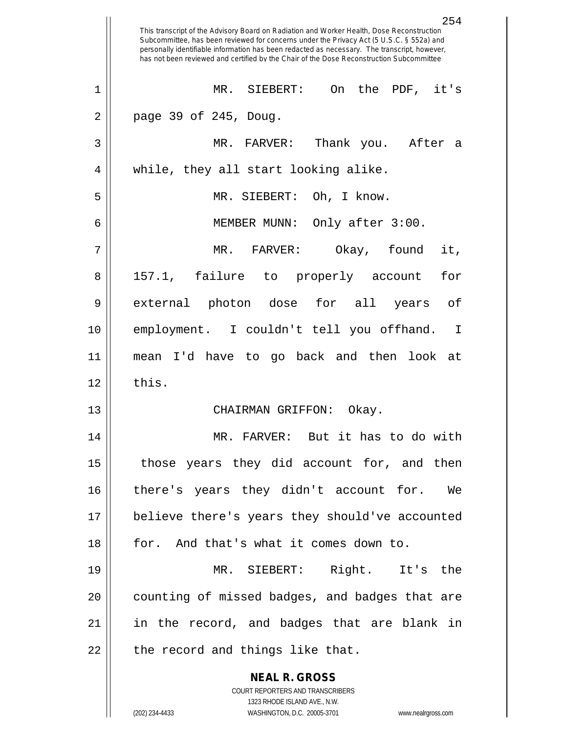MR. SIEBERT: On the PDF, it's page 39 of 245, Doug.

MR. FARVER: Thank you. After a while, they all start looking alike.

MR. SIEBERT: Oh, I know.

MEMBER MUNN: Only after 3:00.

MR. FARVER: Okay, found it, 157.1, failure to properly account for external photon dose for all years of employment. I couldn't tell you offhand. I mean I'd have to go back and then look at this.

CHAIRMAN GRIFFON: Okay.

MR. FARVER: But it has to do with those years they did account for, and then there's years they didn't account for. We believe there's years they should've accounted for. And that's what it comes down to.

MR. SIEBERT: Right. It's the counting of missed badges, and badges that are in the record, and badges that are blank in the record and things like that.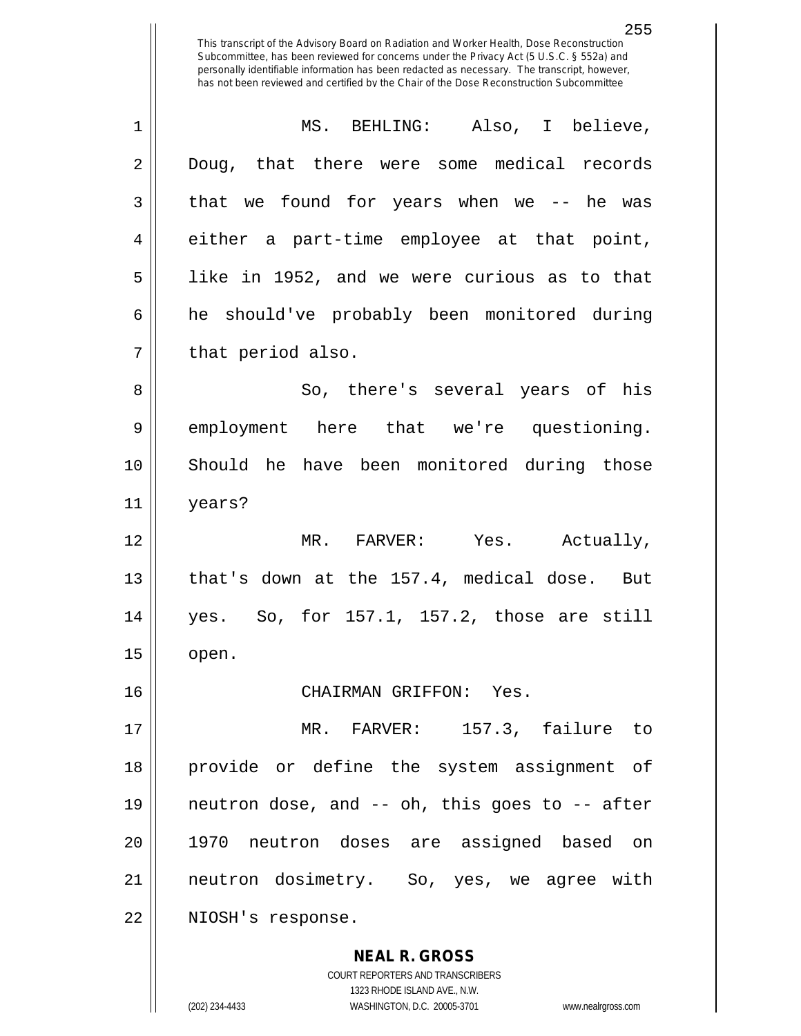MS. BEHLING: Also, I believe, Doug, that there were some medical records that we found for years when we -- he was either a part-time employee at that point, like in 1952, and we were curious as to that he should've probably been monitored during that period also.

So, there's several years of his employment here that we're questioning. Should he have been monitored during those years?

MR. FARVER: Yes. Actually, that's down at the 157.4, medical dose. But yes. So, for 157.1, 157.2, those are still open.

CHAIRMAN GRIFFON: Yes.

MR. FARVER: 157.3, failure to provide or define the system assignment of neutron dose, and -- oh, this goes to -- after 1970 neutron doses are assigned based on neutron dosimetry. So, yes, we agree with NIOSH's response.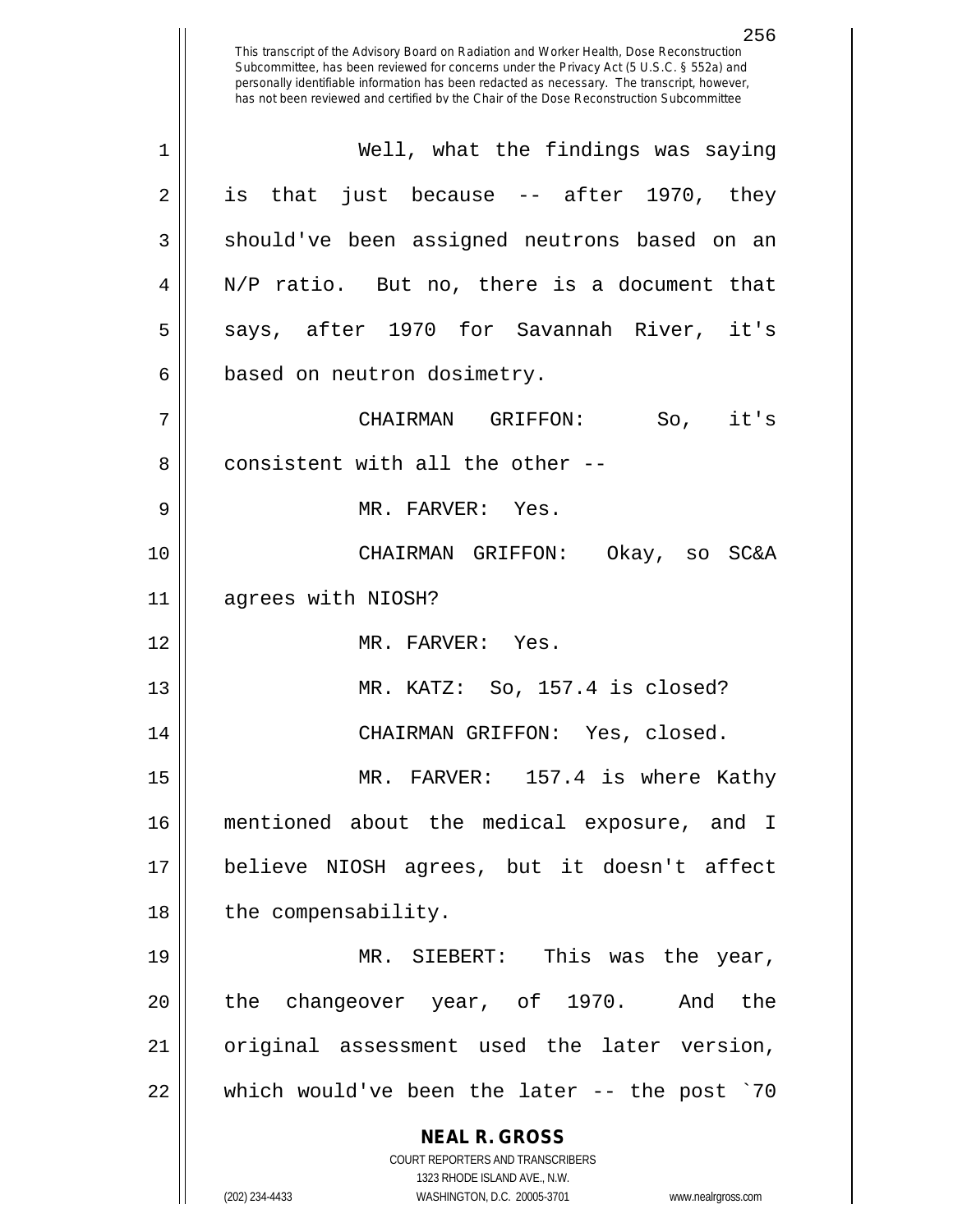This transcript of the Advisory Board on Radiation and Worker Health, Dose Reconstruction Subcommittee, has been reviewed for concerns under the Privacy Act (5 U.S.C. § 552a) and personally identifiable information has been redacted as necessary. The transcript, however, has not been reviewed and certified by the Chair of the Dose Reconstruction Subcommittee

Well, what the findings was saying is that just because -- after 1970, they should've been assigned neutrons based on an N/P ratio. But no, there is a document that says, after 1970 for Savannah River, it's based on neutron dosimetry.

CHAIRMAN GRIFFON: So, it's consistent with all the other --

MR. FARVER: Yes.

CHAIRMAN GRIFFON: Okay, so SC&A agrees with NIOSH?

MR. FARVER: Yes.

MR. KATZ: So, 157.4 is closed?

CHAIRMAN GRIFFON: Yes, closed.

MR. FARVER: 157.4 is where Kathy mentioned about the medical exposure, and I believe NIOSH agrees, but it doesn't affect the compensability.

MR. SIEBERT: This was the year, the changeover year, of 1970. And the original assessment used the later version, which would've been the later -- the post `70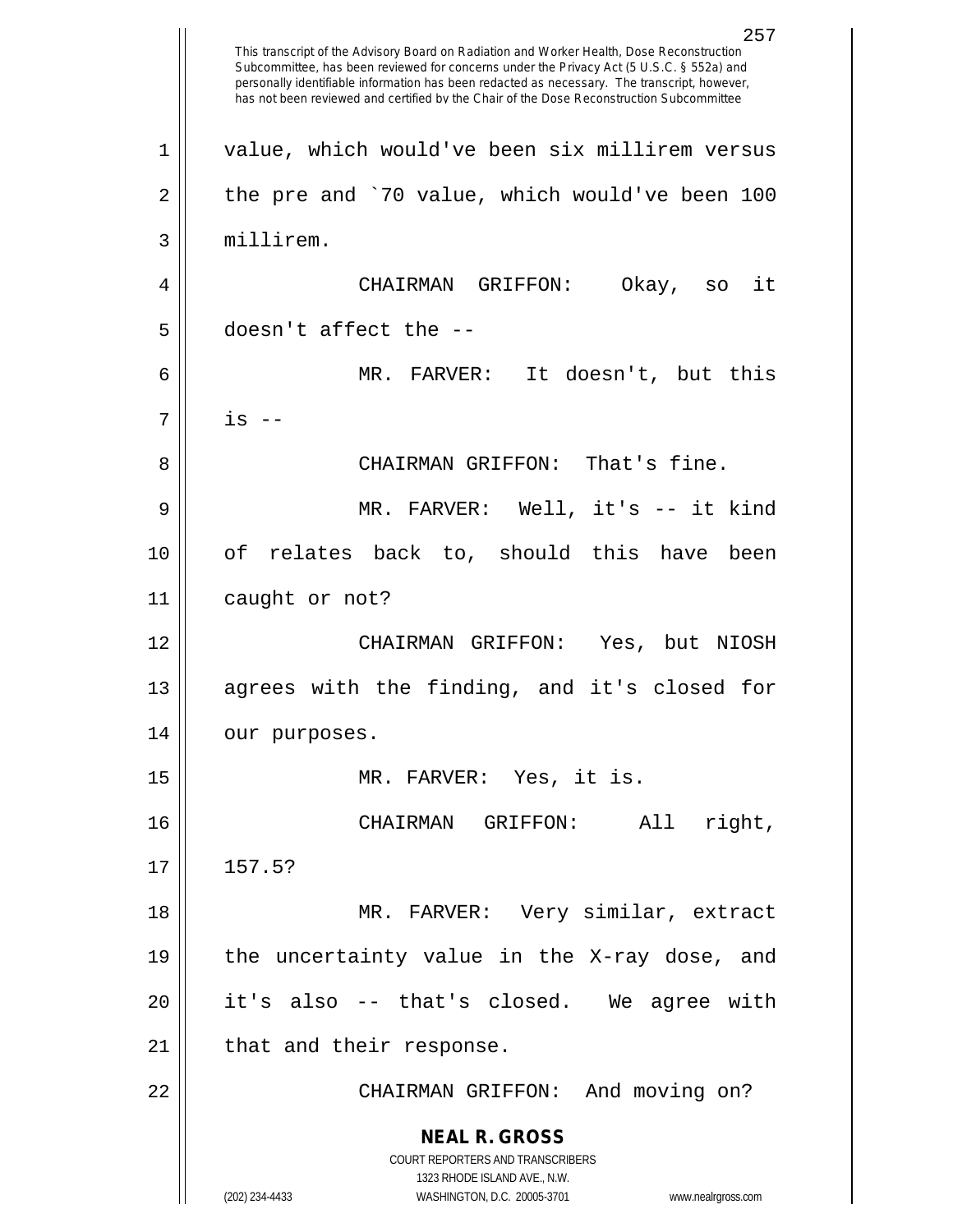This transcript of the Advisory Board on Radiation and Worker Health, Dose Reconstruction Subcommittee, has been reviewed for concerns under the Privacy Act (5 U.S.C. § 552a) and personally identifiable information has been redacted as necessary. The transcript, however, has not been reviewed and certified by the Chair of the Dose Reconstruction Subcommittee

value, which would've been six millirem versus the pre and `70 value, which would've been 100 millirem.

CHAIRMAN GRIFFON: Okay, so it doesn't affect the --

MR. FARVER: It doesn't, but this is --

CHAIRMAN GRIFFON: That's fine.

MR. FARVER: Well, it's -- it kind of relates back to, should this have been caught or not?

CHAIRMAN GRIFFON: Yes, but NIOSH agrees with the finding, and it's closed for our purposes.

MR. FARVER: Yes, it is.

CHAIRMAN GRIFFON: All right, 157.5?

MR. FARVER: Very similar, extract the uncertainty value in the X-ray dose, and it's also -- that's closed. We agree with that and their response.

CHAIRMAN GRIFFON: And moving on?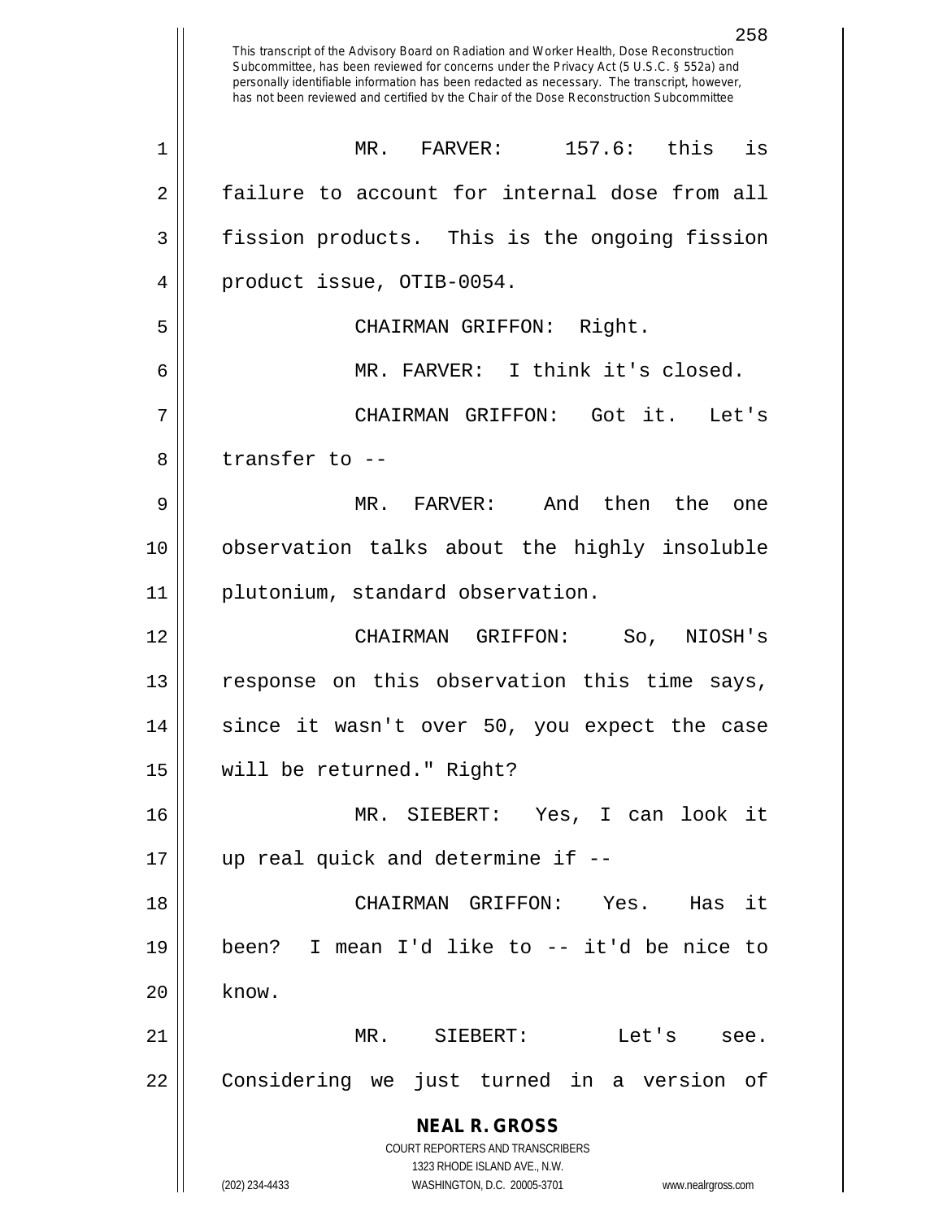MR. FARVER: 157.6: this is failure to account for internal dose from all fission products. This is the ongoing fission product issue, OTIB-0054.

CHAIRMAN GRIFFON: Right.

MR. FARVER: I think it's closed.

CHAIRMAN GRIFFON: Got it. Let's transfer to --

MR. FARVER: And then the one observation talks about the highly insoluble plutonium, standard observation.

CHAIRMAN GRIFFON: So, NIOSH's response on this observation this time says, since it wasn't over 50, you expect the case will be returned." Right?

MR. SIEBERT: Yes, I can look it up real quick and determine if --

CHAIRMAN GRIFFON: Yes. Has it been? I mean I'd like to -- it'd be nice to know.

MR. SIEBERT: Let's see. Considering we just turned in a version of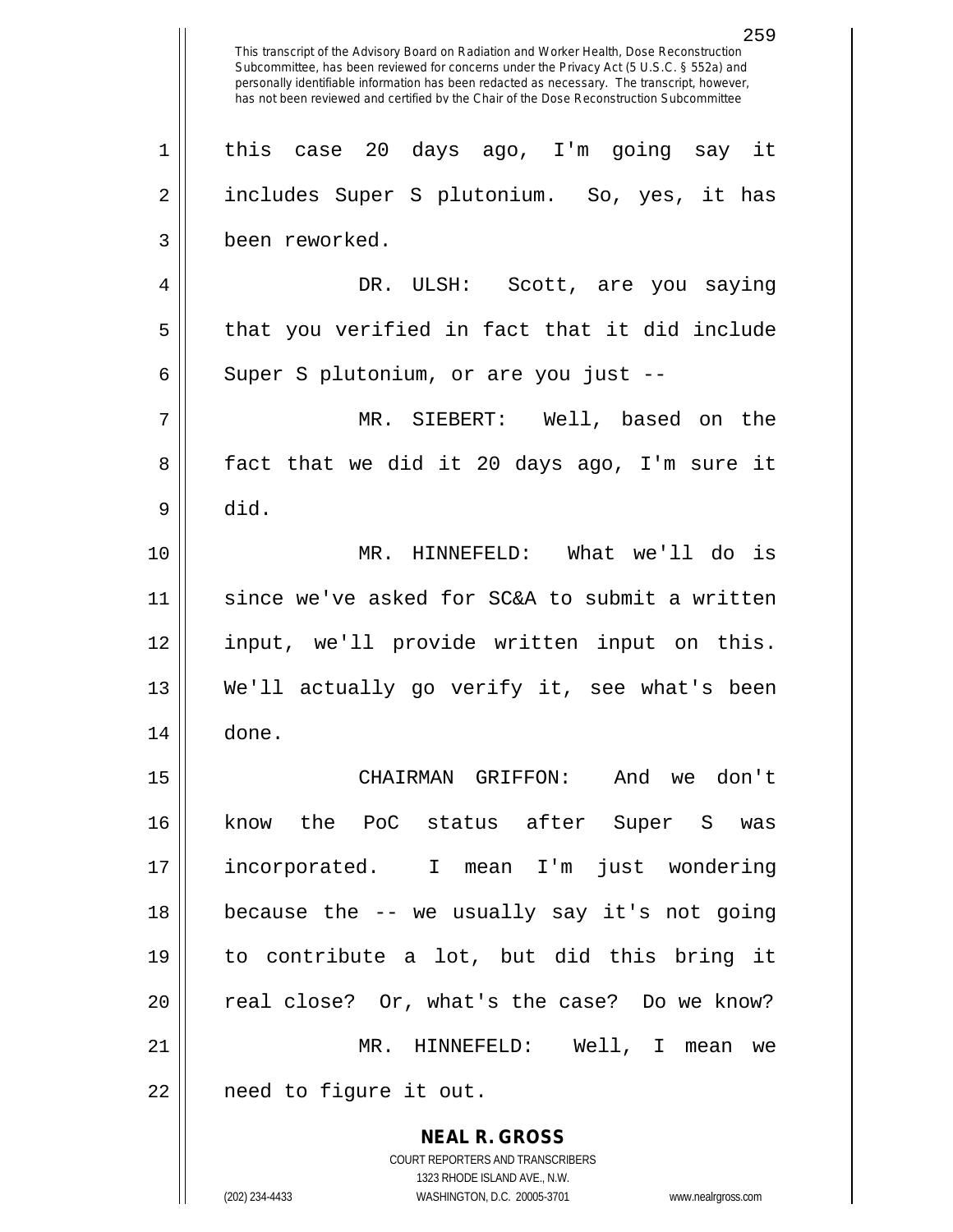this case 20 days ago, I'm going say it includes Super S plutonium. So, yes, it has been reworked.

DR. ULSH: Scott, are you saying that you verified in fact that it did include Super S plutonium, or are you just --

MR. SIEBERT: Well, based on the fact that we did it 20 days ago, I'm sure it did.

MR. HINNEFELD: What we'll do is since we've asked for SC&A to submit a written input, we'll provide written input on this. We'll actually go verify it, see what's been done.

CHAIRMAN GRIFFON: And we don't know the PoC status after Super S was incorporated. I mean I'm just wondering because the -- we usually say it's not going to contribute a lot, but did this bring it real close? Or, what's the case? Do we know?

MR. HINNEFELD: Well, I mean we need to figure it out.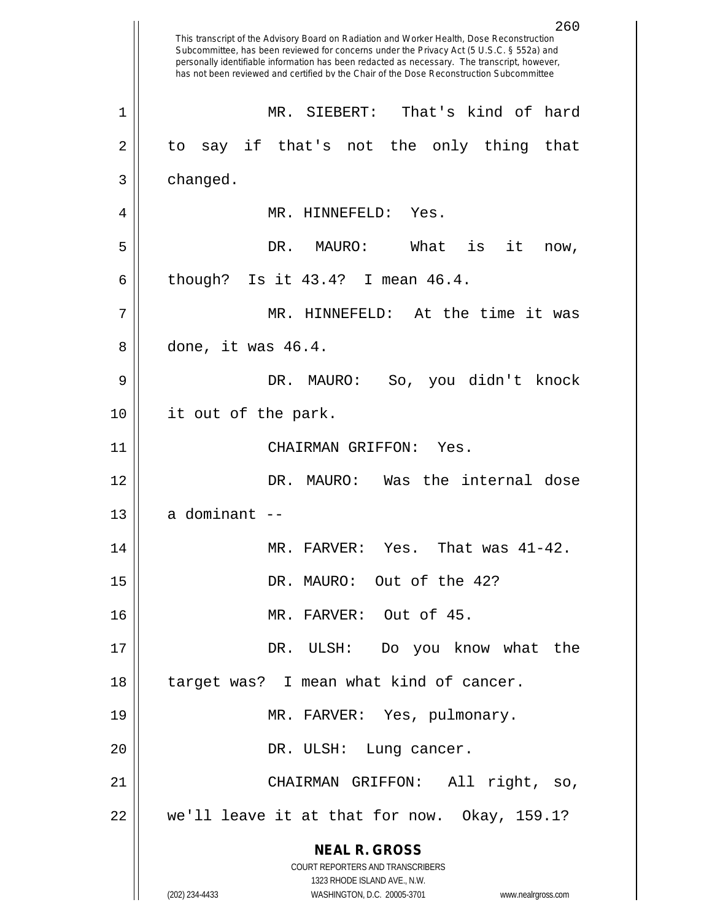MR. SIEBERT: That's kind of hard to say if that's not the only thing that changed.

MR. HINNEFELD: Yes.

DR. MAURO: What is it now, though? Is it 43.4? I mean 46.4.

MR. HINNEFELD: At the time it was done, it was 46.4.

DR. MAURO: So, you didn't knock it out of the park.

CHAIRMAN GRIFFON: Yes.

DR. MAURO: Was the internal dose a dominant --

MR. FARVER: Yes. That was 41-42.

DR. MAURO: Out of the 42?

MR. FARVER: Out of 45.

DR. ULSH: Do you know what the target was? I mean what kind of cancer.

MR. FARVER: Yes, pulmonary.

DR. ULSH: Lung cancer.

CHAIRMAN GRIFFON: All right, so, we'll leave it at that for now. Okay, 159.1?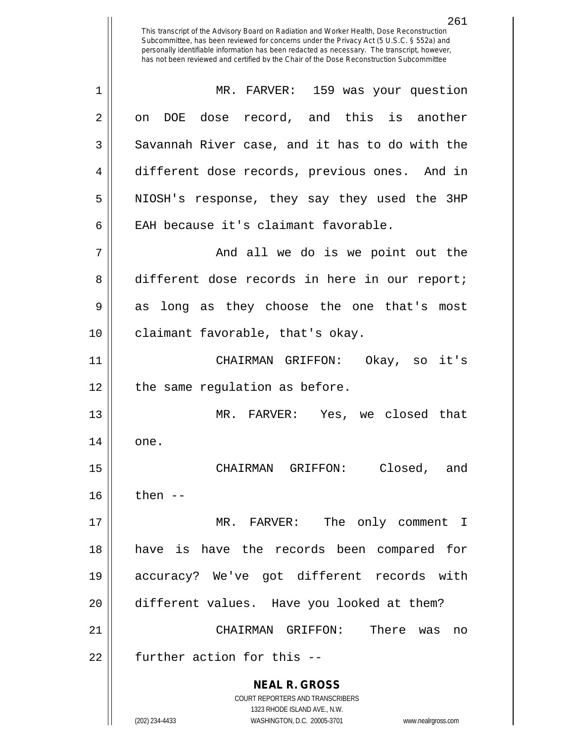This transcript of the Advisory Board on Radiation and Worker Health, Dose Reconstruction Subcommittee, has been reviewed for concerns under the Privacy Act (5 U.S.C. § 552a) and personally identifiable information has been redacted as necessary. The transcript, however, has not been reviewed and certified by the Chair of the Dose Reconstruction Subcommittee

MR. FARVER: 159 was your question on DOE dose record, and this is another Savannah River case, and it has to do with the different dose records, previous ones. And in NIOSH's response, they say they used the 3HP EAH because it's claimant favorable.

And all we do is we point out the different dose records in here in our report; as long as they choose the one that's most claimant favorable, that's okay.

CHAIRMAN GRIFFON: Okay, so it's the same regulation as before.

MR. FARVER: Yes, we closed that one.

CHAIRMAN GRIFFON: Closed, and then --

MR. FARVER: The only comment I have is have the records been compared for accuracy? We've got different records with different values. Have you looked at them?

CHAIRMAN GRIFFON: There was no further action for this --

**NEAL R. GROSS**
COURT REPORTERS AND TRANSCRIBERS
1323 RHODE ISLAND AVE., N.W.
(202) 234-4433 WASHINGTON, D.C. 20005-3701 www.nealrgross.com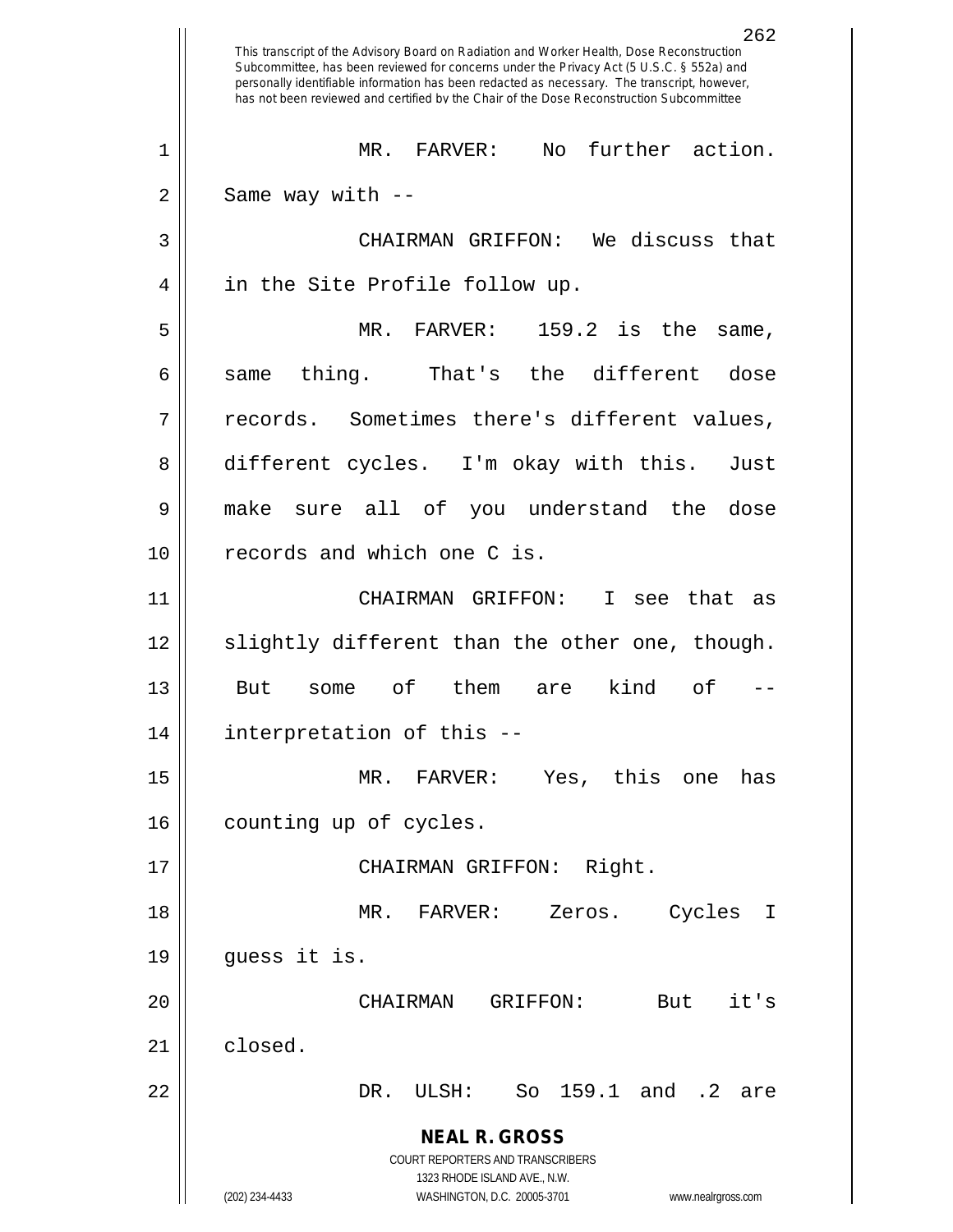MR. FARVER: No further action. Same way with --

CHAIRMAN GRIFFON: We discuss that in the Site Profile follow up.

MR. FARVER: 159.2 is the same, same thing. That's the different dose records. Sometimes there's different values, different cycles. I'm okay with this. Just make sure all of you understand the dose records and which one C is.

CHAIRMAN GRIFFON: I see that as slightly different than the other one, though. But some of them are kind of -- interpretation of this --

MR. FARVER: Yes, this one has counting up of cycles.

CHAIRMAN GRIFFON: Right.

MR. FARVER: Zeros. Cycles I guess it is.

CHAIRMAN GRIFFON: But it's closed.

DR. ULSH: So 159.1 and .2 are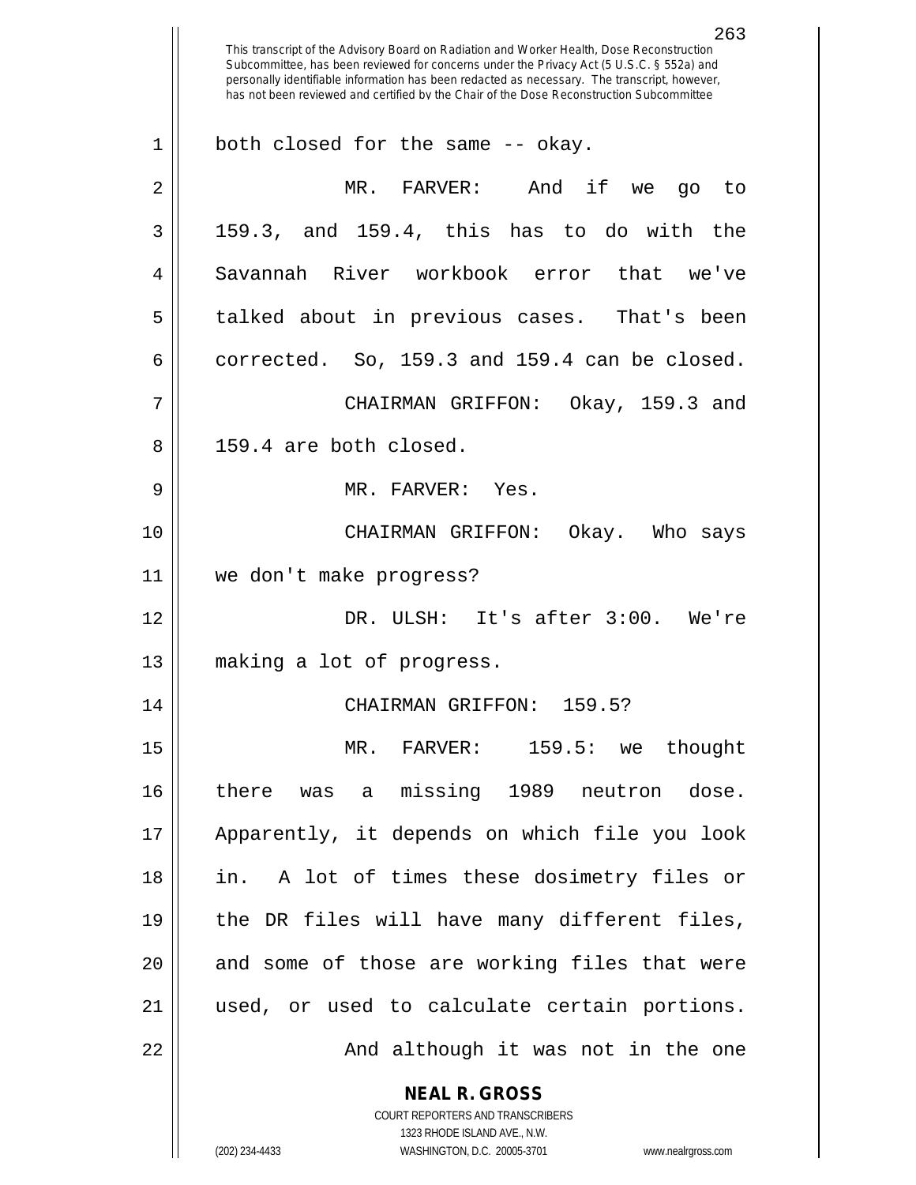both closed for the same -- okay.

MR. FARVER: And if we go to 159.3, and 159.4, this has to do with the Savannah River workbook error that we've talked about in previous cases. That's been corrected. So, 159.3 and 159.4 can be closed.

CHAIRMAN GRIFFON: Okay, 159.3 and 159.4 are both closed.

MR. FARVER: Yes.

CHAIRMAN GRIFFON: Okay. Who says we don't make progress?

DR. ULSH: It's after 3:00. We're making a lot of progress.

CHAIRMAN GRIFFON: 159.5?

MR. FARVER: 159.5: we thought there was a missing 1989 neutron dose. Apparently, it depends on which file you look in. A lot of times these dosimetry files or the DR files will have many different files, and some of those are working files that were used, or used to calculate certain portions.

And although it was not in the one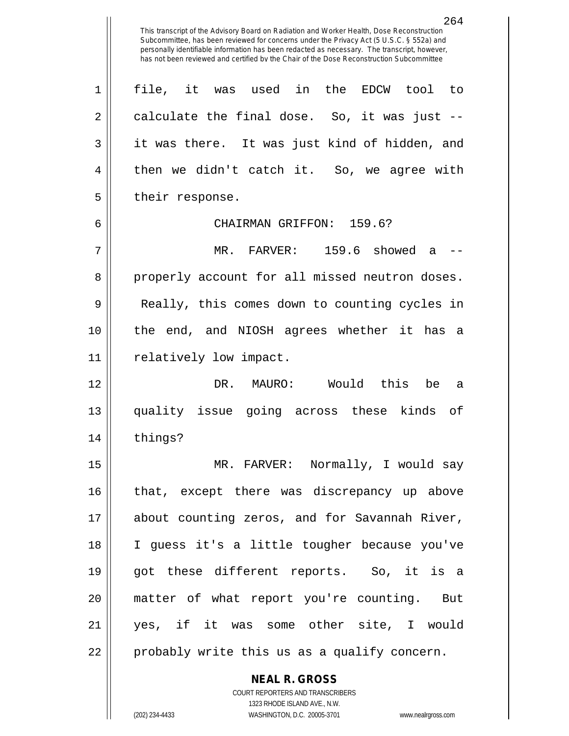This transcript of the Advisory Board on Radiation and Worker Health, Dose Reconstruction Subcommittee, has been reviewed for concerns under the Privacy Act (5 U.S.C. § 552a) and personally identifiable information has been redacted as necessary. The transcript, however, has not been reviewed and certified by the Chair of the Dose Reconstruction Subcommittee

file, it was used in the EDCW tool to calculate the final dose. So, it was just -- it was there. It was just kind of hidden, and then we didn't catch it. So, we agree with their response.

CHAIRMAN GRIFFON: 159.6?

MR. FARVER: 159.6 showed a -- properly account for all missed neutron doses. Really, this comes down to counting cycles in the end, and NIOSH agrees whether it has a relatively low impact.

DR. MAURO: Would this be a quality issue going across these kinds of things?

MR. FARVER: Normally, I would say that, except there was discrepancy up above about counting zeros, and for Savannah River, I guess it's a little tougher because you've got these different reports. So, it is a matter of what report you're counting. But yes, if it was some other site, I would probably write this us as a qualify concern.

**NEAL R. GROSS**
COURT REPORTERS AND TRANSCRIBERS
1323 RHODE ISLAND AVE., N.W.
(202) 234-4433 WASHINGTON, D.C. 20005-3701 www.nealrgross.com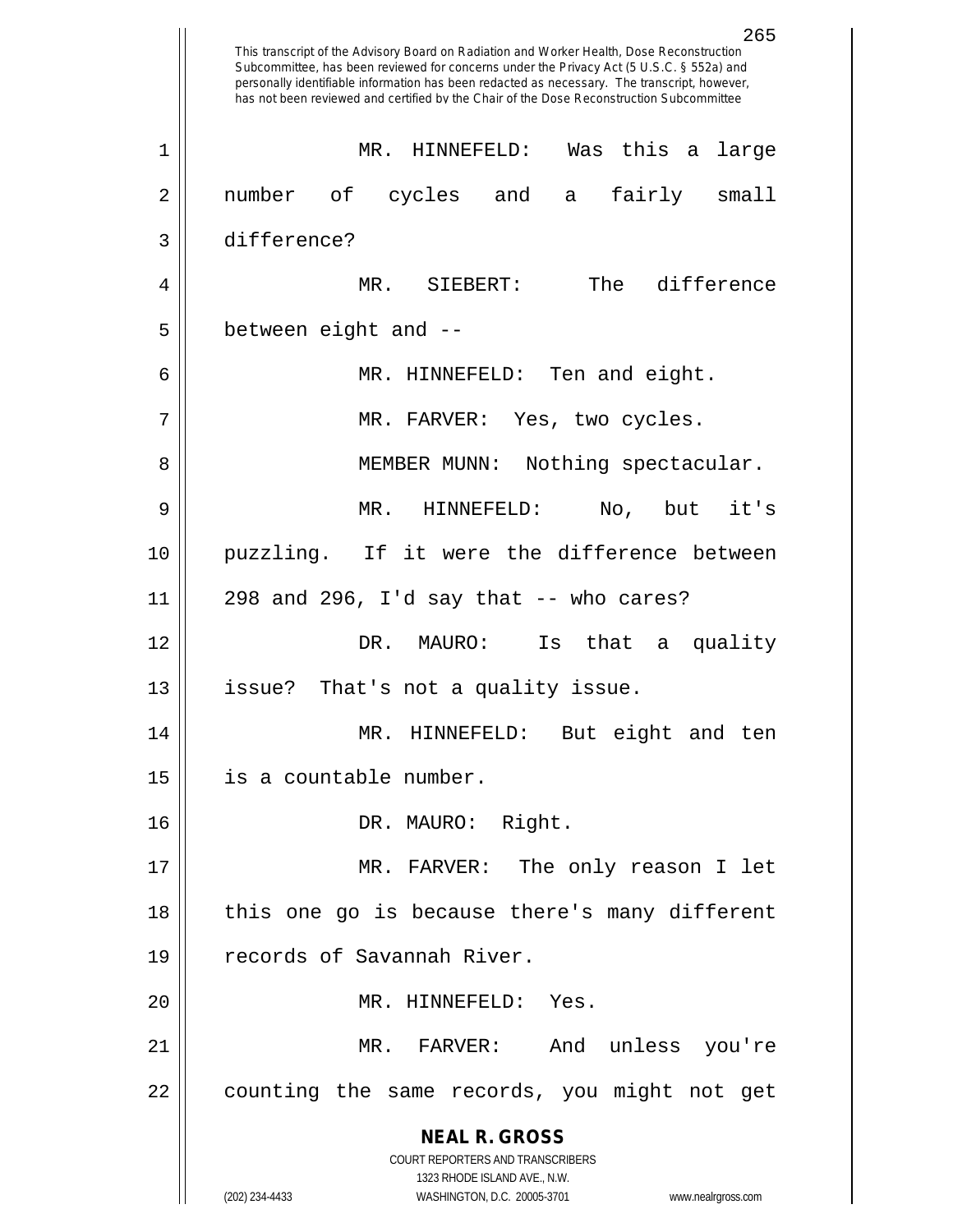This transcript of the Advisory Board on Radiation and Worker Health, Dose Reconstruction Subcommittee, has been reviewed for concerns under the Privacy Act (5 U.S.C. § 552a) and personally identifiable information has been redacted as necessary. The transcript, however, has not been reviewed and certified by the Chair of the Dose Reconstruction Subcommittee

MR. HINNEFELD: Was this a large number of cycles and a fairly small difference?

MR. SIEBERT: The difference between eight and --

MR. HINNEFELD: Ten and eight.

MR. FARVER: Yes, two cycles.

MEMBER MUNN: Nothing spectacular.

MR. HINNEFELD: No, but it's puzzling. If it were the difference between 298 and 296, I'd say that -- who cares?

DR. MAURO: Is that a quality issue? That's not a quality issue.

MR. HINNEFELD: But eight and ten is a countable number.

DR. MAURO: Right.

MR. FARVER: The only reason I let this one go is because there's many different records of Savannah River.

MR. HINNEFELD: Yes.

MR. FARVER: And unless you're counting the same records, you might not get

**NEAL R. GROSS**
COURT REPORTERS AND TRANSCRIBERS
1323 RHODE ISLAND AVE., N.W.
(202) 234-4433 WASHINGTON, D.C. 20005-3701 www.nealrgross.com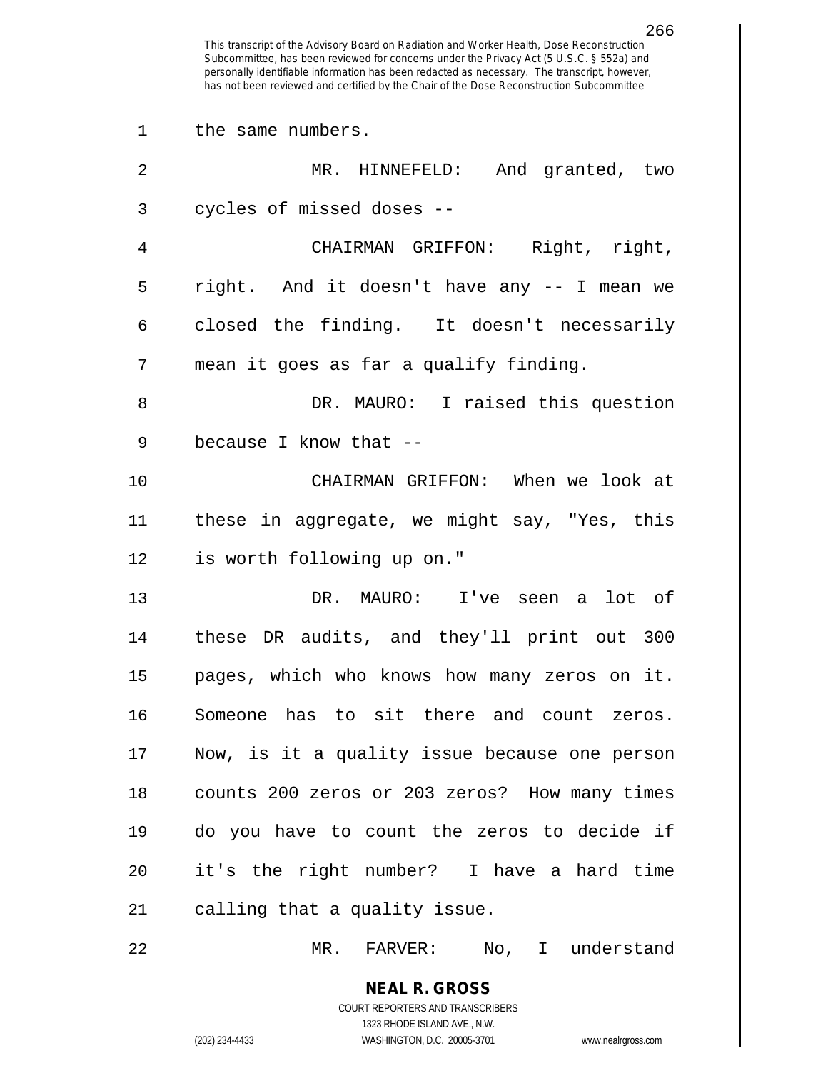the same numbers.

MR. HINNEFELD: And granted, two cycles of missed doses --

CHAIRMAN GRIFFON: Right, right, right. And it doesn't have any -- I mean we closed the finding. It doesn't necessarily mean it goes as far a qualify finding.

DR. MAURO: I raised this question because I know that --

CHAIRMAN GRIFFON: When we look at these in aggregate, we might say, "Yes, this is worth following up on."

DR. MAURO: I've seen a lot of these DR audits, and they'll print out 300 pages, which who knows how many zeros on it. Someone has to sit there and count zeros. Now, is it a quality issue because one person counts 200 zeros or 203 zeros? How many times do you have to count the zeros to decide if it's the right number? I have a hard time calling that a quality issue.

MR. FARVER: No, I understand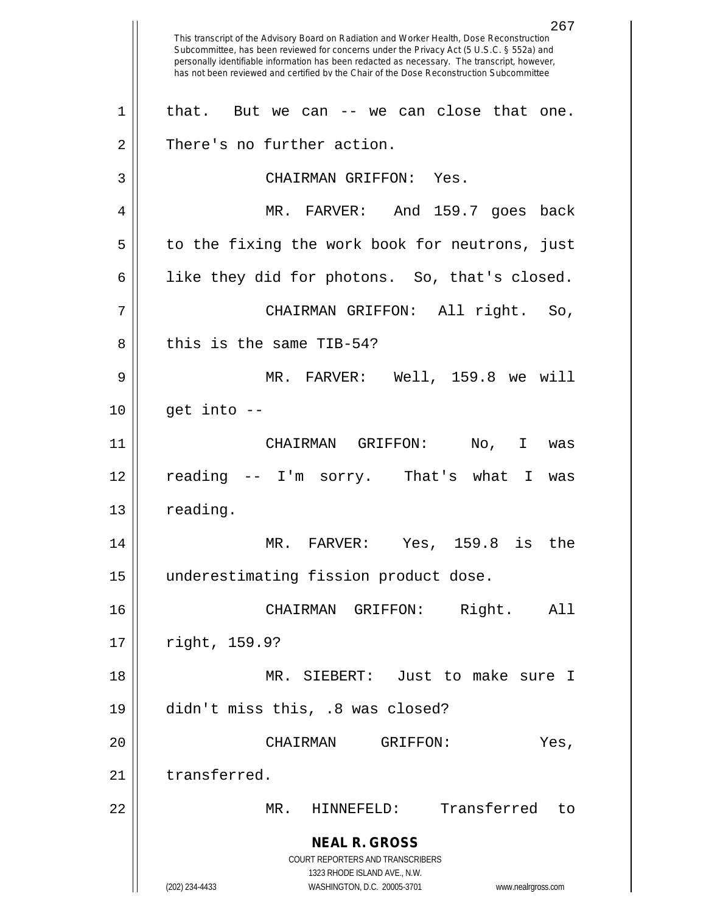This transcript of the Advisory Board on Radiation and Worker Health, Dose Reconstruction Subcommittee, has been reviewed for concerns under the Privacy Act (5 U.S.C. § 552a) and personally identifiable information has been redacted as necessary. The transcript, however, has not been reviewed and certified by the Chair of the Dose Reconstruction Subcommittee

that. But we can -- we can close that one. There's no further action.

CHAIRMAN GRIFFON: Yes.

MR. FARVER: And 159.7 goes back to the fixing the work book for neutrons, just like they did for photons. So, that's closed.

CHAIRMAN GRIFFON: All right. So, this is the same TIB-54?

MR. FARVER: Well, 159.8 we will get into --

CHAIRMAN GRIFFON: No, I was reading -- I'm sorry. That's what I was reading.

MR. FARVER: Yes, 159.8 is the underestimating fission product dose.

CHAIRMAN GRIFFON: Right. All right, 159.9?

MR. SIEBERT: Just to make sure I didn't miss this, .8 was closed?

CHAIRMAN GRIFFON: Yes, transferred.

MR. HINNEFELD: Transferred to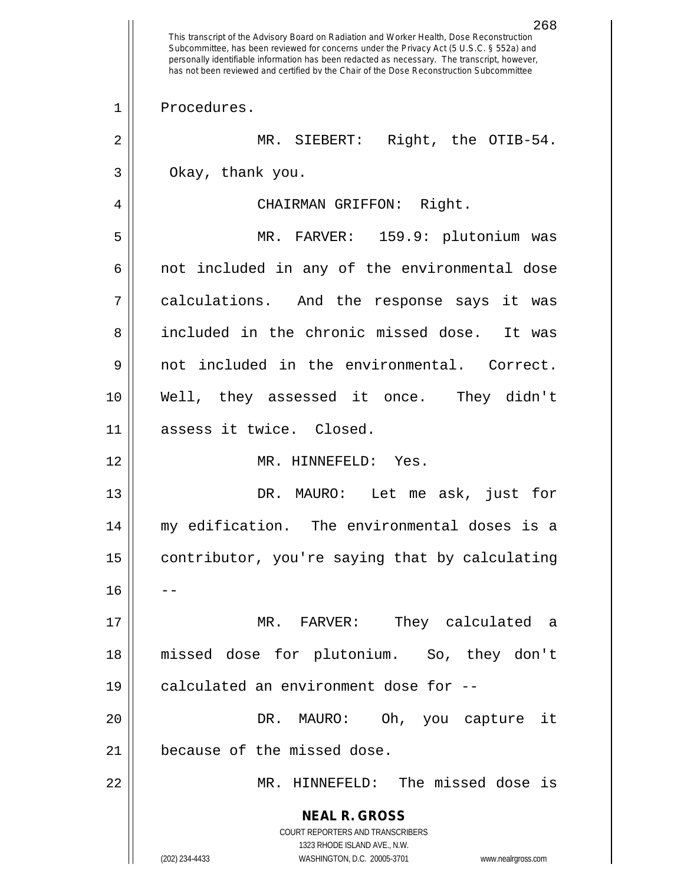This transcript of the Advisory Board on Radiation and Worker Health, Dose Reconstruction Subcommittee, has been reviewed for concerns under the Privacy Act (5 U.S.C. § 552a) and personally identifiable information has been redacted as necessary. The transcript, however, has not been reviewed and certified by the Chair of the Dose Reconstruction Subcommittee

Procedures.

MR. SIEBERT: Right, the OTIB-54. Okay, thank you.

CHAIRMAN GRIFFON: Right.

MR. FARVER: 159.9: plutonium was not included in any of the environmental dose calculations. And the response says it was included in the chronic missed dose. It was not included in the environmental. Correct. Well, they assessed it once. They didn't assess it twice. Closed.

MR. HINNEFELD: Yes.

DR. MAURO: Let me ask, just for my edification. The environmental doses is a contributor, you're saying that by calculating --

MR. FARVER: They calculated a missed dose for plutonium. So, they don't calculated an environment dose for --

DR. MAURO: Oh, you capture it because of the missed dose.

MR. HINNEFELD: The missed dose is

**NEAL R. GROSS**
COURT REPORTERS AND TRANSCRIBERS
1323 RHODE ISLAND AVE., N.W.
(202) 234-4433 WASHINGTON, D.C. 20005-3701 www.nealrgross.com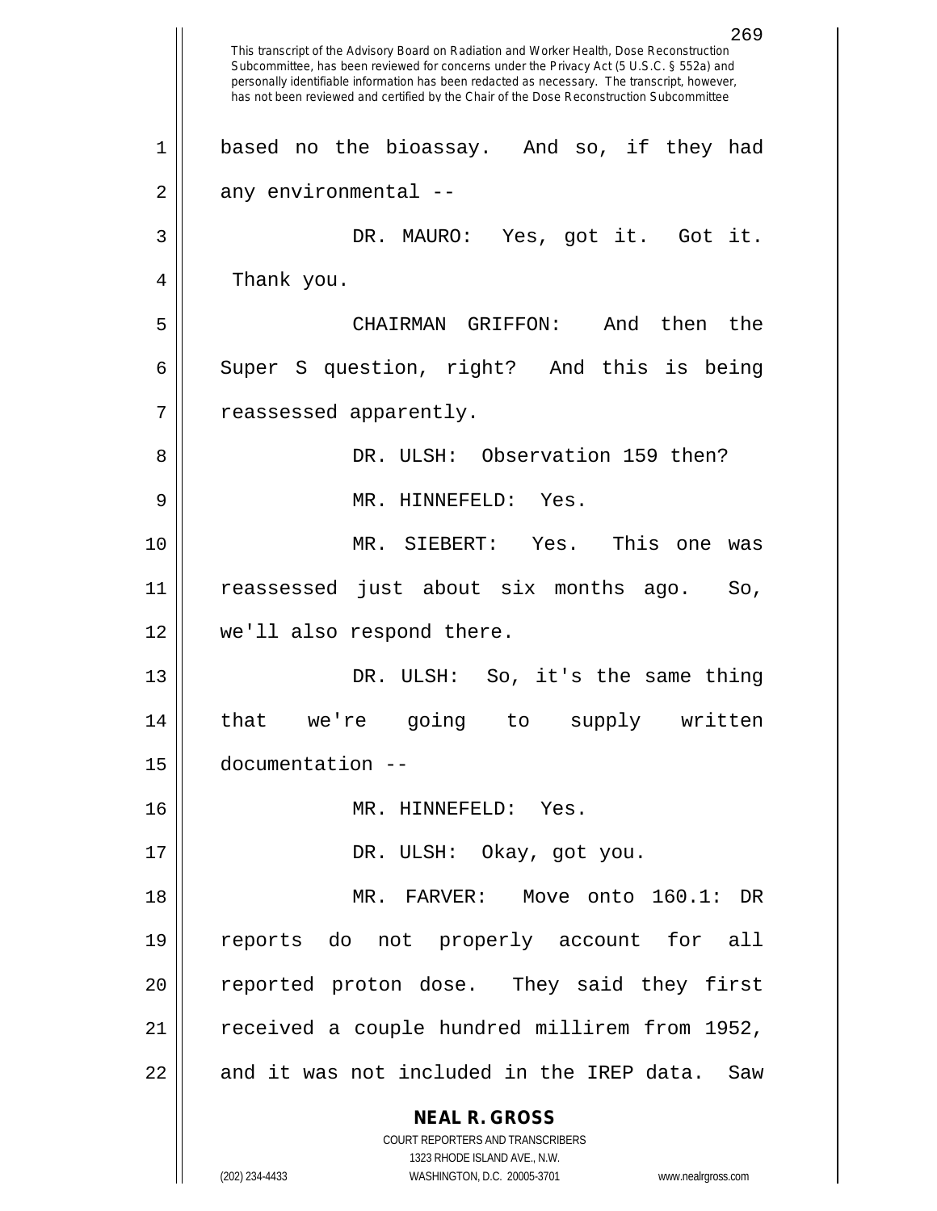This transcript of the Advisory Board on Radiation and Worker Health, Dose Reconstruction Subcommittee, has been reviewed for concerns under the Privacy Act (5 U.S.C. § 552a) and personally identifiable information has been redacted as necessary. The transcript, however, has not been reviewed and certified by the Chair of the Dose Reconstruction Subcommittee

based no the bioassay. And so, if they had any environmental --

DR. MAURO: Yes, got it. Got it. Thank you.

CHAIRMAN GRIFFON: And then the Super S question, right? And this is being reassessed apparently.

DR. ULSH: Observation 159 then?

MR. HINNEFELD: Yes.

MR. SIEBERT: Yes. This one was reassessed just about six months ago. So, we'll also respond there.

DR. ULSH: So, it's the same thing that we're going to supply written documentation --

MR. HINNEFELD: Yes.

DR. ULSH: Okay, got you.

MR. FARVER: Move onto 160.1: DR reports do not properly account for all reported proton dose. They said they first received a couple hundred millirem from 1952, and it was not included in the IREP data. Saw

**NEAL R. GROSS**
COURT REPORTERS AND TRANSCRIBERS
1323 RHODE ISLAND AVE., N.W.
(202) 234-4433 WASHINGTON, D.C. 20005-3701 www.nealrgross.com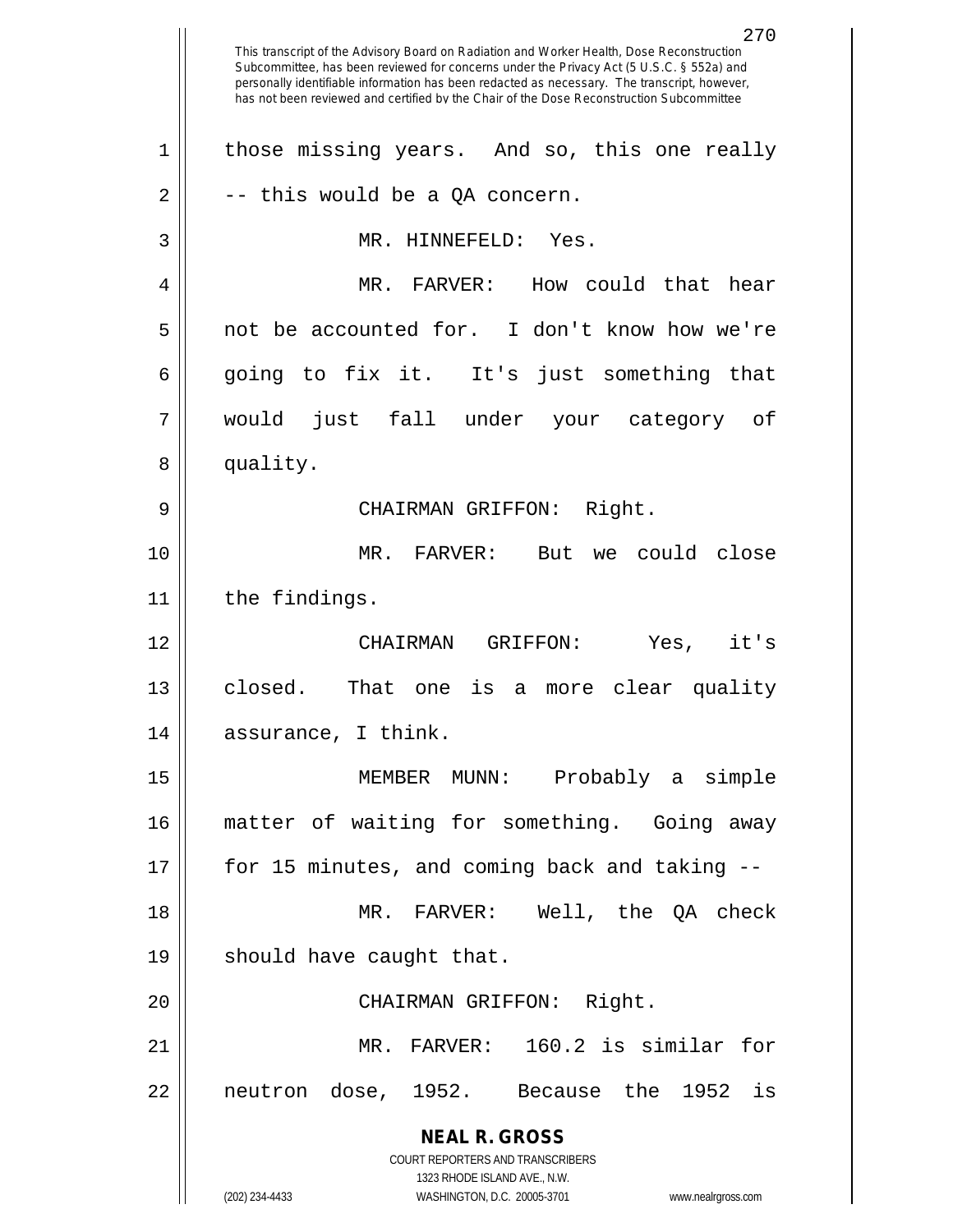those missing years. And so, this one really -- this would be a QA concern.

MR. HINNEFELD: Yes.

MR. FARVER: How could that hear not be accounted for. I don't know how we're going to fix it. It's just something that would just fall under your category of quality.

CHAIRMAN GRIFFON: Right.

MR. FARVER: But we could close the findings.

CHAIRMAN GRIFFON: Yes, it's closed. That one is a more clear quality assurance, I think.

MEMBER MUNN: Probably a simple matter of waiting for something. Going away for 15 minutes, and coming back and taking --

MR. FARVER: Well, the QA check should have caught that.

CHAIRMAN GRIFFON: Right.

MR. FARVER: 160.2 is similar for neutron dose, 1952. Because the 1952 is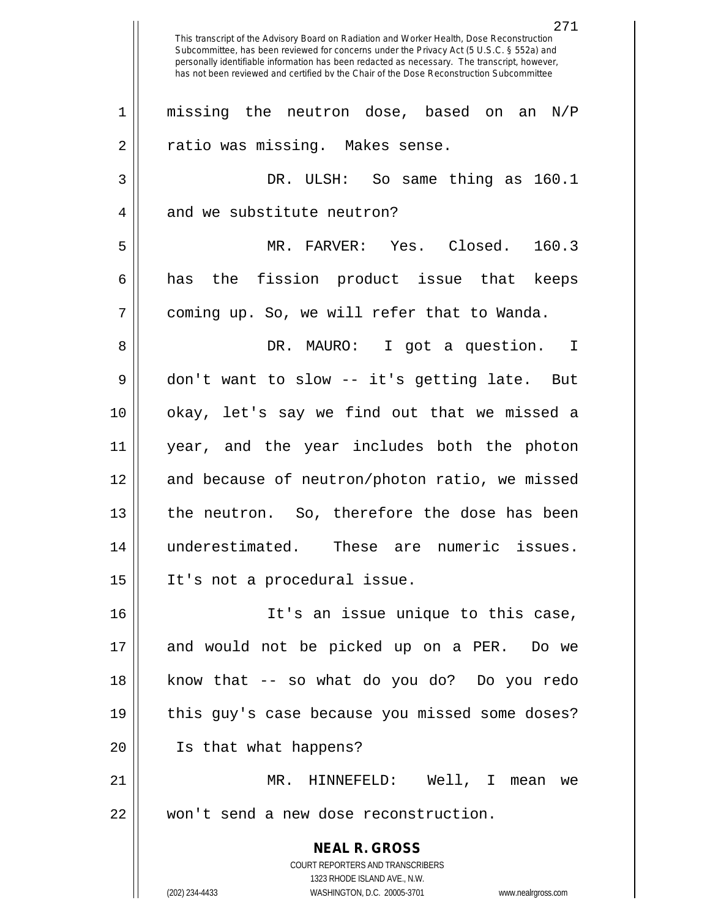This transcript of the Advisory Board on Radiation and Worker Health, Dose Reconstruction Subcommittee, has been reviewed for concerns under the Privacy Act (5 U.S.C. § 552a) and personally identifiable information has been redacted as necessary. The transcript, however, has not been reviewed and certified by the Chair of the Dose Reconstruction Subcommittee

missing the neutron dose, based on an N/P ratio was missing. Makes sense.

DR. ULSH: So same thing as 160.1 and we substitute neutron?

MR. FARVER: Yes. Closed. 160.3 has the fission product issue that keeps coming up. So, we will refer that to Wanda.

DR. MAURO: I got a question. I don't want to slow -- it's getting late. But okay, let's say we find out that we missed a year, and the year includes both the photon and because of neutron/photon ratio, we missed the neutron. So, therefore the dose has been underestimated. These are numeric issues. It's not a procedural issue.

It's an issue unique to this case, and would not be picked up on a PER. Do we know that -- so what do you do? Do you redo this guy's case because you missed some doses? Is that what happens?

MR. HINNEFELD: Well, I mean we won't send a new dose reconstruction.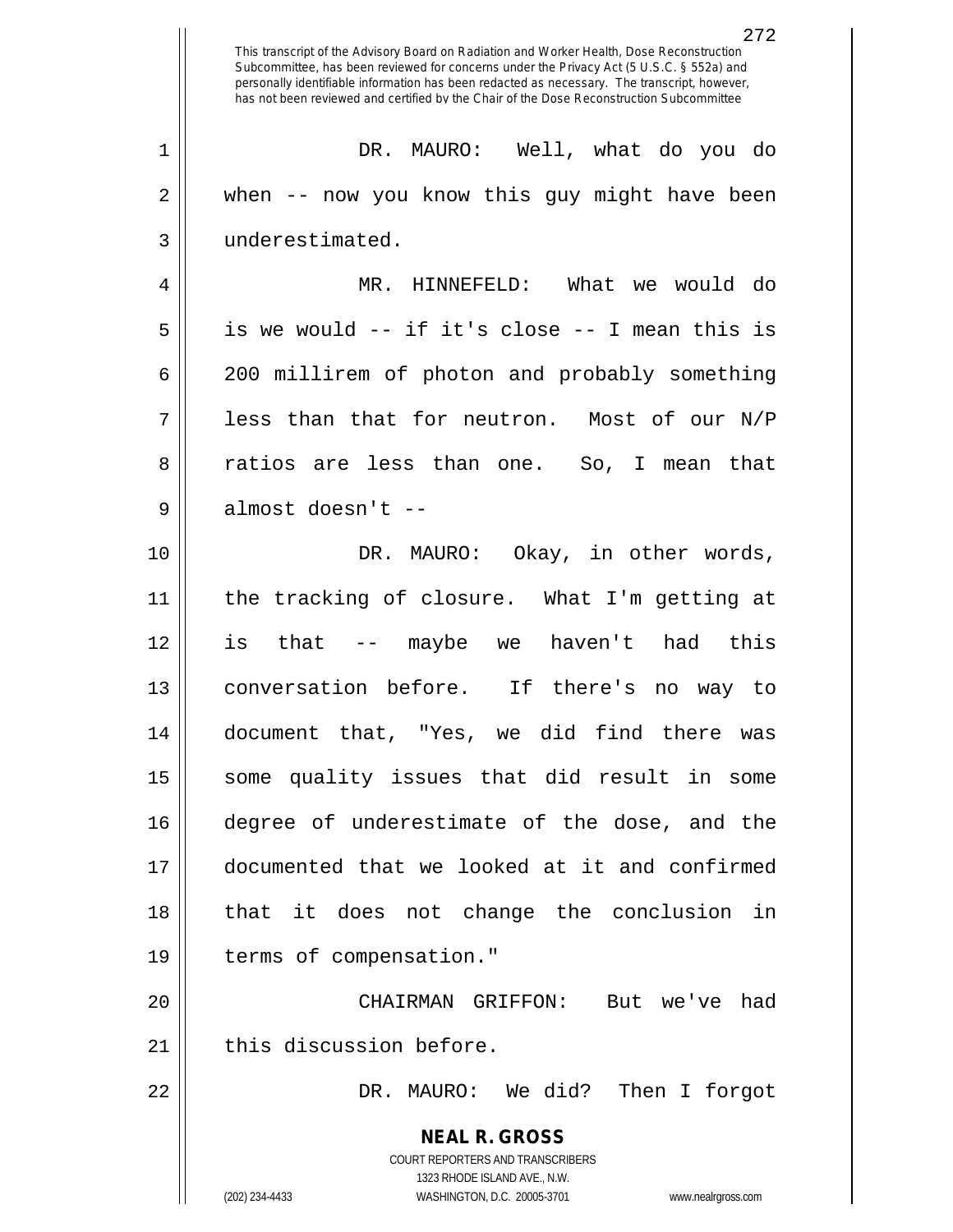DR. MAURO: Well, what do you do when -- now you know this guy might have been underestimated.

MR. HINNEFELD: What we would do is we would -- if it's close -- I mean this is 200 millirem of photon and probably something less than that for neutron. Most of our N/P ratios are less than one. So, I mean that almost doesn't --

DR. MAURO: Okay, in other words, the tracking of closure. What I'm getting at is that -- maybe we haven't had this conversation before. If there's no way to document that, "Yes, we did find there was some quality issues that did result in some degree of underestimate of the dose, and the documented that we looked at it and confirmed that it does not change the conclusion in terms of compensation."

CHAIRMAN GRIFFON: But we've had this discussion before.

DR. MAURO: We did? Then I forgot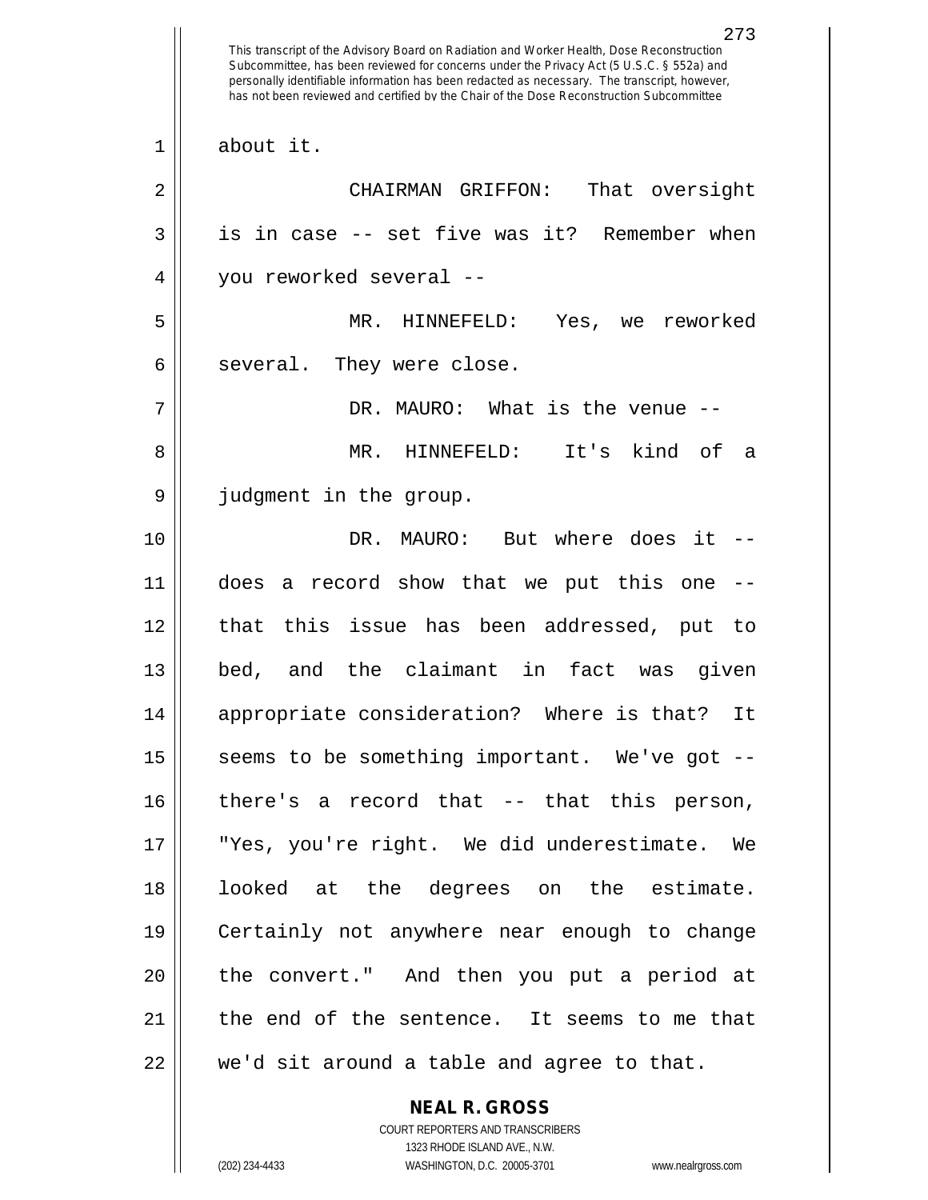about it.

CHAIRMAN GRIFFON: That oversight is in case -- set five was it? Remember when you reworked several --

MR. HINNEFELD: Yes, we reworked several. They were close.

DR. MAURO: What is the venue --

MR. HINNEFELD: It's kind of a judgment in the group.

DR. MAURO: But where does it -- does a record show that we put this one -- that this issue has been addressed, put to bed, and the claimant in fact was given appropriate consideration? Where is that? It seems to be something important. We've got -- there's a record that -- that this person, "Yes, you're right. We did underestimate. We looked at the degrees on the estimate. Certainly not anywhere near enough to change the convert." And then you put a period at the end of the sentence. It seems to me that we'd sit around a table and agree to that.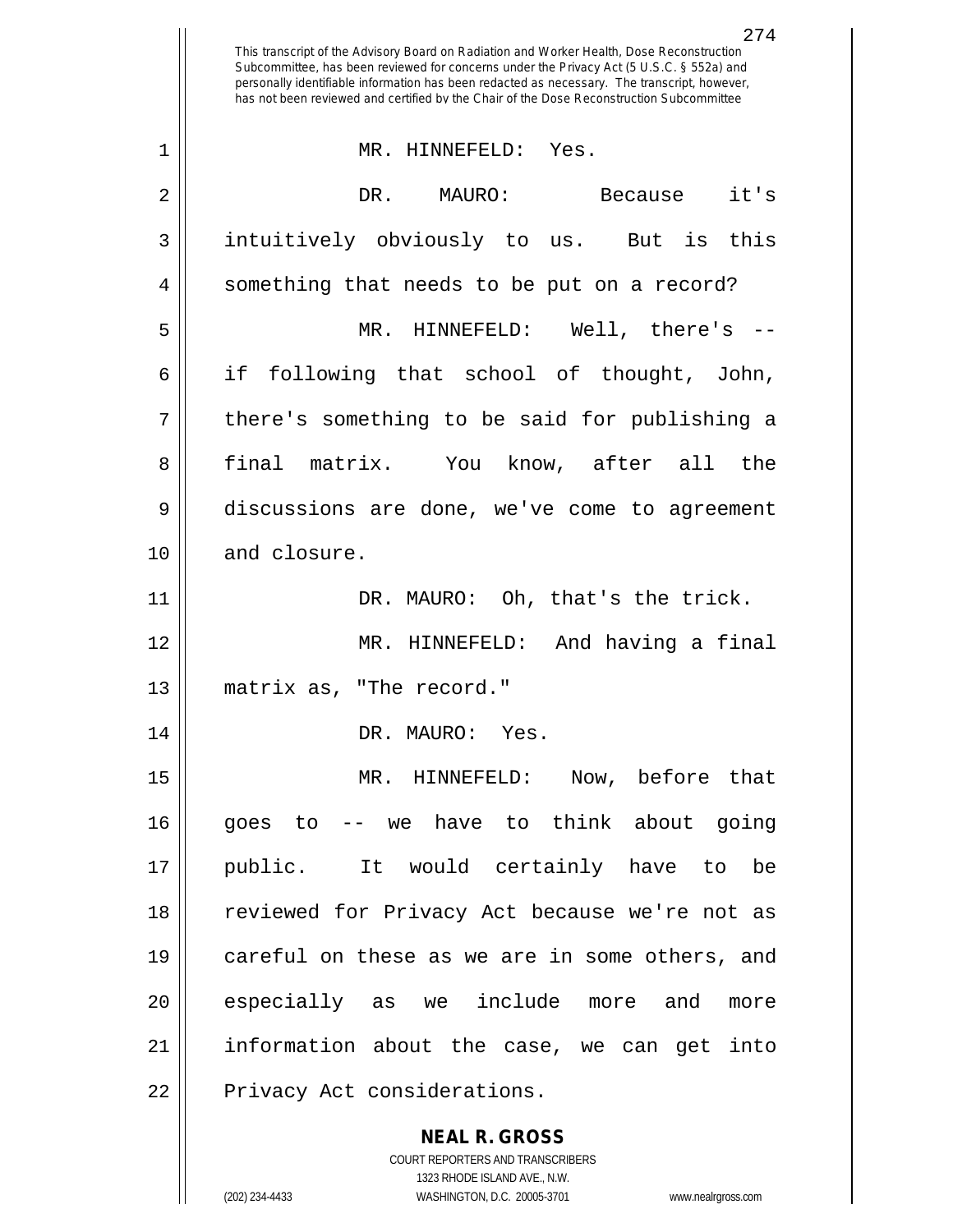This transcript of the Advisory Board on Radiation and Worker Health, Dose Reconstruction Subcommittee, has been reviewed for concerns under the Privacy Act (5 U.S.C. § 552a) and personally identifiable information has been redacted as necessary. The transcript, however, has not been reviewed and certified by the Chair of the Dose Reconstruction Subcommittee

MR. HINNEFELD: Yes.

DR. MAURO: Because it's intuitively obviously to us. But is this something that needs to be put on a record?

MR. HINNEFELD: Well, there's -- if following that school of thought, John, there's something to be said for publishing a final matrix. You know, after all the discussions are done, we've come to agreement and closure.

DR. MAURO: Oh, that's the trick.

MR. HINNEFELD: And having a final matrix as, "The record."

DR. MAURO: Yes.

MR. HINNEFELD: Now, before that goes to -- we have to think about going public. It would certainly have to be reviewed for Privacy Act because we're not as careful on these as we are in some others, and especially as we include more and more information about the case, we can get into Privacy Act considerations.

**NEAL R. GROSS**
COURT REPORTERS AND TRANSCRIBERS
1323 RHODE ISLAND AVE., N.W.
(202) 234-4433 WASHINGTON, D.C. 20005-3701 www.nealrgross.com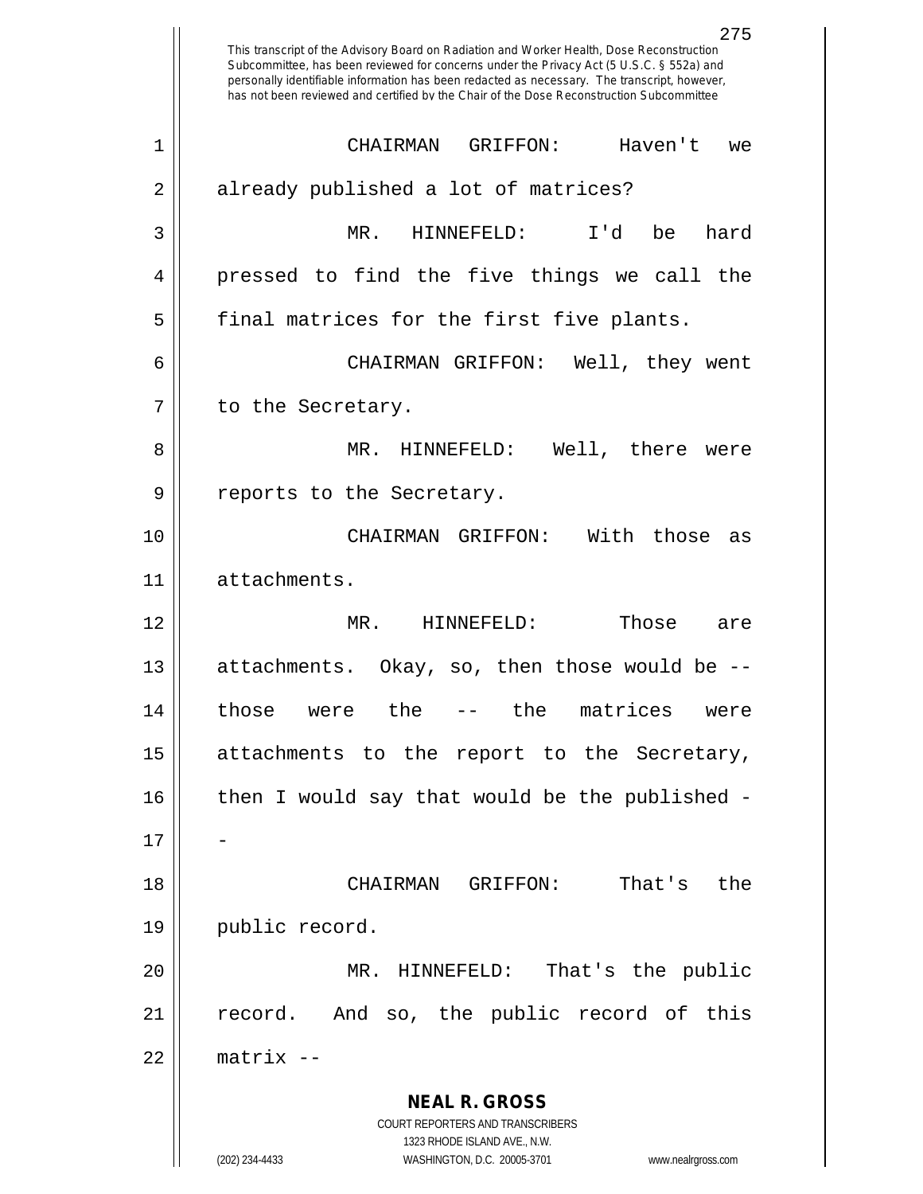CHAIRMAN GRIFFON: Haven't we already published a lot of matrices?

MR. HINNEFELD: I'd be hard pressed to find the five things we call the final matrices for the first five plants.

CHAIRMAN GRIFFON: Well, they went to the Secretary.

MR. HINNEFELD: Well, there were reports to the Secretary.

CHAIRMAN GRIFFON: With those as attachments.

MR. HINNEFELD: Those are attachments. Okay, so, then those would be -- those were the -- the matrices were attachments to the report to the Secretary, then I would say that would be the published --

CHAIRMAN GRIFFON: That's the public record.

MR. HINNEFELD: That's the public record. And so, the public record of this matrix --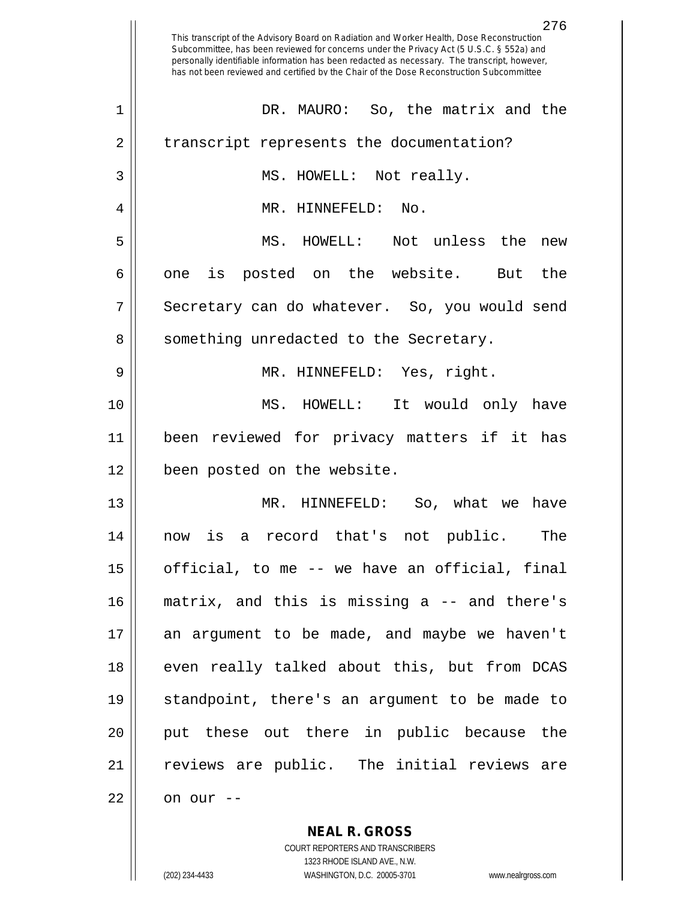This transcript of the Advisory Board on Radiation and Worker Health, Dose Reconstruction Subcommittee, has been reviewed for concerns under the Privacy Act (5 U.S.C. § 552a) and personally identifiable information has been redacted as necessary. The transcript, however, has not been reviewed and certified by the Chair of the Dose Reconstruction Subcommittee

DR. MAURO: So, the matrix and the transcript represents the documentation?

MS. HOWELL: Not really.

MR. HINNEFELD: No.

MS. HOWELL: Not unless the new one is posted on the website. But the Secretary can do whatever. So, you would send something unredacted to the Secretary.

MR. HINNEFELD: Yes, right.

MS. HOWELL: It would only have been reviewed for privacy matters if it has been posted on the website.

MR. HINNEFELD: So, what we have now is a record that's not public. The official, to me -- we have an official, final matrix, and this is missing a -- and there's an argument to be made, and maybe we haven't even really talked about this, but from DCAS standpoint, there's an argument to be made to put these out there in public because the reviews are public. The initial reviews are on our --

**NEAL R. GROSS**
COURT REPORTERS AND TRANSCRIBERS
1323 RHODE ISLAND AVE., N.W.
(202) 234-4433 WASHINGTON, D.C. 20005-3701 www.nealrgross.com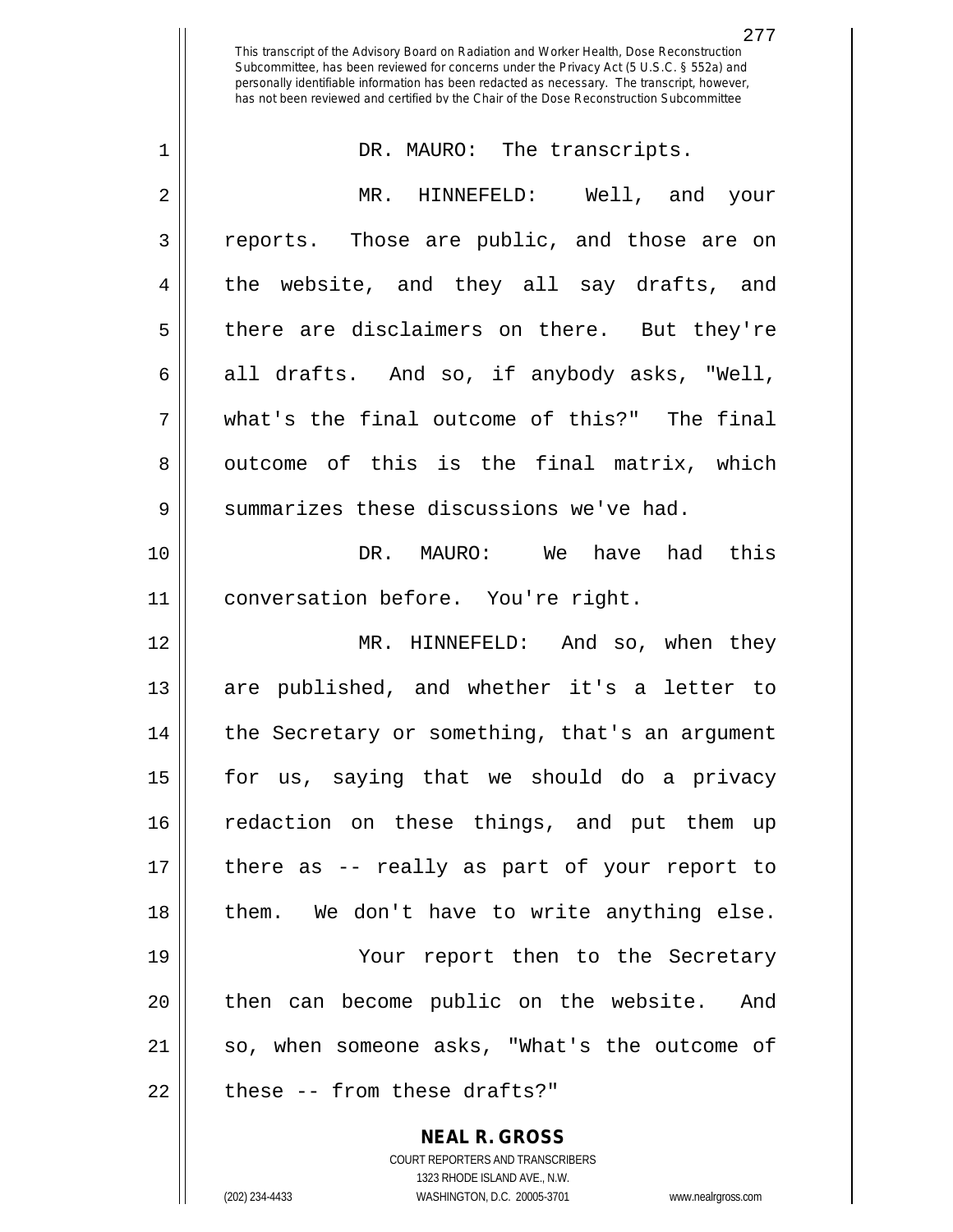DR. MAURO: The transcripts.

MR. HINNEFELD: Well, and your reports. Those are public, and those are on the website, and they all say drafts, and there are disclaimers on there. But they're all drafts. And so, if anybody asks, "Well, what's the final outcome of this?" The final outcome of this is the final matrix, which summarizes these discussions we've had.

DR. MAURO: We have had this conversation before. You're right.

MR. HINNEFELD: And so, when they are published, and whether it's a letter to the Secretary or something, that's an argument for us, saying that we should do a privacy redaction on these things, and put them up there as -- really as part of your report to them. We don't have to write anything else.

Your report then to the Secretary then can become public on the website. And so, when someone asks, "What's the outcome of these -- from these drafts?"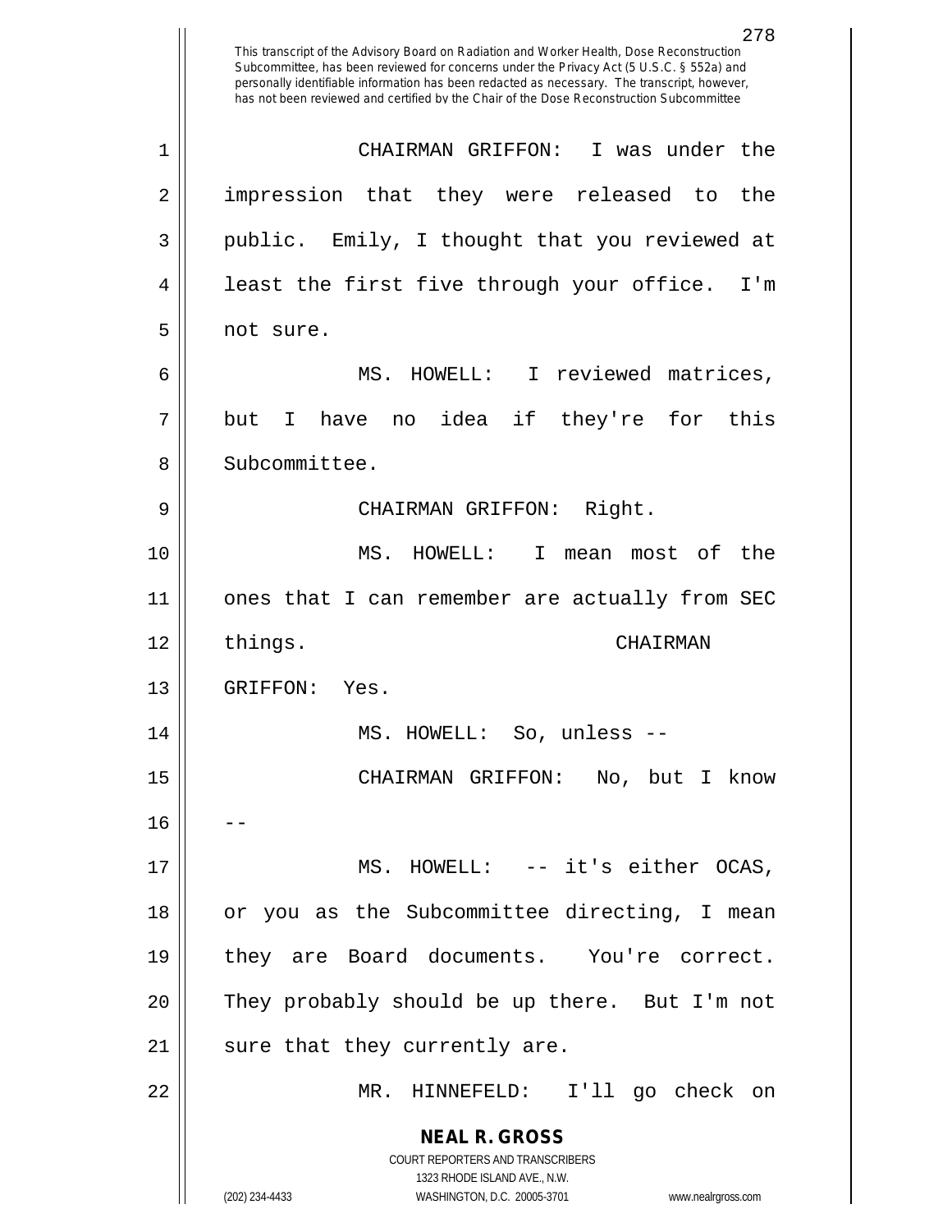This transcript of the Advisory Board on Radiation and Worker Health, Dose Reconstruction Subcommittee, has been reviewed for concerns under the Privacy Act (5 U.S.C. § 552a) and personally identifiable information has been redacted as necessary. The transcript, however, has not been reviewed and certified by the Chair of the Dose Reconstruction Subcommittee

CHAIRMAN GRIFFON: I was under the impression that they were released to the public. Emily, I thought that you reviewed at least the first five through your office. I'm not sure.

MS. HOWELL: I reviewed matrices, but I have no idea if they're for this Subcommittee.

CHAIRMAN GRIFFON: Right.

MS. HOWELL: I mean most of the ones that I can remember are actually from SEC things.

CHAIRMAN GRIFFON: Yes.

MS. HOWELL: So, unless --

CHAIRMAN GRIFFON: No, but I know --

MS. HOWELL: -- it's either OCAS, or you as the Subcommittee directing, I mean they are Board documents. You're correct. They probably should be up there. But I'm not sure that they currently are.

MR. HINNEFELD: I'll go check on

**NEAL R. GROSS**
COURT REPORTERS AND TRANSCRIBERS
1323 RHODE ISLAND AVE., N.W.
(202) 234-4433 WASHINGTON, D.C. 20005-3701 www.nealrgross.com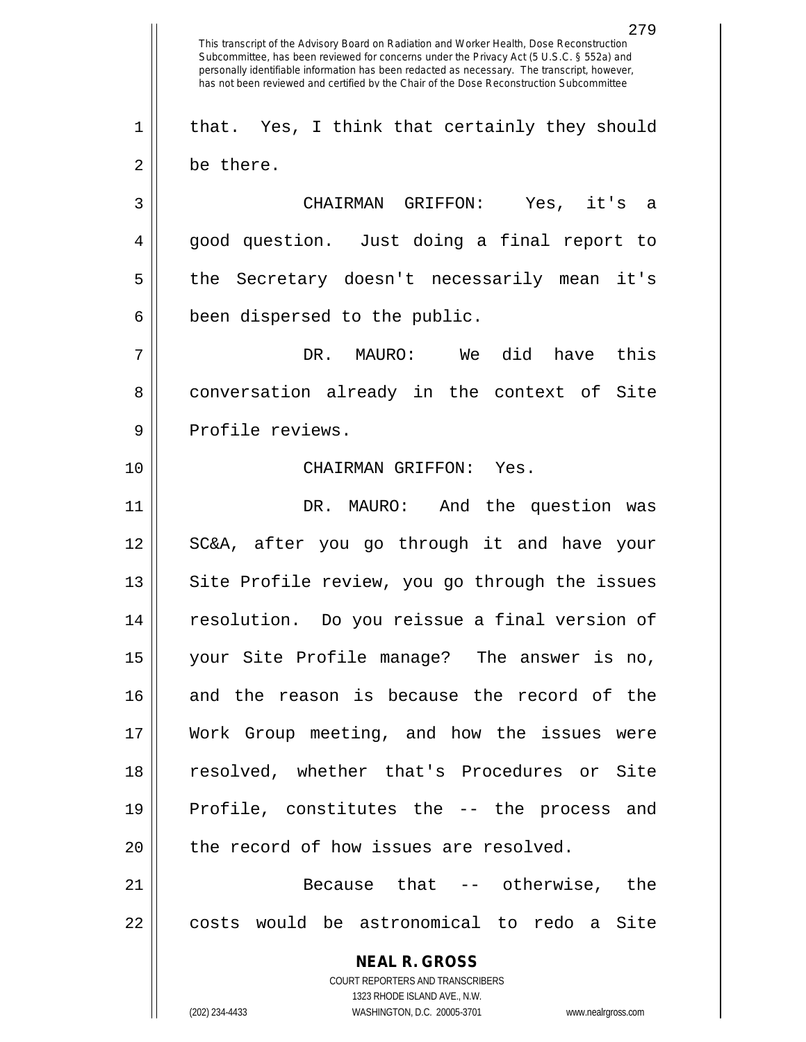that. Yes, I think that certainly they should be there.

CHAIRMAN GRIFFON: Yes, it's a good question. Just doing a final report to the Secretary doesn't necessarily mean it's been dispersed to the public.

DR. MAURO: We did have this conversation already in the context of Site Profile reviews.

CHAIRMAN GRIFFON: Yes.

DR. MAURO: And the question was SC&A, after you go through it and have your Site Profile review, you go through the issues resolution. Do you reissue a final version of your Site Profile manage? The answer is no, and the reason is because the record of the Work Group meeting, and how the issues were resolved, whether that's Procedures or Site Profile, constitutes the -- the process and the record of how issues are resolved.

Because that -- otherwise, the costs would be astronomical to redo a Site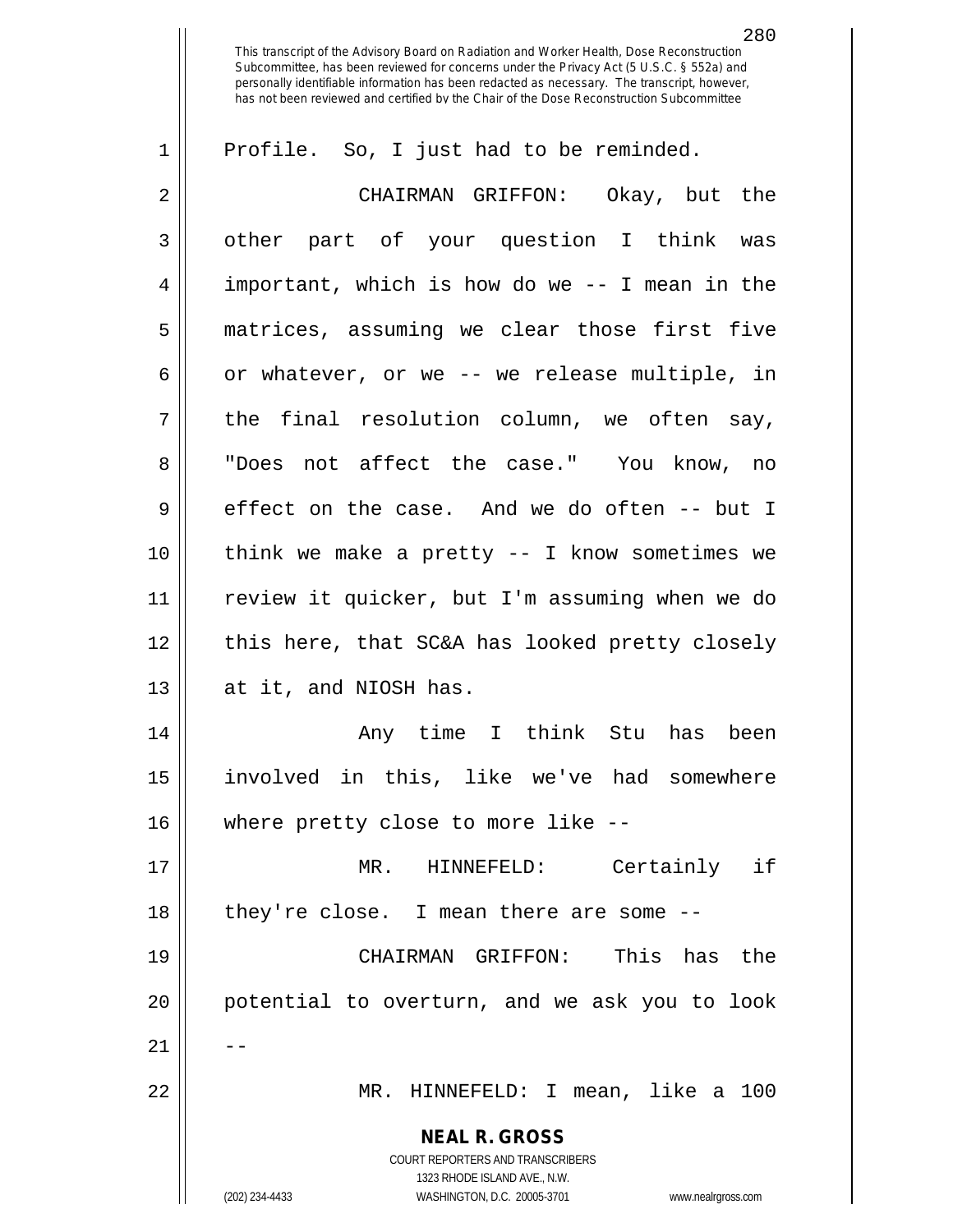Profile. So, I just had to be reminded.

CHAIRMAN GRIFFON: Okay, but the other part of your question I think was important, which is how do we -- I mean in the matrices, assuming we clear those first five or whatever, or we -- we release multiple, in the final resolution column, we often say, "Does not affect the case." You know, no effect on the case. And we do often -- but I think we make a pretty -- I know sometimes we review it quicker, but I'm assuming when we do this here, that SC&A has looked pretty closely at it, and NIOSH has.

Any time I think Stu has been involved in this, like we've had somewhere where pretty close to more like --

MR. HINNEFELD: Certainly if they're close. I mean there are some --

CHAIRMAN GRIFFON: This has the potential to overturn, and we ask you to look --

MR. HINNEFELD: I mean, like a 100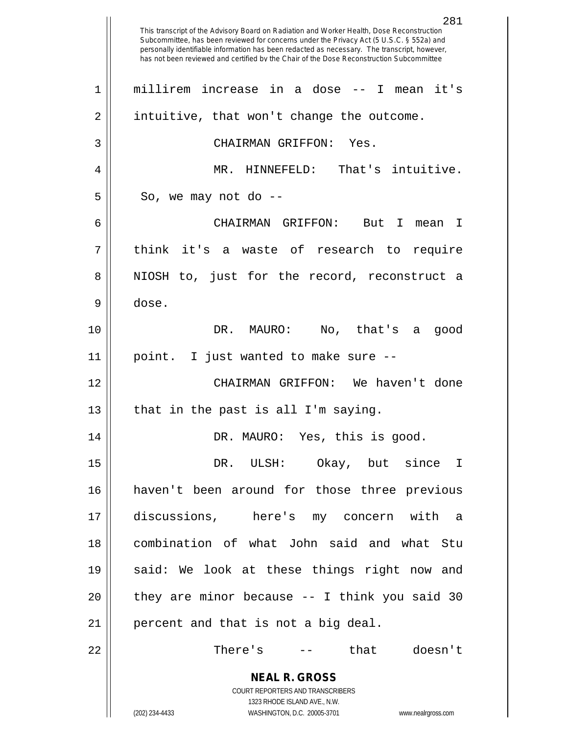This transcript of the Advisory Board on Radiation and Worker Health, Dose Reconstruction Subcommittee, has been reviewed for concerns under the Privacy Act (5 U.S.C. § 552a) and personally identifiable information has been redacted as necessary. The transcript, however, has not been reviewed and certified by the Chair of the Dose Reconstruction Subcommittee

millirem increase in a dose -- I mean it's intuitive, that won't change the outcome.

CHAIRMAN GRIFFON: Yes.

MR. HINNEFELD: That's intuitive. So, we may not do --

CHAIRMAN GRIFFON: But I mean I think it's a waste of research to require NIOSH to, just for the record, reconstruct a dose.

DR. MAURO: No, that's a good point. I just wanted to make sure --

CHAIRMAN GRIFFON: We haven't done that in the past is all I'm saying.

DR. MAURO: Yes, this is good.

DR. ULSH: Okay, but since I haven't been around for those three previous discussions, here's my concern with a combination of what John said and what Stu said: We look at these things right now and they are minor because -- I think you said 30 percent and that is not a big deal.

There's -- that doesn't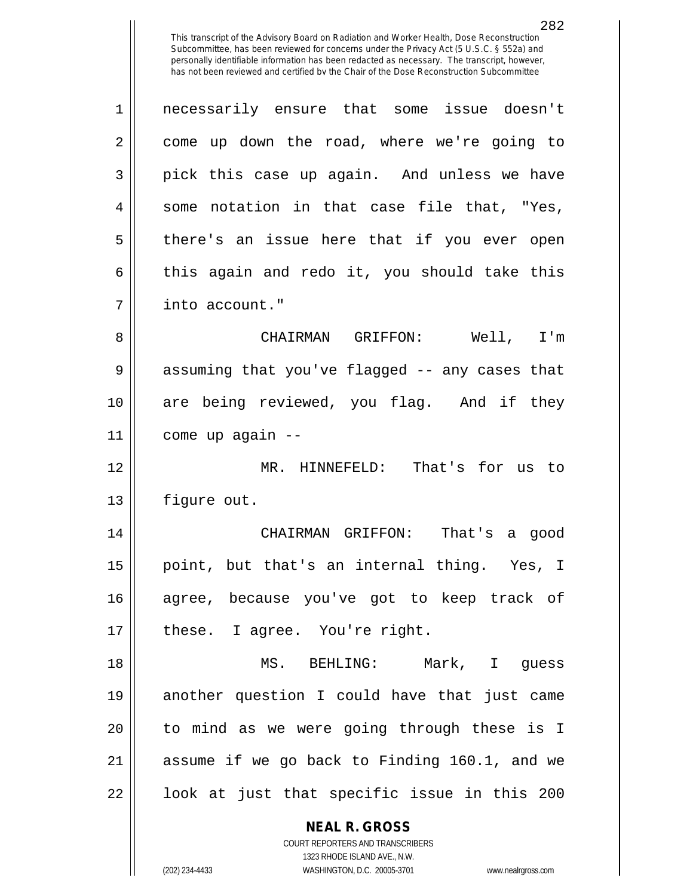necessarily ensure that some issue doesn't come up down the road, where we're going to pick this case up again. And unless we have some notation in that case file that, "Yes, there's an issue here that if you ever open this again and redo it, you should take this into account."

CHAIRMAN GRIFFON: Well, I'm assuming that you've flagged -- any cases that are being reviewed, you flag. And if they come up again --

MR. HINNEFELD: That's for us to figure out.

CHAIRMAN GRIFFON: That's a good point, but that's an internal thing. Yes, I agree, because you've got to keep track of these. I agree. You're right.

MS. BEHLING: Mark, I guess another question I could have that just came to mind as we were going through these is I assume if we go back to Finding 160.1, and we look at just that specific issue in this 200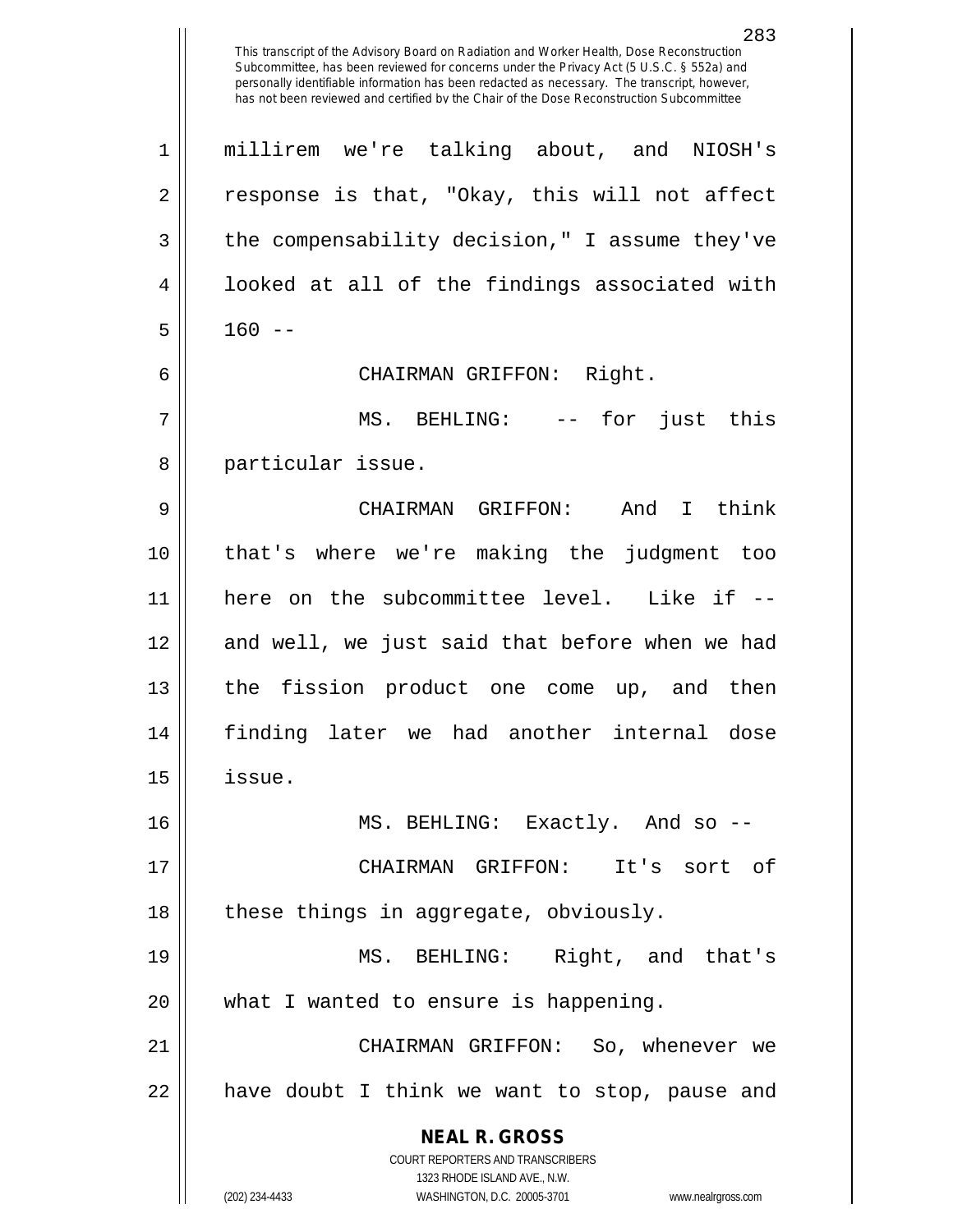millirem we're talking about, and NIOSH's response is that, "Okay, this will not affect the compensability decision," I assume they've looked at all of the findings associated with 160 --

CHAIRMAN GRIFFON: Right.

MS. BEHLING: -- for just this particular issue.

CHAIRMAN GRIFFON: And I think that's where we're making the judgment too here on the subcommittee level. Like if -- and well, we just said that before when we had the fission product one come up, and then finding later we had another internal dose issue.

MS. BEHLING: Exactly. And so --

CHAIRMAN GRIFFON: It's sort of these things in aggregate, obviously.

MS. BEHLING: Right, and that's what I wanted to ensure is happening.

CHAIRMAN GRIFFON: So, whenever we have doubt I think we want to stop, pause and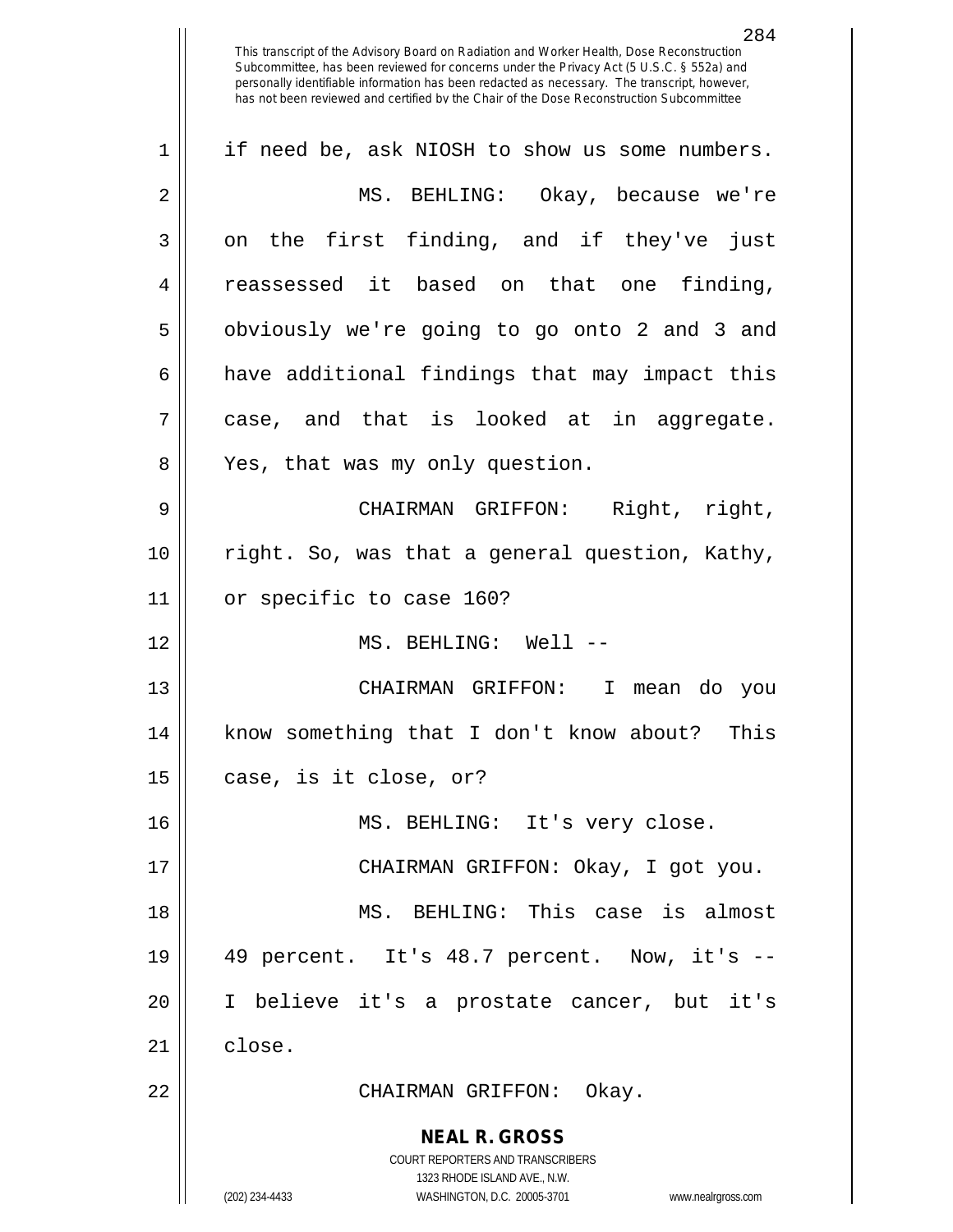if need be, ask NIOSH to show us some numbers.

MS. BEHLING: Okay, because we're on the first finding, and if they've just reassessed it based on that one finding, obviously we're going to go onto 2 and 3 and have additional findings that may impact this case, and that is looked at in aggregate. Yes, that was my only question.

CHAIRMAN GRIFFON: Right, right, right. So, was that a general question, Kathy, or specific to case 160?

MS. BEHLING: Well --

CHAIRMAN GRIFFON: I mean do you know something that I don't know about? This case, is it close, or?

MS. BEHLING: It's very close.

CHAIRMAN GRIFFON: Okay, I got you.

MS. BEHLING: This case is almost 49 percent. It's 48.7 percent. Now, it's -- I believe it's a prostate cancer, but it's close.

CHAIRMAN GRIFFON: Okay.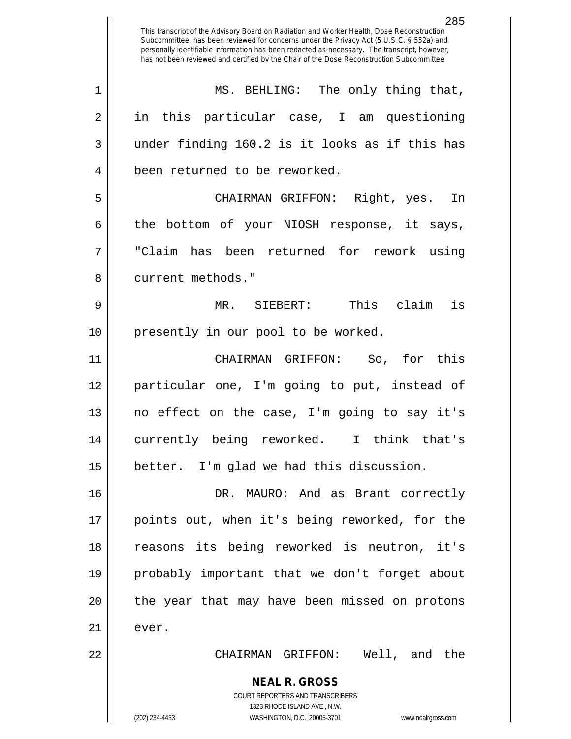This transcript of the Advisory Board on Radiation and Worker Health, Dose Reconstruction Subcommittee, has been reviewed for concerns under the Privacy Act (5 U.S.C. § 552a) and personally identifiable information has been redacted as necessary. The transcript, however, has not been reviewed and certified by the Chair of the Dose Reconstruction Subcommittee

MS. BEHLING: The only thing that, in this particular case, I am questioning under finding 160.2 is it looks as if this has been returned to be reworked.

CHAIRMAN GRIFFON: Right, yes. In the bottom of your NIOSH response, it says, "Claim has been returned for rework using current methods."

MR. SIEBERT: This claim is presently in our pool to be worked.

CHAIRMAN GRIFFON: So, for this particular one, I'm going to put, instead of no effect on the case, I'm going to say it's currently being reworked. I think that's better. I'm glad we had this discussion.

DR. MAURO: And as Brant correctly points out, when it's being reworked, for the reasons its being reworked is neutron, it's probably important that we don't forget about the year that may have been missed on protons ever.

CHAIRMAN GRIFFON: Well, and the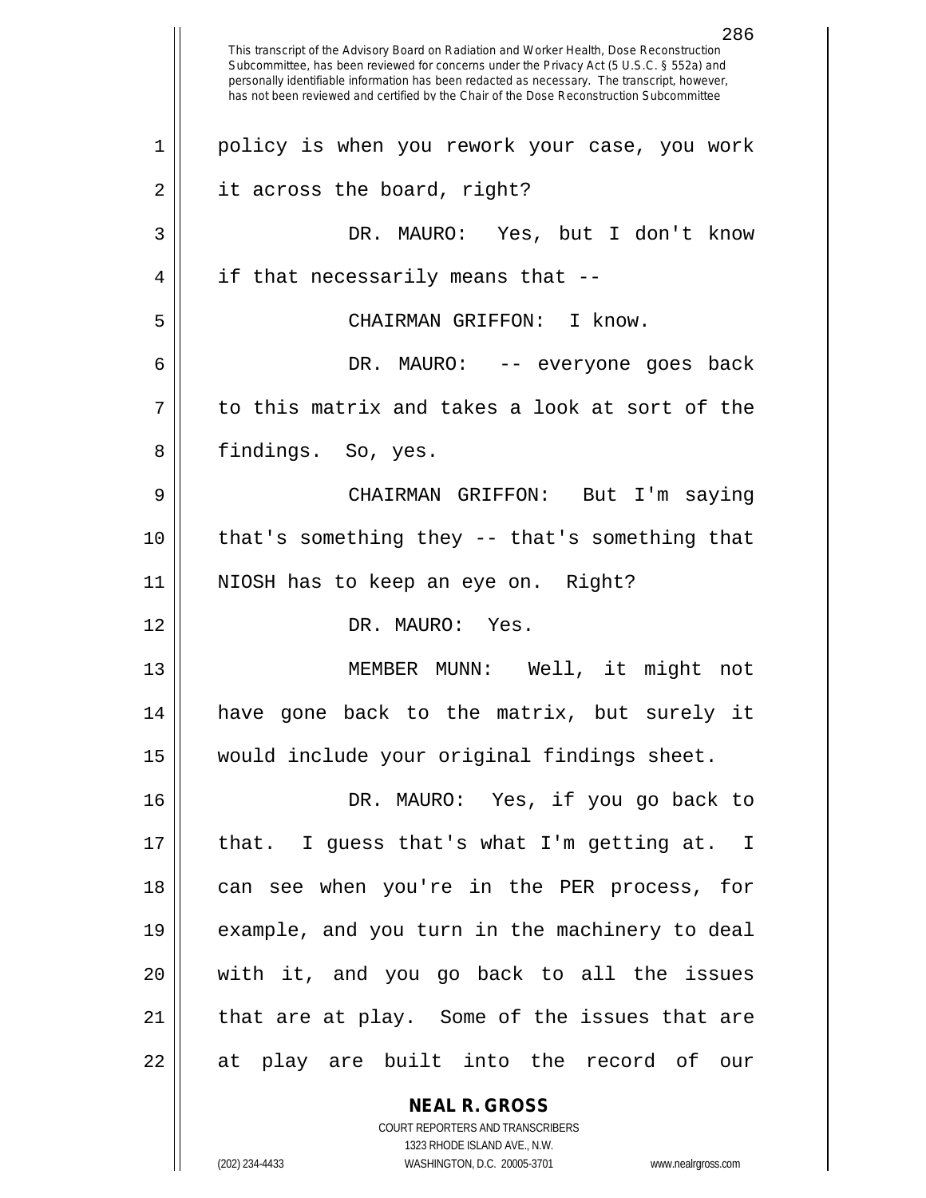This transcript of the Advisory Board on Radiation and Worker Health, Dose Reconstruction Subcommittee, has been reviewed for concerns under the Privacy Act (5 U.S.C. § 552a) and personally identifiable information has been redacted as necessary. The transcript, however, has not been reviewed and certified by the Chair of the Dose Reconstruction Subcommittee

policy is when you rework your case, you work it across the board, right?

DR. MAURO: Yes, but I don't know if that necessarily means that --

CHAIRMAN GRIFFON: I know.

DR. MAURO: -- everyone goes back to this matrix and takes a look at sort of the findings. So, yes.

CHAIRMAN GRIFFON: But I'm saying that's something they -- that's something that NIOSH has to keep an eye on. Right?

DR. MAURO: Yes.

MEMBER MUNN: Well, it might not have gone back to the matrix, but surely it would include your original findings sheet.

DR. MAURO: Yes, if you go back to that. I guess that's what I'm getting at. I can see when you're in the PER process, for example, and you turn in the machinery to deal with it, and you go back to all the issues that are at play. Some of the issues that are at play are built into the record of our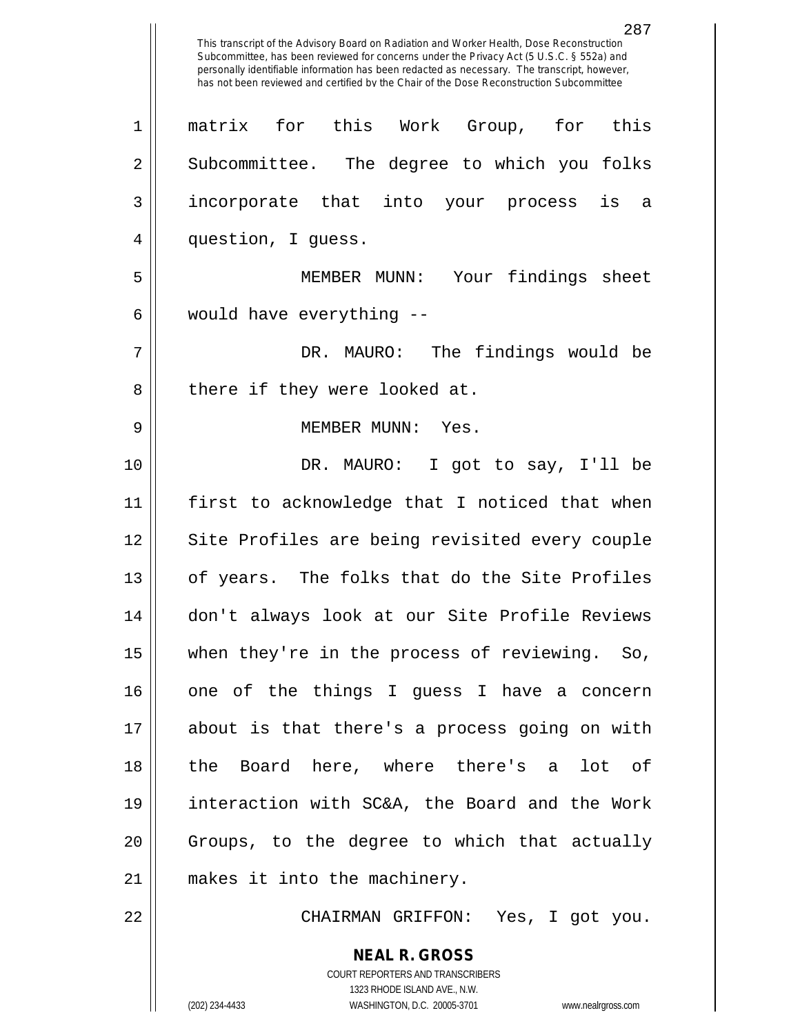matrix for this Work Group, for this Subcommittee. The degree to which you folks incorporate that into your process is a question, I guess.

MEMBER MUNN: Your findings sheet would have everything --

DR. MAURO: The findings would be there if they were looked at.

MEMBER MUNN: Yes.

DR. MAURO: I got to say, I'll be first to acknowledge that I noticed that when Site Profiles are being revisited every couple of years. The folks that do the Site Profiles don't always look at our Site Profile Reviews when they're in the process of reviewing. So, one of the things I guess I have a concern about is that there's a process going on with the Board here, where there's a lot of interaction with SC&A, the Board and the Work Groups, to the degree to which that actually makes it into the machinery.

CHAIRMAN GRIFFON: Yes, I got you.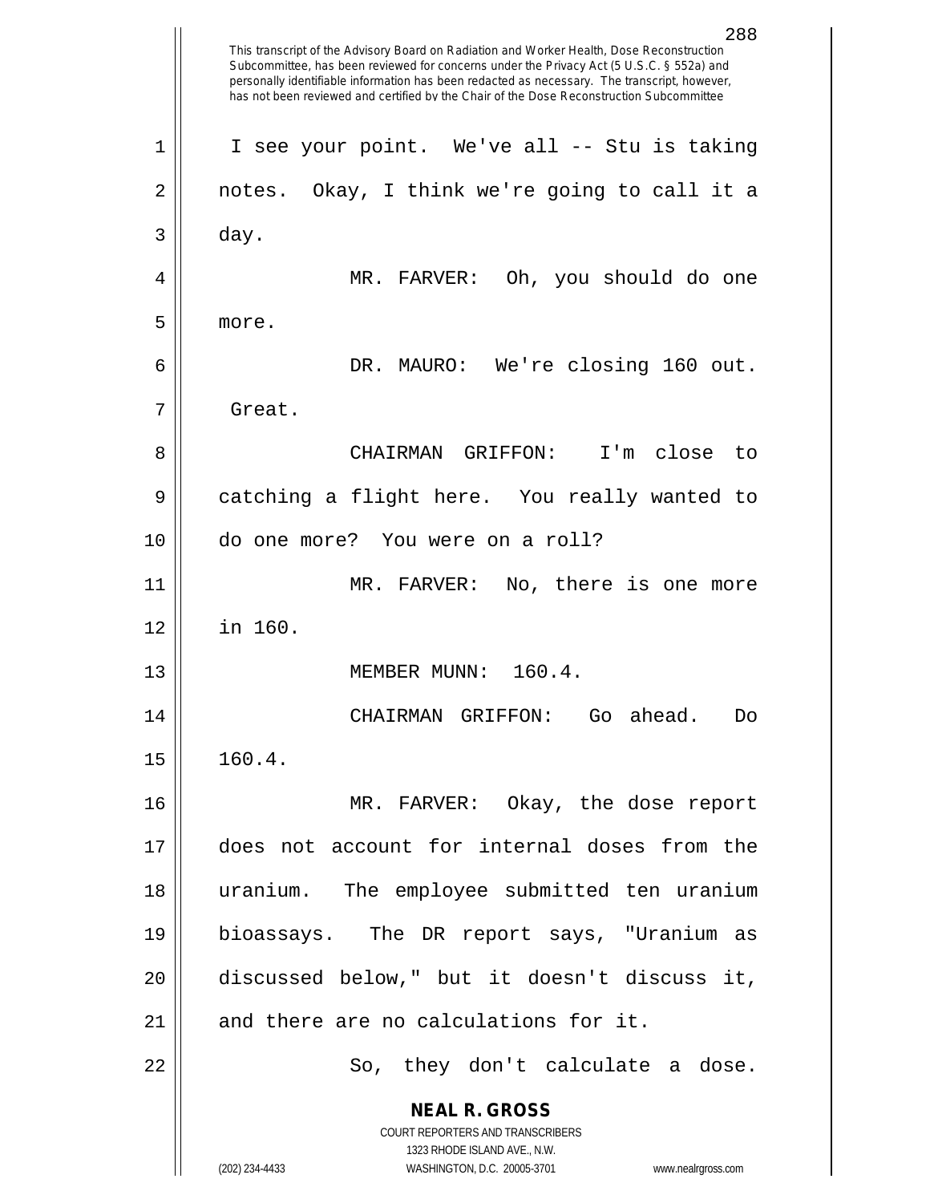This transcript of the Advisory Board on Radiation and Worker Health, Dose Reconstruction Subcommittee, has been reviewed for concerns under the Privacy Act (5 U.S.C. § 552a) and personally identifiable information has been redacted as necessary. The transcript, however, has not been reviewed and certified by the Chair of the Dose Reconstruction Subcommittee

I see your point. We've all -- Stu is taking notes. Okay, I think we're going to call it a day.

MR. FARVER: Oh, you should do one more.

DR. MAURO: We're closing 160 out. Great.

CHAIRMAN GRIFFON: I'm close to catching a flight here. You really wanted to do one more? You were on a roll?

MR. FARVER: No, there is one more in 160.

MEMBER MUNN: 160.4.

CHAIRMAN GRIFFON: Go ahead. Do 160.4.

MR. FARVER: Okay, the dose report does not account for internal doses from the uranium. The employee submitted ten uranium bioassays. The DR report says, "Uranium as discussed below," but it doesn't discuss it, and there are no calculations for it.

So, they don't calculate a dose.

**NEAL R. GROSS**
COURT REPORTERS AND TRANSCRIBERS
1323 RHODE ISLAND AVE., N.W.
(202) 234-4433 WASHINGTON, D.C. 20005-3701 www.nealrgross.com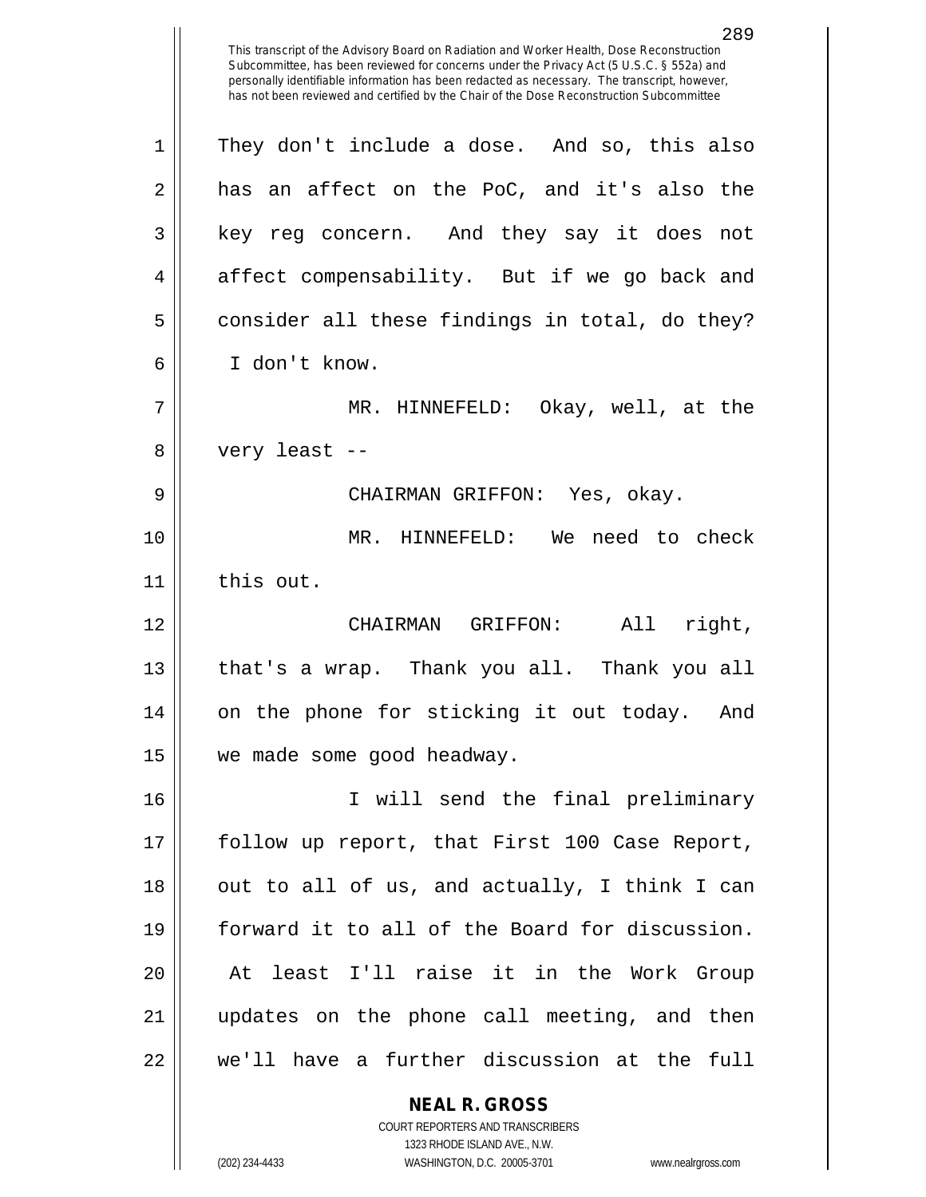They don't include a dose. And so, this also has an affect on the PoC, and it's also the key reg concern. And they say it does not affect compensability. But if we go back and consider all these findings in total, do they? I don't know.

MR. HINNEFELD: Okay, well, at the very least --

CHAIRMAN GRIFFON: Yes, okay.

MR. HINNEFELD: We need to check this out.

CHAIRMAN GRIFFON: All right, that's a wrap. Thank you all. Thank you all on the phone for sticking it out today. And we made some good headway.

I will send the final preliminary follow up report, that First 100 Case Report, out to all of us, and actually, I think I can forward it to all of the Board for discussion. At least I'll raise it in the Work Group updates on the phone call meeting, and then we'll have a further discussion at the full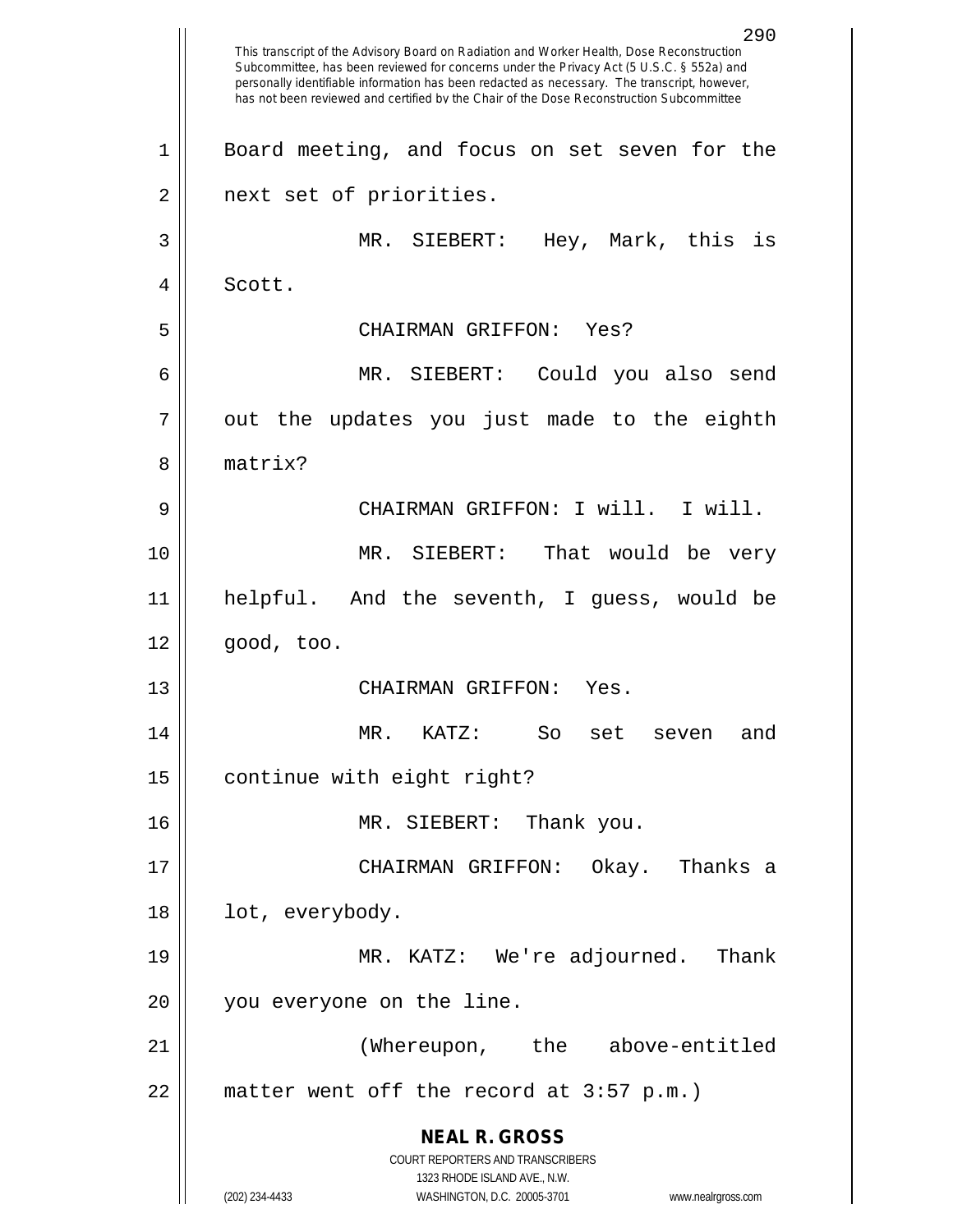Board meeting, and focus on set seven for the next set of priorities.

MR. SIEBERT: Hey, Mark, this is Scott.

CHAIRMAN GRIFFON: Yes?

MR. SIEBERT: Could you also send out the updates you just made to the eighth matrix?

CHAIRMAN GRIFFON: I will. I will.

MR. SIEBERT: That would be very helpful. And the seventh, I guess, would be good, too.

CHAIRMAN GRIFFON: Yes.

MR. KATZ: So set seven and continue with eight right?

MR. SIEBERT: Thank you.

CHAIRMAN GRIFFON: Okay. Thanks a lot, everybody.

MR. KATZ: We're adjourned. Thank you everyone on the line.

(Whereupon, the above-entitled matter went off the record at 3:57 p.m.)